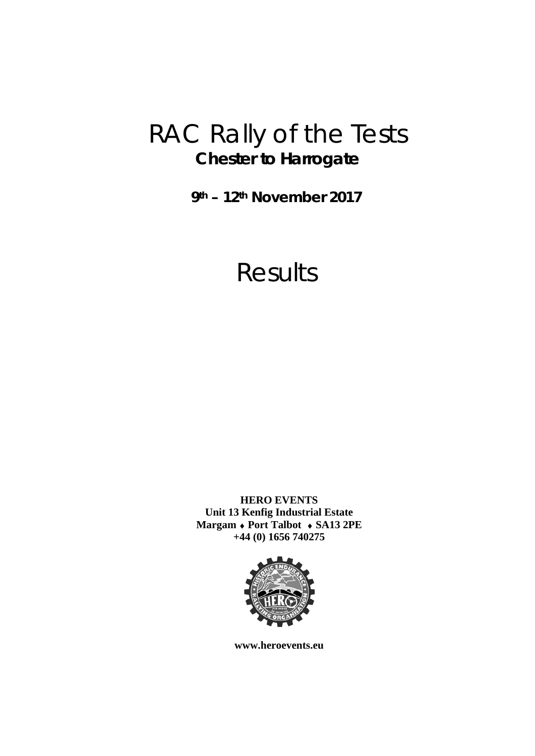# RAC Rally of the Tests

**Chester to Harrogate**

**9th – 12th November 2017**

# Results

**HERO EVENTS**
**Unit 13 Kenfig Industrial Estate**
**Margam ♦ Port Talbot ♦ SA13 2PE**
**+44 (0) 1656 740275**

**www.heroevents.eu**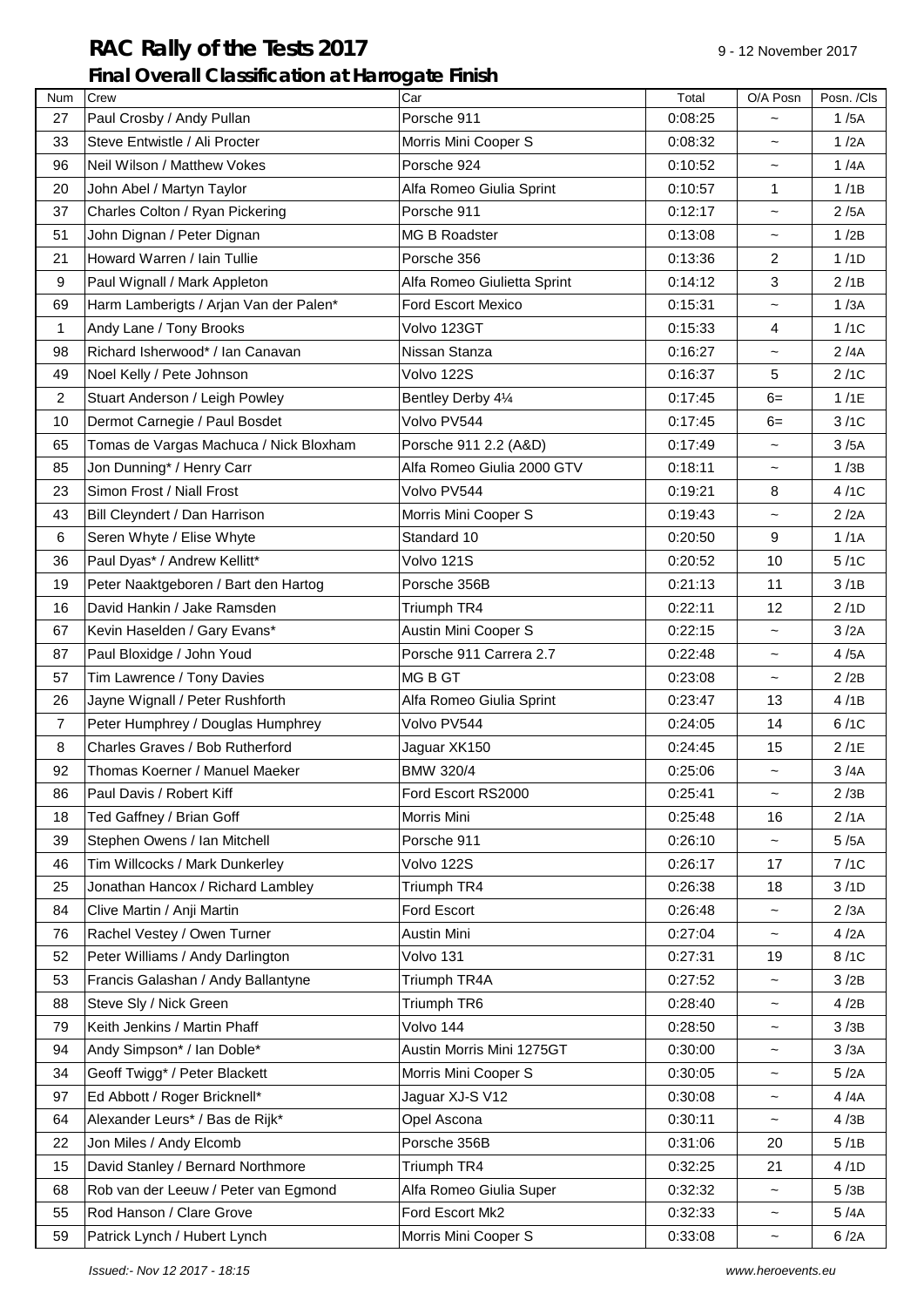# RAC Rally of the Tests 2017

9 - 12 November 2017

## Final Overall Classification at Harrogate Finish

| Num | Crew | Car | Total | O/A Posn | Posn. /Cls |
|---|---|---|---|---|---|
| 27 | Paul Crosby / Andy Pullan | Porsche 911 | 0:08:25 | ~ | 1 /5A |
| 33 | Steve Entwistle / Ali Procter | Morris Mini Cooper S | 0:08:32 | ~ | 1 /2A |
| 96 | Neil Wilson / Matthew Vokes | Porsche 924 | 0:10:52 | ~ | 1 /4A |
| 20 | John Abel / Martyn Taylor | Alfa Romeo Giulia Sprint | 0:10:57 | 1 | 1 /1B |
| 37 | Charles Colton / Ryan Pickering | Porsche 911 | 0:12:17 | ~ | 2 /5A |
| 51 | John Dignan / Peter Dignan | MG B Roadster | 0:13:08 | ~ | 1 /2B |
| 21 | Howard Warren / Iain Tullie | Porsche 356 | 0:13:36 | 2 | 1 /1D |
| 9 | Paul Wignall / Mark Appleton | Alfa Romeo Giulietta Sprint | 0:14:12 | 3 | 2 /1B |
| 69 | Harm Lamberigts / Arjan Van der Palen* | Ford Escort Mexico | 0:15:31 | ~ | 1 /3A |
| 1 | Andy Lane / Tony Brooks | Volvo 123GT | 0:15:33 | 4 | 1 /1C |
| 98 | Richard Isherwood* / Ian Canavan | Nissan Stanza | 0:16:27 | ~ | 2 /4A |
| 49 | Noel Kelly / Pete Johnson | Volvo 122S | 0:16:37 | 5 | 2 /1C |
| 2 | Stuart Anderson / Leigh Powley | Bentley Derby 4¼ | 0:17:45 | 6= | 1 /1E |
| 10 | Dermot Carnegie / Paul Bosdet | Volvo PV544 | 0:17:45 | 6= | 3 /1C |
| 65 | Tomas de Vargas Machuca / Nick Bloxham | Porsche 911 2.2 (A&D) | 0:17:49 | ~ | 3 /5A |
| 85 | Jon Dunning* / Henry Carr | Alfa Romeo Giulia 2000 GTV | 0:18:11 | ~ | 1 /3B |
| 23 | Simon Frost / Niall Frost | Volvo PV544 | 0:19:21 | 8 | 4 /1C |
| 43 | Bill Cleyndert / Dan Harrison | Morris Mini Cooper S | 0:19:43 | ~ | 2 /2A |
| 6 | Seren Whyte / Elise Whyte | Standard 10 | 0:20:50 | 9 | 1 /1A |
| 36 | Paul Dyas* / Andrew Kellitt* | Volvo 121S | 0:20:52 | 10 | 5 /1C |
| 19 | Peter Naaktgeboren / Bart den Hartog | Porsche 356B | 0:21:13 | 11 | 3 /1B |
| 16 | David Hankin / Jake Ramsden | Triumph TR4 | 0:22:11 | 12 | 2 /1D |
| 67 | Kevin Haselden / Gary Evans* | Austin Mini Cooper S | 0:22:15 | ~ | 3 /2A |
| 87 | Paul Bloxidge / John Youd | Porsche 911 Carrera 2.7 | 0:22:48 | ~ | 4 /5A |
| 57 | Tim Lawrence / Tony Davies | MG B GT | 0:23:08 | ~ | 2 /2B |
| 26 | Jayne Wignall / Peter Rushforth | Alfa Romeo Giulia Sprint | 0:23:47 | 13 | 4 /1B |
| 7 | Peter Humphrey / Douglas Humphrey | Volvo PV544 | 0:24:05 | 14 | 6 /1C |
| 8 | Charles Graves / Bob Rutherford | Jaguar XK150 | 0:24:45 | 15 | 2 /1E |
| 92 | Thomas Koerner / Manuel Maeker | BMW 320/4 | 0:25:06 | ~ | 3 /4A |
| 86 | Paul Davis / Robert Kiff | Ford Escort RS2000 | 0:25:41 | ~ | 2 /3B |
| 18 | Ted Gaffney / Brian Goff | Morris Mini | 0:25:48 | 16 | 2 /1A |
| 39 | Stephen Owens / Ian Mitchell | Porsche 911 | 0:26:10 | ~ | 5 /5A |
| 46 | Tim Willcocks / Mark Dunkerley | Volvo 122S | 0:26:17 | 17 | 7 /1C |
| 25 | Jonathan Hancox / Richard Lambley | Triumph TR4 | 0:26:38 | 18 | 3 /1D |
| 84 | Clive Martin / Anji Martin | Ford Escort | 0:26:48 | ~ | 2 /3A |
| 76 | Rachel Vestey / Owen Turner | Austin Mini | 0:27:04 | ~ | 4 /2A |
| 52 | Peter Williams / Andy Darlington | Volvo 131 | 0:27:31 | 19 | 8 /1C |
| 53 | Francis Galashan / Andy Ballantyne | Triumph TR4A | 0:27:52 | ~ | 3 /2B |
| 88 | Steve Sly / Nick Green | Triumph TR6 | 0:28:40 | ~ | 4 /2B |
| 79 | Keith Jenkins / Martin Phaff | Volvo 144 | 0:28:50 | ~ | 3 /3B |
| 94 | Andy Simpson* / Ian Doble* | Austin Morris Mini 1275GT | 0:30:00 | ~ | 3 /3A |
| 34 | Geoff Twigg* / Peter Blackett | Morris Mini Cooper S | 0:30:05 | ~ | 5 /2A |
| 97 | Ed Abbott / Roger Bricknell* | Jaguar XJ-S V12 | 0:30:08 | ~ | 4 /4A |
| 64 | Alexander Leurs* / Bas de Rijk* | Opel Ascona | 0:30:11 | ~ | 4 /3B |
| 22 | Jon Miles / Andy Elcomb | Porsche 356B | 0:31:06 | 20 | 5 /1B |
| 15 | David Stanley / Bernard Northmore | Triumph TR4 | 0:32:25 | 21 | 4 /1D |
| 68 | Rob van der Leeuw / Peter van Egmond | Alfa Romeo Giulia Super | 0:32:32 | ~ | 5 /3B |
| 55 | Rod Hanson / Clare Grove | Ford Escort Mk2 | 0:32:33 | ~ | 5 /4A |
| 59 | Patrick Lynch / Hubert Lynch | Morris Mini Cooper S | 0:33:08 | ~ | 6 /2A |

*Issued:- Nov 12 2017 - 18:15*

www.heroevents.eu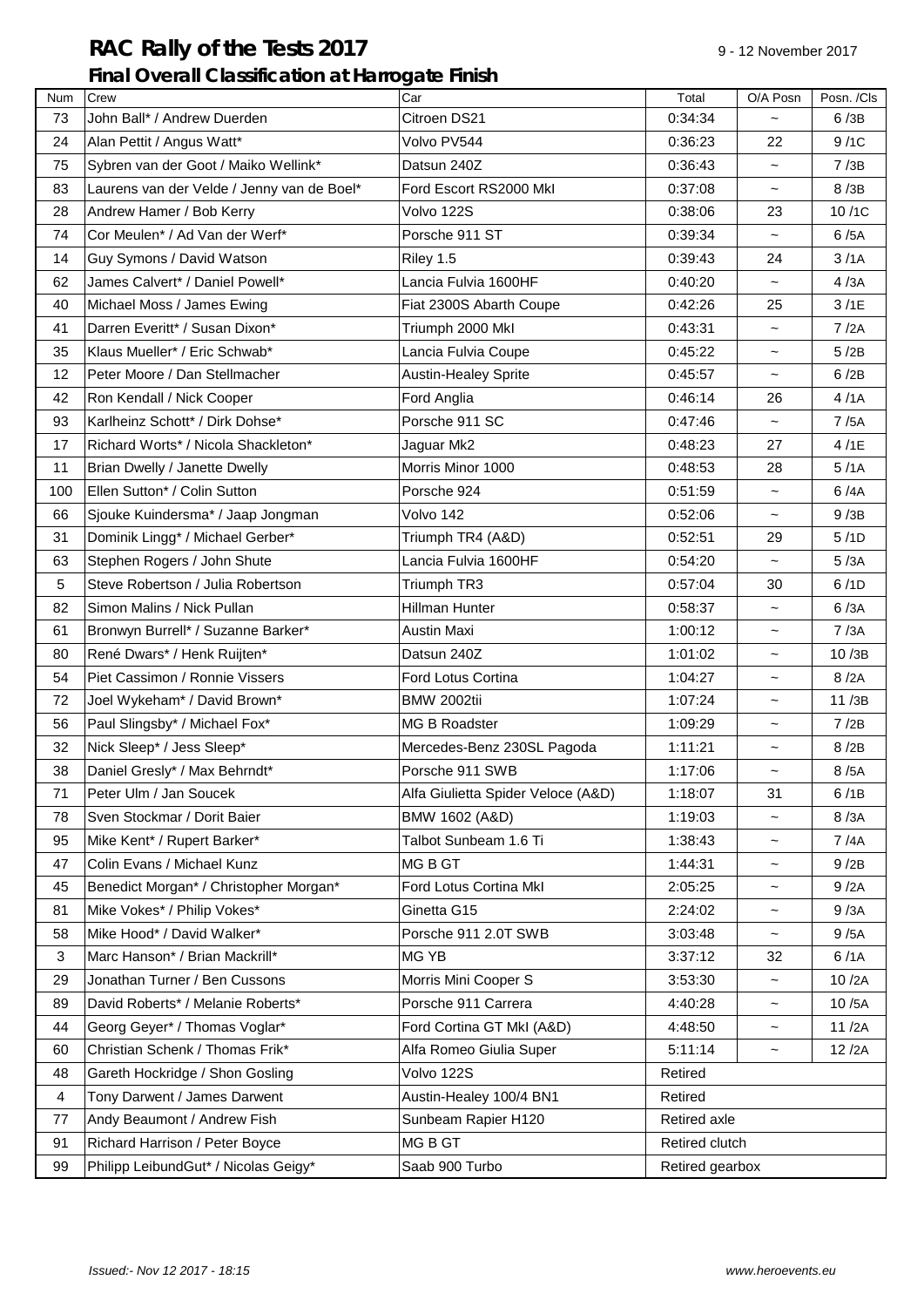# RAC Rally of the Tests 2017

9 - 12 November 2017

## Final Overall Classification at Harrogate Finish

| Num | Crew | Car | Total | O/A Posn | Posn. /Cls |
|---|---|---|---|---|---|
| 73 | John Ball* / Andrew Duerden | Citroen DS21 | 0:34:34 | ~ | 6 /3B |
| 24 | Alan Pettit / Angus Watt* | Volvo PV544 | 0:36:23 | 22 | 9 /1C |
| 75 | Sybren van der Goot / Maiko Wellink* | Datsun 240Z | 0:36:43 | ~ | 7 /3B |
| 83 | Laurens van der Velde / Jenny van de Boel* | Ford Escort RS2000 MkI | 0:37:08 | ~ | 8 /3B |
| 28 | Andrew Hamer / Bob Kerry | Volvo 122S | 0:38:06 | 23 | 10 /1C |
| 74 | Cor Meulen* / Ad Van der Werf* | Porsche 911 ST | 0:39:34 | ~ | 6 /5A |
| 14 | Guy Symons / David Watson | Riley 1.5 | 0:39:43 | 24 | 3 /1A |
| 62 | James Calvert* / Daniel Powell* | Lancia Fulvia 1600HF | 0:40:20 | ~ | 4 /3A |
| 40 | Michael Moss / James Ewing | Fiat 2300S Abarth Coupe | 0:42:26 | 25 | 3 /1E |
| 41 | Darren Everitt* / Susan Dixon* | Triumph 2000 MkI | 0:43:31 | ~ | 7 /2A |
| 35 | Klaus Mueller* / Eric Schwab* | Lancia Fulvia Coupe | 0:45:22 | ~ | 5 /2B |
| 12 | Peter Moore / Dan Stellmacher | Austin-Healey Sprite | 0:45:57 | ~ | 6 /2B |
| 42 | Ron Kendall / Nick Cooper | Ford Anglia | 0:46:14 | 26 | 4 /1A |
| 93 | Karlheinz Schott* / Dirk Dohse* | Porsche 911 SC | 0:47:46 | ~ | 7 /5A |
| 17 | Richard Worts* / Nicola Shackleton* | Jaguar Mk2 | 0:48:23 | 27 | 4 /1E |
| 11 | Brian Dwelly / Janette Dwelly | Morris Minor 1000 | 0:48:53 | 28 | 5 /1A |
| 100 | Ellen Sutton* / Colin Sutton | Porsche 924 | 0:51:59 | ~ | 6 /4A |
| 66 | Sjouke Kuindersma* / Jaap Jongman | Volvo 142 | 0:52:06 | ~ | 9 /3B |
| 31 | Dominik Lingg* / Michael Gerber* | Triumph TR4 (A&D) | 0:52:51 | 29 | 5 /1D |
| 63 | Stephen Rogers / John Shute | Lancia Fulvia 1600HF | 0:54:20 | ~ | 5 /3A |
| 5 | Steve Robertson / Julia Robertson | Triumph TR3 | 0:57:04 | 30 | 6 /1D |
| 82 | Simon Malins / Nick Pullan | Hillman Hunter | 0:58:37 | ~ | 6 /3A |
| 61 | Bronwyn Burrell* / Suzanne Barker* | Austin Maxi | 1:00:12 | ~ | 7 /3A |
| 80 | René Dwars* / Henk Ruijten* | Datsun 240Z | 1:01:02 | ~ | 10 /3B |
| 54 | Piet Cassimon / Ronnie Vissers | Ford Lotus Cortina | 1:04:27 | ~ | 8 /2A |
| 72 | Joel Wykeham* / David Brown* | BMW 2002tii | 1:07:24 | ~ | 11 /3B |
| 56 | Paul Slingsby* / Michael Fox* | MG B Roadster | 1:09:29 | ~ | 7 /2B |
| 32 | Nick Sleep* / Jess Sleep* | Mercedes-Benz 230SL Pagoda | 1:11:21 | ~ | 8 /2B |
| 38 | Daniel Gresly* / Max Behrndt* | Porsche 911 SWB | 1:17:06 | ~ | 8 /5A |
| 71 | Peter Ulm / Jan Soucek | Alfa Giulietta Spider Veloce (A&D) | 1:18:07 | 31 | 6 /1B |
| 78 | Sven Stockmar / Dorit Baier | BMW 1602 (A&D) | 1:19:03 | ~ | 8 /3A |
| 95 | Mike Kent* / Rupert Barker* | Talbot Sunbeam 1.6 Ti | 1:38:43 | ~ | 7 /4A |
| 47 | Colin Evans / Michael Kunz | MG B GT | 1:44:31 | ~ | 9 /2B |
| 45 | Benedict Morgan* / Christopher Morgan* | Ford Lotus Cortina MkI | 2:05:25 | ~ | 9 /2A |
| 81 | Mike Vokes* / Philip Vokes* | Ginetta G15 | 2:24:02 | ~ | 9 /3A |
| 58 | Mike Hood* / David Walker* | Porsche 911 2.0T SWB | 3:03:48 | ~ | 9 /5A |
| 3 | Marc Hanson* / Brian Mackrill* | MG YB | 3:37:12 | 32 | 6 /1A |
| 29 | Jonathan Turner / Ben Cussons | Morris Mini Cooper S | 3:53:30 | ~ | 10 /2A |
| 89 | David Roberts* / Melanie Roberts* | Porsche 911 Carrera | 4:40:28 | ~ | 10 /5A |
| 44 | Georg Geyer* / Thomas Voglar* | Ford Cortina GT MkI (A&D) | 4:48:50 | ~ | 11 /2A |
| 60 | Christian Schenk / Thomas Frik* | Alfa Romeo Giulia Super | 5:11:14 | ~ | 12 /2A |
| 48 | Gareth Hockridge / Shon Gosling | Volvo 122S | Retired | | |
| 4 | Tony Darwent / James Darwent | Austin-Healey 100/4 BN1 | Retired | | |
| 77 | Andy Beaumont / Andrew Fish | Sunbeam Rapier H120 | Retired axle | | |
| 91 | Richard Harrison / Peter Boyce | MG B GT | Retired clutch | | |
| 99 | Philipp LeibundGut* / Nicolas Geigy* | Saab 900 Turbo | Retired gearbox | | |

*Issued:- Nov 12 2017 - 18:15*

www.heroevents.eu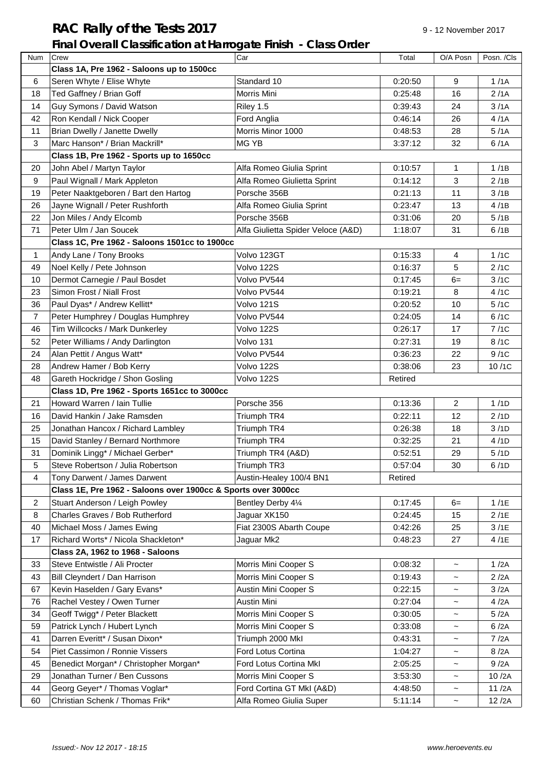# RAC Rally of the Tests 2017

9 - 12 November 2017

## Final Overall Classification at Harrogate Finish - Class Order

| Num | Crew | Car | Total | O/A Posn | Posn. /Cls |
|---|---|---|---|---|---|
| | **Class 1A, Pre 1962 - Saloons up to 1500cc** | | | | |
| 6 | Seren Whyte / Elise Whyte | Standard 10 | 0:20:50 | 9 | 1 /1A |
| 18 | Ted Gaffney / Brian Goff | Morris Mini | 0:25:48 | 16 | 2 /1A |
| 14 | Guy Symons / David Watson | Riley 1.5 | 0:39:43 | 24 | 3 /1A |
| 42 | Ron Kendall / Nick Cooper | Ford Anglia | 0:46:14 | 26 | 4 /1A |
| 11 | Brian Dwelly / Janette Dwelly | Morris Minor 1000 | 0:48:53 | 28 | 5 /1A |
| 3 | Marc Hanson* / Brian Mackrill* | MG YB | 3:37:12 | 32 | 6 /1A |
| | **Class 1B, Pre 1962 - Sports up to 1650cc** | | | | |
| 20 | John Abel / Martyn Taylor | Alfa Romeo Giulia Sprint | 0:10:57 | 1 | 1 /1B |
| 9 | Paul Wignall / Mark Appleton | Alfa Romeo Giulietta Sprint | 0:14:12 | 3 | 2 /1B |
| 19 | Peter Naaktgeboren / Bart den Hartog | Porsche 356B | 0:21:13 | 11 | 3 /1B |
| 26 | Jayne Wignall / Peter Rushforth | Alfa Romeo Giulia Sprint | 0:23:47 | 13 | 4 /1B |
| 22 | Jon Miles / Andy Elcomb | Porsche 356B | 0:31:06 | 20 | 5 /1B |
| 71 | Peter Ulm / Jan Soucek | Alfa Giulietta Spider Veloce (A&D) | 1:18:07 | 31 | 6 /1B |
| | **Class 1C, Pre 1962 - Saloons 1501cc to 1900cc** | | | | |
| 1 | Andy Lane / Tony Brooks | Volvo 123GT | 0:15:33 | 4 | 1 /1C |
| 49 | Noel Kelly / Pete Johnson | Volvo 122S | 0:16:37 | 5 | 2 /1C |
| 10 | Dermot Carnegie / Paul Bosdet | Volvo PV544 | 0:17:45 | 6= | 3 /1C |
| 23 | Simon Frost / Niall Frost | Volvo PV544 | 0:19:21 | 8 | 4 /1C |
| 36 | Paul Dyas* / Andrew Kellitt* | Volvo 121S | 0:20:52 | 10 | 5 /1C |
| 7 | Peter Humphrey / Douglas Humphrey | Volvo PV544 | 0:24:05 | 14 | 6 /1C |
| 46 | Tim Willcocks / Mark Dunkerley | Volvo 122S | 0:26:17 | 17 | 7 /1C |
| 52 | Peter Williams / Andy Darlington | Volvo 131 | 0:27:31 | 19 | 8 /1C |
| 24 | Alan Pettit / Angus Watt* | Volvo PV544 | 0:36:23 | 22 | 9 /1C |
| 28 | Andrew Hamer / Bob Kerry | Volvo 122S | 0:38:06 | 23 | 10 /1C |
| 48 | Gareth Hockridge / Shon Gosling | Volvo 122S | Retired | | |
| | **Class 1D, Pre 1962 - Sports 1651cc to 3000cc** | | | | |
| 21 | Howard Warren / Iain Tullie | Porsche 356 | 0:13:36 | 2 | 1 /1D |
| 16 | David Hankin / Jake Ramsden | Triumph TR4 | 0:22:11 | 12 | 2 /1D |
| 25 | Jonathan Hancox / Richard Lambley | Triumph TR4 | 0:26:38 | 18 | 3 /1D |
| 15 | David Stanley / Bernard Northmore | Triumph TR4 | 0:32:25 | 21 | 4 /1D |
| 31 | Dominik Lingg* / Michael Gerber* | Triumph TR4 (A&D) | 0:52:51 | 29 | 5 /1D |
| 5 | Steve Robertson / Julia Robertson | Triumph TR3 | 0:57:04 | 30 | 6 /1D |
| 4 | Tony Darwent / James Darwent | Austin-Healey 100/4 BN1 | Retired | | |
| | **Class 1E, Pre 1962 - Saloons over 1900cc & Sports over 3000cc** | | | | |
| 2 | Stuart Anderson / Leigh Powley | Bentley Derby 4¼ | 0:17:45 | 6= | 1 /1E |
| 8 | Charles Graves / Bob Rutherford | Jaguar XK150 | 0:24:45 | 15 | 2 /1E |
| 40 | Michael Moss / James Ewing | Fiat 2300S Abarth Coupe | 0:42:26 | 25 | 3 /1E |
| 17 | Richard Worts* / Nicola Shackleton* | Jaguar Mk2 | 0:48:23 | 27 | 4 /1E |
| | **Class 2A, 1962 to 1968 - Saloons** | | | | |
| 33 | Steve Entwistle / Ali Procter | Morris Mini Cooper S | 0:08:32 | ~ | 1 /2A |
| 43 | Bill Cleyndert / Dan Harrison | Morris Mini Cooper S | 0:19:43 | ~ | 2 /2A |
| 67 | Kevin Haselden / Gary Evans* | Austin Mini Cooper S | 0:22:15 | ~ | 3 /2A |
| 76 | Rachel Vestey / Owen Turner | Austin Mini | 0:27:04 | ~ | 4 /2A |
| 34 | Geoff Twigg* / Peter Blackett | Morris Mini Cooper S | 0:30:05 | ~ | 5 /2A |
| 59 | Patrick Lynch / Hubert Lynch | Morris Mini Cooper S | 0:33:08 | ~ | 6 /2A |
| 41 | Darren Everitt* / Susan Dixon* | Triumph 2000 MkI | 0:43:31 | ~ | 7 /2A |
| 54 | Piet Cassimon / Ronnie Vissers | Ford Lotus Cortina | 1:04:27 | ~ | 8 /2A |
| 45 | Benedict Morgan* / Christopher Morgan* | Ford Lotus Cortina MkI | 2:05:25 | ~ | 9 /2A |
| 29 | Jonathan Turner / Ben Cussons | Morris Mini Cooper S | 3:53:30 | ~ | 10 /2A |
| 44 | Georg Geyer* / Thomas Voglar* | Ford Cortina GT MkI (A&D) | 4:48:50 | ~ | 11 /2A |
| 60 | Christian Schenk / Thomas Frik* | Alfa Romeo Giulia Super | 5:11:14 | ~ | 12 /2A |

*Issued:- Nov 12 2017 - 18:15*

www.heroevents.eu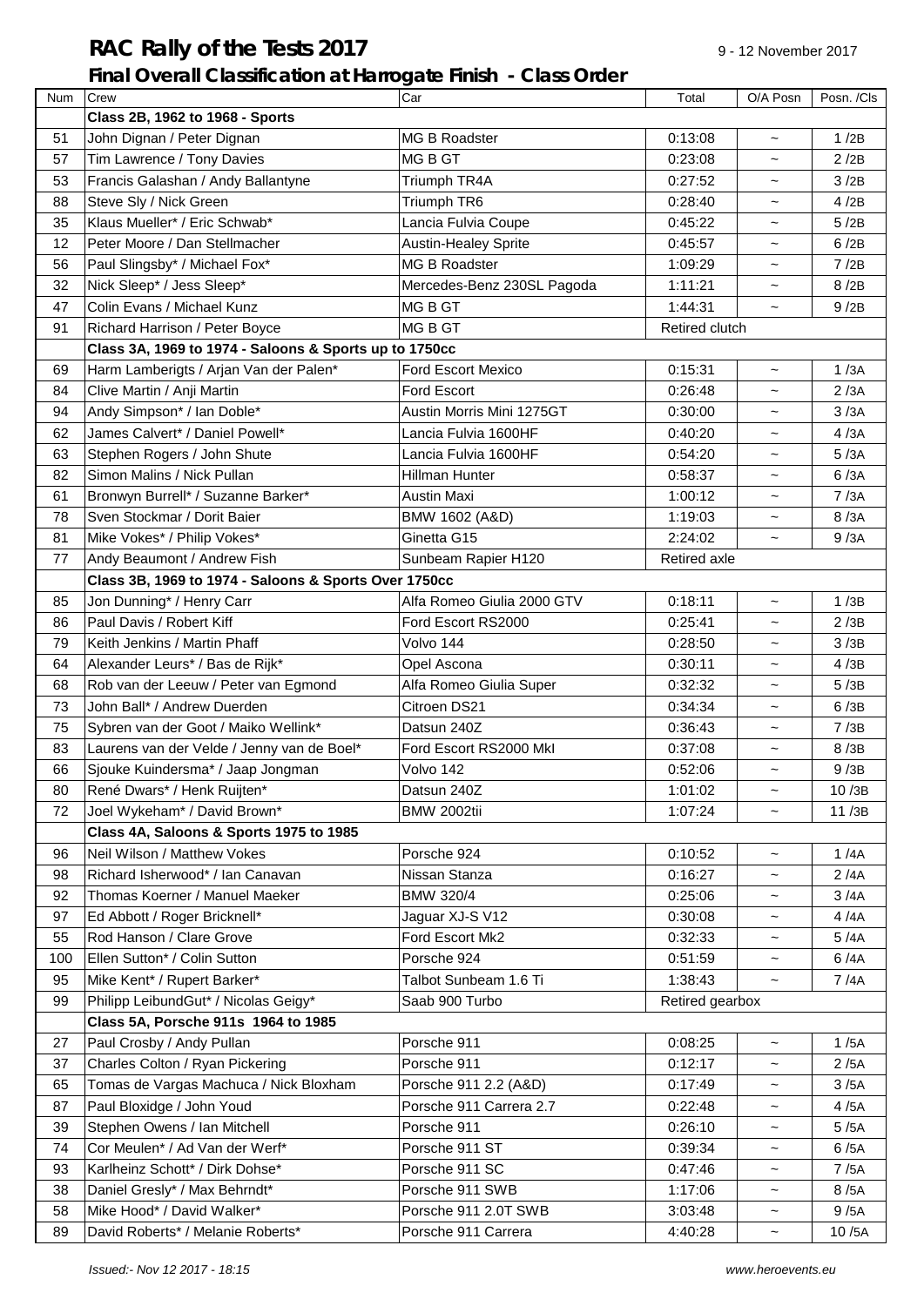# RAC Rally of the Tests 2017

9 - 12 November 2017

## Final Overall Classification at Harrogate Finish - Class Order

| Num | Crew | Car | Total | O/A Posn | Posn. /Cls |
|---|---|---|---|---|---|
| | **Class 2B, 1962 to 1968 - Sports** | | | | |
| 51 | John Dignan / Peter Dignan | MG B Roadster | 0:13:08 | ~ | 1 /2B |
| 57 | Tim Lawrence / Tony Davies | MG B GT | 0:23:08 | ~ | 2 /2B |
| 53 | Francis Galashan / Andy Ballantyne | Triumph TR4A | 0:27:52 | ~ | 3 /2B |
| 88 | Steve Sly / Nick Green | Triumph TR6 | 0:28:40 | ~ | 4 /2B |
| 35 | Klaus Mueller* / Eric Schwab* | Lancia Fulvia Coupe | 0:45:22 | ~ | 5 /2B |
| 12 | Peter Moore / Dan Stellmacher | Austin-Healey Sprite | 0:45:57 | ~ | 6 /2B |
| 56 | Paul Slingsby* / Michael Fox* | MG B Roadster | 1:09:29 | ~ | 7 /2B |
| 32 | Nick Sleep* / Jess Sleep* | Mercedes-Benz 230SL Pagoda | 1:11:21 | ~ | 8 /2B |
| 47 | Colin Evans / Michael Kunz | MG B GT | 1:44:31 | ~ | 9 /2B |
| 91 | Richard Harrison / Peter Boyce | MG B GT | Retired clutch | | |
| | **Class 3A, 1969 to 1974 - Saloons & Sports up to 1750cc** | | | | |
| 69 | Harm Lamberigts / Arjan Van der Palen* | Ford Escort Mexico | 0:15:31 | ~ | 1 /3A |
| 84 | Clive Martin / Anji Martin | Ford Escort | 0:26:48 | ~ | 2 /3A |
| 94 | Andy Simpson* / Ian Doble* | Austin Morris Mini 1275GT | 0:30:00 | ~ | 3 /3A |
| 62 | James Calvert* / Daniel Powell* | Lancia Fulvia 1600HF | 0:40:20 | ~ | 4 /3A |
| 63 | Stephen Rogers / John Shute | Lancia Fulvia 1600HF | 0:54:20 | ~ | 5 /3A |
| 82 | Simon Malins / Nick Pullan | Hillman Hunter | 0:58:37 | ~ | 6 /3A |
| 61 | Bronwyn Burrell* / Suzanne Barker* | Austin Maxi | 1:00:12 | ~ | 7 /3A |
| 78 | Sven Stockmar / Dorit Baier | BMW 1602 (A&D) | 1:19:03 | ~ | 8 /3A |
| 81 | Mike Vokes* / Philip Vokes* | Ginetta G15 | 2:24:02 | ~ | 9 /3A |
| 77 | Andy Beaumont / Andrew Fish | Sunbeam Rapier H120 | Retired axle | | |
| | **Class 3B, 1969 to 1974 - Saloons & Sports Over 1750cc** | | | | |
| 85 | Jon Dunning* / Henry Carr | Alfa Romeo Giulia 2000 GTV | 0:18:11 | ~ | 1 /3B |
| 86 | Paul Davis / Robert Kiff | Ford Escort RS2000 | 0:25:41 | ~ | 2 /3B |
| 79 | Keith Jenkins / Martin Phaff | Volvo 144 | 0:28:50 | ~ | 3 /3B |
| 64 | Alexander Leurs* / Bas de Rijk* | Opel Ascona | 0:30:11 | ~ | 4 /3B |
| 68 | Rob van der Leeuw / Peter van Egmond | Alfa Romeo Giulia Super | 0:32:32 | ~ | 5 /3B |
| 73 | John Ball* / Andrew Duerden | Citroen DS21 | 0:34:34 | ~ | 6 /3B |
| 75 | Sybren van der Goot / Maiko Wellink* | Datsun 240Z | 0:36:43 | ~ | 7 /3B |
| 83 | Laurens van der Velde / Jenny van de Boel* | Ford Escort RS2000 MkI | 0:37:08 | ~ | 8 /3B |
| 66 | Sjouke Kuindersma* / Jaap Jongman | Volvo 142 | 0:52:06 | ~ | 9 /3B |
| 80 | René Dwars* / Henk Ruijten* | Datsun 240Z | 1:01:02 | ~ | 10 /3B |
| 72 | Joel Wykeham* / David Brown* | BMW 2002tii | 1:07:24 | ~ | 11 /3B |
| | **Class 4A, Saloons & Sports 1975 to 1985** | | | | |
| 96 | Neil Wilson / Matthew Vokes | Porsche 924 | 0:10:52 | ~ | 1 /4A |
| 98 | Richard Isherwood* / Ian Canavan | Nissan Stanza | 0:16:27 | ~ | 2 /4A |
| 92 | Thomas Koerner / Manuel Maeker | BMW 320/4 | 0:25:06 | ~ | 3 /4A |
| 97 | Ed Abbott / Roger Bricknell* | Jaguar XJ-S V12 | 0:30:08 | ~ | 4 /4A |
| 55 | Rod Hanson / Clare Grove | Ford Escort Mk2 | 0:32:33 | ~ | 5 /4A |
| 100 | Ellen Sutton* / Colin Sutton | Porsche 924 | 0:51:59 | ~ | 6 /4A |
| 95 | Mike Kent* / Rupert Barker* | Talbot Sunbeam 1.6 Ti | 1:38:43 | ~ | 7 /4A |
| 99 | Philipp LeibundGut* / Nicolas Geigy* | Saab 900 Turbo | Retired gearbox | | |
| | **Class 5A, Porsche 911s 1964 to 1985** | | | | |
| 27 | Paul Crosby / Andy Pullan | Porsche 911 | 0:08:25 | ~ | 1 /5A |
| 37 | Charles Colton / Ryan Pickering | Porsche 911 | 0:12:17 | ~ | 2 /5A |
| 65 | Tomas de Vargas Machuca / Nick Bloxham | Porsche 911 2.2 (A&D) | 0:17:49 | ~ | 3 /5A |
| 87 | Paul Bloxidge / John Youd | Porsche 911 Carrera 2.7 | 0:22:48 | ~ | 4 /5A |
| 39 | Stephen Owens / Ian Mitchell | Porsche 911 | 0:26:10 | ~ | 5 /5A |
| 74 | Cor Meulen* / Ad Van der Werf* | Porsche 911 ST | 0:39:34 | ~ | 6 /5A |
| 93 | Karlheinz Schott* / Dirk Dohse* | Porsche 911 SC | 0:47:46 | ~ | 7 /5A |
| 38 | Daniel Gresly* / Max Behrndt* | Porsche 911 SWB | 1:17:06 | ~ | 8 /5A |
| 58 | Mike Hood* / David Walker* | Porsche 911 2.0T SWB | 3:03:48 | ~ | 9 /5A |
| 89 | David Roberts* / Melanie Roberts* | Porsche 911 Carrera | 4:40:28 | ~ | 10 /5A |

*Issued:- Nov 12 2017 - 18:15* www.heroevents.eu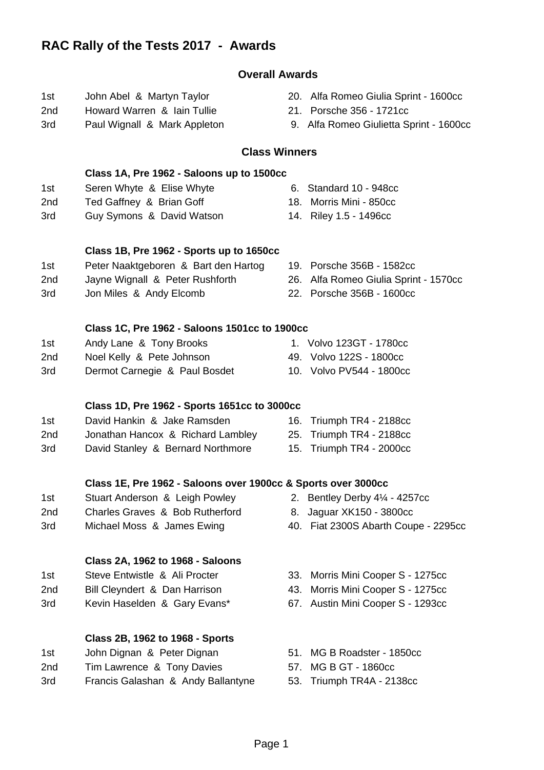# RAC Rally of the Tests 2017 - Awards

## Overall Awards

| | | |
|---|---|---|
| 1st | John Abel & Martyn Taylor | 20. Alfa Romeo Giulia Sprint - 1600cc |
| 2nd | Howard Warren & Iain Tullie | 21. Porsche 356 - 1721cc |
| 3rd | Paul Wignall & Mark Appleton | 9. Alfa Romeo Giulietta Sprint - 1600cc |

## Class Winners

### Class 1A, Pre 1962 - Saloons up to 1500cc

| | | |
|---|---|---|
| 1st | Seren Whyte & Elise Whyte | 6. Standard 10 - 948cc |
| 2nd | Ted Gaffney & Brian Goff | 18. Morris Mini - 850cc |
| 3rd | Guy Symons & David Watson | 14. Riley 1.5 - 1496cc |

### Class 1B, Pre 1962 - Sports up to 1650cc

| | | |
|---|---|---|
| 1st | Peter Naaktgeboren & Bart den Hartog | 19. Porsche 356B - 1582cc |
| 2nd | Jayne Wignall & Peter Rushforth | 26. Alfa Romeo Giulia Sprint - 1570cc |
| 3rd | Jon Miles & Andy Elcomb | 22. Porsche 356B - 1600cc |

### Class 1C, Pre 1962 - Saloons 1501cc to 1900cc

| | | |
|---|---|---|
| 1st | Andy Lane & Tony Brooks | 1. Volvo 123GT - 1780cc |
| 2nd | Noel Kelly & Pete Johnson | 49. Volvo 122S - 1800cc |
| 3rd | Dermot Carnegie & Paul Bosdet | 10. Volvo PV544 - 1800cc |

### Class 1D, Pre 1962 - Sports 1651cc to 3000cc

| | | |
|---|---|---|
| 1st | David Hankin & Jake Ramsden | 16. Triumph TR4 - 2188cc |
| 2nd | Jonathan Hancox & Richard Lambley | 25. Triumph TR4 - 2188cc |
| 3rd | David Stanley & Bernard Northmore | 15. Triumph TR4 - 2000cc |

### Class 1E, Pre 1962 - Saloons over 1900cc & Sports over 3000cc

| | | |
|---|---|---|
| 1st | Stuart Anderson & Leigh Powley | 2. Bentley Derby 4¼ - 4257cc |
| 2nd | Charles Graves & Bob Rutherford | 8. Jaguar XK150 - 3800cc |
| 3rd | Michael Moss & James Ewing | 40. Fiat 2300S Abarth Coupe - 2295cc |

### Class 2A, 1962 to 1968 - Saloons

| | | |
|---|---|---|
| 1st | Steve Entwistle & Ali Procter | 33. Morris Mini Cooper S - 1275cc |
| 2nd | Bill Cleyndert & Dan Harrison | 43. Morris Mini Cooper S - 1275cc |
| 3rd | Kevin Haselden & Gary Evans* | 67. Austin Mini Cooper S - 1293cc |

### Class 2B, 1962 to 1968 - Sports

| | | |
|---|---|---|
| 1st | John Dignan & Peter Dignan | 51. MG B Roadster - 1850cc |
| 2nd | Tim Lawrence & Tony Davies | 57. MG B GT - 1860cc |
| 3rd | Francis Galashan & Andy Ballantyne | 53. Triumph TR4A - 2138cc |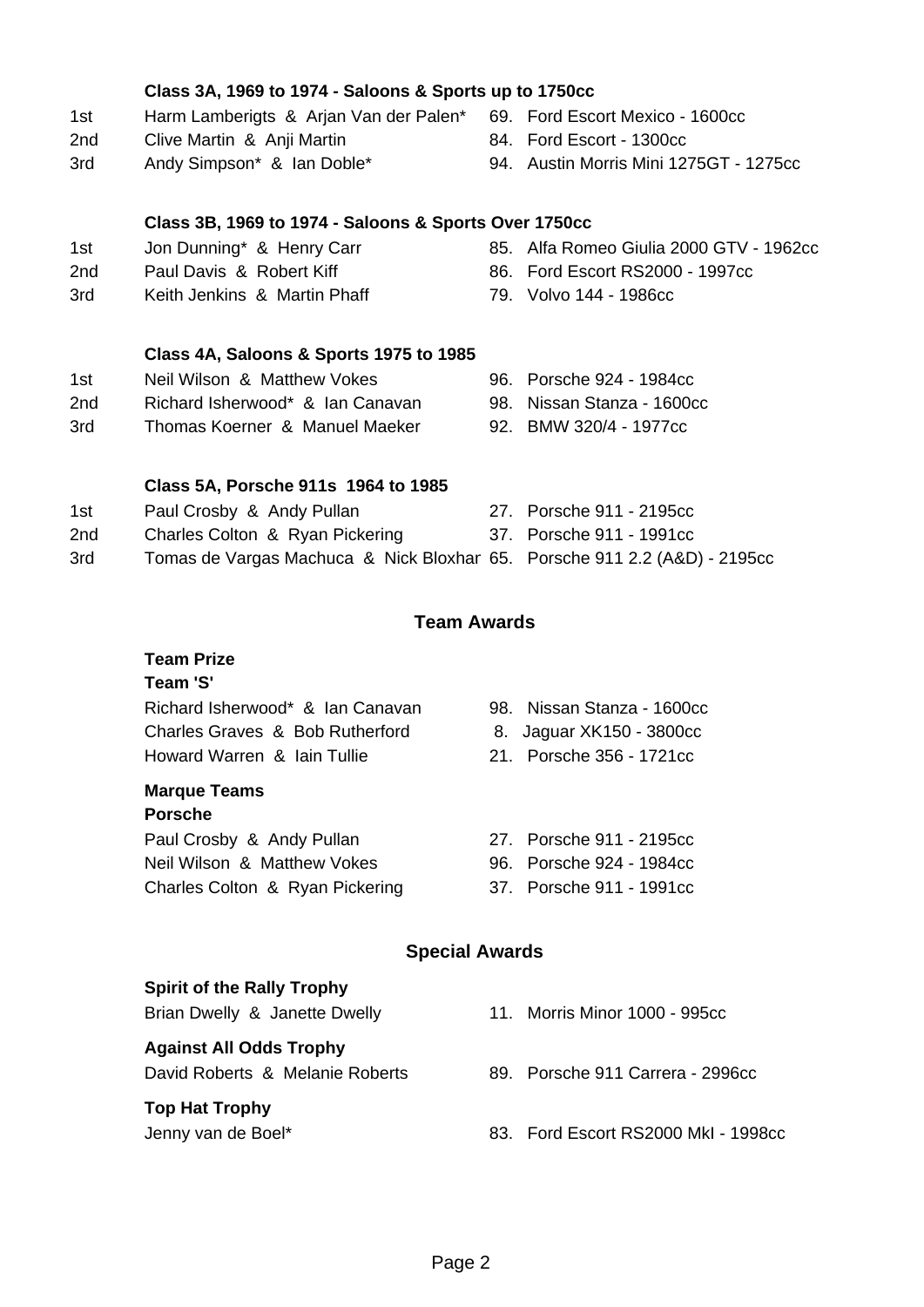### Class 3A, 1969 to 1974 - Saloons & Sports up to 1750cc

| | | |
|---|---|---|
| 1st | Harm Lamberigts & Arjan Van der Palen* | 69. Ford Escort Mexico - 1600cc |
| 2nd | Clive Martin & Anji Martin | 84. Ford Escort - 1300cc |
| 3rd | Andy Simpson* & Ian Doble* | 94. Austin Morris Mini 1275GT - 1275cc |

### Class 3B, 1969 to 1974 - Saloons & Sports Over 1750cc

| | | |
|---|---|---|
| 1st | Jon Dunning* & Henry Carr | 85. Alfa Romeo Giulia 2000 GTV - 1962cc |
| 2nd | Paul Davis & Robert Kiff | 86. Ford Escort RS2000 - 1997cc |
| 3rd | Keith Jenkins & Martin Phaff | 79. Volvo 144 - 1986cc |

### Class 4A, Saloons & Sports 1975 to 1985

| | | |
|---|---|---|
| 1st | Neil Wilson & Matthew Vokes | 96. Porsche 924 - 1984cc |
| 2nd | Richard Isherwood* & Ian Canavan | 98. Nissan Stanza - 1600cc |
| 3rd | Thomas Koerner & Manuel Maeker | 92. BMW 320/4 - 1977cc |

### Class 5A, Porsche 911s 1964 to 1985

| | | |
|---|---|---|
| 1st | Paul Crosby & Andy Pullan | 27. Porsche 911 - 2195cc |
| 2nd | Charles Colton & Ryan Pickering | 37. Porsche 911 - 1991cc |
| 3rd | Tomas de Vargas Machuca & Nick Bloxhar | 65. Porsche 911 2.2 (A&D) - 2195cc |

## Team Awards

### Team Prize

**Team 'S'**

| | |
|---|---|
| Richard Isherwood* & Ian Canavan | 98. Nissan Stanza - 1600cc |
| Charles Graves & Bob Rutherford | 8. Jaguar XK150 - 3800cc |
| Howard Warren & Iain Tullie | 21. Porsche 356 - 1721cc |

### Marque Teams

**Porsche**

| | |
|---|---|
| Paul Crosby & Andy Pullan | 27. Porsche 911 - 2195cc |
| Neil Wilson & Matthew Vokes | 96. Porsche 924 - 1984cc |
| Charles Colton & Ryan Pickering | 37. Porsche 911 - 1991cc |

## Special Awards

**Spirit of the Rally Trophy**

Brian Dwelly & Janette Dwelly — 11. Morris Minor 1000 - 995cc

**Against All Odds Trophy**

David Roberts & Melanie Roberts — 89. Porsche 911 Carrera - 2996cc

**Top Hat Trophy**

Jenny van de Boel* — 83. Ford Escort RS2000 MkI - 1998cc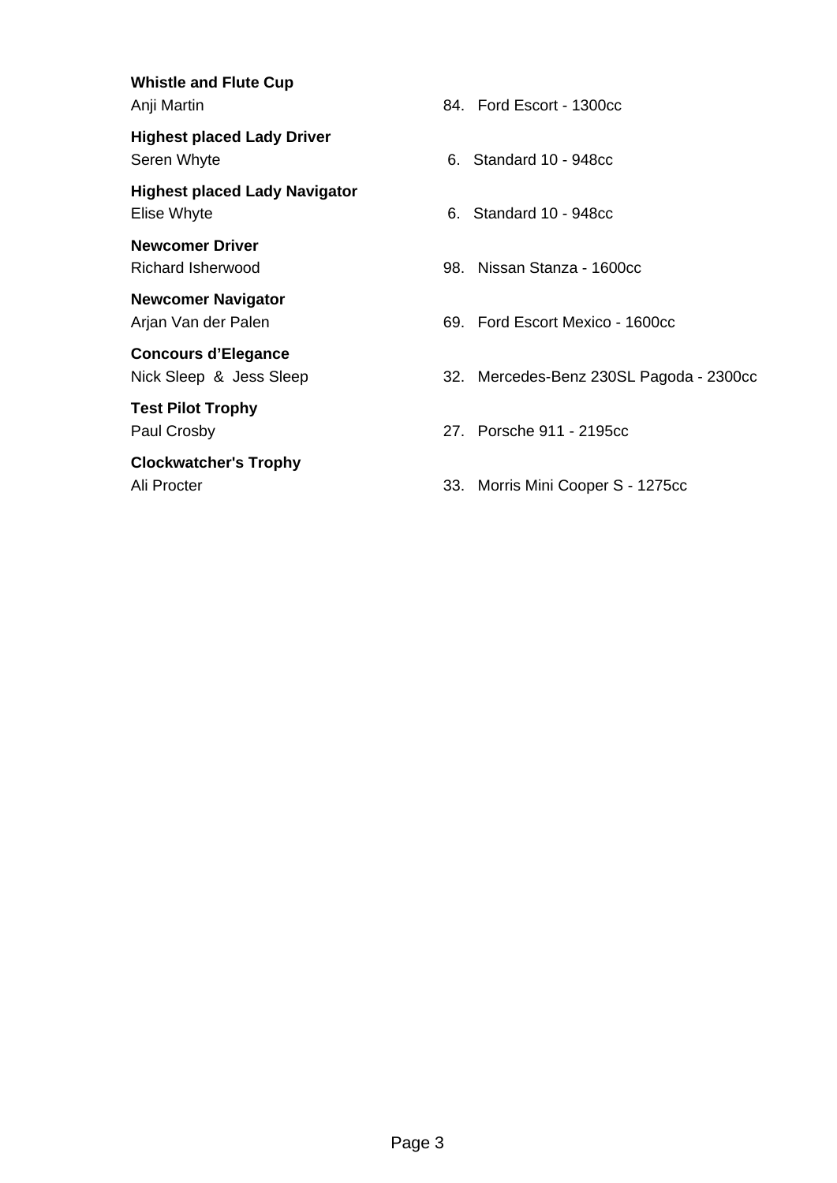**Whistle and Flute Cup**
Anji Martin — 84. Ford Escort - 1300cc

**Highest placed Lady Driver**
Seren Whyte — 6. Standard 10 - 948cc

**Highest placed Lady Navigator**
Elise Whyte — 6. Standard 10 - 948cc

**Newcomer Driver**
Richard Isherwood — 98. Nissan Stanza - 1600cc

**Newcomer Navigator**
Arjan Van der Palen — 69. Ford Escort Mexico - 1600cc

**Concours d'Elegance**
Nick Sleep & Jess Sleep — 32. Mercedes-Benz 230SL Pagoda - 2300cc

**Test Pilot Trophy**
Paul Crosby — 27. Porsche 911 - 2195cc

**Clockwatcher's Trophy**
Ali Procter — 33. Morris Mini Cooper S - 1275cc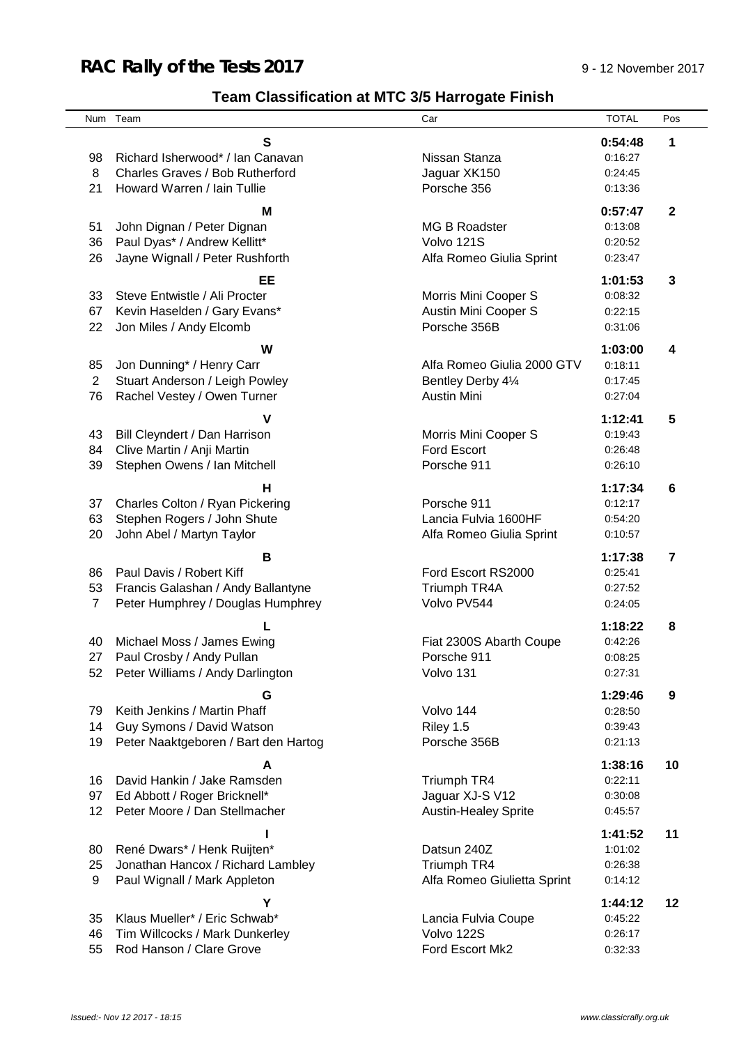# RAC Rally of the Tests 2017

9 - 12 November 2017

## Team Classification at MTC 3/5 Harrogate Finish

| Num | Team | Car | TOTAL | Pos |
|---|---|---|---|---|
| | **S** | | **0:54:48** | **1** |
| 98 | Richard Isherwood* / Ian Canavan | Nissan Stanza | 0:16:27 | |
| 8 | Charles Graves / Bob Rutherford | Jaguar XK150 | 0:24:45 | |
| 21 | Howard Warren / Iain Tullie | Porsche 356 | 0:13:36 | |
| | **M** | | **0:57:47** | **2** |
| 51 | John Dignan / Peter Dignan | MG B Roadster | 0:13:08 | |
| 36 | Paul Dyas* / Andrew Kellitt* | Volvo 121S | 0:20:52 | |
| 26 | Jayne Wignall / Peter Rushforth | Alfa Romeo Giulia Sprint | 0:23:47 | |
| | **EE** | | **1:01:53** | **3** |
| 33 | Steve Entwistle / Ali Procter | Morris Mini Cooper S | 0:08:32 | |
| 67 | Kevin Haselden / Gary Evans* | Austin Mini Cooper S | 0:22:15 | |
| 22 | Jon Miles / Andy Elcomb | Porsche 356B | 0:31:06 | |
| | **W** | | **1:03:00** | **4** |
| 85 | Jon Dunning* / Henry Carr | Alfa Romeo Giulia 2000 GTV | 0:18:11 | |
| 2 | Stuart Anderson / Leigh Powley | Bentley Derby 4¼ | 0:17:45 | |
| 76 | Rachel Vestey / Owen Turner | Austin Mini | 0:27:04 | |
| | **V** | | **1:12:41** | **5** |
| 43 | Bill Cleyndert / Dan Harrison | Morris Mini Cooper S | 0:19:43 | |
| 84 | Clive Martin / Anji Martin | Ford Escort | 0:26:48 | |
| 39 | Stephen Owens / Ian Mitchell | Porsche 911 | 0:26:10 | |
| | **H** | | **1:17:34** | **6** |
| 37 | Charles Colton / Ryan Pickering | Porsche 911 | 0:12:17 | |
| 63 | Stephen Rogers / John Shute | Lancia Fulvia 1600HF | 0:54:20 | |
| 20 | John Abel / Martyn Taylor | Alfa Romeo Giulia Sprint | 0:10:57 | |
| | **B** | | **1:17:38** | **7** |
| 86 | Paul Davis / Robert Kiff | Ford Escort RS2000 | 0:25:41 | |
| 53 | Francis Galashan / Andy Ballantyne | Triumph TR4A | 0:27:52 | |
| 7 | Peter Humphrey / Douglas Humphrey | Volvo PV544 | 0:24:05 | |
| | **L** | | **1:18:22** | **8** |
| 40 | Michael Moss / James Ewing | Fiat 2300S Abarth Coupe | 0:42:26 | |
| 27 | Paul Crosby / Andy Pullan | Porsche 911 | 0:08:25 | |
| 52 | Peter Williams / Andy Darlington | Volvo 131 | 0:27:31 | |
| | **G** | | **1:29:46** | **9** |
| 79 | Keith Jenkins / Martin Phaff | Volvo 144 | 0:28:50 | |
| 14 | Guy Symons / David Watson | Riley 1.5 | 0:39:43 | |
| 19 | Peter Naaktgeboren / Bart den Hartog | Porsche 356B | 0:21:13 | |
| | **A** | | **1:38:16** | **10** |
| 16 | David Hankin / Jake Ramsden | Triumph TR4 | 0:22:11 | |
| 97 | Ed Abbott / Roger Bricknell* | Jaguar XJ-S V12 | 0:30:08 | |
| 12 | Peter Moore / Dan Stellmacher | Austin-Healey Sprite | 0:45:57 | |
| | **I** | | **1:41:52** | **11** |
| 80 | René Dwars* / Henk Ruijten* | Datsun 240Z | 1:01:02 | |
| 25 | Jonathan Hancox / Richard Lambley | Triumph TR4 | 0:26:38 | |
| 9 | Paul Wignall / Mark Appleton | Alfa Romeo Giulietta Sprint | 0:14:12 | |
| | **Y** | | **1:44:12** | **12** |
| 35 | Klaus Mueller* / Eric Schwab* | Lancia Fulvia Coupe | 0:45:22 | |
| 46 | Tim Willcocks / Mark Dunkerley | Volvo 122S | 0:26:17 | |
| 55 | Rod Hanson / Clare Grove | Ford Escort Mk2 | 0:32:33 | |

*Issued:- Nov 12 2017 - 18:15*

*www.classicrally.org.uk*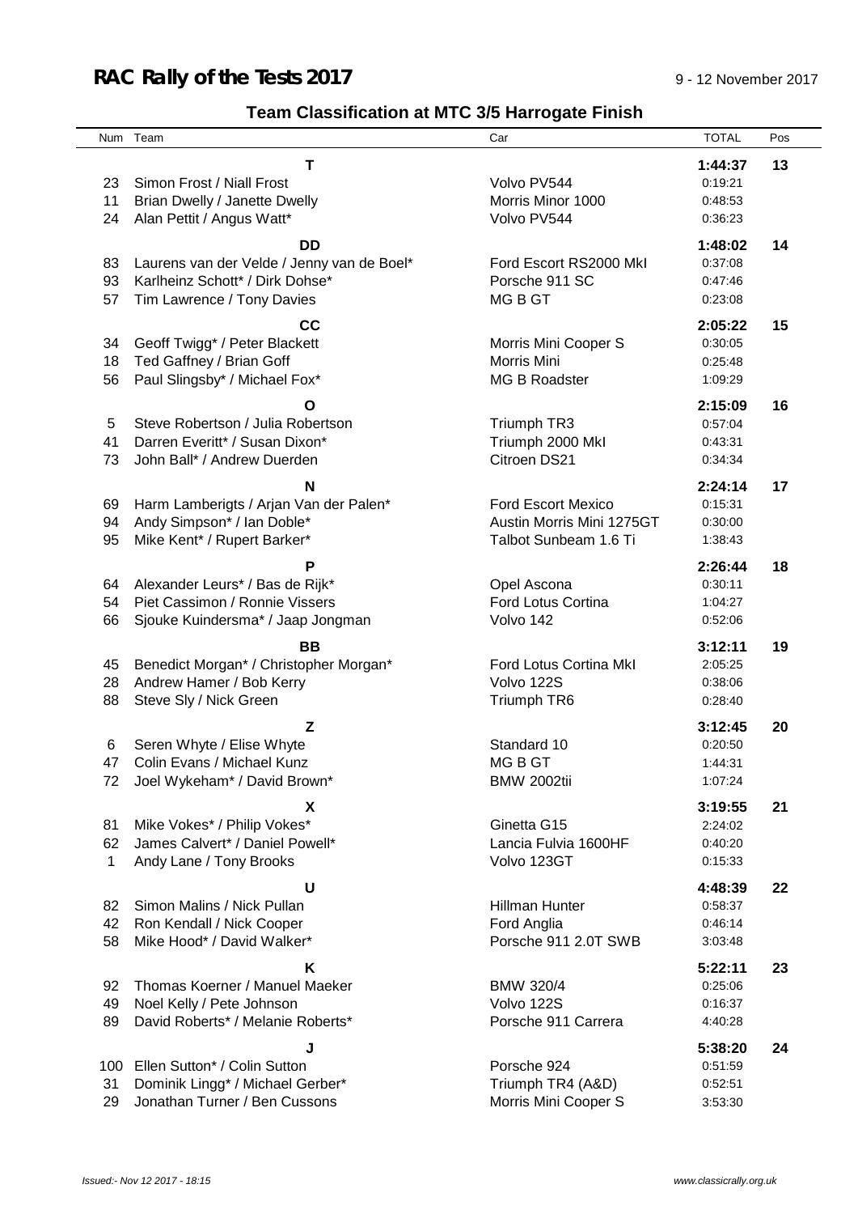# RAC Rally of the Tests 2017

9 - 12 November 2017

## Team Classification at MTC 3/5 Harrogate Finish

| Num | Team | Car | TOTAL | Pos |
|---|---|---|---|---|
| | **T** | | **1:44:37** | **13** |
| 23 | Simon Frost / Niall Frost | Volvo PV544 | 0:19:21 | |
| 11 | Brian Dwelly / Janette Dwelly | Morris Minor 1000 | 0:48:53 | |
| 24 | Alan Pettit / Angus Watt* | Volvo PV544 | 0:36:23 | |
| | **DD** | | **1:48:02** | **14** |
| 83 | Laurens van der Velde / Jenny van de Boel* | Ford Escort RS2000 MkI | 0:37:08 | |
| 93 | Karlheinz Schott* / Dirk Dohse* | Porsche 911 SC | 0:47:46 | |
| 57 | Tim Lawrence / Tony Davies | MG B GT | 0:23:08 | |
| | **CC** | | **2:05:22** | **15** |
| 34 | Geoff Twigg* / Peter Blackett | Morris Mini Cooper S | 0:30:05 | |
| 18 | Ted Gaffney / Brian Goff | Morris Mini | 0:25:48 | |
| 56 | Paul Slingsby* / Michael Fox* | MG B Roadster | 1:09:29 | |
| | **O** | | **2:15:09** | **16** |
| 5 | Steve Robertson / Julia Robertson | Triumph TR3 | 0:57:04 | |
| 41 | Darren Everitt* / Susan Dixon* | Triumph 2000 MkI | 0:43:31 | |
| 73 | John Ball* / Andrew Duerden | Citroen DS21 | 0:34:34 | |
| | **N** | | **2:24:14** | **17** |
| 69 | Harm Lamberigts / Arjan Van der Palen* | Ford Escort Mexico | 0:15:31 | |
| 94 | Andy Simpson* / Ian Doble* | Austin Morris Mini 1275GT | 0:30:00 | |
| 95 | Mike Kent* / Rupert Barker* | Talbot Sunbeam 1.6 Ti | 1:38:43 | |
| | **P** | | **2:26:44** | **18** |
| 64 | Alexander Leurs* / Bas de Rijk* | Opel Ascona | 0:30:11 | |
| 54 | Piet Cassimon / Ronnie Vissers | Ford Lotus Cortina | 1:04:27 | |
| 66 | Sjouke Kuindersma* / Jaap Jongman | Volvo 142 | 0:52:06 | |
| | **BB** | | **3:12:11** | **19** |
| 45 | Benedict Morgan* / Christopher Morgan* | Ford Lotus Cortina MkI | 2:05:25 | |
| 28 | Andrew Hamer / Bob Kerry | Volvo 122S | 0:38:06 | |
| 88 | Steve Sly / Nick Green | Triumph TR6 | 0:28:40 | |
| | **Z** | | **3:12:45** | **20** |
| 6 | Seren Whyte / Elise Whyte | Standard 10 | 0:20:50 | |
| 47 | Colin Evans / Michael Kunz | MG B GT | 1:44:31 | |
| 72 | Joel Wykeham* / David Brown* | BMW 2002tii | 1:07:24 | |
| | **X** | | **3:19:55** | **21** |
| 81 | Mike Vokes* / Philip Vokes* | Ginetta G15 | 2:24:02 | |
| 62 | James Calvert* / Daniel Powell* | Lancia Fulvia 1600HF | 0:40:20 | |
| 1 | Andy Lane / Tony Brooks | Volvo 123GT | 0:15:33 | |
| | **U** | | **4:48:39** | **22** |
| 82 | Simon Malins / Nick Pullan | Hillman Hunter | 0:58:37 | |
| 42 | Ron Kendall / Nick Cooper | Ford Anglia | 0:46:14 | |
| 58 | Mike Hood* / David Walker* | Porsche 911 2.0T SWB | 3:03:48 | |
| | **K** | | **5:22:11** | **23** |
| 92 | Thomas Koerner / Manuel Maeker | BMW 320/4 | 0:25:06 | |
| 49 | Noel Kelly / Pete Johnson | Volvo 122S | 0:16:37 | |
| 89 | David Roberts* / Melanie Roberts* | Porsche 911 Carrera | 4:40:28 | |
| | **J** | | **5:38:20** | **24** |
| 100 | Ellen Sutton* / Colin Sutton | Porsche 924 | 0:51:59 | |
| 31 | Dominik Lingg* / Michael Gerber* | Triumph TR4 (A&D) | 0:52:51 | |
| 29 | Jonathan Turner / Ben Cussons | Morris Mini Cooper S | 3:53:30 | |

*Issued:- Nov 12 2017 - 18:15*

*www.classicrally.org.uk*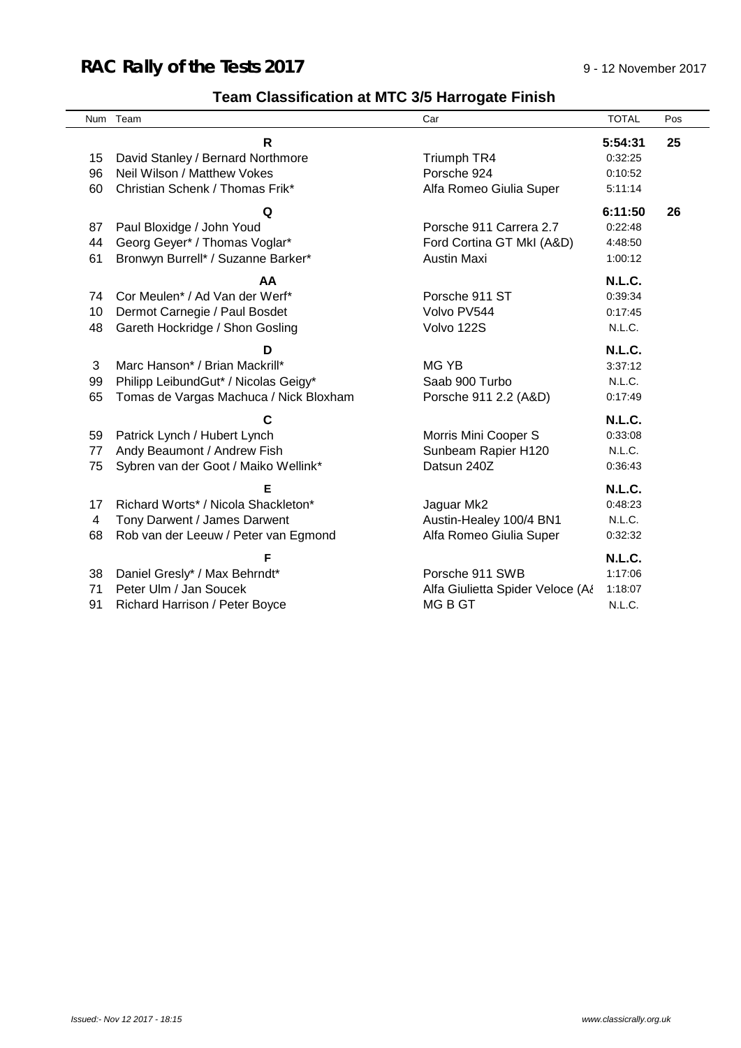# RAC Rally of the Tests 2017

9 - 12 November 2017

## Team Classification at MTC 3/5 Harrogate Finish

| Num | Team | Car | TOTAL | Pos |
|---|---|---|---|---|
| | **R** | | **5:54:31** | **25** |
| 15 | David Stanley / Bernard Northmore | Triumph TR4 | 0:32:25 | |
| 96 | Neil Wilson / Matthew Vokes | Porsche 924 | 0:10:52 | |
| 60 | Christian Schenk / Thomas Frik* | Alfa Romeo Giulia Super | 5:11:14 | |
| | **Q** | | **6:11:50** | **26** |
| 87 | Paul Bloxidge / John Youd | Porsche 911 Carrera 2.7 | 0:22:48 | |
| 44 | Georg Geyer* / Thomas Voglar* | Ford Cortina GT MkI (A&D) | 4:48:50 | |
| 61 | Bronwyn Burrell* / Suzanne Barker* | Austin Maxi | 1:00:12 | |
| | **AA** | | **N.L.C.** | |
| 74 | Cor Meulen* / Ad Van der Werf* | Porsche 911 ST | 0:39:34 | |
| 10 | Dermot Carnegie / Paul Bosdet | Volvo PV544 | 0:17:45 | |
| 48 | Gareth Hockridge / Shon Gosling | Volvo 122S | N.L.C. | |
| | **D** | | **N.L.C.** | |
| 3 | Marc Hanson* / Brian Mackrill* | MG YB | 3:37:12 | |
| 99 | Philipp LeibundGut* / Nicolas Geigy* | Saab 900 Turbo | N.L.C. | |
| 65 | Tomas de Vargas Machuca / Nick Bloxham | Porsche 911 2.2 (A&D) | 0:17:49 | |
| | **C** | | **N.L.C.** | |
| 59 | Patrick Lynch / Hubert Lynch | Morris Mini Cooper S | 0:33:08 | |
| 77 | Andy Beaumont / Andrew Fish | Sunbeam Rapier H120 | N.L.C. | |
| 75 | Sybren van der Goot / Maiko Wellink* | Datsun 240Z | 0:36:43 | |
| | **E** | | **N.L.C.** | |
| 17 | Richard Worts* / Nicola Shackleton* | Jaguar Mk2 | 0:48:23 | |
| 4 | Tony Darwent / James Darwent | Austin-Healey 100/4 BN1 | N.L.C. | |
| 68 | Rob van der Leeuw / Peter van Egmond | Alfa Romeo Giulia Super | 0:32:32 | |
| | **F** | | **N.L.C.** | |
| 38 | Daniel Gresly* / Max Behrndt* | Porsche 911 SWB | 1:17:06 | |
| 71 | Peter Ulm / Jan Soucek | Alfa Giulietta Spider Veloce (A& | 1:18:07 | |
| 91 | Richard Harrison / Peter Boyce | MG B GT | N.L.C. | |

*Issued:- Nov 12 2017 - 18:15*

*www.classicrally.org.uk*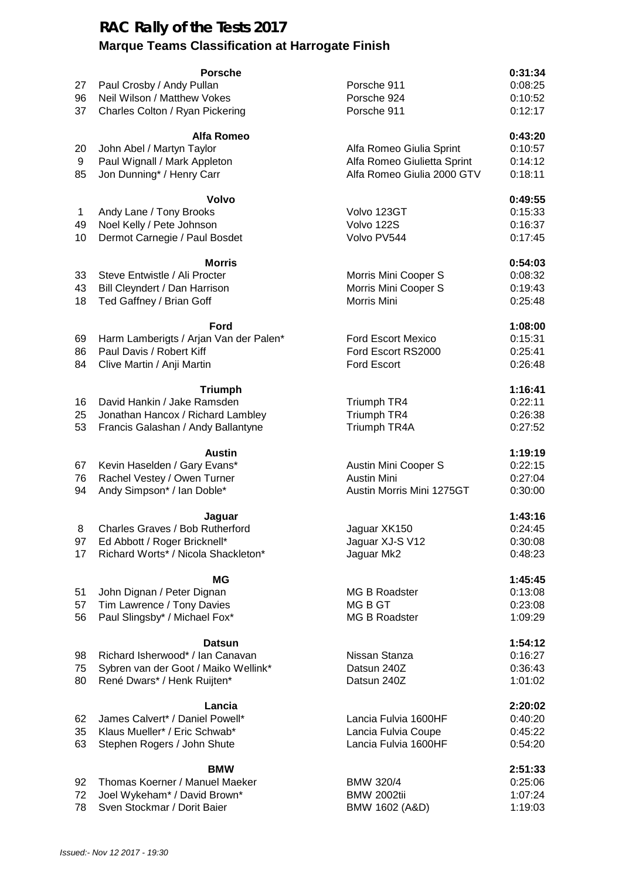# RAC Rally of the Tests 2017

## Marque Teams Classification at Harrogate Finish

| No. | Crew | Car | Time |
|---|---|---|---|
| | **Porsche** | | **0:31:34** |
| 27 | Paul Crosby / Andy Pullan | Porsche 911 | 0:08:25 |
| 96 | Neil Wilson / Matthew Vokes | Porsche 924 | 0:10:52 |
| 37 | Charles Colton / Ryan Pickering | Porsche 911 | 0:12:17 |
| | **Alfa Romeo** | | **0:43:20** |
| 20 | John Abel / Martyn Taylor | Alfa Romeo Giulia Sprint | 0:10:57 |
| 9 | Paul Wignall / Mark Appleton | Alfa Romeo Giulietta Sprint | 0:14:12 |
| 85 | Jon Dunning* / Henry Carr | Alfa Romeo Giulia 2000 GTV | 0:18:11 |
| | **Volvo** | | **0:49:55** |
| 1 | Andy Lane / Tony Brooks | Volvo 123GT | 0:15:33 |
| 49 | Noel Kelly / Pete Johnson | Volvo 122S | 0:16:37 |
| 10 | Dermot Carnegie / Paul Bosdet | Volvo PV544 | 0:17:45 |
| | **Morris** | | **0:54:03** |
| 33 | Steve Entwistle / Ali Procter | Morris Mini Cooper S | 0:08:32 |
| 43 | Bill Cleyndert / Dan Harrison | Morris Mini Cooper S | 0:19:43 |
| 18 | Ted Gaffney / Brian Goff | Morris Mini | 0:25:48 |
| | **Ford** | | **1:08:00** |
| 69 | Harm Lamberigts / Arjan Van der Palen* | Ford Escort Mexico | 0:15:31 |
| 86 | Paul Davis / Robert Kiff | Ford Escort RS2000 | 0:25:41 |
| 84 | Clive Martin / Anji Martin | Ford Escort | 0:26:48 |
| | **Triumph** | | **1:16:41** |
| 16 | David Hankin / Jake Ramsden | Triumph TR4 | 0:22:11 |
| 25 | Jonathan Hancox / Richard Lambley | Triumph TR4 | 0:26:38 |
| 53 | Francis Galashan / Andy Ballantyne | Triumph TR4A | 0:27:52 |
| | **Austin** | | **1:19:19** |
| 67 | Kevin Haselden / Gary Evans* | Austin Mini Cooper S | 0:22:15 |
| 76 | Rachel Vestey / Owen Turner | Austin Mini | 0:27:04 |
| 94 | Andy Simpson* / Ian Doble* | Austin Morris Mini 1275GT | 0:30:00 |
| | **Jaguar** | | **1:43:16** |
| 8 | Charles Graves / Bob Rutherford | Jaguar XK150 | 0:24:45 |
| 97 | Ed Abbott / Roger Bricknell* | Jaguar XJ-S V12 | 0:30:08 |
| 17 | Richard Worts* / Nicola Shackleton* | Jaguar Mk2 | 0:48:23 |
| | **MG** | | **1:45:45** |
| 51 | John Dignan / Peter Dignan | MG B Roadster | 0:13:08 |
| 57 | Tim Lawrence / Tony Davies | MG B GT | 0:23:08 |
| 56 | Paul Slingsby* / Michael Fox* | MG B Roadster | 1:09:29 |
| | **Datsun** | | **1:54:12** |
| 98 | Richard Isherwood* / Ian Canavan | Nissan Stanza | 0:16:27 |
| 75 | Sybren van der Goot / Maiko Wellink* | Datsun 240Z | 0:36:43 |
| 80 | René Dwars* / Henk Ruijten* | Datsun 240Z | 1:01:02 |
| | **Lancia** | | **2:20:02** |
| 62 | James Calvert* / Daniel Powell* | Lancia Fulvia 1600HF | 0:40:20 |
| 35 | Klaus Mueller* / Eric Schwab* | Lancia Fulvia Coupe | 0:45:22 |
| 63 | Stephen Rogers / John Shute | Lancia Fulvia 1600HF | 0:54:20 |
| | **BMW** | | **2:51:33** |
| 92 | Thomas Koerner / Manuel Maeker | BMW 320/4 | 0:25:06 |
| 72 | Joel Wykeham* / David Brown* | BMW 2002tii | 1:07:24 |
| 78 | Sven Stockmar / Dorit Baier | BMW 1602 (A&D) | 1:19:03 |

*Issued:- Nov 12 2017 - 19:30*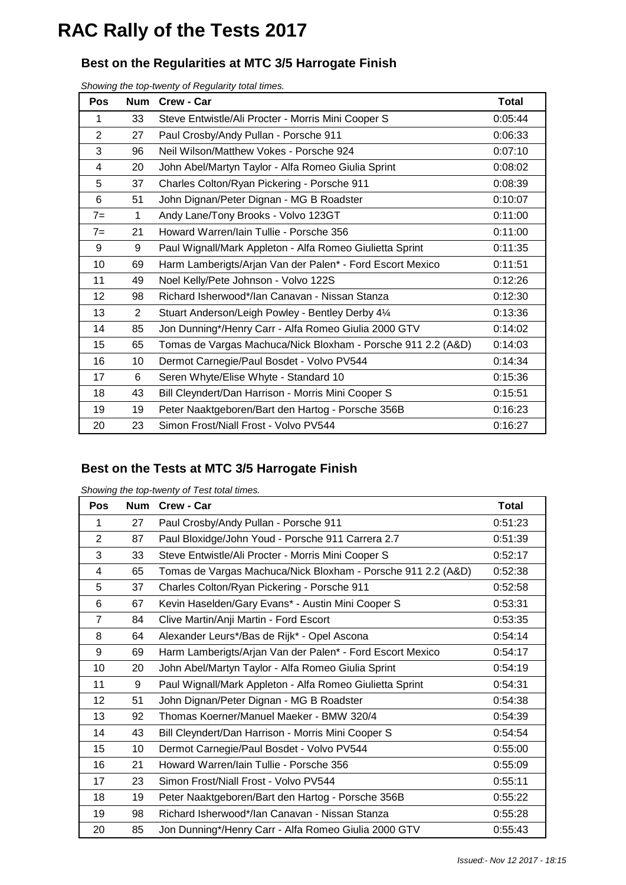# RAC Rally of the Tests 2017

## Best on the Regularities at MTC 3/5 Harrogate Finish

*Showing the top-twenty of Regularity total times.*

| Pos | Num | Crew - Car | Total |
|---|---|---|---|
| 1 | 33 | Steve Entwistle/Ali Procter - Morris Mini Cooper S | 0:05:44 |
| 2 | 27 | Paul Crosby/Andy Pullan - Porsche 911 | 0:06:33 |
| 3 | 96 | Neil Wilson/Matthew Vokes - Porsche 924 | 0:07:10 |
| 4 | 20 | John Abel/Martyn Taylor - Alfa Romeo Giulia Sprint | 0:08:02 |
| 5 | 37 | Charles Colton/Ryan Pickering - Porsche 911 | 0:08:39 |
| 6 | 51 | John Dignan/Peter Dignan - MG B Roadster | 0:10:07 |
| 7= | 1 | Andy Lane/Tony Brooks - Volvo 123GT | 0:11:00 |
| 7= | 21 | Howard Warren/Iain Tullie - Porsche 356 | 0:11:00 |
| 9 | 9 | Paul Wignall/Mark Appleton - Alfa Romeo Giulietta Sprint | 0:11:35 |
| 10 | 69 | Harm Lamberigts/Arjan Van der Palen* - Ford Escort Mexico | 0:11:51 |
| 11 | 49 | Noel Kelly/Pete Johnson - Volvo 122S | 0:12:26 |
| 12 | 98 | Richard Isherwood*/Ian Canavan - Nissan Stanza | 0:12:30 |
| 13 | 2 | Stuart Anderson/Leigh Powley - Bentley Derby 4¼ | 0:13:36 |
| 14 | 85 | Jon Dunning*/Henry Carr - Alfa Romeo Giulia 2000 GTV | 0:14:02 |
| 15 | 65 | Tomas de Vargas Machuca/Nick Bloxham - Porsche 911 2.2 (A&D) | 0:14:03 |
| 16 | 10 | Dermot Carnegie/Paul Bosdet - Volvo PV544 | 0:14:34 |
| 17 | 6 | Seren Whyte/Elise Whyte - Standard 10 | 0:15:36 |
| 18 | 43 | Bill Cleyndert/Dan Harrison - Morris Mini Cooper S | 0:15:51 |
| 19 | 19 | Peter Naaktgeboren/Bart den Hartog - Porsche 356B | 0:16:23 |
| 20 | 23 | Simon Frost/Niall Frost - Volvo PV544 | 0:16:27 |

## Best on the Tests at MTC 3/5 Harrogate Finish

*Showing the top-twenty of Test total times.*

| Pos | Num | Crew - Car | Total |
|---|---|---|---|
| 1 | 27 | Paul Crosby/Andy Pullan - Porsche 911 | 0:51:23 |
| 2 | 87 | Paul Bloxidge/John Youd - Porsche 911 Carrera 2.7 | 0:51:39 |
| 3 | 33 | Steve Entwistle/Ali Procter - Morris Mini Cooper S | 0:52:17 |
| 4 | 65 | Tomas de Vargas Machuca/Nick Bloxham - Porsche 911 2.2 (A&D) | 0:52:38 |
| 5 | 37 | Charles Colton/Ryan Pickering - Porsche 911 | 0:52:58 |
| 6 | 67 | Kevin Haselden/Gary Evans* - Austin Mini Cooper S | 0:53:31 |
| 7 | 84 | Clive Martin/Anji Martin - Ford Escort | 0:53:35 |
| 8 | 64 | Alexander Leurs*/Bas de Rijk* - Opel Ascona | 0:54:14 |
| 9 | 69 | Harm Lamberigts/Arjan Van der Palen* - Ford Escort Mexico | 0:54:17 |
| 10 | 20 | John Abel/Martyn Taylor - Alfa Romeo Giulia Sprint | 0:54:19 |
| 11 | 9 | Paul Wignall/Mark Appleton - Alfa Romeo Giulietta Sprint | 0:54:31 |
| 12 | 51 | John Dignan/Peter Dignan - MG B Roadster | 0:54:38 |
| 13 | 92 | Thomas Koerner/Manuel Maeker - BMW 320/4 | 0:54:39 |
| 14 | 43 | Bill Cleyndert/Dan Harrison - Morris Mini Cooper S | 0:54:54 |
| 15 | 10 | Dermot Carnegie/Paul Bosdet - Volvo PV544 | 0:55:00 |
| 16 | 21 | Howard Warren/Iain Tullie - Porsche 356 | 0:55:09 |
| 17 | 23 | Simon Frost/Niall Frost - Volvo PV544 | 0:55:11 |
| 18 | 19 | Peter Naaktgeboren/Bart den Hartog - Porsche 356B | 0:55:22 |
| 19 | 98 | Richard Isherwood*/Ian Canavan - Nissan Stanza | 0:55:28 |
| 20 | 85 | Jon Dunning*/Henry Carr - Alfa Romeo Giulia 2000 GTV | 0:55:43 |

*Issued:- Nov 12 2017 - 18:15*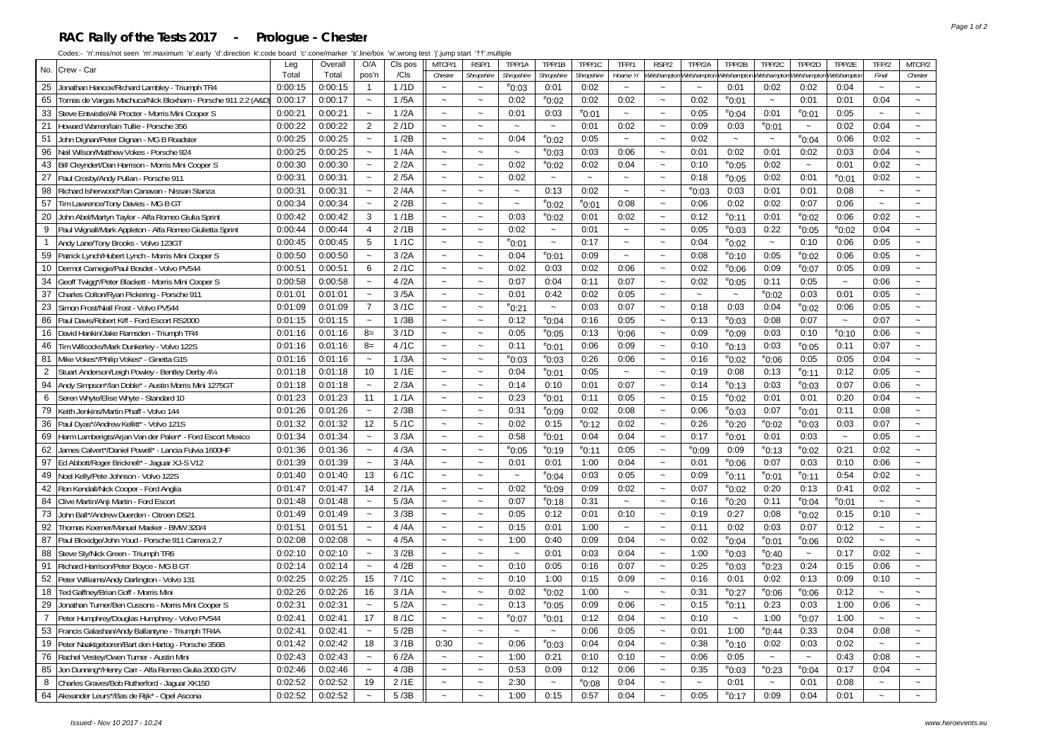# RAC Rally of the Tests 2017 - Prologue - Chester

Codes:- 'n'.miss/not seen 'm'.maximum 'e'.early 'd'.direction 'k'.code board 'c'.cone/marker 's'.line/box 'w'.wrong test 'j'.jump start '†'.multiple

| No. | Crew - Car | Leg Total | Overall Total | O/A pos'n | Cls pos /Cls | MTCP/1 Chester | RSP/1 Shropshire | TPP/1A Shropshire | TPP/1B Shropshire | TPP/1C Shropshire | TFP/1 Hoarse 'n' | RSP/2 Welshampton | TPP/2A Welshampton | TPP/2B Welshampton | TPP/2C Welshampton | TPP/2D Welshampton | TPP/2E Welshampton | TFP/2 Final | MTCP/2 Chester |
|---|---|---|---|---|---|---|---|---|---|---|---|---|---|---|---|---|---|---|---|
| 25 | Jonathan Hancox/Richard Lambley - Triumph TR4 | 0:00:15 | 0:00:15 | 1 | 1 /1D | ~ | ~ | e0:03 | 0:01 | 0:02 | ~ | ~ | ~ | 0:01 | 0:02 | 0:02 | 0:04 | ~ | ~ |
| 65 | Tomas de Vargas Machuca/Nick Bloxham - Porsche 911 2.2 (A&D) | 0:00:17 | 0:00:17 | ~ | 1 /5A | ~ | ~ | 0:02 | e0:02 | 0:02 | 0:02 | ~ | 0:02 | e0:01 | ~ | 0:01 | 0:01 | 0:04 | ~ |
| 33 | Steve Entwistle/Ali Procter - Morris Mini Cooper S | 0:00:21 | 0:00:21 | ~ | 1 /2A | ~ | ~ | 0:01 | 0:03 | e0:01 | ~ | ~ | 0:05 | e0:04 | 0:01 | e0:01 | 0:05 | ~ | ~ |
| 21 | Howard Warren/Iain Tullie - Porsche 356 | 0:00:22 | 0:00:22 | 2 | 2 /1D | ~ | ~ | ~ | ~ | 0:01 | 0:02 | ~ | 0:09 | 0:03 | e0:01 | ~ | 0:02 | 0:04 | ~ |
| 51 | John Dignan/Peter Dignan - MG B Roadster | 0:00:25 | 0:00:25 | ~ | 1 /2B | ~ | ~ | 0:04 | e0:02 | 0:05 | ~ | ~ | 0:02 | ~ | ~ | e0:04 | 0:06 | 0:02 | ~ |
| 96 | Neil Wilson/Matthew Vokes - Porsche 924 | 0:00:25 | 0:00:25 | ~ | 1 /4A | ~ | ~ | ~ | e0:03 | 0:03 | 0:06 | ~ | 0:01 | 0:02 | 0:01 | 0:02 | 0:03 | 0:04 | ~ |
| 43 | Bill Cleyndert/Dan Harrison - Morris Mini Cooper S | 0:00:30 | 0:00:30 | ~ | 2 /2A | ~ | ~ | 0:02 | e0:02 | 0:02 | 0:04 | ~ | 0:10 | e0:05 | 0:02 | ~ | 0:01 | 0:02 | ~ |
| 27 | Paul Crosby/Andy Pullan - Porsche 911 | 0:00:31 | 0:00:31 | ~ | 2 /5A | ~ | ~ | 0:02 | ~ | ~ | ~ | ~ | 0:18 | e0:05 | 0:02 | 0:01 | e0:01 | 0:02 | ~ |
| 98 | Richard Isherwood*/Ian Canavan - Nissan Stanza | 0:00:31 | 0:00:31 | ~ | 2 /4A | ~ | ~ | ~ | 0:13 | 0:02 | ~ | ~ | e0:03 | 0:03 | 0:01 | 0:01 | 0:08 | ~ | ~ |
| 57 | Tim Lawrence/Tony Davies - MG B GT | 0:00:34 | 0:00:34 | ~ | 2 /2B | ~ | ~ | ~ | e0:02 | e0:01 | 0:08 | ~ | 0:06 | 0:02 | 0:02 | 0:07 | 0:06 | ~ | ~ |
| 20 | John Abel/Martyn Taylor - Alfa Romeo Giulia Sprint | 0:00:42 | 0:00:42 | 3 | 1 /1B | ~ | ~ | 0:03 | e0:02 | 0:01 | 0:02 | ~ | 0:12 | e0:11 | 0:01 | e0:02 | 0:06 | 0:02 | ~ |
| 9 | Paul Wignall/Mark Appleton - Alfa Romeo Giulietta Sprint | 0:00:44 | 0:00:44 | 4 | 2 /1B | ~ | ~ | 0:02 | ~ | 0:01 | ~ | ~ | 0:05 | e0:03 | 0:22 | e0:05 | e0:02 | 0:04 | ~ |
| 1 | Andy Lane/Tony Brooks - Volvo 123GT | 0:00:45 | 0:00:45 | 5 | 1 /1C | ~ | ~ | e0:01 | ~ | 0:17 | ~ | ~ | 0:04 | e0:02 | ~ | 0:10 | 0:06 | 0:05 | ~ |
| 59 | Patrick Lynch/Hubert Lynch - Morris Mini Cooper S | 0:00:50 | 0:00:50 | ~ | 3 /2A | ~ | ~ | 0:04 | e0:01 | 0:09 | ~ | ~ | 0:08 | e0:10 | 0:05 | e0:02 | 0:06 | 0:05 | ~ |
| 10 | Dermot Carnegie/Paul Bosdet - Volvo PV544 | 0:00:51 | 0:00:51 | 6 | 2 /1C | ~ | ~ | 0:02 | 0:03 | 0:02 | 0:06 | ~ | 0:02 | e0:06 | 0:09 | e0:07 | 0:05 | 0:09 | ~ |
| 34 | Geoff Twigg*/Peter Blackett - Morris Mini Cooper S | 0:00:58 | 0:00:58 | ~ | 4 /2A | ~ | ~ | 0:07 | 0:04 | 0:11 | 0:07 | ~ | 0:02 | e0:05 | 0:11 | 0:05 | ~ | 0:06 | ~ |
| 37 | Charles Colton/Ryan Pickering - Porsche 911 | 0:01:01 | 0:01:01 | ~ | 3 /5A | ~ | ~ | 0:01 | 0:42 | 0:02 | 0:05 | ~ | ~ | ~ | e0:02 | 0:03 | 0:01 | 0:05 | ~ |
| 23 | Simon Frost/Niall Frost - Volvo PV544 | 0:01:09 | 0:01:09 | 7 | 3 /1C | ~ | ~ | e0:21 | ~ | 0:03 | 0:07 | ~ | 0:18 | 0:03 | 0:04 | e0:02 | 0:06 | 0:05 | ~ |
| 86 | Paul Davis/Robert Kiff - Ford Escort RS2000 | 0:01:15 | 0:01:15 | ~ | 1 /3B | ~ | ~ | 0:12 | e0:04 | 0:16 | 0:05 | ~ | 0:13 | e0:03 | 0:08 | 0:07 | ~ | 0:07 | ~ |
| 16 | David Hankin/Jake Ramsden - Triumph TR4 | 0:01:16 | 0:01:16 | 8= | 3 /1D | ~ | ~ | 0:05 | e0:05 | 0:13 | j0:06 | ~ | 0:09 | e0:09 | 0:03 | 0:10 | e0:10 | 0:06 | ~ |
| 46 | Tim Willcocks/Mark Dunkerley - Volvo 122S | 0:01:16 | 0:01:16 | 8= | 4 /1C | ~ | ~ | 0:11 | e0:01 | 0:06 | 0:09 | ~ | 0:10 | e0:13 | 0:03 | e0:05 | 0:11 | 0:07 | ~ |
| 81 | Mike Vokes*/Philip Vokes* - Ginetta G15 | 0:01:16 | 0:01:16 | ~ | 1 /3A | ~ | ~ | e0:03 | e0:03 | 0:26 | 0:06 | ~ | 0:16 | e0:02 | e0:06 | 0:05 | 0:05 | 0:04 | ~ |
| 2 | Stuart Anderson/Leigh Powley - Bentley Derby 4¼ | 0:01:18 | 0:01:18 | 10 | 1 /1E | ~ | ~ | 0:04 | e0:01 | 0:05 | ~ | ~ | 0:19 | 0:08 | 0:13 | e0:11 | 0:12 | 0:05 | ~ |
| 94 | Andy Simpson*/Ian Doble* - Austin Morris Mini 1275GT | 0:01:18 | 0:01:18 | ~ | 2 /3A | ~ | ~ | 0:14 | 0:10 | 0:01 | 0:07 | ~ | 0:14 | e0:13 | 0:03 | e0:03 | 0:07 | 0:06 | ~ |
| 6 | Seren Whyte/Elise Whyte - Standard 10 | 0:01:23 | 0:01:23 | 11 | 1 /1A | ~ | ~ | 0:23 | e0:01 | 0:11 | 0:05 | ~ | 0:15 | e0:02 | 0:01 | 0:01 | 0:20 | 0:04 | ~ |
| 79 | Keith Jenkins/Martin Phaff - Volvo 144 | 0:01:26 | 0:01:26 | ~ | 2 /3B | ~ | ~ | 0:31 | e0:09 | 0:02 | 0:08 | ~ | 0:06 | e0:03 | 0:07 | e0:01 | 0:11 | 0:08 | ~ |
| 36 | Paul Dyas*/Andrew Kellitt* - Volvo 121S | 0:01:32 | 0:01:32 | 12 | 5 /1C | ~ | ~ | 0:02 | 0:15 | e0:12 | 0:02 | ~ | 0:26 | e0:20 | e0:02 | e0:03 | 0:03 | 0:07 | ~ |
| 69 | Harm Lamberigts/Arjan Van der Palen* - Ford Escort Mexico | 0:01:34 | 0:01:34 | ~ | 3 /3A | ~ | ~ | 0:58 | e0:01 | 0:04 | 0:04 | ~ | 0:17 | e0:01 | 0:01 | 0:03 | ~ | 0:05 | ~ |
| 62 | James Calvert*/Daniel Powell* - Lancia Fulvia 1600HF | 0:01:36 | 0:01:36 | ~ | 4 /3A | ~ | ~ | e0:05 | e0:19 | e0:11 | 0:05 | ~ | e0:09 | 0:09 | e0:13 | e0:02 | 0:21 | 0:02 | ~ |
| 97 | Ed Abbott/Roger Bricknell* - Jaguar XJ-S V12 | 0:01:39 | 0:01:39 | ~ | 3 /4A | ~ | ~ | 0:01 | 0:01 | 1:00 | 0:04 | ~ | 0:01 | e0:06 | 0:07 | 0:03 | 0:10 | 0:06 | ~ |
| 49 | Noel Kelly/Pete Johnson - Volvo 122S | 0:01:40 | 0:01:40 | 13 | 6 /1C | ~ | ~ | ~ | e0:04 | 0:03 | 0:05 | ~ | 0:09 | e0:11 | e0:01 | e0:11 | 0:54 | 0:02 | ~ |
| 42 | Ron Kendall/Nick Cooper - Ford Anglia | 0:01:47 | 0:01:47 | 14 | 2 /1A | ~ | ~ | 0:02 | e0:09 | 0:09 | 0:02 | ~ | 0:07 | e0:02 | 0:20 | 0:13 | 0:41 | 0:02 | ~ |
| 84 | Clive Martin/Anji Martin - Ford Escort | 0:01:48 | 0:01:48 | ~ | 5 /3A | ~ | ~ | 0:07 | e0:18 | 0:31 | ~ | ~ | 0:16 | e0:20 | 0:11 | e0:04 | e0:01 | ~ | ~ |
| 73 | John Ball*/Andrew Duerden - Citroen DS21 | 0:01:49 | 0:01:49 | ~ | 3 /3B | ~ | ~ | 0:05 | 0:12 | 0:01 | 0:10 | ~ | 0:19 | 0:27 | 0:08 | e0:02 | 0:15 | 0:10 | ~ |
| 92 | Thomas Koerner/Manuel Maeker - BMW 320/4 | 0:01:51 | 0:01:51 | ~ | 4 /4A | ~ | ~ | 0:15 | 0:01 | 1:00 | ~ | ~ | 0:11 | 0:02 | 0:03 | 0:07 | 0:12 | ~ | ~ |
| 87 | Paul Bloxidge/John Youd - Porsche 911 Carrera 2.7 | 0:02:08 | 0:02:08 | ~ | 4 /5A | ~ | ~ | 1:00 | 0:40 | 0:09 | 0:04 | ~ | 0:02 | e0:04 | e0:01 | e0:06 | 0:02 | ~ | ~ |
| 88 | Steve Sly/Nick Green - Triumph TR6 | 0:02:10 | 0:02:10 | ~ | 3 /2B | ~ | ~ | ~ | 0:01 | 0:03 | 0:04 | ~ | 1:00 | e0:03 | e0:40 | ~ | 0:17 | 0:02 | ~ |
| 91 | Richard Harrison/Peter Boyce - MG B GT | 0:02:14 | 0:02:14 | ~ | 4 /2B | ~ | ~ | 0:10 | 0:05 | 0:16 | 0:07 | ~ | 0:25 | e0:03 | e0:23 | 0:24 | 0:15 | 0:06 | ~ |
| 52 | Peter Williams/Andy Darlington - Volvo 131 | 0:02:25 | 0:02:25 | 15 | 7 /1C | ~ | ~ | 0:10 | 1:00 | 0:15 | 0:09 | ~ | 0:16 | 0:01 | 0:02 | 0:13 | 0:09 | 0:10 | ~ |
| 18 | Ted Gaffney/Brian Goff - Morris Mini | 0:02:26 | 0:02:26 | 16 | 3 /1A | ~ | ~ | 0:02 | e0:02 | 1:00 | ~ | ~ | 0:31 | e0:27 | e0:06 | e0:06 | 0:12 | ~ | ~ |
| 29 | Jonathan Turner/Ben Cussons - Morris Mini Cooper S | 0:02:31 | 0:02:31 | ~ | 5 /2A | ~ | ~ | 0:13 | e0:05 | 0:09 | 0:06 | ~ | 0:15 | e0:11 | 0:23 | 0:03 | 1:00 | 0:06 | ~ |
| 7 | Peter Humphrey/Douglas Humphrey - Volvo PV544 | 0:02:41 | 0:02:41 | 17 | 8 /1C | ~ | ~ | e0:07 | e0:01 | 0:12 | 0:04 | ~ | 0:10 | ~ | 1:00 | e0:07 | 1:00 | ~ | ~ |
| 53 | Francis Galashan/Andy Ballantyne - Triumph TR4A | 0:02:41 | 0:02:41 | ~ | 5 /2B | ~ | ~ | ~ | ~ | 0:06 | 0:05 | ~ | 0:01 | 1:00 | e0:44 | 0:33 | 0:04 | 0:08 | ~ |
| 19 | Peter Naaktgeboren/Bart den Hartog - Porsche 356B | 0:01:42 | 0:02:42 | 18 | 3 /1B | 0:30 | ~ | 0:06 | e0:03 | 0:04 | 0:04 | ~ | 0:38 | e0:10 | 0:02 | 0:03 | 0:02 | ~ | ~ |
| 76 | Rachel Vestey/Owen Turner - Austin Mini | 0:02:43 | 0:02:43 | ~ | 6 /2A | ~ | ~ | 1:00 | 0:21 | 0:10 | 0:10 | ~ | 0:06 | 0:05 | ~ | ~ | 0:43 | 0:08 | ~ |
| 85 | Jon Dunning*/Henry Carr - Alfa Romeo Giulia 2000 GTV | 0:02:46 | 0:02:46 | ~ | 4 /3B | ~ | ~ | 0:53 | 0:09 | 0:12 | 0:06 | ~ | 0:35 | e0:03 | e0:23 | e0:04 | 0:17 | 0:04 | ~ |
| 8 | Charles Graves/Bob Rutherford - Jaguar XK150 | 0:02:52 | 0:02:52 | 19 | 2 /1E | ~ | ~ | 2:30 | ~ | e0:08 | 0:04 | ~ | ~ | 0:01 | ~ | 0:01 | 0:08 | ~ | ~ |
| 64 | Alexander Leurs*/Bas de Rijk* - Opel Ascona | 0:02:52 | 0:02:52 | ~ | 5 /3B | ~ | ~ | 1:00 | 0:15 | 0:57 | 0:04 | ~ | 0:05 | e0:17 | 0:09 | 0:04 | 0:01 | ~ | ~ |

Issued:- Nov 10 2017 - 10:24

www.heroevents.eu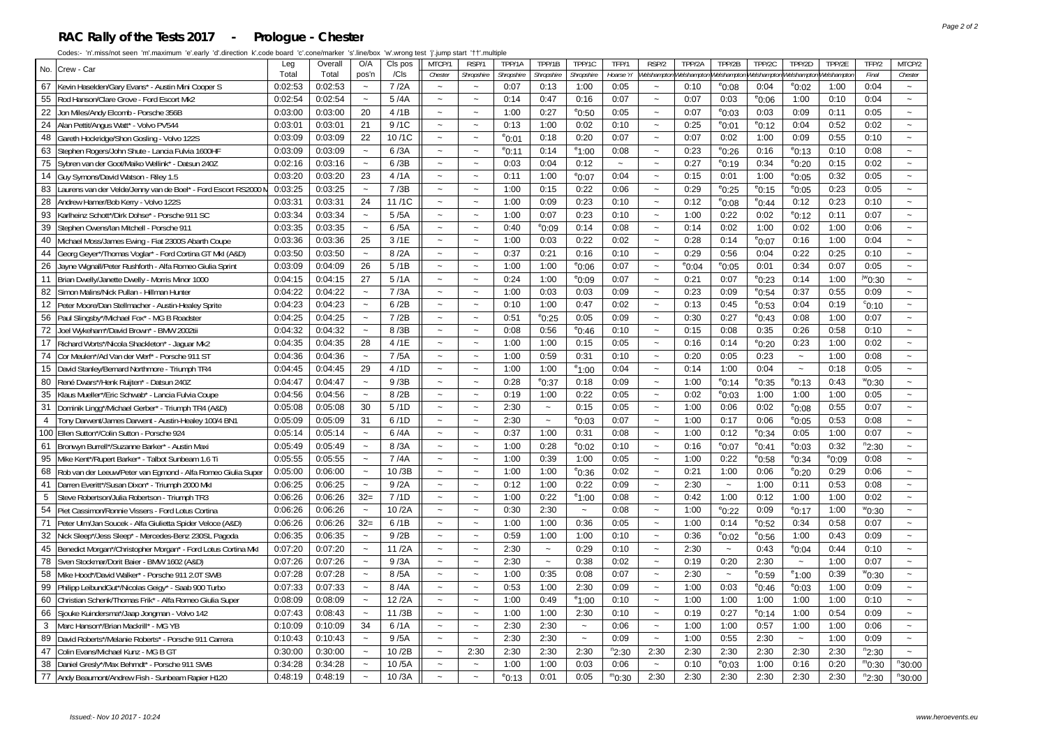# RAC Rally of the Tests 2017 - Prologue - Chester

Codes:- 'n'.miss/not seen 'm'.maximum 'e'.early 'd'.direction 'k'.code board 'c'.cone/marker 's'.line/box 'w'.wrong test 'j'.jump start '††'.multiple

| No. | Crew - Car | Leg Total | Overall Total | O/A pos'n | Cls pos /Cls | MTCP/1 | RSP/1 | TPP/1A | TPP/1B | TPP/1C | TFP/1 | RSP/2 | TPP/2A | TPP/2B | TPP/2C | TPP/2D | TPP/2E | TFP/2 | MTCP/2 |
|---|---|---|---|---|---|---|---|---|---|---|---|---|---|---|---|---|---|---|---|
| | | | | | | Chester | Shropshire | Shropshire | Shropshire | Shropshire | Hoarse 'n' | Welshampton | Welshampton | Welshampton | Welshampton | Welshampton | Welshampton | Final | Chester |
| 67 | Kevin Haselden/Gary Evans* - Austin Mini Cooper S | 0:02:53 | 0:02:53 | ~ | 7 /2A | ~ | ~ | 0:07 | 0:13 | 1:00 | 0:05 | ~ | 0:10 | e0:08 | 0:04 | e0:02 | 1:00 | 0:04 | ~ |
| 55 | Rod Hanson/Clare Grove - Ford Escort Mk2 | 0:02:54 | 0:02:54 | ~ | 5 /4A | ~ | ~ | 0:14 | 0:47 | 0:16 | 0:07 | ~ | 0:07 | 0:03 | e0:06 | 1:00 | 0:10 | 0:04 | ~ |
| 22 | Jon Miles/Andy Elcomb - Porsche 356B | 0:03:00 | 0:03:00 | 20 | 4 /1B | ~ | ~ | 1:00 | 0:27 | e0:50 | 0:05 | ~ | 0:07 | e0:03 | 0:03 | 0:09 | 0:11 | 0:05 | ~ |
| 24 | Alan Pettit/Angus Watt* - Volvo PV544 | 0:03:01 | 0:03:01 | 21 | 9 /1C | ~ | ~ | 0:13 | 1:00 | 0:02 | 0:10 | ~ | 0:25 | e0:01 | e0:12 | 0:04 | 0:52 | 0:02 | ~ |
| 48 | Gareth Hockridge/Shon Gosling - Volvo 122S | 0:03:09 | 0:03:09 | 22 | 10 /1C | ~ | ~ | e0:01 | 0:18 | 0:20 | 0:07 | ~ | 0:07 | 0:02 | 1:00 | 0:09 | 0:55 | 0:10 | ~ |
| 63 | Stephen Rogers/John Shute - Lancia Fulvia 1600HF | 0:03:09 | 0:03:09 | ~ | 6 /3A | ~ | ~ | e0:11 | 0:14 | e1:00 | 0:08 | ~ | 0:23 | e0:26 | 0:16 | e0:13 | 0:10 | 0:08 | ~ |
| 75 | Sybren van der Goot/Maiko Wellink* - Datsun 240Z | 0:02:16 | 0:03:16 | ~ | 6 /3B | ~ | ~ | 0:03 | 0:04 | 0:12 | ~ | ~ | 0:27 | e0:19 | 0:34 | e0:20 | 0:15 | 0:02 | ~ |
| 14 | Guy Symons/David Watson - Riley 1.5 | 0:03:20 | 0:03:20 | 23 | 4 /1A | ~ | ~ | 0:11 | 1:00 | e0:07 | 0:04 | ~ | 0:15 | 0:01 | 1:00 | e0:05 | 0:32 | 0:05 | ~ |
| 83 | Laurens van der Velde/Jenny van de Boel* - Ford Escort RS2000 M | 0:03:25 | 0:03:25 | ~ | 7 /3B | ~ | ~ | 1:00 | 0:15 | 0:22 | 0:06 | ~ | 0:29 | e0:25 | e0:15 | e0:05 | 0:23 | 0:05 | ~ |
| 28 | Andrew Hamer/Bob Kerry - Volvo 122S | 0:03:31 | 0:03:31 | 24 | 11 /1C | ~ | ~ | 1:00 | 0:09 | 0:23 | 0:10 | ~ | 0:12 | e0:08 | e0:44 | 0:12 | 0:23 | 0:10 | ~ |
| 93 | Karlheinz Schott*/Dirk Dohse* - Porsche 911 SC | 0:03:34 | 0:03:34 | ~ | 5 /5A | ~ | ~ | 1:00 | 0:07 | 0:23 | 0:10 | ~ | 1:00 | 0:22 | 0:02 | e0:12 | 0:11 | 0:07 | ~ |
| 39 | Stephen Owens/Ian Mitchell - Porsche 911 | 0:03:35 | 0:03:35 | ~ | 6 /5A | ~ | ~ | 0:40 | e0:09 | 0:14 | 0:08 | ~ | 0:14 | 0:02 | 1:00 | 0:02 | 1:00 | 0:06 | ~ |
| 40 | Michael Moss/James Ewing - Fiat 2300S Abarth Coupe | 0:03:36 | 0:03:36 | 25 | 3 /1E | ~ | ~ | 1:00 | 0:03 | 0:22 | 0:02 | ~ | 0:28 | 0:14 | e0:07 | 0:16 | 1:00 | 0:04 | ~ |
| 44 | Georg Geyer*/Thomas Voglar* - Ford Cortina GT MkI (A&D) | 0:03:50 | 0:03:50 | ~ | 8 /2A | ~ | ~ | 0:37 | 0:21 | 0:16 | 0:10 | ~ | 0:29 | 0:56 | 0:04 | 0:22 | 0:25 | 0:10 | ~ |
| 26 | Jayne Wignall/Peter Rushforth - Alfa Romeo Giulia Sprint | 0:03:09 | 0:04:09 | 26 | 5 /1B | ~ | ~ | 1:00 | 1:00 | e0:06 | 0:07 | ~ | e0:04 | e0:05 | 0:01 | 0:34 | 0:07 | 0:05 | ~ |
| 11 | Brian Dwelly/Janette Dwelly - Morris Minor 1000 | 0:04:15 | 0:04:15 | 27 | 5 /1A | ~ | ~ | 0:24 | 1:00 | e0:09 | 0:07 | ~ | 0:21 | 0:07 | e0:23 | 0:14 | 1:00 | jw0:30 | ~ |
| 82 | Simon Malins/Nick Pullan - Hillman Hunter | 0:04:22 | 0:04:22 | ~ | 7 /3A | ~ | ~ | 1:00 | 0:03 | 0:03 | 0:09 | ~ | 0:23 | 0:09 | e0:54 | 0:37 | 0:55 | 0:09 | ~ |
| 12 | Peter Moore/Dan Stellmacher - Austin-Healey Sprite | 0:04:23 | 0:04:23 | ~ | 6 /2B | ~ | ~ | 0:10 | 1:00 | 0:47 | 0:02 | ~ | 0:13 | 0:45 | e0:53 | 0:04 | 0:19 | c0:10 | ~ |
| 56 | Paul Slingsby*/Michael Fox* - MG B Roadster | 0:04:25 | 0:04:25 | ~ | 7 /2B | ~ | ~ | 0:51 | e0:25 | 0:05 | 0:09 | ~ | 0:30 | 0:27 | e0:43 | 0:08 | 1:00 | 0:07 | ~ |
| 72 | Joel Wykeham*/David Brown* - BMW 2002tii | 0:04:32 | 0:04:32 | ~ | 8 /3B | ~ | ~ | 0:08 | 0:56 | e0:46 | 0:10 | ~ | 0:15 | 0:08 | 0:35 | 0:26 | 0:58 | 0:10 | ~ |
| 17 | Richard Worts*/Nicola Shackleton* - Jaguar Mk2 | 0:04:35 | 0:04:35 | 28 | 4 /1E | ~ | ~ | 1:00 | 1:00 | 0:15 | 0:05 | ~ | 0:16 | 0:14 | e0:20 | 0:23 | 1:00 | 0:02 | ~ |
| 74 | Cor Meulen*/Ad Van der Werf* - Porsche 911 ST | 0:04:36 | 0:04:36 | ~ | 7 /5A | ~ | ~ | 1:00 | 0:59 | 0:31 | 0:10 | ~ | 0:20 | 0:05 | 0:23 | ~ | 1:00 | 0:08 | ~ |
| 15 | David Stanley/Bernard Northmore - Triumph TR4 | 0:04:45 | 0:04:45 | 29 | 4 /1D | ~ | ~ | 1:00 | 1:00 | e1:00 | 0:04 | ~ | 0:14 | 1:00 | 0:04 | ~ | 0:18 | 0:05 | ~ |
| 80 | René Dwars*/Henk Ruijten* - Datsun 240Z | 0:04:47 | 0:04:47 | ~ | 9 /3B | ~ | ~ | 0:28 | e0:37 | 0:18 | 0:09 | ~ | 1:00 | e0:14 | e0:35 | e0:13 | 0:43 | w0:30 | ~ |
| 35 | Klaus Mueller*/Eric Schwab* - Lancia Fulvia Coupe | 0:04:56 | 0:04:56 | ~ | 8 /2B | ~ | ~ | 0:19 | 1:00 | 0:22 | 0:05 | ~ | 0:02 | e0:03 | 1:00 | 1:00 | 1:00 | 0:05 | ~ |
| 31 | Dominik Lingg*/Michael Gerber* - Triumph TR4 (A&D) | 0:05:08 | 0:05:08 | 30 | 5 /1D | ~ | ~ | 2:30 | ~ | 0:15 | 0:05 | ~ | 1:00 | 0:06 | 0:02 | e0:08 | 0:55 | 0:07 | ~ |
| 4 | Tony Darwent/James Darwent - Austin-Healey 100/4 BN1 | 0:05:09 | 0:05:09 | 31 | 6 /1D | ~ | ~ | 2:30 | ~ | e0:03 | 0:07 | ~ | 1:00 | 0:17 | 0:06 | e0:05 | 0:53 | 0:08 | ~ |
| 100 | Ellen Sutton*/Colin Sutton - Porsche 924 | 0:05:14 | 0:05:14 | ~ | 6 /4A | ~ | ~ | 0:37 | 1:00 | 0:31 | 0:08 | ~ | 1:00 | 0:12 | e0:34 | 0:05 | 1:00 | 0:07 | ~ |
| 61 | Bronwyn Burrell*/Suzanne Barker* - Austin Maxi | 0:05:49 | 0:05:49 | ~ | 8 /3A | ~ | ~ | 1:00 | 0:28 | e0:02 | 0:10 | ~ | 0:16 | e0:07 | e0:41 | e0:03 | 0:32 | n2:30 | ~ |
| 95 | Mike Kent*/Rupert Barker* - Talbot Sunbeam 1.6 Ti | 0:05:55 | 0:05:55 | ~ | 7 /4A | ~ | ~ | 1:00 | 0:39 | 1:00 | 0:05 | ~ | 1:00 | 0:22 | e0:58 | e0:34 | e0:09 | 0:08 | ~ |
| 68 | Rob van der Leeuw/Peter van Egmond - Alfa Romeo Giulia Super | 0:05:00 | 0:06:00 | ~ | 10 /3B | ~ | ~ | 1:00 | 1:00 | e0:36 | 0:02 | ~ | 0:21 | 1:00 | 0:06 | e0:20 | 0:29 | 0:06 | ~ |
| 41 | Darren Everitt*/Susan Dixon* - Triumph 2000 MkI | 0:06:25 | 0:06:25 | ~ | 9 /2A | ~ | ~ | 0:12 | 1:00 | 0:22 | 0:09 | ~ | 2:30 | ~ | 1:00 | 0:11 | 0:53 | 0:08 | ~ |
| 5 | Steve Robertson/Julia Robertson - Triumph TR3 | 0:06:26 | 0:06:26 | 32= | 7 /1D | ~ | ~ | 1:00 | 0:22 | e1:00 | 0:08 | ~ | 0:42 | 1:00 | 0:12 | 1:00 | 1:00 | 0:02 | ~ |
| 54 | Piet Cassimon/Ronnie Vissers - Ford Lotus Cortina | 0:06:26 | 0:06:26 | ~ | 10 /2A | ~ | ~ | 0:30 | 2:30 | ~ | 0:08 | ~ | 1:00 | e0:22 | 0:09 | e0:17 | 1:00 | w0:30 | ~ |
| 71 | Peter Ulm/Jan Soucek - Alfa Giulietta Spider Veloce (A&D) | 0:06:26 | 0:06:26 | 32= | 6 /1B | ~ | ~ | 1:00 | 1:00 | 0:36 | 0:05 | ~ | 1:00 | 0:14 | e0:52 | 0:34 | 0:58 | 0:07 | ~ |
| 32 | Nick Sleep*/Jess Sleep* - Mercedes-Benz 230SL Pagoda | 0:06:35 | 0:06:35 | ~ | 9 /2B | ~ | ~ | 0:59 | 1:00 | 1:00 | 0:10 | ~ | 0:36 | e0:02 | e0:56 | 1:00 | 0:43 | 0:09 | ~ |
| 45 | Benedict Morgan*/Christopher Morgan* - Ford Lotus Cortina MkI | 0:07:20 | 0:07:20 | ~ | 11 /2A | ~ | ~ | 2:30 | ~ | 0:29 | 0:10 | ~ | 2:30 | ~ | 0:43 | e0:04 | 0:44 | 0:10 | ~ |
| 78 | Sven Stockmar/Dorit Baier - BMW 1602 (A&D) | 0:07:26 | 0:07:26 | ~ | 9 /3A | ~ | ~ | 2:30 | ~ | 0:38 | 0:02 | ~ | 0:19 | 0:20 | 2:30 | ~ | 1:00 | 0:07 | ~ |
| 58 | Mike Hood*/David Walker* - Porsche 911 2.0T SWB | 0:07:28 | 0:07:28 | ~ | 8 /5A | ~ | ~ | 1:00 | 0:35 | 0:08 | 0:07 | ~ | 2:30 | ~ | e0:59 | e1:00 | 0:39 | w0:30 | ~ |
| 99 | Philipp LeibundGut*/Nicolas Geigy* - Saab 900 Turbo | 0:07:33 | 0:07:33 | ~ | 8 /4A | ~ | ~ | 0:53 | 1:00 | 2:30 | 0:09 | ~ | 1:00 | 0:03 | e0:46 | e0:03 | 1:00 | 0:09 | ~ |
| 60 | Christian Schenk/Thomas Frik* - Alfa Romeo Giulia Super | 0:08:09 | 0:08:09 | ~ | 12 /2A | ~ | ~ | 1:00 | 0:49 | e1:00 | 0:10 | ~ | 1:00 | 1:00 | 1:00 | 1:00 | 1:00 | 0:10 | ~ |
| 66 | Sjouke Kuindersma*/Jaap Jongman - Volvo 142 | 0:07:43 | 0:08:43 | ~ | 11 /3B | ~ | ~ | 1:00 | 1:00 | 2:30 | 0:10 | ~ | 0:19 | 0:27 | e0:14 | 1:00 | 0:54 | 0:09 | ~ |
| 3 | Marc Hanson*/Brian Mackrill* - MG YB | 0:10:09 | 0:10:09 | 34 | 6 /1A | ~ | ~ | 2:30 | 2:30 | ~ | 0:06 | ~ | 1:00 | 1:00 | 0:57 | 1:00 | 1:00 | 0:06 | ~ |
| 89 | David Roberts*/Melanie Roberts* - Porsche 911 Carrera | 0:10:43 | 0:10:43 | ~ | 9 /5A | ~ | ~ | 2:30 | 2:30 | ~ | 0:09 | ~ | 1:00 | 0:55 | 2:30 | ~ | 1:00 | 0:09 | ~ |
| 47 | Colin Evans/Michael Kunz - MG B GT | 0:30:00 | 0:30:00 | ~ | 10 /2B | ~ | 2:30 | 2:30 | 2:30 | 2:30 | n2:30 | 2:30 | 2:30 | 2:30 | 2:30 | 2:30 | 2:30 | n2:30 | ~ |
| 38 | Daniel Gresly*/Max Behmdt* - Porsche 911 SWB | 0:34:28 | 0:34:28 | ~ | 10 /5A | ~ | ~ | 1:00 | 1:00 | 0:03 | 0:06 | ~ | 0:10 | e0:03 | 1:00 | 0:16 | 0:20 | m0:30 | n30:00 |
| 77 | Andy Beaumont/Andrew Fish - Sunbeam Rapier H120 | 0:48:19 | 0:48:19 | ~ | 10 /3A | ~ | ~ | e0:13 | 0:01 | 0:05 | m0:30 | 2:30 | 2:30 | 2:30 | 2:30 | 2:30 | 2:30 | n2:30 | n30:00 |

Issued:- Nov 10 2017 - 10:24

www.heroevents.eu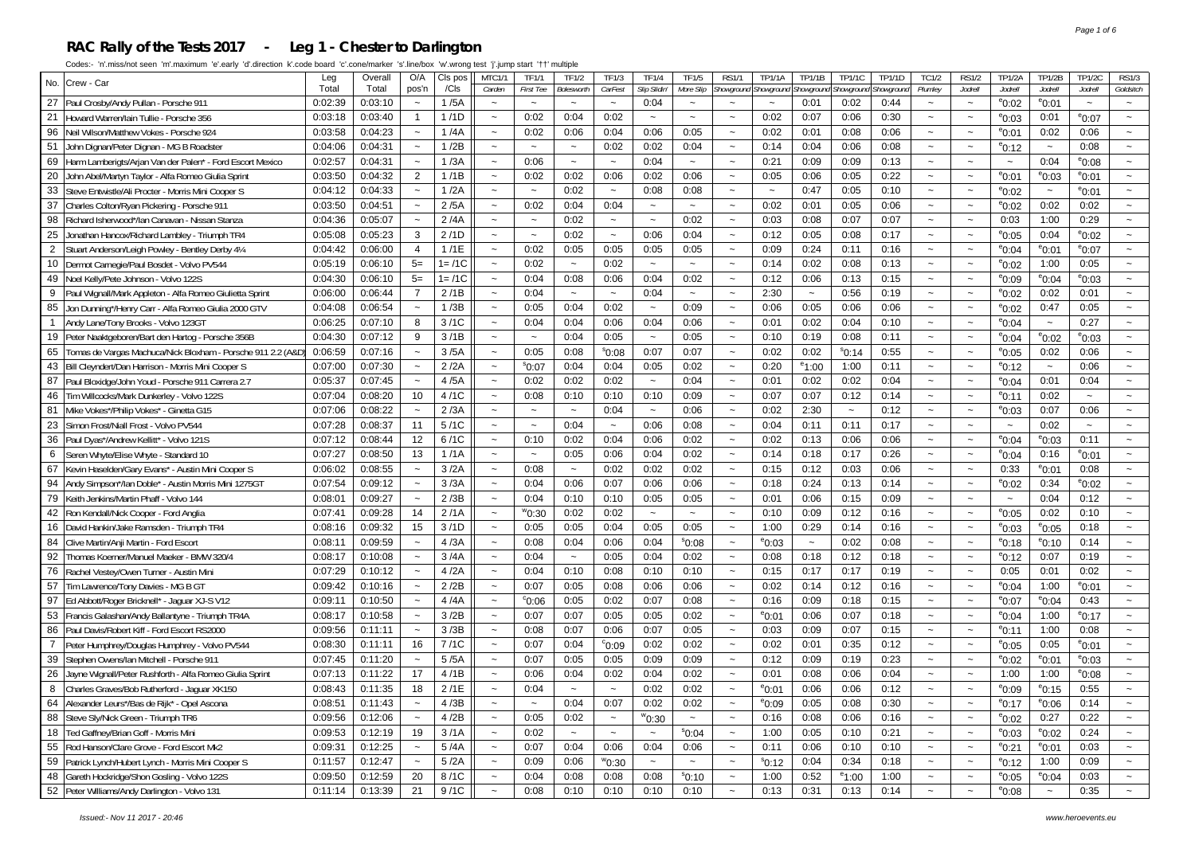# RAC Rally of the Tests 2017 - Leg 1 - Chester to Darlington

Codes:- 'n'.miss/not seen 'm'.maximum 'e'.early 'd'.direction k'.code board 'c'.cone/marker 's'.line/box 'w'.wrong test 'j'.jump start '†† multiple

| No. | Crew - Car | Leg Total | Overall Total | O/A pos'n | Cls pos /Cls | MTC1/1 Carden | TF1/1 First Tee | TF1/2 Bolesworth | TF1/3 CarFest | TF1/4 Slip Slidin' | TF1/5 More Slip | RS1/1 Showground | TP1/1A Showground | TP1/1B Showground | TP1/1C Showground | TP1/1D Showground | TC1/2 Plumley | RS1/2 Jodrell | TP1/2A Jodrell | TP1/2B Jodrell | TP1/2C Jodrell | RS1/3 Goldstitch |
|---|---|---|---|---|---|---|---|---|---|---|---|---|---|---|---|---|---|---|---|---|---|---|
| 27 | Paul Crosby/Andy Pullan - Porsche 911 | 0:02:39 | 0:03:10 | ~ | 1 /5A | ~ | ~ | ~ | ~ | 0:04 | ~ | ~ | ~ | 0:01 | 0:02 | 0:44 | ~ | ~ | e0:02 | e0:01 | ~ | ~ |
| 21 | Howard Warren/Iain Tullie - Porsche 356 | 0:03:18 | 0:03:40 | 1 | 1 /1D | ~ | 0:02 | 0:04 | 0:02 | ~ | ~ | ~ | 0:02 | 0:07 | 0:06 | 0:30 | ~ | ~ | e0:03 | 0:01 | e0:07 | ~ |
| 96 | Neil Wilson/Matthew Vokes - Porsche 924 | 0:03:58 | 0:04:23 | ~ | 1 /4A | ~ | 0:02 | 0:06 | 0:04 | 0:06 | 0:05 | ~ | 0:02 | 0:01 | 0:08 | 0:06 | ~ | ~ | e0:01 | 0:02 | 0:06 | ~ |
| 51 | John Dignan/Peter Dignan - MG B Roadster | 0:04:06 | 0:04:31 | ~ | 1 /2B | ~ | ~ | ~ | 0:02 | 0:02 | 0:04 | ~ | 0:14 | 0:04 | 0:06 | 0:08 | ~ | ~ | e0:12 | ~ | 0:08 | ~ |
| 69 | Harm Lamberigts/Arjan Van der Palen* - Ford Escort Mexico | 0:02:57 | 0:04:31 | ~ | 1 /3A | ~ | 0:06 | ~ | ~ | 0:04 | ~ | ~ | 0:21 | 0:09 | 0:09 | 0:13 | ~ | ~ | ~ | 0:04 | e0:08 | ~ |
| 20 | John Abel/Martyn Taylor - Alfa Romeo Giulia Sprint | 0:03:50 | 0:04:32 | 2 | 1 /1B | ~ | 0:02 | 0:02 | 0:06 | 0:02 | 0:06 | ~ | 0:05 | 0:06 | 0:05 | 0:22 | ~ | ~ | e0:01 | e0:03 | e0:01 | ~ |
| 33 | Steve Entwistle/Ali Procter - Morris Mini Cooper S | 0:04:12 | 0:04:33 | ~ | 1 /2A | ~ | ~ | 0:02 | ~ | 0:08 | 0:08 | ~ | ~ | 0:47 | 0:05 | 0:10 | ~ | ~ | e0:02 | ~ | e0:01 | ~ |
| 37 | Charles Colton/Ryan Pickering - Porsche 911 | 0:03:50 | 0:04:51 | ~ | 2 /5A | ~ | 0:02 | 0:04 | 0:04 | ~ | ~ | ~ | 0:02 | 0:01 | 0:05 | 0:06 | ~ | ~ | e0:02 | 0:02 | 0:02 | ~ |
| 98 | Richard Isherwood*/Ian Canavan - Nissan Stanza | 0:04:36 | 0:05:07 | ~ | 2 /4A | ~ | ~ | 0:02 | ~ | ~ | 0:02 | ~ | 0:03 | 0:08 | 0:07 | 0:07 | ~ | ~ | 0:03 | 1:00 | 0:29 | ~ |
| 25 | Jonathan Hancox/Richard Lambley - Triumph TR4 | 0:05:08 | 0:05:23 | 3 | 2 /1D | ~ | ~ | 0:02 | ~ | 0:06 | 0:04 | ~ | 0:12 | 0:05 | 0:08 | 0:17 | ~ | ~ | e0:05 | 0:04 | e0:02 | ~ |
| 2 | Stuart Anderson/Leigh Powley - Bentley Derby 4¼ | 0:04:42 | 0:06:00 | 4 | 1 /1E | ~ | 0:02 | 0:05 | 0:05 | 0:05 | 0:05 | ~ | 0:09 | 0:24 | 0:11 | 0:16 | ~ | ~ | e0:04 | e0:01 | e0:07 | ~ |
| 10 | Dermot Carnegie/Paul Bosdet - Volvo PV544 | 0:05:19 | 0:06:10 | 5= | 1= /1C | ~ | 0:02 | ~ | 0:02 | ~ | ~ | ~ | 0:14 | 0:02 | 0:08 | 0:13 | ~ | ~ | e0:02 | 1:00 | 0:05 | ~ |
| 49 | Noel Kelly/Pete Johnson - Volvo 122S | 0:04:30 | 0:06:10 | 5= | 1= /1C | ~ | 0:04 | 0:08 | 0:06 | 0:04 | 0:02 | ~ | 0:12 | 0:06 | 0:13 | 0:15 | ~ | ~ | e0:09 | e0:04 | e0:03 | ~ |
| 9 | Paul Wignall/Mark Appleton - Alfa Romeo Giulietta Sprint | 0:06:00 | 0:06:44 | 7 | 2 /1B | ~ | 0:04 | ~ | ~ | 0:04 | ~ | ~ | 2:30 | ~ | 0:56 | 0:19 | ~ | ~ | e0:02 | 0:02 | 0:01 | ~ |
| 85 | Jon Dunning*/Henry Carr - Alfa Romeo Giulia 2000 GTV | 0:04:08 | 0:06:54 | ~ | 1 /3B | ~ | 0:05 | 0:04 | 0:02 | ~ | 0:09 | ~ | 0:06 | 0:05 | 0:06 | 0:06 | ~ | ~ | e0:02 | 0:47 | 0:05 | ~ |
| 1 | Andy Lane/Tony Brooks - Volvo 123GT | 0:06:25 | 0:07:10 | 8 | 3 /1C | ~ | 0:04 | 0:04 | 0:06 | 0:04 | 0:06 | ~ | 0:01 | 0:02 | 0:04 | 0:10 | ~ | ~ | e0:04 | ~ | 0:27 | ~ |
| 19 | Peter Naaktgeboren/Bart den Hartog - Porsche 356B | 0:04:30 | 0:07:12 | 9 | 3 /1B | ~ | ~ | 0:04 | 0:05 | ~ | 0:05 | ~ | 0:10 | 0:19 | 0:08 | 0:11 | ~ | ~ | e0:04 | e0:02 | e0:03 | ~ |
| 65 | Tomas de Vargas Machuca/Nick Bloxham - Porsche 911 2.2 (A&D) | 0:06:59 | 0:07:16 | ~ | 3 /5A | ~ | 0:05 | 0:08 | s0:08 | 0:07 | 0:07 | ~ | 0:02 | 0:02 | s0:14 | 0:55 | ~ | ~ | e0:05 | 0:02 | 0:06 | ~ |
| 43 | Bill Cleyndert/Dan Harrison - Morris Mini Cooper S | 0:07:00 | 0:07:30 | ~ | 2 /2A | ~ | s0:07 | 0:04 | 0:04 | 0:05 | 0:02 | ~ | 0:20 | e1:00 | 1:00 | 0:11 | ~ | ~ | e0:12 | ~ | 0:06 | ~ |
| 87 | Paul Bloxidge/John Youd - Porsche 911 Carrera 2.7 | 0:05:37 | 0:07:45 | ~ | 4 /5A | ~ | 0:02 | 0:02 | 0:02 | ~ | 0:04 | ~ | 0:01 | 0:02 | 0:02 | 0:04 | ~ | ~ | e0:04 | 0:01 | 0:04 | ~ |
| 46 | Tim Willcocks/Mark Dunkerley - Volvo 122S | 0:07:04 | 0:08:20 | 10 | 4 /1C | ~ | 0:08 | 0:10 | 0:10 | 0:10 | 0:09 | ~ | 0:07 | 0:07 | 0:12 | 0:14 | ~ | ~ | e0:11 | 0:02 | ~ | ~ |
| 81 | Mike Vokes*/Philip Vokes* - Ginetta G15 | 0:07:06 | 0:08:22 | ~ | 2 /3A | ~ | ~ | ~ | 0:04 | ~ | 0:06 | ~ | 0:02 | 2:30 | ~ | 0:12 | ~ | ~ | e0:03 | 0:07 | 0:06 | ~ |
| 23 | Simon Frost/Niall Frost - Volvo PV544 | 0:07:28 | 0:08:37 | 11 | 5 /1C | ~ | ~ | 0:04 | ~ | 0:06 | 0:08 | ~ | 0:04 | 0:11 | 0:11 | 0:17 | ~ | ~ | ~ | 0:02 | ~ | ~ |
| 36 | Paul Dyas*/Andrew Kellitt* - Volvo 121S | 0:07:12 | 0:08:44 | 12 | 6 /1C | ~ | 0:10 | 0:02 | 0:04 | 0:06 | 0:02 | ~ | 0:02 | 0:13 | 0:06 | 0:06 | ~ | ~ | e0:04 | e0:03 | 0:11 | ~ |
| 6 | Seren Whyte/Elise Whyte - Standard 10 | 0:07:27 | 0:08:50 | 13 | 1 /1A | ~ | ~ | 0:05 | 0:06 | 0:04 | 0:02 | ~ | 0:14 | 0:18 | 0:17 | 0:26 | ~ | ~ | e0:04 | 0:16 | e0:01 | ~ |
| 67 | Kevin Haselden/Gary Evans* - Austin Mini Cooper S | 0:06:02 | 0:08:55 | ~ | 3 /2A | ~ | 0:08 | ~ | 0:02 | 0:02 | 0:02 | ~ | 0:15 | 0:12 | 0:03 | 0:06 | ~ | ~ | 0:33 | e0:01 | 0:08 | ~ |
| 94 | Andy Simpson*/Ian Doble* - Austin Morris Mini 1275GT | 0:07:54 | 0:09:12 | ~ | 3 /3A | ~ | 0:04 | 0:06 | 0:07 | 0:06 | 0:06 | ~ | 0:18 | 0:24 | 0:13 | 0:14 | ~ | ~ | e0:02 | 0:34 | e0:02 | ~ |
| 79 | Keith Jenkins/Martin Phaff - Volvo 144 | 0:08:01 | 0:09:27 | ~ | 2 /3B | ~ | 0:04 | 0:10 | 0:10 | 0:05 | 0:05 | ~ | 0:01 | 0:06 | 0:15 | 0:09 | ~ | ~ | ~ | 0:04 | 0:12 | ~ |
| 42 | Ron Kendall/Nick Cooper - Ford Anglia | 0:07:41 | 0:09:28 | 14 | 2 /1A | ~ | w0:30 | 0:02 | 0:02 | ~ | ~ | ~ | 0:10 | 0:09 | 0:12 | 0:16 | ~ | ~ | e0:05 | 0:02 | 0:10 | ~ |
| 16 | David Hankin/Jake Ramsden - Triumph TR4 | 0:08:16 | 0:09:32 | 15 | 3 /1D | ~ | 0:05 | 0:05 | 0:04 | 0:05 | 0:05 | ~ | 1:00 | 0:29 | 0:14 | 0:16 | ~ | ~ | e0:03 | e0:05 | 0:18 | ~ |
| 84 | Clive Martin/Anji Martin - Ford Escort | 0:08:11 | 0:09:59 | ~ | 4 /3A | ~ | 0:08 | 0:04 | 0:06 | 0:04 | s0:08 | ~ | e0:03 | ~ | 0:02 | 0:08 | ~ | ~ | e0:18 | e0:10 | 0:14 | ~ |
| 92 | Thomas Koerner/Manuel Maeker - BMW 320/4 | 0:08:17 | 0:10:08 | ~ | 3 /4A | ~ | 0:04 | ~ | 0:05 | 0:04 | 0:02 | ~ | 0:08 | 0:18 | 0:12 | 0:18 | ~ | ~ | e0:12 | 0:07 | 0:19 | ~ |
| 76 | Rachel Vestey/Owen Turner - Austin Mini | 0:07:29 | 0:10:12 | ~ | 4 /2A | ~ | 0:04 | 0:10 | 0:08 | 0:10 | 0:10 | ~ | 0:15 | 0:17 | 0:17 | 0:19 | ~ | ~ | 0:05 | 0:01 | 0:02 | ~ |
| 57 | Tim Lawrence/Tony Davies - MG B GT | 0:09:42 | 0:10:16 | ~ | 2 /2B | ~ | 0:07 | 0:05 | 0:08 | 0:06 | 0:06 | ~ | 0:02 | 0:14 | 0:12 | 0:16 | ~ | ~ | e0:04 | 1:00 | e0:01 | ~ |
| 97 | Ed Abbott/Roger Bricknell* - Jaguar XJ-S V12 | 0:09:11 | 0:10:50 | ~ | 4 /4A | ~ | c0:06 | 0:05 | 0:02 | 0:07 | 0:08 | ~ | 0:16 | 0:09 | 0:18 | 0:15 | ~ | ~ | e0:07 | e0:04 | 0:43 | ~ |
| 53 | Francis Galashan/Andy Ballantyne - Triumph TR4A | 0:08:17 | 0:10:58 | ~ | 3 /2B | ~ | 0:07 | 0:07 | 0:05 | 0:05 | 0:02 | ~ | e0:01 | 0:06 | 0:07 | 0:18 | ~ | ~ | e0:04 | 1:00 | e0:17 | ~ |
| 86 | Paul Davis/Robert Kiff - Ford Escort RS2000 | 0:09:56 | 0:11:11 | ~ | 3 /3B | ~ | 0:08 | 0:07 | 0:06 | 0:07 | 0:05 | ~ | 0:03 | 0:09 | 0:07 | 0:15 | ~ | ~ | e0:11 | 1:00 | 0:08 | ~ |
| 7 | Peter Humphrey/Douglas Humphrey - Volvo PV544 | 0:08:30 | 0:11:11 | 16 | 7 /1C | ~ | 0:07 | 0:04 | c0:09 | 0:02 | 0:02 | ~ | 0:02 | 0:01 | 0:35 | 0:12 | ~ | ~ | e0:05 | 0:05 | e0:01 | ~ |
| 39 | Stephen Owens/Ian Mitchell - Porsche 911 | 0:07:45 | 0:11:20 | ~ | 5 /5A | ~ | 0:07 | 0:05 | 0:05 | 0:09 | 0:09 | ~ | 0:12 | 0:09 | 0:19 | 0:23 | ~ | ~ | e0:02 | e0:01 | e0:03 | ~ |
| 26 | Jayne Wignall/Peter Rushforth - Alfa Romeo Giulia Sprint | 0:07:13 | 0:11:22 | 17 | 4 /1B | ~ | 0:06 | 0:04 | 0:02 | 0:04 | 0:02 | ~ | 0:01 | 0:08 | 0:06 | 0:04 | ~ | ~ | 1:00 | 1:00 | e0:08 | ~ |
| 8 | Charles Graves/Bob Rutherford - Jaguar XK150 | 0:08:43 | 0:11:35 | 18 | 2 /1E | ~ | 0:04 | ~ | ~ | 0:02 | 0:02 | ~ | e0:01 | 0:06 | 0:06 | 0:12 | ~ | ~ | e0:09 | e0:15 | 0:55 | ~ |
| 64 | Alexander Leurs*/Bas de Rijk* - Opel Ascona | 0:08:51 | 0:11:43 | ~ | 4 /3B | ~ | ~ | 0:04 | 0:07 | 0:02 | 0:02 | ~ | e0:09 | 0:05 | 0:08 | 0:30 | ~ | ~ | e0:17 | e0:06 | 0:14 | ~ |
| 88 | Steve Sly/Nick Green - Triumph TR6 | 0:09:56 | 0:12:06 | ~ | 4 /2B | ~ | 0:05 | 0:02 | ~ | w0:30 | ~ | ~ | 0:16 | 0:08 | 0:06 | 0:16 | ~ | ~ | e0:02 | 0:27 | 0:22 | ~ |
| 18 | Ted Gaffney/Brian Goff - Morris Mini | 0:09:53 | 0:12:19 | 19 | 3 /1A | ~ | 0:02 | ~ | ~ | ~ | s0:04 | ~ | 1:00 | 0:05 | 0:10 | 0:21 | ~ | ~ | e0:03 | e0:02 | 0:24 | ~ |
| 55 | Rod Hanson/Clare Grove - Ford Escort Mk2 | 0:09:31 | 0:12:25 | ~ | 5 /4A | ~ | 0:07 | 0:04 | 0:06 | 0:04 | 0:06 | ~ | 0:11 | 0:06 | 0:10 | 0:10 | ~ | ~ | e0:21 | e0:01 | 0:03 | ~ |
| 59 | Patrick Lynch/Hubert Lynch - Morris Mini Cooper S | 0:11:57 | 0:12:47 | ~ | 5 /2A | ~ | 0:09 | 0:06 | w0:30 | ~ | ~ | ~ | s0:12 | 0:04 | 0:34 | 0:18 | ~ | ~ | e0:12 | 1:00 | 0:09 | ~ |
| 48 | Gareth Hockridge/Shon Gosling - Volvo 122S | 0:09:50 | 0:12:59 | 20 | 8 /1C | ~ | 0:04 | 0:08 | 0:08 | 0:08 | s0:10 | ~ | 1:00 | 0:52 | e1:00 | 1:00 | ~ | ~ | e0:05 | e0:04 | 0:03 | ~ |
| 52 | Peter Williams/Andy Darlington - Volvo 131 | 0:11:14 | 0:13:39 | 21 | 9 /1C | ~ | 0:08 | 0:10 | 0:10 | 0:10 | 0:10 | ~ | 0:13 | 0:31 | 0:13 | 0:14 | ~ | ~ | e0:08 | ~ | 0:35 | ~ |

Issued:- Nov 11 2017 - 20:46

www.heroevents.eu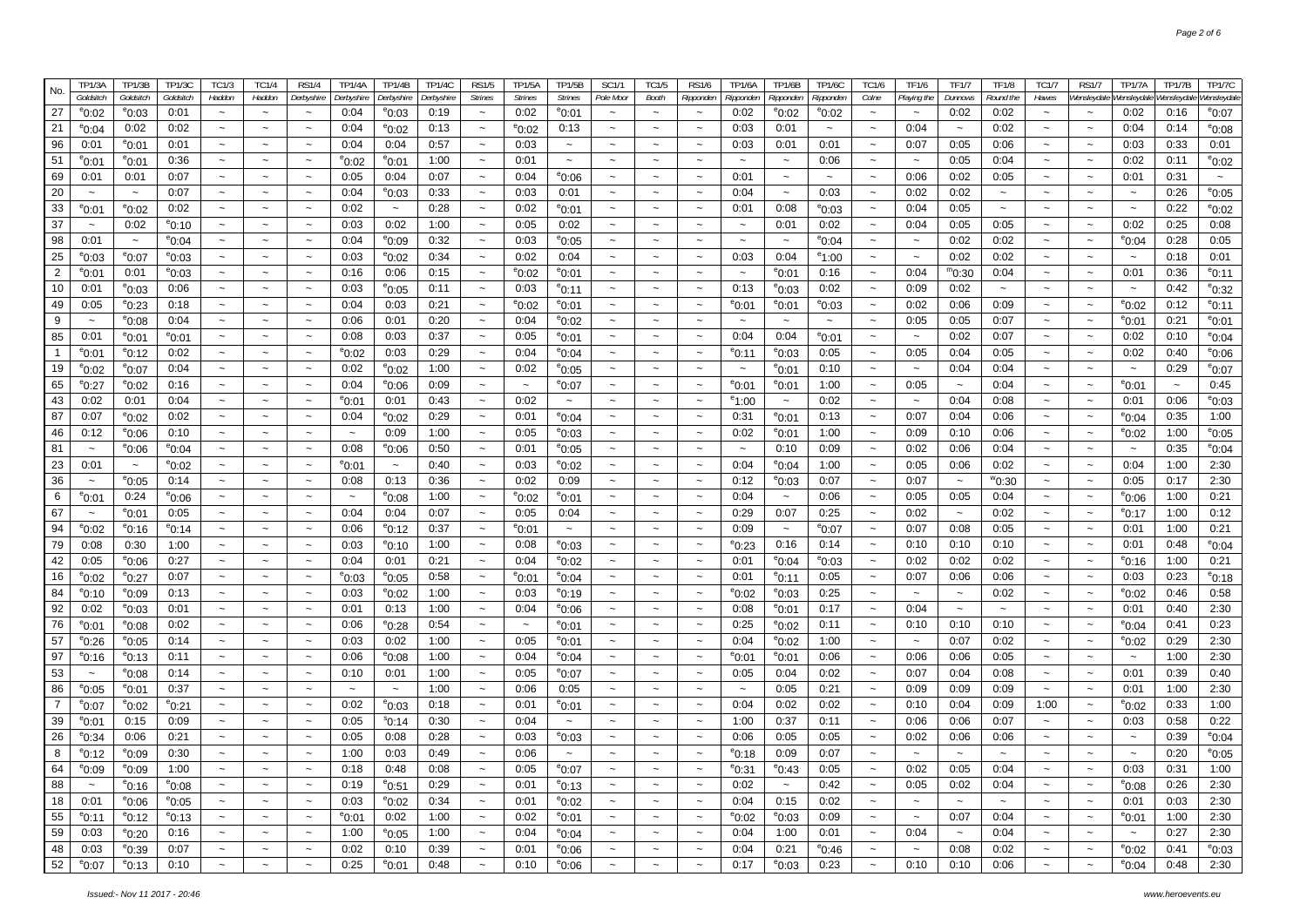| No. | TP1/3A | TP1/3B | TP1/3C | TC1/3 | TC1/4 | RS1/4 | TP1/4A | TP1/4B | TP1/4C | RS1/5 | TP1/5A | TP1/5B | SC1/1 | TC1/5 | RS1/6 | TP1/6A | TP1/6B | TP1/6C | TC1/6 | TF1/6 | TF1/7 | TF1/8 | TC1/7 | RS1/7 | TP1/7A | TP1/7B | TP1/7C |
|---|---|---|---|---|---|---|---|---|---|---|---|---|---|---|---|---|---|---|---|---|---|---|---|---|---|---|---|
| | Goldsitch | Goldsitch | Goldsitch | Haddon | Haddon | Derbyshire | Derbyshire | Derbyshire | Derbyshire | Strines | Strines | Strines | Pole Moor | Booth | Ripponden | Ripponden | Ripponden | Ripponden | Colne | Playing the | Dunnows | Round the | Hawes | Wensleydale | Wensleydale | Wensleydale | Wensleydale |
| 27 | e0:02 | e0:03 | 0:01 | ~ | ~ | ~ | 0:04 | e0:03 | 0:19 | ~ | 0:02 | e0:01 | ~ | ~ | ~ | 0:02 | e0:02 | e0:02 | ~ | ~ | 0:02 | 0:02 | ~ | ~ | 0:02 | 0:16 | e0:07 |
| 21 | e0:04 | 0:02 | 0:02 | ~ | ~ | ~ | 0:04 | e0:02 | 0:13 | ~ | e0:02 | 0:13 | ~ | ~ | ~ | 0:03 | 0:01 | ~ | ~ | 0:04 | ~ | 0:02 | ~ | ~ | 0:04 | 0:14 | e0:08 |
| 96 | 0:01 | e0:01 | 0:01 | ~ | ~ | ~ | 0:04 | 0:04 | 0:57 | ~ | 0:03 | ~ | ~ | ~ | ~ | 0:03 | 0:01 | 0:01 | ~ | 0:07 | 0:05 | 0:06 | ~ | ~ | 0:03 | 0:33 | 0:01 |
| 51 | e0:01 | e0:01 | 0:36 | ~ | ~ | ~ | e0:02 | e0:01 | 1:00 | ~ | 0:01 | ~ | ~ | ~ | ~ | ~ | ~ | 0:06 | ~ | ~ | 0:05 | 0:04 | ~ | ~ | 0:02 | 0:11 | e0:02 |
| 69 | 0:01 | 0:01 | 0:07 | ~ | ~ | ~ | 0:05 | 0:04 | 0:07 | ~ | 0:04 | e0:06 | ~ | ~ | ~ | 0:01 | ~ | ~ | ~ | 0:06 | 0:02 | 0:05 | ~ | ~ | 0:01 | 0:31 | ~ |
| 20 | ~ | ~ | 0:07 | ~ | ~ | ~ | 0:04 | e0:03 | 0:33 | ~ | 0:03 | 0:01 | ~ | ~ | ~ | 0:04 | ~ | 0:03 | ~ | 0:02 | 0:02 | ~ | ~ | ~ | ~ | 0:26 | e0:05 |
| 33 | e0:01 | e0:02 | 0:02 | ~ | ~ | ~ | 0:02 | ~ | 0:28 | ~ | 0:02 | e0:01 | ~ | ~ | ~ | 0:01 | 0:08 | e0:03 | ~ | 0:04 | 0:05 | ~ | ~ | ~ | ~ | 0:22 | e0:02 |
| 37 | ~ | 0:02 | e0:10 | ~ | ~ | ~ | 0:03 | 0:02 | 1:00 | ~ | 0:05 | 0:02 | ~ | ~ | ~ | ~ | 0:01 | 0:02 | ~ | 0:04 | 0:05 | 0:05 | ~ | ~ | 0:02 | 0:25 | 0:08 |
| 98 | 0:01 | ~ | e0:04 | ~ | ~ | ~ | 0:04 | e0:09 | 0:32 | ~ | 0:03 | e0:05 | ~ | ~ | ~ | ~ | ~ | e0:04 | ~ | ~ | 0:02 | 0:02 | ~ | ~ | e0:04 | 0:28 | 0:05 |
| 25 | e0:03 | e0:07 | e0:03 | ~ | ~ | ~ | 0:03 | e0:02 | 0:34 | ~ | 0:02 | 0:04 | ~ | ~ | ~ | 0:03 | 0:04 | e1:00 | ~ | ~ | 0:02 | 0:02 | ~ | ~ | ~ | 0:18 | 0:01 |
| 2 | e0:01 | 0:01 | e0:03 | ~ | ~ | ~ | 0:16 | 0:06 | 0:15 | ~ | e0:02 | e0:01 | ~ | ~ | ~ | ~ | e0:01 | 0:16 | ~ | 0:04 | m0:30 | 0:04 | ~ | ~ | 0:01 | 0:36 | e0:11 |
| 10 | 0:01 | e0:03 | 0:06 | ~ | ~ | ~ | 0:03 | e0:05 | 0:11 | ~ | 0:03 | e0:11 | ~ | ~ | ~ | 0:13 | e0:03 | 0:02 | ~ | 0:09 | 0:02 | ~ | ~ | ~ | ~ | 0:42 | e0:32 |
| 49 | 0:05 | e0:23 | 0:18 | ~ | ~ | ~ | 0:04 | 0:03 | 0:21 | ~ | e0:02 | e0:01 | ~ | ~ | ~ | e0:01 | e0:01 | e0:03 | ~ | 0:02 | 0:06 | 0:09 | ~ | ~ | e0:02 | 0:12 | e0:11 |
| 9 | ~ | e0:08 | 0:04 | ~ | ~ | ~ | 0:06 | 0:01 | 0:20 | ~ | 0:04 | e0:02 | ~ | ~ | ~ | ~ | ~ | ~ | ~ | 0:05 | 0:05 | 0:07 | ~ | ~ | e0:01 | 0:21 | e0:01 |
| 85 | 0:01 | e0:01 | e0:01 | ~ | ~ | ~ | 0:08 | 0:03 | 0:37 | ~ | 0:05 | e0:01 | ~ | ~ | ~ | 0:04 | 0:04 | e0:01 | ~ | ~ | 0:02 | 0:07 | ~ | ~ | 0:02 | 0:10 | e0:04 |
| 1 | e0:01 | e0:12 | 0:02 | ~ | ~ | ~ | e0:02 | 0:03 | 0:29 | ~ | 0:04 | e0:04 | ~ | ~ | ~ | e0:11 | e0:03 | 0:05 | ~ | 0:05 | 0:04 | 0:05 | ~ | ~ | 0:02 | 0:40 | e0:06 |
| 19 | e0:02 | e0:07 | 0:04 | ~ | ~ | ~ | 0:02 | e0:02 | 1:00 | ~ | 0:02 | e0:05 | ~ | ~ | ~ | ~ | e0:01 | 0:10 | ~ | ~ | 0:04 | 0:04 | ~ | ~ | ~ | 0:29 | e0:07 |
| 65 | e0:27 | e0:02 | 0:16 | ~ | ~ | ~ | 0:04 | e0:06 | 0:09 | ~ | ~ | e0:07 | ~ | ~ | ~ | e0:01 | e0:01 | 1:00 | ~ | 0:05 | ~ | 0:04 | ~ | ~ | e0:01 | ~ | 0:45 |
| 43 | 0:02 | 0:01 | 0:04 | ~ | ~ | ~ | e0:01 | 0:01 | 0:43 | ~ | 0:02 | ~ | ~ | ~ | ~ | e1:00 | ~ | 0:02 | ~ | ~ | 0:04 | 0:08 | ~ | ~ | 0:01 | 0:06 | e0:03 |
| 87 | 0:07 | e0:02 | 0:02 | ~ | ~ | ~ | 0:04 | e0:02 | 0:29 | ~ | 0:01 | e0:04 | ~ | ~ | ~ | 0:31 | e0:01 | 0:13 | ~ | 0:07 | 0:04 | 0:06 | ~ | ~ | e0:04 | 0:35 | 1:00 |
| 46 | 0:12 | e0:06 | 0:10 | ~ | ~ | ~ | ~ | 0:09 | 1:00 | ~ | 0:05 | e0:03 | ~ | ~ | ~ | 0:02 | e0:01 | 1:00 | ~ | 0:09 | 0:10 | 0:06 | ~ | ~ | e0:02 | 1:00 | e0:05 |
| 81 | ~ | e0:06 | e0:04 | ~ | ~ | ~ | 0:08 | e0:06 | 0:50 | ~ | 0:01 | e0:05 | ~ | ~ | ~ | ~ | 0:10 | 0:09 | ~ | 0:02 | 0:06 | 0:04 | ~ | ~ | ~ | 0:35 | e0:04 |
| 23 | 0:01 | ~ | e0:02 | ~ | ~ | ~ | e0:01 | ~ | 0:40 | ~ | 0:03 | e0:02 | ~ | ~ | ~ | 0:04 | e0:04 | 1:00 | ~ | 0:05 | 0:06 | 0:02 | ~ | ~ | 0:04 | 1:00 | 2:30 |
| 36 | ~ | e0:05 | 0:14 | ~ | ~ | ~ | 0:08 | 0:13 | 0:36 | ~ | 0:02 | 0:09 | ~ | ~ | ~ | 0:12 | e0:03 | 0:07 | ~ | 0:07 | ~ | w0:30 | ~ | ~ | 0:05 | 0:17 | 2:30 |
| 6 | e0:01 | 0:24 | e0:06 | ~ | ~ | ~ | ~ | e0:08 | 1:00 | ~ | e0:02 | e0:01 | ~ | ~ | ~ | 0:04 | ~ | 0:06 | ~ | 0:05 | 0:05 | 0:04 | ~ | ~ | e0:06 | 1:00 | 0:21 |
| 67 | ~ | e0:01 | 0:05 | ~ | ~ | ~ | 0:04 | 0:04 | 0:07 | ~ | 0:05 | 0:04 | ~ | ~ | ~ | 0:29 | 0:07 | 0:25 | ~ | 0:02 | ~ | 0:02 | ~ | ~ | e0:17 | 1:00 | 0:12 |
| 94 | e0:02 | e0:16 | e0:14 | ~ | ~ | ~ | 0:06 | e0:12 | 0:37 | ~ | e0:01 | ~ | ~ | ~ | ~ | 0:09 | ~ | e0:07 | ~ | 0:07 | 0:08 | 0:05 | ~ | ~ | 0:01 | 1:00 | 0:21 |
| 79 | 0:08 | 0:30 | 1:00 | ~ | ~ | ~ | 0:03 | e0:10 | 1:00 | ~ | 0:08 | e0:03 | ~ | ~ | ~ | e0:23 | 0:16 | 0:14 | ~ | 0:10 | 0:10 | 0:10 | ~ | ~ | 0:01 | 0:48 | e0:04 |
| 42 | 0:05 | e0:06 | 0:27 | ~ | ~ | ~ | 0:04 | 0:01 | 0:21 | ~ | 0:04 | e0:02 | ~ | ~ | ~ | 0:01 | e0:04 | e0:03 | ~ | 0:02 | 0:02 | 0:02 | ~ | ~ | e0:16 | 1:00 | 0:21 |
| 16 | e0:02 | e0:27 | 0:07 | ~ | ~ | ~ | e0:03 | e0:05 | 0:58 | ~ | e0:01 | e0:04 | ~ | ~ | ~ | 0:01 | e0:11 | 0:05 | ~ | 0:07 | 0:06 | 0:06 | ~ | ~ | 0:03 | 0:23 | e0:18 |
| 84 | e0:10 | e0:09 | 0:13 | ~ | ~ | ~ | 0:03 | e0:02 | 1:00 | ~ | 0:03 | e0:19 | ~ | ~ | ~ | e0:02 | e0:03 | 0:25 | ~ | ~ | ~ | 0:02 | ~ | ~ | e0:02 | 0:46 | 0:58 |
| 92 | 0:02 | e0:03 | 0:01 | ~ | ~ | ~ | 0:01 | 0:13 | 1:00 | ~ | 0:04 | e0:06 | ~ | ~ | ~ | 0:08 | e0:01 | 0:17 | ~ | 0:04 | ~ | ~ | ~ | ~ | 0:01 | 0:40 | 2:30 |
| 76 | e0:01 | e0:08 | 0:02 | ~ | ~ | ~ | 0:06 | e0:28 | 0:54 | ~ | ~ | e0:01 | ~ | ~ | ~ | 0:25 | e0:02 | 0:11 | ~ | 0:10 | 0:10 | 0:10 | ~ | ~ | e0:04 | 0:41 | 0:23 |
| 57 | e0:26 | e0:05 | 0:14 | ~ | ~ | ~ | 0:03 | 0:02 | 1:00 | ~ | 0:05 | e0:01 | ~ | ~ | ~ | 0:04 | e0:02 | 1:00 | ~ | ~ | 0:07 | 0:02 | ~ | ~ | e0:02 | 0:29 | 2:30 |
| 97 | e0:16 | e0:13 | 0:11 | ~ | ~ | ~ | 0:06 | e0:08 | 1:00 | ~ | 0:04 | e0:04 | ~ | ~ | ~ | e0:01 | e0:01 | 0:06 | ~ | 0:06 | 0:06 | 0:05 | ~ | ~ | ~ | 1:00 | 2:30 |
| 53 | ~ | e0:08 | 0:14 | ~ | ~ | ~ | 0:10 | 0:01 | 1:00 | ~ | 0:05 | e0:07 | ~ | ~ | ~ | 0:05 | 0:04 | 0:02 | ~ | 0:07 | 0:04 | 0:08 | ~ | ~ | 0:01 | 0:39 | 0:40 |
| 86 | e0:05 | e0:01 | 0:37 | ~ | ~ | ~ | ~ | ~ | 1:00 | ~ | 0:06 | 0:05 | ~ | ~ | ~ | ~ | 0:05 | 0:21 | ~ | 0:09 | 0:09 | 0:09 | ~ | ~ | 0:01 | 1:00 | 2:30 |
| 7 | e0:07 | e0:02 | e0:21 | ~ | ~ | ~ | 0:02 | e0:03 | 0:18 | ~ | 0:01 | e0:01 | ~ | ~ | ~ | 0:04 | 0:02 | 0:02 | ~ | 0:10 | 0:04 | 0:09 | 1:00 | ~ | e0:02 | 0:33 | 1:00 |
| 39 | e0:01 | 0:15 | 0:09 | ~ | ~ | ~ | 0:05 | s0:14 | 0:30 | ~ | 0:04 | ~ | ~ | ~ | ~ | 1:00 | 0:37 | 0:11 | ~ | 0:06 | 0:06 | 0:07 | ~ | ~ | 0:03 | 0:58 | 0:22 |
| 26 | e0:34 | 0:06 | 0:21 | ~ | ~ | ~ | 0:05 | 0:08 | 0:28 | ~ | 0:03 | e0:03 | ~ | ~ | ~ | 0:06 | 0:05 | 0:05 | ~ | 0:02 | 0:06 | 0:06 | ~ | ~ | ~ | 0:39 | e0:04 |
| 8 | e0:12 | e0:09 | 0:30 | ~ | ~ | ~ | 1:00 | 0:03 | 0:49 | ~ | 0:06 | ~ | ~ | ~ | ~ | e0:18 | 0:09 | 0:07 | ~ | ~ | ~ | ~ | ~ | ~ | ~ | 0:20 | e0:05 |
| 64 | e0:09 | e0:09 | 1:00 | ~ | ~ | ~ | 0:18 | 0:48 | 0:08 | ~ | 0:05 | e0:07 | ~ | ~ | ~ | e0:31 | e0:43 | 0:05 | ~ | 0:02 | 0:05 | 0:04 | ~ | ~ | 0:03 | 0:31 | 1:00 |
| 88 | ~ | e0:16 | e0:08 | ~ | ~ | ~ | 0:19 | e0:51 | 0:29 | ~ | 0:01 | e0:13 | ~ | ~ | ~ | 0:02 | ~ | 0:42 | ~ | 0:05 | 0:02 | 0:04 | ~ | ~ | e0:08 | 0:26 | 2:30 |
| 18 | 0:01 | e0:06 | e0:05 | ~ | ~ | ~ | 0:03 | e0:02 | 0:34 | ~ | 0:01 | e0:02 | ~ | ~ | ~ | 0:04 | 0:15 | 0:02 | ~ | ~ | ~ | ~ | ~ | ~ | 0:01 | 0:03 | 2:30 |
| 55 | e0:11 | e0:12 | e0:13 | ~ | ~ | ~ | e0:01 | 0:02 | 1:00 | ~ | 0:02 | e0:01 | ~ | ~ | ~ | e0:02 | e0:03 | 0:09 | ~ | ~ | 0:07 | 0:04 | ~ | ~ | e0:01 | 1:00 | 2:30 |
| 59 | 0:03 | e0:20 | 0:16 | ~ | ~ | ~ | 1:00 | e0:05 | 1:00 | ~ | 0:04 | e0:04 | ~ | ~ | ~ | 0:04 | 1:00 | 0:01 | ~ | 0:04 | ~ | 0:04 | ~ | ~ | ~ | 0:27 | 2:30 |
| 48 | 0:03 | e0:39 | 0:07 | ~ | ~ | ~ | 0:02 | 0:10 | 0:39 | ~ | 0:01 | e0:06 | ~ | ~ | ~ | 0:04 | 0:21 | e0:46 | ~ | ~ | 0:08 | 0:02 | ~ | ~ | e0:02 | 0:41 | e0:03 |
| 52 | e0:07 | e0:13 | 0:10 | ~ | ~ | ~ | 0:25 | e0:01 | 0:48 | ~ | 0:10 | e0:06 | ~ | ~ | ~ | 0:17 | e0:03 | 0:23 | ~ | 0:10 | 0:10 | 0:06 | ~ | ~ | e0:04 | 0:48 | 2:30 |

Issued:- Nov 11 2017 - 20:46

www.heroevents.eu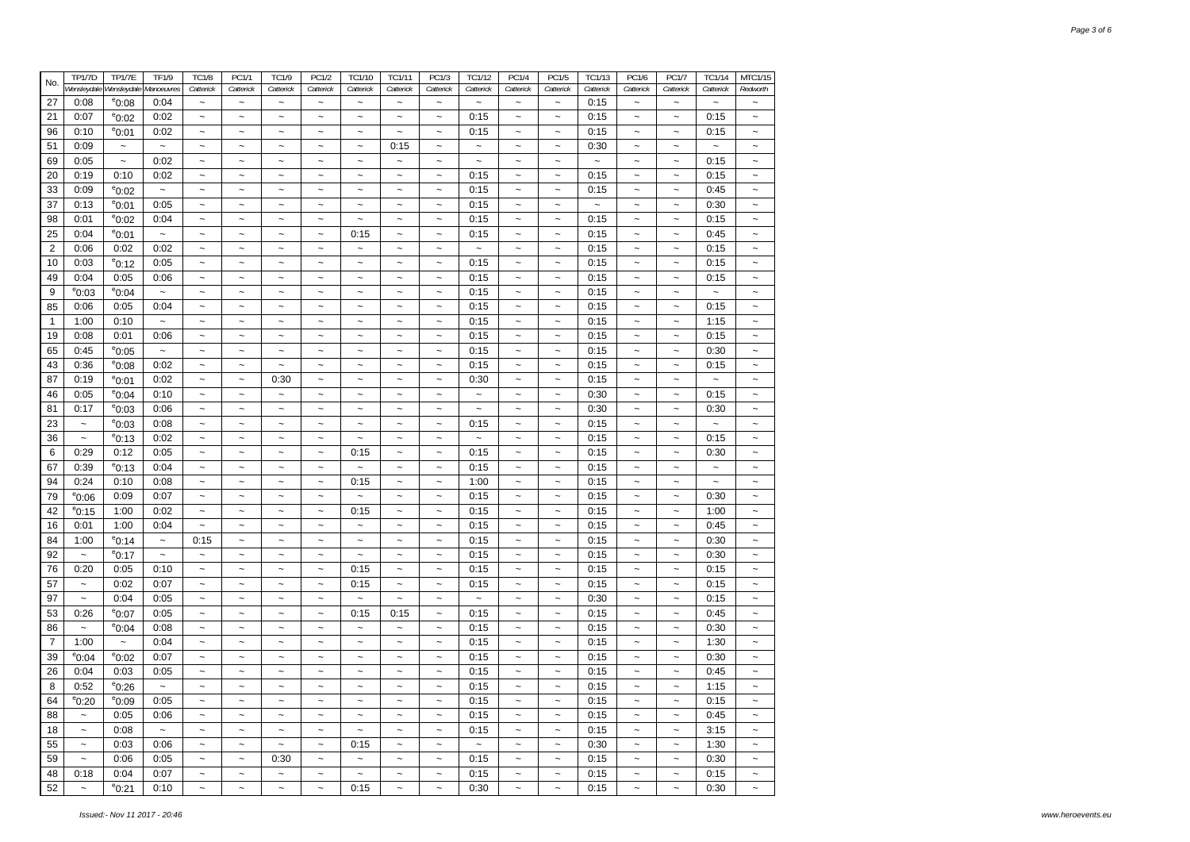| No. | TP1/7D | TP1/7E | TF1/9 | TC1/8 | PC1/1 | TC1/9 | PC1/2 | TC1/10 | TC1/11 | PC1/3 | TC1/12 | PC1/4 | PC1/5 | TC1/13 | PC1/6 | PC1/7 | TC1/14 | MTC1/15 |
|---|---|---|---|---|---|---|---|---|---|---|---|---|---|---|---|---|---|---|
| | Wensleydale | Wensleydale | Manoeuvres | Catterick | Catterick | Catterick | Catterick | Catterick | Catterick | Catterick | Catterick | Catterick | Catterick | Catterick | Catterick | Catterick | Catterick | Redworth |
| 27 | 0:08 | e0:08 | 0:04 | ~ | ~ | ~ | ~ | ~ | ~ | ~ | ~ | ~ | ~ | 0:15 | ~ | ~ | ~ | ~ |
| 21 | 0:07 | e0:02 | 0:02 | ~ | ~ | ~ | ~ | ~ | ~ | ~ | 0:15 | ~ | ~ | 0:15 | ~ | ~ | 0:15 | ~ |
| 96 | 0:10 | e0:01 | 0:02 | ~ | ~ | ~ | ~ | ~ | ~ | ~ | 0:15 | ~ | ~ | 0:15 | ~ | ~ | 0:15 | ~ |
| 51 | 0:09 | ~ | ~ | ~ | ~ | ~ | ~ | ~ | 0:15 | ~ | ~ | ~ | ~ | 0:30 | ~ | ~ | ~ | ~ |
| 69 | 0:05 | ~ | 0:02 | ~ | ~ | ~ | ~ | ~ | ~ | ~ | ~ | ~ | ~ | ~ | ~ | ~ | 0:15 | ~ |
| 20 | 0:19 | 0:10 | 0:02 | ~ | ~ | ~ | ~ | ~ | ~ | ~ | 0:15 | ~ | ~ | 0:15 | ~ | ~ | 0:15 | ~ |
| 33 | 0:09 | e0:02 | ~ | ~ | ~ | ~ | ~ | ~ | ~ | ~ | 0:15 | ~ | ~ | 0:15 | ~ | ~ | 0:45 | ~ |
| 37 | 0:13 | e0:01 | 0:05 | ~ | ~ | ~ | ~ | ~ | ~ | ~ | 0:15 | ~ | ~ | ~ | ~ | ~ | 0:30 | ~ |
| 98 | 0:01 | e0:02 | 0:04 | ~ | ~ | ~ | ~ | ~ | ~ | ~ | 0:15 | ~ | ~ | 0:15 | ~ | ~ | 0:15 | ~ |
| 25 | 0:04 | e0:01 | ~ | ~ | ~ | ~ | ~ | 0:15 | ~ | ~ | 0:15 | ~ | ~ | 0:15 | ~ | ~ | 0:45 | ~ |
| 2 | 0:06 | 0:02 | 0:02 | ~ | ~ | ~ | ~ | ~ | ~ | ~ | ~ | ~ | ~ | 0:15 | ~ | ~ | 0:15 | ~ |
| 10 | 0:03 | e0:12 | 0:05 | ~ | ~ | ~ | ~ | ~ | ~ | ~ | 0:15 | ~ | ~ | 0:15 | ~ | ~ | 0:15 | ~ |
| 49 | 0:04 | 0:05 | 0:06 | ~ | ~ | ~ | ~ | ~ | ~ | ~ | 0:15 | ~ | ~ | 0:15 | ~ | ~ | 0:15 | ~ |
| 9 | e0:03 | e0:04 | ~ | ~ | ~ | ~ | ~ | ~ | ~ | ~ | 0:15 | ~ | ~ | 0:15 | ~ | ~ | ~ | ~ |
| 85 | 0:06 | 0:05 | 0:04 | ~ | ~ | ~ | ~ | ~ | ~ | ~ | 0:15 | ~ | ~ | 0:15 | ~ | ~ | 0:15 | ~ |
| 1 | 1:00 | 0:10 | ~ | ~ | ~ | ~ | ~ | ~ | ~ | ~ | 0:15 | ~ | ~ | 0:15 | ~ | ~ | 1:15 | ~ |
| 19 | 0:08 | 0:01 | 0:06 | ~ | ~ | ~ | ~ | ~ | ~ | ~ | 0:15 | ~ | ~ | 0:15 | ~ | ~ | 0:15 | ~ |
| 65 | 0:45 | e0:05 | ~ | ~ | ~ | ~ | ~ | ~ | ~ | ~ | 0:15 | ~ | ~ | 0:15 | ~ | ~ | 0:30 | ~ |
| 43 | 0:36 | e0:08 | 0:02 | ~ | ~ | ~ | ~ | ~ | ~ | ~ | 0:15 | ~ | ~ | 0:15 | ~ | ~ | 0:15 | ~ |
| 87 | 0:19 | e0:01 | 0:02 | ~ | ~ | 0:30 | ~ | ~ | ~ | ~ | 0:30 | ~ | ~ | 0:15 | ~ | ~ | ~ | ~ |
| 46 | 0:05 | e0:04 | 0:10 | ~ | ~ | ~ | ~ | ~ | ~ | ~ | ~ | ~ | ~ | 0:30 | ~ | ~ | 0:15 | ~ |
| 81 | 0:17 | e0:03 | 0:06 | ~ | ~ | ~ | ~ | ~ | ~ | ~ | ~ | ~ | ~ | 0:30 | ~ | ~ | 0:30 | ~ |
| 23 | ~ | e0:03 | 0:08 | ~ | ~ | ~ | ~ | ~ | ~ | ~ | 0:15 | ~ | ~ | 0:15 | ~ | ~ | ~ | ~ |
| 36 | ~ | e0:13 | 0:02 | ~ | ~ | ~ | ~ | ~ | ~ | ~ | ~ | ~ | ~ | 0:15 | ~ | ~ | 0:15 | ~ |
| 6 | 0:29 | 0:12 | 0:05 | ~ | ~ | ~ | ~ | 0:15 | ~ | ~ | 0:15 | ~ | ~ | 0:15 | ~ | ~ | 0:30 | ~ |
| 67 | 0:39 | e0:13 | 0:04 | ~ | ~ | ~ | ~ | ~ | ~ | ~ | 0:15 | ~ | ~ | 0:15 | ~ | ~ | ~ | ~ |
| 94 | 0:24 | 0:10 | 0:08 | ~ | ~ | ~ | ~ | 0:15 | ~ | ~ | 1:00 | ~ | ~ | 0:15 | ~ | ~ | ~ | ~ |
| 79 | e0:06 | 0:09 | 0:07 | ~ | ~ | ~ | ~ | ~ | ~ | ~ | 0:15 | ~ | ~ | 0:15 | ~ | ~ | 0:30 | ~ |
| 42 | e0:15 | 1:00 | 0:02 | ~ | ~ | ~ | ~ | 0:15 | ~ | ~ | 0:15 | ~ | ~ | 0:15 | ~ | ~ | 1:00 | ~ |
| 16 | 0:01 | 1:00 | 0:04 | ~ | ~ | ~ | ~ | ~ | ~ | ~ | 0:15 | ~ | ~ | 0:15 | ~ | ~ | 0:45 | ~ |
| 84 | 1:00 | e0:14 | ~ | 0:15 | ~ | ~ | ~ | ~ | ~ | ~ | 0:15 | ~ | ~ | 0:15 | ~ | ~ | 0:30 | ~ |
| 92 | ~ | e0:17 | ~ | ~ | ~ | ~ | ~ | ~ | ~ | ~ | 0:15 | ~ | ~ | 0:15 | ~ | ~ | 0:30 | ~ |
| 76 | 0:20 | 0:05 | 0:10 | ~ | ~ | ~ | ~ | 0:15 | ~ | ~ | 0:15 | ~ | ~ | 0:15 | ~ | ~ | 0:15 | ~ |
| 57 | ~ | 0:02 | 0:07 | ~ | ~ | ~ | ~ | 0:15 | ~ | ~ | 0:15 | ~ | ~ | 0:15 | ~ | ~ | 0:15 | ~ |
| 97 | ~ | 0:04 | 0:05 | ~ | ~ | ~ | ~ | ~ | ~ | ~ | ~ | ~ | ~ | 0:30 | ~ | ~ | 0:15 | ~ |
| 53 | 0:26 | e0:07 | 0:05 | ~ | ~ | ~ | ~ | 0:15 | 0:15 | ~ | 0:15 | ~ | ~ | 0:15 | ~ | ~ | 0:45 | ~ |
| 86 | ~ | e0:04 | 0:08 | ~ | ~ | ~ | ~ | ~ | ~ | ~ | 0:15 | ~ | ~ | 0:15 | ~ | ~ | 0:30 | ~ |
| 7 | 1:00 | ~ | 0:04 | ~ | ~ | ~ | ~ | ~ | ~ | ~ | 0:15 | ~ | ~ | 0:15 | ~ | ~ | 1:30 | ~ |
| 39 | e0:04 | e0:02 | 0:07 | ~ | ~ | ~ | ~ | ~ | ~ | ~ | 0:15 | ~ | ~ | 0:15 | ~ | ~ | 0:30 | ~ |
| 26 | 0:04 | 0:03 | 0:05 | ~ | ~ | ~ | ~ | ~ | ~ | ~ | 0:15 | ~ | ~ | 0:15 | ~ | ~ | 0:45 | ~ |
| 8 | 0:52 | e0:26 | ~ | ~ | ~ | ~ | ~ | ~ | ~ | ~ | 0:15 | ~ | ~ | 0:15 | ~ | ~ | 1:15 | ~ |
| 64 | e0:20 | e0:09 | 0:05 | ~ | ~ | ~ | ~ | ~ | ~ | ~ | 0:15 | ~ | ~ | 0:15 | ~ | ~ | 0:15 | ~ |
| 88 | ~ | 0:05 | 0:06 | ~ | ~ | ~ | ~ | ~ | ~ | ~ | 0:15 | ~ | ~ | 0:15 | ~ | ~ | 0:45 | ~ |
| 18 | ~ | 0:08 | ~ | ~ | ~ | ~ | ~ | ~ | ~ | ~ | 0:15 | ~ | ~ | 0:15 | ~ | ~ | 3:15 | ~ |
| 55 | ~ | 0:03 | 0:06 | ~ | ~ | ~ | ~ | 0:15 | ~ | ~ | ~ | ~ | ~ | 0:30 | ~ | ~ | 1:30 | ~ |
| 59 | ~ | 0:06 | 0:05 | ~ | ~ | 0:30 | ~ | ~ | ~ | ~ | 0:15 | ~ | ~ | 0:15 | ~ | ~ | 0:30 | ~ |
| 48 | 0:18 | 0:04 | 0:07 | ~ | ~ | ~ | ~ | ~ | ~ | ~ | 0:15 | ~ | ~ | 0:15 | ~ | ~ | 0:15 | ~ |
| 52 | ~ | e0:21 | 0:10 | ~ | ~ | ~ | ~ | 0:15 | ~ | ~ | 0:30 | ~ | ~ | 0:15 | ~ | ~ | 0:30 | ~ |

*Issued:- Nov 11 2017 - 20:46*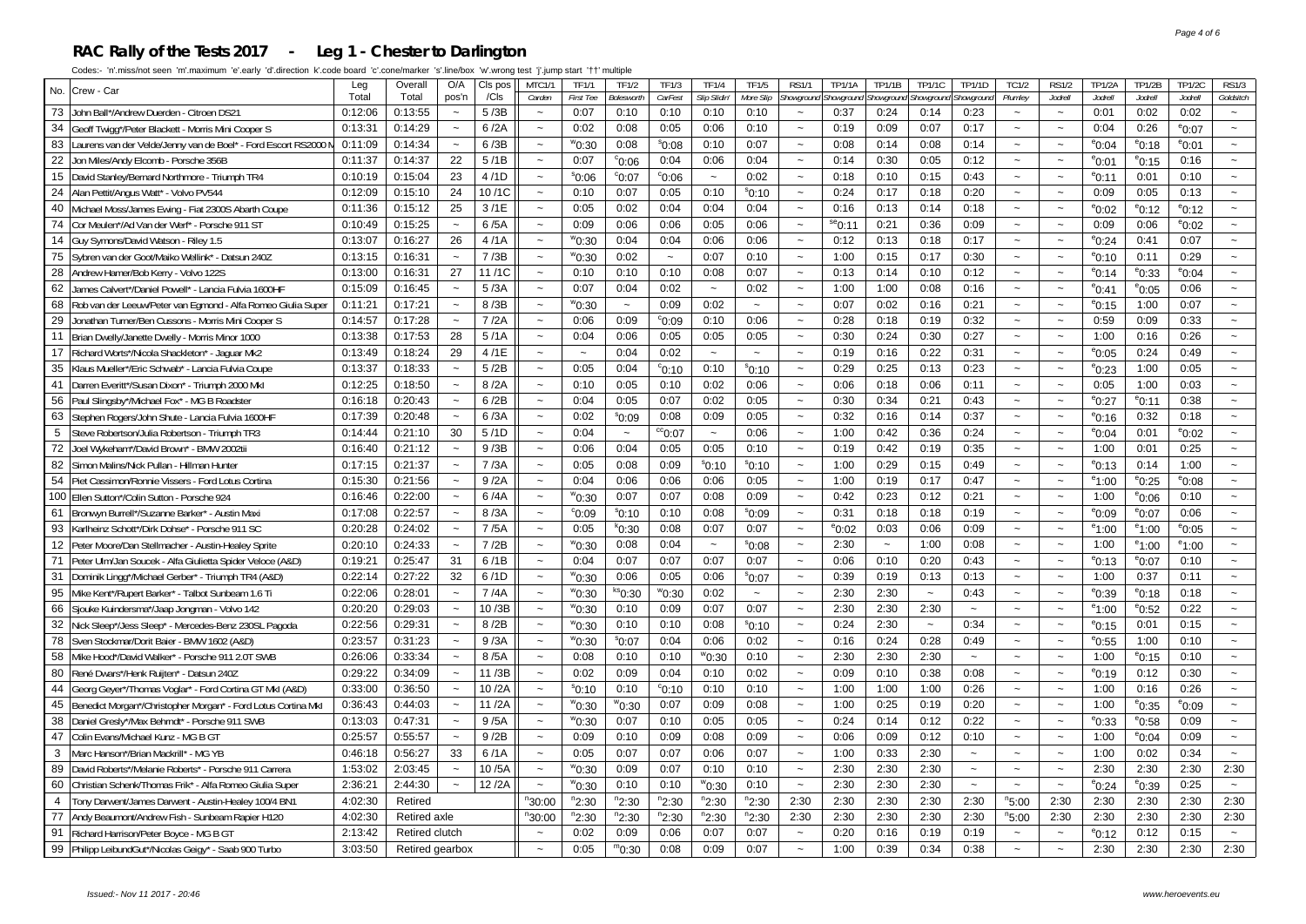## RAC Rally of the Tests 2017 - Leg 1 - Chester to Darlington

Codes:- 'n'.miss/not seen 'm'.maximum 'e'.early 'd'.direction k'.code board 'c'.cone/marker 's'.line/box 'w'.wrong test 'j'.jump start '††' multiple

| No. | Crew - Car | Leg Total | Overall Total | O/A pos'n | Cls pos /Cls | MTC1/1 Carden | TF1/1 First Tee | TF1/2 Bolesworth | TF1/3 CarFest | TF1/4 Slip Slidin' | TF1/5 More Slip | RS1/1 Showground | TP1/1A Showground | TP1/1B Showground | TP1/1C Showground | TP1/1D Showground | TC1/2 Plumley | RS1/2 Jodrell | TP1/2A Jodrell | TP1/2B Jodrell | TP1/2C Jodrell | RS1/3 Goldstitch |
|---|---|---|---|---|---|---|---|---|---|---|---|---|---|---|---|---|---|---|---|---|---|---|
| 73 | John Ball*/Andrew Duerden - Citroen DS21 | 0:12:06 | 0:13:55 | ~ | 5 /3B | ~ | 0:07 | 0:10 | 0:10 | 0:10 | 0:10 | ~ | 0:37 | 0:24 | 0:14 | 0:23 | ~ | ~ | 0:01 | 0:02 | 0:02 | ~ |
| 34 | Geoff Twigg*/Peter Blackett - Morris Mini Cooper S | 0:13:31 | 0:14:29 | ~ | 6 /2A | ~ | 0:02 | 0:08 | 0:05 | 0:06 | 0:10 | ~ | 0:19 | 0:09 | 0:07 | 0:17 | ~ | ~ | 0:04 | 0:26 | e0:07 | ~ |
| 83 | Laurens van der Velde/Jenny van de Boel* - Ford Escort RS2000 M | 0:11:09 | 0:14:34 | ~ | 6 /3B | ~ | w0:30 | 0:08 | s0:08 | 0:10 | 0:07 | ~ | 0:08 | 0:14 | 0:08 | 0:14 | ~ | ~ | e0:04 | e0:18 | e0:01 | ~ |
| 22 | Jon Miles/Andy Elcomb - Porsche 356B | 0:11:37 | 0:14:37 | 22 | 5 /1B | ~ | 0:07 | c0:06 | 0:04 | 0:06 | 0:04 | ~ | 0:14 | 0:30 | 0:05 | 0:12 | ~ | ~ | e0:01 | e0:15 | 0:16 | ~ |
| 15 | David Stanley/Bernard Northmore - Triumph TR4 | 0:10:19 | 0:15:04 | 23 | 4 /1D | ~ | s0:06 | c0:07 | c0:06 | ~ | 0:02 | ~ | 0:18 | 0:10 | 0:15 | 0:43 | ~ | ~ | e0:11 | 0:01 | 0:10 | ~ |
| 24 | Alan Pettit/Angus Watt* - Volvo PV544 | 0:12:09 | 0:15:10 | 24 | 10 /1C | ~ | 0:10 | 0:07 | 0:05 | 0:10 | s0:10 | ~ | 0:24 | 0:17 | 0:18 | 0:20 | ~ | ~ | 0:09 | 0:05 | 0:13 | ~ |
| 40 | Michael Moss/James Ewing - Fiat 2300S Abarth Coupe | 0:11:36 | 0:15:12 | 25 | 3 /1E | ~ | 0:05 | 0:02 | 0:04 | 0:04 | 0:04 | ~ | 0:16 | 0:13 | 0:14 | 0:18 | ~ | ~ | e0:02 | e0:12 | e0:12 | ~ |
| 74 | Cor Meulen*/Ad Van der Werf* - Porsche 911 ST | 0:10:49 | 0:15:25 | ~ | 6 /5A | ~ | 0:09 | 0:06 | 0:06 | 0:05 | 0:06 | ~ | se0:11 | 0:21 | 0:36 | 0:09 | ~ | ~ | 0:09 | 0:06 | e0:02 | ~ |
| 14 | Guy Symons/David Watson - Riley 1.5 | 0:13:07 | 0:16:27 | 26 | 4 /1A | ~ | w0:30 | 0:04 | 0:04 | 0:06 | 0:06 | ~ | 0:12 | 0:13 | 0:18 | 0:17 | ~ | ~ | e0:24 | 0:41 | 0:07 | ~ |
| 75 | Sybren van der Goot/Maiko Wellink* - Datsun 240Z | 0:13:15 | 0:16:31 | ~ | 7 /3B | ~ | w0:30 | 0:02 | ~ | 0:07 | 0:10 | ~ | 1:00 | 0:15 | 0:17 | 0:30 | ~ | ~ | e0:10 | 0:11 | 0:29 | ~ |
| 28 | Andrew Hamer/Bob Kerry - Volvo 122S | 0:13:00 | 0:16:31 | 27 | 11 /1C | ~ | 0:10 | 0:10 | 0:10 | 0:08 | 0:07 | ~ | 0:13 | 0:14 | 0:10 | 0:12 | ~ | ~ | e0:14 | e0:33 | e0:04 | ~ |
| 62 | James Calvert*/Daniel Powell* - Lancia Fulvia 1600HF | 0:15:09 | 0:16:45 | ~ | 5 /3A | ~ | 0:07 | 0:04 | 0:02 | ~ | 0:02 | ~ | 1:00 | 1:00 | 0:08 | 0:16 | ~ | ~ | e0:41 | e0:05 | 0:06 | ~ |
| 68 | Rob van der Leeuw/Peter van Egmond - Alfa Romeo Giulia Super | 0:11:21 | 0:17:21 | ~ | 8 /3B | ~ | w0:30 | ~ | 0:09 | 0:02 | ~ | ~ | 0:07 | 0:02 | 0:16 | 0:21 | ~ | ~ | e0:15 | 1:00 | 0:07 | ~ |
| 29 | Jonathan Turner/Ben Cussons - Morris Mini Cooper S | 0:14:57 | 0:17:28 | ~ | 7 /2A | ~ | 0:06 | 0:09 | c0:09 | 0:10 | 0:06 | ~ | 0:28 | 0:18 | 0:19 | 0:32 | ~ | ~ | 0:59 | 0:09 | 0:33 | ~ |
| 11 | Brian Dwelly/Janette Dwelly - Morris Minor 1000 | 0:13:38 | 0:17:53 | 28 | 5 /1A | ~ | 0:04 | 0:06 | 0:05 | 0:05 | 0:05 | ~ | 0:30 | 0:24 | 0:30 | 0:27 | ~ | ~ | 1:00 | 0:16 | 0:26 | ~ |
| 17 | Richard Worts*/Nicola Shackleton* - Jaguar Mk2 | 0:13:49 | 0:18:24 | 29 | 4 /1E | ~ | ~ | 0:04 | 0:02 | ~ | ~ | ~ | 0:19 | 0:16 | 0:22 | 0:31 | ~ | ~ | e0:05 | 0:24 | 0:49 | ~ |
| 35 | Klaus Mueller*/Eric Schwab* - Lancia Fulvia Coupe | 0:13:37 | 0:18:33 | ~ | 5 /2B | ~ | 0:05 | 0:04 | c0:10 | 0:10 | s0:10 | ~ | 0:29 | 0:25 | 0:13 | 0:23 | ~ | ~ | e0:23 | 1:00 | 0:05 | ~ |
| 41 | Darren Everitt*/Susan Dixon* - Triumph 2000 MkI | 0:12:25 | 0:18:50 | ~ | 8 /2A | ~ | 0:10 | 0:05 | 0:10 | 0:02 | 0:06 | ~ | 0:06 | 0:18 | 0:06 | 0:11 | ~ | ~ | 0:05 | 1:00 | 0:03 | ~ |
| 56 | Paul Slingsby*/Michael Fox* - MG B Roadster | 0:16:18 | 0:20:43 | ~ | 6 /2B | ~ | 0:04 | 0:05 | 0:07 | 0:02 | 0:05 | ~ | 0:30 | 0:34 | 0:21 | 0:43 | ~ | ~ | e0:27 | e0:11 | 0:38 | ~ |
| 63 | Stephen Rogers/John Shute - Lancia Fulvia 1600HF | 0:17:39 | 0:20:48 | ~ | 6 /3A | ~ | 0:02 | s0:09 | 0:08 | 0:09 | 0:05 | ~ | 0:32 | 0:16 | 0:14 | 0:37 | ~ | ~ | e0:16 | 0:32 | 0:18 | ~ |
| 5 | Steve Robertson/Julia Robertson - Triumph TR3 | 0:14:44 | 0:21:10 | 30 | 5 /1D | ~ | 0:04 | ~ | cc0:07 | ~ | 0:06 | ~ | 1:00 | 0:42 | 0:36 | 0:24 | ~ | ~ | e0:04 | 0:01 | e0:02 | ~ |
| 72 | Joel Wykeham*/David Brown* - BMW 2002tii | 0:16:40 | 0:21:12 | ~ | 9 /3B | ~ | 0:06 | 0:04 | 0:05 | 0:05 | 0:10 | ~ | 0:19 | 0:42 | 0:19 | 0:35 | ~ | ~ | 1:00 | 0:01 | 0:25 | ~ |
| 82 | Simon Malins/Nick Pullan - Hillman Hunter | 0:17:15 | 0:21:37 | ~ | 7 /3A | ~ | 0:05 | 0:08 | 0:09 | s0:10 | s0:10 | ~ | 1:00 | 0:29 | 0:15 | 0:49 | ~ | ~ | e0:13 | 0:14 | 1:00 | ~ |
| 54 | Piet Cassimon/Ronnie Vissers - Ford Lotus Cortina | 0:15:30 | 0:21:56 | ~ | 9 /2A | ~ | 0:04 | 0:06 | 0:06 | 0:06 | 0:05 | ~ | 1:00 | 0:19 | 0:17 | 0:47 | ~ | ~ | e1:00 | e0:25 | e0:08 | ~ |
| 100 | Ellen Sutton*/Colin Sutton - Porsche 924 | 0:16:46 | 0:22:00 | ~ | 6 /4A | ~ | w0:30 | 0:07 | 0:07 | 0:08 | 0:09 | ~ | 0:42 | 0:23 | 0:12 | 0:21 | ~ | ~ | 1:00 | e0:06 | 0:10 | ~ |
| 61 | Bronwyn Burrell*/Suzanne Barker* - Austin Maxi | 0:17:08 | 0:22:57 | ~ | 8 /3A | ~ | c0:09 | s0:10 | 0:10 | 0:08 | s0:09 | ~ | 0:31 | 0:18 | 0:18 | 0:19 | ~ | ~ | e0:09 | e0:07 | 0:06 | ~ |
| 93 | Karlheinz Schott*/Dirk Dohse* - Porsche 911 SC | 0:20:28 | 0:24:02 | ~ | 7 /5A | ~ | 0:05 | k0:30 | 0:08 | 0:07 | 0:07 | ~ | e0:02 | 0:03 | 0:06 | 0:09 | ~ | ~ | e1:00 | e1:00 | e0:05 | ~ |
| 12 | Peter Moore/Dan Stellmacher - Austin-Healey Sprite | 0:20:10 | 0:24:33 | ~ | 7 /2B | ~ | w0:30 | 0:08 | 0:04 | ~ | s0:08 | ~ | 2:30 | ~ | 1:00 | 0:08 | ~ | ~ | 1:00 | e1:00 | e1:00 | ~ |
| 71 | Peter Ulm/Jan Soucek - Alfa Giulietta Spider Veloce (A&D) | 0:19:21 | 0:25:47 | 31 | 6 /1B | ~ | 0:04 | 0:07 | 0:07 | 0:07 | 0:07 | ~ | 0:06 | 0:10 | 0:20 | 0:43 | ~ | ~ | e0:13 | e0:07 | 0:10 | ~ |
| 31 | Dominik Lingg*/Michael Gerber* - Triumph TR4 (A&D) | 0:22:14 | 0:27:22 | 32 | 6 /1D | ~ | w0:30 | 0:06 | 0:05 | 0:06 | s0:07 | ~ | 0:39 | 0:19 | 0:13 | 0:13 | ~ | ~ | 1:00 | 0:37 | 0:11 | ~ |
| 95 | Mike Kent*/Rupert Barker* - Talbot Sunbeam 1.6 Ti | 0:22:06 | 0:28:01 | ~ | 7 /4A | ~ | w0:30 | ks0:30 | w0:30 | 0:02 | ~ | ~ | 2:30 | 2:30 | ~ | 0:43 | ~ | ~ | e0:39 | e0:18 | 0:18 | ~ |
| 66 | Sjouke Kuindersma*/Jaap Jongman - Volvo 142 | 0:20:20 | 0:29:03 | ~ | 10 /3B | ~ | w0:30 | 0:10 | 0:09 | 0:07 | 0:07 | ~ | 2:30 | 2:30 | 2:30 | ~ | ~ | ~ | e1:00 | e0:52 | 0:22 | ~ |
| 32 | Nick Sleep*/Jess Sleep* - Mercedes-Benz 230SL Pagoda | 0:22:56 | 0:29:31 | ~ | 8 /2B | ~ | w0:30 | 0:10 | 0:10 | 0:08 | s0:10 | ~ | 0:24 | 2:30 | ~ | 0:34 | ~ | ~ | e0:15 | 0:01 | 0:15 | ~ |
| 78 | Sven Stockmar/Dorit Baier - BMW 1602 (A&D) | 0:23:57 | 0:31:23 | ~ | 9 /3A | ~ | w0:30 | s0:07 | 0:04 | 0:06 | 0:02 | ~ | 0:16 | 0:24 | 0:28 | 0:49 | ~ | ~ | e0:55 | 1:00 | 0:10 | ~ |
| 58 | Mike Hood*/David Walker* - Porsche 911 2.0T SWB | 0:26:06 | 0:33:34 | ~ | 8 /5A | ~ | 0:08 | 0:10 | 0:10 | w0:30 | 0:10 | ~ | 2:30 | 2:30 | 2:30 | ~ | ~ | ~ | 1:00 | e0:15 | 0:10 | ~ |
| 80 | René Dwars*/Henk Ruijten* - Datsun 240Z | 0:29:22 | 0:34:09 | ~ | 11 /3B | ~ | 0:02 | 0:09 | 0:04 | 0:10 | 0:02 | ~ | 0:09 | 0:10 | 0:38 | 0:08 | ~ | ~ | e0:19 | 0:12 | 0:30 | ~ |
| 44 | Georg Geyer*/Thomas Voglar* - Ford Cortina GT MkI (A&D) | 0:33:00 | 0:36:50 | ~ | 10 /2A | ~ | s0:10 | 0:10 | c0:10 | 0:10 | 0:10 | ~ | 1:00 | 1:00 | 1:00 | 0:26 | ~ | ~ | 1:00 | 0:16 | 0:26 | ~ |
| 45 | Benedict Morgan*/Christopher Morgan* - Ford Lotus Cortina MkI | 0:36:43 | 0:44:03 | ~ | 11 /2A | ~ | w0:30 | w0:30 | 0:07 | 0:09 | 0:08 | ~ | 1:00 | 0:25 | 0:19 | 0:20 | ~ | ~ | 1:00 | e0:35 | e0:09 | ~ |
| 38 | Daniel Gresly*/Max Behmdt* - Porsche 911 SWB | 0:13:03 | 0:47:31 | ~ | 9 /5A | ~ | w0:30 | 0:07 | 0:10 | 0:05 | 0:05 | ~ | 0:24 | 0:14 | 0:12 | 0:22 | ~ | ~ | e0:33 | e0:58 | 0:09 | ~ |
| 47 | Colin Evans/Michael Kunz - MG B GT | 0:25:57 | 0:55:57 | ~ | 9 /2B | ~ | 0:09 | 0:10 | 0:09 | 0:08 | 0:09 | ~ | 0:06 | 0:09 | 0:12 | 0:10 | ~ | ~ | 1:00 | e0:04 | 0:09 | ~ |
| 3 | Marc Hanson*/Brian Mackrill* - MG YB | 0:46:18 | 0:56:27 | 33 | 6 /1A | ~ | 0:05 | 0:07 | 0:07 | 0:06 | 0:07 | ~ | 1:00 | 0:33 | 2:30 | ~ | ~ | ~ | 1:00 | 0:02 | 0:34 | ~ |
| 89 | David Roberts*/Melanie Roberts* - Porsche 911 Carrera | 1:53:02 | 2:03:45 | ~ | 10 /5A | ~ | w0:30 | 0:09 | 0:07 | 0:10 | 0:10 | ~ | 2:30 | 2:30 | 2:30 | ~ | ~ | ~ | 2:30 | 2:30 | 2:30 | 2:30 |
| 60 | Christian Schenk/Thomas Frik* - Alfa Romeo Giulia Super | 2:36:21 | 2:44:30 | ~ | 12 /2A | ~ | w0:30 | 0:10 | 0:10 | w0:30 | 0:10 | ~ | 2:30 | 2:30 | 2:30 | ~ | ~ | ~ | e0:24 | e0:39 | 0:25 | ~ |
| 4 | Tony Darwent/James Darwent - Austin-Healey 100/4 BN1 | 4:02:30 | Retired | | | n30:00 | n2:30 | n2:30 | n2:30 | n2:30 | n2:30 | 2:30 | 2:30 | 2:30 | 2:30 | 2:30 | n5:00 | 2:30 | 2:30 | 2:30 | 2:30 | 2:30 |
| 77 | Andy Beaumont/Andrew Fish - Sunbeam Rapier H120 | 4:02:30 | Retired axle | | | n30:00 | n2:30 | n2:30 | n2:30 | n2:30 | n2:30 | 2:30 | 2:30 | 2:30 | 2:30 | 2:30 | n5:00 | 2:30 | 2:30 | 2:30 | 2:30 | 2:30 |
| 91 | Richard Harrison/Peter Boyce - MG B GT | 2:13:42 | Retired clutch | | | ~ | 0:02 | 0:09 | 0:06 | 0:07 | 0:07 | ~ | 0:20 | 0:16 | 0:19 | 0:19 | ~ | ~ | e0:12 | 0:12 | 0:15 | ~ |
| 99 | Philipp LeibundGut*/Nicolas Geigy* - Saab 900 Turbo | 3:03:50 | Retired gearbox | | | ~ | 0:05 | m0:30 | 0:08 | 0:09 | 0:07 | ~ | 1:00 | 0:39 | 0:34 | 0:38 | ~ | ~ | 2:30 | 2:30 | 2:30 | 2:30 |

Issued:- Nov 11 2017 - 20:46

www.heroevents.eu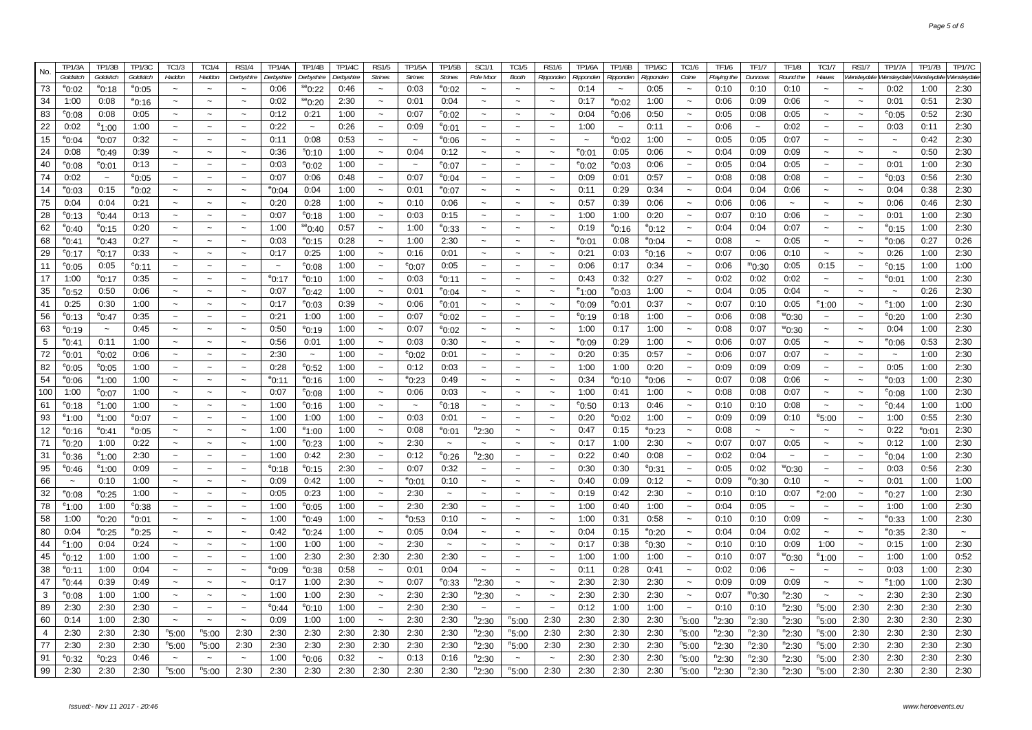| No. | TP1/3A | TP1/3B | TP1/3C | TC1/3 | TC1/4 | RS1/4 | TP1/4A | TP1/4B | TP1/4C | RS1/5 | TP1/5A | TP1/5B | SC1/1 | TC1/5 | RS1/6 | TP1/6A | TP1/6B | TP1/6C | TC1/6 | TF1/6 | TF1/7 | TF1/8 | TC1/7 | RS1/7 | TP1/7A | TP1/7B | TP1/7C |
|---|---|---|---|---|---|---|---|---|---|---|---|---|---|---|---|---|---|---|---|---|---|---|---|---|---|---|---|
| | Goldsitch | Goldsitch | Goldsitch | Haddon | Haddon | Derbyshire | Derbyshire | Derbyshire | Derbyshire | Strines | Strines | Strines | Pole Moor | Booth | Ripponden | Ripponden | Ripponden | Ripponden | Colne | Playing the | Dunnows | Round the | Hawes | Wensleydale | Wensleydale | Wensleydale | Wensleydale |
| 73 | e0:02 | e0:18 | e0:05 | ~ | ~ | ~ | 0:06 | se0:22 | 0:46 | ~ | 0:03 | e0:02 | ~ | ~ | ~ | 0:14 | ~ | 0:05 | ~ | 0:10 | 0:10 | 0:10 | ~ | ~ | 0:02 | 1:00 | 2:30 |
| 34 | 1:00 | 0:08 | e0:16 | ~ | ~ | ~ | 0:02 | se0:20 | 2:30 | ~ | 0:01 | 0:04 | ~ | ~ | ~ | 0:17 | e0:02 | 1:00 | ~ | 0:06 | 0:09 | 0:06 | ~ | ~ | 0:01 | 0:51 | 2:30 |
| 83 | e0:08 | 0:08 | 0:05 | ~ | ~ | ~ | 0:12 | 0:21 | 1:00 | ~ | 0:07 | e0:02 | ~ | ~ | ~ | 0:04 | e0:06 | 0:50 | ~ | 0:05 | 0:08 | 0:05 | ~ | ~ | e0:05 | 0:52 | 2:30 |
| 22 | 0:02 | e1:00 | 1:00 | ~ | ~ | ~ | 0:22 | ~ | 0:26 | ~ | 0:09 | e0:01 | ~ | ~ | ~ | 1:00 | ~ | 0:11 | ~ | 0:06 | ~ | 0:02 | ~ | ~ | 0:03 | 0:11 | 2:30 |
| 15 | e0:04 | e0:07 | 0:32 | ~ | ~ | ~ | 0:11 | 0:08 | 0:53 | ~ | ~ | e0:06 | ~ | ~ | ~ | ~ | e0:02 | 1:00 | ~ | 0:05 | 0:05 | 0:07 | ~ | ~ | ~ | 0:42 | 2:30 |
| 24 | 0:08 | e0:49 | 0:39 | ~ | ~ | ~ | 0:36 | s0:10 | 1:00 | ~ | 0:04 | 0:12 | ~ | ~ | ~ | e0:01 | 0:05 | 0:06 | ~ | 0:04 | 0:09 | 0:09 | ~ | ~ | ~ | 0:50 | 2:30 |
| 40 | e0:08 | e0:01 | 0:13 | ~ | ~ | ~ | 0:03 | e0:02 | 1:00 | ~ | ~ | e0:07 | ~ | ~ | ~ | e0:02 | e0:03 | 0:06 | ~ | 0:05 | 0:04 | 0:05 | ~ | ~ | 0:01 | 1:00 | 2:30 |
| 74 | 0:02 | ~ | e0:05 | ~ | ~ | ~ | 0:07 | 0:06 | 0:48 | ~ | 0:07 | e0:04 | ~ | ~ | ~ | 0:09 | 0:01 | 0:57 | ~ | 0:08 | 0:08 | 0:08 | ~ | ~ | e0:03 | 0:56 | 2:30 |
| 14 | e0:03 | 0:15 | e0:02 | ~ | ~ | ~ | e0:04 | 0:04 | 1:00 | ~ | 0:01 | e0:07 | ~ | ~ | ~ | 0:11 | 0:29 | 0:34 | ~ | 0:04 | 0:04 | 0:06 | ~ | ~ | 0:04 | 0:38 | 2:30 |
| 75 | 0:04 | 0:04 | 0:21 | ~ | ~ | ~ | 0:20 | 0:28 | 1:00 | ~ | 0:10 | 0:06 | ~ | ~ | ~ | 0:57 | 0:39 | 0:06 | ~ | 0:06 | 0:06 | ~ | ~ | ~ | 0:06 | 0:46 | 2:30 |
| 28 | e0:13 | e0:44 | 0:13 | ~ | ~ | ~ | 0:07 | e0:18 | 1:00 | ~ | 0:03 | 0:15 | ~ | ~ | ~ | 1:00 | 1:00 | 0:20 | ~ | 0:07 | 0:10 | 0:06 | ~ | ~ | 0:01 | 1:00 | 2:30 |
| 62 | e0:40 | e0:15 | 0:20 | ~ | ~ | ~ | 1:00 | se0:40 | 0:57 | ~ | 1:00 | e0:33 | ~ | ~ | ~ | 0:19 | e0:16 | e0:12 | ~ | 0:04 | 0:04 | 0:07 | ~ | ~ | e0:15 | 1:00 | 2:30 |
| 68 | e0:41 | e0:43 | 0:27 | ~ | ~ | ~ | 0:03 | e0:15 | 0:28 | ~ | 1:00 | 2:30 | ~ | ~ | ~ | e0:01 | 0:08 | e0:04 | ~ | 0:08 | ~ | 0:05 | ~ | ~ | e0:06 | 0:27 | 0:26 |
| 29 | e0:17 | e0:17 | 0:33 | ~ | ~ | ~ | 0:17 | 0:25 | 1:00 | ~ | 0:16 | 0:01 | ~ | ~ | ~ | 0:21 | 0:03 | e0:16 | ~ | 0:07 | 0:06 | 0:10 | ~ | ~ | 0:26 | 1:00 | 2:30 |
| 11 | e0:05 | 0:05 | e0:11 | ~ | ~ | ~ | ~ | e0:08 | 1:00 | ~ | e0:07 | 0:05 | ~ | ~ | ~ | 0:06 | 0:17 | 0:34 | ~ | 0:06 | m0:30 | 0:05 | 0:15 | ~ | e0:15 | 1:00 | 1:00 |
| 17 | 1:00 | e0:17 | 0:35 | ~ | ~ | ~ | e0:17 | e0:10 | 1:00 | ~ | 0:03 | e0:11 | ~ | ~ | ~ | 0:43 | 0:32 | 0:27 | ~ | 0:02 | 0:02 | 0:02 | ~ | ~ | e0:01 | 1:00 | 2:30 |
| 35 | e0:52 | 0:50 | 0:06 | ~ | ~ | ~ | 0:07 | e0:42 | 1:00 | ~ | 0:01 | e0:04 | ~ | ~ | ~ | e1:00 | e0:03 | 1:00 | ~ | 0:04 | 0:05 | 0:04 | ~ | ~ | ~ | 0:26 | 2:30 |
| 41 | 0:25 | 0:30 | 1:00 | ~ | ~ | ~ | 0:17 | e0:03 | 0:39 | ~ | 0:06 | e0:01 | ~ | ~ | ~ | e0:09 | e0:01 | 0:37 | ~ | 0:07 | 0:10 | 0:05 | e1:00 | ~ | e1:00 | 1:00 | 2:30 |
| 56 | e0:13 | e0:47 | 0:35 | ~ | ~ | ~ | 0:21 | 1:00 | 1:00 | ~ | 0:07 | e0:02 | ~ | ~ | ~ | e0:19 | 0:18 | 1:00 | ~ | 0:06 | 0:08 | w0:30 | ~ | ~ | e0:20 | 1:00 | 2:30 |
| 63 | e0:19 | ~ | 0:45 | ~ | ~ | ~ | 0:50 | e0:19 | 1:00 | ~ | 0:07 | e0:02 | ~ | ~ | ~ | 1:00 | 0:17 | 1:00 | ~ | 0:08 | 0:07 | w0:30 | ~ | ~ | 0:04 | 1:00 | 2:30 |
| 5 | e0:41 | 0:11 | 1:00 | ~ | ~ | ~ | 0:56 | 0:01 | 1:00 | ~ | 0:03 | 0:30 | ~ | ~ | ~ | e0:09 | 0:29 | 1:00 | ~ | 0:06 | 0:07 | 0:05 | ~ | ~ | e0:06 | 0:53 | 2:30 |
| 72 | e0:01 | e0:02 | 0:06 | ~ | ~ | ~ | 2:30 | ~ | 1:00 | ~ | e0:02 | 0:01 | ~ | ~ | ~ | 0:20 | 0:35 | 0:57 | ~ | 0:06 | 0:07 | 0:07 | ~ | ~ | ~ | 1:00 | 2:30 |
| 82 | e0:05 | e0:05 | 1:00 | ~ | ~ | ~ | 0:28 | e0:52 | 1:00 | ~ | 0:12 | 0:03 | ~ | ~ | ~ | 1:00 | 1:00 | 0:20 | ~ | 0:09 | 0:09 | 0:09 | ~ | ~ | 0:05 | 1:00 | 2:30 |
| 54 | e0:06 | e1:00 | 1:00 | ~ | ~ | ~ | e0:11 | e0:16 | 1:00 | ~ | e0:23 | 0:49 | ~ | ~ | ~ | 0:34 | e0:10 | e0:06 | ~ | 0:07 | 0:08 | 0:06 | ~ | ~ | e0:03 | 1:00 | 2:30 |
| 100 | 1:00 | e0:07 | 1:00 | ~ | ~ | ~ | 0:07 | e0:08 | 1:00 | ~ | 0:06 | 0:03 | ~ | ~ | ~ | 1:00 | 0:41 | 1:00 | ~ | 0:08 | 0:08 | 0:07 | ~ | ~ | e0:08 | 1:00 | 2:30 |
| 61 | e0:18 | e1:00 | 1:00 | ~ | ~ | ~ | 1:00 | e0:16 | 1:00 | ~ | ~ | e0:18 | ~ | ~ | ~ | e0:50 | 0:13 | 0:46 | ~ | 0:10 | 0:10 | 0:08 | ~ | ~ | e0:44 | 1:00 | 1:00 |
| 93 | e1:00 | e1:00 | e0:07 | ~ | ~ | ~ | 1:00 | 1:00 | 1:00 | ~ | 0:03 | 0:01 | ~ | ~ | ~ | 0:20 | e0:02 | 1:00 | ~ | 0:09 | 0:09 | 0:10 | e5:00 | ~ | 1:00 | 0:55 | 2:30 |
| 12 | e0:16 | e0:41 | e0:05 | ~ | ~ | ~ | 1:00 | e1:00 | 1:00 | ~ | 0:08 | e0:01 | n2:30 | ~ | ~ | 0:47 | 0:15 | e0:23 | ~ | 0:08 | ~ | ~ | ~ | ~ | 0:22 | e0:01 | 2:30 |
| 71 | e0:20 | 1:00 | 0:22 | ~ | ~ | ~ | 1:00 | e0:23 | 1:00 | ~ | 2:30 | ~ | ~ | ~ | ~ | 0:17 | 1:00 | 2:30 | ~ | 0:07 | 0:07 | 0:05 | ~ | ~ | 0:12 | 1:00 | 2:30 |
| 31 | e0:36 | e1:00 | 2:30 | ~ | ~ | ~ | 1:00 | 0:42 | 2:30 | ~ | 0:12 | e0:26 | n2:30 | ~ | ~ | 0:22 | 0:40 | 0:08 | ~ | 0:02 | 0:04 | ~ | ~ | ~ | e0:04 | 1:00 | 2:30 |
| 95 | e0:46 | e1:00 | 0:09 | ~ | ~ | ~ | e0:18 | e0:15 | 2:30 | ~ | 0:07 | 0:32 | ~ | ~ | ~ | 0:30 | 0:30 | e0:31 | ~ | 0:05 | 0:02 | w0:30 | ~ | ~ | 0:03 | 0:56 | 2:30 |
| 66 | ~ | 0:10 | 1:00 | ~ | ~ | ~ | 0:09 | 0:42 | 1:00 | ~ | e0:01 | 0:10 | ~ | ~ | ~ | 0:40 | 0:09 | 0:12 | ~ | 0:09 | w0:30 | 0:10 | ~ | ~ | 0:01 | 1:00 | 1:00 |
| 32 | e0:08 | e0:25 | 1:00 | ~ | ~ | ~ | 0:05 | 0:23 | 1:00 | ~ | 2:30 | ~ | ~ | ~ | ~ | 0:19 | 0:42 | 2:30 | ~ | 0:10 | 0:10 | 0:07 | e2:00 | ~ | e0:27 | 1:00 | 2:30 |
| 78 | e1:00 | 1:00 | e0:38 | ~ | ~ | ~ | 1:00 | e0:05 | 1:00 | ~ | 2:30 | 2:30 | ~ | ~ | ~ | 1:00 | 0:40 | 1:00 | ~ | 0:04 | 0:05 | ~ | ~ | ~ | 1:00 | 1:00 | 2:30 |
| 58 | 1:00 | e0:20 | e0:01 | ~ | ~ | ~ | 1:00 | e0:49 | 1:00 | ~ | e0:53 | 0:10 | ~ | ~ | ~ | 1:00 | 0:31 | 0:58 | ~ | 0:10 | 0:10 | 0:09 | ~ | ~ | e0:33 | 1:00 | 2:30 |
| 80 | 0:04 | e0:25 | e0:25 | ~ | ~ | ~ | 0:42 | e0:24 | 1:00 | ~ | 0:05 | 0:04 | ~ | ~ | ~ | 0:04 | 0:15 | e0:20 | ~ | 0:04 | 0:04 | 0:02 | ~ | ~ | e0:35 | 2:30 | ~ |
| 44 | e1:00 | 0:04 | 0:24 | ~ | ~ | ~ | 1:00 | 1:00 | 1:00 | ~ | 2:30 | ~ | ~ | ~ | ~ | 0:17 | 0:38 | e0:30 | ~ | 0:10 | 0:10 | 0:09 | 1:00 | ~ | 0:15 | 1:00 | 2:30 |
| 45 | e0:12 | 1:00 | 1:00 | ~ | ~ | ~ | 1:00 | 2:30 | 2:30 | 2:30 | 2:30 | 2:30 | ~ | ~ | ~ | 1:00 | 1:00 | 1:00 | ~ | 0:10 | 0:07 | w0:30 | e1:00 | ~ | 1:00 | 1:00 | 0:52 |
| 38 | e0:11 | 1:00 | 0:04 | ~ | ~ | ~ | e0:09 | e0:38 | 0:58 | ~ | 0:01 | 0:04 | ~ | ~ | ~ | 0:11 | 0:28 | 0:41 | ~ | 0:02 | 0:06 | ~ | ~ | ~ | 0:03 | 1:00 | 2:30 |
| 47 | e0:44 | 0:39 | 0:49 | ~ | ~ | ~ | 0:17 | 1:00 | 2:30 | ~ | 0:07 | e0:33 | n2:30 | ~ | ~ | 2:30 | 2:30 | 2:30 | ~ | 0:09 | 0:09 | 0:09 | ~ | ~ | e1:00 | 1:00 | 2:30 |
| 3 | e0:08 | 1:00 | 1:00 | ~ | ~ | ~ | 1:00 | 1:00 | 2:30 | ~ | 2:30 | 2:30 | n2:30 | ~ | ~ | 2:30 | 2:30 | 2:30 | ~ | 0:07 | m0:30 | n2:30 | ~ | ~ | 2:30 | 2:30 | 2:30 |
| 89 | 2:30 | 2:30 | 2:30 | ~ | ~ | ~ | e0:44 | e0:10 | 1:00 | ~ | 2:30 | 2:30 | ~ | ~ | ~ | 0:12 | 1:00 | 1:00 | ~ | 0:10 | 0:10 | n2:30 | n5:00 | 2:30 | 2:30 | 2:30 | 2:30 |
| 60 | 0:14 | 1:00 | 2:30 | ~ | ~ | ~ | 0:09 | 1:00 | 1:00 | ~ | 2:30 | 2:30 | n2:30 | n5:00 | 2:30 | 2:30 | 2:30 | 2:30 | n5:00 | n2:30 | n2:30 | n2:30 | n5:00 | 2:30 | 2:30 | 2:30 | 2:30 |
| 4 | 2:30 | 2:30 | 2:30 | n5:00 | n5:00 | 2:30 | 2:30 | 2:30 | 2:30 | 2:30 | 2:30 | 2:30 | n2:30 | n5:00 | 2:30 | 2:30 | 2:30 | 2:30 | n5:00 | n2:30 | n2:30 | n2:30 | n5:00 | 2:30 | 2:30 | 2:30 | 2:30 |
| 77 | 2:30 | 2:30 | 2:30 | n5:00 | n5:00 | 2:30 | 2:30 | 2:30 | 2:30 | 2:30 | 2:30 | 2:30 | n2:30 | n5:00 | 2:30 | 2:30 | 2:30 | 2:30 | n5:00 | n2:30 | n2:30 | n2:30 | n5:00 | 2:30 | 2:30 | 2:30 | 2:30 |
| 91 | e0:32 | e0:23 | 0:46 | ~ | ~ | ~ | 1:00 | e0:06 | 0:32 | ~ | 0:13 | 0:16 | n2:30 | ~ | ~ | 2:30 | 2:30 | 2:30 | n5:00 | n2:30 | n2:30 | n2:30 | n5:00 | 2:30 | 2:30 | 2:30 | 2:30 |
| 99 | 2:30 | 2:30 | 2:30 | n5:00 | n5:00 | 2:30 | 2:30 | 2:30 | 2:30 | 2:30 | 2:30 | 2:30 | n2:30 | n5:00 | 2:30 | 2:30 | 2:30 | 2:30 | n5:00 | n2:30 | n2:30 | n2:30 | n5:00 | 2:30 | 2:30 | 2:30 | 2:30 |

Issued:- Nov 11 2017 - 20:46

www.heroevents.eu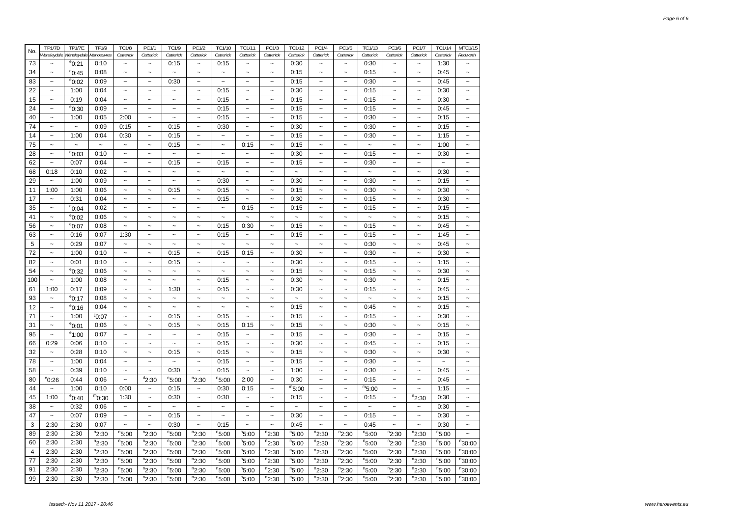| No. | TP1/7D | TP1/7E | TF1/9 | TC1/8 | PC1/1 | TC1/9 | PC1/2 | TC1/10 | TC1/11 | PC1/3 | TC1/12 | PC1/4 | PC1/5 | TC1/13 | PC1/6 | PC1/7 | TC1/14 | MTC1/15 |
|---|---|---|---|---|---|---|---|---|---|---|---|---|---|---|---|---|---|---|
| | *Wensleydale* | *Wensleydale* | *Manoeuvres* | *Catterick* | *Catterick* | *Catterick* | *Catterick* | *Catterick* | *Catterick* | *Catterick* | *Catterick* | *Catterick* | *Catterick* | *Catterick* | *Catterick* | *Catterick* | *Catterick* | *Redworth* |
| 73 | ~ | [e]0:21 | 0:10 | ~ | ~ | 0:15 | ~ | 0:15 | ~ | ~ | 0:30 | ~ | ~ | 0:30 | ~ | ~ | 1:30 | ~ |
| 34 | ~ | [e]0:45 | 0:08 | ~ | ~ | ~ | ~ | ~ | ~ | ~ | 0:15 | ~ | ~ | 0:15 | ~ | ~ | 0:45 | ~ |
| 83 | ~ | [e]0:02 | 0:09 | ~ | ~ | 0:30 | ~ | ~ | ~ | ~ | 0:15 | ~ | ~ | 0:30 | ~ | ~ | 0:45 | ~ |
| 22 | ~ | 1:00 | 0:04 | ~ | ~ | ~ | ~ | 0:15 | ~ | ~ | 0:30 | ~ | ~ | 0:15 | ~ | ~ | 0:30 | ~ |
| 15 | ~ | 0:19 | 0:04 | ~ | ~ | ~ | ~ | 0:15 | ~ | ~ | 0:15 | ~ | ~ | 0:15 | ~ | ~ | 0:30 | ~ |
| 24 | ~ | [e]0:30 | 0:09 | ~ | ~ | ~ | ~ | 0:15 | ~ | ~ | 0:15 | ~ | ~ | 0:15 | ~ | ~ | 0:45 | ~ |
| 40 | ~ | 1:00 | 0:05 | 2:00 | ~ | ~ | ~ | 0:15 | ~ | ~ | 0:15 | ~ | ~ | 0:30 | ~ | ~ | 0:15 | ~ |
| 74 | ~ | ~ | 0:09 | 0:15 | ~ | 0:15 | ~ | 0:30 | ~ | ~ | 0:30 | ~ | ~ | 0:30 | ~ | ~ | 0:15 | ~ |
| 14 | ~ | 1:00 | 0:04 | 0:30 | ~ | 0:15 | ~ | ~ | ~ | ~ | 0:15 | ~ | ~ | 0:30 | ~ | ~ | 1:15 | ~ |
| 75 | ~ | ~ | ~ | ~ | ~ | 0:15 | ~ | ~ | 0:15 | ~ | 0:15 | ~ | ~ | ~ | ~ | ~ | 1:00 | ~ |
| 28 | ~ | [e]0:03 | 0:10 | ~ | ~ | ~ | ~ | ~ | ~ | ~ | 0:30 | ~ | ~ | 0:15 | ~ | ~ | 0:30 | ~ |
| 62 | ~ | 0:07 | 0:04 | ~ | ~ | 0:15 | ~ | 0:15 | ~ | ~ | 0:15 | ~ | ~ | 0:30 | ~ | ~ | ~ | ~ |
| 68 | 0:18 | 0:10 | 0:02 | ~ | ~ | ~ | ~ | ~ | ~ | ~ | ~ | ~ | ~ | ~ | ~ | ~ | 0:30 | ~ |
| 29 | ~ | 1:00 | 0:09 | ~ | ~ | ~ | ~ | 0:30 | ~ | ~ | 0:30 | ~ | ~ | 0:30 | ~ | ~ | 0:15 | ~ |
| 11 | 1:00 | 1:00 | 0:06 | ~ | ~ | 0:15 | ~ | 0:15 | ~ | ~ | 0:15 | ~ | ~ | 0:30 | ~ | ~ | 0:30 | ~ |
| 17 | ~ | 0:31 | 0:04 | ~ | ~ | ~ | ~ | 0:15 | ~ | ~ | 0:30 | ~ | ~ | 0:15 | ~ | ~ | 0:30 | ~ |
| 35 | ~ | [e]0:04 | 0:02 | ~ | ~ | ~ | ~ | ~ | 0:15 | ~ | 0:15 | ~ | ~ | 0:15 | ~ | ~ | 0:15 | ~ |
| 41 | ~ | [e]0:02 | 0:06 | ~ | ~ | ~ | ~ | ~ | ~ | ~ | ~ | ~ | ~ | ~ | ~ | ~ | 0:15 | ~ |
| 56 | ~ | [e]0:07 | 0:08 | ~ | ~ | ~ | ~ | 0:15 | 0:30 | ~ | 0:15 | ~ | ~ | 0:15 | ~ | ~ | 0:45 | ~ |
| 63 | ~ | 0:16 | 0:07 | 1:30 | ~ | ~ | ~ | 0:15 | ~ | ~ | 0:15 | ~ | ~ | 0:15 | ~ | ~ | 1:45 | ~ |
| 5 | ~ | 0:29 | 0:07 | ~ | ~ | ~ | ~ | ~ | ~ | ~ | ~ | ~ | ~ | 0:30 | ~ | ~ | 0:45 | ~ |
| 72 | ~ | 1:00 | 0:10 | ~ | ~ | 0:15 | ~ | 0:15 | 0:15 | ~ | 0:30 | ~ | ~ | 0:30 | ~ | ~ | 0:30 | ~ |
| 82 | ~ | 0:01 | 0:10 | ~ | ~ | 0:15 | ~ | ~ | ~ | ~ | 0:30 | ~ | ~ | 0:15 | ~ | ~ | 1:15 | ~ |
| 54 | ~ | [e]0:32 | 0:06 | ~ | ~ | ~ | ~ | ~ | ~ | ~ | 0:15 | ~ | ~ | 0:15 | ~ | ~ | 0:30 | ~ |
| 100 | ~ | 1:00 | 0:08 | ~ | ~ | ~ | ~ | 0:15 | ~ | ~ | 0:30 | ~ | ~ | 0:30 | ~ | ~ | 0:15 | ~ |
| 61 | 1:00 | 0:17 | 0:09 | ~ | ~ | 1:30 | ~ | 0:15 | ~ | ~ | 0:30 | ~ | ~ | 0:15 | ~ | ~ | 0:45 | ~ |
| 93 | ~ | [e]0:17 | 0:08 | ~ | ~ | ~ | ~ | ~ | ~ | ~ | ~ | ~ | ~ | ~ | ~ | ~ | 0:15 | ~ |
| 12 | ~ | [e]0:16 | 0:04 | ~ | ~ | ~ | ~ | ~ | ~ | ~ | 0:15 | ~ | ~ | 0:45 | ~ | ~ | 0:15 | ~ |
| 71 | ~ | 1:00 | [i]0:07 | ~ | ~ | 0:15 | ~ | 0:15 | ~ | ~ | 0:15 | ~ | ~ | 0:15 | ~ | ~ | 0:30 | ~ |
| 31 | ~ | [e]0:01 | 0:06 | ~ | ~ | 0:15 | ~ | 0:15 | 0:15 | ~ | 0:15 | ~ | ~ | 0:30 | ~ | ~ | 0:15 | ~ |
| 95 | ~ | [e]1:00 | 0:07 | ~ | ~ | ~ | ~ | 0:15 | ~ | ~ | 0:15 | ~ | ~ | 0:30 | ~ | ~ | 0:15 | ~ |
| 66 | 0:29 | 0:06 | 0:10 | ~ | ~ | ~ | ~ | 0:15 | ~ | ~ | 0:30 | ~ | ~ | 0:45 | ~ | ~ | 0:15 | ~ |
| 32 | ~ | 0:28 | 0:10 | ~ | ~ | 0:15 | ~ | 0:15 | ~ | ~ | 0:15 | ~ | ~ | 0:30 | ~ | ~ | 0:30 | ~ |
| 78 | ~ | 1:00 | 0:04 | ~ | ~ | ~ | ~ | 0:15 | ~ | ~ | 0:15 | ~ | ~ | 0:30 | ~ | ~ | ~ | ~ |
| 58 | ~ | 0:39 | 0:10 | ~ | ~ | 0:30 | ~ | 0:15 | ~ | ~ | 1:00 | ~ | ~ | 0:30 | ~ | ~ | 0:45 | ~ |
| 80 | [e]0:26 | 0:44 | 0:06 | ~ | [d]2:30 | [n]5:00 | [n]2:30 | [n]5:00 | 2:00 | ~ | 0:30 | ~ | ~ | 0:15 | ~ | ~ | 0:45 | ~ |
| 44 | ~ | 1:00 | 0:10 | 0:00 | ~ | 0:15 | ~ | 0:30 | 0:15 | ~ | [m]5:00 | ~ | ~ | [m]5:00 | ~ | ~ | 1:15 | ~ |
| 45 | 1:00 | [e]0:40 | [m]0:30 | 1:30 | ~ | 0:30 | ~ | 0:30 | ~ | ~ | 0:15 | ~ | ~ | 0:15 | ~ | [n]2:30 | 0:30 | ~ |
| 38 | ~ | 0:32 | 0:06 | ~ | ~ | ~ | ~ | ~ | ~ | ~ | ~ | ~ | ~ | ~ | ~ | ~ | 0:30 | ~ |
| 47 | ~ | 0:07 | 0:09 | ~ | ~ | 0:15 | ~ | ~ | ~ | ~ | 0:30 | ~ | ~ | 0:15 | ~ | ~ | 0:30 | ~ |
| 3 | 2:30 | 2:30 | 0:07 | ~ | ~ | 0:30 | ~ | 0:15 | ~ | ~ | 0:45 | ~ | ~ | 0:45 | ~ | ~ | 0:30 | ~ |
| 89 | 2:30 | 2:30 | [n]2:30 | [n]5:00 | [n]2:30 | [n]5:00 | [n]2:30 | [n]5:00 | [n]5:00 | [n]2:30 | [n]5:00 | [n]2:30 | [n]2:30 | [n]5:00 | [n]2:30 | [n]2:30 | [n]5:00 | ~ |
| 60 | 2:30 | 2:30 | [n]2:30 | [n]5:00 | [n]2:30 | [n]5:00 | [n]2:30 | [n]5:00 | [n]5:00 | [n]2:30 | [n]5:00 | [n]2:30 | [n]2:30 | [n]5:00 | [n]2:30 | [n]2:30 | [n]5:00 | [n]30:00 |
| 4 | 2:30 | 2:30 | [n]2:30 | [n]5:00 | [n]2:30 | [n]5:00 | [n]2:30 | [n]5:00 | [n]5:00 | [n]2:30 | [n]5:00 | [n]2:30 | [n]2:30 | [n]5:00 | [n]2:30 | [n]2:30 | [n]5:00 | [n]30:00 |
| 77 | 2:30 | 2:30 | [n]2:30 | [n]5:00 | [n]2:30 | [n]5:00 | [n]2:30 | [n]5:00 | [n]5:00 | [n]2:30 | [n]5:00 | [n]2:30 | [n]2:30 | [n]5:00 | [n]2:30 | [n]2:30 | [n]5:00 | [n]30:00 |
| 91 | 2:30 | 2:30 | [n]2:30 | [n]5:00 | [n]2:30 | [n]5:00 | [n]2:30 | [n]5:00 | [n]5:00 | [n]2:30 | [n]5:00 | [n]2:30 | [n]2:30 | [n]5:00 | [n]2:30 | [n]2:30 | [n]5:00 | [n]30:00 |
| 99 | 2:30 | 2:30 | [n]2:30 | [n]5:00 | [n]2:30 | [n]5:00 | [n]2:30 | [n]5:00 | [n]5:00 | [n]2:30 | [n]5:00 | [n]2:30 | [n]2:30 | [n]5:00 | [n]2:30 | [n]2:30 | [n]5:00 | [n]30:00 |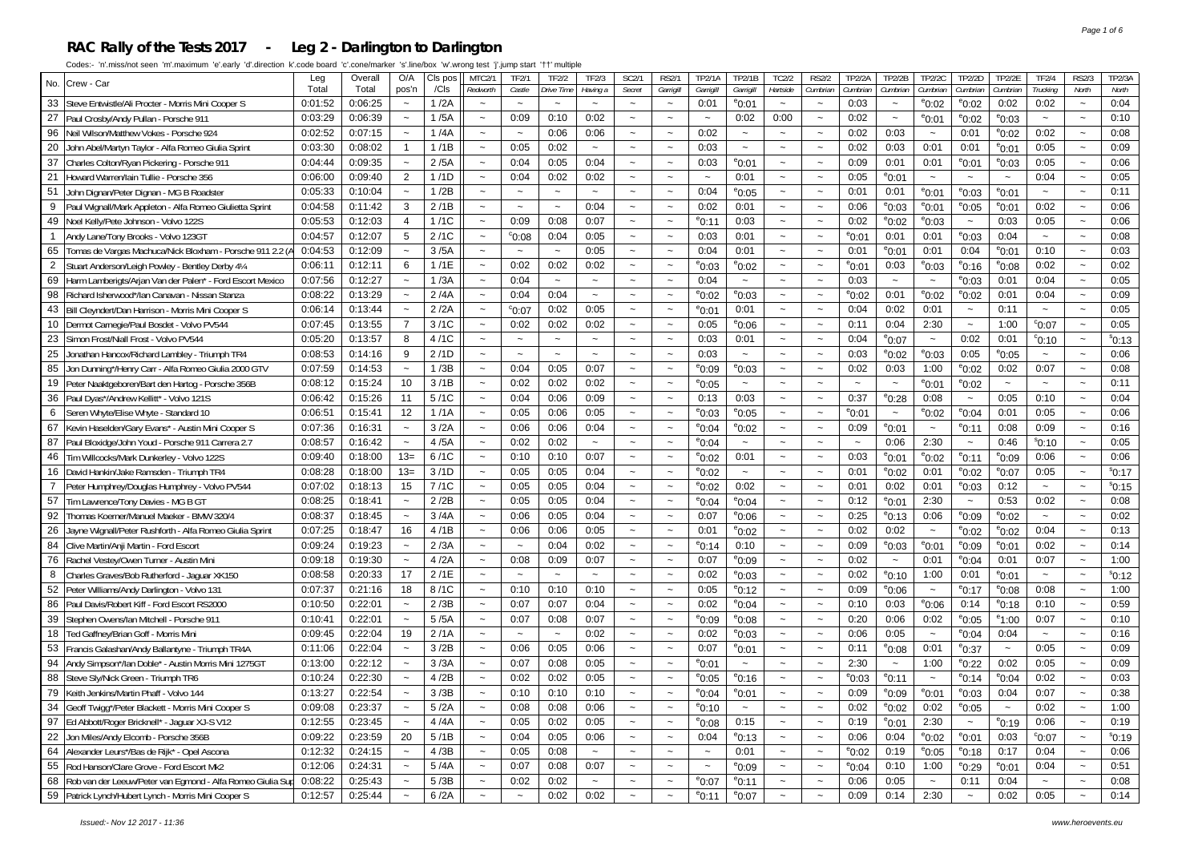# RAC Rally of the Tests 2017 - Leg 2 - Darlington to Darlington

Codes:- 'n'.miss/not seen 'm'.maximum 'e'.early 'd'.direction k'.code board 'c'.cone/marker 's'.line/box 'w'.wrong test 'j'.jump start '††' multiple

| No. | Crew - Car | Leg Total | Overall Total | O/A pos'n | Cls pos /Cls | MTC2/1 Redworth | TF2/1 Castle | TF2/2 Drive Time | TF2/3 Having a | SC2/1 Secret | RS2/1 Garrigill | TP2/1A Garrigill | TP2/1B Garrigill | TC2/2 Hartside | RS2/2 Cumbrian | TP2/2A Cumbrian | TP2/2B Cumbrian | TP2/2C Cumbrian | TP2/2D Cumbrian | TP2/2E Cumbrian | TF2/4 Trucking | RS2/3 North | TP2/3A North |
|---|---|---|---|---|---|---|---|---|---|---|---|---|---|---|---|---|---|---|---|---|---|---|---|
| 33 | Steve Entwistle/Ali Procter - Morris Mini Cooper S | 0:01:52 | 0:06:25 | ~ | 1 /2A | ~ | ~ | ~ | ~ | ~ | ~ | 0:01 | e0:01 | ~ | ~ | 0:03 | ~ | e0:02 | e0:02 | 0:02 | 0:02 | ~ | 0:04 |
| 27 | Paul Crosby/Andy Pullan - Porsche 911 | 0:03:29 | 0:06:39 | ~ | 1 /5A | ~ | 0:09 | 0:10 | 0:02 | ~ | ~ | ~ | 0:02 | 0:00 | ~ | 0:02 | ~ | e0:01 | e0:02 | e0:03 | ~ | ~ | 0:10 |
| 96 | Neil Wilson/Matthew Vokes - Porsche 924 | 0:02:52 | 0:07:15 | ~ | 1 /4A | ~ | ~ | 0:06 | 0:06 | ~ | ~ | 0:02 | ~ | ~ | ~ | 0:02 | 0:03 | ~ | 0:01 | e0:02 | 0:02 | ~ | 0:08 |
| 20 | John Abel/Martyn Taylor - Alfa Romeo Giulia Sprint | 0:03:30 | 0:08:02 | 1 | 1 /1B | ~ | 0:05 | 0:02 | ~ | ~ | ~ | 0:03 | ~ | ~ | ~ | 0:02 | 0:03 | 0:01 | 0:01 | e0:01 | 0:05 | ~ | 0:09 |
| 37 | Charles Colton/Ryan Pickering - Porsche 911 | 0:04:44 | 0:09:35 | ~ | 2 /5A | ~ | 0:04 | 0:05 | 0:04 | ~ | ~ | 0:03 | e0:01 | ~ | ~ | 0:09 | 0:01 | 0:01 | e0:01 | e0:03 | 0:05 | ~ | 0:06 |
| 21 | Howard Warren/Iain Tullie - Porsche 356 | 0:06:00 | 0:09:40 | 2 | 1 /1D | ~ | 0:04 | 0:02 | 0:02 | ~ | ~ | ~ | 0:01 | ~ | ~ | 0:05 | e0:01 | ~ | ~ | ~ | 0:04 | ~ | 0:05 |
| 51 | John Dignan/Peter Dignan - MG B Roadster | 0:05:33 | 0:10:04 | ~ | 1 /2B | ~ | ~ | ~ | ~ | ~ | ~ | 0:04 | e0:05 | ~ | ~ | 0:01 | 0:01 | e0:01 | e0:03 | e0:01 | ~ | ~ | 0:11 |
| 9 | Paul Wignall/Mark Appleton - Alfa Romeo Giulietta Sprint | 0:04:58 | 0:11:42 | 3 | 2 /1B | ~ | ~ | ~ | 0:04 | ~ | ~ | 0:02 | 0:01 | ~ | ~ | 0:06 | e0:03 | e0:01 | e0:05 | e0:01 | 0:02 | ~ | 0:06 |
| 49 | Noel Kelly/Pete Johnson - Volvo 122S | 0:05:53 | 0:12:03 | 4 | 1 /1C | ~ | 0:09 | 0:08 | 0:07 | ~ | ~ | e0:11 | 0:03 | ~ | ~ | 0:02 | e0:02 | e0:03 | ~ | 0:03 | 0:05 | ~ | 0:06 |
| 1 | Andy Lane/Tony Brooks - Volvo 123GT | 0:04:57 | 0:12:07 | 5 | 2 /1C | ~ | c0:08 | 0:04 | 0:05 | ~ | ~ | 0:03 | 0:01 | ~ | ~ | e0:01 | 0:01 | 0:01 | e0:03 | 0:04 | ~ | ~ | 0:08 |
| 65 | Tomas de Vargas Machuca/Nick Bloxham - Porsche 911 2.2 (A | 0:04:53 | 0:12:09 | ~ | 3 /5A | ~ | ~ | ~ | 0:05 | ~ | ~ | 0:04 | 0:01 | ~ | ~ | 0:01 | e0:01 | 0:01 | 0:04 | e0:01 | 0:10 | ~ | 0:03 |
| 2 | Stuart Anderson/Leigh Powley - Bentley Derby 4¼ | 0:06:11 | 0:12:11 | 6 | 1 /1E | ~ | 0:02 | 0:02 | 0:02 | ~ | ~ | e0:03 | e0:02 | ~ | ~ | e0:01 | 0:03 | e0:03 | e0:16 | e0:08 | 0:02 | ~ | 0:02 |
| 69 | Harm Lamberigts/Arjan Van der Palen* - Ford Escort Mexico | 0:07:56 | 0:12:27 | ~ | 1 /3A | ~ | 0:04 | ~ | ~ | ~ | ~ | 0:04 | ~ | ~ | ~ | 0:03 | ~ | ~ | e0:03 | 0:01 | 0:04 | ~ | 0:05 |
| 98 | Richard Isherwood*/Ian Canavan - Nissan Stanza | 0:08:22 | 0:13:29 | ~ | 2 /4A | ~ | 0:04 | 0:04 | ~ | ~ | ~ | e0:02 | e0:03 | ~ | ~ | e0:02 | 0:01 | e0:02 | e0:02 | 0:01 | 0:04 | ~ | 0:09 |
| 43 | Bill Cleyndert/Dan Harrison - Morris Mini Cooper S | 0:06:14 | 0:13:44 | ~ | 2 /2A | ~ | c0:07 | 0:02 | 0:05 | ~ | ~ | e0:01 | 0:01 | ~ | ~ | 0:04 | 0:02 | 0:01 | ~ | 0:11 | ~ | ~ | 0:05 |
| 10 | Dermot Carnegie/Paul Bosdet - Volvo PV544 | 0:07:45 | 0:13:55 | 7 | 3 /1C | ~ | 0:02 | 0:02 | 0:02 | ~ | ~ | 0:05 | e0:06 | ~ | ~ | 0:11 | 0:04 | 2:30 | ~ | 1:00 | c0:07 | ~ | 0:05 |
| 23 | Simon Frost/Niall Frost - Volvo PV544 | 0:05:20 | 0:13:57 | 8 | 4 /1C | ~ | ~ | ~ | ~ | ~ | ~ | 0:03 | 0:01 | ~ | ~ | 0:04 | e0:07 | ~ | 0:02 | 0:01 | c0:10 | ~ | s0:13 |
| 25 | Jonathan Hancox/Richard Lambley - Triumph TR4 | 0:08:53 | 0:14:16 | 9 | 2 /1D | ~ | ~ | ~ | ~ | ~ | ~ | 0:03 | ~ | ~ | ~ | 0:03 | e0:02 | e0:03 | 0:05 | e0:05 | ~ | ~ | 0:06 |
| 85 | Jon Dunning*/Henry Carr - Alfa Romeo Giulia 2000 GTV | 0:07:59 | 0:14:53 | ~ | 1 /3B | ~ | 0:04 | 0:05 | 0:07 | ~ | ~ | e0:09 | e0:03 | ~ | ~ | 0:02 | 0:03 | 1:00 | e0:02 | 0:02 | 0:07 | ~ | 0:08 |
| 19 | Peter Naaktgeboren/Bart den Hartog - Porsche 356B | 0:08:12 | 0:15:24 | 10 | 3 /1B | ~ | 0:02 | 0:02 | 0:02 | ~ | ~ | e0:05 | ~ | ~ | ~ | ~ | ~ | e0:01 | e0:02 | ~ | ~ | ~ | 0:11 |
| 36 | Paul Dyas*/Andrew Kellitt* - Volvo 121S | 0:06:42 | 0:15:26 | 11 | 5 /1C | ~ | 0:04 | 0:06 | 0:09 | ~ | ~ | 0:13 | 0:03 | ~ | ~ | 0:37 | e0:28 | 0:08 | ~ | 0:05 | 0:10 | ~ | 0:04 |
| 6 | Seren Whyte/Elise Whyte - Standard 10 | 0:06:51 | 0:15:41 | 12 | 1 /1A | ~ | 0:05 | 0:06 | 0:05 | ~ | ~ | e0:03 | e0:05 | ~ | ~ | e0:01 | ~ | e0:02 | e0:04 | 0:01 | 0:05 | ~ | 0:06 |
| 67 | Kevin Haselden/Gary Evans* - Austin Mini Cooper S | 0:07:36 | 0:16:31 | ~ | 3 /2A | ~ | 0:06 | 0:06 | 0:04 | ~ | ~ | e0:04 | e0:02 | ~ | ~ | 0:09 | e0:01 | ~ | e0:11 | 0:08 | 0:09 | ~ | 0:16 |
| 87 | Paul Bloxidge/John Youd - Porsche 911 Carrera 2.7 | 0:08:57 | 0:16:42 | ~ | 4 /5A | ~ | 0:02 | 0:02 | ~ | ~ | ~ | e0:04 | ~ | ~ | ~ | ~ | 0:06 | 2:30 | ~ | 0:46 | s0:10 | ~ | 0:05 |
| 46 | Tim Willcocks/Mark Dunkerley - Volvo 122S | 0:09:40 | 0:18:00 | 13= | 6 /1C | ~ | 0:10 | 0:10 | 0:07 | ~ | ~ | e0:02 | 0:01 | ~ | ~ | 0:03 | e0:01 | e0:02 | e0:11 | e0:09 | 0:06 | ~ | 0:06 |
| 16 | David Hankin/Jake Ramsden - Triumph TR4 | 0:08:28 | 0:18:00 | 13= | 3 /1D | ~ | 0:05 | 0:05 | 0:04 | ~ | ~ | e0:02 | ~ | ~ | ~ | 0:01 | e0:02 | 0:01 | e0:02 | e0:07 | 0:05 | ~ | s0:17 |
| 7 | Peter Humphrey/Douglas Humphrey - Volvo PV544 | 0:07:02 | 0:18:13 | 15 | 7 /1C | ~ | 0:05 | 0:05 | 0:04 | ~ | ~ | e0:02 | 0:02 | ~ | ~ | 0:01 | 0:02 | 0:01 | e0:03 | 0:12 | ~ | ~ | s0:15 |
| 57 | Tim Lawrence/Tony Davies - MG B GT | 0:08:25 | 0:18:41 | ~ | 2 /2B | ~ | 0:05 | 0:05 | 0:04 | ~ | ~ | e0:04 | e0:04 | ~ | ~ | 0:12 | e0:01 | 2:30 | ~ | 0:53 | 0:02 | ~ | 0:08 |
| 92 | Thomas Koerner/Manuel Maeker - BMW 320/4 | 0:08:37 | 0:18:45 | ~ | 3 /4A | ~ | 0:06 | 0:05 | 0:04 | ~ | ~ | 0:07 | e0:06 | ~ | ~ | 0:25 | e0:13 | 0:06 | e0:09 | e0:02 | ~ | ~ | 0:02 |
| 26 | Jayne Wignall/Peter Rushforth - Alfa Romeo Giulia Sprint | 0:07:25 | 0:18:47 | 16 | 4 /1B | ~ | 0:06 | 0:06 | 0:05 | ~ | ~ | 0:01 | e0:02 | ~ | ~ | 0:02 | 0:02 | ~ | e0:02 | e0:02 | 0:04 | ~ | 0:13 |
| 84 | Clive Martin/Anji Martin - Ford Escort | 0:09:24 | 0:19:23 | ~ | 2 /3A | ~ | ~ | 0:04 | 0:02 | ~ | ~ | e0:14 | 0:10 | ~ | ~ | 0:09 | e0:03 | e0:01 | e0:09 | e0:01 | 0:02 | ~ | 0:14 |
| 76 | Rachel Vestey/Owen Turner - Austin Mini | 0:09:18 | 0:19:30 | ~ | 4 /2A | ~ | 0:08 | 0:09 | 0:07 | ~ | ~ | 0:07 | e0:09 | ~ | ~ | 0:02 | ~ | 0:01 | e0:04 | 0:01 | 0:07 | ~ | 1:00 |
| 8 | Charles Graves/Bob Rutherford - Jaguar XK150 | 0:08:58 | 0:20:33 | 17 | 2 /1E | ~ | ~ | ~ | ~ | ~ | ~ | 0:02 | e0:03 | ~ | ~ | 0:02 | e0:10 | 1:00 | 0:01 | e0:01 | ~ | ~ | s0:12 |
| 52 | Peter Williams/Andy Darlington - Volvo 131 | 0:07:37 | 0:21:16 | 18 | 8 /1C | ~ | 0:10 | 0:10 | 0:10 | ~ | ~ | 0:05 | e0:12 | ~ | ~ | 0:09 | e0:06 | ~ | e0:17 | e0:08 | 0:08 | ~ | 1:00 |
| 86 | Paul Davis/Robert Kiff - Ford Escort RS2000 | 0:10:50 | 0:22:01 | ~ | 2 /3B | ~ | 0:07 | 0:07 | 0:04 | ~ | ~ | 0:02 | e0:04 | ~ | ~ | 0:10 | 0:03 | e0:06 | 0:14 | e0:18 | 0:10 | ~ | 0:59 |
| 39 | Stephen Owens/Ian Mitchell - Porsche 911 | 0:10:41 | 0:22:01 | ~ | 5 /5A | ~ | 0:07 | 0:08 | 0:07 | ~ | ~ | e0:09 | e0:08 | ~ | ~ | 0:20 | 0:06 | 0:02 | e0:05 | e1:00 | 0:07 | ~ | 0:10 |
| 18 | Ted Gaffney/Brian Goff - Morris Mini | 0:09:45 | 0:22:04 | 19 | 2 /1A | ~ | ~ | ~ | 0:02 | ~ | ~ | 0:02 | e0:03 | ~ | ~ | 0:06 | 0:05 | ~ | e0:04 | 0:04 | ~ | ~ | 0:16 |
| 53 | Francis Galashan/Andy Ballantyne - Triumph TR4A | 0:11:06 | 0:22:04 | ~ | 3 /2B | ~ | 0:06 | 0:05 | 0:06 | ~ | ~ | 0:07 | e0:01 | ~ | ~ | 0:11 | e0:08 | 0:01 | e0:37 | ~ | 0:05 | ~ | 0:09 |
| 94 | Andy Simpson*/Ian Doble* - Austin Morris Mini 1275GT | 0:13:00 | 0:22:12 | ~ | 3 /3A | ~ | 0:07 | 0:08 | 0:05 | ~ | ~ | e0:01 | ~ | ~ | ~ | 2:30 | ~ | 1:00 | e0:22 | 0:02 | 0:05 | ~ | 0:09 |
| 88 | Steve Sly/Nick Green - Triumph TR6 | 0:10:24 | 0:22:30 | ~ | 4 /2B | ~ | 0:02 | 0:02 | 0:05 | ~ | ~ | e0:05 | e0:16 | ~ | ~ | e0:03 | e0:11 | ~ | e0:14 | e0:04 | 0:02 | ~ | 0:03 |
| 79 | Keith Jenkins/Martin Phaff - Volvo 144 | 0:13:27 | 0:22:54 | ~ | 3 /3B | ~ | 0:10 | 0:10 | 0:10 | ~ | ~ | e0:04 | e0:01 | ~ | ~ | 0:09 | e0:09 | e0:01 | e0:03 | 0:04 | 0:07 | ~ | 0:38 |
| 34 | Geoff Twigg*/Peter Blackett - Morris Mini Cooper S | 0:09:08 | 0:23:37 | ~ | 5 /2A | ~ | 0:08 | 0:08 | 0:06 | ~ | ~ | e0:10 | ~ | ~ | ~ | 0:02 | e0:02 | 0:02 | e0:05 | ~ | 0:02 | ~ | 1:00 |
| 97 | Ed Abbott/Roger Bricknell* - Jaguar XJ-S V12 | 0:12:55 | 0:23:45 | ~ | 4 /4A | ~ | 0:05 | 0:02 | 0:05 | ~ | ~ | e0:08 | 0:15 | ~ | ~ | 0:19 | e0:01 | 2:30 | ~ | e0:19 | 0:06 | ~ | 0:19 |
| 22 | Jon Miles/Andy Elcomb - Porsche 356B | 0:09:22 | 0:23:59 | 20 | 5 /1B | ~ | 0:04 | 0:05 | 0:06 | ~ | ~ | 0:04 | e0:13 | ~ | ~ | 0:06 | 0:04 | e0:02 | e0:01 | 0:03 | c0:07 | ~ | s0:19 |
| 64 | Alexander Leurs*/Bas de Rijk* - Opel Ascona | 0:12:32 | 0:24:15 | ~ | 4 /3B | ~ | 0:05 | 0:08 | ~ | ~ | ~ | ~ | 0:01 | ~ | ~ | e0:02 | 0:19 | e0:05 | e0:18 | 0:17 | 0:04 | ~ | 0:06 |
| 55 | Rod Hanson/Clare Grove - Ford Escort Mk2 | 0:12:06 | 0:24:31 | ~ | 5 /4A | ~ | 0:07 | 0:08 | 0:07 | ~ | ~ | ~ | e0:09 | ~ | ~ | e0:04 | 0:10 | 1:00 | e0:29 | e0:01 | 0:04 | ~ | 0:51 |
| 68 | Rob van der Leeuw/Peter van Egmond - Alfa Romeo Giulia Sup | 0:08:22 | 0:25:43 | ~ | 5 /3B | ~ | 0:02 | 0:02 | ~ | ~ | ~ | e0:07 | e0:11 | ~ | ~ | 0:06 | 0:05 | ~ | 0:11 | 0:04 | ~ | ~ | 0:08 |
| 59 | Patrick Lynch/Hubert Lynch - Morris Mini Cooper S | 0:12:57 | 0:25:44 | ~ | 6 /2A | ~ | ~ | 0:02 | 0:02 | ~ | ~ | e0:11 | e0:07 | ~ | ~ | 0:09 | 0:14 | 2:30 | ~ | 0:02 | 0:05 | ~ | 0:14 |

Issued:- Nov 12 2017 - 11:36 www.heroevents.eu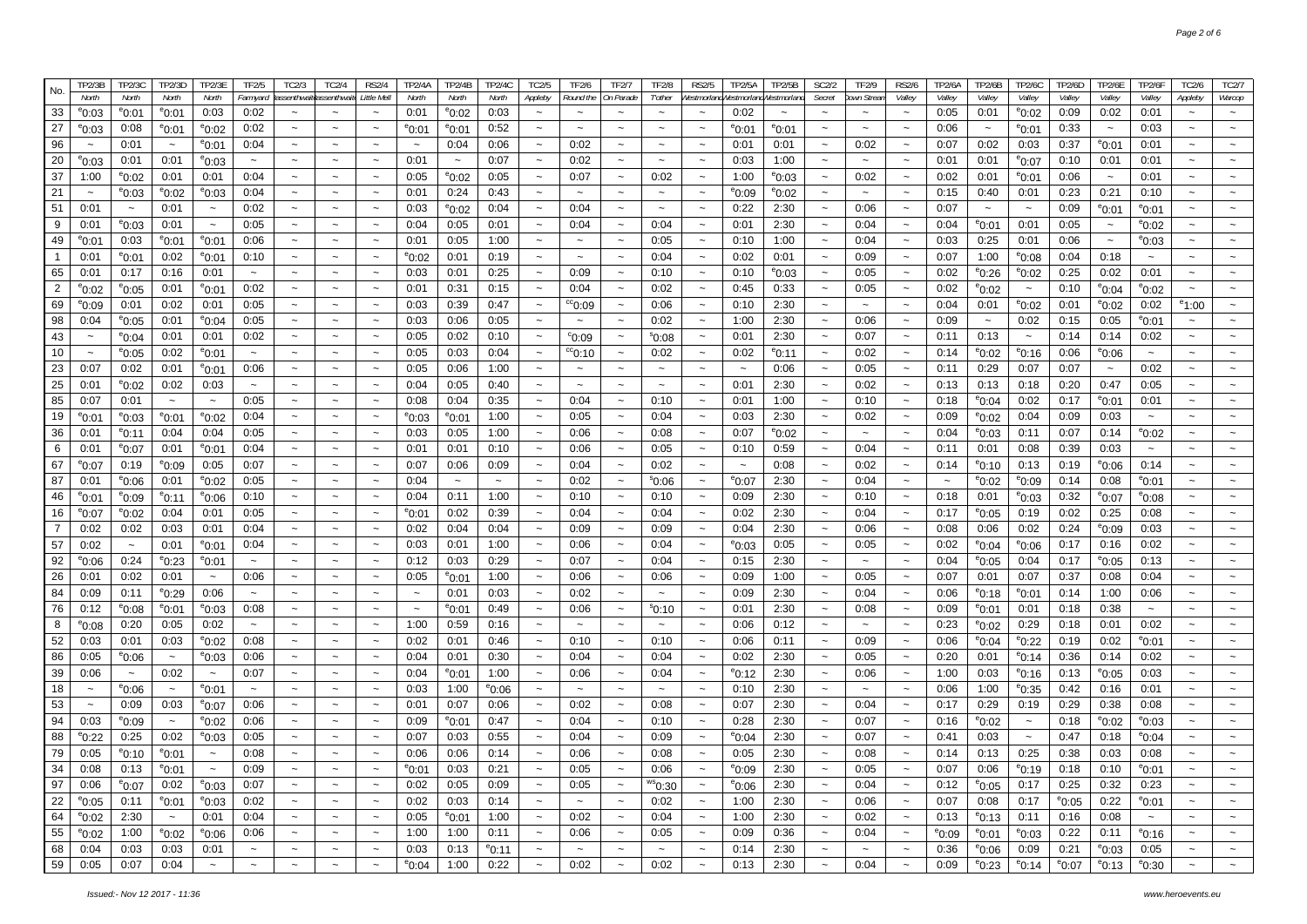| No. | TP2/3B | TP2/3C | TP2/3D | TP2/3E | TF2/5 | TC2/3 | TC2/4 | RS2/4 | TP2/4A | TP2/4B | TP2/4C | TC2/5 | TF2/6 | TF2/7 | TF2/8 | RS2/5 | TP2/5A | TP2/5B | SC2/2 | TF2/9 | RS2/6 | TP2/6A | TP2/6B | TP2/6C | TP2/6D | TP2/6E | TP2/6F | TC2/6 | TC2/7 |
|---|---|---|---|---|---|---|---|---|---|---|---|---|---|---|---|---|---|---|---|---|---|---|---|---|---|---|---|---|---|
| | North | North | North | North | Farmyard | Bassenthwaite | Bassenthwaite | Little Mell | North | North | North | Appleby | Round the | On Parade | T'other | Westmorland | Westmorland | Westmorland | Secret | Down Stream | Valley | Valley | Valley | Valley | Valley | Valley | Valley | Appleby | Warcop |
| 33 | e0:03 | e0:01 | e0:01 | 0:03 | 0:02 | ~ | ~ | ~ | 0:01 | e0:02 | 0:03 | ~ | ~ | ~ | ~ | ~ | 0:02 | ~ | ~ | ~ | ~ | 0:05 | 0:01 | e0:02 | 0:09 | 0:02 | 0:01 | ~ | ~ |
| 27 | e0:03 | 0:08 | e0:01 | e0:02 | 0:02 | ~ | ~ | ~ | e0:01 | e0:01 | 0:52 | ~ | ~ | ~ | ~ | ~ | e0:01 | e0:01 | ~ | ~ | ~ | 0:06 | ~ | e0:01 | 0:33 | ~ | 0:03 | ~ | ~ |
| 96 | ~ | 0:01 | ~ | e0:01 | 0:04 | ~ | ~ | ~ | ~ | 0:04 | 0:06 | ~ | 0:02 | ~ | ~ | ~ | 0:01 | 0:01 | ~ | 0:02 | ~ | 0:07 | 0:02 | 0:03 | 0:37 | e0:01 | 0:01 | ~ | ~ |
| 20 | e0:03 | 0:01 | 0:01 | e0:03 | ~ | ~ | ~ | ~ | 0:01 | ~ | 0:07 | ~ | 0:02 | ~ | ~ | ~ | 0:03 | 1:00 | ~ | ~ | ~ | 0:01 | 0:01 | e0:07 | 0:10 | 0:01 | 0:01 | ~ | ~ |
| 37 | 1:00 | e0:02 | 0:01 | 0:01 | 0:04 | ~ | ~ | ~ | 0:05 | e0:02 | 0:05 | ~ | 0:07 | ~ | 0:02 | ~ | 1:00 | e0:03 | ~ | 0:02 | ~ | 0:02 | 0:01 | e0:01 | 0:06 | ~ | 0:01 | ~ | ~ |
| 21 | ~ | e0:03 | e0:02 | e0:03 | 0:04 | ~ | ~ | ~ | 0:01 | 0:24 | 0:43 | ~ | ~ | ~ | ~ | ~ | e0:09 | e0:02 | ~ | ~ | ~ | 0:15 | 0:40 | 0:01 | 0:23 | 0:21 | 0:10 | ~ | ~ |
| 51 | 0:01 | ~ | 0:01 | ~ | 0:02 | ~ | ~ | ~ | 0:03 | e0:02 | 0:04 | ~ | 0:04 | ~ | ~ | ~ | 0:22 | 2:30 | ~ | 0:06 | ~ | 0:07 | ~ | ~ | 0:09 | e0:01 | e0:01 | ~ | ~ |
| 9 | 0:01 | e0:03 | 0:01 | ~ | 0:05 | ~ | ~ | ~ | 0:04 | 0:05 | 0:01 | ~ | 0:04 | ~ | 0:04 | ~ | 0:01 | 2:30 | ~ | 0:04 | ~ | 0:04 | e0:01 | 0:01 | 0:05 | ~ | e0:02 | ~ | ~ |
| 49 | e0:01 | 0:03 | e0:01 | e0:01 | 0:06 | ~ | ~ | ~ | 0:01 | 0:05 | 1:00 | ~ | ~ | ~ | 0:05 | ~ | 0:10 | 1:00 | ~ | 0:04 | ~ | 0:03 | 0:25 | 0:01 | 0:06 | ~ | e0:03 | ~ | ~ |
| 1 | 0:01 | e0:01 | 0:02 | e0:01 | 0:10 | ~ | ~ | ~ | e0:02 | 0:01 | 0:19 | ~ | ~ | ~ | 0:04 | ~ | 0:02 | 0:01 | ~ | 0:09 | ~ | 0:07 | 1:00 | e0:08 | 0:04 | 0:18 | ~ | ~ | ~ |
| 65 | 0:01 | 0:17 | 0:16 | 0:01 | ~ | ~ | ~ | ~ | 0:03 | 0:01 | 0:25 | ~ | 0:09 | ~ | 0:10 | ~ | 0:10 | e0:03 | ~ | 0:05 | ~ | 0:02 | e0:26 | e0:02 | 0:25 | 0:02 | 0:01 | ~ | ~ |
| 2 | e0:02 | e0:05 | 0:01 | e0:01 | 0:02 | ~ | ~ | ~ | 0:01 | 0:31 | 0:15 | ~ | 0:04 | ~ | 0:02 | ~ | 0:45 | 0:33 | ~ | 0:05 | ~ | 0:02 | e0:02 | ~ | 0:10 | e0:04 | e0:02 | ~ | ~ |
| 69 | e0:09 | 0:01 | 0:02 | 0:01 | 0:05 | ~ | ~ | ~ | 0:03 | 0:39 | 0:47 | ~ | cc0:09 | ~ | 0:06 | ~ | 0:10 | 2:30 | ~ | ~ | ~ | 0:04 | 0:01 | e0:02 | 0:01 | e0:02 | 0:02 | e1:00 | ~ |
| 98 | 0:04 | e0:05 | 0:01 | e0:04 | 0:05 | ~ | ~ | ~ | 0:03 | 0:06 | 0:05 | ~ | ~ | ~ | 0:02 | ~ | 1:00 | 2:30 | ~ | 0:06 | ~ | 0:09 | ~ | 0:02 | 0:15 | 0:05 | e0:01 | ~ | ~ |
| 43 | ~ | e0:04 | 0:01 | 0:01 | 0:02 | ~ | ~ | ~ | 0:05 | 0:02 | 0:10 | ~ | c0:09 | ~ | e0:08 | ~ | 0:01 | 2:30 | ~ | 0:07 | ~ | 0:11 | 0:13 | ~ | 0:14 | 0:14 | 0:02 | ~ | ~ |
| 10 | ~ | e0:05 | 0:02 | e0:01 | ~ | ~ | ~ | ~ | 0:05 | 0:03 | 0:04 | ~ | cc0:10 | ~ | 0:02 | ~ | 0:02 | e0:11 | ~ | 0:02 | ~ | 0:14 | e0:02 | e0:16 | 0:06 | e0:06 | ~ | ~ | ~ |
| 23 | 0:07 | 0:02 | 0:01 | e0:01 | 0:06 | ~ | ~ | ~ | 0:05 | 0:06 | 1:00 | ~ | ~ | ~ | ~ | ~ | ~ | 0:06 | ~ | 0:05 | ~ | 0:11 | 0:29 | 0:07 | 0:07 | ~ | 0:02 | ~ | ~ |
| 25 | 0:01 | e0:02 | 0:02 | 0:03 | ~ | ~ | ~ | ~ | 0:04 | 0:05 | 0:40 | ~ | ~ | ~ | ~ | ~ | 0:01 | 2:30 | ~ | 0:02 | ~ | 0:13 | 0:13 | 0:18 | 0:20 | 0:47 | 0:05 | ~ | ~ |
| 85 | 0:07 | 0:01 | ~ | ~ | 0:05 | ~ | ~ | ~ | 0:08 | 0:04 | 0:35 | ~ | 0:04 | ~ | 0:10 | ~ | 0:01 | 1:00 | ~ | 0:10 | ~ | 0:18 | e0:04 | 0:02 | 0:17 | e0:01 | 0:01 | ~ | ~ |
| 19 | e0:01 | e0:03 | e0:01 | e0:02 | 0:04 | ~ | ~ | ~ | e0:03 | e0:01 | 1:00 | ~ | 0:05 | ~ | 0:04 | ~ | 0:03 | 2:30 | ~ | 0:02 | ~ | 0:09 | e0:02 | 0:04 | 0:09 | 0:03 | ~ | ~ | ~ |
| 36 | 0:01 | e0:11 | 0:04 | 0:04 | 0:05 | ~ | ~ | ~ | 0:03 | 0:05 | 1:00 | ~ | 0:06 | ~ | 0:08 | ~ | 0:07 | e0:02 | ~ | ~ | ~ | 0:04 | e0:03 | 0:11 | 0:07 | 0:14 | e0:02 | ~ | ~ |
| 6 | 0:01 | e0:07 | 0:01 | e0:01 | 0:04 | ~ | ~ | ~ | 0:01 | 0:01 | 0:10 | ~ | 0:06 | ~ | 0:05 | ~ | 0:10 | 0:59 | ~ | 0:04 | ~ | 0:11 | 0:01 | 0:08 | 0:39 | 0:03 | ~ | ~ | ~ |
| 67 | e0:07 | 0:19 | e0:09 | 0:05 | 0:07 | ~ | ~ | ~ | 0:07 | 0:06 | 0:09 | ~ | 0:04 | ~ | 0:02 | ~ | ~ | 0:08 | ~ | 0:02 | ~ | 0:14 | e0:10 | 0:13 | 0:19 | e0:06 | 0:14 | ~ | ~ |
| 87 | 0:01 | e0:06 | 0:01 | e0:02 | 0:05 | ~ | ~ | ~ | 0:04 | ~ | ~ | ~ | 0:02 | ~ | e0:06 | ~ | e0:07 | 2:30 | ~ | 0:04 | ~ | ~ | e0:02 | e0:09 | 0:14 | 0:08 | e0:01 | ~ | ~ |
| 46 | e0:01 | e0:09 | e0:11 | e0:06 | 0:10 | ~ | ~ | ~ | 0:04 | 0:11 | 1:00 | ~ | 0:10 | ~ | 0:10 | ~ | 0:09 | 2:30 | ~ | 0:10 | ~ | 0:18 | 0:01 | e0:03 | 0:32 | e0:07 | e0:08 | ~ | ~ |
| 16 | e0:07 | e0:02 | 0:04 | 0:01 | 0:05 | ~ | ~ | ~ | e0:01 | 0:02 | 0:39 | ~ | 0:04 | ~ | 0:04 | ~ | 0:02 | 2:30 | ~ | 0:04 | ~ | 0:17 | e0:05 | 0:19 | 0:02 | 0:25 | 0:08 | ~ | ~ |
| 7 | 0:02 | 0:02 | 0:03 | 0:01 | 0:04 | ~ | ~ | ~ | 0:02 | 0:04 | 0:04 | ~ | 0:09 | ~ | 0:09 | ~ | 0:04 | 2:30 | ~ | 0:06 | ~ | 0:08 | 0:06 | 0:02 | 0:24 | e0:09 | 0:03 | ~ | ~ |
| 57 | 0:02 | ~ | 0:01 | e0:01 | 0:04 | ~ | ~ | ~ | 0:03 | 0:01 | 1:00 | ~ | 0:06 | ~ | 0:04 | ~ | e0:03 | 0:05 | ~ | 0:05 | ~ | 0:02 | e0:04 | e0:06 | 0:17 | 0:16 | 0:02 | ~ | ~ |
| 92 | e0:06 | 0:24 | e0:23 | e0:01 | ~ | ~ | ~ | ~ | 0:12 | 0:03 | 0:29 | ~ | 0:07 | ~ | 0:04 | ~ | 0:15 | 2:30 | ~ | ~ | ~ | 0:04 | e0:05 | 0:04 | 0:17 | e0:05 | 0:13 | ~ | ~ |
| 26 | 0:01 | 0:02 | 0:01 | ~ | 0:06 | ~ | ~ | ~ | 0:05 | e0:01 | 1:00 | ~ | 0:06 | ~ | 0:06 | ~ | 0:09 | 1:00 | ~ | 0:05 | ~ | 0:07 | 0:01 | 0:07 | 0:37 | 0:08 | 0:04 | ~ | ~ |
| 84 | 0:09 | 0:11 | e0:29 | 0:06 | ~ | ~ | ~ | ~ | ~ | 0:01 | 0:03 | ~ | 0:02 | ~ | ~ | ~ | 0:09 | 2:30 | ~ | 0:04 | ~ | 0:06 | e0:18 | e0:01 | 0:14 | 1:00 | 0:06 | ~ | ~ |
| 76 | 0:12 | e0:08 | e0:01 | e0:03 | 0:08 | ~ | ~ | ~ | ~ | e0:01 | 0:49 | ~ | 0:06 | ~ | e0:10 | ~ | 0:01 | 2:30 | ~ | 0:08 | ~ | 0:09 | e0:01 | 0:01 | 0:18 | 0:38 | ~ | ~ | ~ |
| 8 | e0:08 | 0:20 | 0:05 | 0:02 | ~ | ~ | ~ | ~ | 1:00 | 0:59 | 0:16 | ~ | ~ | ~ | ~ | ~ | 0:06 | 0:12 | ~ | ~ | ~ | 0:23 | e0:02 | 0:29 | 0:18 | 0:01 | 0:02 | ~ | ~ |
| 52 | 0:03 | 0:01 | 0:03 | e0:02 | 0:08 | ~ | ~ | ~ | 0:02 | 0:01 | 0:46 | ~ | 0:10 | ~ | 0:10 | ~ | 0:06 | 0:11 | ~ | 0:09 | ~ | 0:06 | e0:04 | e0:22 | 0:19 | 0:02 | e0:01 | ~ | ~ |
| 86 | 0:05 | e0:06 | ~ | e0:03 | 0:06 | ~ | ~ | ~ | 0:04 | 0:01 | 0:30 | ~ | 0:04 | ~ | 0:04 | ~ | 0:02 | 2:30 | ~ | 0:05 | ~ | 0:20 | 0:01 | e0:14 | 0:36 | 0:14 | 0:02 | ~ | ~ |
| 39 | 0:06 | ~ | 0:02 | ~ | 0:07 | ~ | ~ | ~ | 0:04 | e0:01 | 1:00 | ~ | 0:06 | ~ | 0:04 | ~ | e0:12 | 2:30 | ~ | 0:06 | ~ | 1:00 | 0:03 | e0:16 | 0:13 | e0:05 | 0:03 | ~ | ~ |
| 18 | ~ | e0:06 | ~ | e0:01 | ~ | ~ | ~ | ~ | 0:03 | 1:00 | e0:06 | ~ | ~ | ~ | ~ | ~ | 0:10 | 2:30 | ~ | ~ | ~ | 0:06 | 1:00 | e0:35 | 0:42 | 0:16 | 0:01 | ~ | ~ |
| 53 | ~ | 0:09 | 0:03 | e0:07 | 0:06 | ~ | ~ | ~ | 0:01 | 0:07 | 0:06 | ~ | 0:02 | ~ | 0:08 | ~ | 0:07 | 2:30 | ~ | 0:04 | ~ | 0:17 | 0:29 | 0:19 | 0:29 | 0:38 | 0:08 | ~ | ~ |
| 94 | 0:03 | e0:09 | ~ | e0:02 | 0:06 | ~ | ~ | ~ | 0:09 | e0:01 | 0:47 | ~ | 0:04 | ~ | 0:10 | ~ | 0:28 | 2:30 | ~ | 0:07 | ~ | 0:16 | e0:02 | ~ | 0:18 | e0:02 | e0:03 | ~ | ~ |
| 88 | e0:22 | 0:25 | 0:02 | e0:03 | 0:05 | ~ | ~ | ~ | 0:07 | 0:03 | 0:55 | ~ | 0:04 | ~ | 0:09 | ~ | e0:04 | 2:30 | ~ | 0:07 | ~ | 0:41 | 0:03 | ~ | 0:47 | 0:18 | e0:04 | ~ | ~ |
| 79 | 0:05 | e0:10 | e0:01 | ~ | 0:08 | ~ | ~ | ~ | 0:06 | 0:06 | 0:14 | ~ | 0:06 | ~ | 0:08 | ~ | 0:05 | 2:30 | ~ | 0:08 | ~ | 0:14 | 0:13 | 0:25 | 0:38 | 0:03 | 0:08 | ~ | ~ |
| 34 | 0:08 | 0:13 | e0:01 | ~ | 0:09 | ~ | ~ | ~ | e0:01 | 0:03 | 0:21 | ~ | 0:05 | ~ | 0:06 | ~ | e0:09 | 2:30 | ~ | 0:05 | ~ | 0:07 | 0:06 | e0:19 | 0:18 | 0:10 | e0:01 | ~ | ~ |
| 97 | 0:06 | e0:07 | 0:02 | e0:03 | 0:07 | ~ | ~ | ~ | 0:02 | 0:05 | 0:09 | ~ | 0:05 | ~ | ws0:30 | ~ | e0:06 | 2:30 | ~ | 0:04 | ~ | 0:12 | e0:05 | 0:17 | 0:25 | 0:32 | 0:23 | ~ | ~ |
| 22 | e0:05 | 0:11 | e0:01 | e0:03 | 0:02 | ~ | ~ | ~ | 0:02 | 0:03 | 0:14 | ~ | ~ | ~ | 0:02 | ~ | 1:00 | 2:30 | ~ | 0:06 | ~ | 0:07 | 0:08 | 0:17 | e0:05 | 0:22 | e0:01 | ~ | ~ |
| 64 | e0:02 | 2:30 | ~ | 0:01 | 0:04 | ~ | ~ | ~ | 0:05 | e0:01 | 1:00 | ~ | 0:02 | ~ | 0:04 | ~ | 1:00 | 2:30 | ~ | 0:02 | ~ | 0:13 | e0:13 | 0:11 | 0:16 | 0:08 | ~ | ~ | ~ |
| 55 | e0:02 | 1:00 | e0:02 | e0:06 | 0:06 | ~ | ~ | ~ | 1:00 | 1:00 | 0:11 | ~ | 0:06 | ~ | 0:05 | ~ | 0:09 | 0:36 | ~ | 0:04 | ~ | e0:09 | e0:01 | e0:03 | 0:22 | 0:11 | e0:16 | ~ | ~ |
| 68 | 0:04 | 0:03 | 0:03 | 0:01 | ~ | ~ | ~ | ~ | 0:03 | 0:13 | e0:11 | ~ | ~ | ~ | ~ | ~ | 0:14 | 2:30 | ~ | ~ | ~ | 0:36 | e0:06 | 0:09 | 0:21 | e0:03 | 0:05 | ~ | ~ |
| 59 | 0:05 | 0:07 | 0:04 | ~ | ~ | ~ | ~ | ~ | e0:04 | 1:00 | 0:22 | ~ | 0:02 | ~ | 0:02 | ~ | 0:13 | 2:30 | ~ | 0:04 | ~ | 0:09 | e0:23 | e0:14 | e0:07 | e0:13 | e0:30 | ~ | ~ |

Issued:- Nov 12 2017 - 11:36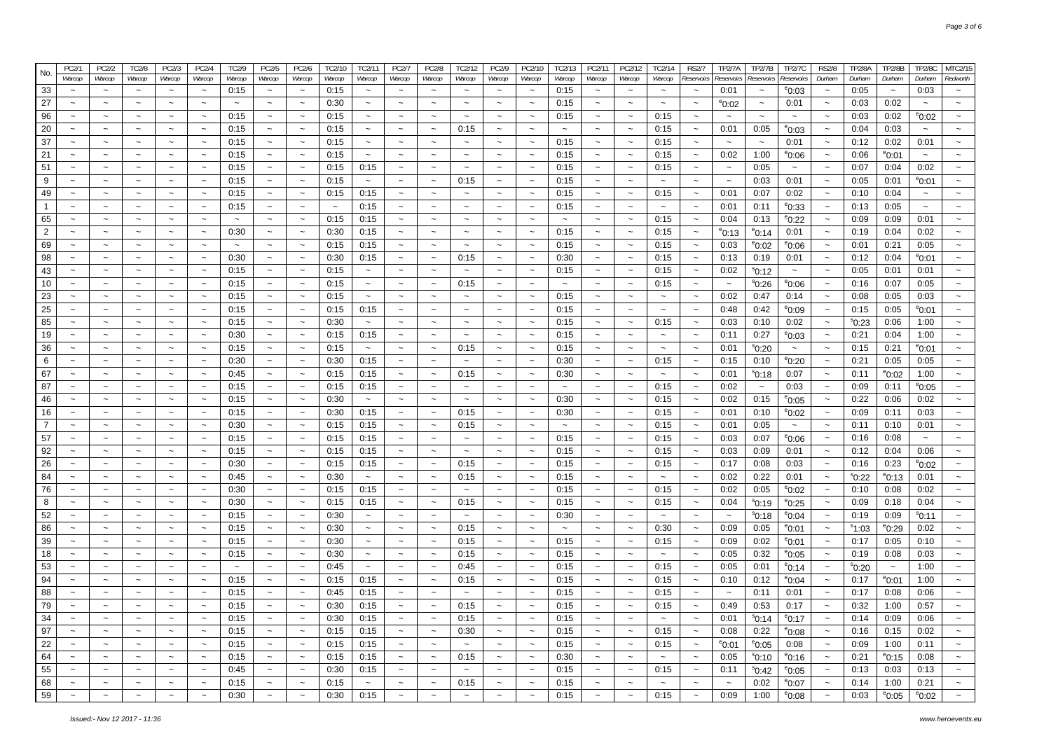| No. | PC2/1 | PC2/2 | TC2/8 | PC2/3 | PC2/4 | TC2/9 | PC2/5 | PC2/6 | TC2/10 | TC2/11 | PC2/7 | PC2/8 | TC2/12 | PC2/9 | PC2/10 | TC2/13 | PC2/11 | PC2/12 | TC2/14 | RS2/7 | TP2/7A | TP2/7B | TP2/7C | RS2/8 | TP2/8A | TP2/8B | TP2/8C | MTC2/15 |
|---|---|---|---|---|---|---|---|---|---|---|---|---|---|---|---|---|---|---|---|---|---|---|---|---|---|---|---|---|
| | Warcop | Warcop | Warcop | Warcop | Warcop | Warcop | Warcop | Warcop | Warcop | Warcop | Warcop | Warcop | Warcop | Warcop | Warcop | Warcop | Warcop | Warcop | Warcop | Reservoirs | Reservoirs | Reservoirs | Reservoirs | Durham | Durham | Durham | Durham | Redworth |
| 33 | ~ | ~ | ~ | ~ | ~ | 0:15 | ~ | ~ | 0:15 | ~ | ~ | ~ | ~ | ~ | ~ | 0:15 | ~ | ~ | ~ | ~ | 0:01 | ~ | e0:03 | ~ | 0:05 | ~ | 0:03 | ~ |
| 27 | ~ | ~ | ~ | ~ | ~ | ~ | ~ | ~ | 0:30 | ~ | ~ | ~ | ~ | ~ | ~ | 0:15 | ~ | ~ | ~ | ~ | e0:02 | ~ | 0:01 | ~ | 0:03 | 0:02 | ~ | ~ |
| 96 | ~ | ~ | ~ | ~ | ~ | 0:15 | ~ | ~ | 0:15 | ~ | ~ | ~ | ~ | ~ | ~ | 0:15 | ~ | ~ | 0:15 | ~ | ~ | ~ | ~ | ~ | 0:03 | 0:02 | e0:02 | ~ |
| 20 | ~ | ~ | ~ | ~ | ~ | 0:15 | ~ | ~ | 0:15 | ~ | ~ | ~ | 0:15 | ~ | ~ | ~ | ~ | ~ | 0:15 | ~ | 0:01 | 0:05 | e0:03 | ~ | 0:04 | 0:03 | ~ | ~ |
| 37 | ~ | ~ | ~ | ~ | ~ | 0:15 | ~ | ~ | 0:15 | ~ | ~ | ~ | ~ | ~ | ~ | 0:15 | ~ | ~ | 0:15 | ~ | ~ | ~ | 0:01 | ~ | 0:12 | 0:02 | 0:01 | ~ |
| 21 | ~ | ~ | ~ | ~ | ~ | 0:15 | ~ | ~ | 0:15 | ~ | ~ | ~ | ~ | ~ | ~ | 0:15 | ~ | ~ | 0:15 | ~ | 0:02 | 1:00 | e0:06 | ~ | 0:06 | e0:01 | ~ | ~ |
| 51 | ~ | ~ | ~ | ~ | ~ | 0:15 | ~ | ~ | 0:15 | 0:15 | ~ | ~ | ~ | ~ | ~ | 0:15 | ~ | ~ | 0:15 | ~ | ~ | 0:05 | ~ | ~ | 0:07 | 0:04 | 0:02 | ~ |
| 9 | ~ | ~ | ~ | ~ | ~ | 0:15 | ~ | ~ | 0:15 | ~ | ~ | ~ | 0:15 | ~ | ~ | 0:15 | ~ | ~ | ~ | ~ | ~ | 0:03 | 0:01 | ~ | 0:05 | 0:01 | e0:01 | ~ |
| 49 | ~ | ~ | ~ | ~ | ~ | 0:15 | ~ | ~ | 0:15 | 0:15 | ~ | ~ | ~ | ~ | ~ | 0:15 | ~ | ~ | 0:15 | ~ | 0:01 | 0:07 | 0:02 | ~ | 0:10 | 0:04 | ~ | ~ |
| 1 | ~ | ~ | ~ | ~ | ~ | 0:15 | ~ | ~ | ~ | 0:15 | ~ | ~ | ~ | ~ | ~ | 0:15 | ~ | ~ | ~ | ~ | 0:01 | 0:11 | e0:33 | ~ | 0:13 | 0:05 | ~ | ~ |
| 65 | ~ | ~ | ~ | ~ | ~ | ~ | ~ | ~ | 0:15 | 0:15 | ~ | ~ | ~ | ~ | ~ | ~ | ~ | ~ | 0:15 | ~ | 0:04 | 0:13 | e0:22 | ~ | 0:09 | 0:09 | 0:01 | ~ |
| 2 | ~ | ~ | ~ | ~ | ~ | 0:30 | ~ | ~ | 0:30 | 0:15 | ~ | ~ | ~ | ~ | ~ | 0:15 | ~ | ~ | 0:15 | ~ | e0:13 | e0:14 | 0:01 | ~ | 0:19 | 0:04 | 0:02 | ~ |
| 69 | ~ | ~ | ~ | ~ | ~ | ~ | ~ | ~ | 0:15 | 0:15 | ~ | ~ | ~ | ~ | ~ | 0:15 | ~ | ~ | 0:15 | ~ | 0:03 | e0:02 | e0:06 | ~ | 0:01 | 0:21 | 0:05 | ~ |
| 98 | ~ | ~ | ~ | ~ | ~ | 0:30 | ~ | ~ | 0:30 | 0:15 | ~ | ~ | 0:15 | ~ | ~ | 0:30 | ~ | ~ | 0:15 | ~ | 0:13 | 0:19 | 0:01 | ~ | 0:12 | 0:04 | e0:01 | ~ |
| 43 | ~ | ~ | ~ | ~ | ~ | 0:15 | ~ | ~ | 0:15 | ~ | ~ | ~ | ~ | ~ | ~ | 0:15 | ~ | ~ | 0:15 | ~ | 0:02 | s0:12 | ~ | ~ | 0:05 | 0:01 | 0:01 | ~ |
| 10 | ~ | ~ | ~ | ~ | ~ | 0:15 | ~ | ~ | 0:15 | ~ | ~ | ~ | 0:15 | ~ | ~ | ~ | ~ | ~ | 0:15 | ~ | ~ | s0:26 | e0:06 | ~ | 0:16 | 0:07 | 0:05 | ~ |
| 23 | ~ | ~ | ~ | ~ | ~ | 0:15 | ~ | ~ | 0:15 | ~ | ~ | ~ | ~ | ~ | ~ | 0:15 | ~ | ~ | ~ | ~ | 0:02 | 0:47 | 0:14 | ~ | 0:08 | 0:05 | 0:03 | ~ |
| 25 | ~ | ~ | ~ | ~ | ~ | 0:15 | ~ | ~ | 0:15 | 0:15 | ~ | ~ | ~ | ~ | ~ | 0:15 | ~ | ~ | ~ | ~ | 0:48 | 0:42 | e0:09 | ~ | 0:15 | 0:05 | e0:01 | ~ |
| 85 | ~ | ~ | ~ | ~ | ~ | 0:15 | ~ | ~ | 0:30 | ~ | ~ | ~ | ~ | ~ | ~ | 0:15 | ~ | ~ | 0:15 | ~ | 0:03 | 0:10 | 0:02 | ~ | s0:23 | 0:06 | 1:00 | ~ |
| 19 | ~ | ~ | ~ | ~ | ~ | 0:30 | ~ | ~ | 0:15 | 0:15 | ~ | ~ | ~ | ~ | ~ | 0:15 | ~ | ~ | ~ | ~ | 0:11 | 0:27 | e0:03 | ~ | 0:21 | 0:04 | 1:00 | ~ |
| 36 | ~ | ~ | ~ | ~ | ~ | 0:15 | ~ | ~ | 0:15 | ~ | ~ | ~ | 0:15 | ~ | ~ | 0:15 | ~ | ~ | ~ | ~ | 0:01 | s0:20 | ~ | ~ | 0:15 | 0:21 | e0:01 | ~ |
| 6 | ~ | ~ | ~ | ~ | ~ | 0:30 | ~ | ~ | 0:30 | 0:15 | ~ | ~ | ~ | ~ | ~ | 0:30 | ~ | ~ | 0:15 | ~ | 0:15 | 0:10 | e0:20 | ~ | 0:21 | 0:05 | 0:05 | ~ |
| 67 | ~ | ~ | ~ | ~ | ~ | 0:45 | ~ | ~ | 0:15 | 0:15 | ~ | ~ | 0:15 | ~ | ~ | 0:30 | ~ | ~ | ~ | ~ | 0:01 | s0:18 | 0:07 | ~ | 0:11 | e0:02 | 1:00 | ~ |
| 87 | ~ | ~ | ~ | ~ | ~ | 0:15 | ~ | ~ | 0:15 | 0:15 | ~ | ~ | ~ | ~ | ~ | ~ | ~ | ~ | 0:15 | ~ | 0:02 | ~ | 0:03 | ~ | 0:09 | 0:11 | e0:05 | ~ |
| 46 | ~ | ~ | ~ | ~ | ~ | 0:15 | ~ | ~ | 0:30 | ~ | ~ | ~ | ~ | ~ | ~ | 0:30 | ~ | ~ | 0:15 | ~ | 0:02 | 0:15 | e0:05 | ~ | 0:22 | 0:06 | 0:02 | ~ |
| 16 | ~ | ~ | ~ | ~ | ~ | 0:15 | ~ | ~ | 0:30 | 0:15 | ~ | ~ | 0:15 | ~ | ~ | 0:30 | ~ | ~ | 0:15 | ~ | 0:01 | 0:10 | e0:02 | ~ | 0:09 | 0:11 | 0:03 | ~ |
| 7 | ~ | ~ | ~ | ~ | ~ | 0:30 | ~ | ~ | 0:15 | 0:15 | ~ | ~ | 0:15 | ~ | ~ | ~ | ~ | ~ | 0:15 | ~ | 0:01 | 0:05 | ~ | ~ | 0:11 | 0:10 | 0:01 | ~ |
| 57 | ~ | ~ | ~ | ~ | ~ | 0:15 | ~ | ~ | 0:15 | 0:15 | ~ | ~ | ~ | ~ | ~ | 0:15 | ~ | ~ | 0:15 | ~ | 0:03 | 0:07 | e0:06 | ~ | 0:16 | 0:08 | ~ | ~ |
| 92 | ~ | ~ | ~ | ~ | ~ | 0:15 | ~ | ~ | 0:15 | 0:15 | ~ | ~ | ~ | ~ | ~ | 0:15 | ~ | ~ | 0:15 | ~ | 0:03 | 0:09 | 0:01 | ~ | 0:12 | 0:04 | 0:06 | ~ |
| 26 | ~ | ~ | ~ | ~ | ~ | 0:30 | ~ | ~ | 0:15 | 0:15 | ~ | ~ | 0:15 | ~ | ~ | 0:15 | ~ | ~ | 0:15 | ~ | 0:17 | 0:08 | 0:03 | ~ | 0:16 | 0:23 | e0:02 | ~ |
| 84 | ~ | ~ | ~ | ~ | ~ | 0:45 | ~ | ~ | 0:30 | ~ | ~ | ~ | 0:15 | ~ | ~ | 0:15 | ~ | ~ | ~ | ~ | 0:02 | 0:22 | 0:01 | ~ | s0:22 | e0:13 | 0:01 | ~ |
| 76 | ~ | ~ | ~ | ~ | ~ | 0:30 | ~ | ~ | 0:15 | 0:15 | ~ | ~ | ~ | ~ | ~ | 0:15 | ~ | ~ | 0:15 | ~ | 0:02 | 0:05 | e0:02 | ~ | 0:10 | 0:08 | 0:02 | ~ |
| 8 | ~ | ~ | ~ | ~ | ~ | 0:30 | ~ | ~ | 0:15 | 0:15 | ~ | ~ | 0:15 | ~ | ~ | 0:15 | ~ | ~ | 0:15 | ~ | 0:04 | s0:19 | e0:25 | ~ | 0:09 | 0:18 | 0:04 | ~ |
| 52 | ~ | ~ | ~ | ~ | ~ | 0:15 | ~ | ~ | 0:30 | ~ | ~ | ~ | ~ | ~ | ~ | 0:30 | ~ | ~ | ~ | ~ | ~ | s0:18 | e0:04 | ~ | 0:19 | 0:09 | s0:11 | ~ |
| 86 | ~ | ~ | ~ | ~ | ~ | 0:15 | ~ | ~ | 0:30 | ~ | ~ | ~ | 0:15 | ~ | ~ | ~ | ~ | ~ | 0:30 | ~ | 0:09 | 0:05 | e0:01 | ~ | s1:03 | e0:29 | 0:02 | ~ |
| 39 | ~ | ~ | ~ | ~ | ~ | 0:15 | ~ | ~ | 0:30 | ~ | ~ | ~ | 0:15 | ~ | ~ | 0:15 | ~ | ~ | 0:15 | ~ | 0:09 | 0:02 | e0:01 | ~ | 0:17 | 0:05 | 0:10 | ~ |
| 18 | ~ | ~ | ~ | ~ | ~ | 0:15 | ~ | ~ | 0:30 | ~ | ~ | ~ | 0:15 | ~ | ~ | 0:15 | ~ | ~ | ~ | ~ | 0:05 | 0:32 | e0:05 | ~ | 0:19 | 0:08 | 0:03 | ~ |
| 53 | ~ | ~ | ~ | ~ | ~ | ~ | ~ | ~ | 0:45 | ~ | ~ | ~ | 0:45 | ~ | ~ | 0:15 | ~ | ~ | 0:15 | ~ | 0:05 | 0:01 | e0:14 | ~ | s0:20 | ~ | 1:00 | ~ |
| 94 | ~ | ~ | ~ | ~ | ~ | 0:15 | ~ | ~ | 0:15 | 0:15 | ~ | ~ | 0:15 | ~ | ~ | 0:15 | ~ | ~ | 0:15 | ~ | 0:10 | 0:12 | e0:04 | ~ | 0:17 | e0:01 | 1:00 | ~ |
| 88 | ~ | ~ | ~ | ~ | ~ | 0:15 | ~ | ~ | 0:45 | 0:15 | ~ | ~ | ~ | ~ | ~ | 0:15 | ~ | ~ | 0:15 | ~ | ~ | 0:11 | 0:01 | ~ | 0:17 | 0:08 | 0:06 | ~ |
| 79 | ~ | ~ | ~ | ~ | ~ | 0:15 | ~ | ~ | 0:30 | 0:15 | ~ | ~ | 0:15 | ~ | ~ | 0:15 | ~ | ~ | 0:15 | ~ | 0:49 | 0:53 | 0:17 | ~ | 0:32 | 1:00 | 0:57 | ~ |
| 34 | ~ | ~ | ~ | ~ | ~ | 0:15 | ~ | ~ | 0:30 | 0:15 | ~ | ~ | 0:15 | ~ | ~ | 0:15 | ~ | ~ | ~ | ~ | 0:01 | s0:14 | e0:17 | ~ | 0:14 | 0:09 | 0:06 | ~ |
| 97 | ~ | ~ | ~ | ~ | ~ | 0:15 | ~ | ~ | 0:15 | 0:15 | ~ | ~ | 0:30 | ~ | ~ | 0:15 | ~ | ~ | 0:15 | ~ | 0:08 | 0:22 | e0:08 | ~ | 0:16 | 0:15 | 0:02 | ~ |
| 22 | ~ | ~ | ~ | ~ | ~ | 0:15 | ~ | ~ | 0:15 | 0:15 | ~ | ~ | ~ | ~ | ~ | 0:15 | ~ | ~ | 0:15 | ~ | e0:01 | e0:05 | 0:08 | ~ | 0:09 | 1:00 | 0:11 | ~ |
| 64 | ~ | ~ | ~ | ~ | ~ | 0:15 | ~ | ~ | 0:15 | 0:15 | ~ | ~ | 0:15 | ~ | ~ | 0:30 | ~ | ~ | ~ | ~ | 0:05 | s0:10 | e0:16 | ~ | 0:21 | e0:15 | 0:08 | ~ |
| 55 | ~ | ~ | ~ | ~ | ~ | 0:45 | ~ | ~ | 0:30 | 0:15 | ~ | ~ | ~ | ~ | ~ | 0:15 | ~ | ~ | 0:15 | ~ | 0:11 | s0:42 | e0:05 | ~ | 0:13 | 0:03 | 0:13 | ~ |
| 68 | ~ | ~ | ~ | ~ | ~ | 0:15 | ~ | ~ | 0:15 | ~ | ~ | ~ | 0:15 | ~ | ~ | 0:15 | ~ | ~ | ~ | ~ | ~ | 0:02 | e0:07 | ~ | 0:14 | 1:00 | 0:21 | ~ |
| 59 | ~ | ~ | ~ | ~ | ~ | 0:30 | ~ | ~ | 0:30 | 0:15 | ~ | ~ | ~ | ~ | ~ | 0:15 | ~ | ~ | 0:15 | ~ | 0:09 | 1:00 | e0:08 | ~ | 0:03 | e0:05 | e0:02 | ~ |

Issued:- Nov 12 2017 - 11:36

www.heroevents.eu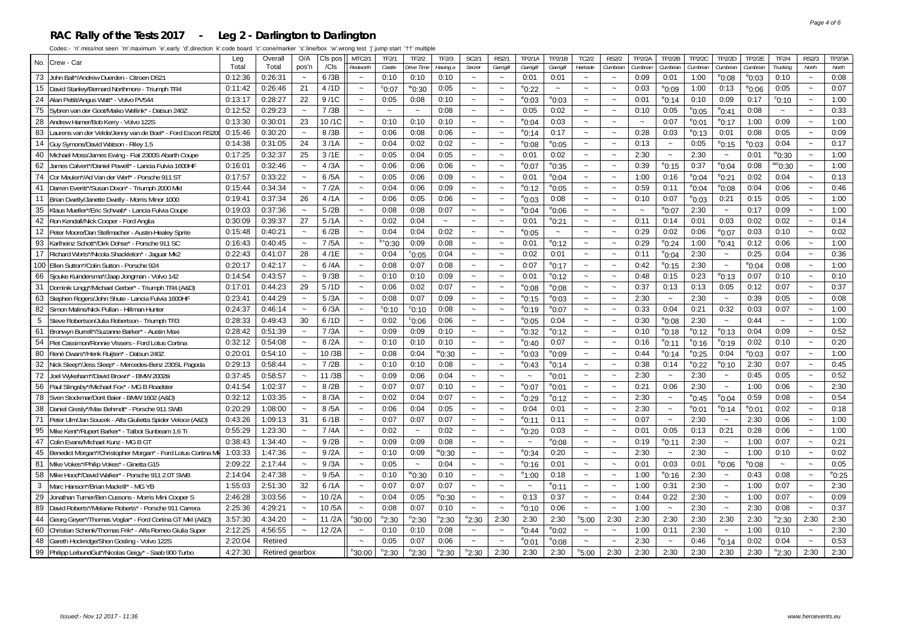# RAC Rally of the Tests 2017 - Leg 2 - Darlington to Darlington

Codes:- 'n'.miss/not seen 'm'.maximum 'e'.early 'd'.direction 'k'.code board 'c'.cone/marker 's'.line/box 'w'.wrong test 'j'.jump start '††' multiple

| No. | Crew - Car | Leg Total | Overall Total | O/A pos'n | Cls pos /Cls | MTC2/1 Redworth | TF2/1 Castle | TF2/2 Drive Time | TF2/3 Having a | SC2/1 Secret | RS2/1 Garrigill | TP2/1A Garrigill | TP2/1B Garrigill | TC2/2 Hartside | RS2/2 Cumbrian | TP2/2A Cumbrian | TP2/2B Cumbrian | TP2/2C Cumbrian | TP2/2D Cumbrian | TP2/2E Cumbrian | TF2/4 Trucking | RS2/3 North | TP2/3A North |
|---|---|---|---|---|---|---|---|---|---|---|---|---|---|---|---|---|---|---|---|---|---|---|---|
| 73 | John Ball*/Andrew Duerden - Citroen DS21 | 0:12:36 | 0:26:31 | ~ | 6 /3B | ~ | 0:10 | 0:10 | 0:10 | ~ | ~ | 0:01 | 0:01 | ~ | ~ | 0:09 | 0:01 | 1:00 | e0:08 | e0:03 | 0:10 | ~ | 0:08 |
| 15 | David Stanley/Bernard Northmore - Triumph TR4 | 0:11:42 | 0:26:46 | 21 | 4 /1D | ~ | c0:07 | w0:30 | 0:05 | ~ | ~ | e0:22 | ~ | ~ | ~ | 0:03 | e0:09 | 1:00 | 0:13 | e0:06 | 0:05 | ~ | 0:07 |
| 24 | Alan Pettit/Angus Watt* - Volvo PV544 | 0:13:17 | 0:28:27 | 22 | 9 /1C | ~ | 0:05 | 0:08 | 0:10 | ~ | ~ | e0:03 | e0:03 | ~ | ~ | 0:01 | e0:14 | 0:10 | 0:09 | 0:17 | c0:10 | ~ | 1:00 |
| 75 | Sybren van der Goot/Maiko Wellink* - Datsun 240Z | 0:12:52 | 0:29:23 | ~ | 7 /3B | ~ | ~ | ~ | 0:08 | ~ | ~ | 0:05 | 0:02 | ~ | ~ | 0:10 | 0:05 | e0:05 | e0:41 | 0:08 | ~ | ~ | 0:33 |
| 28 | Andrew Hamer/Bob Kerry - Volvo 122S | 0:13:30 | 0:30:01 | 23 | 10 /1C | ~ | 0:10 | 0:10 | 0:10 | ~ | ~ | e0:04 | 0:03 | ~ | ~ | ~ | 0:07 | e0:01 | e0:17 | 1:00 | 0:09 | ~ | 1:00 |
| 83 | Laurens van der Velde/Jenny van de Boel* - Ford Escort RS200 | 0:15:46 | 0:30:20 | ~ | 8 /3B | ~ | 0:06 | 0:08 | 0:06 | ~ | ~ | e0:14 | 0:17 | ~ | ~ | 0:28 | 0:03 | e0:13 | 0:01 | 0:08 | 0:05 | ~ | 0:09 |
| 14 | Guy Symons/David Watson - Riley 1.5 | 0:14:38 | 0:31:05 | 24 | 3 /1A | ~ | 0:04 | 0:02 | 0:02 | ~ | ~ | e0:08 | e0:05 | ~ | ~ | 0:13 | ~ | 0:05 | e0:15 | e0:03 | 0:04 | ~ | 0:17 |
| 40 | Michael Moss/James Ewing - Fiat 2300S Abarth Coupe | 0:17:25 | 0:32:37 | 25 | 3 /1E | ~ | 0:05 | 0:04 | 0:05 | ~ | ~ | 0:01 | 0:02 | ~ | ~ | 2:30 | ~ | 2:30 | ~ | 0:01 | w0:30 | ~ | 1:00 |
| 62 | James Calvert*/Daniel Powell* - Lancia Fulvia 1600HF | 0:16:01 | 0:32:46 | ~ | 4 /3A | ~ | 0:06 | 0:06 | 0:06 | ~ | ~ | e0:07 | e0:35 | ~ | ~ | 0:39 | e0:15 | 0:37 | e0:04 | 0:08 | wc0:30 | ~ | 1:00 |
| 74 | Cor Meulen*/Ad Van der Werf* - Porsche 911 ST | 0:17:57 | 0:33:22 | ~ | 6 /5A | ~ | 0:05 | 0:06 | 0:09 | ~ | ~ | 0:01 | e0:04 | ~ | ~ | 1:00 | 0:16 | e0:04 | e0:21 | 0:02 | 0:04 | ~ | 0:13 |
| 41 | Darren Everitt*/Susan Dixon* - Triumph 2000 MkI | 0:15:44 | 0:34:34 | ~ | 7 /2A | ~ | 0:04 | 0:06 | 0:09 | ~ | ~ | e0:12 | e0:05 | ~ | ~ | 0:59 | 0:11 | e0:04 | e0:08 | 0:04 | 0:06 | ~ | 0:46 |
| 11 | Brian Dwelly/Janette Dwelly - Morris Minor 1000 | 0:19:41 | 0:37:34 | 26 | 4 /1A | ~ | 0:06 | 0:05 | 0:06 | ~ | ~ | e0:03 | 0:08 | ~ | ~ | 0:10 | 0:07 | e0:03 | 0:21 | 0:15 | 0:05 | ~ | 1:00 |
| 35 | Klaus Mueller*/Eric Schwab* - Lancia Fulvia Coupe | 0:19:03 | 0:37:36 | ~ | 5 /2B | ~ | 0:08 | 0:08 | 0:07 | ~ | ~ | e0:04 | e0:06 | ~ | ~ | ~ | e0:07 | 2:30 | ~ | 0:17 | 0:09 | ~ | 1:00 |
| 42 | Ron Kendall/Nick Cooper - Ford Anglia | 0:30:09 | 0:39:37 | 27 | 5 /1A | ~ | 0:02 | 0:04 | ~ | ~ | ~ | 0:01 | e0:21 | ~ | ~ | 0:11 | 0:14 | 0:01 | 0:03 | 0:02 | 0:02 | ~ | 0:14 |
| 12 | Peter Moore/Dan Stellmacher - Austin-Healey Sprite | 0:15:48 | 0:40:21 | ~ | 6 /2B | ~ | 0:04 | 0:04 | 0:02 | ~ | ~ | e0:05 | ~ | ~ | ~ | 0:29 | 0:02 | 0:06 | e0:07 | 0:03 | 0:10 | ~ | 0:02 |
| 93 | Karlheinz Schott*/Dirk Dohse* - Porsche 911 SC | 0:16:43 | 0:40:45 | ~ | 7 /5A | ~ | k+0:30 | 0:09 | 0:08 | ~ | ~ | 0:01 | e0:12 | ~ | ~ | 0:29 | e0:24 | 1:00 | e0:41 | 0:12 | 0:06 | ~ | 1:00 |
| 17 | Richard Worts*/Nicola Shackleton* - Jaguar Mk2 | 0:22:43 | 0:41:07 | 28 | 4 /1E | ~ | 0:04 | c0:05 | 0:04 | ~ | ~ | 0:02 | 0:01 | ~ | ~ | 0:11 | e0:04 | 2:30 | ~ | 0:25 | 0:04 | ~ | 0:36 |
| 100 | Ellen Sutton*/Colin Sutton - Porsche 924 | 0:20:17 | 0:42:17 | ~ | 6 /4A | ~ | 0:08 | 0:07 | 0:08 | ~ | ~ | 0:07 | e0:17 | ~ | ~ | 0:42 | e0:15 | 2:30 | ~ | e0:04 | 0:08 | ~ | 1:00 |
| 66 | Sjouke Kuindersma*/Jaap Jongman - Volvo 142 | 0:14:54 | 0:43:57 | ~ | 9 /3B | ~ | 0:10 | 0:10 | 0:09 | ~ | ~ | 0:01 | e0:12 | ~ | ~ | 0:48 | 0:15 | 0:23 | e0:13 | 0:07 | 0:10 | ~ | 0:10 |
| 31 | Dominik Lingg*/Michael Gerber* - Triumph TR4 (A&D) | 0:17:01 | 0:44:23 | 29 | 5 /1D | ~ | 0:06 | 0:02 | 0:07 | ~ | ~ | e0:08 | e0:08 | ~ | ~ | 0:37 | 0:13 | 0:13 | 0:05 | 0:12 | 0:07 | ~ | 0:37 |
| 63 | Stephen Rogers/John Shute - Lancia Fulvia 1600HF | 0:23:41 | 0:44:29 | ~ | 5 /3A | ~ | 0:08 | 0:07 | 0:09 | ~ | ~ | e0:15 | e0:03 | ~ | ~ | 2:30 | ~ | 2:30 | ~ | 0:39 | 0:05 | ~ | 0:08 |
| 82 | Simon Malins/Nick Pullan - Hillman Hunter | 0:24:37 | 0:46:14 | ~ | 6 /3A | ~ | c0:10 | c0:10 | 0:08 | ~ | ~ | e0:19 | e0:07 | ~ | ~ | 0:33 | 0:04 | 0:21 | 0:32 | 0:03 | 0:07 | ~ | 1:00 |
| 5 | Steve Robertson/Julia Robertson - Triumph TR3 | 0:28:33 | 0:49:43 | 30 | 6 /1D | ~ | 0:02 | c0:06 | 0:06 | ~ | ~ | e0:05 | 0:04 | ~ | ~ | 0:30 | e0:08 | 2:30 | ~ | 0:44 | ~ | ~ | 1:00 |
| 61 | Bronwyn Burrell*/Suzanne Barker* - Austin Maxi | 0:28:42 | 0:51:39 | ~ | 7 /3A | ~ | 0:09 | 0:09 | 0:10 | ~ | ~ | e0:32 | e0:12 | ~ | ~ | 0:10 | e0:18 | e0:12 | e0:13 | 0:04 | 0:09 | ~ | 0:52 |
| 54 | Piet Cassimon/Ronnie Vissers - Ford Lotus Cortina | 0:32:12 | 0:54:08 | ~ | 8 /2A | ~ | 0:10 | 0:10 | 0:10 | ~ | ~ | e0:40 | 0:07 | ~ | ~ | 0:16 | e0:11 | e0:16 | e0:19 | 0:02 | 0:10 | ~ | 0:20 |
| 80 | René Dwars*/Henk Ruijten* - Datsun 240Z | 0:20:01 | 0:54:10 | ~ | 10 /3B | ~ | 0:08 | 0:04 | w0:30 | ~ | ~ | e0:03 | e0:09 | ~ | ~ | 0:44 | e0:14 | e0:25 | 0:04 | e0:03 | 0:07 | ~ | 1:00 |
| 32 | Nick Sleep*/Jess Sleep* - Mercedes-Benz 230SL Pagoda | 0:29:13 | 0:58:44 | ~ | 7 /2B | ~ | 0:10 | 0:10 | 0:08 | ~ | ~ | e0:43 | e0:14 | ~ | ~ | 0:38 | 0:14 | e0:22 | e0:10 | 2:30 | 0:07 | ~ | 0:45 |
| 72 | Joel Wykeham*/David Brown* - BMW 2002tii | 0:37:45 | 0:58:57 | ~ | 11 /3B | ~ | 0:09 | 0:06 | 0:04 | ~ | ~ | ~ | e0:01 | ~ | ~ | 2:30 | ~ | 2:30 | ~ | 0:45 | 0:05 | ~ | 0:52 |
| 56 | Paul Slingsby*/Michael Fox* - MG B Roadster | 0:41:54 | 1:02:37 | ~ | 8 /2B | ~ | 0:07 | 0:07 | 0:10 | ~ | ~ | e0:07 | e0:01 | ~ | ~ | 0:21 | 0:06 | 2:30 | ~ | 1:00 | 0:06 | ~ | 2:30 |
| 78 | Sven Stockmar/Dorit Baier - BMW 1602 (A&D) | 0:32:12 | 1:03:35 | ~ | 8 /3A | ~ | 0:02 | 0:04 | 0:07 | ~ | ~ | e0:29 | e0:12 | ~ | ~ | 2:30 | ~ | e0:45 | e0:04 | 0:59 | 0:08 | ~ | 0:54 |
| 38 | Daniel Gresly*/Max Behmdt* - Porsche 911 SWB | 0:20:29 | 1:08:00 | ~ | 8 /5A | ~ | 0:06 | 0:04 | 0:05 | ~ | ~ | 0:04 | 0:01 | ~ | ~ | 2:30 | ~ | e0:01 | e0:14 | e0:01 | 0:02 | ~ | 0:18 |
| 71 | Peter Ulm/Jan Soucek - Alfa Giulietta Spider Veloce (A&D) | 0:43:26 | 1:09:13 | 31 | 6 /1B | ~ | 0:07 | 0:07 | 0:07 | ~ | ~ | e0:11 | 0:11 | ~ | ~ | 0:07 | ~ | 2:30 | ~ | 2:30 | 0:06 | ~ | 1:00 |
| 95 | Mike Kent*/Rupert Barker* - Talbot Sunbeam 1.6 Ti | 0:55:29 | 1:23:30 | ~ | 7 /4A | ~ | 0:02 | ~ | 0:02 | ~ | ~ | e0:20 | 0:03 | ~ | ~ | 0:01 | 0:05 | 0:13 | 0:21 | 0:28 | 0:06 | ~ | 1:00 |
| 47 | Colin Evans/Michael Kunz - MG B GT | 0:38:43 | 1:34:40 | ~ | 9 /2B | ~ | 0:09 | 0:09 | 0:08 | ~ | ~ | ~ | e0:08 | ~ | ~ | 0:19 | e0:11 | 2:30 | ~ | 1:00 | 0:07 | ~ | 0:21 |
| 45 | Benedict Morgan*/Christopher Morgan* - Ford Lotus Cortina MkI | 1:03:33 | 1:47:36 | ~ | 9 /2A | ~ | 0:10 | 0:09 | w0:30 | ~ | ~ | e0:34 | 0:20 | ~ | ~ | 2:30 | ~ | 2:30 | ~ | 1:00 | 0:10 | ~ | 0:02 |
| 81 | Mike Vokes*/Philip Vokes* - Ginetta G15 | 2:09:22 | 2:17:44 | ~ | 9 /3A | ~ | 0:05 | ~ | 0:04 | ~ | ~ | e0:16 | 0:01 | ~ | ~ | 0:01 | 0:03 | 0:01 | e0:06 | e0:08 | ~ | ~ | 0:05 |
| 58 | Mike Hood*/David Walker* - Porsche 911 2.0T SWB | 2:14:04 | 2:47:38 | ~ | 9 /5A | ~ | 0:10 | w0:30 | 0:10 | ~ | ~ | e1:00 | 0:18 | ~ | ~ | 1:00 | e0:16 | 2:30 | ~ | 0:43 | 0:08 | ~ | e0:25 |
| 3 | Marc Hanson*/Brian Mackrill* - MG YB | 1:55:03 | 2:51:30 | 32 | 6 /1A | ~ | 0:07 | 0:07 | 0:07 | ~ | ~ | ~ | e0:11 | ~ | ~ | 1:00 | 0:31 | 2:30 | ~ | 1:00 | 0:07 | ~ | 2:30 |
| 29 | Jonathan Turner/Ben Cussons - Morris Mini Cooper S | 2:46:28 | 3:03:56 | ~ | 10 /2A | ~ | 0:04 | 0:05 | w0:30 | ~ | ~ | 0:13 | 0:37 | ~ | ~ | 0:44 | 0:22 | 2:30 | ~ | 1:00 | 0:07 | ~ | 0:09 |
| 89 | David Roberts*/Melanie Roberts* - Porsche 911 Carrera | 2:25:36 | 4:29:21 | ~ | 10 /5A | ~ | 0:08 | 0:07 | 0:10 | ~ | ~ | e0:10 | 0:06 | ~ | ~ | 1:00 | ~ | 2:30 | ~ | 2:30 | 0:08 | ~ | 0:37 |
| 44 | Georg Geyer*/Thomas Voglar* - Ford Cortina GT MkI (A&D) | 3:57:30 | 4:34:20 | ~ | 11 /2A | n30:00 | n2:30 | n2:30 | n2:30 | n2:30 | 2:30 | 2:30 | 2:30 | n5:00 | 2:30 | 2:30 | 2:30 | 2:30 | 2:30 | 2:30 | n2:30 | 2:30 | 2:30 |
| 60 | Christian Schenk/Thomas Frik* - Alfa Romeo Giulia Super | 2:12:25 | 4:56:55 | ~ | 12 /2A | ~ | 0:10 | 0:10 | 0:08 | ~ | ~ | e0:44 | e0:02 | ~ | ~ | 1:00 | 0:11 | 2:30 | ~ | 1:00 | 0:10 | ~ | 2:30 |
| 48 | Gareth Hockridge/Shon Gosling - Volvo 122S | 2:20:04 | Retired | | | ~ | 0:05 | 0:07 | 0:06 | ~ | ~ | e0:01 | e0:08 | ~ | ~ | 2:30 | ~ | 0:46 | e0:14 | 0:02 | 0:04 | ~ | 0:53 |
| 99 | Philipp LeibundGut*/Nicolas Geigy* - Saab 900 Turbo | 4:27:30 | Retired gearbox | | | n30:00 | n2:30 | n2:30 | n2:30 | n2:30 | 2:30 | 2:30 | 2:30 | n5:00 | 2:30 | 2:30 | 2:30 | 2:30 | 2:30 | 2:30 | n2:30 | 2:30 | 2:30 |

Issued:- Nov 12 2017 - 11:36

www.heroevents.eu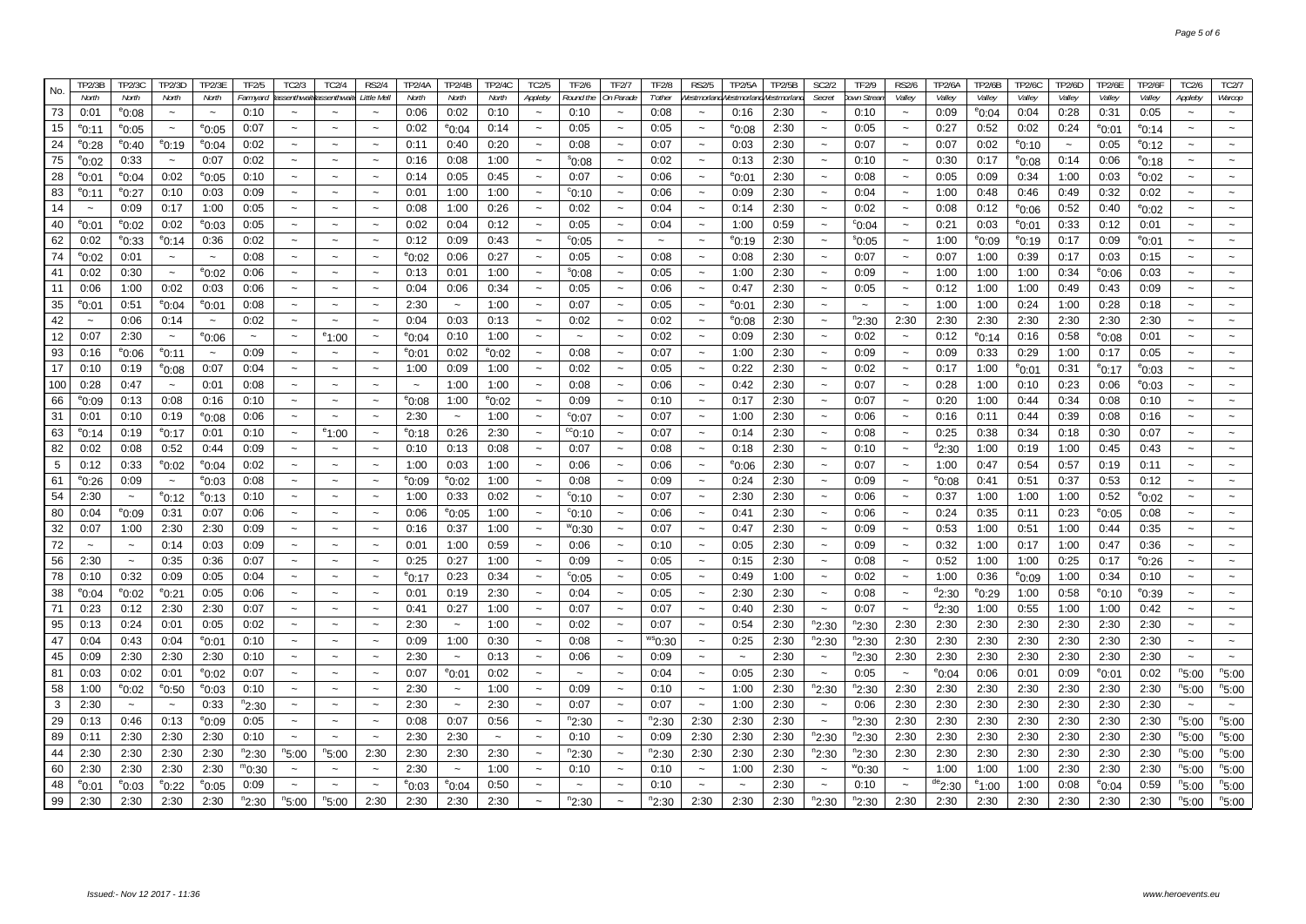| No. | TP2/3B | TP2/3C | TP2/3D | TP2/3E | TF2/5 | TC2/3 | TC2/4 | RS2/4 | TP2/4A | TP2/4B | TP2/4C | TC2/5 | TF2/6 | TF2/7 | TF2/8 | RS2/5 | TP2/5A | TP2/5B | SC2/2 | TF2/9 | RS2/6 | TP2/6A | TP2/6B | TP2/6C | TP2/6D | TP2/6E | TP2/6F | TC2/6 | TC2/7 |
|---|---|---|---|---|---|---|---|---|---|---|---|---|---|---|---|---|---|---|---|---|---|---|---|---|---|---|---|---|---|
| | North | North | North | North | Farmyard | Bassenthwaite | Bassenthwaite | Little Mell | North | North | North | Appleby | Round the | On Parade | T'other | Westmorland | Westmorland | Westmorland | Secret | Down Stream | Valley | Valley | Valley | Valley | Valley | Valley | Valley | Appleby | Warcop |
| 73 | 0:01 | e0:08 | ~ | ~ | 0:10 | ~ | ~ | ~ | 0:06 | 0:02 | 0:10 | ~ | 0:10 | ~ | 0:08 | ~ | 0:16 | 2:30 | ~ | 0:10 | ~ | 0:09 | e0:04 | 0:04 | 0:28 | 0:31 | 0:05 | ~ | ~ |
| 15 | e0:11 | e0:05 | ~ | e0:05 | 0:07 | ~ | ~ | ~ | 0:02 | e0:04 | 0:14 | ~ | 0:05 | ~ | 0:05 | ~ | e0:08 | 2:30 | ~ | 0:05 | ~ | 0:27 | 0:52 | 0:02 | 0:24 | e0:01 | e0:14 | ~ | ~ |
| 24 | e0:28 | e0:40 | e0:19 | e0:04 | 0:02 | ~ | ~ | ~ | 0:11 | 0:40 | 0:20 | ~ | 0:08 | ~ | 0:07 | ~ | 0:03 | 2:30 | ~ | 0:07 | ~ | 0:07 | 0:02 | e0:10 | ~ | 0:05 | e0:12 | ~ | ~ |
| 75 | e0:02 | 0:33 | ~ | 0:07 | 0:02 | ~ | ~ | ~ | 0:16 | 0:08 | 1:00 | ~ | s0:08 | ~ | 0:02 | ~ | 0:13 | 2:30 | ~ | 0:10 | ~ | 0:30 | 0:17 | e0:08 | 0:14 | 0:06 | e0:18 | ~ | ~ |
| 28 | e0:01 | e0:04 | 0:02 | e0:05 | 0:10 | ~ | ~ | ~ | 0:14 | 0:05 | 0:45 | ~ | 0:07 | ~ | 0:06 | ~ | e0:01 | 2:30 | ~ | 0:08 | ~ | 0:05 | 0:09 | 0:34 | 1:00 | 0:03 | e0:02 | ~ | ~ |
| 83 | e0:11 | e0:27 | 0:10 | 0:03 | 0:09 | ~ | ~ | ~ | 0:01 | 1:00 | 1:00 | ~ | c0:10 | ~ | 0:06 | ~ | 0:09 | 2:30 | ~ | 0:04 | ~ | 1:00 | 0:48 | 0:46 | 0:49 | 0:32 | 0:02 | ~ | ~ |
| 14 | ~ | 0:09 | 0:17 | 1:00 | 0:05 | ~ | ~ | ~ | 0:08 | 1:00 | 0:26 | ~ | 0:02 | ~ | 0:04 | ~ | 0:14 | 2:30 | ~ | 0:02 | ~ | 0:08 | 0:12 | e0:06 | 0:52 | 0:40 | e0:02 | ~ | ~ |
| 40 | e0:01 | e0:02 | 0:02 | e0:03 | 0:05 | ~ | ~ | ~ | 0:02 | 0:04 | 0:12 | ~ | 0:05 | ~ | 0:04 | ~ | 1:00 | 0:59 | ~ | c0:04 | ~ | 0:21 | 0:03 | e0:01 | 0:33 | 0:12 | 0:01 | ~ | ~ |
| 62 | 0:02 | e0:33 | e0:14 | 0:36 | 0:02 | ~ | ~ | ~ | 0:12 | 0:09 | 0:43 | ~ | c0:05 | ~ | ~ | ~ | e0:19 | 2:30 | ~ | s0:05 | ~ | 1:00 | e0:09 | e0:19 | 0:17 | 0:09 | e0:01 | ~ | ~ |
| 74 | e0:02 | 0:01 | ~ | ~ | 0:08 | ~ | ~ | ~ | e0:02 | 0:06 | 0:27 | ~ | 0:05 | ~ | 0:08 | ~ | 0:08 | 2:30 | ~ | 0:07 | ~ | 0:07 | 1:00 | 0:39 | 0:17 | 0:03 | 0:15 | ~ | ~ |
| 41 | 0:02 | 0:30 | ~ | e0:02 | 0:06 | ~ | ~ | ~ | 0:13 | 0:01 | 1:00 | ~ | s0:08 | ~ | 0:05 | ~ | 1:00 | 2:30 | ~ | 0:09 | ~ | 1:00 | 1:00 | 1:00 | 0:34 | e0:06 | 0:03 | ~ | ~ |
| 11 | 0:06 | 1:00 | 0:02 | 0:03 | 0:06 | ~ | ~ | ~ | 0:04 | 0:06 | 0:34 | ~ | 0:05 | ~ | 0:06 | ~ | 0:47 | 2:30 | ~ | 0:05 | ~ | 0:12 | 1:00 | 1:00 | 0:49 | 0:43 | 0:09 | ~ | ~ |
| 35 | e0:01 | 0:51 | e0:04 | e0:01 | 0:08 | ~ | ~ | ~ | 2:30 | ~ | 1:00 | ~ | 0:07 | ~ | 0:05 | ~ | e0:01 | 2:30 | ~ | ~ | ~ | 1:00 | 1:00 | 0:24 | 1:00 | 0:28 | 0:18 | ~ | ~ |
| 42 | ~ | 0:06 | 0:14 | ~ | 0:02 | ~ | ~ | ~ | 0:04 | 0:03 | 0:13 | ~ | 0:02 | ~ | 0:02 | ~ | e0:08 | 2:30 | ~ | n2:30 | 2:30 | 2:30 | 2:30 | 2:30 | 2:30 | 2:30 | 2:30 | ~ | ~ |
| 12 | 0:07 | 2:30 | ~ | e0:06 | ~ | ~ | e1:00 | ~ | e0:04 | 0:10 | 1:00 | ~ | ~ | ~ | 0:02 | ~ | 0:09 | 2:30 | ~ | 0:02 | ~ | 0:12 | e0:14 | 0:16 | 0:58 | e0:08 | 0:01 | ~ | ~ |
| 93 | 0:16 | e0:06 | e0:11 | ~ | 0:09 | ~ | ~ | ~ | e0:01 | 0:02 | e0:02 | ~ | 0:08 | ~ | 0:07 | ~ | 1:00 | 2:30 | ~ | 0:09 | ~ | 0:09 | 0:33 | 0:29 | 1:00 | 0:17 | 0:05 | ~ | ~ |
| 17 | 0:10 | 0:19 | e0:08 | 0:07 | 0:04 | ~ | ~ | ~ | 1:00 | 0:09 | 1:00 | ~ | 0:02 | ~ | 0:05 | ~ | 0:22 | 2:30 | ~ | 0:02 | ~ | 0:17 | 1:00 | e0:01 | 0:31 | e0:17 | e0:03 | ~ | ~ |
| 100 | 0:28 | 0:47 | ~ | 0:01 | 0:08 | ~ | ~ | ~ | ~ | 1:00 | 1:00 | ~ | 0:08 | ~ | 0:06 | ~ | 0:42 | 2:30 | ~ | 0:07 | ~ | 0:28 | 1:00 | 0:10 | 0:23 | 0:06 | e0:03 | ~ | ~ |
| 66 | e0:09 | 0:13 | 0:08 | 0:16 | 0:10 | ~ | ~ | ~ | e0:08 | 1:00 | e0:02 | ~ | 0:09 | ~ | 0:10 | ~ | 0:17 | 2:30 | ~ | 0:07 | ~ | 0:20 | 1:00 | 0:44 | 0:34 | 0:08 | 0:10 | ~ | ~ |
| 31 | 0:01 | 0:10 | 0:19 | e0:08 | 0:06 | ~ | ~ | ~ | 2:30 | ~ | 1:00 | ~ | c0:07 | ~ | 0:07 | ~ | 1:00 | 2:30 | ~ | 0:06 | ~ | 0:16 | 0:11 | 0:44 | 0:39 | 0:08 | 0:16 | ~ | ~ |
| 63 | e0:14 | 0:19 | e0:17 | 0:01 | 0:10 | ~ | e1:00 | ~ | e0:18 | 0:26 | 2:30 | ~ | cc0:10 | ~ | 0:07 | ~ | 0:14 | 2:30 | ~ | 0:08 | ~ | 0:25 | 0:38 | 0:34 | 0:18 | 0:30 | 0:07 | ~ | ~ |
| 82 | 0:02 | 0:08 | 0:52 | 0:44 | 0:09 | ~ | ~ | ~ | 0:10 | 0:13 | 0:08 | ~ | 0:07 | ~ | 0:08 | ~ | 0:18 | 2:30 | ~ | 0:10 | ~ | d2:30 | 1:00 | 0:19 | 1:00 | 0:45 | 0:43 | ~ | ~ |
| 5 | 0:12 | 0:33 | e0:02 | e0:04 | 0:02 | ~ | ~ | ~ | 1:00 | 0:03 | 1:00 | ~ | 0:06 | ~ | 0:06 | ~ | e0:06 | 2:30 | ~ | 0:07 | ~ | 1:00 | 0:47 | 0:54 | 0:57 | 0:19 | 0:11 | ~ | ~ |
| 61 | e0:26 | 0:09 | ~ | e0:03 | 0:08 | ~ | ~ | ~ | e0:09 | e0:02 | 1:00 | ~ | 0:08 | ~ | 0:09 | ~ | 0:24 | 2:30 | ~ | 0:09 | ~ | e0:08 | 0:41 | 0:51 | 0:37 | 0:53 | 0:12 | ~ | ~ |
| 54 | 2:30 | ~ | e0:12 | e0:13 | 0:10 | ~ | ~ | ~ | 1:00 | 0:33 | 0:02 | ~ | c0:10 | ~ | 0:07 | ~ | 2:30 | 2:30 | ~ | 0:06 | ~ | 0:37 | 1:00 | 1:00 | 1:00 | 0:52 | e0:02 | ~ | ~ |
| 80 | 0:04 | e0:09 | 0:31 | 0:07 | 0:06 | ~ | ~ | ~ | 0:06 | e0:05 | 1:00 | ~ | c0:10 | ~ | 0:06 | ~ | 0:41 | 2:30 | ~ | 0:06 | ~ | 0:24 | 0:35 | 0:11 | 0:23 | e0:05 | 0:08 | ~ | ~ |
| 32 | 0:07 | 1:00 | 2:30 | 2:30 | 0:09 | ~ | ~ | ~ | 0:16 | 0:37 | 1:00 | ~ | w0:30 | ~ | 0:07 | ~ | 0:47 | 2:30 | ~ | 0:09 | ~ | 0:53 | 1:00 | 0:51 | 1:00 | 0:44 | 0:35 | ~ | ~ |
| 72 | ~ | ~ | 0:14 | 0:03 | 0:09 | ~ | ~ | ~ | 0:01 | 1:00 | 0:59 | ~ | 0:06 | ~ | 0:10 | ~ | 0:05 | 2:30 | ~ | 0:09 | ~ | 0:32 | 1:00 | 0:17 | 1:00 | 0:47 | 0:36 | ~ | ~ |
| 56 | 2:30 | ~ | 0:35 | 0:36 | 0:07 | ~ | ~ | ~ | 0:25 | 0:27 | 1:00 | ~ | 0:09 | ~ | 0:05 | ~ | 0:15 | 2:30 | ~ | 0:08 | ~ | 0:52 | 1:00 | 1:00 | 0:25 | 0:17 | e0:26 | ~ | ~ |
| 78 | 0:10 | 0:32 | 0:09 | 0:05 | 0:04 | ~ | ~ | ~ | e0:17 | 0:23 | 0:34 | ~ | c0:05 | ~ | 0:05 | ~ | 0:49 | 1:00 | ~ | 0:02 | ~ | 1:00 | 0:36 | e0:09 | 1:00 | 0:34 | 0:10 | ~ | ~ |
| 38 | e0:04 | e0:02 | e0:21 | 0:05 | 0:06 | ~ | ~ | ~ | 0:01 | 0:19 | 2:30 | ~ | 0:04 | ~ | 0:05 | ~ | 2:30 | 2:30 | ~ | 0:08 | ~ | d2:30 | e0:29 | 1:00 | 0:58 | e0:10 | e0:39 | ~ | ~ |
| 71 | 0:23 | 0:12 | 2:30 | 2:30 | 0:07 | ~ | ~ | ~ | 0:41 | 0:27 | 1:00 | ~ | 0:07 | ~ | 0:07 | ~ | 0:40 | 2:30 | ~ | 0:07 | ~ | d2:30 | 1:00 | 0:55 | 1:00 | 1:00 | 0:42 | ~ | ~ |
| 95 | 0:13 | 0:24 | 0:01 | 0:05 | 0:02 | ~ | ~ | ~ | 2:30 | ~ | 1:00 | ~ | 0:02 | ~ | 0:07 | ~ | 0:54 | 2:30 | n2:30 | n2:30 | 2:30 | 2:30 | 2:30 | 2:30 | 2:30 | 2:30 | 2:30 | ~ | ~ |
| 47 | 0:04 | 0:43 | 0:04 | e0:01 | 0:10 | ~ | ~ | ~ | 0:09 | 1:00 | 0:30 | ~ | 0:08 | ~ | ws0:30 | ~ | 0:25 | 2:30 | n2:30 | n2:30 | 2:30 | 2:30 | 2:30 | 2:30 | 2:30 | 2:30 | 2:30 | ~ | ~ |
| 45 | 0:09 | 2:30 | 2:30 | 2:30 | 0:10 | ~ | ~ | ~ | 2:30 | ~ | 0:13 | ~ | 0:06 | ~ | 0:09 | ~ | ~ | 2:30 | ~ | n2:30 | 2:30 | 2:30 | 2:30 | 2:30 | 2:30 | 2:30 | 2:30 | ~ | ~ |
| 81 | 0:03 | 0:02 | 0:01 | e0:02 | 0:07 | ~ | ~ | ~ | 0:07 | e0:01 | 0:02 | ~ | ~ | ~ | 0:04 | ~ | 0:05 | 2:30 | ~ | 0:05 | ~ | e0:04 | 0:06 | 0:01 | 0:09 | e0:01 | 0:02 | n5:00 | n5:00 |
| 58 | 1:00 | e0:50 | e0:50 | e0:03 | 0:10 | ~ | ~ | ~ | 2:30 | ~ | 1:00 | ~ | 0:09 | ~ | 0:10 | ~ | 1:00 | 2:30 | n2:30 | n2:30 | 2:30 | 2:30 | 2:30 | 2:30 | 2:30 | 2:30 | 2:30 | n5:00 | n5:00 |
| 3 | 2:30 | ~ | ~ | 0:33 | n2:30 | ~ | ~ | ~ | 2:30 | ~ | 2:30 | ~ | 0:07 | ~ | 0:07 | ~ | 1:00 | 2:30 | ~ | 0:06 | 2:30 | 2:30 | 2:30 | 2:30 | 2:30 | 2:30 | 2:30 | ~ | ~ |
| 29 | 0:13 | 0:46 | 0:13 | e0:09 | 0:05 | ~ | ~ | ~ | 0:08 | 0:07 | 0:56 | ~ | n2:30 | ~ | n2:30 | 2:30 | 2:30 | 2:30 | ~ | n2:30 | 2:30 | 2:30 | 2:30 | 2:30 | 2:30 | 2:30 | 2:30 | n5:00 | n5:00 |
| 89 | 0:11 | 2:30 | 2:30 | 2:30 | 0:10 | ~ | ~ | ~ | 2:30 | 2:30 | ~ | ~ | 0:10 | ~ | 0:09 | 2:30 | 2:30 | 2:30 | n2:30 | n2:30 | 2:30 | 2:30 | 2:30 | 2:30 | 2:30 | 2:30 | 2:30 | n5:00 | n5:00 |
| 44 | 2:30 | 2:30 | 2:30 | 2:30 | n2:30 | n5:00 | n5:00 | 2:30 | 2:30 | 2:30 | 2:30 | ~ | n2:30 | ~ | n2:30 | 2:30 | 2:30 | 2:30 | n2:30 | n2:30 | 2:30 | 2:30 | 2:30 | 2:30 | 2:30 | 2:30 | 2:30 | n5:00 | n5:00 |
| 60 | 2:30 | 2:30 | 2:30 | 2:30 | m0:30 | ~ | ~ | ~ | 2:30 | ~ | 1:00 | ~ | 0:10 | ~ | 0:10 | ~ | 1:00 | 2:30 | ~ | w0:30 | ~ | 1:00 | 1:00 | 1:00 | 2:30 | 2:30 | 2:30 | n5:00 | n5:00 |
| 48 | e0:01 | e0:03 | e0:22 | e0:05 | 0:09 | ~ | ~ | ~ | e0:03 | e0:04 | 0:50 | ~ | ~ | ~ | 0:10 | ~ | ~ | 2:30 | ~ | 0:10 | ~ | de2:30 | e1:00 | 1:00 | 0:08 | e0:04 | 0:59 | n5:00 | n5:00 |
| 99 | 2:30 | 2:30 | 2:30 | 2:30 | n2:30 | n5:00 | n5:00 | 2:30 | 2:30 | 2:30 | 2:30 | ~ | n2:30 | ~ | n2:30 | 2:30 | 2:30 | 2:30 | n2:30 | n2:30 | 2:30 | 2:30 | 2:30 | 2:30 | 2:30 | 2:30 | 2:30 | n5:00 | n5:00 |

Issued:- Nov 12 2017 - 11:36 www.heroevents.eu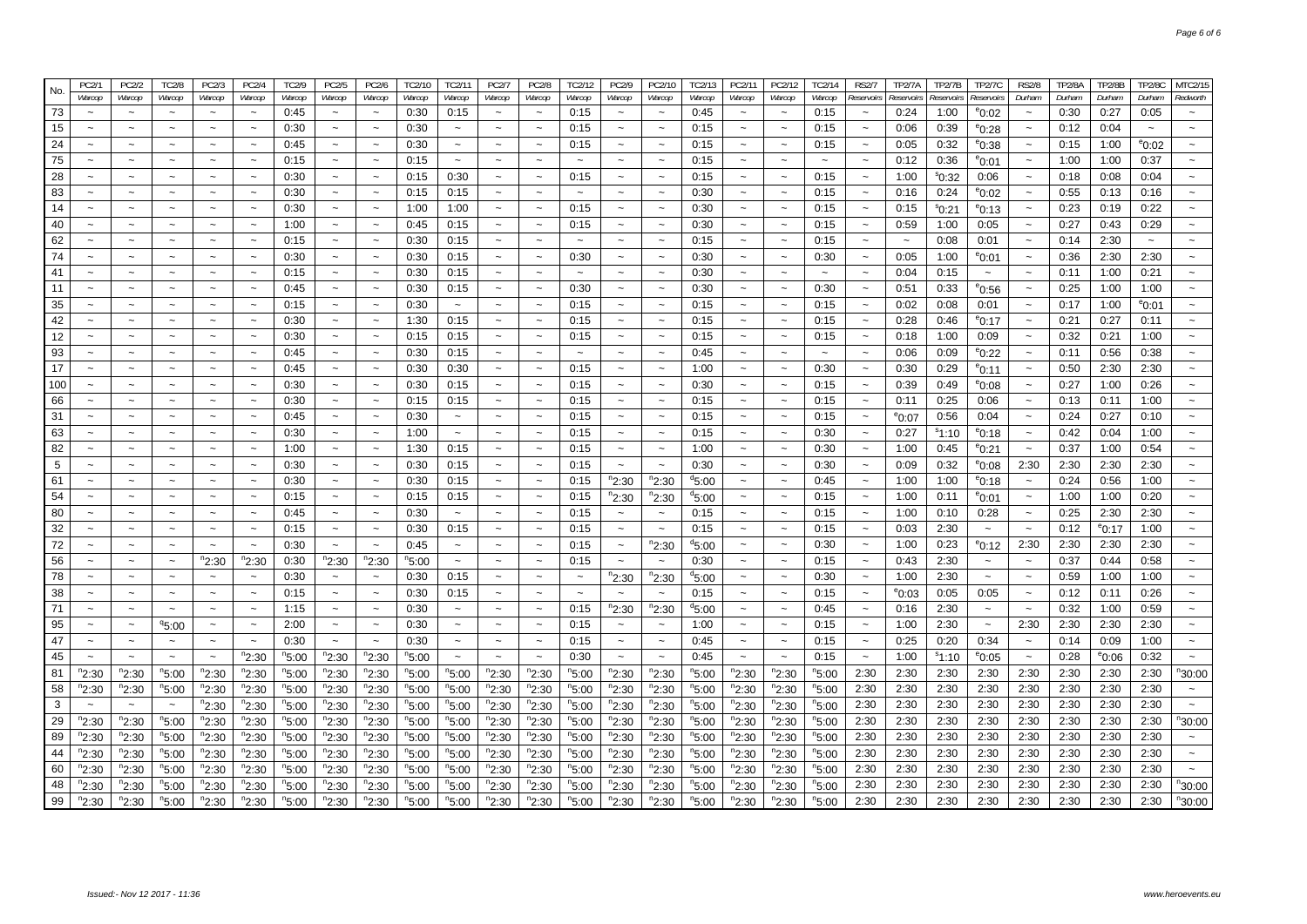| No. | PC2/1 | PC2/2 | TC2/8 | PC2/3 | PC2/4 | TC2/9 | PC2/5 | PC2/6 | TC2/10 | TC2/11 | PC2/7 | PC2/8 | TC2/12 | PC2/9 | PC2/10 | TC2/13 | PC2/11 | PC2/12 | TC2/14 | RS2/7 | TP2/7A | TP2/7B | TP2/7C | RS2/8 | TP2/8A | TP2/8B | TP2/8C | MTC2/15 |
|---|---|---|---|---|---|---|---|---|---|---|---|---|---|---|---|---|---|---|---|---|---|---|---|---|---|---|---|---|
| | Warcop | Warcop | Warcop | Warcop | Warcop | Warcop | Warcop | Warcop | Warcop | Warcop | Warcop | Warcop | Warcop | Warcop | Warcop | Warcop | Warcop | Warcop | Warcop | Reservoirs | Reservoirs | Reservoirs | Reservoirs | Durham | Durham | Durham | Durham | Redworth |
| 73 | ~ | ~ | ~ | ~ | ~ | 0:45 | ~ | ~ | 0:30 | 0:15 | ~ | ~ | 0:15 | ~ | ~ | 0:45 | ~ | ~ | 0:15 | ~ | 0:24 | 1:00 | [e]0:02 | ~ | 0:30 | 0:27 | 0:05 | ~ |
| 15 | ~ | ~ | ~ | ~ | ~ | 0:30 | ~ | ~ | 0:30 | ~ | ~ | ~ | 0:15 | ~ | ~ | 0:15 | ~ | ~ | 0:15 | ~ | 0:06 | 0:39 | [e]0:28 | ~ | 0:12 | 0:04 | ~ | ~ |
| 24 | ~ | ~ | ~ | ~ | ~ | 0:45 | ~ | ~ | 0:30 | ~ | ~ | ~ | 0:15 | ~ | ~ | 0:15 | ~ | ~ | 0:15 | ~ | 0:05 | 0:32 | [e]0:38 | ~ | 0:15 | 1:00 | [e]0:02 | ~ |
| 75 | ~ | ~ | ~ | ~ | ~ | 0:15 | ~ | ~ | 0:15 | ~ | ~ | ~ | ~ | ~ | ~ | 0:15 | ~ | ~ | ~ | ~ | 0:12 | 0:36 | [e]0:01 | ~ | 1:00 | 1:00 | 0:37 | ~ |
| 28 | ~ | ~ | ~ | ~ | ~ | 0:30 | ~ | ~ | 0:15 | 0:30 | ~ | ~ | 0:15 | ~ | ~ | 0:15 | ~ | ~ | 0:15 | ~ | 1:00 | [s]0:32 | 0:06 | ~ | 0:18 | 0:08 | 0:04 | ~ |
| 83 | ~ | ~ | ~ | ~ | ~ | 0:30 | ~ | ~ | 0:15 | 0:15 | ~ | ~ | ~ | ~ | ~ | 0:30 | ~ | ~ | 0:15 | ~ | 0:16 | 0:24 | [e]0:02 | ~ | 0:55 | 0:13 | 0:16 | ~ |
| 14 | ~ | ~ | ~ | ~ | ~ | 0:30 | ~ | ~ | 1:00 | 1:00 | ~ | ~ | 0:15 | ~ | ~ | 0:30 | ~ | ~ | 0:15 | ~ | 0:15 | [s]0:21 | [e]0:13 | ~ | 0:23 | 0:19 | 0:22 | ~ |
| 40 | ~ | ~ | ~ | ~ | ~ | 1:00 | ~ | ~ | 0:45 | 0:15 | ~ | ~ | 0:15 | ~ | ~ | 0:30 | ~ | ~ | 0:15 | ~ | 0:59 | 1:00 | 0:05 | ~ | 0:27 | 0:43 | 0:29 | ~ |
| 62 | ~ | ~ | ~ | ~ | ~ | 0:15 | ~ | ~ | 0:30 | 0:15 | ~ | ~ | ~ | ~ | ~ | 0:15 | ~ | ~ | 0:15 | ~ | ~ | 0:08 | 0:01 | ~ | 0:14 | 2:30 | ~ | ~ |
| 74 | ~ | ~ | ~ | ~ | ~ | 0:30 | ~ | ~ | 0:30 | 0:15 | ~ | ~ | 0:30 | ~ | ~ | 0:30 | ~ | ~ | 0:30 | ~ | 0:05 | 1:00 | [e]0:01 | ~ | 0:36 | 2:30 | 2:30 | ~ |
| 41 | ~ | ~ | ~ | ~ | ~ | 0:15 | ~ | ~ | 0:30 | 0:15 | ~ | ~ | ~ | ~ | ~ | 0:30 | ~ | ~ | ~ | ~ | 0:04 | 0:15 | ~ | ~ | 0:11 | 1:00 | 0:21 | ~ |
| 11 | ~ | ~ | ~ | ~ | ~ | 0:45 | ~ | ~ | 0:30 | 0:15 | ~ | ~ | 0:30 | ~ | ~ | 0:30 | ~ | ~ | 0:30 | ~ | 0:51 | 0:33 | [e]0:56 | ~ | 0:25 | 1:00 | 1:00 | ~ |
| 35 | ~ | ~ | ~ | ~ | ~ | 0:15 | ~ | ~ | 0:30 | ~ | ~ | ~ | 0:15 | ~ | ~ | 0:15 | ~ | ~ | 0:15 | ~ | 0:02 | 0:08 | 0:01 | ~ | 0:17 | 1:00 | [e]0:01 | ~ |
| 42 | ~ | ~ | ~ | ~ | ~ | 0:30 | ~ | ~ | 1:30 | 0:15 | ~ | ~ | 0:15 | ~ | ~ | 0:15 | ~ | ~ | 0:15 | ~ | 0:28 | 0:46 | [e]0:17 | ~ | 0:21 | 0:27 | 0:11 | ~ |
| 12 | ~ | ~ | ~ | ~ | ~ | 0:30 | ~ | ~ | 0:15 | 0:15 | ~ | ~ | 0:15 | ~ | ~ | 0:15 | ~ | ~ | 0:15 | ~ | 0:18 | 1:00 | 0:09 | ~ | 0:32 | 0:21 | 1:00 | ~ |
| 93 | ~ | ~ | ~ | ~ | ~ | 0:45 | ~ | ~ | 0:30 | 0:15 | ~ | ~ | ~ | ~ | ~ | 0:45 | ~ | ~ | ~ | ~ | 0:06 | 0:09 | [e]0:22 | ~ | 0:11 | 0:56 | 0:38 | ~ |
| 17 | ~ | ~ | ~ | ~ | ~ | 0:45 | ~ | ~ | 0:30 | 0:30 | ~ | ~ | 0:15 | ~ | ~ | 1:00 | ~ | ~ | 0:30 | ~ | 0:30 | 0:29 | [e]0:11 | ~ | 0:50 | 2:30 | 2:30 | ~ |
| 100 | ~ | ~ | ~ | ~ | ~ | 0:30 | ~ | ~ | 0:30 | 0:15 | ~ | ~ | 0:15 | ~ | ~ | 0:30 | ~ | ~ | 0:15 | ~ | 0:39 | 0:49 | [e]0:08 | ~ | 0:27 | 1:00 | 0:26 | ~ |
| 66 | ~ | ~ | ~ | ~ | ~ | 0:30 | ~ | ~ | 0:15 | 0:15 | ~ | ~ | 0:15 | ~ | ~ | 0:15 | ~ | ~ | 0:15 | ~ | 0:11 | 0:25 | 0:06 | ~ | 0:13 | 0:11 | 1:00 | ~ |
| 31 | ~ | ~ | ~ | ~ | ~ | 0:45 | ~ | ~ | 0:30 | ~ | ~ | ~ | 0:15 | ~ | ~ | 0:15 | ~ | ~ | 0:15 | ~ | [e]0:07 | 0:56 | 0:04 | ~ | 0:24 | 0:27 | 0:10 | ~ |
| 63 | ~ | ~ | ~ | ~ | ~ | 0:30 | ~ | ~ | 1:00 | ~ | ~ | ~ | 0:15 | ~ | ~ | 0:15 | ~ | ~ | 0:30 | ~ | 0:27 | [s]1:10 | [e]0:18 | ~ | 0:42 | 0:04 | 1:00 | ~ |
| 82 | ~ | ~ | ~ | ~ | ~ | 1:00 | ~ | ~ | 1:30 | 0:15 | ~ | ~ | 0:15 | ~ | ~ | 1:00 | ~ | ~ | 0:30 | ~ | 1:00 | 0:45 | [e]0:21 | ~ | 0:37 | 1:00 | 0:54 | ~ |
| 5 | ~ | ~ | ~ | ~ | ~ | 0:30 | ~ | ~ | 0:30 | 0:15 | ~ | ~ | 0:15 | ~ | ~ | 0:30 | ~ | ~ | 0:30 | ~ | 0:09 | 0:32 | [e]0:08 | 2:30 | 2:30 | 2:30 | 2:30 | ~ |
| 61 | ~ | ~ | ~ | ~ | ~ | 0:30 | ~ | ~ | 0:30 | 0:15 | ~ | ~ | 0:15 | [n]2:30 | [n]2:30 | [d]5:00 | ~ | ~ | 0:45 | ~ | 1:00 | 1:00 | [e]0:18 | ~ | 0:24 | 0:56 | 1:00 | ~ |
| 54 | ~ | ~ | ~ | ~ | ~ | 0:15 | ~ | ~ | 0:15 | 0:15 | ~ | ~ | 0:15 | [n]2:30 | [n]2:30 | [d]5:00 | ~ | ~ | 0:15 | ~ | 1:00 | 0:11 | [e]0:01 | ~ | 1:00 | 1:00 | 0:20 | ~ |
| 80 | ~ | ~ | ~ | ~ | ~ | 0:45 | ~ | ~ | 0:30 | ~ | ~ | ~ | 0:15 | ~ | ~ | 0:15 | ~ | ~ | 0:15 | ~ | 1:00 | 0:10 | 0:28 | ~ | 0:25 | 2:30 | 2:30 | ~ |
| 32 | ~ | ~ | ~ | ~ | ~ | 0:15 | ~ | ~ | 0:30 | 0:15 | ~ | ~ | 0:15 | ~ | ~ | 0:15 | ~ | ~ | 0:15 | ~ | 0:03 | 2:30 | ~ | ~ | 0:12 | [e]0:17 | 1:00 | ~ |
| 72 | ~ | ~ | ~ | ~ | ~ | 0:30 | ~ | ~ | 0:45 | ~ | ~ | ~ | 0:15 | ~ | [n]2:30 | [d]5:00 | ~ | ~ | 0:30 | ~ | 1:00 | 0:23 | [e]0:12 | 2:30 | 2:30 | 2:30 | 2:30 | ~ |
| 56 | ~ | ~ | ~ | [n]2:30 | [n]2:30 | 0:30 | [n]2:30 | [n]2:30 | [n]5:00 | ~ | ~ | ~ | 0:15 | ~ | ~ | 0:30 | ~ | ~ | 0:15 | ~ | 0:43 | 2:30 | ~ | ~ | 0:37 | 0:44 | 0:58 | ~ |
| 78 | ~ | ~ | ~ | ~ | ~ | 0:30 | ~ | ~ | 0:30 | 0:15 | ~ | ~ | ~ | [n]2:30 | [n]2:30 | [d]5:00 | ~ | ~ | 0:30 | ~ | 1:00 | 2:30 | ~ | ~ | 0:59 | 1:00 | 1:00 | ~ |
| 38 | ~ | ~ | ~ | ~ | ~ | 0:15 | ~ | ~ | 0:30 | 0:15 | ~ | ~ | ~ | ~ | ~ | 0:15 | ~ | ~ | 0:15 | ~ | [e]0:03 | 0:05 | 0:05 | ~ | 0:12 | 0:11 | 0:26 | ~ |
| 71 | ~ | ~ | ~ | ~ | ~ | 1:15 | ~ | ~ | 0:30 | ~ | ~ | ~ | 0:15 | [n]2:30 | [n]2:30 | [d]5:00 | ~ | ~ | 0:45 | ~ | 0:16 | 2:30 | ~ | ~ | 0:32 | 1:00 | 0:59 | ~ |
| 95 | ~ | ~ | [e]5:00 | ~ | ~ | 2:00 | ~ | ~ | 0:30 | ~ | ~ | ~ | 0:15 | ~ | ~ | 1:00 | ~ | ~ | 0:15 | ~ | 1:00 | 2:30 | ~ | 2:30 | 2:30 | 2:30 | 2:30 | ~ |
| 47 | ~ | ~ | ~ | ~ | ~ | 0:30 | ~ | ~ | 0:30 | ~ | ~ | ~ | 0:15 | ~ | ~ | 0:45 | ~ | ~ | 0:15 | ~ | 0:25 | 0:20 | 0:34 | ~ | 0:14 | 0:09 | 1:00 | ~ |
| 45 | ~ | ~ | ~ | ~ | [n]2:30 | [n]5:00 | [n]2:30 | [n]2:30 | [n]5:00 | ~ | ~ | ~ | 0:30 | ~ | ~ | 0:45 | ~ | ~ | 0:15 | ~ | 1:00 | [s]1:10 | [e]0:05 | ~ | 0:28 | [e]0:06 | 0:32 | ~ |
| 81 | [n]2:30 | [n]2:30 | [n]5:00 | [n]2:30 | [n]2:30 | [n]5:00 | [n]2:30 | [n]2:30 | [n]5:00 | [n]5:00 | [n]2:30 | [n]2:30 | [n]5:00 | [n]2:30 | [n]2:30 | [n]5:00 | [n]2:30 | [n]2:30 | [n]5:00 | 2:30 | 2:30 | 2:30 | 2:30 | 2:30 | 2:30 | 2:30 | 2:30 | [n]30:00 |
| 58 | [n]2:30 | [n]2:30 | [n]5:00 | [n]2:30 | [n]2:30 | [n]5:00 | [n]2:30 | [n]2:30 | [n]5:00 | [n]5:00 | [n]2:30 | [n]2:30 | [n]5:00 | [n]2:30 | [n]2:30 | [n]5:00 | [n]2:30 | [n]2:30 | [n]5:00 | 2:30 | 2:30 | 2:30 | 2:30 | 2:30 | 2:30 | 2:30 | 2:30 | ~ |
| 3 | ~ | ~ | ~ | [n]2:30 | [n]2:30 | [n]5:00 | [n]2:30 | [n]2:30 | [n]5:00 | [n]5:00 | [n]2:30 | [n]2:30 | [n]5:00 | [n]2:30 | [n]2:30 | [n]5:00 | [n]2:30 | [n]2:30 | [n]5:00 | 2:30 | 2:30 | 2:30 | 2:30 | 2:30 | 2:30 | 2:30 | 2:30 | ~ |
| 29 | [n]2:30 | [n]2:30 | [n]5:00 | [n]2:30 | [n]2:30 | [n]5:00 | [n]2:30 | [n]2:30 | [n]5:00 | [n]5:00 | [n]2:30 | [n]2:30 | [n]5:00 | [n]2:30 | [n]2:30 | [n]5:00 | [n]2:30 | [n]2:30 | [n]5:00 | 2:30 | 2:30 | 2:30 | 2:30 | 2:30 | 2:30 | 2:30 | 2:30 | [n]30:00 |
| 89 | [n]2:30 | [n]2:30 | [n]5:00 | [n]2:30 | [n]2:30 | [n]5:00 | [n]2:30 | [n]2:30 | [n]5:00 | [n]5:00 | [n]2:30 | [n]2:30 | [n]5:00 | [n]2:30 | [n]2:30 | [n]5:00 | [n]2:30 | [n]2:30 | [n]5:00 | 2:30 | 2:30 | 2:30 | 2:30 | 2:30 | 2:30 | 2:30 | 2:30 | ~ |
| 44 | [n]2:30 | [n]2:30 | [n]5:00 | [n]2:30 | [n]2:30 | [n]5:00 | [n]2:30 | [n]2:30 | [n]5:00 | [n]5:00 | [n]2:30 | [n]2:30 | [n]5:00 | [n]2:30 | [n]2:30 | [n]5:00 | [n]2:30 | [n]2:30 | [n]5:00 | 2:30 | 2:30 | 2:30 | 2:30 | 2:30 | 2:30 | 2:30 | 2:30 | ~ |
| 60 | [n]2:30 | [n]2:30 | [n]5:00 | [n]2:30 | [n]2:30 | [n]5:00 | [n]2:30 | [n]2:30 | [n]5:00 | [n]5:00 | [n]2:30 | [n]2:30 | [n]5:00 | [n]2:30 | [n]2:30 | [n]5:00 | [n]2:30 | [n]2:30 | [n]5:00 | 2:30 | 2:30 | 2:30 | 2:30 | 2:30 | 2:30 | 2:30 | 2:30 | ~ |
| 48 | [n]2:30 | [n]2:30 | [n]5:00 | [n]2:30 | [n]2:30 | [n]5:00 | [n]2:30 | [n]2:30 | [n]5:00 | [n]5:00 | [n]2:30 | [n]2:30 | [n]5:00 | [n]2:30 | [n]2:30 | [n]5:00 | [n]2:30 | [n]2:30 | [n]5:00 | 2:30 | 2:30 | 2:30 | 2:30 | 2:30 | 2:30 | 2:30 | 2:30 | [n]30:00 |
| 99 | [n]2:30 | [n]2:30 | [n]5:00 | [n]2:30 | [n]2:30 | [n]5:00 | [n]2:30 | [n]2:30 | [n]5:00 | [n]5:00 | [n]2:30 | [n]2:30 | [n]5:00 | [n]2:30 | [n]2:30 | [n]5:00 | [n]2:30 | [n]2:30 | [n]5:00 | 2:30 | 2:30 | 2:30 | 2:30 | 2:30 | 2:30 | 2:30 | 2:30 | [n]30:00 |

Issued:- Nov 12 2017 - 11:36

www.heroevents.eu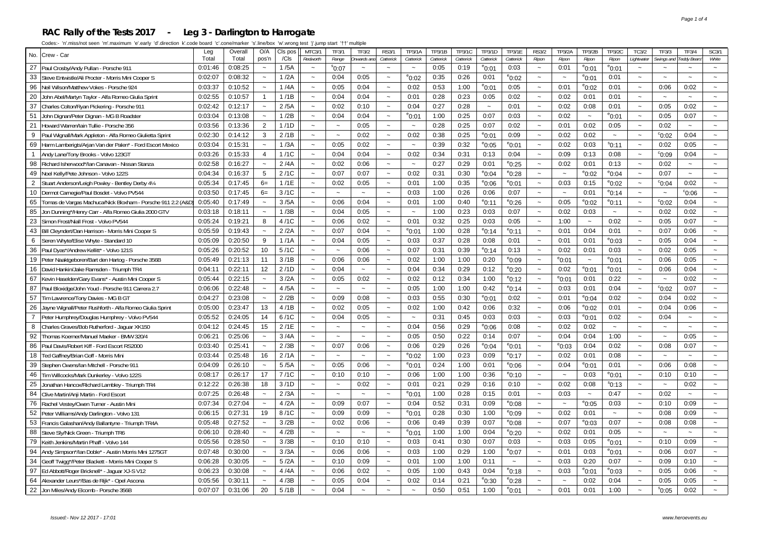# RAC Rally of the Tests 2017 - Leg 3 - Darlington to Harrogate

Codes:- 'n'.miss/not seen 'm'.maximum 'e'.early 'd'.direction 'k'.code board 'c'.cone/marker 's'.line/box 'w'.wrong test 'j'.jump start '††' multiple

| No. | Crew - Car | Leg Total | Overall Total | O/A pos'n | Cls pos /Cls | MTC3/1 Redworth | TF3/1 Range | TF3/2 Onwards and | RS3/1 Catterick | TP3/1A Catterick | TP3/1B Catterick | TP3/1C Catterick | TP3/1D Catterick | TP3/1E Catterick | RS3/2 Ripon | TP3/2A Ripon | TP3/2B Ripon | TP3/2C Ripon | TC3/2 Lightwater | TF3/3 Swings and | TF3/4 Teddy Bears' | SC3/1 White |
|---|---|---|---|---|---|---|---|---|---|---|---|---|---|---|---|---|---|---|---|---|---|---|
| 27 | Paul Crosby/Andy Pullan - Porsche 911 | 0:01:46 | 0:08:25 | ~ | 1 /5A | ~ | s0:07 | ~ | ~ | ~ | 0:05 | 0:19 | e0:01 | 0:03 | ~ | 0:01 | e0:01 | e0:01 | ~ | ~ | ~ | ~ |
| 33 | Steve Entwistle/Ali Procter - Morris Mini Cooper S | 0:02:07 | 0:08:32 | ~ | 1 /2A | ~ | 0:04 | 0:05 | ~ | e0:02 | 0:35 | 0:26 | 0:01 | e0:02 | ~ | ~ | e0:01 | 0:01 | ~ | ~ | ~ | ~ |
| 96 | Neil Wilson/Matthew Vokes - Porsche 924 | 0:03:37 | 0:10:52 | ~ | 1 /4A | ~ | 0:05 | 0:04 | ~ | 0:02 | 0:53 | 1:00 | e0:01 | 0:05 | ~ | 0:01 | e0:02 | 0:01 | ~ | 0:06 | 0:02 | ~ |
| 20 | John Abel/Martyn Taylor - Alfa Romeo Giulia Sprint | 0:02:55 | 0:10:57 | 1 | 1 /1B | ~ | 0:04 | 0:04 | ~ | 0:01 | 0:28 | 0:23 | 0:05 | 0:02 | ~ | 0:02 | 0:01 | 0:01 | ~ | ~ | ~ | ~ |
| 37 | Charles Colton/Ryan Pickering - Porsche 911 | 0:02:42 | 0:12:17 | ~ | 2 /5A | ~ | 0:02 | 0:10 | ~ | 0:04 | 0:27 | 0:28 | ~ | 0:01 | ~ | 0:02 | 0:08 | 0:01 | ~ | 0:05 | 0:02 | ~ |
| 51 | John Dignan/Peter Dignan - MG B Roadster | 0:03:04 | 0:13:08 | ~ | 1 /2B | ~ | 0:04 | 0:04 | ~ | e0:01 | 1:00 | 0:25 | 0:07 | 0:03 | ~ | 0:02 | ~ | e0:01 | ~ | 0:05 | 0:07 | ~ |
| 21 | Howard Warren/Iain Tullie - Porsche 356 | 0:03:56 | 0:13:36 | 2 | 1 /1D | ~ | ~ | 0:05 | ~ | ~ | 0:28 | 0:25 | 0:07 | 0:02 | ~ | 0:01 | 0:02 | 0:05 | ~ | 0:02 | ~ | ~ |
| 9 | Paul Wignall/Mark Appleton - Alfa Romeo Giulietta Sprint | 0:02:30 | 0:14:12 | 3 | 2 /1B | ~ | ~ | 0:02 | ~ | 0:02 | 0:38 | 0:25 | e0:01 | 0:09 | ~ | 0:02 | 0:02 | ~ | ~ | c0:02 | 0:04 | ~ |
| 69 | Harm Lamberigts/Arjan Van der Palen* - Ford Escort Mexico | 0:03:04 | 0:15:31 | ~ | 1 /3A | ~ | 0:05 | 0:02 | ~ | ~ | 0:39 | 0:32 | e0:05 | e0:01 | ~ | 0:02 | 0:03 | s0:11 | ~ | 0:02 | 0:05 | ~ |
| 1 | Andy Lane/Tony Brooks - Volvo 123GT | 0:03:26 | 0:15:33 | 4 | 1 /1C | ~ | 0:04 | 0:04 | ~ | 0:02 | 0:34 | 0:31 | 0:13 | 0:04 | ~ | 0:09 | 0:13 | 0:08 | ~ | c0:09 | 0:04 | ~ |
| 98 | Richard Isherwood*/Ian Canavan - Nissan Stanza | 0:02:58 | 0:16:27 | ~ | 2 /4A | ~ | 0:02 | 0:06 | ~ | ~ | 0:27 | 0:29 | 0:01 | e0:25 | ~ | 0:02 | 0:01 | 0:13 | ~ | 0:02 | ~ | ~ |
| 49 | Noel Kelly/Pete Johnson - Volvo 122S | 0:04:34 | 0:16:37 | 5 | 2 /1C | ~ | 0:07 | 0:07 | ~ | 0:02 | 0:31 | 0:30 | e0:04 | e0:28 | ~ | ~ | e0:02 | e0:04 | ~ | 0:07 | ~ | ~ |
| 2 | Stuart Anderson/Leigh Powley - Bentley Derby 4¼ | 0:05:34 | 0:17:45 | 6= | 1 /1E | ~ | 0:02 | 0:05 | ~ | 0:01 | 1:00 | 0:35 | e0:06 | e0:01 | ~ | 0:03 | 0:15 | e0:02 | ~ | c0:04 | 0:02 | ~ |
| 10 | Dermot Carnegie/Paul Bosdet - Volvo PV544 | 0:03:50 | 0:17:45 | 6= | 3 /1C | ~ | ~ | ~ | ~ | 0:03 | 1:00 | 0:26 | 0:06 | 0:07 | ~ | ~ | 0:01 | e0:14 | ~ | ~ | c0:06 | ~ |
| 65 | Tomas de Vargas Machuca/Nick Bloxham - Porsche 911 2.2 (A&D) | 0:05:40 | 0:17:49 | ~ | 3 /5A | ~ | 0:06 | 0:04 | ~ | 0:01 | 1:00 | 0:40 | e0:11 | e0:26 | ~ | 0:05 | e0:02 | e0:11 | ~ | c0:02 | 0:04 | ~ |
| 85 | Jon Dunning*/Henry Carr - Alfa Romeo Giulia 2000 GTV | 0:03:18 | 0:18:11 | ~ | 1 /3B | ~ | 0:04 | 0:05 | ~ | ~ | 1:00 | 0:23 | 0:03 | 0:07 | ~ | 0:02 | 0:03 | ~ | ~ | 0:02 | 0:02 | ~ |
| 23 | Simon Frost/Niall Frost - Volvo PV544 | 0:05:24 | 0:19:21 | 8 | 4 /1C | ~ | 0:06 | 0:02 | ~ | 0:01 | 0:32 | 0:25 | 0:03 | 0:05 | ~ | 1:00 | ~ | 0:02 | ~ | 0:05 | 0:07 | ~ |
| 43 | Bill Cleyndert/Dan Harrison - Morris Mini Cooper S | 0:05:59 | 0:19:43 | ~ | 2 /2A | ~ | 0:07 | 0:04 | ~ | e0:01 | 1:00 | 0:28 | e0:14 | e0:11 | ~ | 0:01 | 0:04 | 0:01 | ~ | 0:07 | 0:06 | ~ |
| 6 | Seren Whyte/Elise Whyte - Standard 10 | 0:05:09 | 0:20:50 | 9 | 1 /1A | ~ | 0:04 | 0:05 | ~ | 0:03 | 0:37 | 0:28 | 0:08 | 0:01 | ~ | 0:01 | 0:01 | e0:03 | ~ | 0:05 | 0:04 | ~ |
| 36 | Paul Dyas*/Andrew Kellitt* - Volvo 121S | 0:05:26 | 0:20:52 | 10 | 5 /1C | ~ | ~ | 0:06 | ~ | 0:07 | 0:31 | 0:39 | e0:14 | 0:13 | ~ | 0:02 | 0:01 | 0:03 | ~ | 0:02 | 0:05 | ~ |
| 19 | Peter Naaktgeboren/Bart den Hartog - Porsche 356B | 0:05:49 | 0:21:13 | 11 | 3 /1B | ~ | 0:06 | 0:06 | ~ | 0:02 | 1:00 | 1:00 | 0:20 | e0:09 | ~ | e0:01 | ~ | e0:01 | ~ | 0:06 | 0:05 | ~ |
| 16 | David Hankin/Jake Ramsden - Triumph TR4 | 0:04:11 | 0:22:11 | 12 | 2 /1D | ~ | 0:04 | ~ | ~ | 0:04 | 0:34 | 0:29 | 0:12 | e0:20 | ~ | 0:02 | e0:01 | e0:01 | ~ | 0:06 | 0:04 | ~ |
| 67 | Kevin Haselden/Gary Evans* - Austin Mini Cooper S | 0:05:44 | 0:22:15 | ~ | 3 /2A | ~ | 0:05 | 0:02 | ~ | 0:02 | 0:12 | 0:34 | 1:00 | e0:12 | ~ | e0:01 | 0:01 | 0:22 | ~ | ~ | 0:02 | ~ |
| 87 | Paul Bloxidge/John Youd - Porsche 911 Carrera 2.7 | 0:06:06 | 0:22:48 | ~ | 4 /5A | ~ | ~ | ~ | ~ | 0:05 | 1:00 | 1:00 | 0:42 | e0:14 | ~ | 0:03 | 0:01 | 0:04 | ~ | c0:02 | 0:07 | ~ |
| 57 | Tim Lawrence/Tony Davies - MG B GT | 0:04:27 | 0:23:08 | ~ | 2 /2B | ~ | 0:09 | 0:08 | ~ | 0:03 | 0:55 | 0:30 | e0:01 | 0:02 | ~ | 0:01 | e0:04 | 0:02 | ~ | 0:04 | 0:02 | ~ |
| 26 | Jayne Wignall/Peter Rushforth - Alfa Romeo Giulia Sprint | 0:05:00 | 0:23:47 | 13 | 4 /1B | ~ | 0:02 | 0:05 | ~ | 0:02 | 1:00 | 0:42 | 0:06 | 0:32 | ~ | 0:06 | e0:02 | 0:01 | ~ | 0:04 | 0:06 | ~ |
| 7 | Peter Humphrey/Douglas Humphrey - Volvo PV544 | 0:05:52 | 0:24:05 | 14 | 6 /1C | ~ | 0:04 | 0:05 | ~ | ~ | 0:31 | 0:45 | 0:03 | 0:03 | ~ | 0:03 | e0:01 | 0:02 | ~ | 0:04 | ~ | ~ |
| 8 | Charles Graves/Bob Rutherford - Jaguar XK150 | 0:04:12 | 0:24:45 | 15 | 2 /1E | ~ | ~ | ~ | ~ | 0:04 | 0:56 | 0:29 | e0:06 | 0:08 | ~ | 0:02 | 0:02 | ~ | ~ | ~ | ~ | ~ |
| 92 | Thomas Koerner/Manuel Maeker - BMW 320/4 | 0:06:21 | 0:25:06 | ~ | 3 /4A | ~ | ~ | ~ | ~ | 0:05 | 0:50 | 0:22 | 0:14 | 0:07 | ~ | 0:04 | 0:04 | 1:00 | ~ | ~ | 0:05 | ~ |
| 86 | Paul Davis/Robert Kiff - Ford Escort RS2000 | 0:03:40 | 0:25:41 | ~ | 2 /3B | ~ | 0:07 | 0:06 | ~ | 0:06 | 0:29 | 0:26 | e0:04 | e0:01 | ~ | e0:03 | 0:04 | 0:02 | ~ | 0:08 | 0:07 | ~ |
| 18 | Ted Gaffney/Brian Goff - Morris Mini | 0:03:44 | 0:25:48 | 16 | 2 /1A | ~ | ~ | ~ | ~ | e0:02 | 1:00 | 0:23 | 0:09 | e0:17 | ~ | 0:02 | 0:01 | 0:08 | ~ | ~ | ~ | ~ |
| 39 | Stephen Owens/Ian Mitchell - Porsche 911 | 0:04:09 | 0:26:10 | ~ | 5 /5A | ~ | 0:05 | 0:06 | ~ | e0:01 | 0:24 | 1:00 | 0:01 | e0:06 | ~ | 0:04 | e0:01 | 0:01 | ~ | 0:06 | 0:08 | ~ |
| 46 | Tim Willcocks/Mark Dunkerley - Volvo 122S | 0:08:17 | 0:26:17 | 17 | 7 /1C | ~ | 0:10 | 0:10 | ~ | 0:06 | 1:00 | 1:00 | 0:36 | e0:10 | ~ | ~ | 0:03 | e0:01 | ~ | 0:10 | 0:10 | ~ |
| 25 | Jonathan Hancox/Richard Lambley - Triumph TR4 | 0:12:22 | 0:26:38 | 18 | 3 /1D | ~ | ~ | 0:02 | ~ | 0:01 | 0:21 | 0:29 | 0:16 | 0:10 | ~ | 0:02 | 0:08 | s0:13 | ~ | ~ | 0:02 | ~ |
| 84 | Clive Martin/Anji Martin - Ford Escort | 0:07:25 | 0:26:48 | ~ | 2 /3A | ~ | ~ | ~ | ~ | e0:01 | 1:00 | 0:28 | 0:15 | 0:01 | ~ | 0:03 | ~ | 0:47 | ~ | 0:02 | ~ | ~ |
| 76 | Rachel Vestey/Owen Turner - Austin Mini | 0:07:34 | 0:27:04 | ~ | 4 /2A | ~ | 0:09 | 0:07 | ~ | 0:04 | 0:52 | 0:31 | 0:09 | e0:08 | ~ | ~ | e0:05 | 0:03 | ~ | 0:10 | 0:09 | ~ |
| 52 | Peter Williams/Andy Darlington - Volvo 131 | 0:06:15 | 0:27:31 | 19 | 8 /1C | ~ | 0:09 | 0:09 | ~ | e0:01 | 0:28 | 0:30 | 1:00 | e0:09 | ~ | 0:02 | 0:01 | ~ | ~ | 0:08 | 0:09 | ~ |
| 53 | Francis Galashan/Andy Ballantyne - Triumph TR4A | 0:05:48 | 0:27:52 | ~ | 3 /2B | ~ | 0:02 | 0:06 | ~ | 0:06 | 0:49 | 0:39 | 0:07 | e0:08 | ~ | 0:07 | e0:03 | 0:07 | ~ | 0:08 | 0:08 | ~ |
| 88 | Steve Sly/Nick Green - Triumph TR6 | 0:06:10 | 0:28:40 | ~ | 4 /2B | ~ | ~ | ~ | ~ | e0:01 | 1:00 | 1:00 | 0:04 | e0:20 | ~ | 0:02 | 0:01 | 0:05 | ~ | ~ | ~ | ~ |
| 79 | Keith Jenkins/Martin Phaff - Volvo 144 | 0:05:56 | 0:28:50 | ~ | 3 /3B | ~ | 0:10 | 0:10 | ~ | 0:03 | 0:41 | 0:30 | 0:07 | 0:03 | ~ | 0:03 | 0:05 | e0:01 | ~ | 0:10 | 0:09 | ~ |
| 94 | Andy Simpson*/Ian Doble* - Austin Morris Mini 1275GT | 0:07:48 | 0:30:00 | ~ | 3 /3A | ~ | 0:06 | 0:06 | ~ | 0:03 | 1:00 | 0:29 | 1:00 | e0:07 | ~ | 0:01 | 0:03 | e0:01 | ~ | 0:06 | 0:07 | ~ |
| 34 | Geoff Twigg*/Peter Blackett - Morris Mini Cooper S | 0:06:28 | 0:30:05 | ~ | 5 /2A | ~ | 0:10 | 0:09 | ~ | 0:01 | 1:00 | 1:00 | 0:11 | ~ | ~ | 0:03 | 0:20 | 0:07 | ~ | 0:09 | 0:10 | ~ |
| 97 | Ed Abbott/Roger Bricknell* - Jaguar XJ-S V12 | 0:06:23 | 0:30:08 | ~ | 4 /4A | ~ | 0:06 | 0:02 | ~ | 0:05 | 1:00 | 0:43 | 0:04 | e0:18 | ~ | 0:03 | e0:01 | e0:03 | ~ | 0:05 | 0:06 | ~ |
| 64 | Alexander Leurs*/Bas de Rijk* - Opel Ascona | 0:05:56 | 0:30:11 | ~ | 4 /3B | ~ | 0:05 | 0:04 | ~ | 0:02 | 0:14 | 0:21 | e0:30 | e0:28 | ~ | ~ | 0:02 | 0:04 | ~ | 0:05 | 0:05 | ~ |
| 22 | Jon Miles/Andy Elcomb - Porsche 356B | 0:07:07 | 0:31:06 | 20 | 5 /1B | ~ | 0:04 | ~ | ~ | ~ | 0:50 | 0:51 | 1:00 | e0:01 | ~ | 0:01 | 0:01 | 1:00 | ~ | s0:05 | 0:02 | ~ |

Issued:- Nov 12 2017 - 17:01 www.heroevents.eu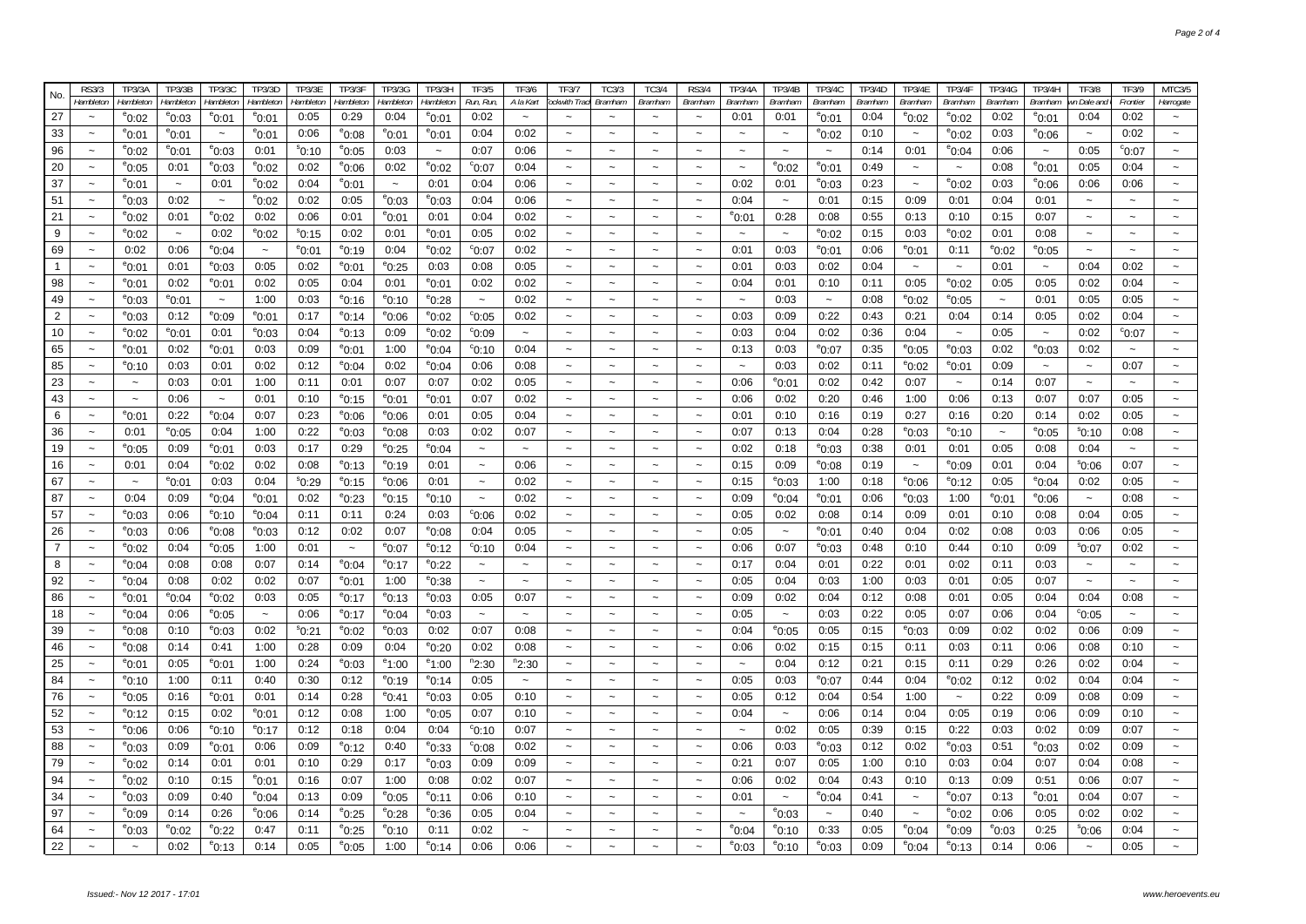| No. | RS3/3 | TP3/3A | TP3/3B | TP3/3C | TP3/3D | TP3/3E | TP3/3F | TP3/3G | TP3/3H | TF3/5 | TF3/6 | TF3/7 | TC3/3 | TC3/4 | RS3/4 | TP3/4A | TP3/4B | TP3/4C | TP3/4D | TP3/4E | TP3/4F | TP3/4G | TP3/4H | TF3/8 | TF3/9 | MTC3/5 |
|---|---|---|---|---|---|---|---|---|---|---|---|---|---|---|---|---|---|---|---|---|---|---|---|---|---|---|
| | Hambleton | Hambleton | Hambleton | Hambleton | Hambleton | Hambleton | Hambleton | Hambleton | Hambleton | Run, Run, | A la Kart | ockwith Trad | Bramham | Bramham | Bramham | Bramham | Bramham | Bramham | Bramham | Bramham | Bramham | Bramham | Bramham | wn Dale and | Frontier | Harrogate |
| 27 | ~ | e0:02 | e0:03 | e0:01 | e0:01 | 0:05 | 0:29 | 0:04 | e0:01 | 0:02 | ~ | ~ | ~ | ~ | ~ | 0:01 | 0:01 | e0:01 | 0:04 | e0:02 | e0:02 | 0:02 | e0:01 | 0:04 | 0:02 | ~ |
| 33 | ~ | e0:01 | e0:01 | ~ | e0:01 | 0:06 | e0:08 | e0:01 | e0:01 | 0:04 | 0:02 | ~ | ~ | ~ | ~ | ~ | ~ | e0:02 | 0:10 | ~ | e0:02 | 0:03 | e0:06 | ~ | 0:02 | ~ |
| 96 | ~ | e0:02 | e0:01 | e0:03 | 0:01 | s0:10 | e0:05 | 0:03 | ~ | 0:07 | 0:06 | ~ | ~ | ~ | ~ | ~ | ~ | ~ | 0:14 | 0:01 | e0:04 | 0:06 | ~ | 0:05 | c0:07 | ~ |
| 20 | ~ | e0:05 | 0:01 | e0:03 | e0:02 | 0:02 | e0:06 | 0:02 | e0:02 | c0:07 | 0:04 | ~ | ~ | ~ | ~ | ~ | e0:02 | e0:01 | 0:49 | ~ | ~ | 0:08 | e0:01 | 0:05 | 0:04 | ~ |
| 37 | ~ | e0:01 | ~ | 0:01 | e0:02 | 0:04 | e0:01 | ~ | 0:01 | 0:04 | 0:06 | ~ | ~ | ~ | ~ | 0:02 | 0:01 | e0:03 | 0:23 | ~ | e0:02 | 0:03 | e0:06 | 0:06 | 0:06 | ~ |
| 51 | ~ | e0:03 | 0:02 | ~ | e0:02 | 0:02 | 0:05 | e0:03 | e0:03 | 0:04 | 0:06 | ~ | ~ | ~ | ~ | 0:04 | ~ | 0:01 | 0:15 | 0:09 | 0:01 | 0:04 | 0:01 | ~ | ~ | ~ |
| 21 | ~ | e0:02 | 0:01 | e0:02 | 0:02 | 0:06 | 0:01 | e0:01 | 0:01 | 0:04 | 0:02 | ~ | ~ | ~ | ~ | e0:01 | 0:28 | 0:08 | 0:55 | 0:13 | 0:10 | 0:15 | 0:07 | ~ | ~ | ~ |
| 9 | ~ | e0:02 | ~ | 0:02 | e0:02 | s0:15 | 0:02 | 0:01 | e0:01 | 0:05 | 0:02 | ~ | ~ | ~ | ~ | ~ | ~ | e0:02 | 0:15 | 0:03 | e0:02 | 0:01 | 0:08 | ~ | ~ | ~ |
| 69 | ~ | 0:02 | 0:06 | e0:04 | ~ | e0:01 | e0:19 | 0:04 | e0:02 | c0:07 | 0:02 | ~ | ~ | ~ | ~ | 0:01 | 0:03 | e0:01 | 0:06 | e0:01 | 0:11 | e0:02 | e0:05 | ~ | ~ | ~ |
| 1 | ~ | e0:01 | 0:01 | e0:03 | 0:05 | 0:02 | e0:01 | e0:25 | 0:03 | 0:08 | 0:05 | ~ | ~ | ~ | ~ | 0:01 | 0:03 | 0:02 | 0:04 | ~ | ~ | 0:01 | ~ | 0:04 | 0:02 | ~ |
| 98 | ~ | e0:01 | 0:02 | e0:01 | 0:02 | 0:05 | 0:04 | 0:01 | e0:01 | 0:02 | 0:02 | ~ | ~ | ~ | ~ | 0:04 | 0:01 | 0:10 | 0:11 | 0:05 | e0:02 | 0:05 | 0:05 | 0:02 | 0:04 | ~ |
| 49 | ~ | e0:03 | e0:01 | ~ | 1:00 | 0:03 | e0:16 | e0:10 | e0:28 | ~ | 0:02 | ~ | ~ | ~ | ~ | ~ | 0:03 | ~ | 0:08 | e0:02 | e0:05 | ~ | 0:01 | 0:05 | 0:05 | ~ |
| 2 | ~ | e0:03 | 0:12 | e0:09 | e0:01 | 0:17 | e0:14 | e0:06 | e0:02 | c0:05 | 0:02 | ~ | ~ | ~ | ~ | 0:03 | 0:09 | 0:22 | 0:43 | 0:21 | 0:04 | 0:14 | 0:05 | 0:02 | 0:04 | ~ |
| 10 | ~ | e0:02 | e0:01 | 0:01 | e0:03 | 0:04 | e0:13 | 0:09 | e0:02 | c0:09 | ~ | ~ | ~ | ~ | ~ | 0:03 | 0:04 | 0:02 | 0:36 | 0:04 | ~ | 0:05 | ~ | 0:02 | c0:07 | ~ |
| 65 | ~ | e0:01 | 0:02 | e0:01 | 0:03 | 0:09 | e0:01 | 1:00 | e0:04 | c0:10 | 0:04 | ~ | ~ | ~ | ~ | 0:13 | 0:03 | e0:07 | 0:35 | e0:05 | e0:03 | 0:02 | e0:03 | 0:02 | ~ | ~ |
| 85 | ~ | e0:10 | 0:03 | 0:01 | 0:02 | 0:12 | e0:04 | 0:02 | e0:04 | 0:06 | 0:08 | ~ | ~ | ~ | ~ | ~ | 0:03 | 0:02 | 0:11 | e0:02 | e0:01 | 0:09 | ~ | ~ | 0:07 | ~ |
| 23 | ~ | ~ | 0:03 | 0:01 | 1:00 | 0:11 | 0:01 | 0:07 | 0:07 | 0:02 | 0:05 | ~ | ~ | ~ | ~ | 0:06 | e0:01 | 0:02 | 0:42 | 0:07 | ~ | 0:14 | 0:07 | ~ | ~ | ~ |
| 43 | ~ | ~ | 0:06 | ~ | 0:01 | 0:10 | e0:15 | e0:01 | e0:01 | 0:07 | 0:02 | ~ | ~ | ~ | ~ | 0:06 | 0:02 | 0:20 | 0:46 | 1:00 | 0:06 | 0:13 | 0:07 | 0:07 | 0:05 | ~ |
| 6 | ~ | e0:01 | 0:22 | e0:04 | 0:07 | 0:23 | e0:06 | e0:06 | 0:01 | 0:05 | 0:04 | ~ | ~ | ~ | ~ | 0:01 | 0:10 | 0:16 | 0:19 | 0:27 | 0:16 | 0:20 | 0:14 | 0:02 | 0:05 | ~ |
| 36 | ~ | 0:01 | e0:05 | 0:04 | 1:00 | 0:22 | e0:03 | e0:08 | 0:03 | 0:02 | 0:07 | ~ | ~ | ~ | ~ | 0:07 | 0:13 | 0:04 | 0:28 | e0:03 | e0:10 | ~ | e0:05 | s0:10 | 0:08 | ~ |
| 19 | ~ | e0:05 | 0:09 | e0:01 | 0:03 | 0:17 | 0:29 | e0:25 | e0:04 | ~ | ~ | ~ | ~ | ~ | ~ | 0:02 | 0:18 | e0:03 | 0:38 | 0:01 | 0:01 | 0:05 | 0:08 | 0:04 | ~ | ~ |
| 16 | ~ | 0:01 | 0:04 | e0:02 | 0:02 | 0:08 | e0:13 | e0:19 | 0:01 | ~ | 0:06 | ~ | ~ | ~ | ~ | 0:15 | 0:09 | e0:08 | 0:19 | ~ | e0:09 | 0:01 | 0:04 | s0:06 | 0:07 | ~ |
| 67 | ~ | ~ | e0:01 | 0:03 | 0:04 | s0:29 | e0:15 | e0:06 | 0:01 | ~ | 0:02 | ~ | ~ | ~ | ~ | 0:15 | e0:03 | 1:00 | 0:18 | e0:06 | e0:12 | 0:05 | e0:04 | 0:02 | 0:05 | ~ |
| 87 | ~ | 0:04 | 0:09 | e0:04 | e0:01 | 0:02 | e0:23 | e0:15 | e0:10 | ~ | 0:02 | ~ | ~ | ~ | ~ | 0:09 | e0:04 | e0:01 | 0:06 | e0:03 | 1:00 | e0:01 | e0:06 | ~ | 0:08 | ~ |
| 57 | ~ | e0:03 | 0:06 | e0:10 | e0:04 | 0:11 | 0:11 | 0:24 | 0:03 | c0:06 | 0:02 | ~ | ~ | ~ | ~ | 0:05 | 0:02 | 0:08 | 0:14 | 0:09 | 0:01 | 0:10 | 0:08 | 0:04 | 0:05 | ~ |
| 26 | ~ | e0:03 | 0:06 | e0:08 | e0:03 | 0:12 | 0:02 | 0:07 | e0:08 | 0:04 | 0:05 | ~ | ~ | ~ | ~ | 0:05 | ~ | e0:01 | 0:40 | 0:04 | 0:02 | 0:08 | 0:03 | 0:06 | 0:05 | ~ |
| 7 | ~ | e0:02 | 0:04 | e0:05 | 1:00 | 0:01 | ~ | e0:07 | e0:12 | c0:10 | 0:04 | ~ | ~ | ~ | ~ | 0:06 | 0:07 | e0:03 | 0:48 | 0:10 | 0:44 | 0:10 | 0:09 | s0:07 | 0:02 | ~ |
| 8 | ~ | e0:04 | 0:08 | 0:08 | 0:07 | 0:14 | e0:04 | e0:17 | e0:22 | ~ | ~ | ~ | ~ | ~ | ~ | 0:17 | 0:04 | 0:01 | 0:22 | 0:01 | 0:02 | 0:11 | 0:03 | ~ | ~ | ~ |
| 92 | ~ | e0:04 | 0:08 | 0:02 | 0:02 | 0:07 | e0:01 | 1:00 | e0:38 | ~ | ~ | ~ | ~ | ~ | ~ | 0:05 | 0:04 | 0:03 | 1:00 | 0:03 | 0:01 | 0:05 | 0:07 | ~ | ~ | ~ |
| 86 | ~ | e0:01 | e0:04 | e0:02 | 0:03 | 0:05 | e0:17 | e0:13 | e0:03 | 0:05 | 0:07 | ~ | ~ | ~ | ~ | 0:09 | 0:02 | 0:04 | 0:12 | 0:08 | 0:01 | 0:05 | 0:04 | 0:04 | 0:08 | ~ |
| 18 | ~ | e0:04 | 0:06 | e0:05 | ~ | 0:06 | e0:17 | e0:04 | e0:03 | ~ | ~ | ~ | ~ | ~ | ~ | 0:05 | ~ | 0:03 | 0:22 | 0:05 | 0:07 | 0:06 | 0:04 | c0:05 | ~ | ~ |
| 39 | ~ | e0:08 | 0:10 | e0:03 | 0:02 | s0:21 | e0:02 | e0:03 | 0:02 | 0:07 | 0:08 | ~ | ~ | ~ | ~ | 0:04 | e0:05 | 0:05 | 0:15 | e0:03 | 0:09 | 0:02 | 0:02 | 0:06 | 0:09 | ~ |
| 46 | ~ | e0:08 | 0:14 | 0:41 | 1:00 | 0:28 | 0:09 | 0:04 | e0:20 | 0:02 | 0:08 | ~ | ~ | ~ | ~ | 0:06 | 0:02 | 0:15 | 0:15 | 0:11 | 0:03 | 0:11 | 0:06 | 0:08 | 0:10 | ~ |
| 25 | ~ | e0:01 | 0:05 | e0:01 | 1:00 | 0:24 | e0:03 | e1:00 | e1:00 | n2:30 | n2:30 | ~ | ~ | ~ | ~ | ~ | 0:04 | 0:12 | 0:21 | 0:15 | 0:11 | 0:29 | 0:26 | 0:02 | 0:04 | ~ |
| 84 | ~ | e0:10 | 1:00 | 0:11 | 0:40 | 0:30 | 0:12 | e0:19 | e0:14 | 0:05 | ~ | ~ | ~ | ~ | ~ | 0:05 | 0:03 | e0:07 | 0:44 | 0:04 | e0:02 | 0:12 | 0:02 | 0:04 | 0:04 | ~ |
| 76 | ~ | e0:05 | 0:16 | e0:01 | 0:01 | 0:14 | 0:28 | e0:41 | e0:03 | 0:05 | 0:10 | ~ | ~ | ~ | ~ | 0:05 | 0:12 | 0:04 | 0:54 | 1:00 | ~ | 0:22 | 0:09 | 0:08 | 0:09 | ~ |
| 52 | ~ | e0:12 | 0:15 | 0:02 | e0:01 | 0:12 | 0:08 | 1:00 | e0:05 | 0:07 | 0:10 | ~ | ~ | ~ | ~ | 0:04 | ~ | 0:06 | 0:14 | 0:04 | 0:05 | 0:19 | 0:06 | 0:09 | 0:10 | ~ |
| 53 | ~ | e0:06 | 0:06 | e0:10 | e0:17 | 0:12 | 0:18 | 0:04 | 0:04 | c0:10 | 0:07 | ~ | ~ | ~ | ~ | ~ | 0:02 | 0:05 | 0:39 | 0:15 | 0:22 | 0:03 | 0:02 | 0:09 | 0:07 | ~ |
| 88 | ~ | e0:03 | 0:09 | e0:01 | 0:06 | 0:09 | e0:12 | 0:40 | e0:33 | c0:08 | 0:02 | ~ | ~ | ~ | ~ | 0:06 | 0:03 | e0:03 | 0:12 | 0:02 | e0:03 | 0:51 | e0:03 | 0:02 | 0:09 | ~ |
| 79 | ~ | e0:02 | 0:14 | 0:01 | 0:01 | 0:10 | 0:29 | 0:17 | e0:03 | 0:09 | 0:09 | ~ | ~ | ~ | ~ | 0:21 | 0:07 | 0:05 | 1:00 | 0:10 | 0:03 | 0:04 | 0:07 | 0:04 | 0:08 | ~ |
| 94 | ~ | e0:02 | 0:10 | 0:15 | e0:01 | 0:16 | 0:07 | 1:00 | 0:08 | 0:02 | 0:07 | ~ | ~ | ~ | ~ | 0:06 | 0:02 | 0:04 | 0:43 | 0:10 | 0:13 | 0:09 | 0:51 | 0:06 | 0:07 | ~ |
| 34 | ~ | e0:03 | 0:09 | 0:40 | e0:04 | 0:13 | 0:09 | e0:05 | e0:11 | 0:06 | 0:10 | ~ | ~ | ~ | ~ | 0:01 | ~ | e0:04 | 0:41 | ~ | e0:07 | 0:13 | e0:01 | 0:04 | 0:07 | ~ |
| 97 | ~ | e0:09 | 0:14 | 0:26 | e0:06 | 0:14 | e0:25 | e0:28 | e0:36 | 0:05 | 0:04 | ~ | ~ | ~ | ~ | ~ | e0:03 | ~ | 0:40 | ~ | e0:02 | 0:06 | 0:05 | 0:02 | 0:02 | ~ |
| 64 | ~ | e0:03 | e0:02 | e0:22 | 0:47 | 0:11 | e0:25 | e0:10 | 0:11 | 0:02 | ~ | ~ | ~ | ~ | ~ | e0:04 | e0:10 | 0:33 | 0:05 | e0:04 | e0:09 | e0:03 | 0:25 | s0:06 | 0:04 | ~ |
| 22 | ~ | ~ | 0:02 | e0:13 | 0:14 | 0:05 | e0:05 | 1:00 | e0:14 | 0:06 | 0:06 | ~ | ~ | ~ | ~ | e0:03 | e0:10 | e0:03 | 0:09 | e0:04 | e0:13 | 0:14 | 0:06 | ~ | 0:05 | ~ |

Issued:- Nov 12 2017 - 17:01

www.heroevents.eu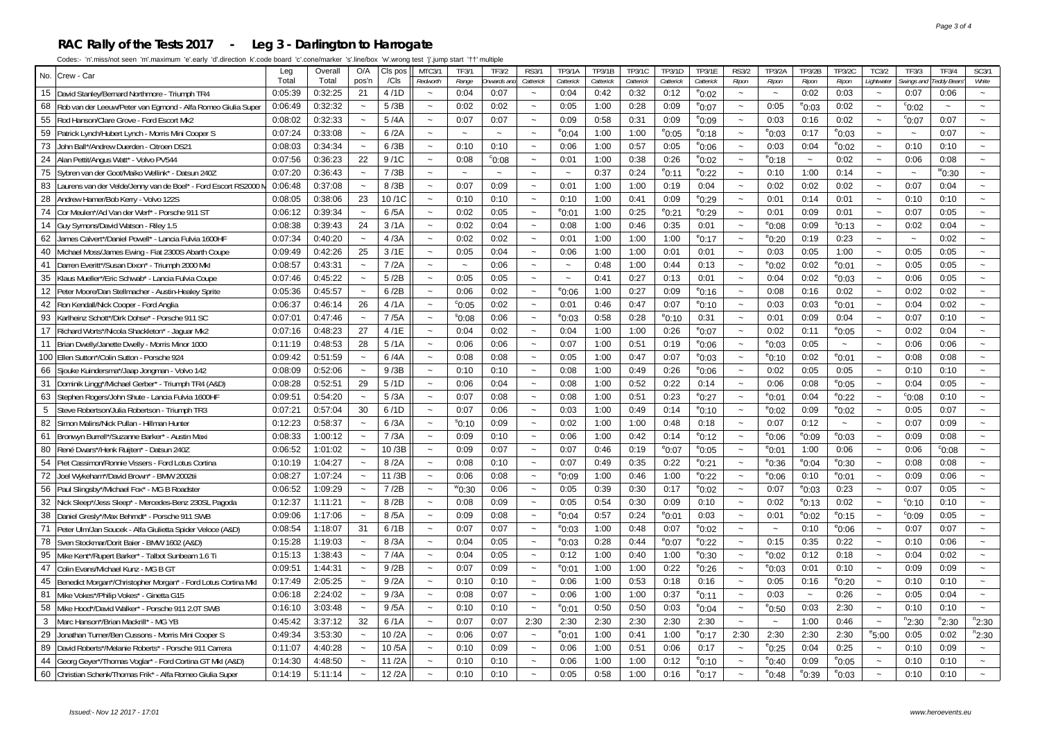# RAC Rally of the Tests 2017 - Leg 3 - Darlington to Harrogate

Codes:- 'n'.miss/not seen 'm'.maximum 'e'.early 'd'.direction 'k'.code board 'c'.cone/marker 's'.line/box 'w'.wrong test 'j'.jump start '††' multiple

| No. | Crew - Car | Leg Total | Overall Total | O/A pos'n | Cls pos /Cls | MTC3/1 Redworth | TF3/1 Range | TF3/2 Onwards and | RS3/1 Catterick | TP3/1A Catterick | TP3/1B Catterick | TP3/1C Catterick | TP3/1D Catterick | TP3/1E Catterick | RS3/2 Ripon | TP3/2A Ripon | TP3/2B Ripon | TP3/2C Ripon | TC3/2 Lightwater | TF3/3 Swings and | TF3/4 Teddy Bears' | SC3/1 White |
|---|---|---|---|---|---|---|---|---|---|---|---|---|---|---|---|---|---|---|---|---|---|---|
| 15 | David Stanley/Bernard Northmore - Triumph TR4 | 0:05:39 | 0:32:25 | 21 | 4 /1D | ~ | 0:04 | 0:07 | ~ | 0:04 | 0:42 | 0:32 | 0:12 | e0:02 | ~ | ~ | 0:02 | 0:03 | ~ | 0:07 | 0:06 | ~ |
| 68 | Rob van der Leeuw/Peter van Egmond - Alfa Romeo Giulia Super | 0:06:49 | 0:32:32 | ~ | 5 /3B | ~ | 0:02 | 0:02 | ~ | 0:05 | 1:00 | 0:28 | 0:09 | e0:07 | ~ | 0:05 | e0:03 | 0:02 | ~ | c0:02 | ~ | ~ |
| 55 | Rod Hanson/Clare Grove - Ford Escort Mk2 | 0:08:02 | 0:32:33 | ~ | 5 /4A | ~ | 0:07 | 0:07 | ~ | 0:09 | 0:58 | 0:31 | 0:09 | e0:09 | ~ | 0:03 | 0:16 | 0:02 | ~ | c0:07 | 0:07 | ~ |
| 59 | Patrick Lynch/Hubert Lynch - Morris Mini Cooper S | 0:07:24 | 0:33:08 | ~ | 6 /2A | ~ | ~ | ~ | ~ | e0:04 | 1:00 | 1:00 | e0:05 | e0:18 | ~ | e0:03 | 0:17 | e0:03 | ~ | ~ | 0:07 | ~ |
| 73 | John Ball*/Andrew Duerden - Citroen DS21 | 0:08:03 | 0:34:34 | ~ | 6 /3B | ~ | 0:10 | 0:10 | ~ | 0:06 | 1:00 | 0:57 | 0:05 | e0:06 | ~ | 0:03 | 0:04 | e0:02 | ~ | 0:10 | 0:10 | ~ |
| 24 | Alan Pettit/Angus Watt* - Volvo PV544 | 0:07:56 | 0:36:23 | 22 | 9 /1C | ~ | 0:08 | c0:08 | ~ | 0:01 | 1:00 | 0:38 | 0:26 | e0:02 | ~ | e0:18 | ~ | 0:02 | ~ | 0:06 | 0:08 | ~ |
| 75 | Sybren van der Goot/Maiko Wellink* - Datsun 240Z | 0:07:20 | 0:36:43 | ~ | 7 /3B | ~ | ~ | ~ | ~ | ~ | 0:37 | 0:24 | e0:11 | e0:22 | ~ | 0:10 | 1:00 | 0:14 | ~ | ~ | w0:30 | ~ |
| 83 | Laurens van de Velde/Jenny van de Boel* - Ford Escort RS2000 M | 0:06:48 | 0:37:08 | ~ | 8 /3B | ~ | 0:07 | 0:09 | ~ | 0:01 | 1:00 | 1:00 | 0:19 | 0:04 | ~ | 0:02 | 0:02 | 0:02 | ~ | 0:07 | 0:04 | ~ |
| 28 | Andrew Hamer/Bob Kerry - Volvo 122S | 0:08:05 | 0:38:06 | 23 | 10 /1C | ~ | 0:10 | 0:10 | ~ | 0:10 | 1:00 | 0:41 | 0:09 | e0:29 | ~ | 0:01 | 0:14 | 0:01 | ~ | 0:10 | 0:10 | ~ |
| 74 | Cor Meulen*/Ad Van der Werf* - Porsche 911 ST | 0:06:12 | 0:39:34 | ~ | 6 /5A | ~ | 0:02 | 0:05 | ~ | e0:01 | 1:00 | 0:25 | e0:21 | e0:29 | ~ | 0:01 | 0:09 | 0:01 | ~ | 0:07 | 0:05 | ~ |
| 14 | Guy Symons/David Watson - Riley 1.5 | 0:08:38 | 0:39:43 | 24 | 3 /1A | ~ | 0:02 | 0:04 | ~ | 0:08 | 1:00 | 0:46 | 0:35 | 0:01 | ~ | e0:08 | 0:09 | s0:13 | ~ | 0:02 | 0:04 | ~ |
| 62 | James Calvert*/Daniel Powell* - Lancia Fulvia 1600HF | 0:07:34 | 0:40:20 | ~ | 4 /3A | ~ | 0:02 | 0:02 | ~ | 0:01 | 1:00 | 1:00 | 1:00 | e0:17 | ~ | e0:20 | 0:19 | 0:23 | ~ | ~ | 0:02 | ~ |
| 40 | Michael Moss/James Ewing - Fiat 2300S Abarth Coupe | 0:09:49 | 0:42:26 | 25 | 3 /1E | ~ | 0:05 | 0:04 | ~ | 0:06 | 1:00 | 1:00 | 0:01 | 0:01 | ~ | 0:03 | 0:05 | 1:00 | ~ | 0:05 | 0:05 | ~ |
| 41 | Darren Everitt*/Susan Dixon* - Triumph 2000 MkI | 0:08:57 | 0:43:31 | ~ | 7 /2A | ~ | ~ | 0:06 | ~ | ~ | 0:48 | 1:00 | 0:44 | 0:13 | ~ | e0:02 | 0:02 | e0:01 | ~ | 0:05 | 0:05 | ~ |
| 35 | Klaus Mueller*/Eric Schwab* - Lancia Fulvia Coupe | 0:07:46 | 0:45:22 | ~ | 5 /2B | ~ | 0:05 | 0:05 | ~ | ~ | 0:41 | 0:27 | 0:13 | 0:01 | ~ | 0:04 | 0:02 | e0:03 | ~ | 0:06 | 0:05 | ~ |
| 12 | Peter Moore/Dan Stellmacher - Austin-Healey Sprite | 0:05:36 | 0:45:57 | ~ | 6 /2B | ~ | 0:06 | 0:02 | ~ | e0:06 | 1:00 | 0:27 | 0:09 | e0:16 | ~ | 0:08 | 0:16 | 0:02 | ~ | 0:02 | 0:02 | ~ |
| 42 | Ron Kendall/Nick Cooper - Ford Anglia | 0:06:37 | 0:46:14 | 26 | 4 /1A | ~ | c0:05 | 0:02 | ~ | 0:01 | 0:46 | 0:47 | 0:07 | e0:10 | ~ | 0:03 | 0:03 | e0:01 | ~ | 0:04 | 0:02 | ~ |
| 93 | Karlheinz Schott*/Dirk Dohse* - Porsche 911 SC | 0:07:01 | 0:47:46 | ~ | 7 /5A | ~ | s0:08 | 0:06 | ~ | e0:03 | 0:58 | 0:28 | e0:10 | 0:31 | ~ | 0:01 | 0:09 | 0:04 | ~ | 0:07 | 0:10 | ~ |
| 17 | Richard Worts*/Nicola Shackleton* - Jaguar Mk2 | 0:07:16 | 0:48:23 | 27 | 4 /1E | ~ | 0:04 | 0:02 | ~ | 0:04 | 1:00 | 1:00 | 0:26 | e0:07 | ~ | 0:02 | 0:11 | e0:05 | ~ | 0:02 | 0:04 | ~ |
| 11 | Brian Dwelly/Janette Dwelly - Morris Minor 1000 | 0:11:19 | 0:48:53 | 28 | 5 /1A | ~ | 0:06 | 0:06 | ~ | 0:07 | 1:00 | 0:51 | 0:19 | e0:06 | ~ | e0:03 | 0:05 | ~ | ~ | 0:06 | 0:06 | ~ |
| 100 | Ellen Sutton*/Colin Sutton - Porsche 924 | 0:09:42 | 0:51:59 | ~ | 6 /4A | ~ | 0:08 | 0:08 | ~ | 0:05 | 1:00 | 0:47 | 0:07 | e0:03 | ~ | e0:10 | 0:02 | e0:01 | ~ | 0:08 | 0:08 | ~ |
| 66 | Sjouke Kuindersma*/Jaap Jongman - Volvo 142 | 0:08:09 | 0:52:06 | ~ | 9 /3B | ~ | 0:10 | 0:10 | ~ | 0:08 | 1:00 | 0:49 | 0:26 | e0:06 | ~ | 0:02 | 0:05 | 0:05 | ~ | 0:10 | 0:10 | ~ |
| 31 | Dominik Lingg*/Michael Gerber* - Triumph TR4 (A&D) | 0:08:28 | 0:52:51 | 29 | 5 /1D | ~ | 0:06 | 0:04 | ~ | 0:08 | 1:00 | 0:52 | 0:22 | 0:14 | ~ | 0:06 | 0:08 | e0:05 | ~ | 0:04 | 0:05 | ~ |
| 63 | Stephen Rogers/John Shute - Lancia Fulvia 1600HF | 0:09:51 | 0:54:20 | ~ | 5 /3A | ~ | 0:07 | 0:08 | ~ | 0:08 | 1:00 | 0:51 | 0:23 | e0:27 | ~ | e0:01 | 0:04 | e0:22 | ~ | c0:08 | 0:10 | ~ |
| 5 | Steve Robertson/Julia Robertson - Triumph TR3 | 0:07:21 | 0:57:04 | 30 | 6 /1D | ~ | 0:07 | 0:06 | ~ | 0:03 | 1:00 | 0:49 | 0:14 | e0:10 | ~ | e0:02 | 0:09 | e0:02 | ~ | 0:05 | 0:07 | ~ |
| 82 | Simon Malins/Nick Pullan - Hillman Hunter | 0:12:23 | 0:58:37 | ~ | 6 /3A | ~ | s0:10 | 0:09 | ~ | 0:02 | 1:00 | 1:00 | 0:48 | 0:18 | ~ | 0:07 | 0:12 | ~ | ~ | 0:07 | 0:09 | ~ |
| 61 | Bronwyn Burrell*/Suzanne Barker* - Austin Maxi | 0:08:33 | 1:00:12 | ~ | 7 /3A | ~ | 0:09 | 0:10 | ~ | 0:06 | 1:00 | 0:42 | 0:14 | e0:12 | ~ | e0:06 | e0:09 | e0:03 | ~ | 0:09 | 0:08 | ~ |
| 80 | René Dwars*/Henk Ruijten* - Datsun 240Z | 0:06:52 | 1:01:02 | ~ | 10 /3B | ~ | 0:09 | 0:07 | ~ | 0:07 | 0:46 | 0:19 | e0:07 | e0:05 | ~ | e0:01 | 1:00 | 0:06 | ~ | 0:06 | c0:08 | ~ |
| 54 | Piet Cassimon/Ronnie Vissers - Ford Lotus Cortina | 0:10:19 | 1:04:27 | ~ | 8 /2A | ~ | 0:08 | 0:10 | ~ | 0:07 | 0:49 | 0:35 | 0:22 | e0:21 | ~ | e0:36 | e0:04 | e0:30 | ~ | 0:08 | 0:08 | ~ |
| 72 | Joel Wykeham*/David Brown* - BMW 2002tii | 0:08:27 | 1:07:24 | ~ | 11 /3B | ~ | 0:06 | 0:08 | ~ | e0:09 | 1:00 | 0:46 | 1:00 | e0:22 | ~ | e0:06 | 0:10 | e0:01 | ~ | 0:09 | 0:06 | ~ |
| 56 | Paul Slingsby*/Michael Fox* - MG B Roadster | 0:06:52 | 1:09:29 | ~ | 7 /2B | ~ | w0:30 | 0:06 | ~ | 0:05 | 0:39 | 0:30 | 0:17 | e0:02 | ~ | 0:07 | e0:03 | 0:23 | ~ | 0:07 | 0:05 | ~ |
| 32 | Nick Sleep*/Jess Sleep* - Mercedes-Benz 230SL Pagoda | 0:12:37 | 1:11:21 | ~ | 8 /2B | ~ | 0:08 | 0:09 | ~ | 0:05 | 0:54 | 0:30 | 0:09 | 0:10 | ~ | 0:02 | e0:13 | 0:02 | ~ | c0:10 | 0:10 | ~ |
| 38 | Daniel Gresly*/Max Behmdt* - Porsche 911 SWB | 0:09:06 | 1:17:06 | ~ | 8 /5A | ~ | 0:09 | 0:08 | ~ | e0:04 | 0:57 | 0:24 | e0:01 | 0:03 | ~ | 0:01 | e0:02 | e0:15 | ~ | c0:09 | 0:05 | ~ |
| 71 | Peter Ulm/Jan Soucek - Alfa Giulietta Spider Veloce (A&D) | 0:08:54 | 1:18:07 | 31 | 6 /1B | ~ | 0:07 | 0:07 | ~ | e0:03 | 1:00 | 0:48 | 0:07 | e0:02 | ~ | ~ | 0:10 | e0:06 | ~ | 0:07 | 0:07 | ~ |
| 78 | Sven Stockmar/Dorit Baier - BMW 1602 (A&D) | 0:15:28 | 1:19:03 | ~ | 8 /3A | ~ | 0:04 | 0:05 | ~ | e0:03 | 0:28 | 0:44 | e0:07 | e0:22 | ~ | 0:15 | 0:35 | 0:22 | ~ | 0:10 | 0:06 | ~ |
| 95 | Mike Kent*/Rupert Barker* - Talbot Sunbeam 1.6 Ti | 0:15:13 | 1:38:43 | ~ | 7 /4A | ~ | 0:04 | 0:05 | ~ | 0:12 | 1:00 | 0:40 | 1:00 | e0:30 | ~ | e0:02 | 0:12 | 0:18 | ~ | 0:04 | 0:02 | ~ |
| 47 | Colin Evans/Michael Kunz - MG B GT | 0:09:51 | 1:44:31 | ~ | 9 /2B | ~ | 0:07 | 0:09 | ~ | e0:01 | 1:00 | 1:00 | 0:22 | e0:26 | ~ | e0:03 | 0:01 | 0:10 | ~ | 0:09 | 0:09 | ~ |
| 45 | Benedict Morgan*/Christopher Morgan* - Ford Lotus Cortina MkI | 0:17:49 | 2:05:25 | ~ | 9 /2A | ~ | 0:10 | 0:10 | ~ | 0:06 | 1:00 | 0:53 | 0:18 | 0:16 | ~ | 0:05 | 0:16 | e0:20 | ~ | 0:10 | 0:10 | ~ |
| 81 | Mike Vokes*/Philip Vokes* - Ginetta G15 | 0:06:18 | 2:24:02 | ~ | 9 /3A | ~ | 0:08 | 0:07 | ~ | 0:06 | 1:00 | 1:00 | 0:37 | e0:11 | ~ | 0:03 | ~ | 0:26 | ~ | 0:05 | 0:04 | ~ |
| 58 | Mike Hood*/David Walker* - Porsche 911 2.0T SWB | 0:16:10 | 3:03:48 | ~ | 9 /5A | ~ | 0:10 | 0:10 | ~ | e0:01 | 0:50 | 0:50 | 0:03 | e0:04 | ~ | e0:50 | 0:03 | 2:30 | ~ | 0:10 | 0:10 | ~ |
| 3 | Marc Hanson*/Brian Mackrill* - MG YB | 0:45:42 | 3:37:12 | 32 | 6 /1A | ~ | 0:07 | 0:07 | 2:30 | 2:30 | 2:30 | 2:30 | 2:30 | 2:30 | ~ | ~ | 1:00 | 0:46 | ~ | n2:30 | n2:30 | n2:30 |
| 29 | Jonathan Turner/Ben Cussons - Morris Mini Cooper S | 0:49:34 | 3:53:30 | ~ | 10 /2A | ~ | 0:06 | 0:07 | ~ | e0:01 | 1:00 | 0:41 | 1:00 | e0:17 | 2:30 | 2:30 | 2:30 | 2:30 | e5:00 | 0:05 | 0:02 | n2:30 |
| 89 | David Roberts*/Melanie Roberts* - Porsche 911 Carrera | 0:11:07 | 4:40:28 | ~ | 10 /5A | ~ | 0:10 | 0:09 | ~ | 0:06 | 1:00 | 0:51 | 0:06 | 0:17 | ~ | e0:25 | 0:04 | 0:25 | ~ | 0:10 | 0:09 | ~ |
| 44 | Georg Geyer*/Thomas Voglar* - Ford Cortina GT MkI (A&D) | 0:14:30 | 4:48:50 | ~ | 11 /2A | ~ | 0:10 | 0:10 | ~ | 0:06 | 1:00 | 1:00 | 0:12 | e0:10 | ~ | e0:40 | 0:09 | e0:05 | ~ | 0:10 | 0:10 | ~ |
| 60 | Christian Schenk/Thomas Frik* - Alfa Romeo Giulia Super | 0:14:19 | 5:11:14 | ~ | 12 /2A | ~ | 0:10 | 0:10 | ~ | 0:05 | 0:58 | 1:00 | 0:16 | e0:17 | ~ | e0:48 | e0:39 | e0:03 | ~ | 0:10 | 0:10 | ~ |

Issued:- Nov 12 2017 - 17:01

www.heroevents.eu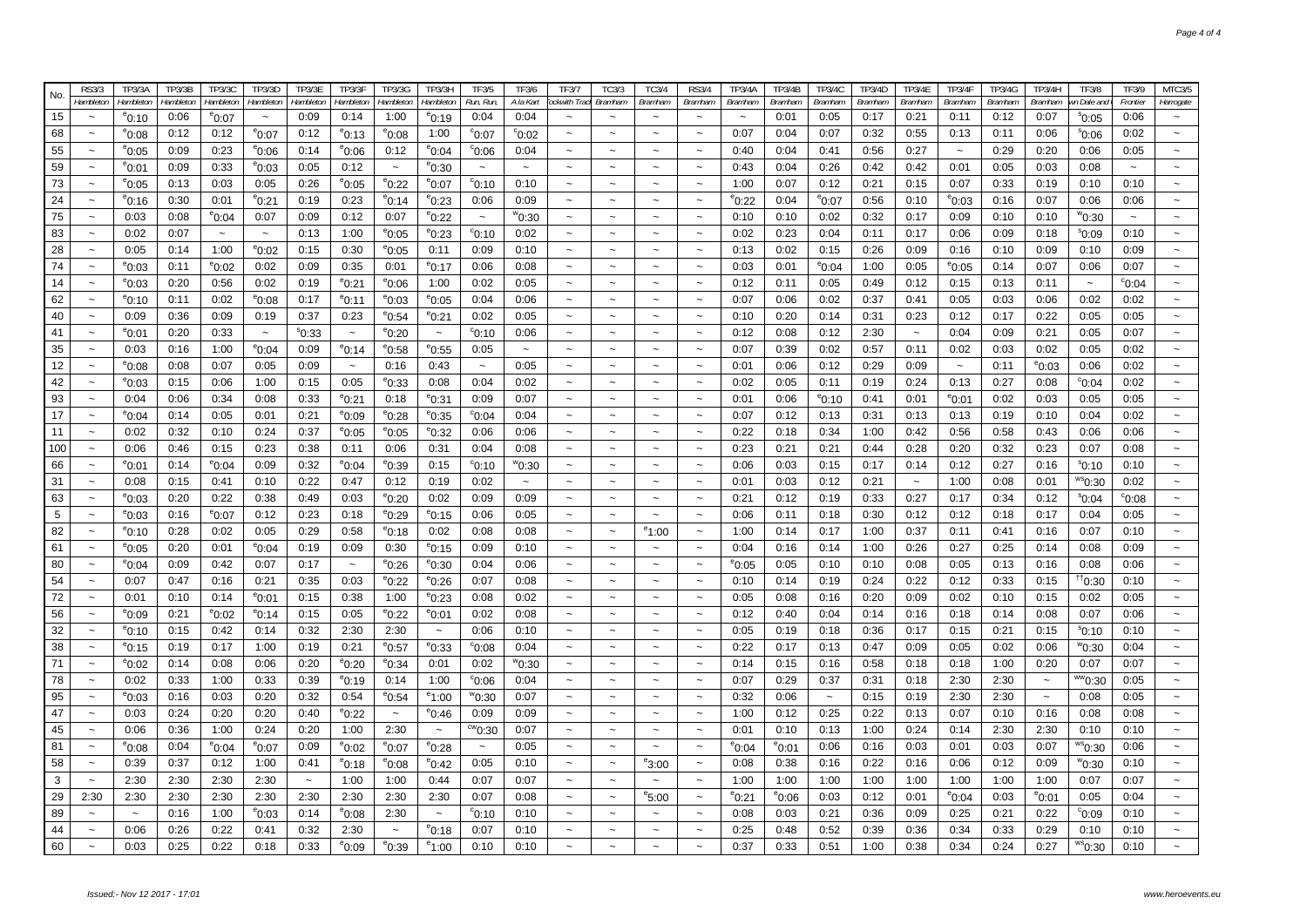| No. | RS3/3 | TP3/3A | TP3/3B | TP3/3C | TP3/3D | TP3/3E | TP3/3F | TP3/3G | TP3/3H | TF3/5 | TF3/6 | TF3/7 | TC3/3 | TC3/4 | RS3/4 | TP3/4A | TP3/4B | TP3/4C | TP3/4D | TP3/4E | TP3/4F | TP3/4G | TP3/4H | TF3/8 | TF3/9 | MTC3/5 |
|---|---|---|---|---|---|---|---|---|---|---|---|---|---|---|---|---|---|---|---|---|---|---|---|---|---|---|
| | Hambleton | Hambleton | Hambleton | Hambleton | Hambleton | Hambleton | Hambleton | Hambleton | Hambleton | Run, Run, | A la Kart | ockwith Trad | Bramham | Bramham | Bramham | Bramham | Bramham | Bramham | Bramham | Bramham | Bramham | Bramham | Bramham | wn Dale and | Frontier | Harrogate |
| 15 | ~ | $^{e}$0:10 | 0:06 | $^{e}$0:07 | ~ | 0:09 | 0:14 | 1:00 | $^{e}$0:19 | 0:04 | 0:04 | ~ | ~ | ~ | ~ | ~ | 0:01 | 0:05 | 0:17 | 0:21 | 0:11 | 0:12 | 0:07 | $^{s}$0:05 | 0:06 | ~ |
| 68 | ~ | $^{e}$0:08 | 0:12 | 0:12 | $^{e}$0:07 | 0:12 | $^{e}$0:13 | $^{e}$0:08 | 1:00 | $^{c}$0:07 | $^{c}$0:02 | ~ | ~ | ~ | ~ | 0:07 | 0:04 | 0:07 | 0:32 | 0:55 | 0:13 | 0:11 | 0:06 | $^{s}$0:06 | 0:02 | ~ |
| 55 | ~ | $^{e}$0:05 | 0:09 | 0:23 | $^{e}$0:06 | 0:14 | $^{e}$0:06 | 0:12 | $^{e}$0:04 | $^{c}$0:06 | 0:04 | ~ | ~ | ~ | ~ | 0:40 | 0:04 | 0:41 | 0:56 | 0:27 | ~ | 0:29 | 0:20 | 0:06 | 0:05 | ~ |
| 59 | ~ | $^{e}$0:01 | 0:09 | 0:33 | $^{e}$0:03 | 0:05 | 0:12 | ~ | $^{e}$0:30 | ~ | ~ | ~ | ~ | ~ | ~ | 0:43 | 0:04 | 0:26 | 0:42 | 0:42 | 0:01 | 0:05 | 0:03 | 0:08 | ~ | ~ |
| 73 | ~ | $^{e}$0:05 | 0:13 | 0:03 | 0:05 | 0:26 | $^{e}$0:05 | $^{e}$0:22 | $^{e}$0:07 | $^{c}$0:10 | 0:10 | ~ | ~ | ~ | ~ | 1:00 | 0:07 | 0:12 | 0:21 | 0:15 | 0:07 | 0:33 | 0:19 | 0:10 | 0:10 | ~ |
| 24 | ~ | $^{e}$0:16 | 0:30 | 0:01 | $^{e}$0:21 | 0:19 | 0:23 | $^{e}$0:14 | $^{e}$0:23 | 0:06 | 0:09 | ~ | ~ | ~ | ~ | $^{e}$0:22 | 0:04 | $^{e}$0:07 | 0:56 | 0:10 | $^{e}$0:03 | 0:16 | 0:07 | 0:06 | 0:06 | ~ |
| 75 | ~ | 0:03 | 0:08 | $^{e}$0:04 | 0:07 | 0:09 | 0:12 | 0:07 | $^{e}$0:22 | ~ | $^{w}$0:30 | ~ | ~ | ~ | ~ | 0:10 | 0:10 | 0:02 | 0:32 | 0:17 | 0:09 | 0:10 | 0:10 | $^{w}$0:30 | ~ | ~ |
| 83 | ~ | 0:02 | 0:07 | ~ | ~ | 0:13 | 1:00 | $^{e}$0:05 | $^{e}$0:23 | $^{c}$0:10 | 0:02 | ~ | ~ | ~ | ~ | 0:02 | 0:23 | 0:04 | 0:11 | 0:17 | 0:06 | 0:09 | 0:18 | $^{s}$0:09 | 0:10 | ~ |
| 28 | ~ | 0:05 | 0:14 | 1:00 | $^{e}$0:02 | 0:15 | 0:30 | $^{e}$0:05 | 0:11 | 0:09 | 0:10 | ~ | ~ | ~ | ~ | 0:13 | 0:02 | 0:15 | 0:26 | 0:09 | 0:16 | 0:10 | 0:09 | 0:10 | 0:09 | ~ |
| 74 | ~ | $^{e}$0:03 | 0:11 | $^{e}$0:02 | 0:02 | 0:09 | 0:35 | 0:01 | $^{e}$0:17 | 0:06 | 0:08 | ~ | ~ | ~ | ~ | 0:03 | 0:01 | $^{e}$0:04 | 1:00 | 0:05 | $^{e}$0:05 | 0:14 | 0:07 | 0:06 | 0:07 | ~ |
| 14 | ~ | $^{e}$0:03 | 0:20 | 0:56 | 0:02 | 0:19 | $^{e}$0:21 | $^{e}$0:06 | 1:00 | 0:02 | 0:05 | ~ | ~ | ~ | ~ | 0:12 | 0:11 | 0:05 | 0:49 | 0:12 | 0:15 | 0:13 | 0:11 | ~ | $^{c}$0:04 | ~ |
| 62 | ~ | $^{e}$0:10 | 0:11 | 0:02 | $^{e}$0:08 | 0:17 | $^{e}$0:11 | $^{e}$0:03 | $^{e}$0:05 | 0:04 | 0:06 | ~ | ~ | ~ | ~ | 0:07 | 0:06 | 0:02 | 0:37 | 0:41 | 0:05 | 0:03 | 0:06 | 0:02 | 0:02 | ~ |
| 40 | ~ | 0:09 | 0:36 | 0:09 | 0:19 | 0:37 | 0:23 | $^{e}$0:54 | $^{e}$0:21 | 0:02 | 0:05 | ~ | ~ | ~ | ~ | 0:10 | 0:20 | 0:14 | 0:31 | 0:23 | 0:12 | 0:17 | 0:22 | 0:05 | 0:05 | ~ |
| 41 | ~ | $^{e}$0:01 | 0:20 | 0:33 | ~ | $^{s}$0:33 | ~ | $^{e}$0:20 | ~ | $^{c}$0:10 | 0:06 | ~ | ~ | ~ | ~ | 0:12 | 0:08 | 0:12 | 2:30 | ~ | 0:04 | 0:09 | 0:21 | 0:05 | 0:07 | ~ |
| 35 | ~ | 0:03 | 0:16 | 1:00 | $^{e}$0:04 | 0:09 | $^{e}$0:14 | $^{e}$0:58 | $^{e}$0:55 | 0:05 | ~ | ~ | ~ | ~ | ~ | 0:07 | 0:39 | 0:02 | 0:57 | 0:11 | 0:02 | 0:03 | 0:02 | 0:05 | 0:02 | ~ |
| 12 | ~ | $^{e}$0:08 | 0:08 | 0:07 | 0:05 | 0:09 | ~ | 0:16 | 0:43 | ~ | 0:05 | ~ | ~ | ~ | ~ | 0:01 | 0:06 | 0:12 | 0:29 | 0:09 | ~ | 0:11 | $^{e}$0:03 | 0:06 | 0:02 | ~ |
| 42 | ~ | $^{e}$0:03 | 0:15 | 0:06 | 1:00 | 0:15 | 0:05 | $^{e}$0:33 | 0:08 | 0:04 | 0:02 | ~ | ~ | ~ | ~ | 0:02 | 0:05 | 0:11 | 0:19 | 0:24 | 0:13 | 0:27 | 0:08 | $^{c}$0:04 | 0:02 | ~ |
| 93 | ~ | 0:04 | 0:06 | 0:34 | 0:08 | 0:33 | $^{e}$0:21 | 0:18 | $^{e}$0:31 | 0:09 | 0:07 | ~ | ~ | ~ | ~ | 0:01 | 0:06 | $^{e}$0:10 | 0:41 | 0:01 | $^{e}$0:01 | 0:02 | 0:03 | 0:05 | 0:05 | ~ |
| 17 | ~ | $^{e}$0:04 | 0:14 | 0:05 | 0:01 | 0:21 | $^{e}$0:09 | $^{e}$0:28 | $^{e}$0:35 | $^{c}$0:04 | 0:04 | ~ | ~ | ~ | ~ | 0:07 | 0:12 | 0:13 | 0:31 | 0:13 | 0:13 | 0:19 | 0:10 | 0:04 | 0:02 | ~ |
| 11 | ~ | 0:02 | 0:32 | 0:10 | 0:24 | 0:37 | $^{e}$0:05 | $^{e}$0:05 | $^{e}$0:32 | 0:06 | 0:06 | ~ | ~ | ~ | ~ | 0:22 | 0:18 | 0:34 | 1:00 | 0:42 | 0:56 | 0:58 | 0:43 | 0:06 | 0:06 | ~ |
| 100 | ~ | 0:06 | 0:46 | 0:15 | 0:23 | 0:38 | 0:11 | 0:06 | 0:31 | 0:04 | 0:08 | ~ | ~ | ~ | ~ | 0:23 | 0:21 | 0:21 | 0:44 | 0:28 | 0:20 | 0:32 | 0:23 | 0:07 | 0:08 | ~ |
| 66 | ~ | $^{e}$0:01 | 0:14 | $^{e}$0:04 | 0:09 | 0:32 | $^{e}$0:04 | $^{e}$0:39 | 0:15 | $^{c}$0:10 | $^{w}$0:30 | ~ | ~ | ~ | ~ | 0:06 | 0:03 | 0:15 | 0:17 | 0:14 | 0:12 | 0:27 | 0:16 | $^{s}$0:10 | 0:10 | ~ |
| 31 | ~ | 0:08 | 0:15 | 0:41 | 0:10 | 0:22 | 0:47 | 0:12 | 0:19 | 0:02 | ~ | ~ | ~ | ~ | ~ | 0:01 | 0:03 | 0:12 | 0:21 | ~ | 1:00 | 0:08 | 0:01 | $^{ws}$0:30 | 0:02 | ~ |
| 63 | ~ | $^{e}$0:03 | 0:20 | 0:22 | 0:38 | 0:49 | 0:03 | $^{e}$0:20 | 0:02 | 0:09 | 0:09 | ~ | ~ | ~ | ~ | 0:21 | 0:12 | 0:19 | 0:33 | 0:27 | 0:17 | 0:34 | 0:12 | $^{s}$0:04 | $^{c}$0:08 | ~ |
| 5 | ~ | $^{e}$0:03 | 0:16 | $^{e}$0:07 | 0:12 | 0:23 | 0:18 | $^{e}$0:29 | $^{e}$0:15 | 0:06 | 0:05 | ~ | ~ | ~ | ~ | 0:06 | 0:11 | 0:18 | 0:30 | 0:12 | 0:12 | 0:18 | 0:17 | 0:04 | 0:05 | ~ |
| 82 | ~ | $^{e}$0:10 | 0:28 | 0:02 | 0:05 | 0:29 | 0:58 | $^{e}$0:18 | 0:02 | 0:08 | 0:08 | ~ | ~ | $^{e}$1:00 | ~ | 1:00 | 0:14 | 0:17 | 1:00 | 0:37 | 0:11 | 0:41 | 0:16 | 0:07 | 0:10 | ~ |
| 61 | ~ | $^{e}$0:05 | 0:20 | 0:01 | $^{e}$0:04 | 0:19 | 0:09 | 0:30 | $^{e}$0:15 | 0:09 | 0:10 | ~ | ~ | ~ | ~ | 0:04 | 0:16 | 0:14 | 1:00 | 0:26 | 0:27 | 0:25 | 0:14 | 0:08 | 0:09 | ~ |
| 80 | ~ | $^{e}$0:04 | 0:09 | 0:42 | 0:07 | 0:17 | ~ | $^{e}$0:26 | $^{e}$0:30 | 0:04 | 0:06 | ~ | ~ | ~ | ~ | $^{e}$0:05 | 0:05 | 0:10 | 0:10 | 0:08 | 0:05 | 0:13 | 0:16 | 0:08 | 0:06 | ~ |
| 54 | ~ | 0:07 | 0:47 | 0:16 | 0:21 | 0:35 | 0:03 | $^{e}$0:22 | $^{e}$0:26 | 0:07 | 0:08 | ~ | ~ | ~ | ~ | 0:10 | 0:14 | 0:19 | 0:24 | 0:22 | 0:12 | 0:33 | 0:15 | $^{tt}$0:30 | 0:10 | ~ |
| 72 | ~ | 0:01 | 0:10 | 0:14 | $^{e}$0:01 | 0:15 | 0:38 | 1:00 | $^{e}$0:23 | 0:08 | 0:02 | ~ | ~ | ~ | ~ | 0:05 | 0:08 | 0:16 | 0:20 | 0:09 | 0:02 | 0:10 | 0:15 | 0:02 | 0:05 | ~ |
| 56 | ~ | $^{e}$0:09 | 0:21 | $^{e}$0:02 | $^{e}$0:14 | 0:15 | 0:05 | $^{e}$0:22 | $^{e}$0:01 | 0:02 | 0:08 | ~ | ~ | ~ | ~ | 0:12 | 0:40 | 0:04 | 0:14 | 0:16 | 0:18 | 0:14 | 0:08 | 0:07 | 0:06 | ~ |
| 32 | ~ | $^{e}$0:10 | 0:15 | 0:42 | 0:14 | 0:32 | 2:30 | 2:30 | ~ | 0:06 | 0:10 | ~ | ~ | ~ | ~ | 0:05 | 0:19 | 0:18 | 0:36 | 0:17 | 0:15 | 0:21 | 0:15 | $^{s}$0:10 | 0:10 | ~ |
| 38 | ~ | $^{e}$0:15 | 0:19 | 0:17 | 1:00 | 0:19 | 0:21 | $^{e}$0:57 | $^{e}$0:33 | $^{c}$0:08 | 0:04 | ~ | ~ | ~ | ~ | 0:22 | 0:17 | 0:13 | 0:47 | 0:09 | 0:05 | 0:02 | 0:06 | $^{w}$0:30 | 0:04 | ~ |
| 71 | ~ | $^{e}$0:02 | 0:14 | 0:08 | 0:06 | 0:20 | $^{e}$0:20 | $^{e}$0:34 | 0:01 | 0:02 | $^{w}$0:30 | ~ | ~ | ~ | ~ | 0:14 | 0:15 | 0:16 | 0:58 | 0:18 | 0:18 | 1:00 | 0:20 | 0:07 | 0:07 | ~ |
| 78 | ~ | 0:02 | 0:33 | 1:00 | 0:33 | 0:39 | $^{e}$0:19 | 0:14 | 1:00 | $^{c}$0:06 | 0:04 | ~ | ~ | ~ | ~ | 0:07 | 0:29 | 0:37 | 0:31 | 0:18 | 2:30 | 2:30 | ~ | $^{ww}$0:30 | 0:05 | ~ |
| 95 | ~ | $^{e}$0:03 | 0:16 | 0:03 | 0:20 | 0:32 | 0:54 | $^{e}$0:54 | $^{e}$1:00 | $^{w}$0:30 | 0:07 | ~ | ~ | ~ | ~ | 0:32 | 0:06 | ~ | 0:15 | 0:19 | 2:30 | 2:30 | ~ | 0:08 | 0:05 | ~ |
| 47 | ~ | 0:03 | 0:24 | 0:20 | 0:20 | 0:40 | $^{e}$0:22 | ~ | $^{e}$0:46 | 0:09 | 0:09 | ~ | ~ | ~ | ~ | 1:00 | 0:12 | 0:25 | 0:22 | 0:13 | 0:07 | 0:10 | 0:16 | 0:08 | 0:08 | ~ |
| 45 | ~ | 0:06 | 0:36 | 1:00 | 0:24 | 0:20 | 1:00 | 2:30 | ~ | $^{cw}$0:30 | 0:07 | ~ | ~ | ~ | ~ | 0:01 | 0:10 | 0:13 | 1:00 | 0:24 | 0:14 | 2:30 | 2:30 | 0:10 | 0:10 | ~ |
| 81 | ~ | $^{e}$0:08 | 0:04 | $^{e}$0:04 | $^{e}$0:07 | 0:09 | $^{e}$0:02 | $^{e}$0:07 | $^{e}$0:28 | ~ | 0:05 | ~ | ~ | ~ | ~ | $^{e}$0:04 | $^{e}$0:01 | 0:06 | 0:16 | 0:03 | 0:01 | 0:03 | 0:07 | $^{ws}$0:30 | 0:06 | ~ |
| 58 | ~ | 0:39 | 0:37 | 0:12 | 1:00 | 0:41 | $^{e}$0:18 | $^{e}$0:08 | $^{e}$0:42 | 0:05 | 0:10 | ~ | ~ | $^{e}$3:00 | ~ | 0:08 | 0:38 | 0:16 | 0:22 | 0:16 | 0:06 | 0:12 | 0:09 | $^{w}$0:30 | 0:10 | ~ |
| 3 | ~ | 2:30 | 2:30 | 2:30 | 2:30 | ~ | 1:00 | 1:00 | 0:44 | 0:07 | 0:07 | ~ | ~ | ~ | ~ | 1:00 | 1:00 | 1:00 | 1:00 | 1:00 | 1:00 | 1:00 | 1:00 | 0:07 | 0:07 | ~ |
| 29 | 2:30 | 2:30 | 2:30 | 2:30 | 2:30 | 2:30 | 2:30 | 2:30 | 2:30 | 0:07 | 0:08 | ~ | ~ | $^{e}$5:00 | ~ | $^{e}$0:21 | $^{e}$0:06 | 0:03 | 0:12 | 0:01 | $^{e}$0:04 | 0:03 | $^{e}$0:01 | 0:05 | 0:04 | ~ |
| 89 | ~ | ~ | 0:16 | 1:00 | $^{e}$0:03 | 0:14 | $^{e}$0:08 | 2:30 | ~ | $^{c}$0:10 | 0:10 | ~ | ~ | ~ | ~ | 0:08 | 0:03 | 0:21 | 0:36 | 0:09 | 0:25 | 0:21 | 0:22 | $^{c}$0:09 | 0:10 | ~ |
| 44 | ~ | 0:06 | 0:26 | 0:22 | 0:41 | 0:32 | 2:30 | ~ | $^{e}$0:18 | 0:07 | 0:10 | ~ | ~ | ~ | ~ | 0:25 | 0:48 | 0:52 | 0:39 | 0:36 | 0:34 | 0:33 | 0:29 | 0:10 | 0:10 | ~ |
| 60 | ~ | 0:03 | 0:25 | 0:22 | 0:18 | 0:33 | $^{e}$0:09 | $^{e}$0:39 | $^{e}$1:00 | 0:10 | 0:10 | ~ | ~ | ~ | ~ | 0:37 | 0:33 | 0:51 | 1:00 | 0:38 | 0:34 | 0:24 | 0:27 | $^{ws}$0:30 | 0:10 | ~ |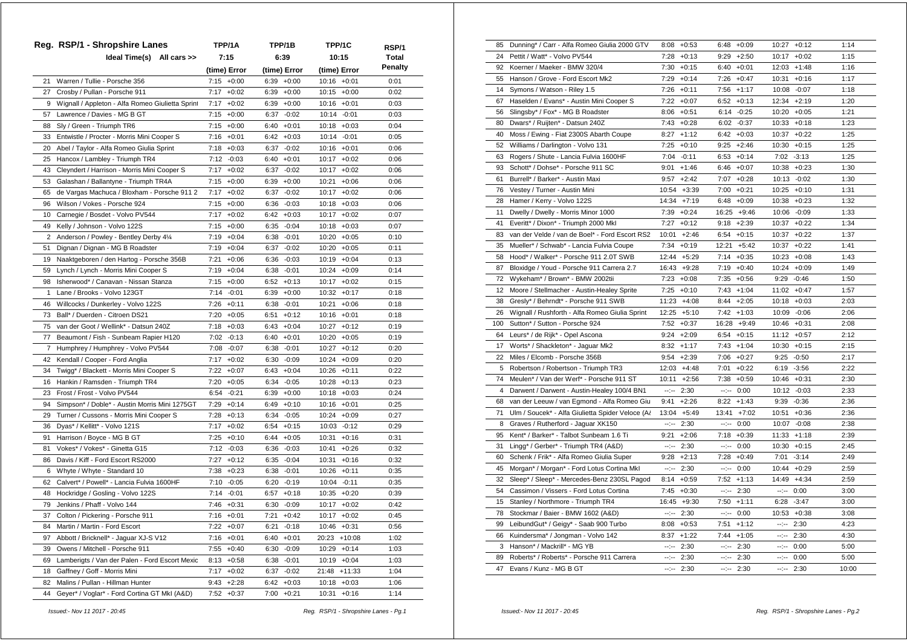# Reg. RSP/1 - Shropshire Lanes

| | Ideal Time(s) All cars >> | TPP/1A 7:15 (time) Error | TPP/1B 6:39 (time) Error | TPP/1C 10:15 (time) Error | RSP/1 Total Penalty |
|---|---|---|---|---|---|
| 21 | Warren / Tullie - Porsche 356 | 7:15 +0:00 | 6:39 +0:00 | 10:16 +0:01 | 0:01 |
| 27 | Crosby / Pullan - Porsche 911 | 7:17 +0:02 | 6:39 +0:00 | 10:15 +0:00 | 0:02 |
| 9 | Wignall / Appleton - Alfa Romeo Giulietta Sprint | 7:17 +0:02 | 6:39 +0:00 | 10:16 +0:01 | 0:03 |
| 57 | Lawrence / Davies - MG B GT | 7:15 +0:00 | 6:37 -0:02 | 10:14 -0:01 | 0:03 |
| 88 | Sly / Green - Triumph TR6 | 7:15 +0:00 | 6:40 +0:01 | 10:18 +0:03 | 0:04 |
| 33 | Entwistle / Procter - Morris Mini Cooper S | 7:16 +0:01 | 6:42 +0:03 | 10:14 -0:01 | 0:05 |
| 20 | Abel / Taylor - Alfa Romeo Giulia Sprint | 7:18 +0:03 | 6:37 -0:02 | 10:16 +0:01 | 0:06 |
| 25 | Hancox / Lambley - Triumph TR4 | 7:12 -0:03 | 6:40 +0:01 | 10:17 +0:02 | 0:06 |
| 43 | Cleyndert / Harrison - Morris Mini Cooper S | 7:17 +0:02 | 6:37 -0:02 | 10:17 +0:02 | 0:06 |
| 53 | Galashan / Ballantyne - Triumph TR4A | 7:15 +0:00 | 6:39 +0:00 | 10:21 +0:06 | 0:06 |
| 65 | de Vargas Machuca / Bloxham - Porsche 911 2 | 7:17 +0:02 | 6:37 -0:02 | 10:17 +0:02 | 0:06 |
| 96 | Wilson / Vokes - Porsche 924 | 7:15 +0:00 | 6:36 -0:03 | 10:18 +0:03 | 0:06 |
| 10 | Carnegie / Bosdet - Volvo PV544 | 7:17 +0:02 | 6:42 +0:03 | 10:17 +0:02 | 0:07 |
| 49 | Kelly / Johnson - Volvo 122S | 7:15 +0:00 | 6:35 -0:04 | 10:18 +0:03 | 0:07 |
| 2 | Anderson / Powley - Bentley Derby 4¼ | 7:19 +0:04 | 6:38 -0:01 | 10:20 +0:05 | 0:10 |
| 51 | Dignan / Dignan - MG B Roadster | 7:19 +0:04 | 6:37 -0:02 | 10:20 +0:05 | 0:11 |
| 19 | Naaktgeboren / den Hartog - Porsche 356B | 7:21 +0:06 | 6:36 -0:03 | 10:19 +0:04 | 0:13 |
| 59 | Lynch / Lynch - Morris Mini Cooper S | 7:19 +0:04 | 6:38 -0:01 | 10:24 +0:09 | 0:14 |
| 98 | Isherwood* / Canavan - Nissan Stanza | 7:15 +0:00 | 6:52 +0:13 | 10:17 +0:02 | 0:15 |
| 1 | Lane / Brooks - Volvo 123GT | 7:14 -0:01 | 6:39 +0:00 | 10:32 +0:17 | 0:18 |
| 46 | Willcocks / Dunkerley - Volvo 122S | 7:26 +0:11 | 6:38 -0:01 | 10:21 +0:06 | 0:18 |
| 73 | Ball* / Duerden - Citroen DS21 | 7:20 +0:05 | 6:51 +0:12 | 10:16 +0:01 | 0:18 |
| 75 | van der Goot / Wellink* - Datsun 240Z | 7:18 +0:03 | 6:43 +0:04 | 10:27 +0:12 | 0:19 |
| 77 | Beaumont / Fish - Sunbeam Rapier H120 | 7:02 -0:13 | 6:40 +0:01 | 10:20 +0:05 | 0:19 |
| 7 | Humphrey / Humphrey - Volvo PV544 | 7:08 -0:07 | 6:38 -0:01 | 10:27 +0:12 | 0:20 |
| 42 | Kendall / Cooper - Ford Anglia | 7:17 +0:02 | 6:30 -0:09 | 10:24 +0:09 | 0:20 |
| 34 | Twigg* / Blackett - Morris Mini Cooper S | 7:22 +0:07 | 6:43 +0:04 | 10:26 +0:11 | 0:22 |
| 16 | Hankin / Ramsden - Triumph TR4 | 7:20 +0:05 | 6:34 -0:05 | 10:28 +0:13 | 0:23 |
| 23 | Frost / Frost - Volvo PV544 | 6:54 -0:21 | 6:39 +0:00 | 10:18 +0:03 | 0:24 |
| 94 | Simpson* / Doble* - Austin Morris Mini 1275GT | 7:29 +0:14 | 6:49 +0:10 | 10:16 +0:01 | 0:25 |
| 29 | Turner / Cussons - Morris Mini Cooper S | 7:28 +0:13 | 6:34 -0:05 | 10:24 +0:09 | 0:27 |
| 36 | Dyas* / Kellitt* - Volvo 121S | 7:17 +0:02 | 6:54 +0:15 | 10:03 -0:12 | 0:29 |
| 91 | Harrison / Boyce - MG B GT | 7:25 +0:10 | 6:44 +0:05 | 10:31 +0:16 | 0:31 |
| 81 | Vokes* / Vokes* - Ginetta G15 | 7:12 -0:03 | 6:36 -0:03 | 10:41 +0:26 | 0:32 |
| 86 | Davis / Kiff - Ford Escort RS2000 | 7:27 +0:12 | 6:35 -0:04 | 10:31 +0:16 | 0:32 |
| 6 | Whyte / Whyte - Standard 10 | 7:38 +0:23 | 6:38 -0:01 | 10:26 +0:11 | 0:35 |
| 62 | Calvert* / Powell* - Lancia Fulvia 1600HF | 7:10 -0:05 | 6:20 -0:19 | 10:04 -0:11 | 0:35 |
| 48 | Hockridge / Gosling - Volvo 122S | 7:14 -0:01 | 6:57 +0:18 | 10:35 +0:20 | 0:39 |
| 79 | Jenkins / Phaff - Volvo 144 | 7:46 +0:31 | 6:30 -0:09 | 10:17 +0:02 | 0:42 |
| 37 | Colton / Pickering - Porsche 911 | 7:16 +0:01 | 7:21 +0:42 | 10:17 +0:02 | 0:45 |
| 84 | Martin / Martin - Ford Escort | 7:22 +0:07 | 6:21 -0:18 | 10:46 +0:31 | 0:56 |
| 97 | Abbott / Bricknell* - Jaguar XJ-S V12 | 7:16 +0:01 | 6:40 +0:01 | 20:23 +10:08 | 1:02 |
| 39 | Owens / Mitchell - Porsche 911 | 7:55 +0:40 | 6:30 -0:09 | 10:29 +0:14 | 1:03 |
| 69 | Lamberigts / Van der Palen - Ford Escort Mexic | 8:13 +0:58 | 6:38 -0:01 | 10:19 +0:04 | 1:03 |
| 18 | Gaffney / Goff - Morris Mini | 7:17 +0:02 | 6:37 -0:02 | 21:48 +11:33 | 1:04 |
| 82 | Malins / Pullan - Hillman Hunter | 9:43 +2:28 | 6:42 +0:03 | 10:18 +0:03 | 1:06 |
| 44 | Geyer* / Voglar* - Ford Cortina GT MkI (A&D) | 7:52 +0:37 | 7:00 +0:21 | 10:31 +0:16 | 1:14 |
| 85 | Dunning* / Carr - Alfa Romeo Giulia 2000 GTV | 8:08 +0:53 | 6:48 +0:09 | 10:27 +0:12 | 1:14 |
| 24 | Pettit / Watt* - Volvo PV544 | 7:28 +0:13 | 9:29 +2:50 | 10:17 +0:02 | 1:15 |
| 92 | Koerner / Maeker - BMW 320/4 | 7:30 +0:15 | 6:40 +0:01 | 12:03 +1:48 | 1:16 |
| 55 | Hanson / Grove - Ford Escort Mk2 | 7:29 +0:14 | 7:26 +0:47 | 10:31 +0:16 | 1:17 |
| 14 | Symons / Watson - Riley 1.5 | 7:26 +0:11 | 7:56 +1:17 | 10:08 -0:07 | 1:18 |
| 67 | Haselden / Evans* - Austin Mini Cooper S | 7:22 +0:07 | 6:52 +0:13 | 12:34 +2:19 | 1:20 |
| 56 | Slingsby* / Fox* - MG B Roadster | 8:06 +0:51 | 6:14 -0:25 | 10:20 +0:05 | 1:21 |
| 80 | Dwars* / Ruijten* - Datsun 240Z | 7:43 +0:28 | 6:02 -0:37 | 10:33 +0:18 | 1:23 |
| 40 | Moss / Ewing - Fiat 2300S Abarth Coupe | 8:27 +1:12 | 6:42 +0:03 | 10:37 +0:22 | 1:25 |
| 52 | Williams / Darlington - Volvo 131 | 7:25 +0:10 | 9:25 +2:46 | 10:30 +0:15 | 1:25 |
| 63 | Rogers / Shute - Lancia Fulvia 1600HF | 7:04 -0:11 | 6:53 +0:14 | 7:02 -3:13 | 1:25 |
| 93 | Schott* / Dohse* - Porsche 911 SC | 9:01 +1:46 | 6:46 +0:07 | 10:38 +0:23 | 1:30 |
| 61 | Burrell* / Barker* - Austin Maxi | 9:57 +2:42 | 7:07 +0:28 | 10:13 -0:02 | 1:30 |
| 76 | Vestey / Turner - Austin Mini | 10:54 +3:39 | 7:00 +0:21 | 10:25 +0:10 | 1:31 |
| 28 | Hamer / Kerry - Volvo 122S | 14:34 +7:19 | 6:48 +0:09 | 10:38 +0:23 | 1:32 |
| 11 | Dwelly / Dwelly - Morris Minor 1000 | 7:39 +0:24 | 16:25 +9:46 | 10:06 -0:09 | 1:33 |
| 41 | Everitt* / Dixon* - Triumph 2000 MkI | 7:27 +0:12 | 9:18 +2:39 | 10:37 +0:22 | 1:34 |
| 83 | van der Velde / van de Boel* - Ford Escort RS2 | 10:01 +2:46 | 6:54 +0:15 | 10:37 +0:22 | 1:37 |
| 35 | Mueller* / Schwab* - Lancia Fulvia Coupe | 7:34 +0:19 | 12:21 +5:42 | 10:37 +0:22 | 1:41 |
| 58 | Hood* / Walker* - Porsche 911 2.0T SWB | 12:44 +5:29 | 7:14 +0:35 | 10:23 +0:08 | 1:43 |
| 87 | Bloxidge / Youd - Porsche 911 Carrera 2.7 | 16:43 +9:28 | 7:19 +0:40 | 10:24 +0:09 | 1:49 |
| 72 | Wykeham* / Brown* - BMW 2002tii | 7:23 +0:08 | 7:35 +0:56 | 9:29 -0:46 | 1:50 |
| 12 | Moore / Stellmacher - Austin-Healey Sprite | 7:25 +0:10 | 7:43 +1:04 | 11:02 +0:47 | 1:57 |
| 38 | Gresly* / Behrndt* - Porsche 911 SWB | 11:23 +4:08 | 8:44 +2:05 | 10:18 +0:03 | 2:03 |
| 26 | Wignall / Rushforth - Alfa Romeo Giulia Sprint | 12:25 +5:10 | 7:42 +1:03 | 10:09 -0:06 | 2:06 |
| 100 | Sutton* / Sutton - Porsche 924 | 7:52 +0:37 | 16:28 +9:49 | 10:46 +0:31 | 2:08 |
| 64 | Leurs* / de Rijk* - Opel Ascona | 9:24 +2:09 | 6:54 +0:15 | 11:12 +0:57 | 2:12 |
| 17 | Worts* / Shackleton* - Jaguar Mk2 | 8:32 +1:17 | 7:43 +1:04 | 10:30 +0:15 | 2:15 |
| 22 | Miles / Elcomb - Porsche 356B | 9:54 +2:39 | 7:06 +0:27 | 9:25 -0:50 | 2:17 |
| 5 | Robertson / Robertson - Triumph TR3 | 12:03 +4:48 | 7:01 +0:22 | 6:19 -3:56 | 2:22 |
| 74 | Meulen* / Van der Werf* - Porsche 911 ST | 10:11 +2:56 | 7:38 +0:59 | 10:46 +0:31 | 2:30 |
| 4 | Darwent / Darwent - Austin-Healey 100/4 BN1 | --:-- 2:30 | --:-- 0:00 | 10:12 -0:03 | 2:33 |
| 68 | van der Leeuw / van Egmond - Alfa Romeo Giu | 9:41 +2:26 | 8:22 +1:43 | 9:39 -0:36 | 2:36 |
| 71 | Ulm / Soucek* - Alfa Giulietta Spider Veloce (A/ | 13:04 +5:49 | 13:41 +7:02 | 10:51 +0:36 | 2:36 |
| 8 | Graves / Rutherford - Jaguar XK150 | --:-- 2:30 | --:-- 0:00 | 10:07 -0:08 | 2:38 |
| 95 | Kent* / Barker* - Talbot Sunbeam 1.6 Ti | 9:21 +2:06 | 7:18 +0:39 | 11:33 +1:18 | 2:39 |
| 31 | Lingg* / Gerber* - Triumph TR4 (A&D) | --:-- 2:30 | --:-- 0:00 | 10:30 +0:15 | 2:45 |
| 60 | Schenk / Frik* - Alfa Romeo Giulia Super | 9:28 +2:13 | 7:28 +0:49 | 7:01 -3:14 | 2:49 |
| 45 | Morgan* / Morgan* - Ford Lotus Cortina MkI | --:-- 2:30 | --:-- 0:00 | 10:44 +0:29 | 2:59 |
| 32 | Sleep* / Sleep* - Mercedes-Benz 230SL Pagod | 8:14 +0:59 | 7:52 +1:13 | 14:49 +4:34 | 2:59 |
| 54 | Cassimon / Vissers - Ford Lotus Cortina | 7:45 +0:30 | --:-- 2:30 | --:-- 0:00 | 3:00 |
| 15 | Stanley / Northmore - Triumph TR4 | 16:45 +9:30 | 7:50 +1:11 | 6:28 -3:47 | 3:00 |
| 78 | Stockmar / Baier - BMW 1602 (A&D) | --:-- 2:30 | --:-- 0:00 | 10:53 +0:38 | 3:08 |
| 99 | LeibundGut* / Geigy* - Saab 900 Turbo | 8:08 +0:53 | 7:51 +1:12 | --:-- 2:30 | 4:23 |
| 66 | Kuindersma* / Jongman - Volvo 142 | 8:37 +1:22 | 7:44 +1:05 | --:-- 2:30 | 4:30 |
| 3 | Hanson* / Mackrill* - MG YB | --:-- 2:30 | --:-- 2:30 | --:-- 0:00 | 5:00 |
| 89 | Roberts* / Roberts* - Porsche 911 Carrera | --:-- 2:30 | --:-- 2:30 | --:-- 0:00 | 5:00 |
| 47 | Evans / Kunz - MG B GT | --:-- 2:30 | --:-- 2:30 | --:-- 2:30 | 10:00 |

*Issued:- Nov 11 2017 - 20:45*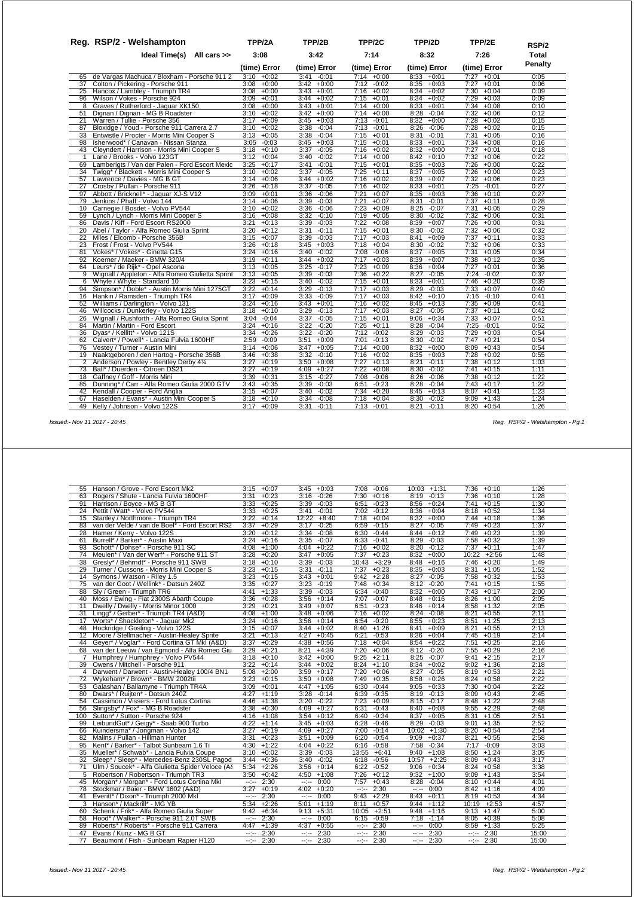## Reg. RSP/2 - Welshampton

| | Ideal Time(s) All cars >> | TPP/2A 3:08 | | TPP/2B 3:42 | | TPP/2C 7:14 | | TPP/2D 8:32 | | TPP/2E 7:26 | | RSP/2 Total Penalty |
|---|---|---|---|---|---|---|---|---|---|---|---|---|
| | | (time) | Error | (time) | Error | (time) | Error | (time) | Error | (time) | Error | |
| 65 | de Vargas Machuca / Bloxham - Porsche 911 2 | 3:10 | +0:02 | 3:41 | -0:01 | 7:14 | +0:00 | 8:33 | +0:01 | 7:27 | +0:01 | 0:05 |
| 37 | Colton / Pickering - Porsche 911 | 3:08 | +0:00 | 3:42 | +0:00 | 7:12 | -0:02 | 8:35 | +0:03 | 7:27 | +0:01 | 0:06 |
| 25 | Hancox / Lambley - Triumph TR4 | 3:08 | +0:00 | 3:43 | +0:01 | 7:16 | +0:02 | 8:34 | +0:02 | 7:30 | +0:04 | 0:09 |
| 96 | Wilson / Vokes - Porsche 924 | 3:09 | +0:01 | 3:44 | +0:02 | 7:15 | +0:01 | 8:34 | +0:02 | 7:29 | +0:03 | 0:09 |
| 8 | Graves / Rutherford - Jaguar XK150 | 3:08 | +0:00 | 3:43 | +0:01 | 7:14 | +0:00 | 8:33 | +0:01 | 7:34 | +0:08 | 0:10 |
| 51 | Dignan / Dignan - MG B Roadster | 3:10 | +0:02 | 3:42 | +0:00 | 7:14 | +0:00 | 8:28 | -0:04 | 7:32 | +0:06 | 0:12 |
| 21 | Warren / Tullie - Porsche 356 | 3:17 | +0:09 | 3:45 | +0:03 | 7:13 | -0:01 | 8:32 | +0:00 | 7:28 | +0:02 | 0:15 |
| 87 | Bloxidge / Youd - Porsche 911 Carrera 2.7 | 3:10 | +0:02 | 3:38 | -0:04 | 7:13 | -0:01 | 8:26 | -0:06 | 7:28 | +0:02 | 0:15 |
| 33 | Entwistle / Procter - Morris Mini Cooper S | 3:13 | +0:05 | 3:38 | -0:04 | 7:15 | +0:01 | 8:31 | -0:01 | 7:31 | +0:05 | 0:16 |
| 98 | Isherwood* / Canavan - Nissan Stanza | 3:05 | -0:03 | 3:45 | +0:03 | 7:15 | +0:01 | 8:33 | +0:01 | 7:34 | +0:08 | 0:16 |
| 43 | Cleyndert / Harrison - Morris Mini Cooper S | 3:18 | +0:10 | 3:37 | -0:05 | 7:16 | +0:02 | 8:32 | +0:00 | 7:27 | +0:01 | 0:18 |
| 1 | Lane / Brooks - Volvo 123GT | 3:12 | +0:04 | 3:40 | -0:02 | 7:14 | +0:00 | 8:42 | +0:10 | 7:32 | +0:06 | 0:22 |
| 69 | Lamberigts / Van der Palen - Ford Escort Mexic | 3:25 | +0:17 | 3:41 | -0:01 | 7:15 | +0:01 | 8:35 | +0:03 | 7:26 | +0:00 | 0:22 |
| 34 | Twigg* / Blackett - Morris Mini Cooper S | 3:10 | +0:02 | 3:37 | -0:05 | 7:25 | +0:11 | 8:37 | +0:05 | 7:26 | +0:00 | 0:23 |
| 57 | Lawrence / Davies - MG B GT | 3:14 | +0:06 | 3:44 | +0:02 | 7:16 | +0:02 | 8:39 | +0:07 | 7:32 | +0:06 | 0:23 |
| 27 | Crosby / Pullan - Porsche 911 | 3:26 | +0:18 | 3:37 | -0:05 | 7:16 | +0:02 | 8:33 | +0:01 | 7:25 | -0:01 | 0:27 |
| 97 | Abbott / Bricknell* - Jaguar XJ-S V12 | 3:09 | +0:01 | 3:36 | -0:06 | 7:21 | +0:07 | 8:35 | +0:03 | 7:36 | +0:10 | 0:27 |
| 79 | Jenkins / Phaff - Volvo 144 | 3:14 | +0:06 | 3:39 | -0:03 | 7:21 | +0:07 | 8:31 | -0:01 | 7:37 | +0:11 | 0:28 |
| 10 | Carnegie / Bosdet - Volvo PV544 | 3:10 | +0:02 | 3:36 | -0:06 | 7:23 | +0:09 | 8:25 | -0:07 | 7:31 | +0:05 | 0:29 |
| 59 | Lynch / Lynch - Morris Mini Cooper S | 3:16 | +0:08 | 3:32 | -0:10 | 7:19 | +0:05 | 8:30 | -0:02 | 7:32 | +0:06 | 0:31 |
| 86 | Davis / Kiff - Ford Escort RS2000 | 3:21 | +0:13 | 3:39 | -0:03 | 7:22 | +0:08 | 8:39 | +0:07 | 7:26 | +0:00 | 0:31 |
| 20 | Abel / Taylor - Alfa Romeo Giulia Sprint | 3:20 | +0:12 | 3:31 | -0:11 | 7:15 | +0:01 | 8:30 | -0:02 | 7:32 | +0:06 | 0:32 |
| 22 | Miles / Elcomb - Porsche 356B | 3:15 | +0:07 | 3:39 | -0:03 | 7:17 | +0:03 | 8:41 | +0:09 | 7:37 | +0:11 | 0:33 |
| 23 | Frost / Frost - Volvo PV544 | 3:26 | +0:18 | 3:45 | +0:03 | 7:18 | +0:04 | 8:30 | -0:02 | 7:32 | +0:06 | 0:33 |
| 81 | Vokes* / Vokes* - Ginetta G15 | 3:24 | +0:16 | 3:40 | -0:02 | 7:08 | -0:06 | 8:37 | +0:05 | 7:31 | +0:05 | 0:34 |
| 92 | Koerner / Maeker - BMW 320/4 | 3:19 | +0:11 | 3:44 | +0:02 | 7:17 | +0:03 | 8:39 | +0:07 | 7:38 | +0:12 | 0:35 |
| 64 | Leurs* / de Rijk* - Opel Ascona | 3:13 | +0:05 | 3:25 | -0:17 | 7:23 | +0:09 | 8:36 | +0:04 | 7:27 | +0:01 | 0:36 |
| 9 | Wignall / Appleton - Alfa Romeo Giulietta Sprint | 3:13 | +0:05 | 3:39 | -0:03 | 7:36 | +0:22 | 8:27 | -0:05 | 7:24 | -0:02 | 0:37 |
| 6 | Whyte / Whyte - Standard 10 | 3:23 | +0:15 | 3:40 | -0:02 | 7:15 | +0:01 | 8:33 | +0:01 | 7:46 | +0:20 | 0:39 |
| 94 | Simpson* / Doble* - Austin Morris Mini 1275GT | 3:22 | +0:14 | 3:29 | -0:13 | 7:17 | +0:03 | 8:29 | -0:03 | 7:33 | +0:07 | 0:40 |
| 16 | Hankin / Ramsden - Triumph TR4 | 3:17 | +0:09 | 3:33 | -0:09 | 7:17 | +0:03 | 8:42 | +0:10 | 7:16 | -0:10 | 0:41 |
| 52 | Williams / Darlington - Volvo 131 | 3:24 | +0:16 | 3:43 | +0:01 | 7:16 | +0:02 | 8:45 | +0:13 | 7:35 | +0:09 | 0:41 |
| 46 | Willcocks / Dunkerley - Volvo 122S | 3:18 | +0:10 | 3:29 | -0:13 | 7:17 | +0:03 | 8:27 | -0:05 | 7:37 | +0:11 | 0:42 |
| 26 | Wignall / Rushforth - Alfa Romeo Giulia Sprint | 3:04 | -0:04 | 3:37 | -0:05 | 7:15 | +0:01 | 9:06 | +0:34 | 7:33 | +0:07 | 0:51 |
| 84 | Martin / Martin - Ford Escort | 3:24 | +0:16 | 3:22 | -0:20 | 7:25 | +0:11 | 8:28 | -0:04 | 7:25 | -0:01 | 0:52 |
| 36 | Dyas* / Kellitt* - Volvo 121S | 3:34 | +0:26 | 3:22 | -0:20 | 7:12 | -0:02 | 8:29 | -0:03 | 7:29 | +0:03 | 0:54 |
| 62 | Calvert* / Powell* - Lancia Fulvia 1600HF | 2:59 | -0:09 | 3:51 | +0:09 | 7:01 | -0:13 | 8:30 | -0:02 | 7:47 | +0:21 | 0:54 |
| 76 | Vestey / Turner - Austin Mini | 3:14 | +0:06 | 3:47 | +0:05 | 7:14 | +0:00 | 8:32 | +0:00 | 8:09 | +0:43 | 0:54 |
| 19 | Naaktgeboren / den Hartog - Porsche 356B | 3:46 | +0:38 | 3:32 | -0:10 | 7:16 | +0:02 | 8:35 | +0:03 | 7:28 | +0:02 | 0:55 |
| 2 | Anderson / Powley - Bentley Derby 4¼ | 3:27 | +0:19 | 3:50 | +0:08 | 7:27 | +0:13 | 8:21 | -0:11 | 7:38 | +0:12 | 1:03 |
| 73 | Ball* / Duerden - Citroen DS21 | 3:27 | +0:19 | 4:09 | +0:27 | 7:22 | +0:08 | 8:30 | -0:02 | 7:41 | +0:15 | 1:11 |
| 18 | Gaffney / Goff - Morris Mini | 3:39 | +0:31 | 3:15 | -0:27 | 7:08 | -0:06 | 8:26 | -0:06 | 7:38 | +0:12 | 1:22 |
| 85 | Dunning* / Carr - Alfa Romeo Giulia 2000 GTV | 3:43 | +0:35 | 3:39 | -0:03 | 6:51 | -0:23 | 8:28 | -0:04 | 7:43 | +0:17 | 1:22 |
| 42 | Kendall / Cooper - Ford Anglia | 3:15 | +0:07 | 3:40 | -0:02 | 7:34 | +0:20 | 8:45 | +0:13 | 8:07 | +0:41 | 1:23 |
| 67 | Haselden / Evans* - Austin Mini Cooper S | 3:18 | +0:10 | 3:34 | -0:08 | 7:18 | +0:04 | 8:30 | -0:02 | 9:09 | +1:43 | 1:24 |
| 49 | Kelly / Johnson - Volvo 122S | 3:17 | +0:09 | 3:31 | -0:11 | 7:13 | -0:01 | 8:21 | -0:11 | 8:20 | +0:54 | 1:26 |

*Issued:- Nov 11 2017 - 20:45*

| | | TPP/2A | | TPP/2B | | TPP/2C | | TPP/2D | | TPP/2E | | RSP/2 |
|---|---|---|---|---|---|---|---|---|---|---|---|---|
| 55 | Hanson / Grove - Ford Escort Mk2 | 3:15 | +0:07 | 3:45 | +0:03 | 7:08 | -0:06 | 10:03 | +1:31 | 7:36 | +0:10 | 1:26 |
| 63 | Rogers / Shute - Lancia Fulvia 1600HF | 3:31 | +0:23 | 3:16 | -0:26 | 7:30 | +0:16 | 8:19 | -0:13 | 7:36 | +0:10 | 1:28 |
| 91 | Harrison / Boyce - MG B GT | 3:33 | +0:25 | 3:39 | -0:03 | 6:51 | -0:23 | 8:56 | +0:24 | 7:41 | +0:15 | 1:30 |
| 24 | Pettit / Watt* - Volvo PV544 | 3:33 | +0:25 | 3:41 | -0:01 | 7:02 | -0:12 | 8:36 | +0:04 | 8:18 | +0:52 | 1:34 |
| 15 | Stanley / Northmore - Triumph TR4 | 3:22 | +0:14 | 12:22 | +8:40 | 7:18 | +0:04 | 8:32 | +0:00 | 7:44 | +0:18 | 1:36 |
| 83 | van der Velde / van de Boel* - Ford Escort RS2 | 3:37 | +0:29 | 3:17 | -0:25 | 6:59 | -0:15 | 8:27 | -0:05 | 7:49 | +0:23 | 1:37 |
| 28 | Hamer / Kerry - Volvo 122S | 3:20 | +0:12 | 3:34 | -0:08 | 6:30 | -0:44 | 8:44 | +0:12 | 7:49 | +0:23 | 1:39 |
| 61 | Burrell* / Barker* - Austin Maxi | 3:24 | +0:16 | 3:35 | -0:07 | 6:33 | -0:41 | 8:29 | -0:03 | 7:58 | +0:32 | 1:39 |
| 93 | Schott* / Dohse* - Porsche 911 SC | 4:08 | +1:00 | 4:04 | +0:22 | 7:16 | +0:02 | 8:20 | -0:12 | 7:37 | +0:11 | 1:47 |
| 74 | Meulen* / Van der Werf* - Porsche 911 ST | 3:28 | +0:20 | 3:47 | +0:05 | 7:37 | +0:23 | 8:32 | +0:00 | 10:22 | +2:56 | 1:48 |
| 38 | Gresly* / Behrndt* - Porsche 911 SWB | 3:18 | +0:10 | 3:39 | -0:03 | 10:43 | +3:29 | 8:48 | +0:16 | 7:46 | +0:20 | 1:49 |
| 29 | Turner / Cussons - Morris Mini Cooper S | 3:23 | +0:15 | 3:31 | -0:11 | 7:37 | +0:23 | 8:35 | +0:03 | 8:31 | +1:05 | 1:52 |
| 14 | Symons / Watson - Riley 1.5 | 3:23 | +0:15 | 3:43 | +0:01 | 9:42 | +2:28 | 8:27 | -0:05 | 7:58 | +0:32 | 1:53 |
| 75 | van der Goot / Wellink* - Datsun 240Z | 3:35 | +0:27 | 3:23 | -0:19 | 7:48 | +0:34 | 8:12 | -0:20 | 7:41 | +0:15 | 1:55 |
| 88 | Sly / Green - Triumph TR6 | 4:41 | +1:33 | 3:39 | -0:03 | 6:34 | -0:40 | 8:32 | +0:00 | 7:43 | +0:17 | 2:00 |
| 40 | Moss / Ewing - Fiat 2300S Abarth Coupe | 3:36 | +0:28 | 3:56 | +0:14 | 7:07 | -0:07 | 8:48 | +0:16 | 8:26 | +1:00 | 2:05 |
| 11 | Dwelly / Dwelly - Morris Minor 1000 | 3:29 | +0:21 | 3:49 | +0:07 | 6:51 | -0:23 | 8:46 | +0:14 | 8:58 | +1:32 | 2:05 |
| 31 | Lingg* / Gerber* - Triumph TR4 (A&D) | 4:08 | +1:00 | 3:48 | +0:06 | 7:16 | +0:02 | 8:24 | -0:08 | 8:21 | +0:55 | 2:11 |
| 17 | Worts* / Shackleton* - Jaguar Mk2 | 3:24 | +0:16 | 3:56 | +0:14 | 6:54 | -0:20 | 8:55 | +0:23 | 8:51 | +1:25 | 2:13 |
| 48 | Hockridge / Gosling - Volvo 122S | 3:15 | +0:07 | 3:44 | +0:02 | 8:40 | +1:26 | 8:41 | +0:09 | 8:21 | +0:55 | 2:13 |
| 12 | Moore / Stellmacher - Austin-Healey Sprite | 3:21 | +0:13 | 4:27 | +0:45 | 6:21 | -0:53 | 8:36 | +0:04 | 7:45 | +0:19 | 2:14 |
| 44 | Geyer* / Voglar* - Ford Cortina GT MkI (A&D) | 3:37 | +0:29 | 4:38 | +0:56 | 7:18 | +0:04 | 8:54 | +0:22 | 7:51 | +0:25 | 2:16 |
| 68 | van der Leeuw / van Egmond - Alfa Romeo Giu | 3:29 | +0:21 | 8:21 | +4:39 | 7:20 | +0:06 | 8:12 | -0:20 | 7:55 | +0:29 | 2:16 |
| 7 | Humphrey / Humphrey - Volvo PV544 | 3:18 | +0:10 | 3:42 | +0:00 | 9:25 | +2:11 | 8:25 | -0:07 | 9:41 | +2:15 | 2:17 |
| 39 | Owens / Mitchell - Porsche 911 | 3:22 | +0:14 | 3:44 | +0:02 | 8:24 | +1:10 | 8:34 | +0:02 | 9:02 | +1:36 | 2:18 |
| 4 | Darwent / Darwent - Austin-Healey 100/4 BN1 | 5:08 | +2:00 | 3:59 | +0:17 | 7:20 | +0:06 | 8:27 | -0:05 | 8:19 | +0:53 | 2:21 |
| 72 | Wykeham* / Brown* - BMW 2002tii | 3:23 | +0:15 | 3:50 | +0:08 | 7:49 | +0:35 | 8:58 | +0:26 | 8:24 | +0:58 | 2:22 |
| 53 | Galashan / Ballantyne - Triumph TR4A | 3:09 | +0:01 | 4:47 | +1:05 | 6:30 | -0:44 | 9:05 | +0:33 | 7:30 | +0:04 | 2:22 |
| 80 | Dwars* / Ruijten* - Datsun 240Z | 4:27 | +1:19 | 3:28 | -0:14 | 6:39 | -0:35 | 8:19 | -0:13 | 8:09 | +0:43 | 2:45 |
| 54 | Cassimon / Vissers - Ford Lotus Cortina | 4:46 | +1:38 | 3:20 | -0:22 | 7:23 | +0:09 | 8:15 | -0:17 | 8:48 | +1:22 | 2:48 |
| 56 | Slingsby* / Fox* - MG B Roadster | 3:38 | +0:30 | 4:09 | +0:27 | 6:31 | -0:43 | 8:40 | +0:08 | 9:55 | +2:29 | 2:48 |
| 100 | Sutton* / Sutton - Porsche 924 | 4:16 | +1:08 | 3:54 | +0:12 | 6:40 | -0:34 | 8:37 | +0:05 | 8:31 | +1:05 | 2:51 |
| 99 | LeibundGut* / Geigy* - Saab 900 Turbo | 4:22 | +1:14 | 3:45 | +0:03 | 6:28 | -0:46 | 8:29 | -0:03 | 9:01 | +1:35 | 2:52 |
| 66 | Kuindersma* / Jongman - Volvo 142 | 3:27 | +0:19 | 4:09 | +0:27 | 7:00 | -0:14 | 10:02 | +1:30 | 8:20 | +0:54 | 2:54 |
| 82 | Malins / Pullan - Hillman Hunter | 3:31 | +0:23 | 3:51 | +0:09 | 6:20 | -0:54 | 9:09 | +0:37 | 8:21 | +0:55 | 2:58 |
| 95 | Kent* / Barker* - Talbot Sunbeam 1.6 Ti | 4:30 | +1:22 | 4:04 | +0:22 | 6:16 | -0:58 | 7:58 | -0:34 | 7:17 | -0:09 | 3:03 |
| 35 | Mueller* / Schwab* - Lancia Fulvia Coupe | 3:10 | +0:02 | 3:39 | -0:03 | 13:55 | +6:41 | 9:40 | +1:08 | 8:50 | +1:24 | 3:05 |
| 32 | Sleep* / Sleep* - Mercedes-Benz 230SL Pagod | 3:44 | +0:36 | 3:40 | -0:02 | 6:18 | -0:56 | 10:57 | +2:25 | 8:09 | +0:43 | 3:17 |
| 71 | Ulm / Soucek* - Alfa Giulietta Spider Veloce (A& | 5:34 | +2:26 | 3:56 | +0:14 | 6:22 | -0:52 | 9:06 | +0:34 | 8:24 | +0:58 | 3:38 |
| 5 | Robertson / Robertson - Triumph TR3 | 3:50 | +0:42 | 4:50 | +1:08 | 7:26 | +0:12 | 9:32 | +1:00 | 9:09 | +1:43 | 3:54 |
| 45 | Morgan* / Morgan* - Ford Lotus Cortina MkI | --:-- | 2:30 | --:-- | 0:00 | 7:57 | +0:43 | 8:28 | -0:04 | 8:10 | +0:44 | 4:01 |
| 78 | Stockmar / Baier - BMW 1602 (A&D) | 3:27 | +0:19 | 4:02 | +0:20 | --:-- | 2:30 | --:-- | 0:00 | 8:42 | +1:16 | 4:09 |
| 41 | Everitt* / Dixon* - Triumph 2000 MkI | --:-- | 2:30 | --:-- | 0:00 | 9:43 | +2:29 | 8:43 | +0:11 | 8:19 | +0:53 | 4:34 |
| 3 | Hanson* / Mackrill* - MG YB | 5:34 | +2:26 | 5:01 | +1:19 | 8:11 | +0:57 | 9:44 | +1:12 | 10:19 | +2:53 | 4:57 |
| 60 | Schenk / Frik* - Alfa Romeo Giulia Super | 9:42 | +6:34 | 9:13 | +5:31 | 10:05 | +2:51 | 9:48 | +1:16 | 9:13 | +1:47 | 5:00 |
| 58 | Hood* / Walker* - Porsche 911 2.0T SWB | --:-- | 2:30 | --:-- | 0:00 | 6:15 | -0:59 | 7:18 | -1:14 | 8:05 | +0:39 | 5:08 |
| 89 | Roberts* / Roberts* - Porsche 911 Carrera | 4:47 | +1:39 | 4:37 | +0:55 | --:-- | 2:30 | --:-- | 0:00 | 8:59 | +1:33 | 5:25 |
| 47 | Evans / Kunz - MG B GT | --:-- | 2:30 | --:-- | 2:30 | --:-- | 2:30 | --:-- | 2:30 | --:-- | 2:30 | 15:00 |
| 77 | Beaumont / Fish - Sunbeam Rapier H120 | --:-- | 2:30 | --:-- | 2:30 | --:-- | 2:30 | --:-- | 2:30 | --:-- | 2:30 | 15:00 |

*Issued:- Nov 11 2017 - 20:45*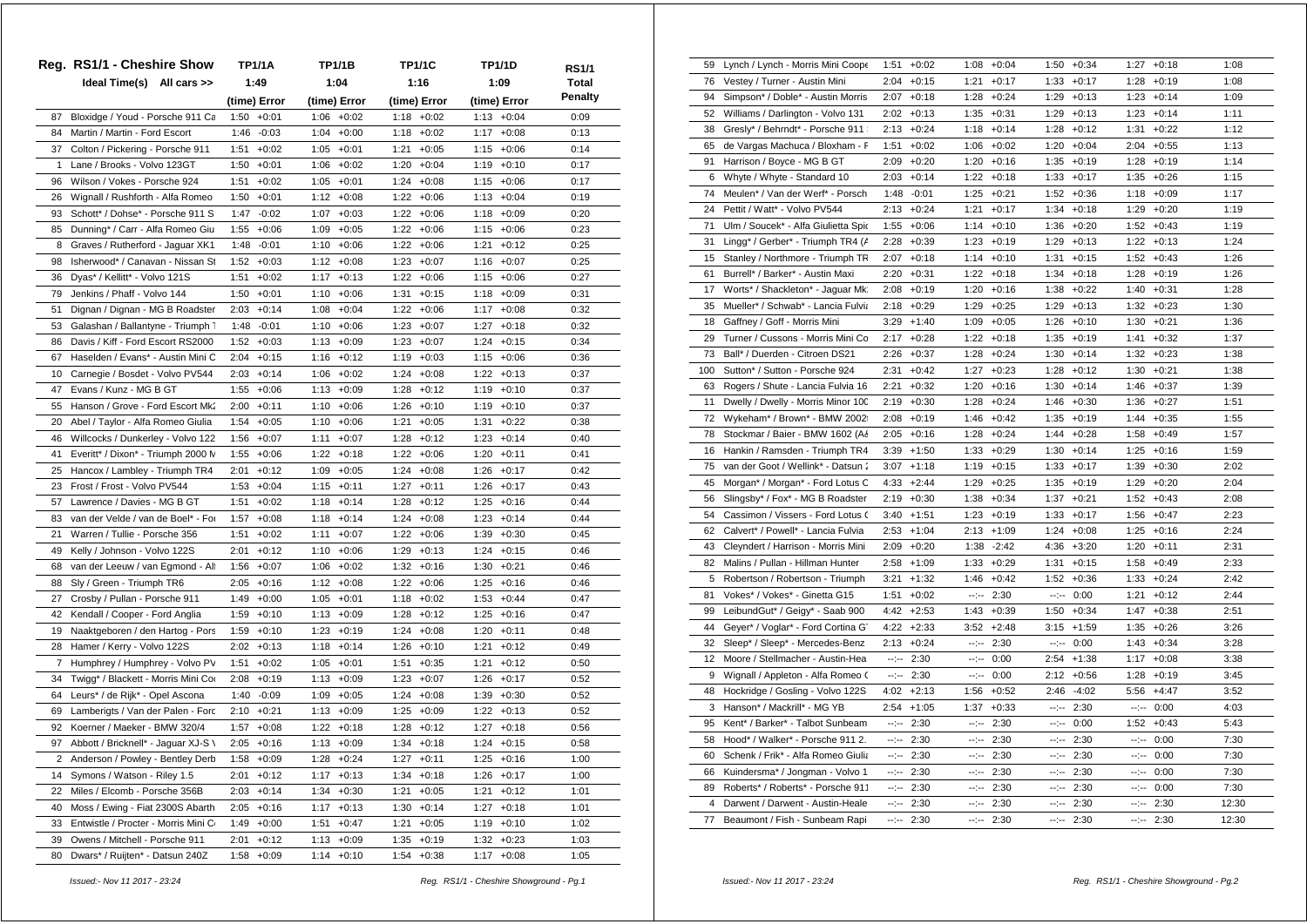| Reg. | RS1/1 - Cheshire Show | TP1/1A | | TP1/1B | | TP1/1C | | TP1/1D | | RS1/1 |
|---|---|---|---|---|---|---|---|---|---|---|
| | Ideal Time(s) All cars >> | 1:49 | | 1:04 | | 1:16 | | 1:09 | | Total |
| | | (time) | Error | (time) | Error | (time) | Error | (time) | Error | Penalty |
| 87 | Bloxidge / Youd - Porsche 911 Ca | 1:50 | +0:01 | 1:06 | +0:02 | 1:18 | +0:02 | 1:13 | +0:04 | 0:09 |
| 84 | Martin / Martin - Ford Escort | 1:46 | -0:03 | 1:04 | +0:00 | 1:18 | +0:02 | 1:17 | +0:08 | 0:13 |
| 37 | Colton / Pickering - Porsche 911 | 1:51 | +0:02 | 1:05 | +0:01 | 1:21 | +0:05 | 1:15 | +0:06 | 0:14 |
| 1 | Lane / Brooks - Volvo 123GT | 1:50 | +0:01 | 1:06 | +0:02 | 1:20 | +0:04 | 1:19 | +0:10 | 0:17 |
| 96 | Wilson / Vokes - Porsche 924 | 1:51 | +0:02 | 1:05 | +0:01 | 1:24 | +0:08 | 1:15 | +0:06 | 0:17 |
| 26 | Wignall / Rushforth - Alfa Romeo | 1:50 | +0:01 | 1:12 | +0:08 | 1:22 | +0:06 | 1:13 | +0:04 | 0:19 |
| 93 | Schott* / Dohse* - Porsche 911 S | 1:47 | -0:02 | 1:07 | +0:03 | 1:22 | +0:06 | 1:18 | +0:09 | 0:20 |
| 85 | Dunning* / Carr - Alfa Romeo Giu | 1:55 | +0:06 | 1:09 | +0:05 | 1:22 | +0:06 | 1:15 | +0:06 | 0:23 |
| 8 | Graves / Rutherford - Jaguar XK1 | 1:48 | -0:01 | 1:10 | +0:06 | 1:22 | +0:06 | 1:21 | +0:12 | 0:25 |
| 98 | Isherwood* / Canavan - Nissan St | 1:52 | +0:03 | 1:12 | +0:08 | 1:23 | +0:07 | 1:16 | +0:07 | 0:25 |
| 36 | Dyas* / Kellitt* - Volvo 121S | 1:51 | +0:02 | 1:17 | +0:13 | 1:22 | +0:06 | 1:15 | +0:06 | 0:27 |
| 79 | Jenkins / Phaff - Volvo 144 | 1:50 | +0:01 | 1:10 | +0:06 | 1:31 | +0:15 | 1:18 | +0:09 | 0:31 |
| 51 | Dignan / Dignan - MG B Roadster | 2:03 | +0:14 | 1:08 | +0:04 | 1:22 | +0:06 | 1:17 | +0:08 | 0:32 |
| 53 | Galashan / Ballantyne - Triumph T | 1:48 | -0:01 | 1:10 | +0:06 | 1:23 | +0:07 | 1:27 | +0:18 | 0:32 |
| 86 | Davis / Kiff - Ford Escort RS2000 | 1:52 | +0:03 | 1:13 | +0:09 | 1:23 | +0:07 | 1:24 | +0:15 | 0:34 |
| 67 | Haselden / Evans* - Austin Mini C | 2:04 | +0:15 | 1:16 | +0:12 | 1:19 | +0:03 | 1:15 | +0:06 | 0:36 |
| 10 | Carnegie / Bosdet - Volvo PV544 | 2:03 | +0:14 | 1:06 | +0:02 | 1:24 | +0:08 | 1:22 | +0:13 | 0:37 |
| 47 | Evans / Kunz - MG B GT | 1:55 | +0:06 | 1:13 | +0:09 | 1:28 | +0:12 | 1:19 | +0:10 | 0:37 |
| 55 | Hanson / Grove - Ford Escort Mk2 | 2:00 | +0:11 | 1:10 | +0:06 | 1:26 | +0:10 | 1:19 | +0:10 | 0:37 |
| 20 | Abel / Taylor - Alfa Romeo Giulia | 1:54 | +0:05 | 1:10 | +0:06 | 1:21 | +0:05 | 1:31 | +0:22 | 0:38 |
| 46 | Willcocks / Dunkerley - Volvo 122 | 1:56 | +0:07 | 1:11 | +0:07 | 1:28 | +0:12 | 1:23 | +0:14 | 0:40 |
| 41 | Everitt* / Dixon* - Triumph 2000 M | 1:55 | +0:06 | 1:22 | +0:18 | 1:22 | +0:06 | 1:20 | +0:11 | 0:41 |
| 25 | Hancox / Lambley - Triumph TR4 | 2:01 | +0:12 | 1:09 | +0:05 | 1:24 | +0:08 | 1:26 | +0:17 | 0:42 |
| 23 | Frost / Frost - Volvo PV544 | 1:53 | +0:04 | 1:15 | +0:11 | 1:27 | +0:11 | 1:26 | +0:17 | 0:43 |
| 57 | Lawrence / Davies - MG B GT | 1:51 | +0:02 | 1:18 | +0:14 | 1:28 | +0:12 | 1:25 | +0:16 | 0:44 |
| 83 | van der Velde / van de Boel* - For | 1:57 | +0:08 | 1:18 | +0:14 | 1:24 | +0:08 | 1:23 | +0:14 | 0:44 |
| 21 | Warren / Tullie - Porsche 356 | 1:51 | +0:02 | 1:11 | +0:07 | 1:22 | +0:06 | 1:39 | +0:30 | 0:45 |
| 49 | Kelly / Johnson - Volvo 122S | 2:01 | +0:12 | 1:10 | +0:06 | 1:29 | +0:13 | 1:24 | +0:15 | 0:46 |
| 68 | van der Leeuw / van Egmond - Al | 1:56 | +0:07 | 1:06 | +0:02 | 1:32 | +0:16 | 1:30 | +0:21 | 0:46 |
| 88 | Sly / Green - Triumph TR6 | 2:05 | +0:16 | 1:12 | +0:08 | 1:22 | +0:06 | 1:25 | +0:16 | 0:46 |
| 27 | Crosby / Pullan - Porsche 911 | 1:49 | +0:00 | 1:05 | +0:01 | 1:18 | +0:02 | 1:53 | +0:44 | 0:47 |
| 42 | Kendall / Cooper - Ford Anglia | 1:59 | +0:10 | 1:13 | +0:09 | 1:28 | +0:12 | 1:25 | +0:16 | 0:47 |
| 19 | Naaktgeboren / den Hartog - Pors | 1:59 | +0:10 | 1:23 | +0:19 | 1:24 | +0:08 | 1:20 | +0:11 | 0:48 |
| 28 | Hamer / Kerry - Volvo 122S | 2:02 | +0:13 | 1:18 | +0:14 | 1:26 | +0:10 | 1:21 | +0:12 | 0:49 |
| 7 | Humphrey / Humphrey - Volvo PV | 1:51 | +0:02 | 1:05 | +0:01 | 1:51 | +0:35 | 1:21 | +0:12 | 0:50 |
| 34 | Twigg* / Blackett - Morris Mini Co | 2:08 | +0:19 | 1:13 | +0:09 | 1:23 | +0:07 | 1:26 | +0:17 | 0:52 |
| 64 | Leurs* / de Rijk* - Opel Ascona | 1:40 | -0:09 | 1:09 | +0:05 | 1:24 | +0:08 | 1:39 | +0:30 | 0:52 |
| 69 | Lambergts / Van der Palen - Forc | 2:10 | +0:21 | 1:13 | +0:09 | 1:25 | +0:09 | 1:22 | +0:13 | 0:52 |
| 92 | Koerner / Maeker - BMW 320/4 | 1:57 | +0:08 | 1:22 | +0:18 | 1:28 | +0:12 | 1:27 | +0:18 | 0:56 |
| 97 | Abbott / Bricknell* - Jaguar XJ-S \ | 2:05 | +0:16 | 1:13 | +0:09 | 1:34 | +0:18 | 1:24 | +0:15 | 0:58 |
| 2 | Anderson / Powley - Bentley Derb | 1:58 | +0:09 | 1:28 | +0:24 | 1:27 | +0:11 | 1:25 | +0:16 | 1:00 |
| 14 | Symons / Watson - Riley 1.5 | 2:01 | +0:12 | 1:17 | +0:13 | 1:34 | +0:18 | 1:26 | +0:17 | 1:00 |
| 22 | Miles / Elcomb - Porsche 356B | 2:03 | +0:14 | 1:34 | +0:30 | 1:21 | +0:05 | 1:21 | +0:12 | 1:01 |
| 40 | Moss / Ewing - Fiat 2300S Abarth | 2:05 | +0:16 | 1:17 | +0:13 | 1:30 | +0:14 | 1:27 | +0:18 | 1:01 |
| 33 | Entwistle / Procter - Morris Mini C | 1:49 | +0:00 | 1:51 | +0:47 | 1:21 | +0:05 | 1:19 | +0:10 | 1:02 |
| 39 | Owens / Mitchell - Porsche 911 | 2:01 | +0:12 | 1:13 | +0:09 | 1:35 | +0:19 | 1:32 | +0:23 | 1:03 |
| 80 | Dwars* / Ruijten* - Datsun 240Z | 1:58 | +0:09 | 1:14 | +0:10 | 1:54 | +0:38 | 1:17 | +0:08 | 1:05 |
| 59 | Lynch / Lynch - Morris Mini Coope | 1:51 | +0:02 | 1:08 | +0:04 | 1:50 | +0:34 | 1:27 | +0:18 | 1:08 |
| 76 | Vestey / Turner - Austin Mini | 2:04 | +0:15 | 1:21 | +0:17 | 1:33 | +0:17 | 1:28 | +0:19 | 1:08 |
| 94 | Simpson* / Doble* - Austin Morris | 2:07 | +0:18 | 1:28 | +0:24 | 1:29 | +0:13 | 1:23 | +0:14 | 1:09 |
| 52 | Williams / Darlington - Volvo 131 | 2:02 | +0:13 | 1:35 | +0:31 | 1:29 | +0:13 | 1:23 | +0:14 | 1:11 |
| 38 | Gresly* / Behrndt* - Porsche 911 | 2:13 | +0:24 | 1:18 | +0:14 | 1:28 | +0:12 | 1:31 | +0:22 | 1:12 |
| 65 | de Vargas Machuca / Bloxham - F | 1:51 | +0:02 | 1:06 | +0:02 | 1:20 | +0:04 | 2:04 | +0:55 | 1:13 |
| 91 | Harrison / Boyce - MG B GT | 2:09 | +0:20 | 1:20 | +0:16 | 1:35 | +0:19 | 1:28 | +0:19 | 1:14 |
| 6 | Whyte / Whyte - Standard 10 | 2:03 | +0:14 | 1:22 | +0:18 | 1:33 | +0:17 | 1:35 | +0:26 | 1:15 |
| 74 | Meulen* / Van der Werf* - Porsch | 1:48 | -0:01 | 1:25 | +0:21 | 1:52 | +0:36 | 1:18 | +0:09 | 1:17 |
| 24 | Pettit / Watt* - Volvo PV544 | 2:13 | +0:24 | 1:21 | +0:17 | 1:34 | +0:18 | 1:29 | +0:20 | 1:19 |
| 71 | Ulm / Soucek* - Alfa Giulietta Spic | 1:55 | +0:06 | 1:14 | +0:10 | 1:36 | +0:20 | 1:52 | +0:43 | 1:19 |
| 31 | Lingg* / Gerber* - Triumph TR4 (A | 2:28 | +0:39 | 1:23 | +0:19 | 1:29 | +0:13 | 1:22 | +0:13 | 1:24 |
| 15 | Stanley / Northmore - Triumph TR | 2:07 | +0:18 | 1:14 | +0:10 | 1:31 | +0:15 | 1:52 | +0:43 | 1:26 |
| 61 | Burrell* / Barker* - Austin Maxi | 2:20 | +0:31 | 1:22 | +0:18 | 1:34 | +0:18 | 1:28 | +0:19 | 1:26 |
| 17 | Worts* / Shackleton* - Jaguar Mk | 2:08 | +0:19 | 1:20 | +0:16 | 1:38 | +0:22 | 1:40 | +0:31 | 1:28 |
| 35 | Mueller* / Schwab* - Lancia Fulvia | 2:18 | +0:29 | 1:29 | +0:25 | 1:29 | +0:13 | 1:32 | +0:23 | 1:30 |
| 18 | Gaffney / Goff - Morris Mini | 3:29 | +1:40 | 1:09 | +0:05 | 1:26 | +0:10 | 1:30 | +0:21 | 1:36 |
| 29 | Turner / Cussons - Morris Mini Co | 2:17 | +0:28 | 1:22 | +0:18 | 1:35 | +0:19 | 1:41 | +0:32 | 1:37 |
| 73 | Ball* / Duerden - Citroen DS21 | 2:26 | +0:37 | 1:28 | +0:24 | 1:30 | +0:14 | 1:32 | +0:23 | 1:38 |
| 100 | Sutton* / Sutton - Porsche 924 | 2:31 | +0:42 | 1:27 | +0:23 | 1:28 | +0:12 | 1:30 | +0:21 | 1:38 |
| 63 | Rogers / Shute - Lancia Fulvia 16 | 2:21 | +0:32 | 1:20 | +0:16 | 1:30 | +0:14 | 1:46 | +0:37 | 1:39 |
| 11 | Dwelly / Dwelly - Morris Minor 100 | 2:19 | +0:30 | 1:28 | +0:24 | 1:46 | +0:30 | 1:36 | +0:27 | 1:51 |
| 72 | Wykeham* / Brown* - BMW 2002 | 2:08 | +0:19 | 1:46 | +0:42 | 1:35 | +0:19 | 1:44 | +0:35 | 1:55 |
| 78 | Stockmar / Baier - BMW 1602 (Al | 2:05 | +0:16 | 1:28 | +0:24 | 1:44 | +0:28 | 1:58 | +0:49 | 1:57 |
| 16 | Hankin / Ramsden - Triumph TR4 | 3:39 | +1:50 | 1:33 | +0:29 | 1:30 | +0:14 | 1:25 | +0:16 | 1:59 |
| 75 | van der Goot / Wellink* - Datsun 2 | 3:07 | +1:18 | 1:19 | +0:15 | 1:33 | +0:17 | 1:39 | +0:30 | 2:02 |
| 45 | Morgan* / Morgan* - Ford Lotus C | 4:33 | +2:44 | 1:29 | +0:25 | 1:35 | +0:19 | 1:29 | +0:20 | 2:04 |
| 56 | Slingsby* / Fox* - MG B Roadster | 2:19 | +0:30 | 1:38 | +0:34 | 1:37 | +0:21 | 1:52 | +0:43 | 2:08 |
| 54 | Cassimon / Vissers - Ford Lotus C | 3:40 | +1:51 | 1:23 | +0:19 | 1:33 | +0:17 | 1:56 | +0:47 | 2:23 |
| 62 | Calvert* / Powell* - Lancia Fulvia | 2:53 | +1:04 | 2:13 | +1:09 | 1:24 | +0:08 | 1:25 | +0:16 | 2:24 |
| 43 | Cleyndert / Harrison - Morris Mini | 2:09 | +0:20 | 1:38 | -2:42 | 4:36 | +3:20 | 1:20 | +0:11 | 2:31 |
| 82 | Malins / Pullan - Hillman Hunter | 2:58 | +1:09 | 1:33 | +0:29 | 1:31 | +0:15 | 1:58 | +0:49 | 2:33 |
| 5 | Robertson / Robertson - Triumph | 3:21 | +1:32 | 1:46 | +0:42 | 1:52 | +0:36 | 1:33 | +0:24 | 2:42 |
| 81 | Vokes* / Vokes* - Ginetta G15 | 1:51 | +0:02 | --:-- | 2:30 | --:-- | 0:00 | 1:21 | +0:12 | 2:44 |
| 99 | LeibundGut* / Geigy* - Saab 900 | 4:42 | +2:53 | 1:43 | +0:39 | 1:50 | +0:34 | 1:47 | +0:38 | 2:51 |
| 44 | Geyer* / Voglar* - Ford Cortina G | 4:22 | +2:33 | 3:52 | +2:48 | 3:15 | +1:59 | 1:35 | +0:26 | 3:26 |
| 32 | Sleep* / Sleep* - Mercedes-Benz | 2:13 | +0:24 | --:-- | 2:30 | --:-- | 0:00 | 1:43 | +0:34 | 3:28 |
| 12 | Moore / Stellmacher - Austin-Hea | --:-- | 2:30 | --:-- | 0:00 | 2:54 | +1:38 | 1:17 | +0:08 | 3:38 |
| 9 | Wignall / Appleton - Alfa Romeo ( | --:-- | 2:30 | --:-- | 0:00 | 2:12 | +0:56 | 1:28 | +0:19 | 3:45 |
| 48 | Hockridge / Gosling - Volvo 122S | 4:02 | +2:13 | 1:56 | +0:52 | 2:46 | -4:02 | 5:56 | +4:47 | 3:52 |
| 3 | Hanson* / Mackrill* - MG YB | 2:54 | +1:05 | 1:37 | +0:33 | --:-- | 2:30 | --:-- | 0:00 | 4:03 |
| 95 | Kent* / Barker* - Talbot Sunbeam | --:-- | 2:30 | --:-- | 2:30 | --:-- | 0:00 | 1:52 | +0:43 | 5:43 |
| 58 | Hood* / Walker* - Porsche 911 2. | --:-- | 2:30 | --:-- | 2:30 | --:-- | 2:30 | --:-- | 0:00 | 7:30 |
| 60 | Schenk / Frik* - Alfa Romeo Giulia | --:-- | 2:30 | --:-- | 2:30 | --:-- | 2:30 | --:-- | 0:00 | 7:30 |
| 66 | Kuindersma* / Jongman - Volvo 1 | --:-- | 2:30 | --:-- | 2:30 | --:-- | 2:30 | --:-- | 0:00 | 7:30 |
| 89 | Roberts* / Roberts* - Porsche 911 | --:-- | 2:30 | --:-- | 2:30 | --:-- | 2:30 | --:-- | 0:00 | 7:30 |
| 4 | Darwent / Darwent - Austin-Heale | --:-- | 2:30 | --:-- | 2:30 | --:-- | 2:30 | --:-- | 2:30 | 12:30 |
| 77 | Beaumont / Fish - Sunbeam Rapi | --:-- | 2:30 | --:-- | 2:30 | --:-- | 2:30 | --:-- | 2:30 | 12:30 |

*Issued:- Nov 11 2017 - 23:24*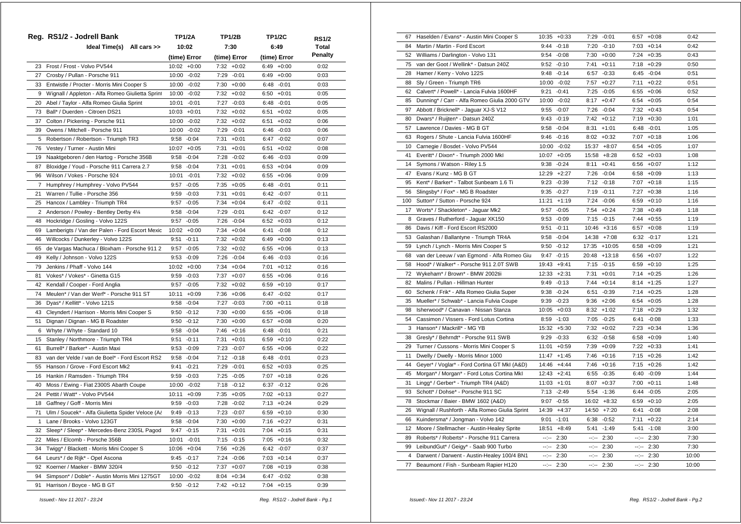## Reg. RS1/2 - Jodrell Bank

| | Ideal Time(s) All cars >> | TP1/2A | | TP1/2B | | TP1/2C | | RS1/2 |
|---|---|---|---|---|---|---|---|---|
| | | 10:02 | | 7:30 | | 6:49 | | Total |
| | | (time) | Error | (time) | Error | (time) | Error | Penalty |
| 23 | Frost / Frost - Volvo PV544 | 10:02 | +0:00 | 7:32 | +0:02 | 6:49 | +0:00 | 0:02 |
| 27 | Crosby / Pullan - Porsche 911 | 10:00 | -0:02 | 7:29 | -0:01 | 6:49 | +0:00 | 0:03 |
| 33 | Entwistle / Procter - Morris Mini Cooper S | 10:00 | -0:02 | 7:30 | +0:00 | 6:48 | -0:01 | 0:03 |
| 9 | Wignall / Appleton - Alfa Romeo Giulietta Sprint | 10:00 | -0:02 | 7:32 | +0:02 | 6:50 | +0:01 | 0:05 |
| 20 | Abel / Taylor - Alfa Romeo Giulia Sprint | 10:01 | -0:01 | 7:27 | -0:03 | 6:48 | -0:01 | 0:05 |
| 73 | Ball* / Duerden - Citroen DS21 | 10:03 | +0:01 | 7:32 | +0:02 | 6:51 | +0:02 | 0:05 |
| 37 | Colton / Pickering - Porsche 911 | 10:00 | -0:02 | 7:32 | +0:02 | 6:51 | +0:02 | 0:06 |
| 39 | Owens / Mitchell - Porsche 911 | 10:00 | -0:02 | 7:29 | -0:01 | 6:46 | -0:03 | 0:06 |
| 5 | Robertson / Robertson - Triumph TR3 | 9:58 | -0:04 | 7:31 | +0:01 | 6:47 | -0:02 | 0:07 |
| 76 | Vestey / Turner - Austin Mini | 10:07 | +0:05 | 7:31 | +0:01 | 6:51 | +0:02 | 0:08 |
| 19 | Naaktgeboren / den Hartog - Porsche 356B | 9:58 | -0:04 | 7:28 | -0:02 | 6:46 | -0:03 | 0:09 |
| 87 | Bloxidge / Youd - Porsche 911 Carrera 2.7 | 9:58 | -0:04 | 7:31 | +0:01 | 6:53 | +0:04 | 0:09 |
| 96 | Wilson / Vokes - Porsche 924 | 10:01 | -0:01 | 7:32 | +0:02 | 6:55 | +0:06 | 0:09 |
| 7 | Humphrey / Humphrey - Volvo PV544 | 9:57 | -0:05 | 7:35 | +0:05 | 6:48 | -0:01 | 0:11 |
| 21 | Warren / Tullie - Porsche 356 | 9:59 | -0:03 | 7:31 | +0:01 | 6:42 | -0:07 | 0:11 |
| 25 | Hancox / Lambley - Triumph TR4 | 9:57 | -0:05 | 7:34 | +0:04 | 6:47 | -0:02 | 0:11 |
| 2 | Anderson / Powley - Bentley Derby 4¼ | 9:58 | -0:04 | 7:29 | -0:01 | 6:42 | -0:07 | 0:12 |
| 48 | Hockridge / Gosling - Volvo 122S | 9:57 | -0:05 | 7:26 | -0:04 | 6:52 | +0:03 | 0:12 |
| 69 | Lamberigts / Van der Palen - Ford Escort Mexic | 10:02 | +0:00 | 7:34 | +0:04 | 6:41 | -0:08 | 0:12 |
| 46 | Willcocks / Dunkerley - Volvo 122S | 9:51 | -0:11 | 7:32 | +0:02 | 6:49 | +0:00 | 0:13 |
| 65 | de Vargas Machuca / Bloxham - Porsche 911 2 | 9:57 | -0:05 | 7:32 | +0:02 | 6:55 | +0:06 | 0:13 |
| 49 | Kelly / Johnson - Volvo 122S | 9:53 | -0:09 | 7:26 | -0:04 | 6:46 | -0:03 | 0:16 |
| 79 | Jenkins / Phaff - Volvo 144 | 10:02 | +0:00 | 7:34 | +0:04 | 7:01 | +0:12 | 0:16 |
| 81 | Vokes* / Vokes* - Ginetta G15 | 9:59 | -0:03 | 7:37 | +0:07 | 6:55 | +0:06 | 0:16 |
| 42 | Kendall / Cooper - Ford Anglia | 9:57 | -0:05 | 7:32 | +0:02 | 6:59 | +0:10 | 0:17 |
| 74 | Meulen* / Van der Werf* - Porsche 911 ST | 10:11 | +0:09 | 7:36 | +0:06 | 6:47 | -0:02 | 0:17 |
| 36 | Dyas* / Kellitt* - Volvo 121S | 9:58 | -0:04 | 7:27 | -0:03 | 7:00 | +0:11 | 0:18 |
| 43 | Cleyndert / Harrison - Morris Mini Cooper S | 9:50 | -0:12 | 7:30 | +0:00 | 6:55 | +0:06 | 0:18 |
| 51 | Dignan / Dignan - MG B Roadster | 9:50 | -0:12 | 7:30 | +0:00 | 6:57 | +0:08 | 0:20 |
| 6 | Whyte / Whyte - Standard 10 | 9:58 | -0:04 | 7:46 | +0:16 | 6:48 | -0:01 | 0:21 |
| 15 | Stanley / Northmore - Triumph TR4 | 9:51 | -0:11 | 7:31 | +0:01 | 6:59 | +0:10 | 0:22 |
| 61 | Burrell* / Barker* - Austin Maxi | 9:53 | -0:09 | 7:23 | -0:07 | 6:55 | +0:06 | 0:22 |
| 83 | van der Velde / van de Boel* - Ford Escort RS2 | 9:58 | -0:04 | 7:12 | -0:18 | 6:48 | -0:01 | 0:23 |
| 55 | Hanson / Grove - Ford Escort Mk2 | 9:41 | -0:21 | 7:29 | -0:01 | 6:52 | +0:03 | 0:25 |
| 16 | Hankin / Ramsden - Triumph TR4 | 9:59 | -0:03 | 7:25 | -0:05 | 7:07 | +0:18 | 0:26 |
| 40 | Moss / Ewing - Fiat 2300S Abarth Coupe | 10:00 | -0:02 | 7:18 | -0:12 | 6:37 | -0:12 | 0:26 |
| 24 | Pettit / Watt* - Volvo PV544 | 10:11 | +0:09 | 7:35 | +0:05 | 7:02 | +0:13 | 0:27 |
| 18 | Gaffney / Goff - Morris Mini | 9:59 | -0:03 | 7:28 | -0:02 | 7:13 | +0:24 | 0:29 |
| 71 | Ulm / Soucek* - Alfa Giulietta Spider Veloce (A | 9:49 | -0:13 | 7:23 | -0:07 | 6:59 | +0:10 | 0:30 |
| 1 | Lane / Brooks - Volvo 123GT | 9:58 | -0:04 | 7:30 | +0:00 | 7:16 | +0:27 | 0:31 |
| 32 | Sleep* / Sleep* - Mercedes-Benz 230SL Pagod | 9:47 | -0:15 | 7:31 | +0:01 | 7:04 | +0:15 | 0:31 |
| 22 | Miles / Elcomb - Porsche 356B | 10:01 | -0:01 | 7:15 | -0:15 | 7:05 | +0:16 | 0:32 |
| 34 | Twigg* / Blackett - Morris Mini Cooper S | 10:06 | +0:04 | 7:56 | +0:26 | 6:42 | -0:07 | 0:37 |
| 64 | Leurs* / de Rijk* - Opel Ascona | 9:45 | -0:17 | 7:24 | -0:06 | 7:03 | +0:14 | 0:37 |
| 92 | Koerner / Maeker - BMW 320/4 | 9:50 | -0:12 | 7:37 | +0:07 | 7:08 | +0:19 | 0:38 |
| 94 | Simpson* / Doble* - Austin Morris Mini 1275GT | 10:00 | -0:02 | 8:04 | +0:34 | 6:47 | -0:02 | 0:38 |
| 91 | Harrison / Boyce - MG B GT | 9:50 | -0:12 | 7:42 | +0:12 | 7:04 | +0:15 | 0:39 |
| 67 | Haselden / Evans* - Austin Mini Cooper S | 10:35 | +0:33 | 7:29 | -0:01 | 6:57 | +0:08 | 0:42 |
| 84 | Martin / Martin - Ford Escort | 9:44 | -0:18 | 7:20 | -0:10 | 7:03 | +0:14 | 0:42 |
| 52 | Williams / Darlington - Volvo 131 | 9:54 | -0:08 | 7:30 | +0:00 | 7:24 | +0:35 | 0:43 |
| 75 | van der Goot / Wellink* - Datsun 240Z | 9:52 | -0:10 | 7:41 | +0:11 | 7:18 | +0:29 | 0:50 |
| 28 | Hamer / Kerry - Volvo 122S | 9:48 | -0:14 | 6:57 | -0:33 | 6:45 | -0:04 | 0:51 |
| 88 | Sly / Green - Triumph TR6 | 10:00 | -0:02 | 7:57 | +0:27 | 7:11 | +0:22 | 0:51 |
| 62 | Calvert* / Powell* - Lancia Fulvia 1600HF | 9:21 | -0:41 | 7:25 | -0:05 | 6:55 | +0:06 | 0:52 |
| 85 | Dunning* / Carr - Alfa Romeo Giulia 2000 GTV | 10:00 | -0:02 | 8:17 | +0:47 | 6:54 | +0:05 | 0:54 |
| 97 | Abbott / Bricknell* - Jaguar XJ-S V12 | 9:55 | -0:07 | 7:26 | -0:04 | 7:32 | +0:43 | 0:54 |
| 80 | Dwars* / Ruijten* - Datsun 240Z | 9:43 | -0:19 | 7:42 | +0:12 | 7:19 | +0:30 | 1:01 |
| 57 | Lawrence / Davies - MG B GT | 9:58 | -0:04 | 8:31 | +1:01 | 6:48 | -0:01 | 1:05 |
| 63 | Rogers / Shute - Lancia Fulvia 1600HF | 9:46 | -0:16 | 8:02 | +0:32 | 7:07 | +0:18 | 1:06 |
| 10 | Carnegie / Bosdet - Volvo PV544 | 10:00 | -0:02 | 15:37 | +8:07 | 6:54 | +0:05 | 1:07 |
| 41 | Everitt* / Dixon* - Triumph 2000 MkI | 10:07 | +0:05 | 15:58 | +8:28 | 6:52 | +0:03 | 1:08 |
| 14 | Symons / Watson - Riley 1.5 | 9:38 | -0:24 | 8:11 | +0:41 | 6:56 | +0:07 | 1:12 |
| 47 | Evans / Kunz - MG B GT | 12:29 | +2:27 | 7:26 | -0:04 | 6:58 | +0:09 | 1:13 |
| 95 | Kent* / Barker* - Talbot Sunbeam 1.6 Ti | 9:23 | -0:39 | 7:12 | -0:18 | 7:07 | +0:18 | 1:15 |
| 56 | Slingsby* / Fox* - MG B Roadster | 9:35 | -0:27 | 7:19 | -0:11 | 7:27 | +0:38 | 1:16 |
| 100 | Sutton* / Sutton - Porsche 924 | 11:21 | +1:19 | 7:24 | -0:06 | 6:59 | +0:10 | 1:16 |
| 17 | Worts* / Shackleton* - Jaguar Mk2 | 9:57 | -0:05 | 7:54 | +0:24 | 7:38 | +0:49 | 1:18 |
| 8 | Graves / Rutherford - Jaguar XK150 | 9:53 | -0:09 | 7:15 | -0:15 | 7:44 | +0:55 | 1:19 |
| 86 | Davis / Kiff - Ford Escort RS2000 | 9:51 | -0:11 | 10:46 | +3:16 | 6:57 | +0:08 | 1:19 |
| 53 | Galashan / Ballantyne - Triumph TR4A | 9:58 | -0:04 | 14:38 | +7:08 | 6:32 | -0:17 | 1:21 |
| 59 | Lynch / Lynch - Morris Mini Cooper S | 9:50 | -0:12 | 17:35 | +10:05 | 6:58 | +0:09 | 1:21 |
| 68 | van der Leeuw / van Egmond - Alfa Romeo Giu | 9:47 | -0:15 | 20:48 | +13:18 | 6:56 | +0:07 | 1:22 |
| 58 | Hood* / Walker* - Porsche 911 2.0T SWB | 19:43 | +9:41 | 7:15 | -0:15 | 6:59 | +0:10 | 1:25 |
| 72 | Wykeham* / Brown* - BMW 2002tii | 12:33 | +2:31 | 7:31 | +0:01 | 7:14 | +0:25 | 1:26 |
| 82 | Malins / Pullan - Hillman Hunter | 9:49 | -0:13 | 7:44 | +0:14 | 8:14 | +1:25 | 1:27 |
| 60 | Schenk / Frik* - Alfa Romeo Giulia Super | 9:38 | -0:24 | 6:51 | -0:39 | 7:14 | +0:25 | 1:28 |
| 35 | Mueller* / Schwab* - Lancia Fulvia Coupe | 9:39 | -0:23 | 9:36 | +2:06 | 6:54 | +0:05 | 1:28 |
| 98 | Isherwood* / Canavan - Nissan Stanza | 10:05 | +0:03 | 8:32 | +1:02 | 7:18 | +0:29 | 1:32 |
| 54 | Cassimon / Vissers - Ford Lotus Cortina | 8:59 | -1:03 | 7:05 | -0:25 | 6:41 | -0:08 | 1:33 |
| 3 | Hanson* / Mackrill* - MG YB | 15:32 | +5:30 | 7:32 | +0:02 | 7:23 | +0:34 | 1:36 |
| 38 | Gresly* / Behrndt* - Porsche 911 SWB | 9:29 | -0:33 | 6:32 | -0:58 | 6:58 | +0:09 | 1:40 |
| 29 | Turner / Cussons - Morris Mini Cooper S | 11:01 | +0:59 | 7:39 | +0:09 | 7:22 | +0:33 | 1:41 |
| 11 | Dwelly / Dwelly - Morris Minor 1000 | 11:47 | +1:45 | 7:46 | +0:16 | 7:15 | +0:26 | 1:42 |
| 44 | Geyer* / Voglar* - Ford Cortina GT MkI (A&D) | 14:46 | +4:44 | 7:46 | +0:16 | 7:15 | +0:26 | 1:42 |
| 45 | Morgan* / Morgan* - Ford Lotus Cortina MkI | 12:43 | +2:41 | 6:55 | -0:35 | 6:40 | -0:09 | 1:44 |
| 31 | Lingg* / Gerber* - Triumph TR4 (A&D) | 11:03 | +1:01 | 8:07 | +0:37 | 7:00 | +0:11 | 1:48 |
| 93 | Schott* / Dohse* - Porsche 911 SC | 7:13 | -2:49 | 5:54 | -1:36 | 6:44 | -0:05 | 2:05 |
| 78 | Stockmar / Baier - BMW 1602 (A&D) | 9:07 | -0:55 | 16:02 | +8:32 | 6:59 | +0:10 | 2:05 |
| 26 | Wignall / Rushforth - Alfa Romeo Giulia Sprint | 14:39 | +4:37 | 14:50 | +7:20 | 6:41 | -0:08 | 2:08 |
| 66 | Kuindersma* / Jongman - Volvo 142 | 9:01 | -1:01 | 6:38 | -0:52 | 7:11 | +0:22 | 2:14 |
| 12 | Moore / Stellmacher - Austin-Healey Sprite | 18:51 | +8:49 | 5:41 | -1:49 | 5:41 | -1:08 | 3:00 |
| 89 | Roberts* / Roberts* - Porsche 911 Carrera | --:-- | 2:30 | --:-- | 2:30 | --:-- | 2:30 | 7:30 |
| 99 | LeibundGut* / Geigy* - Saab 900 Turbo | --:-- | 2:30 | --:-- | 2:30 | --:-- | 2:30 | 7:30 |
| 4 | Darwent / Darwent - Austin-Healey 100/4 BN1 | --:-- | 2:30 | --:-- | 2:30 | --:-- | 2:30 | 10:00 |
| 77 | Beaumont / Fish - Sunbeam Rapier H120 | --:-- | 2:30 | --:-- | 2:30 | --:-- | 2:30 | 10:00 |

*Issued:- Nov 11 2017 - 23:24*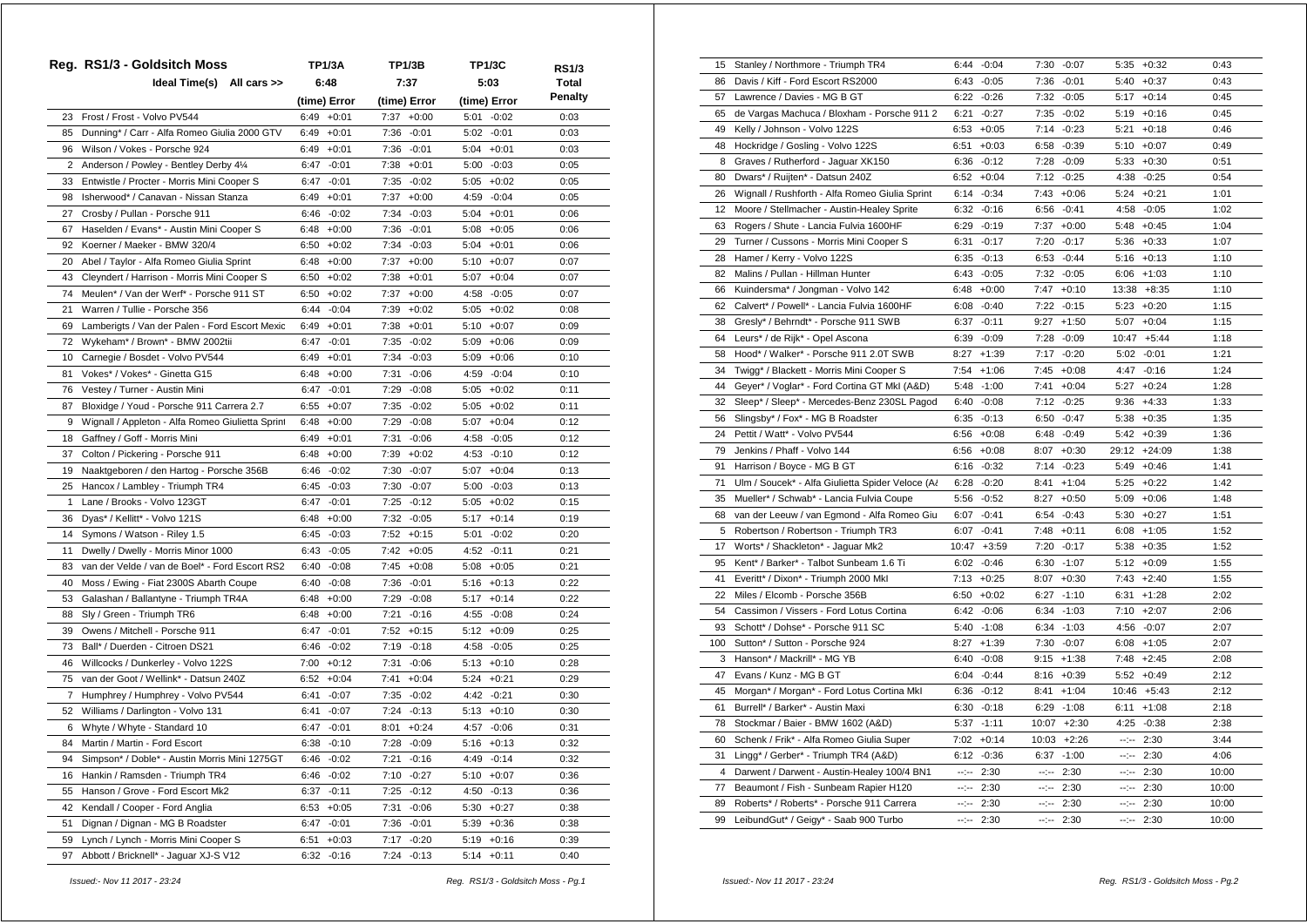## Reg. RS1/3 - Goldsitch Moss

| Reg. | Ideal Time(s) All cars >> | TP1/3A (time) | TP1/3A Error | TP1/3B (time) | TP1/3B Error | TP1/3C (time) | TP1/3C Error | RS1/3 Total Penalty |
|---|---|---|---|---|---|---|---|---|
| | | 6:48 | | 7:37 | | 5:03 | | |
| 23 | Frost / Frost - Volvo PV544 | 6:49 | +0:01 | 7:37 | +0:00 | 5:01 | -0:02 | 0:03 |
| 85 | Dunning* / Carr - Alfa Romeo Giulia 2000 GTV | 6:49 | +0:01 | 7:36 | -0:01 | 5:02 | -0:01 | 0:03 |
| 96 | Wilson / Vokes - Porsche 924 | 6:49 | +0:01 | 7:36 | -0:01 | 5:04 | +0:01 | 0:03 |
| 2 | Anderson / Powley - Bentley Derby 4¼ | 6:47 | -0:01 | 7:38 | +0:01 | 5:00 | -0:03 | 0:05 |
| 33 | Entwistle / Procter - Morris Mini Cooper S | 6:47 | -0:01 | 7:35 | -0:02 | 5:05 | +0:02 | 0:05 |
| 98 | Isherwood* / Canavan - Nissan Stanza | 6:49 | +0:01 | 7:37 | +0:00 | 4:59 | -0:04 | 0:05 |
| 27 | Crosby / Pullan - Porsche 911 | 6:46 | -0:02 | 7:34 | -0:03 | 5:04 | +0:01 | 0:06 |
| 67 | Haselden / Evans* - Austin Mini Cooper S | 6:48 | +0:00 | 7:36 | -0:01 | 5:08 | +0:05 | 0:06 |
| 92 | Koerner / Maeker - BMW 320/4 | 6:50 | +0:02 | 7:34 | -0:03 | 5:04 | +0:01 | 0:06 |
| 20 | Abel / Taylor - Alfa Romeo Giulia Sprint | 6:48 | +0:00 | 7:37 | +0:00 | 5:10 | +0:07 | 0:07 |
| 43 | Cleyndert / Harrison - Morris Mini Cooper S | 6:50 | +0:02 | 7:38 | +0:01 | 5:07 | +0:04 | 0:07 |
| 74 | Meulen* / Van der Werf* - Porsche 911 ST | 6:50 | +0:02 | 7:37 | +0:00 | 4:58 | -0:05 | 0:07 |
| 21 | Warren / Tullie - Porsche 356 | 6:44 | -0:04 | 7:39 | +0:02 | 5:05 | +0:02 | 0:08 |
| 69 | Lamberigts / Van der Palen - Ford Escort Mexic | 6:49 | +0:01 | 7:38 | +0:01 | 5:10 | +0:07 | 0:09 |
| 72 | Wykeham* / Brown* - BMW 2002tii | 6:47 | -0:01 | 7:35 | -0:02 | 5:09 | +0:06 | 0:09 |
| 10 | Carnegie / Bosdet - Volvo PV544 | 6:49 | +0:01 | 7:34 | -0:03 | 5:09 | +0:06 | 0:10 |
| 81 | Vokes* / Vokes* - Ginetta G15 | 6:48 | +0:00 | 7:31 | -0:06 | 4:59 | -0:04 | 0:10 |
| 76 | Vestey / Turner - Austin Mini | 6:47 | -0:01 | 7:29 | -0:08 | 5:05 | +0:02 | 0:11 |
| 87 | Bloxidge / Youd - Porsche 911 Carrera 2.7 | 6:55 | +0:07 | 7:35 | -0:02 | 5:05 | +0:02 | 0:11 |
| 9 | Wignall / Appleton - Alfa Romeo Giulietta Sprint | 6:48 | +0:00 | 7:29 | -0:08 | 5:07 | +0:04 | 0:12 |
| 18 | Gaffney / Goff - Morris Mini | 6:49 | +0:01 | 7:31 | -0:06 | 4:58 | -0:05 | 0:12 |
| 37 | Colton / Pickering - Porsche 911 | 6:48 | +0:00 | 7:39 | +0:02 | 4:53 | -0:10 | 0:12 |
| 19 | Naaktgeboren / den Hartog - Porsche 356B | 6:46 | -0:02 | 7:30 | -0:07 | 5:07 | +0:04 | 0:13 |
| 25 | Hancox / Lambley - Triumph TR4 | 6:45 | -0:03 | 7:30 | -0:07 | 5:00 | -0:03 | 0:13 |
| 1 | Lane / Brooks - Volvo 123GT | 6:47 | -0:01 | 7:25 | -0:12 | 5:05 | +0:02 | 0:15 |
| 36 | Dyas* / Kellitt* - Volvo 121S | 6:48 | +0:00 | 7:32 | -0:05 | 5:17 | +0:14 | 0:19 |
| 14 | Symons / Watson - Riley 1.5 | 6:45 | -0:03 | 7:52 | +0:15 | 5:01 | -0:02 | 0:20 |
| 11 | Dwelly / Dwelly - Morris Minor 1000 | 6:43 | -0:05 | 7:42 | +0:05 | 4:52 | -0:11 | 0:21 |
| 83 | van der Velde / van de Boel* - Ford Escort RS2 | 6:40 | -0:08 | 7:45 | +0:08 | 5:08 | +0:05 | 0:21 |
| 40 | Moss / Ewing - Fiat 2300S Abarth Coupe | 6:40 | -0:08 | 7:36 | -0:01 | 5:16 | +0:13 | 0:22 |
| 53 | Galashan / Ballantyne - Triumph TR4A | 6:48 | +0:00 | 7:29 | -0:08 | 5:17 | +0:14 | 0:22 |
| 88 | Sly / Green - Triumph TR6 | 6:48 | +0:00 | 7:21 | -0:16 | 4:55 | -0:08 | 0:24 |
| 39 | Owens / Mitchell - Porsche 911 | 6:47 | -0:01 | 7:52 | +0:15 | 5:12 | +0:09 | 0:25 |
| 73 | Ball* / Duerden - Citroen DS21 | 6:46 | -0:02 | 7:19 | -0:18 | 4:58 | -0:05 | 0:25 |
| 46 | Willcocks / Dunkerley - Volvo 122S | 7:00 | +0:12 | 7:31 | -0:06 | 5:13 | +0:10 | 0:28 |
| 75 | van der Goot / Wellink* - Datsun 240Z | 6:52 | +0:04 | 7:41 | +0:04 | 5:24 | +0:21 | 0:29 |
| 7 | Humphrey / Humphrey - Volvo PV544 | 6:41 | -0:07 | 7:35 | -0:02 | 4:42 | -0:21 | 0:30 |
| 52 | Williams / Darlington - Volvo 131 | 6:41 | -0:07 | 7:24 | -0:13 | 5:13 | +0:10 | 0:30 |
| 6 | Whyte / Whyte - Standard 10 | 6:47 | -0:01 | 8:01 | +0:24 | 4:57 | -0:06 | 0:31 |
| 84 | Martin / Martin - Ford Escort | 6:38 | -0:10 | 7:28 | -0:09 | 5:16 | +0:13 | 0:32 |
| 94 | Simpson* / Doble* - Austin Morris Mini 1275GT | 6:46 | -0:02 | 7:21 | -0:16 | 4:49 | -0:14 | 0:32 |
| 16 | Hankin / Ramsden - Triumph TR4 | 6:46 | -0:02 | 7:10 | -0:27 | 5:10 | +0:07 | 0:36 |
| 55 | Hanson / Grove - Ford Escort Mk2 | 6:37 | -0:11 | 7:25 | -0:12 | 4:50 | -0:13 | 0:36 |
| 42 | Kendall / Cooper - Ford Anglia | 6:53 | +0:05 | 7:31 | -0:06 | 5:30 | +0:27 | 0:38 |
| 51 | Dignan / Dignan - MG B Roadster | 6:47 | -0:01 | 7:36 | -0:01 | 5:39 | +0:36 | 0:38 |
| 59 | Lynch / Lynch - Morris Mini Cooper S | 6:51 | +0:03 | 7:17 | -0:20 | 5:19 | +0:16 | 0:39 |
| 97 | Abbott / Bricknell* - Jaguar XJ-S V12 | 6:32 | -0:16 | 7:24 | -0:13 | 5:14 | +0:11 | 0:40 |
| 15 | Stanley / Northmore - Triumph TR4 | 6:44 | -0:04 | 7:30 | -0:07 | 5:35 | +0:32 | 0:43 |
| 86 | Davis / Kiff - Ford Escort RS2000 | 6:43 | -0:05 | 7:36 | -0:01 | 5:40 | +0:37 | 0:43 |
| 57 | Lawrence / Davies - MG B GT | 6:22 | -0:26 | 7:32 | -0:05 | 5:17 | +0:14 | 0:45 |
| 65 | de Vargas Machuca / Bloxham - Porsche 911 2 | 6:21 | -0:27 | 7:35 | -0:02 | 5:19 | +0:16 | 0:45 |
| 49 | Kelly / Johnson - Volvo 122S | 6:53 | +0:05 | 7:14 | -0:23 | 5:21 | +0:18 | 0:46 |
| 48 | Hockridge / Gosling - Volvo 122S | 6:51 | +0:03 | 6:58 | -0:39 | 5:10 | +0:07 | 0:49 |
| 8 | Graves / Rutherford - Jaguar XK150 | 6:36 | -0:12 | 7:28 | -0:09 | 5:33 | +0:30 | 0:51 |
| 80 | Dwars* / Ruijten* - Datsun 240Z | 6:52 | +0:04 | 7:12 | -0:25 | 4:38 | -0:25 | 0:54 |
| 26 | Wignall / Rushforth - Alfa Romeo Giulia Sprint | 6:14 | -0:34 | 7:43 | +0:06 | 5:24 | +0:21 | 1:01 |
| 12 | Moore / Stellmacher - Austin-Healey Sprite | 6:32 | -0:16 | 6:56 | -0:41 | 4:58 | -0:05 | 1:02 |
| 63 | Rogers / Shute - Lancia Fulvia 1600HF | 6:29 | -0:19 | 7:37 | +0:00 | 5:48 | +0:45 | 1:04 |
| 29 | Turner / Cussons - Morris Mini Cooper S | 6:31 | -0:17 | 7:20 | -0:17 | 5:36 | +0:33 | 1:07 |
| 28 | Hamer / Kerry - Volvo 122S | 6:35 | -0:13 | 6:53 | -0:44 | 5:16 | +0:13 | 1:10 |
| 82 | Malins / Pullan - Hillman Hunter | 6:43 | -0:05 | 7:32 | -0:05 | 6:06 | +1:03 | 1:10 |
| 66 | Kuindersma* / Jongman - Volvo 142 | 6:48 | +0:00 | 7:47 | +0:10 | 13:38 | +8:35 | 1:10 |
| 62 | Calvert* / Powell* - Lancia Fulvia 1600HF | 6:08 | -0:40 | 7:22 | -0:15 | 5:23 | +0:20 | 1:15 |
| 38 | Gresly* / Behrndt* - Porsche 911 SWB | 6:37 | -0:11 | 9:27 | +1:50 | 5:07 | +0:04 | 1:15 |
| 64 | Leurs* / de Rijk* - Opel Ascona | 6:39 | -0:09 | 7:28 | -0:09 | 10:47 | +5:44 | 1:18 |
| 58 | Hood* / Walker* - Porsche 911 2.0T SWB | 8:27 | +1:39 | 7:17 | -0:20 | 5:02 | -0:01 | 1:21 |
| 34 | Twigg* / Blackett - Morris Mini Cooper S | 7:54 | +1:06 | 7:45 | +0:08 | 4:47 | -0:16 | 1:24 |
| 44 | Geyer* / Voglar* - Ford Cortina GT MkI (A&D) | 5:48 | -1:00 | 7:41 | +0:04 | 5:27 | +0:24 | 1:28 |
| 32 | Sleep* / Sleep* - Mercedes-Benz 230SL Pagod | 6:40 | -0:08 | 7:12 | -0:25 | 9:36 | +4:33 | 1:33 |
| 56 | Slingsby* / Fox* - MG B Roadster | 6:35 | -0:13 | 6:50 | -0:47 | 5:38 | +0:35 | 1:35 |
| 24 | Pettit / Watt* - Volvo PV544 | 6:56 | +0:08 | 6:48 | -0:49 | 5:42 | +0:39 | 1:36 |
| 79 | Jenkins / Phaff - Volvo 144 | 6:56 | +0:08 | 8:07 | +0:30 | 29:12 | +24:09 | 1:38 |
| 91 | Harrison / Boyce - MG B GT | 6:16 | -0:32 | 7:14 | -0:23 | 5:49 | +0:46 | 1:41 |
| 71 | Ulm / Soucek* - Alfa Giulietta Spider Veloce (A& | 6:28 | -0:20 | 8:41 | +1:04 | 5:25 | +0:22 | 1:42 |
| 35 | Mueller* / Schwab* - Lancia Fulvia Coupe | 5:56 | -0:52 | 8:27 | +0:50 | 5:09 | +0:06 | 1:48 |
| 68 | van der Leeuw / van Egmond - Alfa Romeo Giu | 6:07 | -0:41 | 6:54 | -0:43 | 5:30 | +0:27 | 1:51 |
| 5 | Robertson / Robertson - Triumph TR3 | 6:07 | -0:41 | 7:48 | +0:11 | 6:08 | +1:05 | 1:52 |
| 17 | Worts* / Shackleton* - Jaguar Mk2 | 10:47 | +3:59 | 7:20 | -0:17 | 5:38 | +0:35 | 1:52 |
| 95 | Kent* / Barker* - Talbot Sunbeam 1.6 Ti | 6:02 | -0:46 | 6:30 | -1:07 | 5:12 | +0:09 | 1:55 |
| 41 | Everitt* / Dixon* - Triumph 2000 MkI | 7:13 | +0:25 | 8:07 | +0:30 | 7:43 | +2:40 | 1:55 |
| 22 | Miles / Elcomb - Porsche 356B | 6:50 | +0:02 | 6:27 | -1:10 | 6:31 | +1:28 | 2:02 |
| 54 | Cassimon / Vissers - Ford Lotus Cortina | 6:42 | -0:06 | 6:34 | -1:03 | 7:10 | +2:07 | 2:06 |
| 93 | Schott* / Dohse* - Porsche 911 SC | 5:40 | -1:08 | 6:34 | -1:03 | 4:56 | -0:07 | 2:07 |
| 100 | Sutton* / Sutton - Porsche 924 | 8:27 | +1:39 | 7:30 | -0:07 | 6:08 | +1:05 | 2:07 |
| 3 | Hanson* / Mackrill* - MG YB | 6:40 | -0:08 | 9:15 | +1:38 | 7:48 | +2:45 | 2:08 |
| 47 | Evans / Kunz - MG B GT | 6:04 | -0:44 | 8:16 | +0:39 | 5:52 | +0:49 | 2:12 |
| 45 | Morgan* / Morgan* - Ford Lotus Cortina MkI | 6:36 | -0:12 | 8:41 | +1:04 | 10:46 | +5:43 | 2:12 |
| 61 | Burrell* / Barker* - Austin Maxi | 6:30 | -0:18 | 6:29 | -1:08 | 6:11 | +1:08 | 2:18 |
| 78 | Stockmar / Baier - BMW 1602 (A&D) | 5:37 | -1:11 | 10:07 | +2:30 | 4:25 | -0:38 | 2:38 |
| 60 | Schenk / Frik* - Alfa Romeo Giulia Super | 7:02 | +0:14 | 10:03 | +2:26 | --:-- | 2:30 | 3:44 |
| 31 | Lingg* / Gerber* - Triumph TR4 (A&D) | 6:12 | -0:36 | 6:37 | -1:00 | --:-- | 2:30 | 4:06 |
| 4 | Darwent / Darwent - Austin-Healey 100/4 BN1 | --:-- | 2:30 | --:-- | 2:30 | --:-- | 2:30 | 10:00 |
| 77 | Beaumont / Fish - Sunbeam Rapier H120 | --:-- | 2:30 | --:-- | 2:30 | --:-- | 2:30 | 10:00 |
| 89 | Roberts* / Roberts* - Porsche 911 Carrera | --:-- | 2:30 | --:-- | 2:30 | --:-- | 2:30 | 10:00 |
| 99 | LeibundGut* / Geigy* - Saab 900 Turbo | --:-- | 2:30 | --:-- | 2:30 | --:-- | 2:30 | 10:00 |

*Issued:- Nov 11 2017 - 23:24*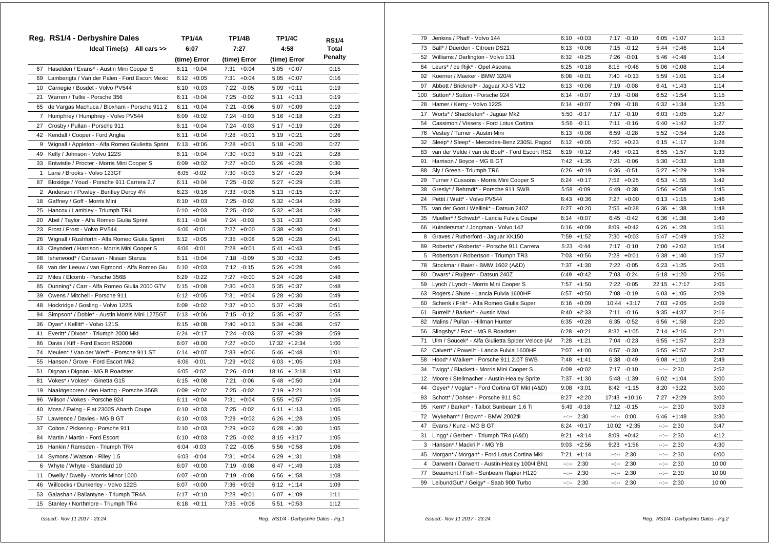# Reg. RS1/4 - Derbyshire Dales

| No. | Crew / Car | TP1/4A (time) | TP1/4A Error | TP1/4B (time) | TP1/4B Error | TP1/4C (time) | TP1/4C Error | RS1/4 Total Penalty |
|---|---|---|---|---|---|---|---|---|
| | Ideal Time(s) All cars >> | 6:07 | | 7:27 | | 4:58 | | |
| 67 | Haselden / Evans* - Austin Mini Cooper S | 6:11 | +0:04 | 7:31 | +0:04 | 5:05 | +0:07 | 0:15 |
| 69 | Lamberigts / Van der Palen - Ford Escort Mexic | 6:12 | +0:05 | 7:31 | +0:04 | 5:05 | +0:07 | 0:16 |
| 10 | Carnegie / Bosdet - Volvo PV544 | 6:10 | +0:03 | 7:22 | -0:05 | 5:09 | +0:11 | 0:19 |
| 21 | Warren / Tullie - Porsche 356 | 6:11 | +0:04 | 7:25 | -0:02 | 5:11 | +0:13 | 0:19 |
| 65 | de Vargas Machuca / Bloxham - Porsche 911 2 | 6:11 | +0:04 | 7:21 | -0:06 | 5:07 | +0:09 | 0:19 |
| 7 | Humphrey / Humphrey - Volvo PV544 | 6:09 | +0:02 | 7:24 | -0:03 | 5:16 | +0:18 | 0:23 |
| 27 | Crosby / Pullan - Porsche 911 | 6:11 | +0:04 | 7:24 | -0:03 | 5:17 | +0:19 | 0:26 |
| 42 | Kendall / Cooper - Ford Anglia | 6:11 | +0:04 | 7:28 | +0:01 | 5:19 | +0:21 | 0:26 |
| 9 | Wignall / Appleton - Alfa Romeo Giulietta Sprint | 6:13 | +0:06 | 7:28 | +0:01 | 5:18 | +0:20 | 0:27 |
| 49 | Kelly / Johnson - Volvo 122S | 6:11 | +0:04 | 7:30 | +0:03 | 5:19 | +0:21 | 0:28 |
| 33 | Entwistle / Procter - Morris Mini Cooper S | 6:09 | +0:02 | 7:27 | +0:00 | 5:26 | +0:28 | 0:30 |
| 1 | Lane / Brooks - Volvo 123GT | 6:05 | -0:02 | 7:30 | +0:03 | 5:27 | +0:29 | 0:34 |
| 87 | Bloxidge / Youd - Porsche 911 Carrera 2.7 | 6:11 | +0:04 | 7:25 | -0:02 | 5:27 | +0:29 | 0:35 |
| 2 | Anderson / Powley - Bentley Derby 4¼ | 6:23 | +0:16 | 7:33 | +0:06 | 5:13 | +0:15 | 0:37 |
| 18 | Gaffney / Goff - Morris Mini | 6:10 | +0:03 | 7:25 | -0:02 | 5:32 | +0:34 | 0:39 |
| 25 | Hancox / Lambley - Triumph TR4 | 6:10 | +0:03 | 7:25 | -0:02 | 5:32 | +0:34 | 0:39 |
| 20 | Abel / Taylor - Alfa Romeo Giulia Sprint | 6:11 | +0:04 | 7:24 | -0:03 | 5:31 | +0:33 | 0:40 |
| 23 | Frost / Frost - Volvo PV544 | 6:06 | -0:01 | 7:27 | +0:00 | 5:38 | +0:40 | 0:41 |
| 26 | Wignall / Rushforth - Alfa Romeo Giulia Sprint | 6:12 | +0:05 | 7:35 | +0:08 | 5:26 | +0:28 | 0:41 |
| 43 | Cleyndert / Harrison - Morris Mini Cooper S | 6:06 | -0:01 | 7:28 | +0:01 | 5:41 | +0:43 | 0:45 |
| 98 | Isherwood* / Canavan - Nissan Stanza | 6:11 | +0:04 | 7:18 | -0:09 | 5:30 | +0:32 | 0:45 |
| 68 | van der Leeuw / van Egmond - Alfa Romeo Giu | 6:10 | +0:03 | 7:12 | -0:15 | 5:26 | +0:28 | 0:46 |
| 22 | Miles / Elcomb - Porsche 356B | 6:29 | +0:22 | 7:27 | +0:00 | 5:24 | +0:26 | 0:48 |
| 85 | Dunning* / Carr - Alfa Romeo Giulia 2000 GTV | 6:15 | +0:08 | 7:30 | +0:03 | 5:35 | +0:37 | 0:48 |
| 39 | Owens / Mitchell - Porsche 911 | 6:12 | +0:05 | 7:31 | +0:04 | 5:28 | +0:30 | 0:49 |
| 48 | Hockridge / Gosling - Volvo 122S | 6:09 | +0:02 | 7:37 | +0:10 | 5:37 | +0:39 | 0:51 |
| 94 | Simpson* / Doble* - Austin Morris Mini 1275GT | 6:13 | +0:06 | 7:15 | -0:12 | 5:35 | +0:37 | 0:55 |
| 36 | Dyas* / Kellitt* - Volvo 121S | 6:15 | +0:08 | 7:40 | +0:13 | 5:34 | +0:36 | 0:57 |
| 41 | Everitt* / Dixon* - Triumph 2000 MkI | 6:24 | +0:17 | 7:24 | -0:03 | 5:37 | +0:39 | 0:59 |
| 86 | Davis / Kiff - Ford Escort RS2000 | 6:07 | +0:00 | 7:27 | +0:00 | 17:32 | +12:34 | 1:00 |
| 74 | Meulen* / Van der Werf* - Porsche 911 ST | 6:14 | +0:07 | 7:33 | +0:06 | 5:46 | +0:48 | 1:01 |
| 55 | Hanson / Grove - Ford Escort Mk2 | 6:06 | -0:01 | 7:29 | +0:02 | 6:03 | +1:05 | 1:03 |
| 51 | Dignan / Dignan - MG B Roadster | 6:05 | -0:02 | 7:26 | -0:01 | 18:16 | +13:18 | 1:03 |
| 81 | Vokes* / Vokes* - Ginetta G15 | 6:15 | +0:08 | 7:21 | -0:06 | 5:48 | +0:50 | 1:04 |
| 19 | Naaktgeboren / den Hartog - Porsche 356B | 6:09 | +0:02 | 7:25 | -0:02 | 7:19 | +2:21 | 1:04 |
| 96 | Wilson / Vokes - Porsche 924 | 6:11 | +0:04 | 7:31 | +0:04 | 5:55 | +0:57 | 1:05 |
| 40 | Moss / Ewing - Fiat 2300S Abarth Coupe | 6:10 | +0:03 | 7:25 | -0:02 | 6:11 | +1:13 | 1:05 |
| 57 | Lawrence / Davies - MG B GT | 6:10 | +0:03 | 7:29 | +0:02 | 6:26 | +1:28 | 1:05 |
| 37 | Colton / Pickering - Porsche 911 | 6:10 | +0:03 | 7:29 | +0:02 | 6:28 | +1:30 | 1:05 |
| 84 | Martin / Martin - Ford Escort | 6:10 | +0:03 | 7:25 | -0:02 | 8:15 | +3:17 | 1:05 |
| 16 | Hankin / Ramsden - Triumph TR4 | 6:04 | -0:03 | 7:22 | -0:05 | 5:56 | +0:58 | 1:06 |
| 14 | Symons / Watson - Riley 1.5 | 6:03 | -0:04 | 7:31 | +0:04 | 6:29 | +1:31 | 1:08 |
| 6 | Whyte / Whyte - Standard 10 | 6:07 | +0:00 | 7:19 | -0:08 | 6:47 | +1:49 | 1:08 |
| 11 | Dwelly / Dwelly - Morris Minor 1000 | 6:07 | +0:00 | 7:19 | -0:08 | 6:56 | +1:58 | 1:08 |
| 46 | Willcocks / Dunkerley - Volvo 122S | 6:07 | +0:00 | 7:36 | +0:09 | 6:12 | +1:14 | 1:09 |
| 53 | Galashan / Ballantyne - Triumph TR4A | 6:17 | +0:10 | 7:28 | +0:01 | 6:07 | +1:09 | 1:11 |
| 15 | Stanley / Northmore - Triumph TR4 | 6:18 | +0:11 | 7:35 | +0:08 | 5:51 | +0:53 | 1:12 |
| 79 | Jenkins / Phaff - Volvo 144 | 6:10 | +0:03 | 7:17 | -0:10 | 6:05 | +1:07 | 1:13 |
| 73 | Ball* / Duerden - Citroen DS21 | 6:13 | +0:06 | 7:15 | -0:12 | 5:44 | +0:46 | 1:14 |
| 52 | Williams / Darlington - Volvo 131 | 6:32 | +0:25 | 7:26 | -0:01 | 5:46 | +0:48 | 1:14 |
| 64 | Leurs* / de Rijk* - Opel Ascona | 6:25 | +0:18 | 8:15 | +0:48 | 5:06 | +0:08 | 1:14 |
| 92 | Koerner / Maeker - BMW 320/4 | 6:08 | +0:01 | 7:40 | +0:13 | 5:59 | +1:01 | 1:14 |
| 97 | Abbott / Bricknell* - Jaguar XJ-S V12 | 6:13 | +0:06 | 7:19 | -0:08 | 6:41 | +1:43 | 1:14 |
| 100 | Sutton* / Sutton - Porsche 924 | 6:14 | +0:07 | 7:19 | -0:08 | 6:52 | +1:54 | 1:15 |
| 28 | Hamer / Kerry - Volvo 122S | 6:14 | +0:07 | 7:09 | -0:18 | 6:32 | +1:34 | 1:25 |
| 17 | Worts* / Shackleton* - Jaguar Mk2 | 5:50 | -0:17 | 7:17 | -0:10 | 6:03 | +1:05 | 1:27 |
| 54 | Cassimon / Vissers - Ford Lotus Cortina | 5:56 | -0:11 | 7:11 | -0:16 | 6:40 | +1:42 | 1:27 |
| 76 | Vestey / Turner - Austin Mini | 6:13 | +0:06 | 6:59 | -0:28 | 5:52 | +0:54 | 1:28 |
| 32 | Sleep* / Sleep* - Mercedes-Benz 230SL Pagod | 6:12 | +0:05 | 7:50 | +0:23 | 6:15 | +1:17 | 1:28 |
| 83 | van der Velde / van de Boel* - Ford Escort RS2 | 6:19 | +0:12 | 7:48 | +0:21 | 6:55 | +1:57 | 1:33 |
| 91 | Harrison / Boyce - MG B GT | 7:42 | +1:35 | 7:21 | -0:06 | 5:30 | +0:32 | 1:38 |
| 88 | Sly / Green - Triumph TR6 | 6:26 | +0:19 | 6:36 | -0:51 | 5:27 | +0:29 | 1:39 |
| 29 | Turner / Cussons - Morris Mini Cooper S | 6:24 | +0:17 | 7:52 | +0:25 | 6:53 | +1:55 | 1:42 |
| 38 | Gresly* / Behrndt* - Porsche 911 SWB | 5:58 | -0:09 | 6:49 | -0:38 | 5:56 | +0:58 | 1:45 |
| 24 | Pettit / Watt* - Volvo PV544 | 6:43 | +0:36 | 7:27 | +0:00 | 6:13 | +1:15 | 1:46 |
| 75 | van der Goot / Wellink* - Datsun 240Z | 6:27 | +0:20 | 7:55 | +0:28 | 6:36 | +1:38 | 1:48 |
| 35 | Mueller* / Schwab* - Lancia Fulvia Coupe | 6:14 | +0:07 | 6:45 | -0:42 | 6:36 | +1:38 | 1:49 |
| 66 | Kuindersma* / Jongman - Volvo 142 | 6:16 | +0:09 | 8:09 | +0:42 | 6:26 | +1:28 | 1:51 |
| 8 | Graves / Rutherford - Jaguar XK150 | 7:59 | +1:52 | 7:30 | +0:03 | 5:47 | +0:49 | 1:52 |
| 89 | Roberts* / Roberts* - Porsche 911 Carrera | 5:23 | -0:44 | 7:17 | -0:10 | 7:00 | +2:02 | 1:54 |
| 5 | Robertson / Robertson - Triumph TR3 | 7:03 | +0:56 | 7:28 | +0:01 | 6:38 | +1:40 | 1:57 |
| 78 | Stockmar / Baier - BMW 1602 (A&D) | 7:37 | +1:30 | 7:22 | -0:05 | 6:23 | +1:25 | 2:05 |
| 80 | Dwars* / Ruijten* - Datsun 240Z | 6:49 | +0:42 | 7:03 | -0:24 | 6:18 | +1:20 | 2:06 |
| 59 | Lynch / Lynch - Morris Mini Cooper S | 7:57 | +1:50 | 7:22 | -0:05 | 22:15 | +17:17 | 2:05 |
| 63 | Rogers / Shute - Lancia Fulvia 1600HF | 6:57 | +0:50 | 7:08 | -0:19 | 6:03 | +1:05 | 2:09 |
| 60 | Schenk / Frik* - Alfa Romeo Giulia Super | 6:16 | +0:09 | 10:44 | +3:17 | 7:03 | +2:05 | 2:09 |
| 61 | Burrell* / Barker* - Austin Maxi | 8:40 | +2:33 | 7:11 | -0:16 | 9:35 | +4:37 | 2:16 |
| 82 | Malins / Pullan - Hillman Hunter | 6:35 | +0:28 | 6:35 | -0:52 | 6:56 | +1:58 | 2:20 |
| 56 | Slingsby* / Fox* - MG B Roadster | 6:28 | +0:21 | 8:32 | +1:05 | 7:14 | +2:16 | 2:21 |
| 71 | Ulm / Soucek* - Alfa Giulietta Spider Veloce (A& | 7:28 | +1:21 | 7:04 | -0:23 | 6:55 | +1:57 | 2:23 |
| 62 | Calvert* / Powell* - Lancia Fulvia 1600HF | 7:07 | +1:00 | 6:57 | -0:30 | 5:55 | +0:57 | 2:37 |
| 58 | Hood* / Walker* - Porsche 911 2.0T SWB | 7:48 | +1:41 | 6:38 | -0:49 | 6:08 | +1:10 | 2:49 |
| 34 | Twigg* / Blackett - Morris Mini Cooper S | 6:09 | +0:02 | 7:17 | -0:10 | --:-- | 2:30 | 2:52 |
| 12 | Moore / Stellmacher - Austin-Healey Sprite | 7:37 | +1:30 | 5:48 | -1:39 | 6:02 | +1:04 | 3:00 |
| 44 | Geyer* / Voglar* - Ford Cortina GT MkI (A&D) | 9:08 | +3:01 | 8:42 | +1:15 | 8:20 | +3:22 | 3:00 |
| 93 | Schott* / Dohse* - Porsche 911 SC | 8:27 | +2:20 | 17:43 | +10:16 | 7:27 | +2:29 | 3:00 |
| 95 | Kent* / Barker* - Talbot Sunbeam 1.6 Ti | 5:49 | -0:18 | 7:12 | -0:15 | --:-- | 2:30 | 3:03 |
| 72 | Wykeham* / Brown* - BMW 2002tii | --:-- | 2:30 | --:-- | 0:00 | 6:46 | +1:48 | 3:30 |
| 47 | Evans / Kunz - MG B GT | 6:24 | +0:17 | 10:02 | +2:35 | --:-- | 2:30 | 3:47 |
| 31 | Lingg* / Gerber* - Triumph TR4 (A&D) | 9:21 | +3:14 | 8:09 | +0:42 | --:-- | 2:30 | 4:12 |
| 3 | Hanson* / Mackrill* - MG YB | 9:03 | +2:56 | 9:23 | +1:56 | --:-- | 2:30 | 4:30 |
| 45 | Morgan* / Morgan* - Ford Lotus Cortina MkI | 7:21 | +1:14 | --:-- | 2:30 | --:-- | 2:30 | 6:00 |
| 4 | Darwent / Darwent - Austin-Healey 100/4 BN1 | --:-- | 2:30 | --:-- | 2:30 | --:-- | 2:30 | 10:00 |
| 77 | Beaumont / Fish - Sunbeam Rapier H120 | --:-- | 2:30 | --:-- | 2:30 | --:-- | 2:30 | 10:00 |
| 99 | LeibundGut* / Geigy* - Saab 900 Turbo | --:-- | 2:30 | --:-- | 2:30 | --:-- | 2:30 | 10:00 |

*Issued:- Nov 11 2017 - 23:24*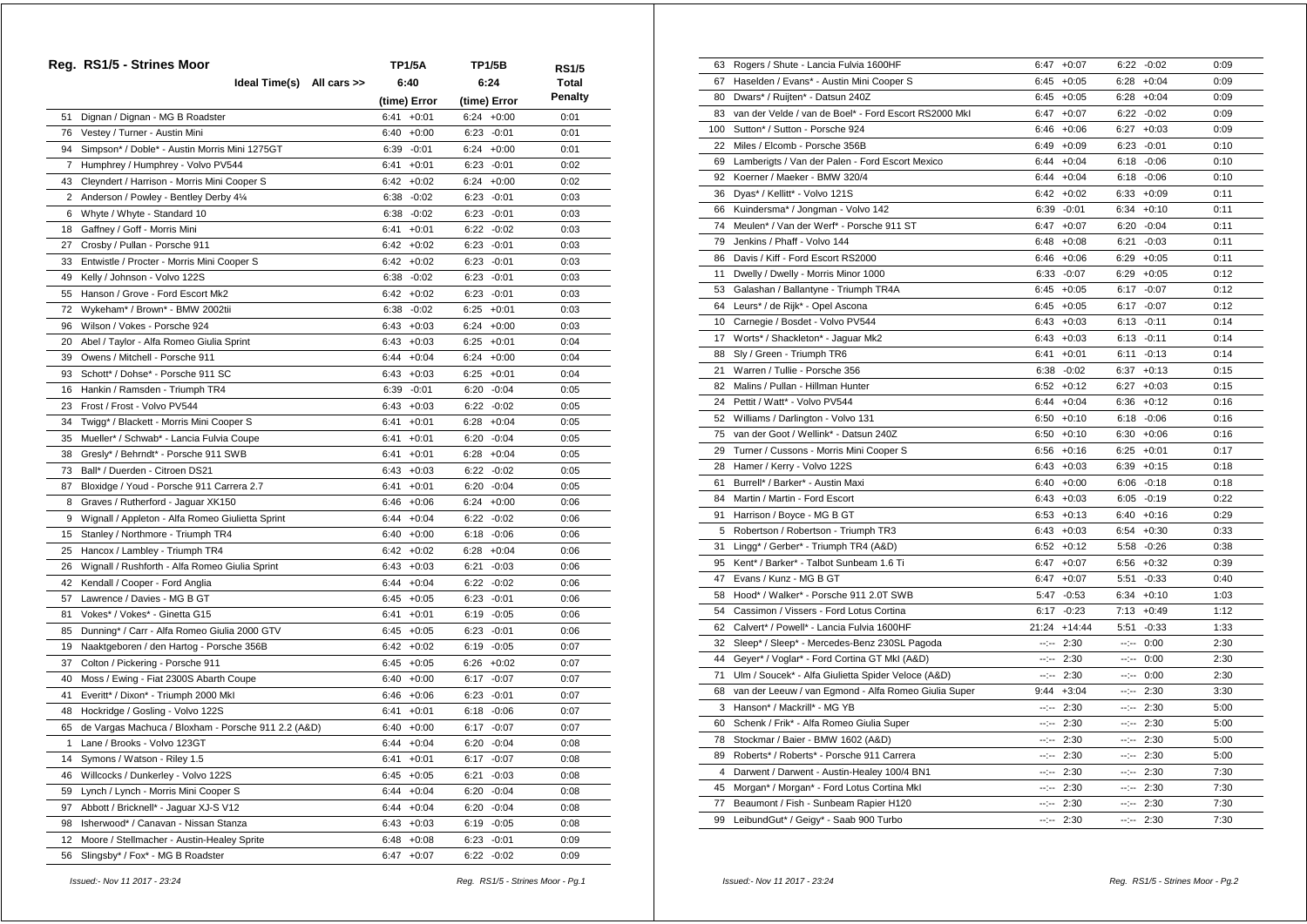## Reg. RS1/5 - Strines Moor

| | Ideal Time(s) All cars >> | TP1/5A 6:40 (time) Error | TP1/5B 6:24 (time) Error | RS1/5 Total Penalty |
|---|---|---|---|---|
| 51 | Dignan / Dignan - MG B Roadster | 6:41 +0:01 | 6:24 +0:00 | 0:01 |
| 76 | Vestey / Turner - Austin Mini | 6:40 +0:00 | 6:23 -0:01 | 0:01 |
| 94 | Simpson* / Doble* - Austin Morris Mini 1275GT | 6:39 -0:01 | 6:24 +0:00 | 0:01 |
| 7 | Humphrey / Humphrey - Volvo PV544 | 6:41 +0:01 | 6:23 -0:01 | 0:02 |
| 43 | Cleyndert / Harrison - Morris Mini Cooper S | 6:42 +0:02 | 6:24 +0:00 | 0:02 |
| 2 | Anderson / Powley - Bentley Derby 4¼ | 6:38 -0:02 | 6:23 -0:01 | 0:03 |
| 6 | Whyte / Whyte - Standard 10 | 6:38 -0:02 | 6:23 -0:01 | 0:03 |
| 18 | Gaffney / Goff - Morris Mini | 6:41 +0:01 | 6:22 -0:02 | 0:03 |
| 27 | Crosby / Pullan - Porsche 911 | 6:42 +0:02 | 6:23 -0:01 | 0:03 |
| 33 | Entwistle / Procter - Morris Mini Cooper S | 6:42 +0:02 | 6:23 -0:01 | 0:03 |
| 49 | Kelly / Johnson - Volvo 122S | 6:38 -0:02 | 6:23 -0:01 | 0:03 |
| 55 | Hanson / Grove - Ford Escort Mk2 | 6:42 +0:02 | 6:23 -0:01 | 0:03 |
| 72 | Wykeham* / Brown* - BMW 2002tii | 6:38 -0:02 | 6:25 +0:01 | 0:03 |
| 96 | Wilson / Vokes - Porsche 924 | 6:43 +0:03 | 6:24 +0:00 | 0:03 |
| 20 | Abel / Taylor - Alfa Romeo Giulia Sprint | 6:43 +0:03 | 6:25 +0:01 | 0:04 |
| 39 | Owens / Mitchell - Porsche 911 | 6:44 +0:04 | 6:24 +0:00 | 0:04 |
| 93 | Schott* / Dohse* - Porsche 911 SC | 6:43 +0:03 | 6:25 +0:01 | 0:04 |
| 16 | Hankin / Ramsden - Triumph TR4 | 6:39 -0:01 | 6:20 -0:04 | 0:05 |
| 23 | Frost / Frost - Volvo PV544 | 6:43 +0:03 | 6:22 -0:02 | 0:05 |
| 34 | Twigg* / Blackett - Morris Mini Cooper S | 6:41 +0:01 | 6:28 +0:04 | 0:05 |
| 35 | Mueller* / Schwab* - Lancia Fulvia Coupe | 6:41 +0:01 | 6:20 -0:04 | 0:05 |
| 38 | Gresly* / Behrndt* - Porsche 911 SWB | 6:41 +0:01 | 6:28 +0:04 | 0:05 |
| 73 | Ball* / Duerden - Citroen DS21 | 6:43 +0:03 | 6:22 -0:02 | 0:05 |
| 87 | Bloxidge / Youd - Porsche 911 Carrera 2.7 | 6:41 +0:01 | 6:20 -0:04 | 0:05 |
| 8 | Graves / Rutherford - Jaguar XK150 | 6:46 +0:06 | 6:24 +0:00 | 0:06 |
| 9 | Wignall / Appleton - Alfa Romeo Giulietta Sprint | 6:44 +0:04 | 6:22 -0:02 | 0:06 |
| 15 | Stanley / Northmore - Triumph TR4 | 6:40 +0:00 | 6:18 -0:06 | 0:06 |
| 25 | Hancox / Lambley - Triumph TR4 | 6:42 +0:02 | 6:28 +0:04 | 0:06 |
| 26 | Wignall / Rushforth - Alfa Romeo Giulia Sprint | 6:43 +0:03 | 6:21 -0:03 | 0:06 |
| 42 | Kendall / Cooper - Ford Anglia | 6:44 +0:04 | 6:22 -0:02 | 0:06 |
| 57 | Lawrence / Davies - MG B GT | 6:45 +0:05 | 6:23 -0:01 | 0:06 |
| 81 | Vokes* / Vokes* - Ginetta G15 | 6:41 +0:01 | 6:19 -0:05 | 0:06 |
| 85 | Dunning* / Carr - Alfa Romeo Giulia 2000 GTV | 6:45 +0:05 | 6:23 -0:01 | 0:06 |
| 19 | Naaktgeboren / den Hartog - Porsche 356B | 6:42 +0:02 | 6:19 -0:05 | 0:07 |
| 37 | Colton / Pickering - Porsche 911 | 6:45 +0:05 | 6:26 +0:02 | 0:07 |
| 40 | Moss / Ewing - Fiat 2300S Abarth Coupe | 6:40 +0:00 | 6:17 -0:07 | 0:07 |
| 41 | Everitt* / Dixon* - Triumph 2000 MkI | 6:46 +0:06 | 6:23 -0:01 | 0:07 |
| 48 | Hockridge / Gosling - Volvo 122S | 6:41 +0:01 | 6:18 -0:06 | 0:07 |
| 65 | de Vargas Machuca / Bloxham - Porsche 911 2.2 (A&D) | 6:40 +0:00 | 6:17 -0:07 | 0:07 |
| 1 | Lane / Brooks - Volvo 123GT | 6:44 +0:04 | 6:20 -0:04 | 0:08 |
| 14 | Symons / Watson - Riley 1.5 | 6:41 +0:01 | 6:17 -0:07 | 0:08 |
| 46 | Willcocks / Dunkerley - Volvo 122S | 6:45 +0:05 | 6:21 -0:03 | 0:08 |
| 59 | Lynch / Lynch - Morris Mini Cooper S | 6:44 +0:04 | 6:20 -0:04 | 0:08 |
| 97 | Abbott / Bricknell* - Jaguar XJ-S V12 | 6:44 +0:04 | 6:20 -0:04 | 0:08 |
| 98 | Isherwood* / Canavan - Nissan Stanza | 6:43 +0:03 | 6:19 -0:05 | 0:08 |
| 12 | Moore / Stellmacher - Austin-Healey Sprite | 6:48 +0:08 | 6:23 -0:01 | 0:09 |
| 56 | Slingsby* / Fox* - MG B Roadster | 6:47 +0:07 | 6:22 -0:02 | 0:09 |
| 63 | Rogers / Shute - Lancia Fulvia 1600HF | 6:47 +0:07 | 6:22 -0:02 | 0:09 |
| 67 | Haselden / Evans* - Austin Mini Cooper S | 6:45 +0:05 | 6:28 +0:04 | 0:09 |
| 80 | Dwars* / Ruijten* - Datsun 240Z | 6:45 +0:05 | 6:28 +0:04 | 0:09 |
| 83 | van der Velde / van de Boel* - Ford Escort RS2000 MkI | 6:47 +0:07 | 6:22 -0:02 | 0:09 |
| 100 | Sutton* / Sutton - Porsche 924 | 6:46 +0:06 | 6:27 +0:03 | 0:09 |
| 22 | Miles / Elcomb - Porsche 356B | 6:49 +0:09 | 6:23 -0:01 | 0:10 |
| 69 | Lamberigts / Van der Palen - Ford Escort Mexico | 6:44 +0:04 | 6:18 -0:06 | 0:10 |
| 92 | Koerner / Maeker - BMW 320/4 | 6:44 +0:04 | 6:18 -0:06 | 0:10 |
| 36 | Dyas* / Kellitt* - Volvo 121S | 6:42 +0:02 | 6:33 +0:09 | 0:11 |
| 66 | Kuindersma* / Jongman - Volvo 142 | 6:39 -0:01 | 6:34 +0:10 | 0:11 |
| 74 | Meulen* / Van der Werf* - Porsche 911 ST | 6:47 +0:07 | 6:20 -0:04 | 0:11 |
| 79 | Jenkins / Phaff - Volvo 144 | 6:48 +0:08 | 6:21 -0:03 | 0:11 |
| 86 | Davis / Kiff - Ford Escort RS2000 | 6:46 +0:06 | 6:29 +0:05 | 0:11 |
| 11 | Dwelly / Dwelly - Morris Minor 1000 | 6:33 -0:07 | 6:29 +0:05 | 0:12 |
| 53 | Galashan / Ballantyne - Triumph TR4A | 6:45 +0:05 | 6:17 -0:07 | 0:12 |
| 64 | Leurs* / de Rijk* - Opel Ascona | 6:45 +0:05 | 6:17 -0:07 | 0:12 |
| 10 | Carnegie / Bosdet - Volvo PV544 | 6:43 +0:03 | 6:13 -0:11 | 0:14 |
| 17 | Worts* / Shackleton* - Jaguar Mk2 | 6:43 +0:03 | 6:13 -0:11 | 0:14 |
| 88 | Sly / Green - Triumph TR6 | 6:41 +0:01 | 6:11 -0:13 | 0:14 |
| 21 | Warren / Tullie - Porsche 356 | 6:38 -0:02 | 6:37 +0:13 | 0:15 |
| 82 | Malins / Pullan - Hillman Hunter | 6:52 +0:12 | 6:27 +0:03 | 0:15 |
| 24 | Pettit / Watt* - Volvo PV544 | 6:44 +0:04 | 6:36 +0:12 | 0:16 |
| 52 | Williams / Darlington - Volvo 131 | 6:50 +0:10 | 6:18 -0:06 | 0:16 |
| 75 | van der Goot / Wellink* - Datsun 240Z | 6:50 +0:10 | 6:30 +0:06 | 0:16 |
| 29 | Turner / Cussons - Morris Mini Cooper S | 6:56 +0:16 | 6:25 +0:01 | 0:17 |
| 28 | Hamer / Kerry - Volvo 122S | 6:43 +0:03 | 6:39 +0:15 | 0:18 |
| 61 | Burrell* / Barker* - Austin Maxi | 6:40 +0:00 | 6:06 -0:18 | 0:18 |
| 84 | Martin / Martin - Ford Escort | 6:43 +0:03 | 6:05 -0:19 | 0:22 |
| 91 | Harrison / Boyce - MG B GT | 6:53 +0:13 | 6:40 +0:16 | 0:29 |
| 5 | Robertson / Robertson - Triumph TR3 | 6:43 +0:03 | 6:54 +0:30 | 0:33 |
| 31 | Lingg* / Gerber* - Triumph TR4 (A&D) | 6:52 +0:12 | 5:58 -0:26 | 0:38 |
| 95 | Kent* / Barker* - Talbot Sunbeam 1.6 Ti | 6:47 +0:07 | 6:56 +0:32 | 0:39 |
| 47 | Evans / Kunz - MG B GT | 6:47 +0:07 | 5:51 -0:33 | 0:40 |
| 58 | Hood* / Walker* - Porsche 911 2.0T SWB | 5:47 -0:53 | 6:34 +0:10 | 1:03 |
| 54 | Cassimon / Vissers - Ford Lotus Cortina | 6:17 -0:23 | 7:13 +0:49 | 1:12 |
| 62 | Calvert* / Powell* - Lancia Fulvia 1600HF | 21:24 +14:44 | 5:51 -0:33 | 1:33 |
| 32 | Sleep* / Sleep* - Mercedes-Benz 230SL Pagoda | --:-- 2:30 | --:-- 0:00 | 2:30 |
| 44 | Geyer* / Voglar* - Ford Cortina GT MkI (A&D) | --:-- 2:30 | --:-- 0:00 | 2:30 |
| 71 | Ulm / Soucek* - Alfa Giulietta Spider Veloce (A&D) | --:-- 2:30 | --:-- 0:00 | 2:30 |
| 68 | van der Leeuw / van Egmond - Alfa Romeo Giulia Super | 9:44 +3:04 | --:-- 2:30 | 3:30 |
| 3 | Hanson* / Mackrill* - MG YB | --:-- 2:30 | --:-- 2:30 | 5:00 |
| 60 | Schenk / Frik* - Alfa Romeo Giulia Super | --:-- 2:30 | --:-- 2:30 | 5:00 |
| 78 | Stockmar / Baier - BMW 1602 (A&D) | --:-- 2:30 | --:-- 2:30 | 5:00 |
| 89 | Roberts* / Roberts* - Porsche 911 Carrera | --:-- 2:30 | --:-- 2:30 | 5:00 |
| 4 | Darwent / Darwent - Austin-Healey 100/4 BN1 | --:-- 2:30 | --:-- 2:30 | 7:30 |
| 45 | Morgan* / Morgan* - Ford Lotus Cortina MkI | --:-- 2:30 | --:-- 2:30 | 7:30 |
| 77 | Beaumont / Fish - Sunbeam Rapier H120 | --:-- 2:30 | --:-- 2:30 | 7:30 |
| 99 | LeibundGut* / Geigy* - Saab 900 Turbo | --:-- 2:30 | --:-- 2:30 | 7:30 |

*Issued:- Nov 11 2017 - 23:24*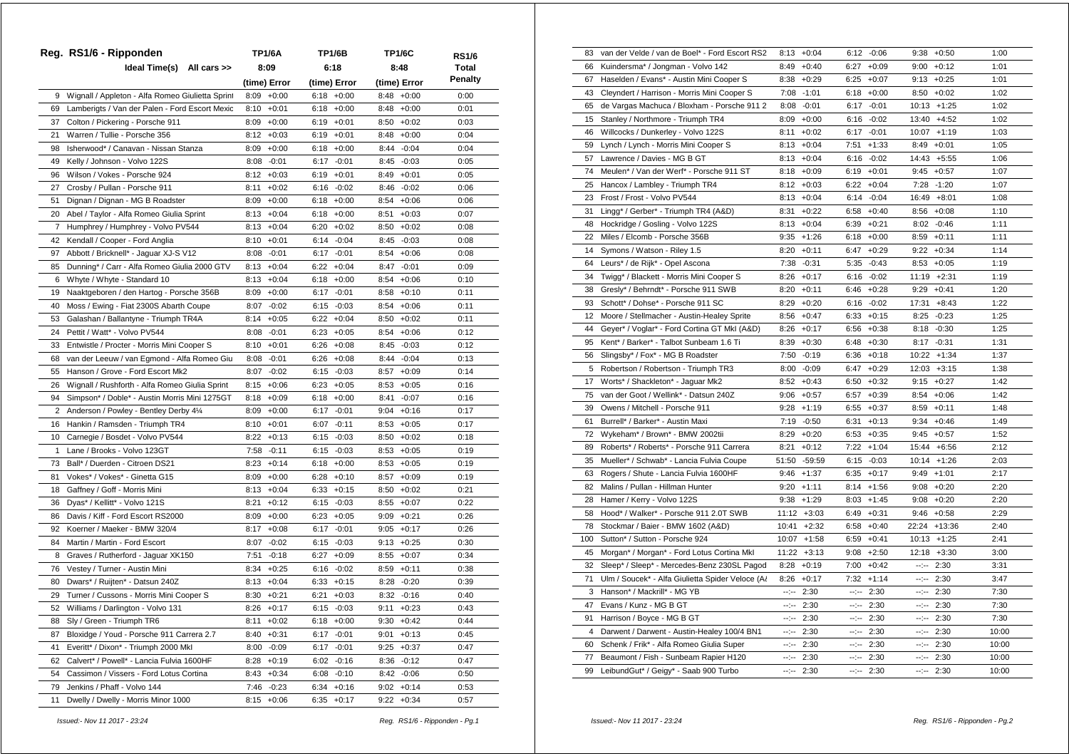## Reg. RS1/6 - Ripponden

| No. | Crew / Car | TP1/6A (time) | TP1/6A Error | TP1/6B (time) | TP1/6B Error | TP1/6C (time) | TP1/6C Error | RS1/6 Total Penalty |
|---|---|---|---|---|---|---|---|---|
| | Ideal Time(s) All cars >> | 8:09 | | 6:18 | | 8:48 | | |
| 9 | Wignall / Appleton - Alfa Romeo Giulietta Sprint | 8:09 | +0:00 | 6:18 | +0:00 | 8:48 | +0:00 | 0:00 |
| 69 | Lamberigts / Van der Palen - Ford Escort Mexic | 8:10 | +0:01 | 6:18 | +0:00 | 8:48 | +0:00 | 0:01 |
| 37 | Colton / Pickering - Porsche 911 | 8:09 | +0:00 | 6:19 | +0:01 | 8:50 | +0:02 | 0:03 |
| 21 | Warren / Tullie - Porsche 356 | 8:12 | +0:03 | 6:19 | +0:01 | 8:48 | +0:00 | 0:04 |
| 98 | Isherwood* / Canavan - Nissan Stanza | 8:09 | +0:00 | 6:18 | +0:00 | 8:44 | -0:04 | 0:04 |
| 49 | Kelly / Johnson - Volvo 122S | 8:08 | -0:01 | 6:17 | -0:01 | 8:45 | -0:03 | 0:05 |
| 96 | Wilson / Vokes - Porsche 924 | 8:12 | +0:03 | 6:19 | +0:01 | 8:49 | +0:01 | 0:05 |
| 27 | Crosby / Pullan - Porsche 911 | 8:11 | +0:02 | 6:16 | -0:02 | 8:46 | -0:02 | 0:06 |
| 51 | Dignan / Dignan - MG B Roadster | 8:09 | +0:00 | 6:18 | +0:00 | 8:54 | +0:06 | 0:06 |
| 20 | Abel / Taylor - Alfa Romeo Giulia Sprint | 8:13 | +0:04 | 6:18 | +0:00 | 8:51 | +0:03 | 0:07 |
| 7 | Humphrey / Humphrey - Volvo PV544 | 8:13 | +0:04 | 6:20 | +0:02 | 8:50 | +0:02 | 0:08 |
| 42 | Kendall / Cooper - Ford Anglia | 8:10 | +0:01 | 6:14 | -0:04 | 8:45 | -0:03 | 0:08 |
| 97 | Abbott / Bricknell* - Jaguar XJ-S V12 | 8:08 | -0:01 | 6:17 | -0:01 | 8:54 | +0:06 | 0:08 |
| 85 | Dunning* / Carr - Alfa Romeo Giulia 2000 GTV | 8:13 | +0:04 | 6:22 | +0:04 | 8:47 | -0:01 | 0:09 |
| 6 | Whyte / Whyte - Standard 10 | 8:13 | +0:04 | 6:18 | +0:00 | 8:54 | +0:06 | 0:10 |
| 19 | Naaktgeboren / den Hartog - Porsche 356B | 8:09 | +0:00 | 6:17 | -0:01 | 8:58 | +0:10 | 0:11 |
| 40 | Moss / Ewing - Fiat 2300S Abarth Coupe | 8:07 | -0:02 | 6:15 | -0:03 | 8:54 | +0:06 | 0:11 |
| 53 | Galashan / Ballantyne - Triumph TR4A | 8:14 | +0:05 | 6:22 | +0:04 | 8:50 | +0:02 | 0:11 |
| 24 | Pettit / Watt* - Volvo PV544 | 8:08 | -0:01 | 6:23 | +0:05 | 8:54 | +0:06 | 0:12 |
| 33 | Entwistle / Procter - Morris Mini Cooper S | 8:10 | +0:01 | 6:26 | +0:08 | 8:45 | -0:03 | 0:12 |
| 68 | van der Leeuw / van Egmond - Alfa Romeo Giu | 8:08 | -0:01 | 6:26 | +0:08 | 8:44 | -0:04 | 0:13 |
| 55 | Hanson / Grove - Ford Escort Mk2 | 8:07 | -0:02 | 6:15 | -0:03 | 8:57 | +0:09 | 0:14 |
| 26 | Wignall / Rushforth - Alfa Romeo Giulia Sprint | 8:15 | +0:06 | 6:23 | +0:05 | 8:53 | +0:05 | 0:16 |
| 94 | Simpson* / Doble* - Austin Morris Mini 1275GT | 8:18 | +0:09 | 6:18 | +0:00 | 8:41 | -0:07 | 0:16 |
| 2 | Anderson / Powley - Bentley Derby 4¼ | 8:09 | +0:00 | 6:17 | -0:01 | 9:04 | +0:16 | 0:17 |
| 16 | Hankin / Ramsden - Triumph TR4 | 8:10 | +0:01 | 6:07 | -0:11 | 8:53 | +0:05 | 0:17 |
| 10 | Carnegie / Bosdet - Volvo PV544 | 8:22 | +0:13 | 6:15 | -0:03 | 8:50 | +0:02 | 0:18 |
| 1 | Lane / Brooks - Volvo 123GT | 7:58 | -0:11 | 6:15 | -0:03 | 8:53 | +0:05 | 0:19 |
| 73 | Ball* / Duerden - Citroen DS21 | 8:23 | +0:14 | 6:18 | +0:00 | 8:53 | +0:05 | 0:19 |
| 81 | Vokes* / Vokes* - Ginetta G15 | 8:09 | +0:00 | 6:28 | +0:10 | 8:57 | +0:09 | 0:19 |
| 18 | Gaffney / Goff - Morris Mini | 8:13 | +0:04 | 6:33 | +0:15 | 8:50 | +0:02 | 0:21 |
| 36 | Dyas* / Kellitt* - Volvo 121S | 8:21 | +0:12 | 6:15 | -0:03 | 8:55 | +0:07 | 0:22 |
| 86 | Davis / Kiff - Ford Escort RS2000 | 8:09 | +0:00 | 6:23 | +0:05 | 9:09 | +0:21 | 0:26 |
| 92 | Koerner / Maeker - BMW 320/4 | 8:17 | +0:08 | 6:17 | -0:01 | 9:05 | +0:17 | 0:26 |
| 84 | Martin / Martin - Ford Escort | 8:07 | -0:02 | 6:15 | -0:03 | 9:13 | +0:25 | 0:30 |
| 8 | Graves / Rutherford - Jaguar XK150 | 7:51 | -0:18 | 6:27 | +0:09 | 8:55 | +0:07 | 0:34 |
| 76 | Vestey / Turner - Austin Mini | 8:34 | +0:25 | 6:16 | -0:02 | 8:59 | +0:11 | 0:38 |
| 80 | Dwars* / Ruijten* - Datsun 240Z | 8:13 | +0:04 | 6:33 | +0:15 | 8:28 | -0:20 | 0:39 |
| 29 | Turner / Cussons - Morris Mini Cooper S | 8:30 | +0:21 | 6:21 | +0:03 | 8:32 | -0:16 | 0:40 |
| 52 | Williams / Darlington - Volvo 131 | 8:26 | +0:17 | 6:15 | -0:03 | 9:11 | +0:23 | 0:43 |
| 88 | Sly / Green - Triumph TR6 | 8:11 | +0:02 | 6:18 | +0:00 | 9:30 | +0:42 | 0:44 |
| 87 | Bloxidge / Youd - Porsche 911 Carrera 2.7 | 8:40 | +0:31 | 6:17 | -0:01 | 9:01 | +0:13 | 0:45 |
| 41 | Everitt* / Dixon* - Triumph 2000 MkI | 8:00 | -0:09 | 6:17 | -0:01 | 9:25 | +0:37 | 0:47 |
| 62 | Calvert* / Powell* - Lancia Fulvia 1600HF | 8:28 | +0:19 | 6:02 | -0:16 | 8:36 | -0:12 | 0:47 |
| 54 | Cassimon / Vissers - Ford Lotus Cortina | 8:43 | +0:34 | 6:08 | -0:10 | 8:42 | -0:06 | 0:50 |
| 79 | Jenkins / Phaff - Volvo 144 | 7:46 | -0:23 | 6:34 | +0:16 | 9:02 | +0:14 | 0:53 |
| 11 | Dwelly / Dwelly - Morris Minor 1000 | 8:15 | +0:06 | 6:35 | +0:17 | 9:22 | +0:34 | 0:57 |
| 83 | van der Velde / van de Boel* - Ford Escort RS2 | 8:13 | +0:04 | 6:12 | -0:06 | 9:38 | +0:50 | 1:00 |
| 66 | Kuindersma* / Jongman - Volvo 142 | 8:49 | +0:40 | 6:27 | +0:09 | 9:00 | +0:12 | 1:01 |
| 67 | Haselden / Evans* - Austin Mini Cooper S | 8:38 | +0:29 | 6:25 | +0:07 | 9:13 | +0:25 | 1:01 |
| 43 | Cleyndert / Harrison - Morris Mini Cooper S | 7:08 | -1:01 | 6:18 | +0:00 | 8:50 | +0:02 | 1:02 |
| 65 | de Vargas Machuca / Bloxham - Porsche 911 2 | 8:08 | -0:01 | 6:17 | -0:01 | 10:13 | +1:25 | 1:02 |
| 15 | Stanley / Northmore - Triumph TR4 | 8:09 | +0:00 | 6:16 | -0:02 | 13:40 | +4:52 | 1:02 |
| 46 | Willcocks / Dunkerley - Volvo 122S | 8:11 | +0:02 | 6:17 | -0:01 | 10:07 | +1:19 | 1:03 |
| 59 | Lynch / Lynch - Morris Mini Cooper S | 8:13 | +0:04 | 7:51 | +1:33 | 8:49 | +0:01 | 1:05 |
| 57 | Lawrence / Davies - MG B GT | 8:13 | +0:04 | 6:16 | -0:02 | 14:43 | +5:55 | 1:06 |
| 74 | Meulen* / Van der Werf* - Porsche 911 ST | 8:18 | +0:09 | 6:19 | +0:01 | 9:45 | +0:57 | 1:07 |
| 25 | Hancox / Lambley - Triumph TR4 | 8:12 | +0:03 | 6:22 | +0:04 | 7:28 | -1:20 | 1:07 |
| 23 | Frost / Frost - Volvo PV544 | 8:13 | +0:04 | 6:14 | -0:04 | 16:49 | +8:01 | 1:08 |
| 31 | Lingg* / Gerber* - Triumph TR4 (A&D) | 8:31 | +0:22 | 6:58 | +0:40 | 8:56 | +0:08 | 1:10 |
| 48 | Hockridge / Gosling - Volvo 122S | 8:13 | +0:04 | 6:39 | +0:21 | 8:02 | -0:46 | 1:11 |
| 22 | Miles / Elcomb - Porsche 356B | 9:35 | +1:26 | 6:18 | +0:00 | 8:59 | +0:11 | 1:11 |
| 14 | Symons / Watson - Riley 1.5 | 8:20 | +0:11 | 6:47 | +0:29 | 9:22 | +0:34 | 1:14 |
| 64 | Leurs* / de Rijk* - Opel Ascona | 7:38 | -0:31 | 5:35 | -0:43 | 8:53 | +0:05 | 1:19 |
| 34 | Twigg* / Blackett - Morris Mini Cooper S | 8:26 | +0:17 | 6:16 | -0:02 | 11:19 | +2:31 | 1:19 |
| 38 | Gresly* / Behrndt* - Porsche 911 SWB | 8:20 | +0:11 | 6:46 | +0:28 | 9:29 | +0:41 | 1:20 |
| 93 | Schott* / Dohse* - Porsche 911 SC | 8:29 | +0:20 | 6:16 | -0:02 | 17:31 | +8:43 | 1:22 |
| 12 | Moore / Stellmacher - Austin-Healey Sprite | 8:56 | +0:47 | 6:33 | +0:15 | 8:25 | -0:23 | 1:25 |
| 44 | Geyer* / Voglar* - Ford Cortina GT MkI (A&D) | 8:26 | +0:17 | 6:56 | +0:38 | 8:18 | -0:30 | 1:25 |
| 95 | Kent* / Barker* - Talbot Sunbeam 1.6 Ti | 8:39 | +0:30 | 6:48 | +0:30 | 8:17 | -0:31 | 1:31 |
| 56 | Slingsby* / Fox* - MG B Roadster | 7:50 | -0:19 | 6:36 | +0:18 | 10:22 | +1:34 | 1:37 |
| 5 | Robertson / Robertson - Triumph TR3 | 8:00 | -0:09 | 6:47 | +0:29 | 12:03 | +3:15 | 1:38 |
| 17 | Worts* / Shackleton* - Jaguar Mk2 | 8:52 | +0:43 | 6:50 | +0:32 | 9:15 | +0:27 | 1:42 |
| 75 | van der Goot / Wellink* - Datsun 240Z | 9:06 | +0:57 | 6:57 | +0:39 | 8:54 | +0:06 | 1:42 |
| 39 | Owens / Mitchell - Porsche 911 | 9:28 | +1:19 | 6:55 | +0:37 | 8:59 | +0:11 | 1:48 |
| 61 | Burrell* / Barker* - Austin Maxi | 7:19 | -0:50 | 6:31 | +0:13 | 9:34 | +0:46 | 1:49 |
| 72 | Wykeham* / Brown* - BMW 2002tii | 8:29 | +0:20 | 6:53 | +0:35 | 9:45 | +0:57 | 1:52 |
| 89 | Roberts* / Roberts* - Porsche 911 Carrera | 8:21 | +0:12 | 7:22 | +1:04 | 15:44 | +6:56 | 2:12 |
| 35 | Mueller* / Schwab* - Lancia Fulvia Coupe | 51:50 | -59:59 | 6:15 | -0:03 | 10:14 | +1:26 | 2:03 |
| 63 | Rogers / Shute - Lancia Fulvia 1600HF | 9:46 | +1:37 | 6:35 | +0:17 | 9:49 | +1:01 | 2:17 |
| 82 | Malins / Pullan - Hillman Hunter | 9:20 | +1:11 | 8:14 | +1:56 | 9:08 | +0:20 | 2:20 |
| 28 | Hamer / Kerry - Volvo 122S | 9:38 | +1:29 | 8:03 | +1:45 | 9:08 | +0:20 | 2:20 |
| 58 | Hood* / Walker* - Porsche 911 2.0T SWB | 11:12 | +3:03 | 6:49 | +0:31 | 9:46 | +0:58 | 2:29 |
| 78 | Stockmar / Baier - BMW 1602 (A&D) | 10:41 | +2:32 | 6:58 | +0:40 | 22:24 | +13:36 | 2:40 |
| 100 | Sutton* / Sutton - Porsche 924 | 10:07 | +1:58 | 6:59 | +0:41 | 10:13 | +1:25 | 2:41 |
| 45 | Morgan* / Morgan* - Ford Lotus Cortina MkI | 11:22 | +3:13 | 9:08 | +2:50 | 12:18 | +3:30 | 3:00 |
| 32 | Sleep* / Sleep* - Mercedes-Benz 230SL Pagod | 8:28 | +0:19 | 7:00 | +0:42 | --:-- | 2:30 | 3:31 |
| 71 | Ulm / Soucek* - Alfa Giulietta Spider Veloce (A& | 8:26 | +0:17 | 7:32 | +1:14 | --:-- | 2:30 | 3:47 |
| 3 | Hanson* / Mackrill* - MG YB | --:-- | 2:30 | --:-- | 2:30 | --:-- | 2:30 | 7:30 |
| 47 | Evans / Kunz - MG B GT | --:-- | 2:30 | --:-- | 2:30 | --:-- | 2:30 | 7:30 |
| 91 | Harrison / Boyce - MG B GT | --:-- | 2:30 | --:-- | 2:30 | --:-- | 2:30 | 7:30 |
| 4 | Darwent / Darwent - Austin-Healey 100/4 BN1 | --:-- | 2:30 | --:-- | 2:30 | --:-- | 2:30 | 10:00 |
| 60 | Schenk / Frik* - Alfa Romeo Giulia Super | --:-- | 2:30 | --:-- | 2:30 | --:-- | 2:30 | 10:00 |
| 77 | Beaumont / Fish - Sunbeam Rapier H120 | --:-- | 2:30 | --:-- | 2:30 | --:-- | 2:30 | 10:00 |
| 99 | LeibundGut* / Geigy* - Saab 900 Turbo | --:-- | 2:30 | --:-- | 2:30 | --:-- | 2:30 | 10:00 |

*Issued:- Nov 11 2017 - 23:24*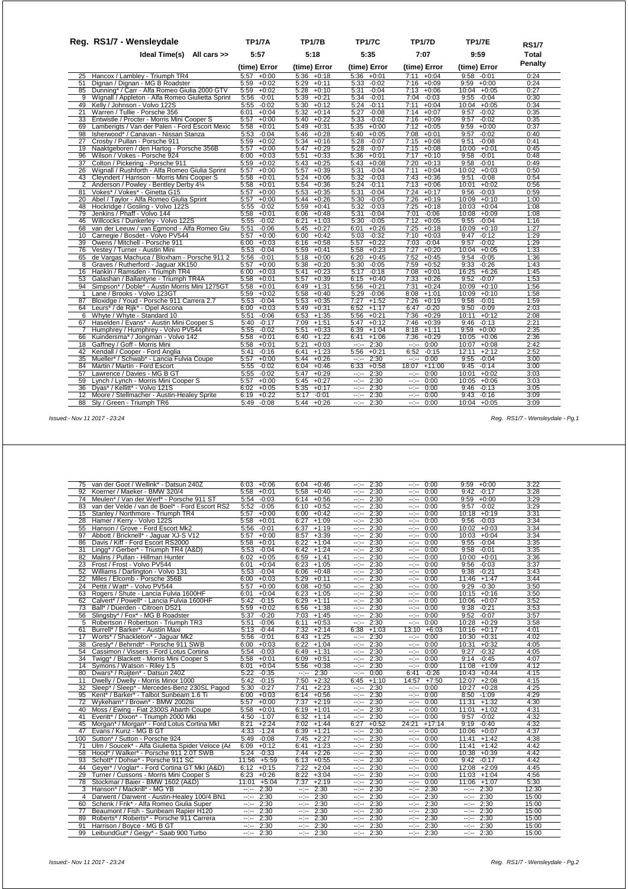## Reg. RS1/7 - Wensleydale

| No. | Ideal Time(s) All cars >> | TP1/7A 5:57 (time) | Error | TP1/7B 5:18 (time) | Error | TP1/7C 5:35 (time) | Error | TP1/7D 7:07 (time) | Error | TP1/7E 9:59 (time) | Error | RS1/7 Total Penalty |
|---|---|---|---|---|---|---|---|---|---|---|---|---|
| 25 | Hancox / Lambley - Triumph TR4 | 5:57 | +0:00 | 5:36 | +0:18 | 5:36 | +0:01 | 7:11 | +0:04 | 9:58 | -0:01 | 0:24 |
| 51 | Dignan / Dignan - MG B Roadster | 5:59 | +0:02 | 5:29 | +0:11 | 5:33 | -0:02 | 7:16 | +0:09 | 9:59 | +0:00 | 0:24 |
| 85 | Dunning* / Carr - Alfa Romeo Giulia 2000 GTV | 5:59 | +0:02 | 5:28 | +0:10 | 5:31 | -0:04 | 7:13 | +0:06 | 10:04 | +0:05 | 0:27 |
| 9 | Wignall / Appleton - Alfa Romeo Giulietta Sprint | 5:56 | -0:01 | 5:39 | +0:21 | 5:34 | -0:01 | 7:04 | -0:03 | 9:55 | -0:04 | 0:30 |
| 49 | Kelly / Johnson - Volvo 122S | 5:55 | -0:02 | 5:30 | +0:12 | 5:24 | -0:11 | 7:11 | +0:04 | 10:04 | +0:05 | 0:34 |
| 21 | Warren / Tullie - Porsche 356 | 6:01 | +0:04 | 5:32 | +0:14 | 5:27 | -0:08 | 7:14 | +0:07 | 9:57 | -0:02 | 0:35 |
| 33 | Entwistle / Procter - Morris Mini Cooper S | 5:57 | +0:00 | 5:40 | +0:22 | 5:33 | -0:02 | 7:16 | +0:09 | 9:57 | -0:02 | 0:35 |
| 69 | Lamberigts / Van der Palen - Ford Escort Mexic | 5:58 | +0:01 | 5:49 | +0:31 | 5:35 | +0:00 | 7:12 | +0:05 | 9:59 | +0:00 | 0:37 |
| 98 | Isherwood* / Canavan - Nissan Stanza | 5:53 | -0:04 | 5:46 | +0:28 | 5:40 | +0:05 | 7:08 | +0:01 | 9:57 | -0:02 | 0:40 |
| 27 | Crosby / Pullan - Porsche 911 | 5:59 | +0:02 | 5:34 | +0:16 | 5:28 | -0:07 | 7:15 | +0:08 | 9:51 | -0:08 | 0:41 |
| 19 | Naaktgeboren / den Hartog - Porsche 356B | 5:57 | +0:00 | 5:47 | +0:29 | 5:28 | -0:07 | 7:15 | +0:08 | 10:00 | +0:01 | 0:45 |
| 96 | Wilson / Vokes - Porsche 924 | 6:00 | +0:03 | 5:51 | +0:33 | 5:36 | +0:01 | 7:17 | +0:10 | 9:58 | -0:01 | 0:48 |
| 37 | Colton / Pickering - Porsche 911 | 5:59 | +0:02 | 5:43 | +0:25 | 5:43 | +0:08 | 7:20 | +0:13 | 9:58 | -0:01 | 0:49 |
| 26 | Wignall / Rushforth - Alfa Romeo Giulia Sprint | 5:57 | +0:00 | 5:57 | +0:39 | 5:31 | -0:04 | 7:11 | +0:04 | 10:02 | +0:03 | 0:50 |
| 43 | Cleyndert / Harrison - Morris Mini Cooper S | 5:58 | +0:01 | 5:24 | +0:06 | 5:32 | -0:03 | 7:43 | +0:36 | 9:51 | -0:08 | 0:54 |
| 2 | Anderson / Powley - Bentley Derby 4¼ | 5:58 | +0:01 | 5:54 | +0:36 | 5:24 | -0:11 | 7:13 | +0:06 | 10:01 | +0:02 | 0:56 |
| 81 | Vokes* / Vokes* - Ginetta G15 | 5:57 | +0:00 | 5:53 | +0:35 | 5:31 | -0:04 | 7:24 | +0:17 | 9:56 | -0:03 | 0:59 |
| 20 | Abel / Taylor - Alfa Romeo Giulia Sprint | 5:57 | +0:00 | 5:44 | +0:26 | 5:30 | -0:05 | 7:26 | +0:19 | 10:09 | +0:10 | 1:00 |
| 48 | Hockridge / Gosling - Volvo 122S | 5:55 | -0:02 | 5:59 | +0:41 | 5:32 | -0:03 | 7:25 | +0:18 | 10:03 | +0:04 | 1:08 |
| 79 | Jenkins / Phaff - Volvo 144 | 5:58 | +0:01 | 6:06 | +0:48 | 5:31 | -0:04 | 7:01 | -0:06 | 10:08 | +0:09 | 1:08 |
| 46 | Willcocks / Dunkerley - Volvo 122S | 5:55 | -0:02 | 6:21 | +1:03 | 5:30 | -0:05 | 7:12 | +0:05 | 9:55 | -0:04 | 1:16 |
| 68 | van der Leeuw / van Egmond - Alfa Romeo Giu | 5:51 | -0:06 | 5:45 | +0:27 | 6:01 | +0:26 | 7:25 | +0:18 | 10:09 | +0:10 | 1:27 |
| 10 | Carnegie / Bosdet - Volvo PV544 | 5:57 | +0:00 | 6:00 | +0:42 | 5:03 | -0:32 | 7:10 | +0:03 | 9:47 | -0:12 | 1:29 |
| 39 | Owens / Mitchell - Porsche 911 | 6:00 | +0:03 | 6:16 | +0:58 | 5:57 | +0:22 | 7:03 | -0:04 | 9:57 | -0:02 | 1:29 |
| 76 | Vestey / Turner - Austin Mini | 5:53 | -0:04 | 5:59 | +0:41 | 5:58 | +0:23 | 7:27 | +0:20 | 10:04 | +0:05 | 1:33 |
| 65 | de Vargas Machuca / Bloxham - Porsche 911 2 | 5:56 | -0:01 | 5:18 | +0:00 | 6:20 | +0:45 | 7:52 | +0:45 | 9:54 | -0:05 | 1:36 |
| 8 | Graves / Rutherford - Jaguar XK150 | 5:57 | +0:00 | 5:38 | +0:20 | 5:30 | -0:05 | 7:59 | +0:52 | 9:33 | -0:26 | 1:43 |
| 16 | Hankin / Ramsden - Triumph TR4 | 6:00 | +0:03 | 5:41 | +0:23 | 5:17 | -0:18 | 7:08 | +0:01 | 16:25 | +6:26 | 1:45 |
| 53 | Galashan / Ballantyne - Triumph TR4A | 5:58 | +0:01 | 5:57 | +0:39 | 6:15 | +0:40 | 7:33 | +0:26 | 9:52 | -0:07 | 1:53 |
| 94 | Simpson* / Doble* - Austin Morris Mini 1275GT | 5:58 | +0:01 | 6:49 | +1:31 | 5:56 | +0:21 | 7:31 | +0:24 | 10:09 | +0:10 | 1:56 |
| 1 | Lane / Brooks - Volvo 123GT | 5:59 | +0:02 | 5:58 | +0:40 | 5:29 | -0:06 | 8:08 | +1:01 | 10:09 | +0:10 | 1:58 |
| 87 | Bloxidge / Youd - Porsche 911 Carrera 2.7 | 5:53 | -0:04 | 5:53 | +0:35 | 7:27 | +1:52 | 7:26 | +0:19 | 9:58 | -0:01 | 1:59 |
| 64 | Leurs* / de Rijk* - Opel Ascona | 6:00 | +0:03 | 5:49 | +0:31 | 6:52 | +1:17 | 6:47 | -0:20 | 9:50 | -0:09 | 2:03 |
| 6 | Whyte / Whyte - Standard 10 | 5:51 | -0:06 | 6:53 | +1:35 | 5:56 | +0:21 | 7:36 | +0:29 | 10:11 | +0:12 | 2:08 |
| 67 | Haselden / Evans* - Austin Mini Cooper S | 5:40 | -0:17 | 7:09 | +1:51 | 5:47 | +0:12 | 7:46 | +0:39 | 9:46 | -0:13 | 2:21 |
| 7 | Humphrey / Humphrey - Volvo PV544 | 5:55 | -0:02 | 5:51 | +0:33 | 6:39 | +1:04 | 8:18 | +1:11 | 9:59 | +0:00 | 2:35 |
| 66 | Kuindersma* / Jongman - Volvo 142 | 5:58 | +0:01 | 6:40 | +1:22 | 6:41 | +1:06 | 7:36 | +0:29 | 10:05 | +0:06 | 2:36 |
| 18 | Gaffney / Goff - Morris Mini | 5:58 | +0:01 | 5:21 | +0:03 | --:-- | 2:30 | --:-- | 0:00 | 10:07 | +0:08 | 2:42 |
| 42 | Kendall / Cooper - Ford Anglia | 5:41 | -0:16 | 6:41 | +1:23 | 5:56 | +0:21 | 6:52 | -0:15 | 12:11 | +2:12 | 2:52 |
| 35 | Mueller* / Schwab* - Lancia Fulvia Coupe | 5:57 | +0:00 | 5:44 | +0:26 | --:-- | 2:30 | --:-- | 0:00 | 9:55 | -0:04 | 3:00 |
| 84 | Martin / Martin - Ford Escort | 5:55 | -0:02 | 6:04 | +0:46 | 6:33 | +0:58 | 18:07 | +11:00 | 9:45 | -0:14 | 3:00 |
| 57 | Lawrence / Davies - MG B GT | 5:55 | -0:02 | 5:47 | +0:29 | --:-- | 2:30 | --:-- | 0:00 | 10:01 | +0:02 | 3:03 |
| 59 | Lynch / Lynch - Morris Mini Cooper S | 5:57 | +0:00 | 5:45 | +0:27 | --:-- | 2:30 | --:-- | 0:00 | 10:05 | +0:06 | 3:03 |
| 36 | Dyas* / Kellitt* - Volvo 121S | 6:02 | +0:05 | 5:35 | +0:17 | --:-- | 2:30 | --:-- | 0:00 | 9:46 | -0:13 | 3:05 |
| 12 | Moore / Stellmacher - Austin-Healey Sprite | 6:19 | +0:22 | 5:17 | -0:01 | --:-- | 2:30 | --:-- | 0:00 | 9:43 | -0:16 | 3:09 |
| 88 | Sly / Green - Triumph TR6 | 5:49 | -0:08 | 5:44 | +0:26 | --:-- | 2:30 | --:-- | 0:00 | 10:04 | +0:05 | 3:09 |
| 75 | van der Goot / Wellink* - Datsun 240Z | 6:03 | +0:06 | 6:04 | +0:46 | --:-- | 2:30 | --:-- | 0:00 | 9:59 | +0:00 | 3:22 |
| 92 | Koerner / Maeker - BMW 320/4 | 5:58 | +0:01 | 5:58 | +0:40 | --:-- | 2:30 | --:-- | 0:00 | 9:42 | -0:17 | 3:28 |
| 74 | Meulen* / Van der Werf* - Porsche 911 ST | 5:54 | -0:03 | 6:14 | +0:56 | --:-- | 2:30 | --:-- | 0:00 | 9:59 | +0:00 | 3:29 |
| 83 | van der Velde / van de Boel* - Ford Escort RS2 | 5:52 | -0:05 | 6:10 | +0:52 | --:-- | 2:30 | --:-- | 0:00 | 9:57 | -0:02 | 3:29 |
| 15 | Stanley / Northmore - Triumph TR4 | 5:57 | +0:00 | 6:00 | +0:42 | --:-- | 2:30 | --:-- | 0:00 | 10:18 | +0:19 | 3:31 |
| 28 | Hamer / Kerry - Volvo 122S | 5:58 | +0:01 | 6:27 | +1:09 | --:-- | 2:30 | --:-- | 0:00 | 9:56 | -0:03 | 3:34 |
| 55 | Hanson / Grove - Ford Escort Mk2 | 5:56 | -0:01 | 6:37 | +1:19 | --:-- | 2:30 | --:-- | 0:00 | 10:02 | +0:03 | 3:34 |
| 97 | Abbott / Bricknell* - Jaguar XJ-S V12 | 5:57 | +0:00 | 8:57 | +3:39 | --:-- | 2:30 | --:-- | 0:00 | 10:03 | +0:04 | 3:34 |
| 86 | Davis / Kiff - Ford Escort RS2000 | 5:58 | +0:01 | 6:22 | +1:04 | --:-- | 2:30 | --:-- | 0:00 | 9:55 | -0:04 | 3:35 |
| 31 | Lingg* / Gerber* - Triumph TR4 (A&D) | 5:53 | -0:04 | 6:42 | +1:24 | --:-- | 2:30 | --:-- | 0:00 | 9:58 | -0:01 | 3:35 |
| 82 | Malins / Pullan - Hillman Hunter | 6:02 | +0:05 | 6:59 | +1:41 | --:-- | 2:30 | --:-- | 0:00 | 10:00 | +0:01 | 3:36 |
| 23 | Frost / Frost - Volvo PV544 | 6:01 | +0:04 | 6:23 | +1:05 | --:-- | 2:30 | --:-- | 0:00 | 9:56 | -0:03 | 3:37 |
| 52 | Williams / Darlington - Volvo 131 | 5:53 | -0:04 | 6:06 | +0:48 | --:-- | 2:30 | --:-- | 0:00 | 9:38 | -0:21 | 3:43 |
| 22 | Miles / Elcomb - Porsche 356B | 6:00 | +0:03 | 5:29 | +0:11 | --:-- | 2:30 | --:-- | 0:00 | 11:46 | +1:47 | 3:44 |
| 24 | Pettit / Watt* - Volvo PV544 | 5:57 | +0:00 | 6:08 | +0:50 | --:-- | 2:30 | --:-- | 0:00 | 9:29 | -0:30 | 3:50 |
| 63 | Rogers / Shute - Lancia Fulvia 1600HF | 6:01 | +0:04 | 6:23 | +1:05 | --:-- | 2:30 | --:-- | 0:00 | 10:15 | +0:16 | 3:50 |
| 62 | Calvert* / Powell* - Lancia Fulvia 1600HF | 5:42 | -0:15 | 6:29 | +1:11 | --:-- | 2:30 | --:-- | 0:00 | 10:06 | +0:07 | 3:52 |
| 73 | Ball* / Duerden - Citroen DS21 | 5:59 | +0:02 | 6:56 | +1:38 | --:-- | 2:30 | --:-- | 0:00 | 9:38 | -0:21 | 3:53 |
| 56 | Slingsby* / Fox* - MG B Roadster | 5:37 | -0:20 | 7:03 | +1:45 | --:-- | 2:30 | --:-- | 0:00 | 9:52 | -0:07 | 3:57 |
| 5 | Robertson / Robertson - Triumph TR3 | 5:51 | -0:06 | 6:11 | +0:53 | --:-- | 2:30 | --:-- | 0:00 | 10:28 | +0:29 | 3:58 |
| 61 | Burrell* / Barker* - Austin Maxi | 5:13 | -0:44 | 7:32 | +2:14 | 6:38 | +1:03 | 13:10 | +6:03 | 10:16 | +0:17 | 4:01 |
| 17 | Worts* / Shackleton* - Jaguar Mk2 | 5:56 | -0:01 | 6:43 | +1:25 | --:-- | 2:30 | --:-- | 0:00 | 10:30 | +0:31 | 4:02 |
| 38 | Gresly* / Behrndt* - Porsche 911 SWB | 6:00 | +0:03 | 6:22 | +1:04 | --:-- | 2:30 | --:-- | 0:00 | 10:31 | +0:32 | 4:05 |
| 54 | Cassimon / Vissers - Ford Lotus Cortina | 5:54 | -0:03 | 6:49 | +1:31 | --:-- | 2:30 | --:-- | 0:00 | 9:27 | -0:32 | 4:05 |
| 34 | Twigg* / Blackett - Morris Mini Cooper S | 5:58 | +0:01 | 6:09 | +0:51 | --:-- | 2:30 | --:-- | 0:00 | 9:14 | -0:45 | 4:07 |
| 14 | Symons / Watson - Riley 1.5 | 6:01 | +0:04 | 5:56 | +0:38 | --:-- | 2:30 | --:-- | 0:00 | 11:08 | +1:09 | 4:12 |
| 80 | Dwars* / Ruijten* - Datsun 240Z | 5:22 | -0:35 | --:-- | 2:30 | --:-- | 0:00 | 6:41 | -0:26 | 10:43 | +0:44 | 4:15 |
| 11 | Dwelly / Dwelly - Morris Minor 1000 | 5:42 | -0:15 | 7:50 | +2:32 | 6:45 | +1:10 | 14:57 | +7:50 | 12:07 | +2:08 | 4:15 |
| 32 | Sleep* / Sleep* - Mercedes-Benz 230SL Pagod | 5:30 | -0:27 | 7:41 | +2:23 | --:-- | 2:30 | --:-- | 0:00 | 10:27 | +0:28 | 4:25 |
| 95 | Kent* / Barker* - Talbot Sunbeam 1.6 Ti | 6:00 | +0:03 | 6:14 | +0:56 | --:-- | 2:30 | --:-- | 0:00 | 8:50 | -1:09 | 4:29 |
| 72 | Wykeham* / Brown* - BMW 2002tii | 5:57 | +0:00 | 7:37 | +2:19 | --:-- | 2:30 | --:-- | 0:00 | 11:31 | +1:32 | 4:30 |
| 40 | Moss / Ewing - Fiat 2300S Abarth Coupe | 5:58 | +0:01 | 6:19 | +1:01 | --:-- | 2:30 | --:-- | 0:00 | 11:01 | +1:02 | 4:31 |
| 41 | Everitt* / Dixon* - Triumph 2000 MkI | 4:50 | -1:07 | 6:32 | +1:14 | --:-- | 2:30 | --:-- | 0:00 | 9:57 | -0:02 | 4:32 |
| 45 | Morgan* / Morgan* - Ford Lotus Cortina MkI | 8:21 | +2:24 | 7:02 | +1:44 | 6:27 | +0:52 | 24:21 | +17:14 | 9:19 | -0:40 | 4:32 |
| 47 | Evans / Kunz - MG B GT | 4:33 | -1:24 | 6:39 | +1:21 | --:-- | 2:30 | --:-- | 0:00 | 10:06 | +0:07 | 4:37 |
| 100 | Sutton* / Sutton - Porsche 924 | 5:49 | -0:08 | 7:45 | +2:27 | --:-- | 2:30 | --:-- | 0:00 | 11:41 | +1:42 | 4:38 |
| 71 | Ulm / Soucek* - Alfa Giulietta Spider Veloce (Aé | 6:09 | +0:12 | 6:41 | +1:23 | --:-- | 2:30 | --:-- | 0:00 | 11:41 | +1:42 | 4:42 |
| 58 | Hood* / Walker* - Porsche 911 2.0T SWB | 5:24 | -0:33 | 7:44 | +2:26 | --:-- | 2:30 | --:-- | 0:00 | 10:38 | +0:39 | 4:42 |
| 93 | Schott* / Dohse* - Porsche 911 SC | 11:56 | +5:59 | 6:13 | +0:55 | --:-- | 2:30 | --:-- | 0:00 | 9:42 | -0:17 | 4:42 |
| 44 | Geyer* / Voglar* - Ford Cortina GT MkI (A&D) | 6:12 | +0:15 | 7:22 | +2:04 | --:-- | 2:30 | --:-- | 0:00 | 12:08 | +2:09 | 4:45 |
| 29 | Turner / Cussons - Morris Mini Cooper S | 6:23 | +0:26 | 8:22 | +3:04 | --:-- | 2:30 | --:-- | 0:00 | 11:03 | +1:04 | 4:56 |
| 78 | Stockmar / Baier - BMW 1602 (A&D) | 11:01 | +5:04 | 7:37 | +2:19 | --:-- | 2:30 | --:-- | 0:00 | 11:06 | +1:07 | 5:30 |
| 3 | Hanson* / Mackrill* - MG YB | --:-- | 2:30 | --:-- | 2:30 | --:-- | 2:30 | --:-- | 2:30 | --:-- | 2:30 | 12:30 |
| 4 | Darwent / Darwent - Austin-Healey 100/4 BN1 | --:-- | 2:30 | --:-- | 2:30 | --:-- | 2:30 | --:-- | 2:30 | --:-- | 2:30 | 15:00 |
| 60 | Schenk / Frik* - Alfa Romeo Giulia Super | --:-- | 2:30 | --:-- | 2:30 | --:-- | 2:30 | --:-- | 2:30 | --:-- | 2:30 | 15:00 |
| 77 | Beaumont / Fish - Sunbeam Rapier H120 | --:-- | 2:30 | --:-- | 2:30 | --:-- | 2:30 | --:-- | 2:30 | --:-- | 2:30 | 15:00 |
| 89 | Roberts* / Roberts* - Porsche 911 Carrera | --:-- | 2:30 | --:-- | 2:30 | --:-- | 2:30 | --:-- | 2:30 | --:-- | 2:30 | 15:00 |
| 91 | Harrison / Boyce - MG B GT | --:-- | 2:30 | --:-- | 2:30 | --:-- | 2:30 | --:-- | 2:30 | --:-- | 2:30 | 15:00 |
| 99 | LeibundGut* / Geigy* - Saab 900 Turbo | --:-- | 2:30 | --:-- | 2:30 | --:-- | 2:30 | --:-- | 2:30 | --:-- | 2:30 | 15:00 |

*Issued:- Nov 11 2017 - 23:24*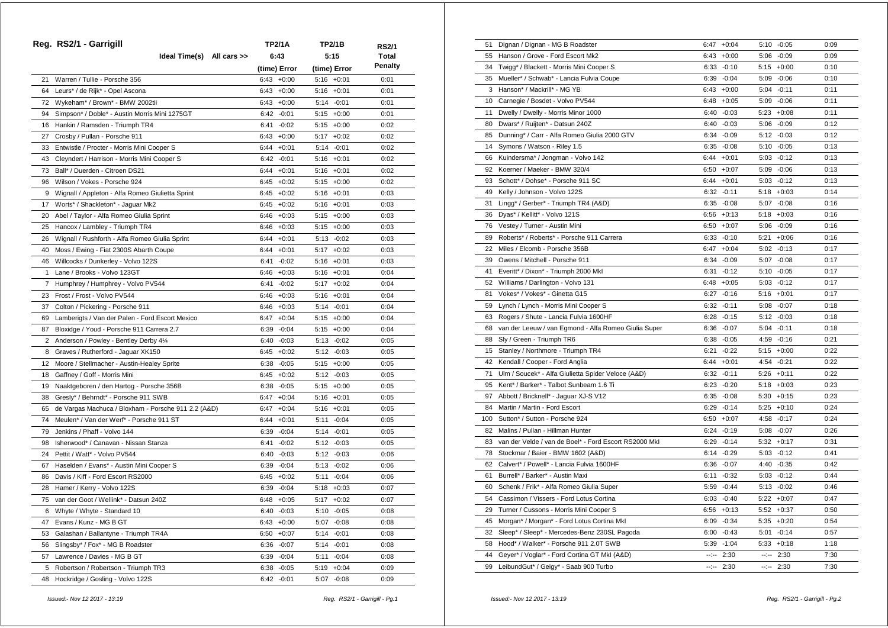## Reg. RS2/1 - Garrigill

| | | TP2/1A | TP2/1B | RS2/1 |
|---|---|---|---|---|
| | Ideal Time(s) All cars >> | 6:43 | 5:15 | Total |
| | | (time) Error | (time) Error | Penalty |
| 21 | Warren / Tullie - Porsche 356 | 6:43 +0:00 | 5:16 +0:01 | 0:01 |
| 64 | Leurs* / de Rijk* - Opel Ascona | 6:43 +0:00 | 5:16 +0:01 | 0:01 |
| 72 | Wykeham* / Brown* - BMW 2002tii | 6:43 +0:00 | 5:14 -0:01 | 0:01 |
| 94 | Simpson* / Doble* - Austin Morris Mini 1275GT | 6:42 -0:01 | 5:15 +0:00 | 0:01 |
| 16 | Hankin / Ramsden - Triumph TR4 | 6:41 -0:02 | 5:15 +0:00 | 0:02 |
| 27 | Crosby / Pullan - Porsche 911 | 6:43 +0:00 | 5:17 +0:02 | 0:02 |
| 33 | Entwistle / Procter - Morris Mini Cooper S | 6:44 +0:01 | 5:14 -0:01 | 0:02 |
| 43 | Cleyndert / Harrison - Morris Mini Cooper S | 6:42 -0:01 | 5:16 +0:01 | 0:02 |
| 73 | Ball* / Duerden - Citroen DS21 | 6:44 +0:01 | 5:16 +0:01 | 0:02 |
| 96 | Wilson / Vokes - Porsche 924 | 6:45 +0:02 | 5:15 +0:00 | 0:02 |
| 9 | Wignall / Appleton - Alfa Romeo Giulietta Sprint | 6:45 +0:02 | 5:16 +0:01 | 0:03 |
| 17 | Worts* / Shackleton* - Jaguar Mk2 | 6:45 +0:02 | 5:16 +0:01 | 0:03 |
| 20 | Abel / Taylor - Alfa Romeo Giulia Sprint | 6:46 +0:03 | 5:15 +0:00 | 0:03 |
| 25 | Hancox / Lambley - Triumph TR4 | 6:46 +0:03 | 5:15 +0:00 | 0:03 |
| 26 | Wignall / Rushforth - Alfa Romeo Giulia Sprint | 6:44 +0:01 | 5:13 -0:02 | 0:03 |
| 40 | Moss / Ewing - Fiat 2300S Abarth Coupe | 6:44 +0:01 | 5:17 +0:02 | 0:03 |
| 46 | Willcocks / Dunkerley - Volvo 122S | 6:41 -0:02 | 5:16 +0:01 | 0:03 |
| 1 | Lane / Brooks - Volvo 123GT | 6:46 +0:03 | 5:16 +0:01 | 0:04 |
| 7 | Humphrey / Humphrey - Volvo PV544 | 6:41 -0:02 | 5:17 +0:02 | 0:04 |
| 23 | Frost / Frost - Volvo PV544 | 6:46 +0:03 | 5:16 +0:01 | 0:04 |
| 37 | Colton / Pickering - Porsche 911 | 6:46 +0:03 | 5:14 -0:01 | 0:04 |
| 69 | Lamberigts / Van der Palen - Ford Escort Mexico | 6:47 +0:04 | 5:15 +0:00 | 0:04 |
| 87 | Bloxidge / Youd - Porsche 911 Carrera 2.7 | 6:39 -0:04 | 5:15 +0:00 | 0:04 |
| 2 | Anderson / Powley - Bentley Derby 4¼ | 6:40 -0:03 | 5:13 -0:02 | 0:05 |
| 8 | Graves / Rutherford - Jaguar XK150 | 6:45 +0:02 | 5:12 -0:03 | 0:05 |
| 12 | Moore / Stellmacher - Austin-Healey Sprite | 6:38 -0:05 | 5:15 +0:00 | 0:05 |
| 18 | Gaffney / Goff - Morris Mini | 6:45 +0:02 | 5:12 -0:03 | 0:05 |
| 19 | Naaktgeboren / den Hartog - Porsche 356B | 6:38 -0:05 | 5:15 +0:00 | 0:05 |
| 38 | Gresly* / Behrndt* - Porsche 911 SWB | 6:47 +0:04 | 5:16 +0:01 | 0:05 |
| 65 | de Vargas Machuca / Bloxham - Porsche 911 2.2 (A&D) | 6:47 +0:04 | 5:16 +0:01 | 0:05 |
| 74 | Meulen* / Van der Werf* - Porsche 911 ST | 6:44 +0:01 | 5:11 -0:04 | 0:05 |
| 79 | Jenkins / Phaff - Volvo 144 | 6:39 -0:04 | 5:14 -0:01 | 0:05 |
| 98 | Isherwood* / Canavan - Nissan Stanza | 6:41 -0:02 | 5:12 -0:03 | 0:05 |
| 24 | Pettit / Watt* - Volvo PV544 | 6:40 -0:03 | 5:12 -0:03 | 0:06 |
| 67 | Haselden / Evans* - Austin Mini Cooper S | 6:39 -0:04 | 5:13 -0:02 | 0:06 |
| 86 | Davis / Kiff - Ford Escort RS2000 | 6:45 +0:02 | 5:11 -0:04 | 0:06 |
| 28 | Hamer / Kerry - Volvo 122S | 6:39 -0:04 | 5:18 +0:03 | 0:07 |
| 75 | van der Goot / Wellink* - Datsun 240Z | 6:48 +0:05 | 5:17 +0:02 | 0:07 |
| 6 | Whyte / Whyte - Standard 10 | 6:40 -0:03 | 5:10 -0:05 | 0:08 |
| 47 | Evans / Kunz - MG B GT | 6:43 +0:00 | 5:07 -0:08 | 0:08 |
| 53 | Galashan / Ballantyne - Triumph TR4A | 6:50 +0:07 | 5:14 -0:01 | 0:08 |
| 56 | Slingsby* / Fox* - MG B Roadster | 6:36 -0:07 | 5:14 -0:01 | 0:08 |
| 57 | Lawrence / Davies - MG B GT | 6:39 -0:04 | 5:11 -0:04 | 0:08 |
| 5 | Robertson / Robertson - Triumph TR3 | 6:38 -0:05 | 5:19 +0:04 | 0:09 |
| 48 | Hockridge / Gosling - Volvo 122S | 6:42 -0:01 | 5:07 -0:08 | 0:09 |
| 51 | Dignan / Dignan - MG B Roadster | 6:47 +0:04 | 5:10 -0:05 | 0:09 |
| 55 | Hanson / Grove - Ford Escort Mk2 | 6:43 +0:00 | 5:06 -0:09 | 0:09 |
| 34 | Twigg* / Blackett - Morris Mini Cooper S | 6:33 -0:10 | 5:15 +0:00 | 0:10 |
| 35 | Mueller* / Schwab* - Lancia Fulvia Coupe | 6:39 -0:04 | 5:09 -0:06 | 0:10 |
| 3 | Hanson* / Mackrill* - MG YB | 6:43 +0:00 | 5:04 -0:11 | 0:11 |
| 10 | Carnegie / Bosdet - Volvo PV544 | 6:48 +0:05 | 5:09 -0:06 | 0:11 |
| 11 | Dwelly / Dwelly - Morris Minor 1000 | 6:40 -0:03 | 5:23 +0:08 | 0:11 |
| 80 | Dwars* / Ruijten* - Datsun 240Z | 6:40 -0:03 | 5:06 -0:09 | 0:12 |
| 85 | Dunning* / Carr - Alfa Romeo Giulia 2000 GTV | 6:34 -0:09 | 5:12 -0:03 | 0:12 |
| 14 | Symons / Watson - Riley 1.5 | 6:35 -0:08 | 5:10 -0:05 | 0:13 |
| 66 | Kuindersma* / Jongman - Volvo 142 | 6:44 +0:01 | 5:03 -0:12 | 0:13 |
| 92 | Koerner / Maeker - BMW 320/4 | 6:50 +0:07 | 5:09 -0:06 | 0:13 |
| 93 | Schott* / Dohse* - Porsche 911 SC | 6:44 +0:01 | 5:03 -0:12 | 0:13 |
| 49 | Kelly / Johnson - Volvo 122S | 6:32 -0:11 | 5:18 +0:03 | 0:14 |
| 31 | Lingg* / Gerber* - Triumph TR4 (A&D) | 6:35 -0:08 | 5:07 -0:08 | 0:16 |
| 36 | Dyas* / Kellitt* - Volvo 121S | 6:56 +0:13 | 5:18 +0:03 | 0:16 |
| 76 | Vestey / Turner - Austin Mini | 6:50 +0:07 | 5:06 -0:09 | 0:16 |
| 89 | Roberts* / Roberts* - Porsche 911 Carrera | 6:33 -0:10 | 5:21 +0:06 | 0:16 |
| 22 | Miles / Elcomb - Porsche 356B | 6:47 +0:04 | 5:02 -0:13 | 0:17 |
| 39 | Owens / Mitchell - Porsche 911 | 6:34 -0:09 | 5:07 -0:08 | 0:17 |
| 41 | Everitt* / Dixon* - Triumph 2000 MkI | 6:31 -0:12 | 5:10 -0:05 | 0:17 |
| 52 | Williams / Darlington - Volvo 131 | 6:48 +0:05 | 5:03 -0:12 | 0:17 |
| 81 | Vokes* / Vokes* - Ginetta G15 | 6:27 -0:16 | 5:16 +0:01 | 0:17 |
| 59 | Lynch / Lynch - Morris Mini Cooper S | 6:32 -0:11 | 5:08 -0:07 | 0:18 |
| 63 | Rogers / Shute - Lancia Fulvia 1600HF | 6:28 -0:15 | 5:12 -0:03 | 0:18 |
| 68 | van der Leeuw / van Egmond - Alfa Romeo Giulia Super | 6:36 -0:07 | 5:04 -0:11 | 0:18 |
| 88 | Sly / Green - Triumph TR6 | 6:38 -0:05 | 4:59 -0:16 | 0:21 |
| 15 | Stanley / Northmore - Triumph TR4 | 6:21 -0:22 | 5:15 +0:00 | 0:22 |
| 42 | Kendall / Cooper - Ford Anglia | 6:44 +0:01 | 4:54 -0:21 | 0:22 |
| 71 | Ulm / Soucek* - Alfa Giulietta Spider Veloce (A&D) | 6:32 -0:11 | 5:26 +0:11 | 0:22 |
| 95 | Kent* / Barker* - Talbot Sunbeam 1.6 Ti | 6:23 -0:20 | 5:18 +0:03 | 0:23 |
| 97 | Abbott / Bricknell* - Jaguar XJ-S V12 | 6:35 -0:08 | 5:30 +0:15 | 0:23 |
| 84 | Martin / Martin - Ford Escort | 6:29 -0:14 | 5:25 +0:10 | 0:24 |
| 100 | Sutton* / Sutton - Porsche 924 | 6:50 +0:07 | 4:58 -0:17 | 0:24 |
| 82 | Malins / Pullan - Hillman Hunter | 6:24 -0:19 | 5:08 -0:07 | 0:26 |
| 83 | van der Velde / van de Boel* - Ford Escort RS2000 MkI | 6:29 -0:14 | 5:32 +0:17 | 0:31 |
| 78 | Stockmar / Baier - BMW 1602 (A&D) | 6:14 -0:29 | 5:03 -0:12 | 0:41 |
| 62 | Calvert* / Powell* - Lancia Fulvia 1600HF | 6:36 -0:07 | 4:40 -0:35 | 0:42 |
| 61 | Burrell* / Barker* - Austin Maxi | 6:11 -0:32 | 5:03 -0:12 | 0:44 |
| 60 | Schenk / Frik* - Alfa Romeo Giulia Super | 5:59 -0:44 | 5:13 -0:02 | 0:46 |
| 54 | Cassimon / Vissers - Ford Lotus Cortina | 6:03 -0:40 | 5:22 +0:07 | 0:47 |
| 29 | Turner / Cussons - Morris Mini Cooper S | 6:56 +0:13 | 5:52 +0:37 | 0:50 |
| 45 | Morgan* / Morgan* - Ford Lotus Cortina MkI | 6:09 -0:34 | 5:35 +0:20 | 0:54 |
| 32 | Sleep* / Sleep* - Mercedes-Benz 230SL Pagoda | 6:00 -0:43 | 5:01 -0:14 | 0:57 |
| 58 | Hood* / Walker* - Porsche 911 2.0T SWB | 5:39 -1:04 | 5:33 +0:18 | 1:18 |
| 44 | Geyer* / Voglar* - Ford Cortina GT MkI (A&D) | --:-- 2:30 | --:-- 2:30 | 7:30 |
| 99 | LeibundGut* / Geigy* - Saab 900 Turbo | --:-- 2:30 | --:-- 2:30 | 7:30 |

*Issued:- Nov 12 2017 - 13:19*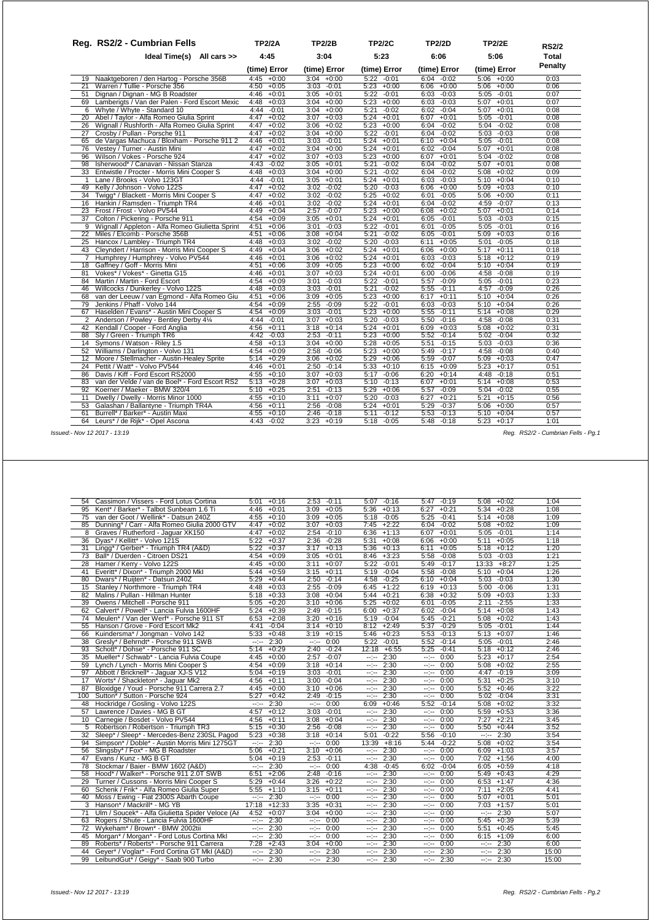## Reg. RS2/2 - Cumbrian Fells

| No. | Crew / Car | TP2/2A (time) | TP2/2A Error | TP2/2B (time) | TP2/2B Error | TP2/2C (time) | TP2/2C Error | TP2/2D (time) | TP2/2D Error | TP2/2E (time) | TP2/2E Error | RS2/2 Total Penalty |
|---|---|---|---|---|---|---|---|---|---|---|---|---|
| | Ideal Time(s) All cars >> | 4:45 | | 3:04 | | 5:23 | | 6:06 | | 5:06 | | |
| 19 | Naaktgeboren / den Hartog - Porsche 356B | 4:45 | +0:00 | 3:04 | +0:00 | 5:22 | -0:01 | 6:04 | -0:02 | 5:06 | +0:00 | 0:03 |
| 21 | Warren / Tullie - Porsche 356 | 4:50 | +0:05 | 3:03 | -0:01 | 5:23 | +0:00 | 6:06 | +0:00 | 5:06 | +0:00 | 0:06 |
| 51 | Dignan / Dignan - MG B Roadster | 4:46 | +0:01 | 3:05 | +0:01 | 5:22 | -0:01 | 6:03 | -0:03 | 5:05 | -0:01 | 0:07 |
| 69 | Lamberigts / Van der Palen - Ford Escort Mexic | 4:48 | +0:03 | 3:04 | +0:00 | 5:23 | +0:00 | 6:03 | -0:03 | 5:07 | +0:01 | 0:07 |
| 6 | Whyte / Whyte - Standard 10 | 4:44 | -0:01 | 3:04 | +0:00 | 5:21 | -0:02 | 6:02 | -0:04 | 5:07 | +0:01 | 0:08 |
| 20 | Abel / Taylor - Alfa Romeo Giulia Sprint | 4:47 | +0:02 | 3:07 | +0:03 | 5:24 | +0:01 | 6:07 | +0:01 | 5:05 | -0:01 | 0:08 |
| 26 | Wignall / Rushforth - Alfa Romeo Giulia Sprint | 4:47 | +0:02 | 3:06 | +0:02 | 5:23 | +0:00 | 6:04 | -0:02 | 5:04 | -0:02 | 0:08 |
| 27 | Crosby / Pullan - Porsche 911 | 4:47 | +0:02 | 3:04 | +0:00 | 5:22 | -0:01 | 6:04 | -0:02 | 5:03 | -0:03 | 0:08 |
| 65 | de Vargas Machuca / Bloxham - Porsche 911 2 | 4:46 | +0:01 | 3:03 | -0:01 | 5:24 | +0:01 | 6:10 | +0:04 | 5:05 | -0:01 | 0:08 |
| 76 | Vestey / Turner - Austin Mini | 4:47 | +0:02 | 3:04 | +0:00 | 5:24 | +0:01 | 6:02 | -0:04 | 5:07 | +0:01 | 0:08 |
| 96 | Wilson / Vokes - Porsche 924 | 4:47 | +0:02 | 3:07 | +0:03 | 5:23 | +0:00 | 6:07 | +0:01 | 5:04 | -0:02 | 0:08 |
| 98 | Isherwood* / Canavan - Nissan Stanza | 4:43 | -0:02 | 3:05 | +0:01 | 5:21 | -0:02 | 6:04 | -0:02 | 5:07 | +0:01 | 0:08 |
| 33 | Entwistle / Procter - Morris Mini Cooper S | 4:48 | +0:03 | 3:04 | +0:00 | 5:21 | -0:02 | 6:04 | -0:02 | 5:08 | +0:02 | 0:09 |
| 1 | Lane / Brooks - Volvo 123GT | 4:44 | -0:01 | 3:05 | +0:01 | 5:24 | +0:01 | 6:03 | -0:03 | 5:10 | +0:04 | 0:10 |
| 49 | Kelly / Johnson - Volvo 122S | 4:47 | +0:02 | 3:02 | -0:02 | 5:20 | -0:03 | 6:06 | +0:00 | 5:09 | +0:03 | 0:10 |
| 34 | Twigg* / Blackett - Morris Mini Cooper S | 4:47 | +0:02 | 3:02 | -0:02 | 5:25 | +0:02 | 6:01 | -0:05 | 5:06 | +0:00 | 0:11 |
| 16 | Hankin / Ramsden - Triumph TR4 | 4:46 | +0:01 | 3:02 | -0:02 | 5:24 | +0:01 | 6:04 | -0:02 | 4:59 | -0:07 | 0:13 |
| 23 | Frost / Frost - Volvo PV544 | 4:49 | +0:04 | 2:57 | -0:07 | 5:23 | +0:00 | 6:08 | +0:02 | 5:07 | +0:01 | 0:14 |
| 37 | Colton / Pickering - Porsche 911 | 4:54 | +0:09 | 3:05 | +0:01 | 5:24 | +0:01 | 6:05 | -0:01 | 5:03 | -0:03 | 0:15 |
| 9 | Wignall / Appleton - Alfa Romeo Giulietta Sprint | 4:51 | +0:06 | 3:01 | -0:03 | 5:22 | -0:01 | 6:01 | -0:05 | 5:05 | -0:01 | 0:16 |
| 22 | Miles / Elcomb - Porsche 356B | 4:51 | +0:06 | 3:08 | +0:04 | 5:21 | -0:02 | 6:05 | -0:01 | 5:09 | +0:03 | 0:16 |
| 25 | Hancox / Lambley - Triumph TR4 | 4:48 | +0:03 | 3:02 | -0:02 | 5:20 | -0:03 | 6:11 | +0:05 | 5:01 | -0:05 | 0:18 |
| 43 | Cleyndert / Harrison - Morris Mini Cooper S | 4:49 | +0:04 | 3:06 | +0:02 | 5:24 | +0:01 | 6:06 | +0:00 | 5:17 | +0:11 | 0:18 |
| 7 | Humphrey / Humphrey - Volvo PV544 | 4:46 | +0:01 | 3:06 | +0:02 | 5:24 | +0:01 | 6:03 | -0:03 | 5:18 | +0:12 | 0:19 |
| 18 | Gaffney / Goff - Morris Mini | 4:51 | +0:06 | 3:09 | +0:05 | 5:23 | +0:00 | 6:02 | -0:04 | 5:10 | +0:04 | 0:19 |
| 81 | Vokes* / Vokes* - Ginetta G15 | 4:46 | +0:01 | 3:07 | +0:03 | 5:24 | +0:01 | 6:00 | -0:06 | 4:58 | -0:08 | 0:19 |
| 84 | Martin / Martin - Ford Escort | 4:54 | +0:09 | 3:01 | -0:03 | 5:22 | -0:01 | 5:57 | -0:09 | 5:05 | -0:01 | 0:23 |
| 46 | Willcocks / Dunkerley - Volvo 122S | 4:48 | +0:03 | 3:03 | -0:01 | 5:21 | -0:02 | 5:55 | -0:11 | 4:57 | -0:09 | 0:26 |
| 68 | van der Leeuw / van Egmond - Alfa Romeo Giu | 4:51 | +0:06 | 3:09 | +0:05 | 5:23 | +0:00 | 6:17 | +0:11 | 5:10 | +0:04 | 0:26 |
| 79 | Jenkins / Phaff - Volvo 144 | 4:54 | +0:09 | 2:55 | -0:09 | 5:22 | -0:01 | 6:03 | -0:03 | 5:10 | +0:04 | 0:26 |
| 67 | Haselden / Evans* - Austin Mini Cooper S | 4:54 | +0:09 | 3:03 | -0:01 | 5:23 | +0:00 | 5:55 | -0:11 | 5:14 | +0:08 | 0:29 |
| 2 | Anderson / Powley - Bentley Derby 4¼ | 4:44 | -0:01 | 3:07 | +0:03 | 5:20 | -0:03 | 5:50 | -0:16 | 4:58 | -0:08 | 0:31 |
| 42 | Kendall / Cooper - Ford Anglia | 4:56 | +0:11 | 3:18 | +0:14 | 5:24 | +0:01 | 6:09 | +0:03 | 5:08 | +0:02 | 0:31 |
| 88 | Sly / Green - Triumph TR6 | 4:42 | -0:03 | 2:53 | -0:11 | 5:23 | +0:00 | 5:52 | -0:14 | 5:02 | -0:04 | 0:32 |
| 14 | Symons / Watson - Riley 1.5 | 4:58 | +0:13 | 3:04 | +0:00 | 5:28 | +0:05 | 5:51 | -0:15 | 5:03 | -0:03 | 0:36 |
| 52 | Williams / Darlington - Volvo 131 | 4:54 | +0:09 | 2:58 | -0:06 | 5:23 | +0:00 | 5:49 | -0:17 | 4:58 | -0:08 | 0:40 |
| 12 | Moore / Stellmacher - Austin-Healey Sprite | 5:14 | +0:29 | 3:06 | +0:02 | 5:29 | +0:06 | 5:59 | -0:07 | 5:09 | +0:03 | 0:47 |
| 24 | Pettit / Watt* - Volvo PV544 | 4:46 | +0:01 | 2:50 | -0:14 | 5:33 | +0:10 | 6:15 | +0:09 | 5:23 | +0:17 | 0:51 |
| 86 | Davis / Kiff - Ford Escort RS2000 | 4:55 | +0:10 | 3:07 | +0:03 | 5:17 | -0:06 | 6:20 | +0:14 | 4:48 | -0:18 | 0:51 |
| 83 | van der Velde / van de Boel* - Ford Escort RS2 | 5:13 | +0:28 | 3:07 | +0:03 | 5:10 | -0:13 | 6:07 | +0:01 | 5:14 | +0:08 | 0:53 |
| 92 | Koerner / Maeker - BMW 320/4 | 5:10 | +0:25 | 2:51 | -0:13 | 5:29 | +0:06 | 5:57 | -0:09 | 5:04 | -0:02 | 0:55 |
| 11 | Dwelly / Dwelly - Morris Minor 1000 | 4:55 | +0:10 | 3:11 | +0:07 | 5:20 | -0:03 | 6:27 | +0:21 | 5:21 | +0:15 | 0:56 |
| 53 | Galashan / Ballantyne - Triumph TR4A | 4:56 | +0:11 | 2:56 | -0:08 | 5:24 | +0:01 | 5:29 | -0:37 | 5:06 | +0:00 | 0:57 |
| 61 | Burrell* / Barker* - Austin Maxi | 4:55 | +0:10 | 2:46 | -0:18 | 5:11 | -0:12 | 5:53 | -0:13 | 5:10 | +0:04 | 0:57 |
| 64 | Leurs* / de Rijk* - Opel Ascona | 4:43 | -0:02 | 3:23 | +0:19 | 5:18 | -0:05 | 5:48 | -0:18 | 5:23 | +0:17 | 1:01 |
| 54 | Cassimon / Vissers - Ford Lotus Cortina | 5:01 | +0:16 | 2:53 | -0:11 | 5:07 | -0:16 | 5:47 | -0:19 | 5:08 | +0:02 | 1:04 |
| 95 | Kent* / Barker* - Talbot Sunbeam 1.6 Ti | 4:46 | +0:01 | 3:09 | +0:05 | 5:36 | +0:13 | 6:27 | +0:21 | 5:34 | +0:28 | 1:08 |
| 75 | van der Goot / Wellink* - Datsun 240Z | 4:55 | +0:10 | 3:09 | +0:05 | 5:18 | -0:05 | 5:25 | -0:41 | 5:14 | +0:08 | 1:09 |
| 85 | Dunning* / Carr - Alfa Romeo Giulia 2000 GTV | 4:47 | +0:02 | 3:07 | +0:03 | 7:45 | +2:22 | 6:04 | -0:02 | 5:08 | +0:02 | 1:09 |
| 8 | Graves / Rutherford - Jaguar XK150 | 4:47 | +0:02 | 2:54 | -0:10 | 6:36 | +1:13 | 6:07 | +0:01 | 5:05 | -0:01 | 1:14 |
| 36 | Dyas* / Kellitt* - Volvo 121S | 5:22 | +0:37 | 2:36 | -0:28 | 5:31 | +0:08 | 6:06 | +0:00 | 5:11 | +0:05 | 1:18 |
| 31 | Lingg* / Gerber* - Triumph TR4 (A&D) | 5:22 | +0:37 | 3:17 | +0:13 | 5:36 | +0:13 | 6:11 | +0:05 | 5:18 | +0:12 | 1:20 |
| 73 | Ball* / Duerden - Citroen DS21 | 4:54 | +0:09 | 3:05 | +0:01 | 8:46 | +3:23 | 5:58 | -0:08 | 5:03 | -0:03 | 1:21 |
| 28 | Hamer / Kerry - Volvo 122S | 4:45 | +0:00 | 3:11 | +0:07 | 5:22 | -0:01 | 5:49 | -0:17 | 13:33 | +8:27 | 1:25 |
| 41 | Everitt* / Dixon* - Triumph 2000 MkI | 5:44 | +0:59 | 3:15 | +0:11 | 5:19 | -0:04 | 5:58 | -0:08 | 5:10 | +0:04 | 1:26 |
| 80 | Dwars* / Ruijten* - Datsun 240Z | 5:29 | +0:44 | 2:50 | -0:14 | 4:58 | -0:25 | 6:10 | +0:04 | 5:03 | -0:03 | 1:30 |
| 15 | Stanley / Northmore - Triumph TR4 | 4:48 | +0:03 | 2:55 | -0:09 | 6:45 | +1:22 | 6:19 | +0:13 | 5:00 | -0:06 | 1:31 |
| 82 | Malins / Pullan - Hillman Hunter | 5:18 | +0:33 | 3:08 | +0:04 | 5:44 | +0:21 | 6:38 | +0:32 | 5:09 | +0:03 | 1:33 |
| 39 | Owens / Mitchell - Porsche 911 | 5:05 | +0:20 | 3:10 | +0:06 | 5:25 | +0:02 | 6:01 | -0:05 | 2:11 | -2:55 | 1:33 |
| 62 | Calvert* / Powell* - Lancia Fulvia 1600HF | 5:24 | +0:39 | 2:49 | -0:15 | 6:00 | +0:37 | 6:02 | -0:04 | 5:14 | +0:08 | 1:43 |
| 74 | Meulen* / Van der Werf* - Porsche 911 ST | 6:53 | +2:08 | 3:20 | +0:16 | 5:19 | -0:04 | 5:45 | -0:21 | 5:08 | +0:02 | 1:43 |
| 55 | Hanson / Grove - Ford Escort Mk2 | 4:41 | -0:04 | 3:14 | +0:10 | 8:12 | +2:49 | 5:37 | -0:29 | 5:05 | -0:01 | 1:44 |
| 66 | Kuindersma* / Jongman - Volvo 142 | 5:33 | +0:48 | 3:19 | +0:15 | 5:46 | +0:23 | 5:53 | -0:13 | 5:13 | +0:07 | 1:46 |
| 38 | Gresly* / Behrndt* - Porsche 911 SWB | --:-- | 2:30 | --:-- | 0:00 | 5:22 | -0:01 | 5:52 | -0:14 | 5:05 | -0:01 | 2:46 |
| 93 | Schott* / Dohse* - Porsche 911 SC | 5:14 | +0:29 | 2:40 | -0:24 | 12:18 | +6:55 | 5:25 | -0:41 | 5:18 | +0:12 | 2:46 |
| 35 | Mueller* / Schwab* - Lancia Fulvia Coupe | 4:45 | +0:00 | 2:57 | -0:07 | --:-- | 2:30 | --:-- | 0:00 | 5:23 | +0:17 | 2:54 |
| 59 | Lynch / Lynch - Morris Mini Cooper S | 4:54 | +0:09 | 3:18 | +0:14 | --:-- | 2:30 | --:-- | 0:00 | 5:08 | +0:02 | 2:55 |
| 97 | Abbott / Bricknell* - Jaguar XJ-S V12 | 5:04 | +0:19 | 3:03 | -0:01 | --:-- | 2:30 | --:-- | 0:00 | 4:47 | -0:19 | 3:09 |
| 17 | Worts* / Shackleton* - Jaguar Mk2 | 4:56 | +0:11 | 3:00 | -0:04 | --:-- | 2:30 | --:-- | 0:00 | 5:31 | +0:25 | 3:10 |
| 87 | Bloxidge / Youd - Porsche 911 Carrera 2.7 | 4:45 | +0:00 | 3:10 | +0:06 | --:-- | 2:30 | --:-- | 0:00 | 5:52 | +0:46 | 3:22 |
| 100 | Sutton* / Sutton - Porsche 924 | 5:27 | +0:42 | 2:49 | -0:15 | --:-- | 2:30 | --:-- | 0:00 | 5:02 | -0:04 | 3:31 |
| 48 | Hockridge / Gosling - Volvo 122S | --:-- | 2:30 | --:-- | 0:00 | 6:09 | +0:46 | 5:52 | -0:14 | 5:08 | +0:02 | 3:32 |
| 57 | Lawrence / Davies - MG B GT | 4:57 | +0:12 | 3:03 | -0:01 | --:-- | 2:30 | --:-- | 0:00 | 5:59 | +0:53 | 3:36 |
| 10 | Carnegie / Bosdet - Volvo PV544 | 4:56 | +0:11 | 3:08 | +0:04 | --:-- | 2:30 | --:-- | 0:00 | 7:27 | +2:21 | 3:45 |
| 5 | Robertson / Robertson - Triumph TR3 | 5:15 | +0:30 | 2:56 | -0:08 | --:-- | 2:30 | --:-- | 0:00 | 5:50 | +0:44 | 3:52 |
| 32 | Sleep* / Sleep* - Mercedes-Benz 230SL Pagod | 5:23 | +0:38 | 3:18 | +0:14 | 5:01 | -0:22 | 5:56 | -0:10 | --:-- | 2:30 | 3:54 |
| 94 | Simpson* / Doble* - Austin Morris Mini 1275GT | --:-- | 2:30 | --:-- | 0:00 | 13:39 | +8:16 | 5:44 | -0:22 | 5:08 | +0:02 | 3:54 |
| 56 | Slingsby* / Fox* - MG B Roadster | 5:06 | +0:21 | 3:10 | +0:06 | --:-- | 2:30 | --:-- | 0:00 | 6:09 | +1:03 | 3:57 |
| 47 | Evans / Kunz - MG B GT | 5:04 | +0:19 | 2:53 | -0:11 | --:-- | 2:30 | --:-- | 0:00 | 7:02 | +1:56 | 4:00 |
| 78 | Stockmar / Baier - BMW 1602 (A&D) | --:-- | 2:30 | --:-- | 0:00 | 4:38 | -0:45 | 6:02 | -0:04 | 6:05 | +0:59 | 4:18 |
| 58 | Hood* / Walker* - Porsche 911 2.0T SWB | 6:51 | +2:06 | 2:48 | -0:16 | --:-- | 2:30 | --:-- | 0:00 | 5:49 | +0:43 | 4:29 |
| 29 | Turner / Cussons - Morris Mini Cooper S | 5:29 | +0:44 | 3:26 | +0:22 | --:-- | 2:30 | --:-- | 0:00 | 6:53 | +1:47 | 4:36 |
| 60 | Schenk / Frik* - Alfa Romeo Giulia Super | 5:55 | +1:10 | 3:15 | +0:11 | --:-- | 2:30 | --:-- | 0:00 | 7:11 | +2:05 | 4:41 |
| 40 | Moss / Ewing - Fiat 2300S Abarth Coupe | --:-- | 2:30 | --:-- | 0:00 | --:-- | 2:30 | --:-- | 0:00 | 5:07 | +0:01 | 5:01 |
| 3 | Hanson* / Mackrill* - MG YB | 17:18 | +12:33 | 3:35 | +0:31 | --:-- | 2:30 | --:-- | 0:00 | 7:03 | +1:57 | 5:01 |
| 71 | Ulm / Soucek* - Alfa Giulietta Spider Veloce (A& | 4:52 | +0:07 | 3:04 | +0:00 | --:-- | 2:30 | --:-- | 0:00 | --:-- | 2:30 | 5:07 |
| 63 | Rogers / Shute - Lancia Fulvia 1600HF | --:-- | 2:30 | --:-- | 0:00 | --:-- | 2:30 | --:-- | 0:00 | 5:45 | +0:39 | 5:39 |
| 72 | Wykeham* / Brown* - BMW 2002tii | --:-- | 2:30 | --:-- | 0:00 | --:-- | 2:30 | --:-- | 0:00 | 5:51 | +0:45 | 5:45 |
| 45 | Morgan* / Morgan* - Ford Lotus Cortina MkI | --:-- | 2:30 | --:-- | 0:00 | --:-- | 2:30 | --:-- | 0:00 | 6:15 | +1:09 | 6:00 |
| 89 | Roberts* / Roberts* - Porsche 911 Carrera | 7:28 | +2:43 | 3:04 | +0:00 | --:-- | 2:30 | --:-- | 0:00 | --:-- | 2:30 | 6:00 |
| 44 | Geyer* / Voglar* - Ford Cortina GT MkI (A&D) | --:-- | 2:30 | --:-- | 2:30 | --:-- | 2:30 | --:-- | 2:30 | --:-- | 2:30 | 15:00 |
| 99 | LeibundGut* / Geigy* - Saab 900 Turbo | --:-- | 2:30 | --:-- | 2:30 | --:-- | 2:30 | --:-- | 2:30 | --:-- | 2:30 | 15:00 |

Issued:- Nov 12 2017 - 13:19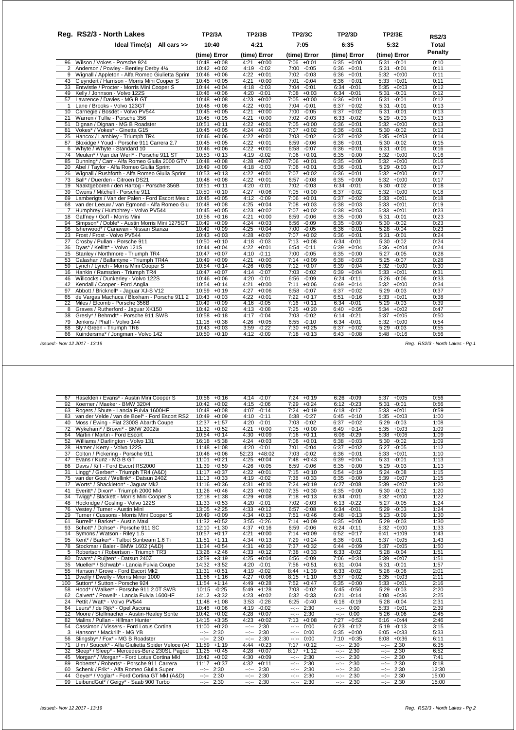## Reg. RS2/3 - North Lakes

| No. | Crew / Car | TP2/3A (time) | TP2/3A Error | TP2/3B (time) | TP2/3B Error | TP2/3C (time) | TP2/3C Error | TP2/3D (time) | TP2/3D Error | TP2/3E (time) | TP2/3E Error | RS2/3 Total Penalty |
|---|---|---|---|---|---|---|---|---|---|---|---|---|
| | Ideal Time(s) All cars >> | 10:40 | | 4:21 | | 7:05 | | 6:35 | | 5:32 | | |
| 96 | Wilson / Vokes - Porsche 924 | 10:48 | +0:08 | 4:21 | +0:00 | 7:06 | +0:01 | 6:35 | +0:00 | 5:31 | -0:01 | 0:10 |
| 2 | Anderson / Powley - Bentley Derby 4¼ | 10:42 | +0:02 | 4:19 | -0:02 | 7:00 | -0:05 | 6:36 | +0:01 | 5:31 | -0:01 | 0:11 |
| 9 | Wignall / Appleton - Alfa Romeo Giulietta Sprint | 10:46 | +0:06 | 4:22 | +0:01 | 7:02 | -0:03 | 6:36 | +0:01 | 5:32 | +0:00 | 0:11 |
| 43 | Cleyndert / Harrison - Morris Mini Cooper S | 10:45 | +0:05 | 4:21 | +0:00 | 7:01 | -0:04 | 6:36 | +0:01 | 5:33 | +0:01 | 0:11 |
| 33 | Entwistle / Procter - Morris Mini Cooper S | 10:44 | +0:04 | 4:18 | -0:03 | 7:04 | -0:01 | 6:34 | -0:01 | 5:35 | +0:03 | 0:12 |
| 49 | Kelly / Johnson - Volvo 122S | 10:46 | +0:06 | 4:20 | -0:01 | 7:08 | +0:03 | 6:34 | -0:01 | 5:31 | -0:01 | 0:12 |
| 57 | Lawrence / Davies - MG B GT | 10:48 | +0:08 | 4:23 | +0:02 | 7:05 | +0:00 | 6:36 | +0:01 | 5:31 | -0:01 | 0:12 |
| 1 | Lane / Brooks - Volvo 123GT | 10:48 | +0:08 | 4:22 | +0:01 | 7:04 | -0:01 | 6:37 | +0:02 | 5:31 | -0:01 | 0:13 |
| 10 | Carnegie / Bosdet - Volvo PV544 | 10:45 | +0:05 | 4:21 | +0:00 | 7:00 | -0:05 | 6:37 | +0:02 | 5:31 | -0:01 | 0:13 |
| 21 | Warren / Tullie - Porsche 356 | 10:45 | +0:05 | 4:21 | +0:00 | 7:02 | -0:03 | 6:33 | -0:02 | 5:29 | -0:03 | 0:13 |
| 51 | Dignan / Dignan - MG B Roadster | 10:51 | +0:11 | 4:22 | +0:01 | 7:05 | +0:00 | 6:36 | +0:01 | 5:32 | +0:00 | 0:13 |
| 81 | Vokes* / Vokes* - Ginetta G15 | 10:45 | +0:05 | 4:24 | +0:03 | 7:07 | +0:02 | 6:36 | +0:01 | 5:30 | -0:02 | 0:13 |
| 25 | Hancox / Lambley - Triumph TR4 | 10:46 | +0:06 | 4:22 | +0:01 | 7:03 | -0:02 | 6:37 | +0:02 | 5:35 | +0:03 | 0:14 |
| 87 | Bloxidge / Youd - Porsche 911 Carrera 2.7 | 10:45 | +0:05 | 4:22 | +0:01 | 6:59 | -0:06 | 6:36 | +0:01 | 5:30 | -0:02 | 0:15 |
| 6 | Whyte / Whyte - Standard 10 | 10:46 | +0:06 | 4:22 | +0:01 | 6:58 | -0:07 | 6:36 | +0:01 | 5:31 | -0:01 | 0:16 |
| 74 | Meulen* / Van der Werf* - Porsche 911 ST | 10:53 | +0:13 | 4:19 | -0:02 | 7:06 | +0:01 | 6:35 | +0:00 | 5:32 | +0:00 | 0:16 |
| 85 | Dunning* / Carr - Alfa Romeo Giulia 2000 GTV | 10:48 | +0:08 | 4:28 | +0:07 | 7:06 | +0:01 | 6:35 | +0:00 | 5:32 | +0:00 | 0:16 |
| 20 | Abel / Taylor - Alfa Romeo Giulia Sprint | 10:49 | +0:09 | 4:18 | -0:03 | 7:06 | +0:01 | 6:36 | +0:01 | 5:29 | -0:03 | 0:17 |
| 26 | Wignall / Rushforth - Alfa Romeo Giulia Sprint | 10:53 | +0:13 | 4:22 | +0:01 | 7:07 | +0:02 | 6:36 | +0:01 | 5:32 | +0:00 | 0:17 |
| 73 | Ball* / Duerden - Citroen DS21 | 10:48 | +0:08 | 4:22 | +0:01 | 6:57 | -0:08 | 6:35 | +0:00 | 5:32 | +0:00 | 0:17 |
| 19 | Naaktgeboren / den Hartog - Porsche 356B | 10:51 | +0:11 | 4:20 | -0:01 | 7:02 | -0:03 | 6:34 | -0:01 | 5:30 | -0:02 | 0:18 |
| 39 | Owens / Mitchell - Porsche 911 | 10:50 | +0:10 | 4:27 | +0:06 | 7:05 | +0:00 | 6:37 | +0:02 | 5:32 | +0:00 | 0:18 |
| 69 | Lamberigts / Van der Palen - Ford Escort Mexic | 10:45 | +0:05 | 4:12 | -0:09 | 7:06 | +0:01 | 6:37 | +0:02 | 5:33 | +0:01 | 0:18 |
| 68 | van der Leeuw / van Egmond - Alfa Romeo Giu | 10:48 | +0:08 | 4:25 | +0:04 | 7:08 | +0:03 | 6:38 | +0:03 | 5:33 | +0:01 | 0:19 |
| 7 | Humphrey / Humphrey - Volvo PV544 | 10:45 | +0:05 | 4:23 | +0:02 | 7:07 | +0:02 | 6:38 | +0:03 | 5:33 | +0:01 | 0:23 |
| 18 | Gaffney / Goff - Morris Mini | 10:56 | +0:16 | 4:21 | +0:00 | 6:59 | -0:06 | 6:35 | +0:00 | 5:31 | -0:01 | 0:23 |
| 94 | Simpson* / Doble* - Austin Morris Mini 1275GT | 10:49 | +0:09 | 4:24 | +0:03 | 6:56 | -0:09 | 6:35 | +0:00 | 5:30 | -0:02 | 0:23 |
| 98 | Isherwood* / Canavan - Nissan Stanza | 10:49 | +0:09 | 4:25 | +0:04 | 7:00 | -0:05 | 6:36 | +0:01 | 5:28 | -0:04 | 0:23 |
| 23 | Frost / Frost - Volvo PV544 | 10:43 | +0:03 | 4:28 | +0:07 | 7:07 | +0:02 | 6:36 | +0:01 | 5:31 | -0:01 | 0:24 |
| 27 | Crosby / Pullan - Porsche 911 | 10:50 | +0:10 | 4:18 | -0:03 | 7:13 | +0:08 | 6:34 | -0:01 | 5:30 | -0:02 | 0:24 |
| 36 | Dyas* / Kellitt* - Volvo 121S | 10:44 | +0:04 | 4:22 | +0:01 | 6:54 | -0:11 | 6:39 | +0:04 | 5:36 | +0:04 | 0:24 |
| 15 | Stanley / Northmore - Triumph TR4 | 10:47 | +0:07 | 4:10 | -0:11 | 7:00 | -0:05 | 6:35 | +0:00 | 5:27 | -0:05 | 0:28 |
| 53 | Galashan / Ballantyne - Triumph TR4A | 10:49 | +0:09 | 4:21 | +0:00 | 7:14 | +0:09 | 6:38 | +0:03 | 5:25 | -0:07 | 0:28 |
| 59 | Lynch / Lynch - Morris Mini Cooper S | 10:54 | +0:14 | 4:26 | +0:05 | 7:12 | +0:07 | 6:39 | +0:04 | 5:32 | +0:00 | 0:30 |
| 16 | Hankin / Ramsden - Triumph TR4 | 10:47 | +0:07 | 4:14 | -0:07 | 7:03 | -0:02 | 6:39 | +0:04 | 5:33 | +0:01 | 0:31 |
| 46 | Willcocks / Dunkerley - Volvo 122S | 10:46 | +0:06 | 4:20 | -0:01 | 6:56 | -0:09 | 6:24 | -0:11 | 5:26 | -0:06 | 0:33 |
| 42 | Kendall / Cooper - Ford Anglia | 10:54 | +0:14 | 4:21 | +0:00 | 7:11 | +0:06 | 6:49 | +0:14 | 5:32 | +0:00 | 0:34 |
| 97 | Abbott / Bricknell* - Jaguar XJ-S V12 | 10:59 | +0:19 | 4:27 | +0:06 | 6:58 | -0:07 | 6:37 | +0:02 | 5:29 | -0:03 | 0:37 |
| 65 | de Vargas Machuca / Bloxham - Porsche 911 2 | 10:43 | +0:03 | 4:22 | +0:01 | 7:22 | +0:17 | 6:51 | +0:16 | 5:33 | +0:01 | 0:38 |
| 22 | Miles / Elcomb - Porsche 356B | 10:49 | +0:09 | 4:16 | -0:05 | 7:16 | +0:11 | 6:34 | -0:01 | 5:29 | -0:03 | 0:39 |
| 8 | Graves / Rutherford - Jaguar XK150 | 10:42 | +0:02 | 4:13 | -0:08 | 7:25 | +0:20 | 6:40 | +0:05 | 5:34 | +0:02 | 0:47 |
| 38 | Gresly* / Behrndt* - Porsche 911 SWB | 10:58 | +0:18 | 4:17 | -0:04 | 7:03 | -0:02 | 6:14 | -0:21 | 5:37 | +0:05 | 0:50 |
| 79 | Jenkins / Phaff - Volvo 144 | 11:18 | +0:38 | 4:26 | +0:05 | 6:55 | -0:10 | 6:34 | -0:01 | 5:32 | +0:00 | 0:54 |
| 88 | Sly / Green - Triumph TR6 | 10:43 | +0:03 | 3:59 | -0:22 | 7:30 | +0:25 | 6:37 | +0:02 | 5:29 | -0:03 | 0:55 |
| 66 | Kuindersma* / Jongman - Volvo 142 | 10:50 | +0:10 | 4:12 | -0:09 | 7:18 | +0:13 | 6:43 | +0:08 | 5:48 | +0:16 | 0:56 |
| 67 | Haselden / Evans* - Austin Mini Cooper S | 10:56 | +0:16 | 4:14 | -0:07 | 7:24 | +0:19 | 6:26 | -0:09 | 5:37 | +0:05 | 0:56 |
| 92 | Koerner / Maeker - BMW 320/4 | 10:42 | +0:02 | 4:15 | -0:06 | 7:29 | +0:24 | 6:12 | -0:23 | 5:31 | -0:01 | 0:56 |
| 63 | Rogers / Shute - Lancia Fulvia 1600HF | 10:48 | +0:08 | 4:07 | -0:14 | 7:24 | +0:19 | 6:18 | -0:17 | 5:33 | +0:01 | 0:59 |
| 83 | van der Velde / van de Boel* - Ford Escort RS2 | 10:49 | +0:09 | 4:10 | -0:11 | 6:38 | -0:27 | 6:45 | +0:10 | 5:35 | +0:03 | 1:00 |
| 40 | Moss / Ewing - Fiat 2300S Abarth Coupe | 12:37 | +1:57 | 4:20 | -0:01 | 7:03 | -0:02 | 6:37 | +0:02 | 5:29 | -0:03 | 1:08 |
| 72 | Wykeham* / Brown* - BMW 2002tii | 11:32 | +0:52 | 4:21 | +0:00 | 7:05 | +0:00 | 6:49 | +0:14 | 5:35 | +0:03 | 1:09 |
| 84 | Martin / Martin - Ford Escort | 10:54 | +0:14 | 4:30 | +0:09 | 7:16 | +0:11 | 6:06 | -0:29 | 5:38 | +0:06 | 1:09 |
| 52 | Williams / Darlington - Volvo 131 | 16:18 | +5:38 | 4:24 | +0:03 | 7:06 | +0:01 | 6:38 | +0:03 | 5:30 | -0:02 | 1:09 |
| 28 | Hamer / Kerry - Volvo 122S | 11:48 | +1:08 | 4:20 | -0:01 | 7:01 | -0:04 | 6:37 | +0:02 | 5:27 | -0:05 | 1:12 |
| 37 | Colton / Pickering - Porsche 911 | 10:46 | +0:06 | 52:23 | +48:02 | 7:03 | -0:02 | 6:36 | +0:01 | 5:33 | +0:01 | 1:10 |
| 47 | Evans / Kunz - MG B GT | 11:01 | +0:21 | 4:25 | +0:04 | 7:48 | +0:43 | 6:39 | +0:04 | 5:31 | -0:01 | 1:13 |
| 86 | Davis / Kiff - Ford Escort RS2000 | 11:39 | +0:59 | 4:26 | +0:05 | 6:59 | -0:06 | 6:35 | +0:00 | 5:29 | -0:03 | 1:13 |
| 31 | Lingg* / Gerber* - Triumph TR4 (A&D) | 11:17 | +0:37 | 4:22 | +0:01 | 7:15 | +0:10 | 6:54 | +0:19 | 5:24 | -0:08 | 1:15 |
| 75 | van der Goot / Wellink* - Datsun 240Z | 11:13 | +0:33 | 4:19 | -0:02 | 7:38 | +0:33 | 6:35 | +0:00 | 5:39 | +0:07 | 1:15 |
| 17 | Worts* / Shackleton* - Jaguar Mk2 | 11:16 | +0:36 | 4:31 | +0:10 | 7:24 | +0:19 | 6:27 | -0:08 | 5:39 | +0:07 | 1:20 |
| 41 | Everitt* / Dixon* - Triumph 2000 MkI | 11:26 | +0:46 | 4:23 | +0:02 | 7:35 | +0:30 | 6:35 | +0:00 | 5:30 | -0:02 | 1:20 |
| 34 | Twigg* / Blackett - Morris Mini Cooper S | 12:18 | +1:38 | 4:29 | +0:08 | 7:18 | +0:13 | 6:34 | -0:01 | 5:32 | +0:00 | 1:22 |
| 48 | Hockridge / Gosling - Volvo 122S | 11:33 | +0:53 | 4:20 | -0:01 | 7:02 | -0:03 | 6:13 | -0:22 | 5:27 | -0:05 | 1:24 |
| 76 | Vestey / Turner - Austin Mini | 13:05 | +2:25 | 4:33 | +0:12 | 6:57 | -0:08 | 6:34 | -0:01 | 5:29 | -0:03 | 1:24 |
| 29 | Turner / Cussons - Morris Mini Cooper S | 10:49 | +0:09 | 4:34 | +0:13 | 7:51 | +0:46 | 6:48 | +0:13 | 5:23 | -0:09 | 1:30 |
| 61 | Burrell* / Barker* - Austin Maxi | 11:32 | +0:52 | 3:55 | -0:26 | 7:14 | +0:09 | 6:35 | +0:00 | 5:29 | -0:03 | 1:30 |
| 93 | Schott* / Dohse* - Porsche 911 SC | 12:10 | +1:30 | 4:37 | +0:16 | 6:59 | -0:06 | 6:24 | -0:11 | 5:32 | +0:00 | 1:33 |
| 14 | Symons / Watson - Riley 1.5 | 10:57 | +0:17 | 4:21 | +0:00 | 7:14 | +0:09 | 6:52 | +0:17 | 6:41 | +1:09 | 1:43 |
| 95 | Kent* / Barker* - Talbot Sunbeam 1.6 Ti | 11:51 | +1:11 | 4:34 | +0:13 | 7:29 | +0:24 | 6:36 | +0:01 | 5:37 | +0:05 | 1:43 |
| 78 | Stockmar / Baier - BMW 1602 (A&D) | 11:34 | +0:54 | 4:31 | +0:10 | 7:37 | +0:32 | 6:44 | +0:09 | 5:37 | +0:05 | 1:50 |
| 5 | Robertson / Robertson - Triumph TR3 | 13:26 | +2:46 | 4:33 | +0:12 | 7:38 | +0:33 | 6:33 | -0:02 | 5:28 | -0:04 | 1:51 |
| 80 | Dwars* / Ruijten* - Datsun 240Z | 13:59 | +3:19 | 4:25 | +0:04 | 6:56 | -0:09 | 7:06 | +0:31 | 5:39 | +0:07 | 1:51 |
| 35 | Mueller* / Schwab* - Lancia Fulvia Coupe | 14:32 | +3:52 | 4:20 | -0:01 | 7:56 | +0:51 | 6:31 | -0:04 | 5:31 | -0:01 | 1:57 |
| 55 | Hanson / Grove - Ford Escort Mk2 | 11:31 | +0:51 | 4:19 | -0:02 | 8:44 | +1:39 | 6:33 | -0:02 | 5:26 | -0:06 | 2:01 |
| 11 | Dwelly / Dwelly - Morris Minor 1000 | 11:56 | +1:16 | 4:27 | +0:06 | 8:15 | +1:10 | 6:37 | +0:02 | 5:35 | +0:03 | 2:11 |
| 100 | Sutton* / Sutton - Porsche 924 | 11:54 | +1:14 | 4:49 | +0:28 | 7:52 | +0:47 | 6:35 | +0:00 | 5:33 | +0:01 | 2:16 |
| 58 | Hood* / Walker* - Porsche 911 2.0T SWB | 10:15 | -0:25 | 5:49 | +1:28 | 7:03 | -0:02 | 5:45 | -0:50 | 5:29 | -0:03 | 2:20 |
| 62 | Calvert* / Powell* - Lancia Fulvia 1600HF | 14:12 | +3:32 | 4:23 | +0:02 | 6:32 | -0:33 | 6:21 | -0:14 | 6:08 | +0:36 | 2:25 |
| 24 | Pettit / Watt* - Volvo PV544 | 11:48 | +1:08 | 3:53 | -0:28 | 6:25 | -0:40 | 6:16 | -0:19 | 5:28 | -0:04 | 2:31 |
| 64 | Leurs* / de Rijk* - Opel Ascona | 10:46 | +0:06 | 4:19 | -0:02 | --:-- | 2:30 | --:-- | 0:00 | 5:33 | +0:01 | 2:39 |
| 12 | Moore / Stellmacher - Austin-Healey Sprite | 10:42 | +0:02 | 4:28 | +0:07 | --:-- | 2:30 | --:-- | 0:00 | 5:26 | -0:06 | 2:45 |
| 82 | Malins / Pullan - Hillman Hunter | 14:15 | +3:35 | 4:23 | +0:02 | 7:13 | +0:08 | 7:27 | +0:52 | 6:16 | +0:44 | 2:46 |
| 54 | Cassimon / Vissers - Ford Lotus Cortina | 11:00 | +0:20 | --:-- | 2:30 | --:-- | 0:00 | 6:23 | -0:12 | 5:19 | -0:13 | 3:15 |
| 3 | Hanson* / Mackrill* - MG YB | --:-- | 2:30 | --:-- | 2:30 | --:-- | 0:00 | 6:35 | +0:00 | 6:05 | +0:33 | 5:33 |
| 56 | Slingsby* / Fox* - MG B Roadster | --:-- | 2:30 | --:-- | 2:30 | --:-- | 0:00 | 7:10 | +0:35 | 6:08 | +0:36 | 6:11 |
| 71 | Ulm / Soucek* - Alfa Giulietta Spider Veloce (A& | 11:59 | +1:19 | 4:44 | +0:23 | 7:17 | +0:12 | --:-- | 2:30 | --:-- | 2:30 | 6:35 |
| 32 | Sleep* / Sleep* - Mercedes-Benz 230SL Pagod | 11:25 | +0:45 | 4:28 | +0:07 | 8:17 | +1:12 | --:-- | 2:30 | --:-- | 2:30 | 6:52 |
| 45 | Morgan* / Morgan* - Ford Lotus Cortina MkI | 10:42 | +0:02 | 4:30 | +0:09 | --:-- | 2:30 | --:-- | 2:30 | --:-- | 2:30 | 7:41 |
| 89 | Roberts* / Roberts* - Porsche 911 Carrera | 11:17 | +0:37 | 4:32 | +0:11 | --:-- | 2:30 | --:-- | 2:30 | --:-- | 2:30 | 8:18 |
| 60 | Schenk / Frik* - Alfa Romeo Giulia Super | --:-- | 2:30 | --:-- | 2:30 | --:-- | 2:30 | --:-- | 2:30 | --:-- | 2:30 | 12:30 |
| 44 | Geyer* / Voglar* - Ford Cortina GT MkI (A&D) | --:-- | 2:30 | --:-- | 2:30 | --:-- | 2:30 | --:-- | 2:30 | --:-- | 2:30 | 15:00 |
| 99 | LeibundGut* / Geigy* - Saab 900 Turbo | --:-- | 2:30 | --:-- | 2:30 | --:-- | 2:30 | --:-- | 2:30 | --:-- | 2:30 | 15:00 |

Issued:- Nov 12 2017 - 13:19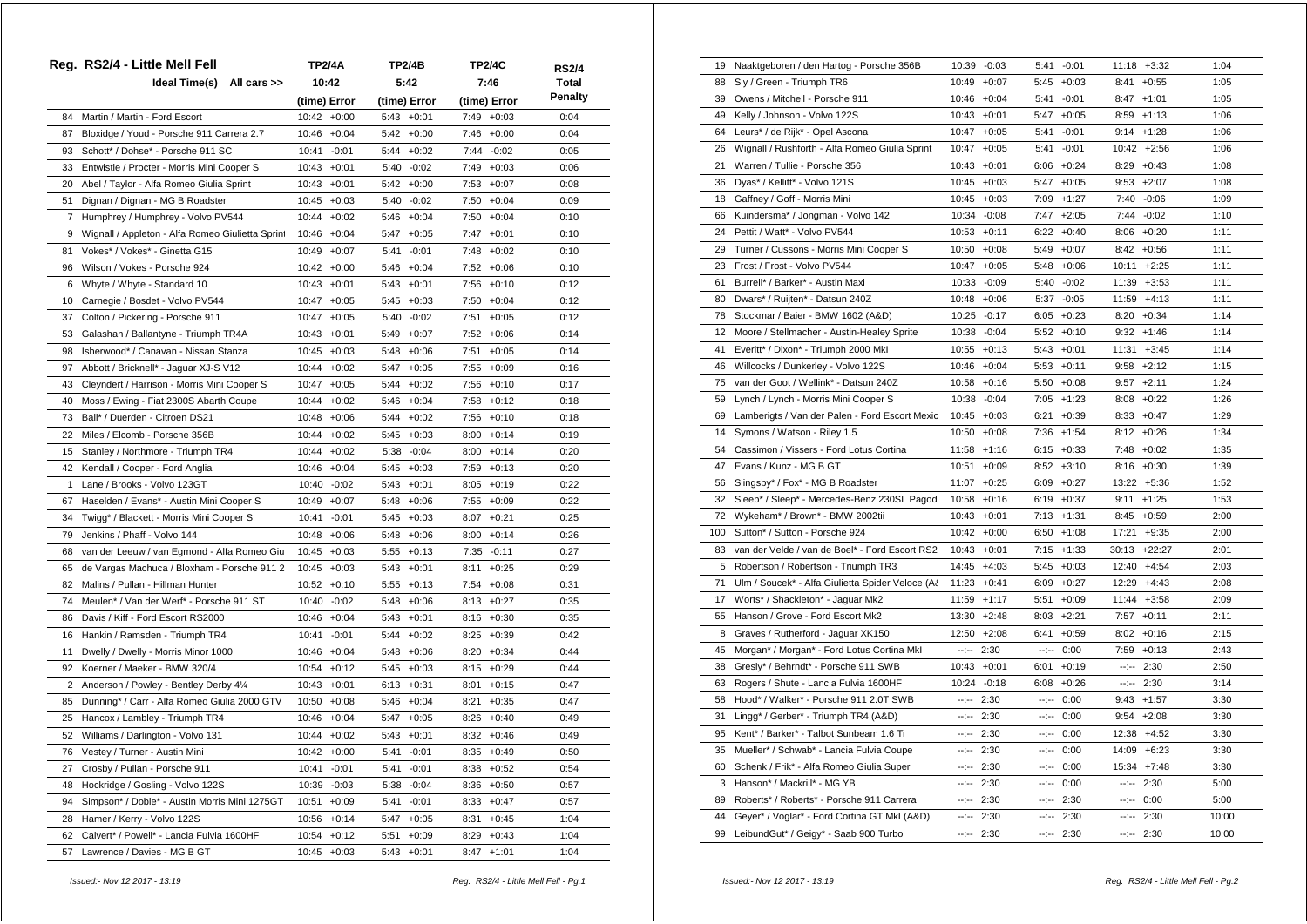| Reg. | RS2/4 - Little Mell Fell | TP2/4A | TP2/4B | TP2/4C | RS2/4 |
|---|---|---|---|---|---|
| | Ideal Time(s) All cars >> | 10:42 | 5:42 | 7:46 | Total |
| | | (time) Error | (time) Error | (time) Error | Penalty |
| 84 | Martin / Martin - Ford Escort | 10:42 +0:00 | 5:43 +0:01 | 7:49 +0:03 | 0:04 |
| 87 | Bloxidge / Youd - Porsche 911 Carrera 2.7 | 10:46 +0:04 | 5:42 +0:00 | 7:46 +0:00 | 0:04 |
| 93 | Schott* / Dohse* - Porsche 911 SC | 10:41 -0:01 | 5:44 +0:02 | 7:44 -0:02 | 0:05 |
| 33 | Entwistle / Procter - Morris Mini Cooper S | 10:43 +0:01 | 5:40 -0:02 | 7:49 +0:03 | 0:06 |
| 20 | Abel / Taylor - Alfa Romeo Giulia Sprint | 10:43 +0:01 | 5:42 +0:00 | 7:53 +0:07 | 0:08 |
| 51 | Dignan / Dignan - MG B Roadster | 10:45 +0:03 | 5:40 -0:02 | 7:50 +0:04 | 0:09 |
| 7 | Humphrey / Humphrey - Volvo PV544 | 10:44 +0:02 | 5:46 +0:04 | 7:50 +0:04 | 0:10 |
| 9 | Wignall / Appleton - Alfa Romeo Giulietta Sprint | 10:46 +0:04 | 5:47 +0:05 | 7:47 +0:01 | 0:10 |
| 81 | Vokes* / Vokes* - Ginetta G15 | 10:49 +0:07 | 5:41 -0:01 | 7:48 +0:02 | 0:10 |
| 96 | Wilson / Vokes - Porsche 924 | 10:42 +0:00 | 5:46 +0:04 | 7:52 +0:06 | 0:10 |
| 6 | Whyte / Whyte - Standard 10 | 10:43 +0:01 | 5:43 +0:01 | 7:56 +0:10 | 0:12 |
| 10 | Carnegie / Bosdet - Volvo PV544 | 10:47 +0:05 | 5:45 +0:03 | 7:50 +0:04 | 0:12 |
| 37 | Colton / Pickering - Porsche 911 | 10:47 +0:05 | 5:40 -0:02 | 7:51 +0:05 | 0:12 |
| 53 | Galashan / Ballantyne - Triumph TR4A | 10:43 +0:01 | 5:49 +0:07 | 7:52 +0:06 | 0:14 |
| 98 | Isherwood* / Canavan - Nissan Stanza | 10:45 +0:03 | 5:48 +0:06 | 7:51 +0:05 | 0:14 |
| 97 | Abbott / Bricknell* - Jaguar XJ-S V12 | 10:44 +0:02 | 5:47 +0:05 | 7:55 +0:09 | 0:16 |
| 43 | Cleyndert / Harrison - Morris Mini Cooper S | 10:47 +0:05 | 5:44 +0:02 | 7:56 +0:10 | 0:17 |
| 40 | Moss / Ewing - Fiat 2300S Abarth Coupe | 10:44 +0:02 | 5:46 +0:04 | 7:58 +0:12 | 0:18 |
| 73 | Ball* / Duerden - Citroen DS21 | 10:48 +0:06 | 5:44 +0:02 | 7:56 +0:10 | 0:18 |
| 22 | Miles / Elcomb - Porsche 356B | 10:44 +0:02 | 5:45 +0:03 | 8:00 +0:14 | 0:19 |
| 15 | Stanley / Northmore - Triumph TR4 | 10:44 +0:02 | 5:38 -0:04 | 8:00 +0:14 | 0:20 |
| 42 | Kendall / Cooper - Ford Anglia | 10:46 +0:04 | 5:45 +0:03 | 7:59 +0:13 | 0:20 |
| 1 | Lane / Brooks - Volvo 123GT | 10:40 -0:02 | 5:43 +0:01 | 8:05 +0:19 | 0:22 |
| 67 | Haselden / Evans* - Austin Mini Cooper S | 10:49 +0:07 | 5:48 +0:06 | 7:55 +0:09 | 0:22 |
| 34 | Twigg* / Blackett - Morris Mini Cooper S | 10:41 -0:01 | 5:45 +0:03 | 8:07 +0:21 | 0:25 |
| 79 | Jenkins / Phaff - Volvo 144 | 10:48 +0:06 | 5:48 +0:06 | 8:00 +0:14 | 0:26 |
| 68 | van der Leeuw / van Egmond - Alfa Romeo Giu | 10:45 +0:03 | 5:55 +0:13 | 7:35 -0:11 | 0:27 |
| 65 | de Vargas Machuca / Bloxham - Porsche 911 2 | 10:45 +0:03 | 5:43 +0:01 | 8:11 +0:25 | 0:29 |
| 82 | Malins / Pullan - Hillman Hunter | 10:52 +0:10 | 5:55 +0:13 | 7:54 +0:08 | 0:31 |
| 74 | Meulen* / van der Werf* - Porsche 911 ST | 10:40 -0:02 | 5:48 +0:06 | 8:13 +0:27 | 0:35 |
| 86 | Davis / Kiff - Ford Escort RS2000 | 10:46 +0:04 | 5:43 +0:01 | 8:16 +0:30 | 0:35 |
| 16 | Hankin / Ramsden - Triumph TR4 | 10:41 -0:01 | 5:44 +0:02 | 8:25 +0:39 | 0:42 |
| 11 | Dwelly / Dwelly - Morris Minor 1000 | 10:46 +0:04 | 5:48 +0:06 | 8:20 +0:34 | 0:44 |
| 92 | Koerner / Maeker - BMW 320/4 | 10:54 +0:12 | 5:45 +0:03 | 8:15 +0:29 | 0:44 |
| 2 | Anderson / Powley - Bentley Derby 4¼ | 10:43 +0:01 | 6:13 +0:31 | 8:01 +0:15 | 0:47 |
| 85 | Dunning* / Carr - Alfa Romeo Giulia 2000 GTV | 10:50 +0:08 | 5:46 +0:04 | 8:21 +0:35 | 0:47 |
| 25 | Hancox / Lambley - Triumph TR4 | 10:46 +0:04 | 5:47 +0:05 | 8:26 +0:40 | 0:49 |
| 52 | Williams / Darlington - Volvo 131 | 10:44 +0:02 | 5:43 +0:01 | 8:32 +0:46 | 0:49 |
| 76 | Vestey / Turner - Austin Mini | 10:42 +0:00 | 5:41 -0:01 | 8:35 +0:49 | 0:50 |
| 27 | Crosby / Pullan - Porsche 911 | 10:41 -0:01 | 5:41 -0:01 | 8:38 +0:52 | 0:54 |
| 48 | Hockridge / Gosling - Volvo 122S | 10:39 -0:03 | 5:38 -0:04 | 8:36 +0:50 | 0:57 |
| 94 | Simpson* / Doble* - Austin Morris Mini 1275GT | 10:51 +0:09 | 5:41 -0:01 | 8:33 +0:47 | 0:57 |
| 28 | Hamer / Kerry - Volvo 122S | 10:56 +0:14 | 5:47 +0:05 | 8:31 +0:45 | 1:04 |
| 62 | Calvert* / Powell* - Lancia Fulvia 1600HF | 10:54 +0:12 | 5:51 +0:09 | 8:29 +0:43 | 1:04 |
| 57 | Lawrence / Davies - MG B GT | 10:45 +0:03 | 5:43 +0:01 | 8:47 +1:01 | 1:04 |
| 19 | Naaktgeboren / den Hartog - Porsche 356B | 10:39 -0:03 | 5:41 -0:01 | 11:18 +3:32 | 1:04 |
| 88 | Sly / Green - Triumph TR6 | 10:49 +0:07 | 5:45 +0:03 | 8:41 +0:55 | 1:05 |
| 39 | Owens / Mitchell - Porsche 911 | 10:46 +0:04 | 5:41 -0:01 | 8:47 +1:01 | 1:05 |
| 49 | Kelly / Johnson - Volvo 122S | 10:43 +0:01 | 5:47 +0:05 | 8:59 +1:13 | 1:06 |
| 64 | Leurs* / de Rijk* - Opel Ascona | 10:47 +0:05 | 5:41 -0:01 | 9:14 +1:28 | 1:06 |
| 26 | Wignall / Rushforth - Alfa Romeo Giulia Sprint | 10:47 +0:05 | 5:41 -0:01 | 10:42 +2:56 | 1:06 |
| 21 | Warren / Tullie - Porsche 356 | 10:43 +0:01 | 6:06 +0:24 | 8:29 +0:43 | 1:08 |
| 36 | Dyas* / Kellitt* - Volvo 121S | 10:45 +0:03 | 5:47 +0:05 | 9:53 +2:07 | 1:08 |
| 18 | Gaffney / Goff - Morris Mini | 10:45 +0:03 | 7:09 +1:27 | 7:40 -0:06 | 1:09 |
| 66 | Kuindersma* / Jongman - Volvo 142 | 10:34 -0:08 | 7:47 +2:05 | 7:44 -0:02 | 1:10 |
| 24 | Pettit / Watt* - Volvo PV544 | 10:53 +0:11 | 6:22 +0:40 | 8:06 +0:20 | 1:11 |
| 29 | Turner / Cussons - Morris Mini Cooper S | 10:50 +0:08 | 5:49 +0:07 | 8:42 +0:56 | 1:11 |
| 23 | Frost / Frost - Volvo PV544 | 10:47 +0:05 | 5:48 +0:06 | 10:11 +2:25 | 1:11 |
| 61 | Burrell* / Barker* - Austin Maxi | 10:33 -0:09 | 5:40 -0:02 | 11:39 +3:53 | 1:11 |
| 80 | Dwars* / Ruijten* - Datsun 240Z | 10:48 +0:06 | 5:37 -0:05 | 11:59 +4:13 | 1:11 |
| 78 | Stockmar / Baier - BMW 1602 (A&D) | 10:25 -0:17 | 6:05 +0:23 | 8:20 +0:34 | 1:14 |
| 12 | Moore / Stellmacher - Austin-Healey Sprite | 10:38 -0:04 | 5:52 +0:10 | 9:32 +1:46 | 1:14 |
| 41 | Everitt* / Dixon* - Triumph 2000 MkI | 10:55 +0:13 | 5:43 +0:01 | 11:31 +3:45 | 1:14 |
| 46 | Willcocks / Dunkerley - Volvo 122S | 10:46 +0:04 | 5:53 +0:11 | 9:58 +2:12 | 1:15 |
| 75 | van der Goot / Wellink* - Datsun 240Z | 10:58 +0:16 | 5:50 +0:08 | 9:57 +2:11 | 1:24 |
| 59 | Lynch / Lynch - Morris Mini Cooper S | 10:38 -0:04 | 7:05 +1:23 | 8:08 +0:22 | 1:26 |
| 69 | Lamberigts / Van der Palen - Ford Escort Mexic | 10:45 +0:03 | 6:21 +0:39 | 8:33 +0:47 | 1:29 |
| 14 | Symons / Watson - Riley 1.5 | 10:50 +0:08 | 7:36 +1:54 | 8:12 +0:26 | 1:34 |
| 54 | Cassimon / Vissers - Ford Lotus Cortina | 11:58 +1:16 | 6:15 +0:33 | 7:48 +0:02 | 1:35 |
| 47 | Evans / Kunz - MG B GT | 10:51 +0:09 | 8:52 +3:10 | 8:16 +0:30 | 1:39 |
| 56 | Slingsby* / Fox* - MG B Roadster | 11:07 +0:25 | 6:09 +0:27 | 13:22 +5:36 | 1:52 |
| 32 | Sleep* / Sleep* - Mercedes-Benz 230SL Pagod | 10:58 +0:16 | 6:19 +0:37 | 9:11 +1:25 | 1:53 |
| 72 | Wykeham* / Brown* - BMW 2002tii | 10:43 +0:01 | 7:13 +1:31 | 8:45 +0:59 | 2:00 |
| 100 | Sutton* / Sutton - Porsche 924 | 10:42 +0:00 | 6:50 +1:08 | 17:21 +9:35 | 2:00 |
| 83 | van de Velde / van de Boel* - Ford Escort RS2 | 10:43 +0:01 | 7:15 +1:33 | 30:13 +22:27 | 2:01 |
| 5 | Robertson / Robertson - Triumph TR3 | 14:45 +4:03 | 5:45 +0:03 | 12:40 +4:54 | 2:03 |
| 71 | Ulm / Soucek* - Alfa Giulietta Spider Veloce (A/ | 11:23 +0:41 | 6:09 +0:27 | 12:29 +4:43 | 2:08 |
| 17 | Worts* / Shackleton* - Jaguar Mk2 | 11:59 +1:17 | 5:51 +0:09 | 11:44 +3:58 | 2:09 |
| 55 | Hanson / Grove - Ford Escort Mk2 | 13:30 +2:48 | 8:03 +2:21 | 7:57 +0:11 | 2:11 |
| 8 | Graves / Rutherford - Jaguar XK150 | 12:50 +2:08 | 6:41 +0:59 | 8:02 +0:16 | 2:15 |
| 45 | Morgan* / Morgan* - Ford Lotus Cortina MkI | --:-- 2:30 | --:-- 0:00 | 7:59 +0:13 | 2:43 |
| 38 | Gresly* / Behrndt* - Porsche 911 SWB | 10:43 +0:01 | 6:01 +0:19 | --:-- 2:30 | 2:50 |
| 63 | Rogers / Shute - Lancia Fulvia 1600HF | 10:24 -0:18 | 6:08 +0:26 | --:-- 2:30 | 3:14 |
| 58 | Hood* / Walker* - Porsche 911 2.0T SWB | --:-- 2:30 | --:-- 0:00 | 9:43 +1:57 | 3:30 |
| 31 | Lingg* / Gerber* - Triumph TR4 (A&D) | --:-- 2:30 | --:-- 0:00 | 9:54 +2:08 | 3:30 |
| 95 | Kent* / Barker* - Talbot Sunbeam 1.6 Ti | --:-- 2:30 | --:-- 0:00 | 12:38 +4:52 | 3:30 |
| 35 | Mueller* / Schwab* - Lancia Fulvia Coupe | --:-- 2:30 | --:-- 0:00 | 14:09 +6:23 | 3:30 |
| 60 | Schenk / Frik* - Alfa Romeo Giulia Super | --:-- 2:30 | --:-- 0:00 | 15:34 +7:48 | 3:30 |
| 3 | Hanson* / Mackrill* - MG YB | --:-- 2:30 | --:-- 0:00 | --:-- 2:30 | 5:00 |
| 89 | Roberts* / Roberts* - Porsche 911 Carrera | --:-- 2:30 | --:-- 2:30 | --:-- 0:00 | 5:00 |
| 44 | Geyer* / Voglar* - Ford Cortina GT MkI (A&D) | --:-- 2:30 | --:-- 2:30 | --:-- 2:30 | 10:00 |
| 99 | LeibundGut* / Geigy* - Saab 900 Turbo | --:-- 2:30 | --:-- 2:30 | --:-- 2:30 | 10:00 |

*Issued:- Nov 12 2017 - 13:19*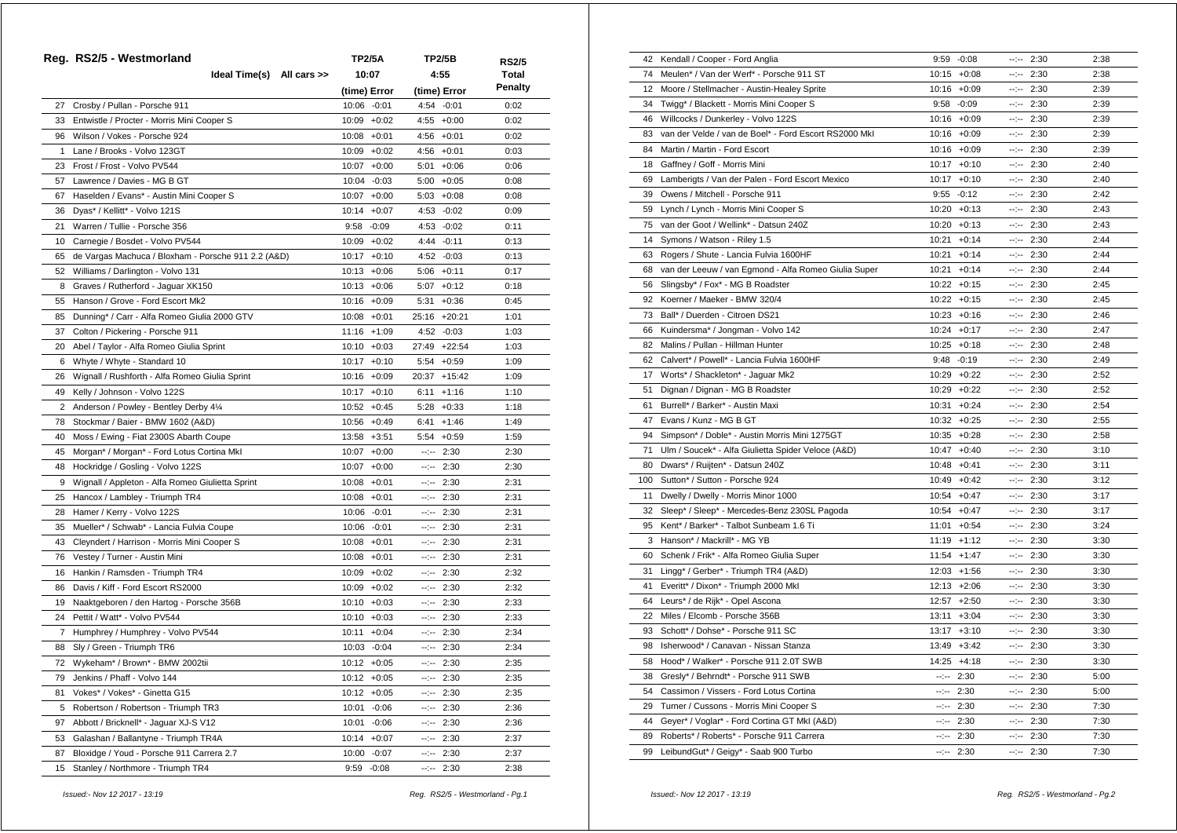## Reg. RS2/5 - Westmorland

| | | TP2/5A | TP2/5B | RS2/5 |
|---|---|---|---|---|
| | Ideal Time(s) All cars >> | 10:07 | 4:55 | Total |
| | | (time) Error | (time) Error | Penalty |
| 27 | Crosby / Pullan - Porsche 911 | 10:06 -0:01 | 4:54 -0:01 | 0:02 |
| 33 | Entwistle / Procter - Morris Mini Cooper S | 10:09 +0:02 | 4:55 +0:00 | 0:02 |
| 96 | Wilson / Vokes - Porsche 924 | 10:08 +0:01 | 4:56 +0:01 | 0:02 |
| 1 | Lane / Brooks - Volvo 123GT | 10:09 +0:02 | 4:56 +0:01 | 0:03 |
| 23 | Frost / Frost - Volvo PV544 | 10:07 +0:00 | 5:01 +0:06 | 0:06 |
| 57 | Lawrence / Davies - MG B GT | 10:04 -0:03 | 5:00 +0:05 | 0:08 |
| 67 | Haselden / Evans* - Austin Mini Cooper S | 10:07 +0:00 | 5:03 +0:08 | 0:08 |
| 36 | Dyas* / Kellitt* - Volvo 121S | 10:14 +0:07 | 4:53 -0:02 | 0:09 |
| 21 | Warren / Tullie - Porsche 356 | 9:58 -0:09 | 4:53 -0:02 | 0:11 |
| 10 | Carnegie / Bosdet - Volvo PV544 | 10:09 +0:02 | 4:44 -0:11 | 0:13 |
| 65 | de Vargas Machuca / Bloxham - Porsche 911 2.2 (A&D) | 10:17 +0:10 | 4:52 -0:03 | 0:13 |
| 52 | Williams / Darlington - Volvo 131 | 10:13 +0:06 | 5:06 +0:11 | 0:17 |
| 8 | Graves / Rutherford - Jaguar XK150 | 10:13 +0:06 | 5:07 +0:12 | 0:18 |
| 55 | Hanson / Grove - Ford Escort Mk2 | 10:16 +0:09 | 5:31 +0:36 | 0:45 |
| 85 | Dunning* / Carr - Alfa Romeo Giulia 2000 GTV | 10:08 +0:01 | 25:16 +20:21 | 1:01 |
| 37 | Colton / Pickering - Porsche 911 | 11:16 +1:09 | 4:52 -0:03 | 1:03 |
| 20 | Abel / Taylor - Alfa Romeo Giulia Sprint | 10:10 +0:03 | 27:49 +22:54 | 1:03 |
| 6 | Whyte / Whyte - Standard 10 | 10:17 +0:10 | 5:54 +0:59 | 1:09 |
| 26 | Wignall / Rushforth - Alfa Romeo Giulia Sprint | 10:16 +0:09 | 20:37 +15:42 | 1:09 |
| 49 | Kelly / Johnson - Volvo 122S | 10:17 +0:10 | 6:11 +1:16 | 1:10 |
| 2 | Anderson / Powley - Bentley Derby 4¼ | 10:52 +0:45 | 5:28 +0:33 | 1:18 |
| 78 | Stockmar / Baier - BMW 1602 (A&D) | 10:56 +0:49 | 6:41 +1:46 | 1:49 |
| 40 | Moss / Ewing - Fiat 2300S Abarth Coupe | 13:58 +3:51 | 5:54 +0:59 | 1:59 |
| 45 | Morgan* / Morgan* - Ford Lotus Cortina MkI | 10:07 +0:00 | --:-- 2:30 | 2:30 |
| 48 | Hockridge / Gosling - Volvo 122S | 10:07 +0:00 | --:-- 2:30 | 2:30 |
| 9 | Wignall / Appleton - Alfa Romeo Giulietta Sprint | 10:08 +0:01 | --:-- 2:30 | 2:31 |
| 25 | Hancox / Lambley - Triumph TR4 | 10:08 +0:01 | --:-- 2:30 | 2:31 |
| 28 | Hamer / Kerry - Volvo 122S | 10:06 -0:01 | --:-- 2:30 | 2:31 |
| 35 | Mueller* / Schwab* - Lancia Fulvia Coupe | 10:06 -0:01 | --:-- 2:30 | 2:31 |
| 43 | Cleyndert / Harrison - Morris Mini Cooper S | 10:08 +0:01 | --:-- 2:30 | 2:31 |
| 76 | Vestey / Turner - Austin Mini | 10:08 +0:01 | --:-- 2:30 | 2:31 |
| 16 | Hankin / Ramsden - Triumph TR4 | 10:09 +0:02 | --:-- 2:30 | 2:32 |
| 86 | Davis / Kiff - Ford Escort RS2000 | 10:09 +0:02 | --:-- 2:30 | 2:32 |
| 19 | Naaktgeboren / den Hartog - Porsche 356B | 10:10 +0:03 | --:-- 2:30 | 2:33 |
| 24 | Pettit / Watt* - Volvo PV544 | 10:10 +0:03 | --:-- 2:30 | 2:33 |
| 7 | Humphrey / Humphrey - Volvo PV544 | 10:11 +0:04 | --:-- 2:30 | 2:34 |
| 88 | Sly / Green - Triumph TR6 | 10:03 -0:04 | --:-- 2:30 | 2:34 |
| 72 | Wykeham* / Brown* - BMW 2002tii | 10:12 +0:05 | --:-- 2:30 | 2:35 |
| 79 | Jenkins / Phaff - Volvo 144 | 10:12 +0:05 | --:-- 2:30 | 2:35 |
| 81 | Vokes* / Vokes* - Ginetta G15 | 10:12 +0:05 | --:-- 2:30 | 2:35 |
| 5 | Robertson / Robertson - Triumph TR3 | 10:01 -0:06 | --:-- 2:30 | 2:36 |
| 97 | Abbott / Bricknell* - Jaguar XJ-S V12 | 10:01 -0:06 | --:-- 2:30 | 2:36 |
| 53 | Galashan / Ballantyne - Triumph TR4A | 10:14 +0:07 | --:-- 2:30 | 2:37 |
| 87 | Bloxidge / Youd - Porsche 911 Carrera 2.7 | 10:00 -0:07 | --:-- 2:30 | 2:37 |
| 15 | Stanley / Northmore - Triumph TR4 | 9:59 -0:08 | --:-- 2:30 | 2:38 |
| 42 | Kendall / Cooper - Ford Anglia | 9:59 -0:08 | --:-- 2:30 | 2:38 |
| 74 | Meulen* / Van der Werf* - Porsche 911 ST | 10:15 +0:08 | --:-- 2:30 | 2:38 |
| 12 | Moore / Stellmacher - Austin-Healey Sprite | 10:16 +0:09 | --:-- 2:30 | 2:39 |
| 34 | Twigg* / Blackett - Morris Mini Cooper S | 9:58 -0:09 | --:-- 2:30 | 2:39 |
| 46 | Willcocks / Dunkerley - Volvo 122S | 10:16 +0:09 | --:-- 2:30 | 2:39 |
| 83 | van der Velde / van de Boel* - Ford Escort RS2000 MkI | 10:16 +0:09 | --:-- 2:30 | 2:39 |
| 84 | Martin / Martin - Ford Escort | 10:16 +0:09 | --:-- 2:30 | 2:39 |
| 18 | Gaffney / Goff - Morris Mini | 10:17 +0:10 | --:-- 2:30 | 2:40 |
| 69 | Lamberigts / Van der Palen - Ford Escort Mexico | 10:17 +0:10 | --:-- 2:30 | 2:40 |
| 39 | Owens / Mitchell - Porsche 911 | 9:55 -0:12 | --:-- 2:30 | 2:42 |
| 59 | Lynch / Lynch - Morris Mini Cooper S | 10:20 +0:13 | --:-- 2:30 | 2:43 |
| 75 | van der Goot / Wellink* - Datsun 240Z | 10:20 +0:13 | --:-- 2:30 | 2:43 |
| 14 | Symons / Watson - Riley 1.5 | 10:21 +0:14 | --:-- 2:30 | 2:44 |
| 63 | Rogers / Shute - Lancia Fulvia 1600HF | 10:21 +0:14 | --:-- 2:30 | 2:44 |
| 68 | van der Leeuw / van Egmond - Alfa Romeo Giulia Super | 10:21 +0:14 | --:-- 2:30 | 2:44 |
| 56 | Slingsby* / Fox* - MG B Roadster | 10:22 +0:15 | --:-- 2:30 | 2:45 |
| 92 | Koerner / Maeker - BMW 320/4 | 10:22 +0:15 | --:-- 2:30 | 2:45 |
| 73 | Ball* / Duerden - Citroen DS21 | 10:23 +0:16 | --:-- 2:30 | 2:46 |
| 66 | Kuindersma* / Jongman - Volvo 142 | 10:24 +0:17 | --:-- 2:30 | 2:47 |
| 82 | Malins / Pullan - Hillman Hunter | 10:25 +0:18 | --:-- 2:30 | 2:48 |
| 62 | Calvert* / Powell* - Lancia Fulvia 1600HF | 9:48 -0:19 | --:-- 2:30 | 2:49 |
| 17 | Worts* / Shackleton* - Jaguar Mk2 | 10:29 +0:22 | --:-- 2:30 | 2:52 |
| 51 | Dignan / Dignan - MG B Roadster | 10:29 +0:22 | --:-- 2:30 | 2:52 |
| 61 | Burrell* / Barker* - Austin Maxi | 10:31 +0:24 | --:-- 2:30 | 2:54 |
| 47 | Evans / Kunz - MG B GT | 10:32 +0:25 | --:-- 2:30 | 2:55 |
| 94 | Simpson* / Doble* - Austin Morris Mini 1275GT | 10:35 +0:28 | --:-- 2:30 | 2:58 |
| 71 | Ulm / Soucek* - Alfa Giulietta Spider Veloce (A&D) | 10:47 +0:40 | --:-- 2:30 | 3:10 |
| 80 | Dwars* / Ruijten* - Datsun 240Z | 10:48 +0:41 | --:-- 2:30 | 3:11 |
| 100 | Sutton* / Sutton - Porsche 924 | 10:49 +0:42 | --:-- 2:30 | 3:12 |
| 11 | Dwelly / Dwelly - Morris Minor 1000 | 10:54 +0:47 | --:-- 2:30 | 3:17 |
| 32 | Sleep* / Sleep* - Mercedes-Benz 230SL Pagoda | 10:54 +0:47 | --:-- 2:30 | 3:17 |
| 95 | Kent* / Barker* - Talbot Sunbeam 1.6 Ti | 11:01 +0:54 | --:-- 2:30 | 3:24 |
| 3 | Hanson* / Mackrill* - MG YB | 11:19 +1:12 | --:-- 2:30 | 3:30 |
| 60 | Schenk / Frik* - Alfa Romeo Giulia Super | 11:54 +1:47 | --:-- 2:30 | 3:30 |
| 31 | Lingg* / Gerber* - Triumph TR4 (A&D) | 12:03 +1:56 | --:-- 2:30 | 3:30 |
| 41 | Everitt* / Dixon* - Triumph 2000 MkI | 12:13 +2:06 | --:-- 2:30 | 3:30 |
| 64 | Leurs* / de Rijk* - Opel Ascona | 12:57 +2:50 | --:-- 2:30 | 3:30 |
| 22 | Miles / Elcomb - Porsche 356B | 13:11 +3:04 | --:-- 2:30 | 3:30 |
| 93 | Schott* / Dohse* - Porsche 911 SC | 13:17 +3:10 | --:-- 2:30 | 3:30 |
| 98 | Isherwood* / Canavan - Nissan Stanza | 13:49 +3:42 | --:-- 2:30 | 3:30 |
| 58 | Hood* / Walker* - Porsche 911 2.0T SWB | 14:25 +4:18 | --:-- 2:30 | 3:30 |
| 38 | Gresly* / Behrndt* - Porsche 911 SWB | --:-- 2:30 | --:-- 2:30 | 5:00 |
| 54 | Cassimon / Vissers - Ford Lotus Cortina | --:-- 2:30 | --:-- 2:30 | 5:00 |
| 29 | Turner / Cussons - Morris Mini Cooper S | --:-- 2:30 | --:-- 2:30 | 7:30 |
| 44 | Geyer* / Voglar* - Ford Cortina GT MkI (A&D) | --:-- 2:30 | --:-- 2:30 | 7:30 |
| 89 | Roberts* / Roberts* - Porsche 911 Carrera | --:-- 2:30 | --:-- 2:30 | 7:30 |
| 99 | LeibundGut* / Geigy* - Saab 900 Turbo | --:-- 2:30 | --:-- 2:30 | 7:30 |

*Issued:- Nov 12 2017 - 13:19*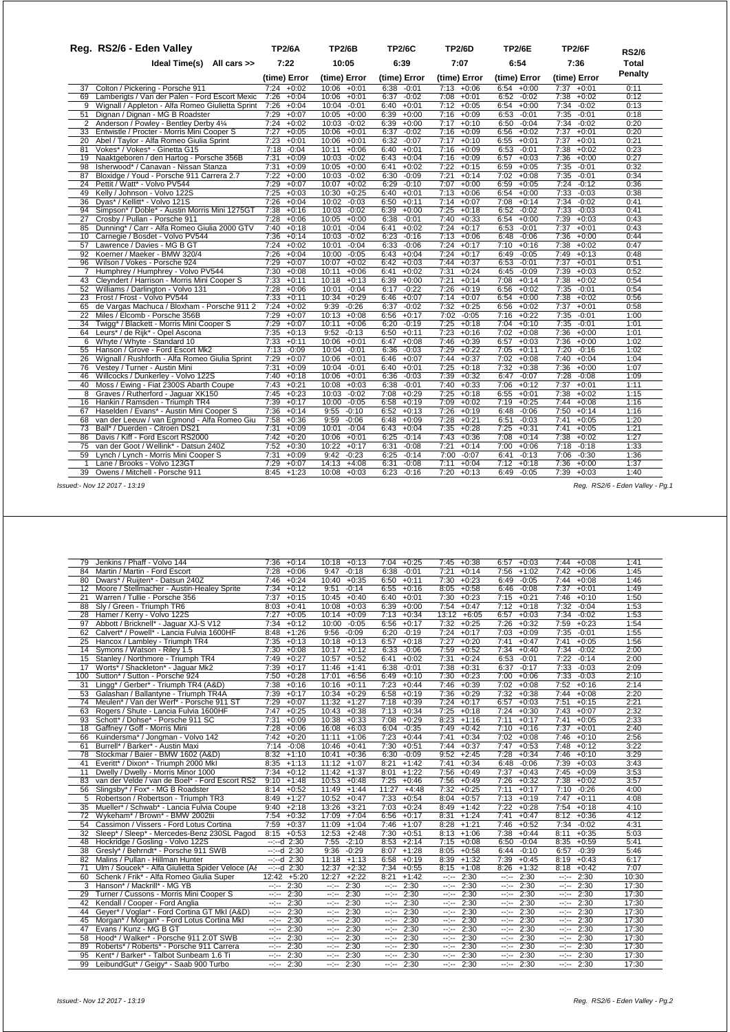# Reg. RS2/6 - Eden Valley

| No. | Crew / Car | TP2/6A (time) | TP2/6A Error | TP2/6B (time) | TP2/6B Error | TP2/6C (time) | TP2/6C Error | TP2/6D (time) | TP2/6D Error | TP2/6E (time) | TP2/6E Error | TP2/6F (time) | TP2/6F Error | RS2/6 Total Penalty |
|---|---|---|---|---|---|---|---|---|---|---|---|---|---|---|
| | Ideal Time(s) All cars >> | 7:22 | | 10:05 | | 6:39 | | 7:07 | | 6:54 | | 7:36 | | |
| 37 | Colton / Pickering - Porsche 911 | 7:24 | +0:02 | 10:06 | +0:01 | 6:38 | -0:01 | 7:13 | +0:06 | 6:54 | +0:00 | 7:37 | +0:01 | 0:11 |
| 69 | Lamberigts / Van der Palen - Ford Escort Mexic | 7:26 | +0:04 | 10:06 | +0:01 | 6:37 | -0:02 | 7:08 | +0:01 | 6:52 | -0:02 | 7:38 | +0:02 | 0:12 |
| 9 | Wignall / Appleton - Alfa Romeo Giulietta Sprint | 7:26 | +0:04 | 10:04 | -0:01 | 6:40 | +0:01 | 7:12 | +0:05 | 6:54 | +0:00 | 7:34 | -0:02 | 0:13 |
| 51 | Dignan / Dignan - MG B Roadster | 7:29 | +0:07 | 10:05 | +0:00 | 6:39 | +0:00 | 7:16 | +0:09 | 6:53 | -0:01 | 7:35 | -0:01 | 0:18 |
| 2 | Anderson / Powley - Bentley Derby 4¼ | 7:24 | +0:02 | 10:03 | -0:02 | 6:39 | +0:00 | 7:17 | +0:10 | 6:50 | -0:04 | 7:34 | -0:02 | 0:20 |
| 33 | Entwistle / Procter - Morris Mini Cooper S | 7:27 | +0:05 | 10:06 | +0:01 | 6:37 | -0:02 | 7:16 | +0:09 | 6:56 | +0:02 | 7:37 | +0:01 | 0:20 |
| 20 | Abel / Taylor - Alfa Romeo Giulia Sprint | 7:23 | +0:01 | 10:06 | +0:01 | 6:32 | -0:07 | 7:17 | +0:10 | 6:55 | +0:01 | 7:37 | +0:01 | 0:21 |
| 81 | Vokes* / Vokes* - Ginetta G15 | 7:18 | -0:04 | 10:11 | +0:06 | 6:40 | +0:01 | 7:16 | +0:09 | 6:53 | -0:01 | 7:38 | +0:02 | 0:23 |
| 19 | Naaktgeboren / den Hartog - Porsche 356B | 7:31 | +0:09 | 10:03 | -0:02 | 6:43 | +0:04 | 7:16 | +0:09 | 6:57 | +0:03 | 7:36 | +0:00 | 0:27 |
| 98 | Isherwood* / Canavan - Nissan Stanza | 7:31 | +0:09 | 10:05 | +0:00 | 6:41 | +0:02 | 7:22 | +0:15 | 6:59 | +0:05 | 7:35 | -0:01 | 0:32 |
| 87 | Bloxidge / Youd - Porsche 911 Carrera 2.7 | 7:22 | +0:00 | 10:03 | -0:02 | 6:30 | -0:09 | 7:21 | +0:14 | 7:02 | +0:08 | 7:35 | -0:01 | 0:34 |
| 24 | Pettit / Watt* - Volvo PV544 | 7:29 | +0:07 | 10:07 | +0:02 | 6:29 | -0:10 | 7:07 | +0:00 | 6:59 | +0:05 | 7:24 | -0:12 | 0:36 |
| 49 | Kelly / Johnson - Volvo 122S | 7:25 | +0:03 | 10:30 | +0:25 | 6:40 | +0:01 | 7:13 | +0:06 | 6:54 | +0:00 | 7:33 | -0:03 | 0:38 |
| 36 | Dyas* / Kellitt* - Volvo 121S | 7:26 | +0:04 | 10:02 | -0:03 | 6:50 | +0:11 | 7:14 | +0:07 | 7:08 | +0:14 | 7:34 | -0:02 | 0:41 |
| 94 | Simpson* / Doble* - Austin Morris Mini 1275GT | 7:38 | +0:16 | 10:03 | -0:02 | 6:39 | +0:00 | 7:25 | +0:18 | 6:52 | -0:02 | 7:33 | -0:03 | 0:41 |
| 27 | Crosby / Pullan - Porsche 911 | 7:28 | +0:06 | 10:05 | +0:00 | 6:38 | -0:01 | 7:40 | +0:33 | 6:54 | +0:00 | 7:39 | +0:03 | 0:43 |
| 85 | Dunning* / Carr - Alfa Romeo Giulia 2000 GTV | 7:40 | +0:18 | 10:01 | -0:04 | 6:41 | +0:02 | 7:24 | +0:17 | 6:53 | -0:01 | 7:37 | +0:01 | 0:43 |
| 10 | Carnegie / Bosdet - Volvo PV544 | 7:36 | +0:14 | 10:03 | -0:02 | 6:23 | -0:16 | 7:13 | +0:06 | 6:48 | -0:06 | 7:36 | +0:00 | 0:44 |
| 57 | Lawrence / Davies - MG B GT | 7:24 | +0:02 | 10:01 | -0:04 | 6:33 | -0:06 | 7:24 | +0:17 | 7:10 | +0:16 | 7:38 | +0:02 | 0:47 |
| 92 | Koerner / Maeker - BMW 320/4 | 7:26 | +0:04 | 10:00 | -0:05 | 6:43 | +0:04 | 7:24 | +0:17 | 6:49 | -0:05 | 7:49 | +0:13 | 0:48 |
| 96 | Wilson / Vokes - Porsche 924 | 7:29 | +0:07 | 10:07 | +0:02 | 6:42 | +0:03 | 7:44 | +0:37 | 6:53 | -0:01 | 7:37 | +0:01 | 0:51 |
| 7 | Humphrey / Humphrey - Volvo PV544 | 7:30 | +0:08 | 10:11 | +0:06 | 6:41 | +0:02 | 7:31 | +0:24 | 6:45 | -0:09 | 7:39 | +0:03 | 0:52 |
| 43 | Cleyndert / Harrison - Morris Mini Cooper S | 7:33 | +0:11 | 10:18 | +0:13 | 6:39 | +0:00 | 7:21 | +0:14 | 7:08 | +0:14 | 7:38 | +0:02 | 0:54 |
| 52 | Williams / Darlington - Volvo 131 | 7:28 | +0:06 | 10:01 | -0:04 | 6:17 | -0:22 | 7:26 | +0:19 | 6:56 | +0:02 | 7:35 | -0:01 | 0:54 |
| 23 | Frost / Frost - Volvo PV544 | 7:33 | +0:11 | 10:34 | +0:29 | 6:46 | +0:07 | 7:14 | +0:07 | 6:54 | +0:00 | 7:38 | +0:02 | 0:56 |
| 65 | de Vargas Machuca / Bloxham - Porsche 911 2 | 7:24 | +0:02 | 9:39 | -0:26 | 6:37 | -0:02 | 7:32 | +0:25 | 6:56 | +0:02 | 7:37 | +0:01 | 0:58 |
| 22 | Miles / Elcomb - Porsche 356B | 7:29 | +0:07 | 10:13 | +0:08 | 6:56 | +0:17 | 7:02 | -0:05 | 7:16 | +0:22 | 7:35 | -0:01 | 1:00 |
| 34 | Twigg* / Blackett - Morris Mini Cooper S | 7:29 | +0:07 | 10:11 | +0:06 | 6:20 | -0:19 | 7:25 | +0:18 | 7:04 | +0:10 | 7:35 | -0:01 | 1:01 |
| 64 | Leurs* / de Rijk* - Opel Ascona | 7:35 | +0:13 | 9:52 | -0:13 | 6:50 | +0:11 | 7:23 | +0:16 | 7:02 | +0:08 | 7:36 | +0:00 | 1:01 |
| 6 | Whyte / Whyte - Standard 10 | 7:33 | +0:11 | 10:06 | +0:01 | 6:47 | +0:08 | 7:46 | +0:39 | 6:57 | +0:03 | 7:36 | +0:00 | 1:02 |
| 55 | Hanson / Grove - Ford Escort Mk2 | 7:13 | -0:09 | 10:04 | -0:01 | 6:36 | -0:03 | 7:29 | +0:22 | 7:05 | +0:11 | 7:20 | -0:16 | 1:02 |
| 26 | Wignall / Rushforth - Alfa Romeo Giulia Sprint | 7:29 | +0:07 | 10:06 | +0:01 | 6:46 | +0:07 | 7:44 | +0:37 | 7:02 | +0:08 | 7:40 | +0:04 | 1:04 |
| 76 | Vestey / Turner - Austin Mini | 7:31 | +0:09 | 10:04 | -0:01 | 6:40 | +0:01 | 7:25 | +0:18 | 7:32 | +0:38 | 7:36 | +0:00 | 1:07 |
| 46 | Willcocks / Dunkerley - Volvo 122S | 7:40 | +0:18 | 10:06 | +0:01 | 6:36 | -0:03 | 7:39 | +0:32 | 6:47 | -0:07 | 7:28 | -0:08 | 1:09 |
| 40 | Moss / Ewing - Fiat 2300S Abarth Coupe | 7:43 | +0:21 | 10:08 | +0:03 | 6:38 | -0:01 | 7:40 | +0:33 | 7:06 | +0:12 | 7:37 | +0:01 | 1:11 |
| 8 | Graves / Rutherford - Jaguar XK150 | 7:45 | +0:23 | 10:03 | -0:02 | 7:08 | +0:29 | 7:25 | +0:18 | 6:55 | +0:01 | 7:38 | +0:02 | 1:15 |
| 16 | Hankin / Ramsden - Triumph TR4 | 7:39 | +0:17 | 10:00 | -0:05 | 6:58 | +0:19 | 7:09 | +0:02 | 7:19 | +0:25 | 7:44 | +0:08 | 1:16 |
| 67 | Haselden / Evans* - Austin Mini Cooper S | 7:36 | +0:14 | 9:55 | -0:10 | 6:52 | +0:13 | 7:26 | +0:19 | 6:48 | -0:06 | 7:50 | +0:14 | 1:16 |
| 68 | van der Leeuw / van Egmond - Alfa Romeo Giu | 7:58 | +0:36 | 9:59 | -0:06 | 6:48 | +0:09 | 7:28 | +0:21 | 6:51 | -0:03 | 7:41 | +0:05 | 1:20 |
| 73 | Ball* / Duerden - Citroen DS21 | 7:31 | +0:09 | 10:01 | -0:04 | 6:43 | +0:04 | 7:35 | +0:28 | 7:25 | +0:31 | 7:41 | +0:05 | 1:21 |
| 86 | Davis / Kiff - Ford Escort RS2000 | 7:42 | +0:20 | 10:06 | +0:01 | 6:25 | -0:14 | 7:43 | +0:36 | 7:08 | +0:14 | 7:38 | +0:02 | 1:27 |
| 75 | van der Goot / Wellink* - Datsun 240Z | 7:52 | +0:30 | 10:22 | +0:17 | 6:31 | -0:08 | 7:21 | +0:14 | 7:00 | +0:06 | 7:18 | -0:18 | 1:33 |
| 59 | Lynch / Lynch - Morris Mini Cooper S | 7:31 | +0:09 | 9:42 | -0:23 | 6:25 | -0:14 | 7:00 | -0:07 | 6:41 | -0:13 | 7:06 | -0:30 | 1:36 |
| 1 | Lane / Brooks - Volvo 123GT | 7:29 | +0:07 | 14:13 | +4:08 | 6:31 | -0:08 | 7:11 | +0:04 | 7:12 | +0:18 | 7:36 | +0:00 | 1:37 |
| 39 | Owens / Mitchell - Porsche 911 | 8:45 | +1:23 | 10:08 | +0:03 | 6:23 | -0:16 | 7:20 | +0:13 | 6:49 | -0:05 | 7:39 | +0:03 | 1:40 |
| 79 | Jenkins / Phaff - Volvo 144 | 7:36 | +0:14 | 10:18 | +0:13 | 7:04 | +0:25 | 7:45 | +0:38 | 6:57 | +0:03 | 7:44 | +0:08 | 1:41 |
| 84 | Martin / Martin - Ford Escort | 7:28 | +0:06 | 9:47 | -0:18 | 6:38 | -0:01 | 7:21 | +0:14 | 7:56 | +1:02 | 7:42 | +0:06 | 1:45 |
| 80 | Dwars* / Ruijten* - Datsun 240Z | 7:46 | +0:24 | 10:40 | +0:35 | 6:50 | +0:11 | 7:30 | +0:23 | 6:49 | -0:05 | 7:44 | +0:08 | 1:46 |
| 12 | Moore / Stellmacher - Austin-Healey Sprite | 7:34 | +0:12 | 9:51 | -0:14 | 6:55 | +0:16 | 8:05 | +0:58 | 6:46 | -0:08 | 7:37 | +0:01 | 1:49 |
| 21 | Warren / Tullie - Porsche 356 | 7:37 | +0:15 | 10:45 | +0:40 | 6:40 | +0:01 | 7:30 | +0:23 | 7:15 | +0:21 | 7:46 | +0:10 | 1:50 |
| 88 | Sly / Green - Triumph TR6 | 8:03 | +0:41 | 10:08 | +0:03 | 6:39 | +0:00 | 7:54 | +0:47 | 7:12 | +0:18 | 7:32 | -0:04 | 1:53 |
| 28 | Hamer / Kerry - Volvo 122S | 7:27 | +0:05 | 10:14 | +0:09 | 7:13 | +0:34 | 13:12 | +6:05 | 6:57 | +0:03 | 7:34 | -0:02 | 1:53 |
| 97 | Abbott / Bricknell* - Jaguar XJ-S V12 | 7:34 | +0:12 | 10:00 | -0:05 | 6:56 | +0:17 | 7:32 | +0:25 | 7:26 | +0:32 | 7:59 | +0:23 | 1:54 |
| 62 | Calvert* / Powell* - Lancia Fulvia 1600HF | 8:48 | +1:26 | 9:56 | -0:09 | 6:20 | -0:19 | 7:24 | +0:17 | 7:03 | +0:09 | 7:35 | -0:01 | 1:55 |
| 25 | Hancox / Lambley - Triumph TR4 | 7:35 | +0:13 | 10:18 | +0:13 | 6:57 | +0:18 | 7:27 | +0:20 | 7:41 | +0:47 | 7:41 | +0:05 | 1:56 |
| 14 | Symons / Watson - Riley 1.5 | 7:30 | +0:08 | 10:17 | +0:12 | 6:33 | -0:06 | 7:59 | +0:52 | 7:34 | +0:40 | 7:34 | -0:02 | 2:00 |
| 15 | Stanley / Northmore - Triumph TR4 | 7:49 | +0:27 | 10:57 | +0:52 | 6:41 | +0:02 | 7:31 | +0:24 | 6:53 | -0:01 | 7:22 | -0:14 | 2:00 |
| 17 | Worts* / Shackleton* - Jaguar Mk2 | 7:39 | +0:17 | 11:46 | +1:41 | 6:38 | -0:01 | 7:38 | +0:31 | 6:37 | -0:17 | 7:33 | -0:03 | 2:09 |
| 100 | Sutton* / Sutton - Porsche 924 | 7:50 | +0:28 | 17:01 | +6:56 | 6:49 | +0:10 | 7:30 | +0:23 | 7:00 | +0:06 | 7:33 | -0:03 | 2:10 |
| 31 | Lingg* / Gerber* - Triumph TR4 (A&D) | 7:38 | +0:16 | 10:16 | +0:11 | 7:23 | +0:44 | 7:46 | +0:39 | 7:02 | +0:08 | 7:52 | +0:16 | 2:14 |
| 53 | Galashan / Ballantyne - Triumph TR4A | 7:39 | +0:17 | 10:34 | +0:29 | 6:58 | +0:19 | 7:36 | +0:29 | 7:32 | +0:38 | 7:44 | +0:08 | 2:20 |
| 74 | Meulen* / Van der Werf* - Porsche 911 ST | 7:29 | +0:07 | 11:32 | +1:27 | 7:18 | +0:39 | 7:24 | +0:17 | 6:57 | +0:03 | 7:51 | +0:15 | 2:21 |
| 63 | Rogers / Shute - Lancia Fulvia 1600HF | 7:47 | +0:25 | 10:43 | +0:38 | 7:13 | +0:34 | 7:25 | +0:18 | 7:24 | +0:30 | 7:43 | +0:07 | 2:32 |
| 93 | Schott* / Dohse* - Porsche 911 SC | 7:31 | +0:09 | 10:38 | +0:33 | 7:08 | +0:29 | 8:23 | +1:16 | 7:11 | +0:17 | 7:41 | +0:05 | 2:33 |
| 18 | Gaffney / Goff - Morris Mini | 7:28 | +0:06 | 16:08 | +6:03 | 6:04 | -0:35 | 7:49 | +0:42 | 7:10 | +0:16 | 7:37 | +0:01 | 2:40 |
| 66 | Kuindersma* / Jongman - Volvo 142 | 7:42 | +0:20 | 11:11 | +1:06 | 7:23 | +0:44 | 7:41 | +0:34 | 7:02 | +0:08 | 7:46 | +0:10 | 2:56 |
| 61 | Burrell* / Barker* - Austin Maxi | 7:14 | -0:08 | 10:46 | +0:41 | 7:30 | +0:51 | 7:44 | +0:37 | 7:47 | +0:53 | 7:48 | +0:12 | 3:22 |
| 78 | Stockmar / Baier - BMW 1602 (A&D) | 8:32 | +1:10 | 10:41 | +0:36 | 6:30 | -0:09 | 9:52 | +2:45 | 7:28 | +0:34 | 7:46 | +0:10 | 3:29 |
| 41 | Everitt* / Dixon* - Triumph 2000 MkI | 8:35 | +1:13 | 11:12 | +1:07 | 8:21 | +1:42 | 7:41 | +0:34 | 6:48 | -0:06 | 7:39 | +0:03 | 3:43 |
| 11 | Dwelly / Dwelly - Morris Minor 1000 | 7:34 | +0:12 | 11:42 | +1:37 | 8:01 | +1:22 | 7:56 | +0:49 | 7:37 | +0:43 | 7:45 | +0:09 | 3:53 |
| 83 | van der Velde / van de Boel* - Ford Escort RS2 | 9:10 | +1:48 | 10:53 | +0:48 | 7:25 | +0:46 | 7:56 | +0:49 | 7:26 | +0:32 | 7:38 | +0:02 | 3:57 |
| 56 | Slingsby* / Fox* - MG B Roadster | 8:14 | +0:52 | 11:49 | +1:44 | 11:27 | +4:48 | 7:32 | +0:25 | 7:11 | +0:17 | 7:10 | -0:26 | 4:00 |
| 5 | Robertson / Robertson - Triumph TR3 | 8:49 | +1:27 | 10:52 | +0:47 | 7:33 | +0:54 | 8:04 | +0:57 | 7:13 | +0:19 | 7:47 | +0:11 | 4:08 |
| 35 | Mueller* / Schwab* - Lancia Fulvia Coupe | 9:40 | +2:18 | 13:26 | +3:21 | 7:03 | +0:24 | 8:49 | +1:42 | 7:22 | +0:28 | 7:54 | +0:18 | 4:10 |
| 72 | Wykeham* / Brown* - BMW 2002tii | 7:54 | +0:32 | 17:09 | +7:04 | 6:56 | +0:17 | 8:31 | +1:24 | 7:41 | +0:47 | 8:12 | +0:36 | 4:12 |
| 54 | Cassimon / Vissers - Ford Lotus Cortina | 7:59 | +0:37 | 11:09 | +1:04 | 7:46 | +1:07 | 8:28 | +1:21 | 7:46 | +0:52 | 7:34 | -0:02 | 4:31 |
| 32 | Sleep* / Sleep* - Mercedes-Benz 230SL Pagod | 8:15 | +0:53 | 12:53 | +2:48 | 7:30 | +0:51 | 8:13 | +1:06 | 7:38 | +0:44 | 8:11 | +0:35 | 5:03 |
| 48 | Hockridge / Gosling - Volvo 122S | --:--d | 2:30 | 7:55 | -2:10 | 8:53 | +2:14 | 7:15 | +0:08 | 6:50 | -0:04 | 8:35 | +0:59 | 5:41 |
| 38 | Gresly* / Behrndt* - Porsche 911 SWB | --:--d | 2:30 | 9:36 | -0:29 | 8:07 | +1:28 | 8:05 | +0:58 | 6:44 | -0:10 | 6:57 | -0:39 | 5:46 |
| 82 | Malins / Pullan - Hillman Hunter | --:--d | 2:30 | 11:18 | +1:13 | 6:58 | +0:19 | 8:39 | +1:32 | 7:39 | +0:45 | 8:19 | +0:43 | 6:17 |
| 71 | Ulm / Soucek* - Alfa Giulietta Spider Veloce (A& | --:--d | 2:30 | 12:37 | +2:32 | 7:34 | +0:55 | 8:15 | +1:08 | 8:26 | +1:32 | 8:18 | +0:42 | 7:07 |
| 60 | Schenk / Frik* - Alfa Romeo Giulia Super | 12:42 | +5:20 | 12:27 | +2:22 | 8:21 | +1:42 | --:-- | 2:30 | --:-- | 2:30 | --:-- | 2:30 | 10:30 |
| 3 | Hanson* / Mackrill* - MG YB | --:-- | 2:30 | --:-- | 2:30 | --:-- | 2:30 | --:-- | 2:30 | --:-- | 2:30 | --:-- | 2:30 | 17:30 |
| 29 | Turner / Cussons - Morris Mini Cooper S | --:-- | 2:30 | --:-- | 2:30 | --:-- | 2:30 | --:-- | 2:30 | --:-- | 2:30 | --:-- | 2:30 | 17:30 |
| 42 | Kendall / Cooper - Ford Anglia | --:-- | 2:30 | --:-- | 2:30 | --:-- | 2:30 | --:-- | 2:30 | --:-- | 2:30 | --:-- | 2:30 | 17:30 |
| 44 | Geyer* / Voglar* - Ford Cortina GT MkI (A&D) | --:-- | 2:30 | --:-- | 2:30 | --:-- | 2:30 | --:-- | 2:30 | --:-- | 2:30 | --:-- | 2:30 | 17:30 |
| 45 | Morgan* / Morgan* - Ford Lotus Cortina MkI | --:-- | 2:30 | --:-- | 2:30 | --:-- | 2:30 | --:-- | 2:30 | --:-- | 2:30 | --:-- | 2:30 | 17:30 |
| 47 | Evans / Kunz - MG B GT | --:-- | 2:30 | --:-- | 2:30 | --:-- | 2:30 | --:-- | 2:30 | --:-- | 2:30 | --:-- | 2:30 | 17:30 |
| 58 | Hood* / Walker* - Porsche 911 2.0T SWB | --:-- | 2:30 | --:-- | 2:30 | --:-- | 2:30 | --:-- | 2:30 | --:-- | 2:30 | --:-- | 2:30 | 17:30 |
| 89 | Roberts* / Roberts* - Porsche 911 Carrera | --:-- | 2:30 | --:-- | 2:30 | --:-- | 2:30 | --:-- | 2:30 | --:-- | 2:30 | --:-- | 2:30 | 17:30 |
| 95 | Kent* / Barker* - Talbot Sunbeam 1.6 Ti | --:-- | 2:30 | --:-- | 2:30 | --:-- | 2:30 | --:-- | 2:30 | --:-- | 2:30 | --:-- | 2:30 | 17:30 |
| 99 | LeibundGut* / Geigy* - Saab 900 Turbo | --:-- | 2:30 | --:-- | 2:30 | --:-- | 2:30 | --:-- | 2:30 | --:-- | 2:30 | --:-- | 2:30 | 17:30 |

Issued:- Nov 12 2017 - 13:19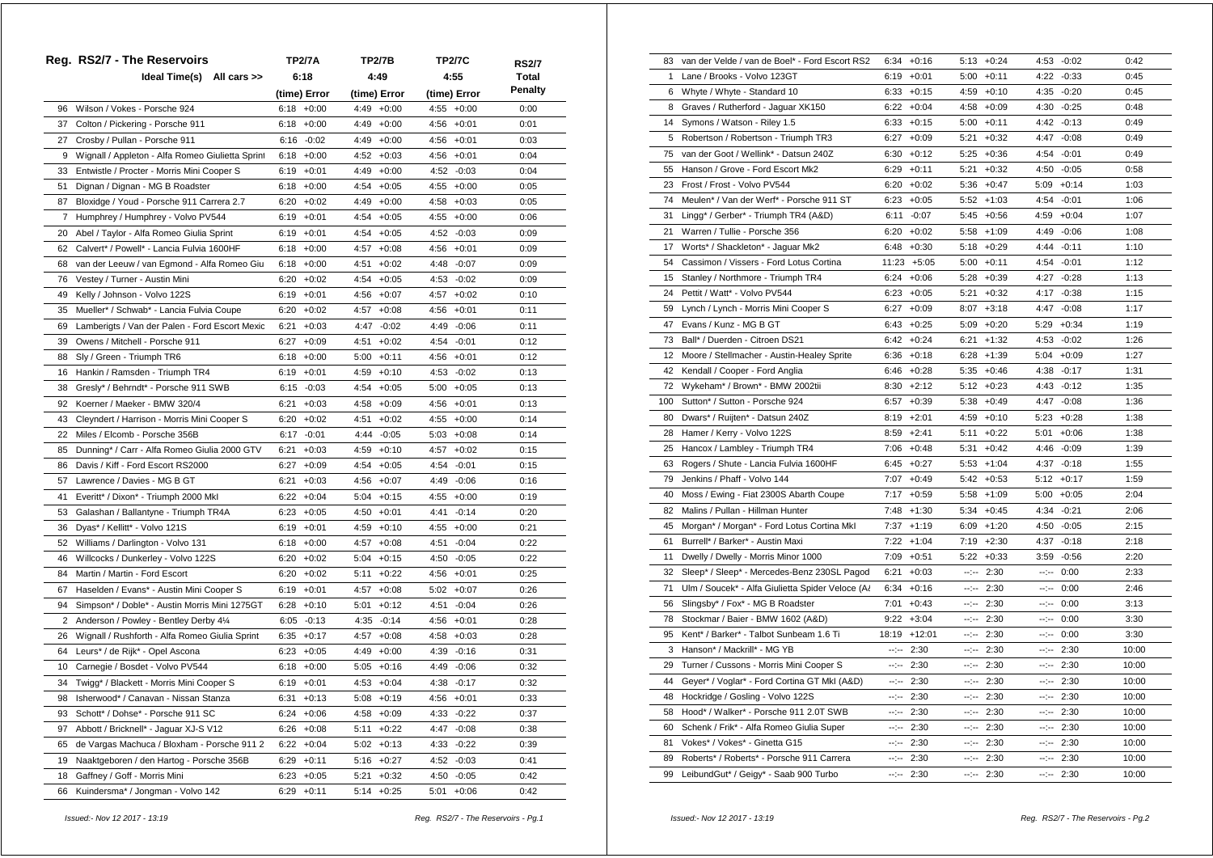## Reg. RS2/7 - The Reservoirs

| | Ideal Time(s) All cars >> | TP2/7A 6:18 (time) Error | TP2/7B 4:49 (time) Error | TP2/7C 4:55 (time) Error | RS2/7 Total Penalty |
|---|---|---|---|---|---|
| 96 | Wilson / Vokes - Porsche 924 | 6:18 +0:00 | 4:49 +0:00 | 4:55 +0:00 | 0:00 |
| 37 | Colton / Pickering - Porsche 911 | 6:18 +0:00 | 4:49 +0:00 | 4:56 +0:01 | 0:01 |
| 27 | Crosby / Pullan - Porsche 911 | 6:16 -0:02 | 4:49 +0:00 | 4:56 +0:01 | 0:03 |
| 9 | Wignall / Appleton - Alfa Romeo Giulietta Sprint | 6:18 +0:00 | 4:52 +0:03 | 4:56 +0:01 | 0:04 |
| 33 | Entwistle / Procter - Morris Mini Cooper S | 6:19 +0:01 | 4:49 +0:00 | 4:52 -0:03 | 0:04 |
| 51 | Dignan / Dignan - MG B Roadster | 6:18 +0:00 | 4:54 +0:05 | 4:55 +0:00 | 0:05 |
| 87 | Bloxidge / Youd - Porsche 911 Carrera 2.7 | 6:20 +0:02 | 4:49 +0:00 | 4:58 +0:03 | 0:05 |
| 7 | Humphrey / Humphrey - Volvo PV544 | 6:19 +0:01 | 4:54 +0:05 | 4:55 +0:00 | 0:06 |
| 20 | Abel / Taylor - Alfa Romeo Giulia Sprint | 6:19 +0:01 | 4:54 +0:05 | 4:52 -0:03 | 0:09 |
| 62 | Calvert* / Powell* - Lancia Fulvia 1600HF | 6:18 +0:00 | 4:57 +0:08 | 4:56 +0:01 | 0:09 |
| 68 | van der Leeuw / van Egmond - Alfa Romeo Giu | 6:18 +0:00 | 4:51 +0:02 | 4:48 -0:07 | 0:09 |
| 76 | Vestey / Turner - Austin Mini | 6:20 +0:02 | 4:54 +0:05 | 4:53 -0:02 | 0:09 |
| 49 | Kelly / Johnson - Volvo 122S | 6:19 +0:01 | 4:56 +0:07 | 4:57 +0:02 | 0:10 |
| 35 | Mueller* / Schwab* - Lancia Fulvia Coupe | 6:20 +0:02 | 4:57 +0:08 | 4:56 +0:01 | 0:11 |
| 69 | Lamberigts / van der Palen - Ford Escort Mexic | 6:21 +0:03 | 4:47 -0:02 | 4:49 -0:06 | 0:11 |
| 39 | Owens / Mitchell - Porsche 911 | 6:27 +0:09 | 4:51 +0:02 | 4:54 -0:01 | 0:12 |
| 88 | Sly / Green - Triumph TR6 | 6:18 +0:00 | 5:00 +0:11 | 4:56 +0:01 | 0:12 |
| 16 | Hankin / Ramsden - Triumph TR4 | 6:19 +0:01 | 4:59 +0:10 | 4:53 -0:02 | 0:13 |
| 38 | Gresly* / Behrndt* - Porsche 911 SWB | 6:15 -0:03 | 4:54 +0:05 | 5:00 +0:05 | 0:13 |
| 92 | Koerner / Maeker - BMW 320/4 | 6:21 +0:03 | 4:58 +0:09 | 4:56 +0:01 | 0:13 |
| 43 | Cleyndert / Harrison - Morris Mini Cooper S | 6:20 +0:02 | 4:51 +0:02 | 4:55 +0:00 | 0:14 |
| 22 | Miles / Elcomb - Porsche 356B | 6:17 -0:01 | 4:44 -0:05 | 5:03 +0:08 | 0:14 |
| 85 | Dunning* / Carr - Alfa Romeo Giulia 2000 GTV | 6:21 +0:03 | 4:59 +0:10 | 4:57 +0:02 | 0:15 |
| 86 | Davis / Kiff - Ford Escort RS2000 | 6:27 +0:09 | 4:54 +0:05 | 4:54 -0:01 | 0:15 |
| 57 | Lawrence / Davies - MG B GT | 6:21 +0:03 | 4:56 +0:07 | 4:49 -0:06 | 0:16 |
| 41 | Everitt* / Dixon* - Triumph 2000 MkI | 6:22 +0:04 | 5:04 +0:15 | 4:55 +0:00 | 0:19 |
| 53 | Galashan / Ballantyne - Triumph TR4A | 6:23 +0:05 | 4:50 +0:01 | 4:41 -0:14 | 0:20 |
| 36 | Dyas* / Kellitt* - Volvo 121S | 6:19 +0:01 | 4:59 +0:10 | 4:55 +0:00 | 0:21 |
| 52 | Williams / Darlington - Volvo 131 | 6:18 +0:00 | 4:57 +0:08 | 4:51 -0:04 | 0:22 |
| 46 | Willcocks / Dunkerley - Volvo 122S | 6:20 +0:02 | 5:04 +0:15 | 4:50 -0:05 | 0:22 |
| 84 | Martin / Martin - Ford Escort | 6:20 +0:02 | 5:11 +0:22 | 4:56 +0:01 | 0:25 |
| 67 | Haselden / Evans* - Austin Mini Cooper S | 6:19 +0:01 | 4:57 +0:08 | 5:02 +0:07 | 0:26 |
| 94 | Simpson* / Doble* - Austin Morris Mini 1275GT | 6:28 +0:10 | 5:01 +0:12 | 4:51 -0:04 | 0:26 |
| 2 | Anderson / Powley - Bentley Derby 4¼ | 6:05 -0:13 | 4:35 -0:14 | 4:56 +0:01 | 0:28 |
| 26 | Wignall / Rushforth - Alfa Romeo Giulia Sprint | 6:35 +0:17 | 4:57 +0:08 | 4:58 +0:03 | 0:28 |
| 64 | Leurs* / de Rijk* - Opel Ascona | 6:23 +0:05 | 4:49 +0:00 | 4:39 -0:16 | 0:31 |
| 10 | Carnegie / Bosdet - Volvo PV544 | 6:18 +0:00 | 5:05 +0:16 | 4:49 -0:06 | 0:32 |
| 34 | Twigg* / Blackett - Morris Mini Cooper S | 6:19 +0:01 | 4:53 +0:04 | 4:38 -0:17 | 0:32 |
| 98 | Isherwood* / Canavan - Nissan Stanza | 6:31 +0:13 | 5:08 +0:19 | 4:56 +0:01 | 0:33 |
| 93 | Schott* / Dohse* - Porsche 911 SC | 6:24 +0:06 | 4:58 +0:09 | 4:33 -0:22 | 0:37 |
| 97 | Abbott / Bricknell* - Jaguar XJ-S V12 | 6:26 +0:08 | 5:11 +0:22 | 4:47 -0:08 | 0:38 |
| 65 | de Vargas Machuca / Bloxham - Porsche 911 2 | 6:22 +0:04 | 5:02 +0:13 | 4:33 -0:22 | 0:39 |
| 19 | Naaktgeboren / den Hartog - Porsche 356B | 6:29 +0:11 | 5:16 +0:27 | 4:52 -0:03 | 0:41 |
| 18 | Gaffney / Goff - Morris Mini | 6:23 +0:05 | 5:21 +0:32 | 4:50 -0:05 | 0:42 |
| 66 | Kuindersma* / Jongman - Volvo 142 | 6:29 +0:11 | 5:14 +0:25 | 5:01 +0:06 | 0:42 |
| 83 | van der Velde / van de Boel* - Ford Escort RS2 | 6:34 +0:16 | 5:13 +0:24 | 4:53 -0:02 | 0:42 |
| 1 | Lane / Brooks - Volvo 123GT | 6:19 +0:01 | 5:00 +0:11 | 4:22 -0:33 | 0:45 |
| 6 | Whyte / Whyte - Standard 10 | 6:33 +0:15 | 4:59 +0:10 | 4:35 -0:20 | 0:45 |
| 8 | Graves / Rutherford - Jaguar XK150 | 6:22 +0:04 | 4:58 +0:09 | 4:30 -0:25 | 0:48 |
| 14 | Symons / Watson - Riley 1.5 | 6:33 +0:15 | 5:00 +0:11 | 4:42 -0:13 | 0:49 |
| 5 | Robertson / Robertson - Triumph TR3 | 6:27 +0:09 | 5:21 +0:32 | 4:47 -0:08 | 0:49 |
| 75 | van der Goot / Wellink* - Datsun 240Z | 6:30 +0:12 | 5:25 +0:36 | 4:54 -0:01 | 0:49 |
| 55 | Hanson / Grove - Ford Escort Mk2 | 6:29 +0:11 | 5:21 +0:32 | 4:50 -0:05 | 0:58 |
| 23 | Frost / Frost - Volvo PV544 | 6:20 +0:02 | 5:36 +0:47 | 5:09 +0:14 | 1:03 |
| 74 | Meulen* / Van der Werf* - Porsche 911 ST | 6:23 +0:05 | 5:52 +1:03 | 4:54 -0:01 | 1:06 |
| 31 | Lingg* / Gerber* - Triumph TR4 (A&D) | 6:11 -0:07 | 5:45 +0:56 | 4:59 +0:04 | 1:07 |
| 21 | Warren / Tullie - Porsche 356 | 6:20 +0:02 | 5:58 +1:09 | 4:49 -0:06 | 1:08 |
| 17 | Worts* / Shackleton* - Jaguar Mk2 | 6:48 +0:30 | 5:18 +0:29 | 4:44 -0:11 | 1:10 |
| 54 | Cassimon / Vissers - Ford Lotus Cortina | 11:23 +5:05 | 5:00 +0:11 | 4:54 -0:01 | 1:12 |
| 15 | Stanley / Northmore - Triumph TR4 | 6:24 +0:06 | 5:28 +0:39 | 4:27 -0:28 | 1:13 |
| 24 | Pettit / Watt* - Volvo PV544 | 6:23 +0:05 | 5:21 +0:32 | 4:17 -0:38 | 1:15 |
| 59 | Lynch / Lynch - Morris Mini Cooper S | 6:27 +0:09 | 8:07 +3:18 | 4:47 -0:08 | 1:17 |
| 47 | Evans / Kunz - MG B GT | 6:43 +0:25 | 5:09 +0:20 | 5:29 +0:34 | 1:19 |
| 73 | Ball* / Duerden - Citroen DS21 | 6:42 +0:24 | 6:21 +1:32 | 4:53 -0:02 | 1:26 |
| 12 | Moore / Stellmacher - Austin-Healey Sprite | 6:36 +0:18 | 6:28 +1:39 | 5:04 +0:09 | 1:27 |
| 42 | Kendall / Cooper - Ford Anglia | 6:46 +0:28 | 5:35 +0:46 | 4:38 -0:17 | 1:31 |
| 72 | Wykeham* / Brown* - BMW 2002tii | 8:30 +2:12 | 5:12 +0:23 | 4:43 -0:12 | 1:35 |
| 100 | Sutton* / Sutton - Porsche 924 | 6:57 +0:39 | 5:38 +0:49 | 4:47 -0:08 | 1:36 |
| 80 | Dwars* / Ruijten* - Datsun 240Z | 8:19 +2:01 | 4:59 +0:10 | 5:23 +0:28 | 1:38 |
| 28 | Hamer / Kerry - Volvo 122S | 8:59 +2:41 | 5:11 +0:22 | 5:01 +0:06 | 1:38 |
| 25 | Hancox / Lambley - Triumph TR4 | 7:06 +0:48 | 5:31 +0:42 | 4:46 -0:09 | 1:39 |
| 63 | Rogers / Shute - Lancia Fulvia 1600HF | 6:45 +0:27 | 5:53 +1:04 | 4:37 -0:18 | 1:55 |
| 79 | Jenkins / Phaff - Volvo 144 | 7:07 +0:49 | 5:42 +0:53 | 5:12 +0:17 | 1:59 |
| 40 | Moss / Ewing - Fiat 2300S Abarth Coupe | 7:17 +0:59 | 5:58 +1:09 | 5:00 +0:05 | 2:04 |
| 82 | Malins / Pullan - Hillman Hunter | 7:48 +1:30 | 5:34 +0:45 | 4:34 -0:21 | 2:06 |
| 45 | Morgan* / Morgan* - Ford Lotus Cortina MkI | 7:37 +1:19 | 6:09 +1:20 | 4:50 -0:05 | 2:15 |
| 61 | Burrell* / Barker* - Austin Maxi | 7:22 +1:04 | 7:19 +2:30 | 4:37 -0:18 | 2:18 |
| 11 | Dwelly / Dwelly - Morris Minor 1000 | 7:09 +0:51 | 5:22 +0:33 | 3:59 -0:56 | 2:20 |
| 32 | Sleep* / Sleep* - Mercedes-Benz 230SL Pagod | 6:21 +0:03 | --:-- 2:30 | --:-- 0:00 | 2:33 |
| 71 | Ulm / Soucek* - Alfa Giulietta Spider Veloce (A& | 6:34 +0:16 | --:-- 2:30 | --:-- 0:00 | 2:46 |
| 56 | Slingsby* / Fox* - MG B Roadster | 7:01 +0:43 | --:-- 2:30 | --:-- 0:00 | 3:13 |
| 78 | Stockmar / Baier - BMW 1602 (A&D) | 9:22 +3:04 | --:-- 2:30 | --:-- 0:00 | 3:30 |
| 95 | Kent* / Barker* - Talbot Sunbeam 1.6 Ti | 18:19 +12:01 | --:-- 2:30 | --:-- 0:00 | 3:30 |
| 3 | Hanson* / Mackrill* - MG YB | --:-- 2:30 | --:-- 2:30 | --:-- 2:30 | 10:00 |
| 29 | Turner / Cussons - Morris Mini Cooper S | --:-- 2:30 | --:-- 2:30 | --:-- 2:30 | 10:00 |
| 44 | Geyer* / Voglar* - Ford Cortina GT MkI (A&D) | --:-- 2:30 | --:-- 2:30 | --:-- 2:30 | 10:00 |
| 48 | Hockridge / Gosling - Volvo 122S | --:-- 2:30 | --:-- 2:30 | --:-- 2:30 | 10:00 |
| 58 | Hood* / Walker* - Porsche 911 2.0T SWB | --:-- 2:30 | --:-- 2:30 | --:-- 2:30 | 10:00 |
| 60 | Schenk / Frik* - Alfa Romeo Giulia Super | --:-- 2:30 | --:-- 2:30 | --:-- 2:30 | 10:00 |
| 81 | Vokes* / Vokes* - Ginetta G15 | --:-- 2:30 | --:-- 2:30 | --:-- 2:30 | 10:00 |
| 89 | Roberts* / Roberts* - Porsche 911 Carrera | --:-- 2:30 | --:-- 2:30 | --:-- 2:30 | 10:00 |
| 99 | LeibundGut* / Geigy* - Saab 900 Turbo | --:-- 2:30 | --:-- 2:30 | --:-- 2:30 | 10:00 |

*Issued:- Nov 12 2017 - 13:19*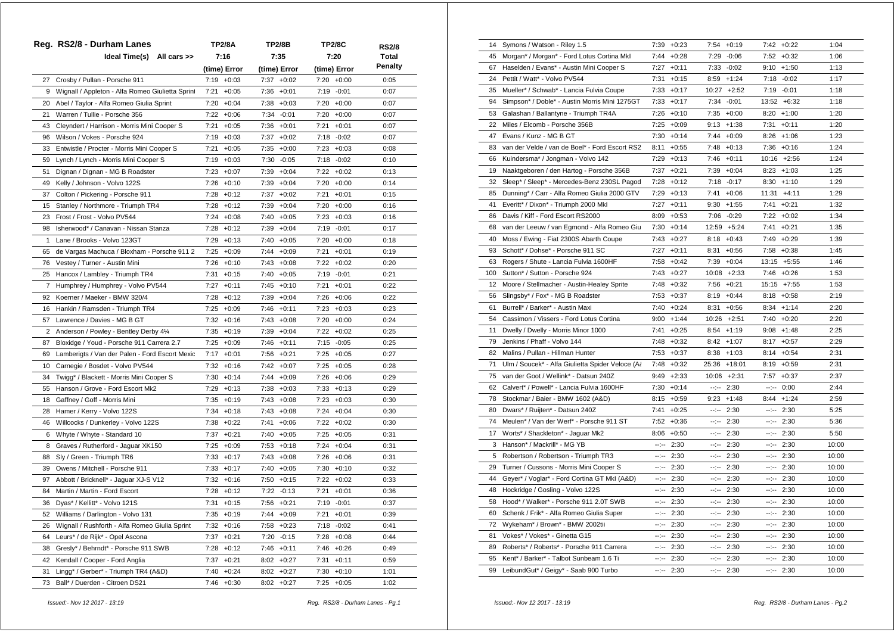## Reg. RS2/8 - Durham Lanes

| | Ideal Time(s) All cars >> | TP2/8A 7:16 (time) Error | TP2/8B 7:35 (time) Error | TP2/8C 7:20 (time) Error | RS2/8 Total Penalty |
|---|---|---|---|---|---|
| 27 | Crosby / Pullan - Porsche 911 | 7:19 +0:03 | 7:37 +0:02 | 7:20 +0:00 | 0:05 |
| 9 | Wignall / Appleton - Alfa Romeo Giulietta Sprint | 7:21 +0:05 | 7:36 +0:01 | 7:19 -0:01 | 0:07 |
| 20 | Abel / Taylor - Alfa Romeo Giulia Sprint | 7:20 +0:04 | 7:38 +0:03 | 7:20 +0:00 | 0:07 |
| 21 | Warren / Tullie - Porsche 356 | 7:22 +0:06 | 7:34 -0:01 | 7:20 +0:00 | 0:07 |
| 43 | Cleyndert / Harrison - Morris Mini Cooper S | 7:21 +0:05 | 7:36 +0:01 | 7:21 +0:01 | 0:07 |
| 96 | Wilson / Vokes - Porsche 924 | 7:19 +0:03 | 7:37 +0:02 | 7:18 -0:02 | 0:07 |
| 33 | Entwistle / Procter - Morris Mini Cooper S | 7:21 +0:05 | 7:35 +0:00 | 7:23 +0:03 | 0:08 |
| 59 | Lynch / Lynch - Morris Mini Cooper S | 7:19 +0:03 | 7:30 -0:05 | 7:18 -0:02 | 0:10 |
| 51 | Dignan / Dignan - MG B Roadster | 7:23 +0:07 | 7:39 +0:04 | 7:22 +0:02 | 0:13 |
| 49 | Kelly / Johnson - Volvo 122S | 7:26 +0:10 | 7:39 +0:04 | 7:20 +0:00 | 0:14 |
| 37 | Colton / Pickering - Porsche 911 | 7:28 +0:12 | 7:37 +0:02 | 7:21 +0:01 | 0:15 |
| 15 | Stanley / Northmore - Triumph TR4 | 7:28 +0:12 | 7:39 +0:04 | 7:20 +0:00 | 0:16 |
| 23 | Frost / Frost - Volvo PV544 | 7:24 +0:08 | 7:40 +0:05 | 7:23 +0:03 | 0:16 |
| 98 | Isherwood* / Canavan - Nissan Stanza | 7:28 +0:12 | 7:39 +0:04 | 7:19 -0:01 | 0:17 |
| 1 | Lane / Brooks - Volvo 123GT | 7:29 +0:13 | 7:40 +0:05 | 7:20 +0:00 | 0:18 |
| 65 | de Vargas Machuca / Bloxham - Porsche 911 2 | 7:25 +0:09 | 7:44 +0:09 | 7:21 +0:01 | 0:19 |
| 76 | Vestey / Turner - Austin Mini | 7:26 +0:10 | 7:43 +0:08 | 7:22 +0:02 | 0:20 |
| 25 | Hancox / Lambley - Triumph TR4 | 7:31 +0:15 | 7:40 +0:05 | 7:19 -0:01 | 0:21 |
| 7 | Humphrey / Humphrey - Volvo PV544 | 7:27 +0:11 | 7:45 +0:10 | 7:21 +0:01 | 0:22 |
| 92 | Koerner / Maeker - BMW 320/4 | 7:28 +0:12 | 7:39 +0:04 | 7:26 +0:06 | 0:22 |
| 16 | Hankin / Ramsden - Triumph TR4 | 7:25 +0:09 | 7:46 +0:11 | 7:23 +0:03 | 0:23 |
| 57 | Lawrence / Davies - MG B GT | 7:32 +0:16 | 7:43 +0:08 | 7:20 +0:00 | 0:24 |
| 2 | Anderson / Powley - Bentley Derby 4¼ | 7:35 +0:19 | 7:39 +0:04 | 7:22 +0:02 | 0:25 |
| 87 | Bloxidge / Youd - Porsche 911 Carrera 2.7 | 7:25 +0:09 | 7:46 +0:11 | 7:15 -0:05 | 0:25 |
| 69 | Lamberigts / Van der Palen - Ford Escort Mexic | 7:17 +0:01 | 7:56 +0:21 | 7:25 +0:05 | 0:27 |
| 10 | Carnegie / Bosdet - Volvo PV544 | 7:32 +0:16 | 7:42 +0:07 | 7:25 +0:05 | 0:28 |
| 34 | Twigg* / Blackett - Morris Mini Cooper S | 7:30 +0:14 | 7:44 +0:09 | 7:26 +0:06 | 0:29 |
| 55 | Hanson / Grove - Ford Escort Mk2 | 7:29 +0:13 | 7:38 +0:03 | 7:33 +0:13 | 0:29 |
| 18 | Gaffney / Goff - Morris Mini | 7:35 +0:19 | 7:43 +0:08 | 7:23 +0:03 | 0:30 |
| 28 | Hamer / Kerry - Volvo 122S | 7:34 +0:18 | 7:43 +0:08 | 7:24 +0:04 | 0:30 |
| 46 | Willcocks / Dunkerley - Volvo 122S | 7:38 +0:22 | 7:41 +0:06 | 7:22 +0:02 | 0:30 |
| 6 | Whyte / Whyte - Standard 10 | 7:37 +0:21 | 7:40 +0:05 | 7:25 +0:05 | 0:31 |
| 8 | Graves / Rutherford - Jaguar XK150 | 7:25 +0:09 | 7:53 +0:18 | 7:24 +0:04 | 0:31 |
| 88 | Sly / Green - Triumph TR6 | 7:33 +0:17 | 7:43 +0:08 | 7:26 +0:06 | 0:31 |
| 39 | Owens / Mitchell - Porsche 911 | 7:33 +0:17 | 7:40 +0:05 | 7:30 +0:10 | 0:32 |
| 97 | Abbott / Bricknell* - Jaguar XJ-S V12 | 7:32 +0:16 | 7:50 +0:15 | 7:22 +0:02 | 0:33 |
| 84 | Martin / Martin - Ford Escort | 7:28 +0:12 | 7:22 -0:13 | 7:21 +0:01 | 0:36 |
| 36 | Dyas* / Kellitt* - Volvo 121S | 7:31 +0:15 | 7:56 +0:21 | 7:19 -0:01 | 0:37 |
| 52 | Williams / Darlington - Volvo 131 | 7:35 +0:19 | 7:44 +0:09 | 7:21 +0:01 | 0:39 |
| 26 | Wignall / Rushforth - Alfa Romeo Giulia Sprint | 7:32 +0:16 | 7:58 +0:23 | 7:18 -0:02 | 0:41 |
| 64 | Leurs* / de Rijk* - Opel Ascona | 7:37 +0:21 | 7:20 -0:15 | 7:28 +0:08 | 0:44 |
| 38 | Gresly* / Behrndt* - Porsche 911 SWB | 7:28 +0:12 | 7:46 +0:11 | 7:46 +0:26 | 0:49 |
| 42 | Kendall / Cooper - Ford Anglia | 7:37 +0:21 | 8:02 +0:27 | 7:31 +0:11 | 0:59 |
| 31 | Lingg* / Gerber* - Triumph TR4 (A&D) | 7:40 +0:24 | 8:02 +0:27 | 7:30 +0:10 | 1:01 |
| 73 | Ball* / Duerden - Citroen DS21 | 7:46 +0:30 | 8:02 +0:27 | 7:25 +0:05 | 1:02 |
| 14 | Symons / Watson - Riley 1.5 | 7:39 +0:23 | 7:54 +0:19 | 7:42 +0:22 | 1:04 |
| 45 | Morgan* / Morgan* - Ford Lotus Cortina MkI | 7:44 +0:28 | 7:29 -0:06 | 7:52 +0:32 | 1:06 |
| 67 | Haselden / Evans* - Austin Mini Cooper S | 7:27 +0:11 | 7:33 -0:02 | 9:10 +1:50 | 1:13 |
| 24 | Pettit / Watt* - Volvo PV544 | 7:31 +0:15 | 8:59 +1:24 | 7:18 -0:02 | 1:17 |
| 35 | Mueller* / Schwab* - Lancia Fulvia Coupe | 7:33 +0:17 | 10:27 +2:52 | 7:19 -0:01 | 1:18 |
| 94 | Simpson* / Doble* - Austin Morris Mini 1275GT | 7:33 +0:17 | 7:34 -0:01 | 13:52 +6:32 | 1:18 |
| 53 | Galashan / Ballantyne - Triumph TR4A | 7:26 +0:10 | 7:35 +0:00 | 8:20 +1:00 | 1:20 |
| 22 | Miles / Elcomb - Porsche 356B | 7:25 +0:09 | 9:13 +1:38 | 7:31 +0:11 | 1:20 |
| 47 | Evans / Kunz - MG B GT | 7:30 +0:14 | 7:44 +0:09 | 8:26 +1:06 | 1:23 |
| 83 | van der Velde / van de Boel* - Ford Escort RS2 | 8:11 +0:55 | 7:48 +0:13 | 7:36 +0:16 | 1:24 |
| 66 | Kuindersma* / Jongman - Volvo 142 | 7:29 +0:13 | 7:46 +0:11 | 10:16 +2:56 | 1:24 |
| 19 | Naaktgeboren / den Hartog - Porsche 356B | 7:37 +0:21 | 7:39 +0:04 | 8:23 +1:03 | 1:25 |
| 32 | Sleep* / Sleep* - Mercedes-Benz 230SL Pagod | 7:28 +0:12 | 7:18 -0:17 | 8:30 +1:10 | 1:29 |
| 85 | Dunning* / Carr - Alfa Romeo Giulia 2000 GTV | 7:29 +0:13 | 7:41 +0:06 | 11:31 +4:11 | 1:29 |
| 41 | Everitt* / Dixon* - Triumph 2000 MkI | 7:27 +0:11 | 9:30 +1:55 | 7:41 +0:21 | 1:32 |
| 86 | Davis / Kiff - Ford Escort RS2000 | 8:09 +0:53 | 7:06 -0:29 | 7:22 +0:02 | 1:34 |
| 68 | van der Leeuw / van Egmond - Alfa Romeo Giu | 7:30 +0:14 | 12:59 +5:24 | 7:41 +0:21 | 1:35 |
| 40 | Moss / Ewing - Fiat 2300S Abarth Coupe | 7:43 +0:27 | 8:18 +0:43 | 7:49 +0:29 | 1:39 |
| 93 | Schott* / Dohse* - Porsche 911 SC | 7:27 +0:11 | 8:31 +0:56 | 7:58 +0:38 | 1:45 |
| 63 | Rogers / Shute - Lancia Fulvia 1600HF | 7:58 +0:42 | 7:39 +0:04 | 13:15 +5:55 | 1:46 |
| 100 | Sutton* / Sutton - Porsche 924 | 7:43 +0:27 | 10:08 +2:33 | 7:46 +0:26 | 1:53 |
| 12 | Moore / Stellmacher - Austin-Healey Sprite | 7:48 +0:32 | 7:56 +0:21 | 15:15 +7:55 | 1:53 |
| 56 | Slingsby* / Fox* - MG B Roadster | 7:53 +0:37 | 8:19 +0:44 | 8:18 +0:58 | 2:19 |
| 61 | Burrell* / Barker* - Austin Maxi | 7:40 +0:24 | 8:31 +0:56 | 8:34 +1:14 | 2:20 |
| 54 | Cassimon / Vissers - Ford Lotus Cortina | 9:00 +1:44 | 10:26 +2:51 | 7:40 +0:20 | 2:20 |
| 11 | Dwelly / Dwelly - Morris Minor 1000 | 7:41 +0:25 | 8:54 +1:19 | 9:08 +1:48 | 2:25 |
| 79 | Jenkins / Phaff - Volvo 144 | 7:48 +0:32 | 8:42 +1:07 | 8:17 +0:57 | 2:29 |
| 82 | Malins / Pullan - Hillman Hunter | 7:53 +0:37 | 8:38 +1:03 | 8:14 +0:54 | 2:31 |
| 71 | Ulm / Soucek* - Alfa Giulietta Spider Veloce (A | 7:48 +0:32 | 25:36 +18:01 | 8:19 +0:59 | 2:31 |
| 75 | van der Goot / Wellink* - Datsun 240Z | 9:49 +2:33 | 10:06 +2:31 | 7:57 +0:37 | 2:37 |
| 62 | Calvert* / Powell* - Lancia Fulvia 1600HF | 7:30 +0:14 | --:-- 2:30 | --:-- 0:00 | 2:44 |
| 78 | Stockmar / Baier - BMW 1602 (A&D) | 8:15 +0:59 | 9:23 +1:48 | 8:44 +1:24 | 2:59 |
| 80 | Dwars* / Ruijten* - Datsun 240Z | 7:41 +0:25 | --:-- 2:30 | --:-- 2:30 | 5:25 |
| 74 | Meulen* / Van der Werf* - Porsche 911 ST | 7:52 +0:36 | --:-- 2:30 | --:-- 2:30 | 5:36 |
| 17 | Worts* / Shackleton* - Jaguar Mk2 | 8:06 +0:50 | --:-- 2:30 | --:-- 2:30 | 5:50 |
| 3 | Hanson* / Mackrill* - MG YB | --:-- 2:30 | --:-- 2:30 | --:-- 2:30 | 10:00 |
| 5 | Robertson / Robertson - Triumph TR3 | --:-- 2:30 | --:-- 2:30 | --:-- 2:30 | 10:00 |
| 29 | Turner / Cussons - Morris Mini Cooper S | --:-- 2:30 | --:-- 2:30 | --:-- 2:30 | 10:00 |
| 44 | Geyer* / Voglar* - Ford Cortina GT MkI (A&D) | --:-- 2:30 | --:-- 2:30 | --:-- 2:30 | 10:00 |
| 48 | Hockridge / Gosling - Volvo 122S | --:-- 2:30 | --:-- 2:30 | --:-- 2:30 | 10:00 |
| 58 | Hood* / Walker* - Porsche 911 2.0T SWB | --:-- 2:30 | --:-- 2:30 | --:-- 2:30 | 10:00 |
| 60 | Schenk / Frik* - Alfa Romeo Giulia Super | --:-- 2:30 | --:-- 2:30 | --:-- 2:30 | 10:00 |
| 72 | Wykeham* / Brown* - BMW 2002tii | --:-- 2:30 | --:-- 2:30 | --:-- 2:30 | 10:00 |
| 81 | Vokes* / Vokes* - Ginetta G15 | --:-- 2:30 | --:-- 2:30 | --:-- 2:30 | 10:00 |
| 89 | Roberts* / Roberts* - Porsche 911 Carrera | --:-- 2:30 | --:-- 2:30 | --:-- 2:30 | 10:00 |
| 95 | Kent* / Barker* - Talbot Sunbeam 1.6 Ti | --:-- 2:30 | --:-- 2:30 | --:-- 2:30 | 10:00 |
| 99 | LeibundGut* / Geigy* - Saab 900 Turbo | --:-- 2:30 | --:-- 2:30 | --:-- 2:30 | 10:00 |

*Issued:- Nov 12 2017 - 13:19*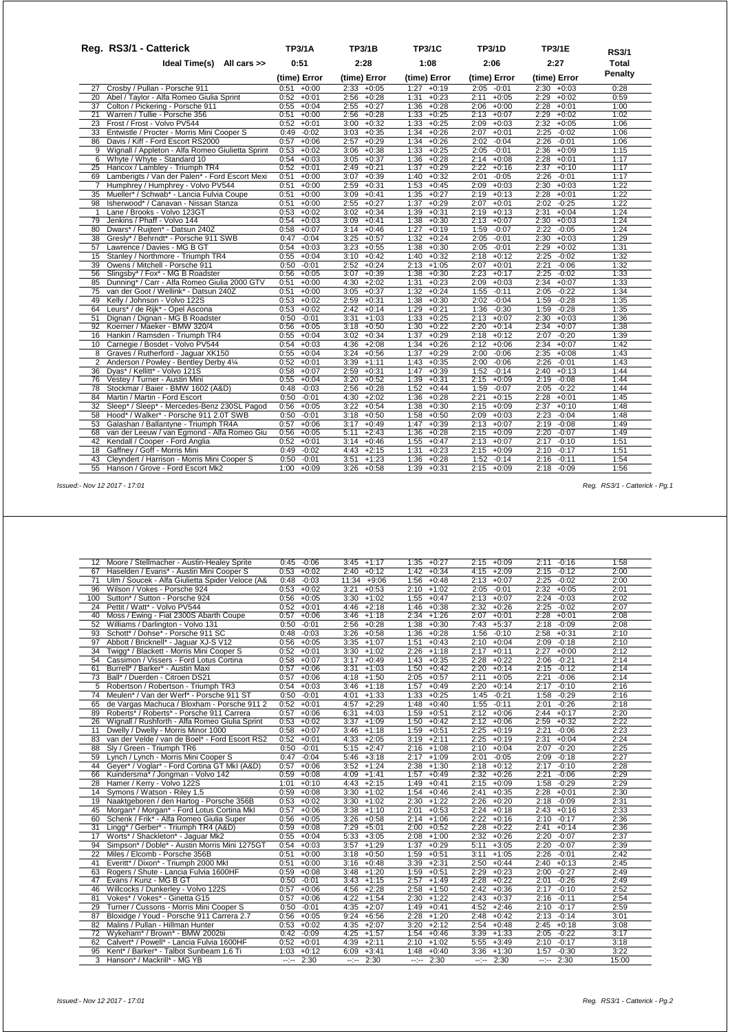## Reg. RS3/1 - Catterick

| Reg. RS3/1 - Catterick | TP3/1A | | TP3/1B | | TP3/1C | | TP3/1D | | TP3/1E | | RS3/1 |
|---|---|---|---|---|---|---|---|---|---|---|---|
| Ideal Time(s) All cars >> | 0:51 | | 2:28 | | 1:08 | | 2:06 | | 2:27 | | Total |
| | (time) | Error | (time) | Error | (time) | Error | (time) | Error | (time) | Error | Penalty |
| 27 Crosby / Pullan - Porsche 911 | 0:51 | +0:00 | 2:33 | +0:05 | 1:27 | +0:19 | 2:05 | -0:01 | 2:30 | +0:03 | 0:28 |
| 20 Abel / Taylor - Alfa Romeo Giulia Sprint | 0:52 | +0:01 | 2:56 | +0:28 | 1:31 | +0:23 | 2:11 | +0:05 | 2:29 | +0:02 | 0:59 |
| 37 Colton / Pickering - Porsche 911 | 0:55 | +0:04 | 2:55 | +0:27 | 1:36 | +0:28 | 2:06 | +0:00 | 2:28 | +0:01 | 1:00 |
| 21 Warren / Tullie - Porsche 356 | 0:51 | +0:00 | 2:56 | +0:28 | 1:33 | +0:25 | 2:13 | +0:07 | 2:29 | +0:02 | 1:02 |
| 23 Frost / Frost - Volvo PV544 | 0:52 | +0:01 | 3:00 | +0:32 | 1:33 | +0:25 | 2:09 | +0:03 | 2:32 | +0:05 | 1:06 |
| 33 Entwistle / Procter - Morris Mini Cooper S | 0:49 | -0:02 | 3:03 | +0:35 | 1:34 | +0:26 | 2:07 | +0:01 | 2:25 | -0:02 | 1:06 |
| 86 Davis / Kiff - Ford Escort RS2000 | 0:57 | +0:06 | 2:57 | +0:29 | 1:34 | +0:26 | 2:02 | -0:04 | 2:26 | -0:01 | 1:06 |
| 9 Wignall / Appleton - Alfa Romeo Giulietta Sprint | 0:53 | +0:02 | 3:06 | +0:38 | 1:33 | +0:25 | 2:05 | -0:01 | 2:36 | +0:09 | 1:15 |
| 6 Whyte / Whyte - Standard 10 | 0:54 | +0:03 | 3:05 | +0:37 | 1:36 | +0:28 | 2:14 | +0:08 | 2:28 | +0:01 | 1:17 |
| 25 Hancox / Lambley - Triumph TR4 | 0:52 | +0:01 | 2:49 | +0:21 | 1:37 | +0:29 | 2:22 | +0:16 | 2:37 | +0:10 | 1:17 |
| 69 Lamberigts / Van der Palen* - Ford Escort Mexi | 0:51 | +0:00 | 3:07 | +0:39 | 1:40 | +0:32 | 2:01 | -0:05 | 2:26 | -0:01 | 1:17 |
| 7 Humphrey / Humphrey - Volvo PV544 | 0:51 | +0:00 | 2:59 | +0:31 | 1:53 | +0:45 | 2:09 | +0:03 | 2:30 | +0:03 | 1:22 |
| 35 Mueller* / Schwab* - Lancia Fulvia Coupe | 0:51 | +0:00 | 3:09 | +0:41 | 1:35 | +0:27 | 2:19 | +0:13 | 2:28 | +0:01 | 1:22 |
| 98 Isherwood* / Canavan - Nissan Stanza | 0:51 | +0:00 | 2:55 | +0:27 | 1:37 | +0:29 | 2:07 | +0:01 | 2:02 | -0:25 | 1:22 |
| 1 Lane / Brooks - Volvo 123GT | 0:53 | +0:02 | 3:02 | +0:34 | 1:39 | +0:31 | 2:19 | +0:13 | 2:31 | +0:04 | 1:24 |
| 79 Jenkins / Phaff - Volvo 144 | 0:54 | +0:03 | 3:09 | +0:41 | 1:38 | +0:30 | 2:13 | +0:07 | 2:30 | +0:03 | 1:24 |
| 80 Dwars* / Ruijten* - Datsun 240Z | 0:58 | +0:07 | 3:14 | +0:46 | 1:27 | +0:19 | 1:59 | -0:07 | 2:22 | -0:05 | 1:24 |
| 38 Gresly* / Behrndt* - Porsche 911 SWB | 0:47 | -0:04 | 3:25 | +0:57 | 1:32 | +0:24 | 2:05 | -0:01 | 2:30 | +0:03 | 1:29 |
| 57 Lawrence / Davies - MG B GT | 0:54 | +0:03 | 3:23 | +0:55 | 1:38 | +0:30 | 2:05 | -0:01 | 2:29 | +0:02 | 1:31 |
| 15 Stanley / Northmore - Triumph TR4 | 0:55 | +0:04 | 3:10 | +0:42 | 1:40 | +0:32 | 2:18 | +0:12 | 2:25 | -0:02 | 1:32 |
| 39 Owens / Mitchell - Porsche 911 | 0:50 | -0:01 | 2:52 | +0:24 | 2:13 | +1:05 | 2:07 | +0:01 | 2:21 | -0:06 | 1:32 |
| 56 Slingsby* / Fox* - MG B Roadster | 0:56 | +0:05 | 3:07 | +0:39 | 1:38 | +0:30 | 2:23 | +0:17 | 2:25 | -0:02 | 1:33 |
| 85 Dunning* / Carr - Alfa Romeo Giulia 2000 GTV | 0:51 | +0:00 | 4:30 | +2:02 | 1:31 | +0:23 | 2:09 | +0:03 | 2:34 | +0:07 | 1:33 |
| 75 van der Goot / Wellink* - Datsun 240Z | 0:51 | +0:00 | 3:05 | +0:37 | 1:32 | +0:24 | 1:55 | -0:11 | 2:05 | -0:22 | 1:34 |
| 49 Kelly / Johnson - Volvo 122S | 0:53 | +0:02 | 2:59 | +0:31 | 1:38 | +0:30 | 2:02 | -0:04 | 1:59 | -0:28 | 1:35 |
| 64 Leurs* / de Rijk* - Opel Ascona | 0:53 | +0:02 | 2:42 | +0:14 | 1:29 | +0:21 | 1:36 | -0:30 | 1:59 | -0:28 | 1:35 |
| 51 Dignan / Dignan - MG B Roadster | 0:50 | -0:01 | 3:31 | +1:03 | 1:33 | +0:25 | 2:13 | +0:07 | 2:30 | +0:03 | 1:36 |
| 92 Koerner / Maeker - BMW 320/4 | 0:56 | +0:05 | 3:18 | +0:50 | 1:30 | +0:22 | 2:20 | +0:14 | 2:34 | +0:07 | 1:38 |
| 16 Hankin / Ramsden - Triumph TR4 | 0:55 | +0:04 | 3:02 | +0:34 | 1:37 | +0:29 | 2:18 | +0:12 | 2:07 | -0:20 | 1:39 |
| 10 Carnegie / Bosdet - Volvo PV544 | 0:54 | +0:03 | 4:36 | +2:08 | 1:34 | +0:26 | 2:12 | +0:06 | 2:34 | +0:07 | 1:42 |
| 8 Graves / Rutherford - Jaguar XK150 | 0:55 | +0:04 | 3:24 | +0:56 | 1:37 | +0:29 | 2:00 | -0:06 | 2:35 | +0:08 | 1:43 |
| 2 Anderson / Powley - Bentley Derby 4¼ | 0:52 | +0:01 | 3:39 | +1:11 | 1:43 | +0:35 | 2:00 | -0:06 | 2:26 | -0:01 | 1:43 |
| 36 Dyas* / Kellitt* - Volvo 121S | 0:58 | +0:07 | 2:59 | +0:31 | 1:47 | +0:39 | 1:52 | -0:14 | 2:40 | +0:13 | 1:44 |
| 76 Vestey / Turner - Austin Mini | 0:55 | +0:04 | 3:20 | +0:52 | 1:39 | +0:31 | 2:15 | +0:09 | 2:19 | -0:08 | 1:44 |
| 78 Stockmar / Baier - BMW 1602 (A&D) | 0:48 | -0:03 | 2:56 | +0:28 | 1:52 | +0:44 | 1:59 | -0:07 | 2:05 | -0:22 | 1:44 |
| 84 Martin / Martin - Ford Escort | 0:50 | -0:01 | 4:30 | +2:02 | 1:36 | +0:28 | 2:21 | +0:15 | 2:28 | +0:01 | 1:45 |
| 32 Sleep* / Sleep* - Mercedes-Benz 230SL Pagod | 0:56 | +0:05 | 3:22 | +0:54 | 1:38 | +0:30 | 2:15 | +0:09 | 2:37 | +0:10 | 1:48 |
| 58 Hood* / Walker* - Porsche 911 2.0T SWB | 0:50 | -0:01 | 3:18 | +0:50 | 1:58 | +0:50 | 2:09 | +0:03 | 2:23 | -0:04 | 1:48 |
| 53 Galashan / Ballantyne - Triumph TR4A | 0:57 | +0:06 | 3:17 | +0:49 | 1:47 | +0:39 | 2:13 | +0:07 | 2:19 | -0:08 | 1:49 |
| 68 van der Leeuw / van Egmond - Alfa Romeo Giu | 0:56 | +0:05 | 5:11 | +2:43 | 1:36 | +0:28 | 2:15 | +0:09 | 2:20 | -0:07 | 1:49 |
| 42 Kendall / Cooper - Ford Anglia | 0:52 | +0:01 | 3:14 | +0:46 | 1:55 | +0:47 | 2:13 | +0:07 | 2:17 | -0:10 | 1:51 |
| 18 Gaffney / Goff - Morris Mini | 0:49 | -0:02 | 4:43 | +2:15 | 1:31 | +0:23 | 2:15 | +0:09 | 2:10 | -0:17 | 1:51 |
| 43 Cleyndert / Harrison - Morris Mini Cooper S | 0:50 | -0:01 | 3:51 | +1:23 | 1:36 | +0:28 | 1:52 | -0:14 | 2:16 | -0:11 | 1:54 |
| 55 Hanson / Grove - Ford Escort Mk2 | 1:00 | +0:09 | 3:26 | +0:58 | 1:39 | +0:31 | 2:15 | +0:09 | 2:18 | -0:09 | 1:56 |
| 12 Moore / Stellmacher - Austin-Healey Sprite | 0:45 | -0:06 | 3:45 | +1:17 | 1:35 | +0:27 | 2:15 | +0:09 | 2:11 | -0:16 | 1:58 |
| 67 Haselden / Evans* - Austin Mini Cooper S | 0:53 | +0:02 | 2:40 | +0:12 | 1:42 | +0:34 | 4:15 | +2:09 | 2:15 | -0:12 | 2:00 |
| 71 Ulm / Soucek - Alfa Giulietta Spider Veloce (A& | 0:48 | -0:03 | 11:34 | +9:06 | 1:56 | +0:48 | 2:13 | +0:07 | 2:25 | -0:02 | 2:00 |
| 96 Wilson / Vokes - Porsche 924 | 0:53 | +0:02 | 3:21 | +0:53 | 2:10 | +1:02 | 2:05 | -0:01 | 2:32 | +0:05 | 2:01 |
| 100 Sutton* / Sutton - Porsche 924 | 0:56 | +0:05 | 3:30 | +1:02 | 1:55 | +0:47 | 2:13 | +0:07 | 2:24 | -0:03 | 2:02 |
| 24 Pettit / Watt* - Volvo PV544 | 0:52 | +0:01 | 4:46 | +2:18 | 1:46 | +0:38 | 2:32 | +0:26 | 2:25 | -0:02 | 2:07 |
| 40 Moss / Ewing - Fiat 2300S Abarth Coupe | 0:57 | +0:06 | 3:46 | +1:18 | 2:34 | +1:26 | 2:07 | +0:01 | 2:28 | +0:01 | 2:08 |
| 52 Williams / Darlington - Volvo 131 | 0:50 | -0:01 | 2:56 | +0:28 | 1:38 | +0:30 | 7:43 | +5:37 | 2:18 | -0:09 | 2:08 |
| 93 Schott* / Dohse* - Porsche 911 SC | 0:48 | -0:03 | 3:26 | +0:58 | 1:36 | +0:28 | 1:56 | -0:10 | 2:58 | +0:31 | 2:10 |
| 97 Abbott / Bricknell* - Jaguar XJ-S V12 | 0:56 | +0:05 | 3:35 | +1:07 | 1:51 | +0:43 | 2:10 | +0:04 | 2:09 | -0:18 | 2:10 |
| 34 Twigg* / Blackett - Morris Mini Cooper S | 0:52 | +0:01 | 3:30 | +1:02 | 2:26 | +1:18 | 2:17 | +0:11 | 2:27 | +0:00 | 2:12 |
| 54 Cassimon / Vissers - Ford Lotus Cortina | 0:58 | +0:07 | 3:17 | +0:49 | 1:43 | +0:35 | 2:28 | +0:22 | 2:06 | -0:21 | 2:14 |
| 61 Burrell* / Barker* - Austin Maxi | 0:57 | +0:06 | 3:31 | +1:03 | 1:50 | +0:42 | 2:20 | +0:14 | 2:15 | -0:12 | 2:14 |
| 73 Ball* / Duerden - Citroen DS21 | 0:57 | +0:06 | 4:18 | +1:50 | 2:05 | +0:57 | 2:11 | +0:05 | 2:21 | -0:06 | 2:14 |
| 5 Robertson / Robertson - Triumph TR3 | 0:54 | +0:03 | 3:46 | +1:18 | 1:57 | +0:49 | 2:20 | +0:14 | 2:17 | -0:10 | 2:16 |
| 74 Meulen* / Van der Werf* - Porsche 911 ST | 0:50 | -0:01 | 4:01 | +1:33 | 1:33 | +0:25 | 1:45 | -0:21 | 1:58 | -0:29 | 2:16 |
| 65 de Vargas Machuca / Bloxham - Porsche 911 2 | 0:52 | +0:01 | 4:57 | +2:29 | 1:48 | +0:40 | 1:55 | -0:11 | 2:01 | -0:26 | 2:18 |
| 89 Roberts* / Roberts* - Porsche 911 Carrera | 0:57 | +0:06 | 6:31 | +4:03 | 1:59 | +0:51 | 2:12 | +0:06 | 2:44 | +0:17 | 2:20 |
| 26 Wignall / Rushforth - Alfa Romeo Giulia Sprint | 0:53 | +0:02 | 3:37 | +1:09 | 1:50 | +0:42 | 2:12 | +0:06 | 2:59 | +0:32 | 2:22 |
| 11 Dwelly / Dwelly - Morris Minor 1000 | 0:58 | +0:07 | 3:46 | +1:18 | 1:59 | +0:51 | 2:25 | +0:19 | 2:21 | -0:06 | 2:23 |
| 83 van der Velde / van de Boel* - Ford Escort RS2 | 0:52 | +0:01 | 4:33 | +2:05 | 3:19 | +2:11 | 2:25 | +0:19 | 2:31 | +0:04 | 2:24 |
| 88 Sly / Green - Triumph TR6 | 0:50 | -0:01 | 5:15 | +2:47 | 2:16 | +1:08 | 2:10 | +0:04 | 2:07 | -0:20 | 2:25 |
| 59 Lynch / Lynch - Morris Mini Cooper S | 0:47 | -0:04 | 5:46 | +3:18 | 2:17 | +1:09 | 2:01 | -0:05 | 2:09 | -0:18 | 2:27 |
| 44 Geyer* / Voglar* - Ford Cortina GT MkI (A&D) | 0:57 | +0:06 | 3:52 | +1:24 | 2:38 | +1:30 | 2:18 | +0:12 | 2:17 | -0:10 | 2:28 |
| 66 Kuindersma* / Jongman - Volvo 142 | 0:59 | +0:08 | 4:09 | +1:41 | 1:57 | +0:49 | 2:32 | +0:26 | 2:21 | -0:06 | 2:29 |
| 28 Hamer / Kerry - Volvo 122S | 1:01 | +0:10 | 4:43 | +2:15 | 1:49 | +0:41 | 2:15 | +0:09 | 1:58 | -0:29 | 2:29 |
| 14 Symons / Watson - Riley 1.5 | 0:59 | +0:08 | 3:30 | +1:02 | 1:54 | +0:46 | 2:41 | +0:35 | 2:28 | +0:01 | 2:30 |
| 19 Naaktgeboren / den Hartog - Porsche 356B | 0:53 | +0:02 | 3:30 | +1:02 | 2:30 | +1:22 | 2:26 | +0:20 | 2:18 | -0:09 | 2:31 |
| 45 Morgan* / Morgan* - Ford Lotus Cortina MkI | 0:57 | +0:06 | 3:38 | +1:10 | 2:01 | +0:53 | 2:24 | +0:18 | 2:43 | +0:16 | 2:33 |
| 60 Schenk / Frik* - Alfa Romeo Giulia Super | 0:56 | +0:05 | 3:26 | +0:58 | 2:14 | +1:06 | 2:22 | +0:16 | 2:10 | -0:17 | 2:36 |
| 31 Lingg* / Gerber* - Triumph TR4 (A&D) | 0:59 | +0:08 | 7:29 | +5:01 | 2:00 | +0:52 | 2:28 | +0:22 | 2:41 | +0:14 | 2:36 |
| 17 Worts* / Shackleton* - Jaguar Mk2 | 0:55 | +0:04 | 5:33 | +3:05 | 2:08 | +1:00 | 2:32 | +0:26 | 2:20 | -0:07 | 2:37 |
| 94 Simpson* / Doble* - Austin Morris Mini 1275GT | 0:54 | +0:03 | 3:57 | +1:29 | 1:37 | +0:29 | 5:11 | +3:05 | 2:20 | -0:07 | 2:39 |
| 22 Miles / Elcomb - Porsche 356B | 0:51 | +0:00 | 3:18 | +0:50 | 1:59 | +0:51 | 3:11 | +1:05 | 2:26 | -0:01 | 2:42 |
| 41 Everitt* / Dixon* - Triumph 2000 MkI | 0:51 | +0:00 | 3:16 | +0:48 | 3:39 | +2:31 | 2:50 | +0:44 | 2:40 | +0:13 | 2:45 |
| 63 Rogers / Shute - Lancia Fulvia 1600HF | 0:59 | +0:08 | 3:48 | +1:20 | 1:59 | +0:51 | 2:29 | +0:23 | 2:00 | -0:27 | 2:49 |
| 47 Evans / Kunz - MG B GT | 0:50 | -0:01 | 3:43 | +1:15 | 2:57 | +1:49 | 2:28 | +0:22 | 2:01 | -0:26 | 2:49 |
| 46 Willcocks / Dunkerley - Volvo 122S | 0:57 | +0:06 | 4:56 | +2:28 | 2:58 | +1:50 | 2:42 | +0:36 | 2:17 | -0:10 | 2:52 |
| 81 Vokes* / Vokes* - Ginetta G15 | 0:57 | +0:06 | 4:22 | +1:54 | 2:30 | +1:22 | 2:43 | +0:37 | 2:16 | -0:11 | 2:54 |
| 29 Turner / Cussons - Morris Mini Cooper S | 0:50 | -0:01 | 4:35 | +2:07 | 1:49 | +0:41 | 4:52 | +2:46 | 2:10 | -0:17 | 2:59 |
| 87 Bloxidge / Youd - Porsche 911 Carrera 2.7 | 0:56 | +0:05 | 9:24 | +6:56 | 2:28 | +1:20 | 2:48 | +0:42 | 2:13 | -0:14 | 3:01 |
| 82 Malins / Pullan - Hillman Hunter | 0:53 | +0:02 | 4:35 | +2:07 | 3:20 | +2:12 | 2:54 | +0:48 | 2:45 | +0:18 | 3:08 |
| 72 Wykeham* / Brown* - BMW 2002tii | 0:42 | -0:09 | 4:25 | +1:57 | 1:54 | +0:46 | 3:39 | +1:33 | 2:05 | -0:22 | 3:17 |
| 62 Calvert* / Powell* - Lancia Fulvia 1600HF | 0:52 | +0:01 | 4:39 | +2:11 | 2:10 | +1:02 | 5:55 | +3:49 | 2:10 | -0:17 | 3:18 |
| 95 Kent* / Barker* - Talbot Sunbeam 1.6 Ti | 1:03 | +0:12 | 6:09 | +3:41 | 1:48 | +0:40 | 3:36 | +1:30 | 1:57 | -0:30 | 3:22 |
| 3 Hanson* / Mackrill* - MG YB | --:-- | 2:30 | --:-- | 2:30 | --:-- | 2:30 | --:-- | 2:30 | --:-- | 2:30 | 15:00 |

Issued:- Nov 12 2017 - 17:01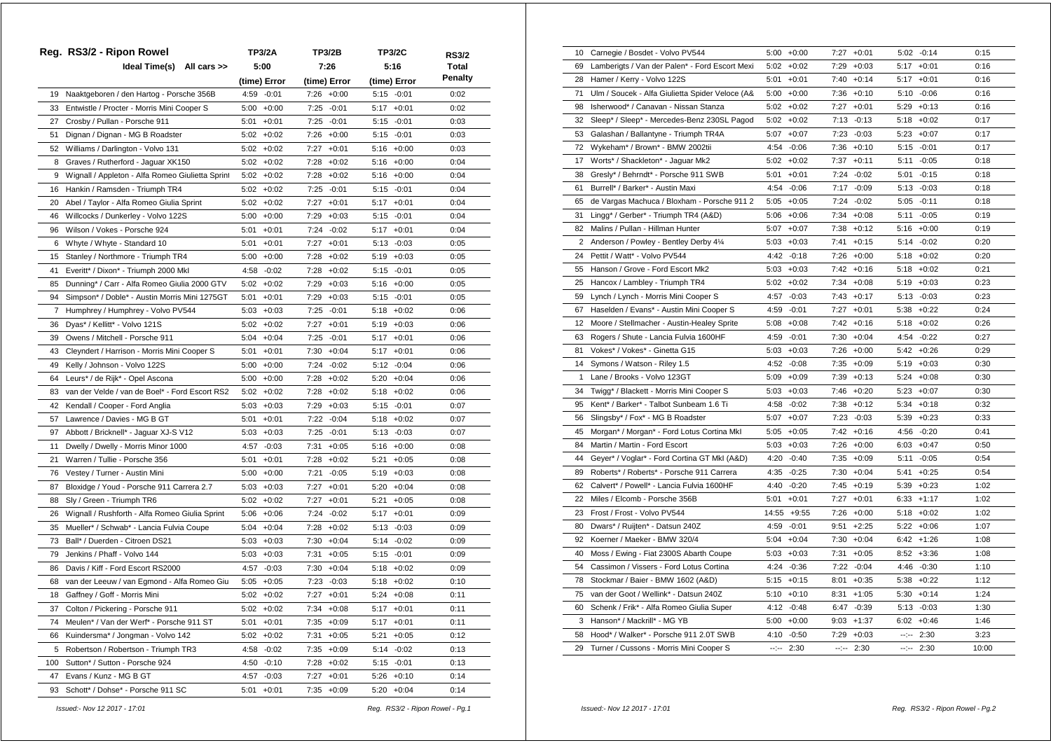## Reg. RS3/2 - Ripon Rowel

| | Ideal Time(s) All cars >> | TP3/2A 5:00 (time) Error | TP3/2B 7:26 (time) Error | TP3/2C 5:16 (time) Error | RS3/2 Total Penalty |
|---|---|---|---|---|---|
| 19 | Naaktgeboren / den Hartog - Porsche 356B | 4:59 -0:01 | 7:26 +0:00 | 5:15 -0:01 | 0:02 |
| 33 | Entwistle / Procter - Morris Mini Cooper S | 5:00 +0:00 | 7:25 -0:01 | 5:17 +0:01 | 0:02 |
| 27 | Crosby / Pullan - Porsche 911 | 5:01 +0:01 | 7:25 -0:01 | 5:15 -0:01 | 0:03 |
| 51 | Dignan / Dignan - MG B Roadster | 5:02 +0:02 | 7:26 +0:00 | 5:15 -0:01 | 0:03 |
| 52 | Williams / Darlington - Volvo 131 | 5:02 +0:02 | 7:27 +0:01 | 5:16 +0:00 | 0:03 |
| 8 | Graves / Rutherford - Jaguar XK150 | 5:02 +0:02 | 7:28 +0:02 | 5:16 +0:00 | 0:04 |
| 9 | Wignall / Appleton - Alfa Romeo Giulietta Sprint | 5:02 +0:02 | 7:28 +0:02 | 5:16 +0:00 | 0:04 |
| 16 | Hankin / Ramsden - Triumph TR4 | 5:02 +0:02 | 7:25 -0:01 | 5:15 -0:01 | 0:04 |
| 20 | Abel / Taylor - Alfa Romeo Giulia Sprint | 5:02 +0:02 | 7:27 +0:01 | 5:17 +0:01 | 0:04 |
| 46 | Willcocks / Dunkerley - Volvo 122S | 5:00 +0:00 | 7:29 +0:03 | 5:15 -0:01 | 0:04 |
| 96 | Wilson / Vokes - Porsche 924 | 5:01 +0:01 | 7:24 -0:02 | 5:17 +0:01 | 0:04 |
| 6 | Whyte / Whyte - Standard 10 | 5:01 +0:01 | 7:27 +0:01 | 5:13 -0:03 | 0:05 |
| 15 | Stanley / Northmore - Triumph TR4 | 5:00 +0:00 | 7:28 +0:02 | 5:19 +0:03 | 0:05 |
| 41 | Everitt* / Dixon* - Triumph 2000 MkI | 4:58 -0:02 | 7:28 +0:02 | 5:15 -0:01 | 0:05 |
| 85 | Dunning* / Carr - Alfa Romeo Giulia 2000 GTV | 5:02 +0:02 | 7:29 +0:03 | 5:16 +0:00 | 0:05 |
| 94 | Simpson* / Doble* - Austin Morris Mini 1275GT | 5:01 +0:01 | 7:29 +0:03 | 5:15 -0:01 | 0:05 |
| 7 | Humphrey / Humphrey - Volvo PV544 | 5:03 +0:03 | 7:25 -0:01 | 5:18 +0:02 | 0:06 |
| 36 | Dyas* / Kellitt* - Volvo 121S | 5:02 +0:02 | 7:27 +0:01 | 5:19 +0:03 | 0:06 |
| 39 | Owens / Mitchell - Porsche 911 | 5:04 +0:04 | 7:25 -0:01 | 5:17 +0:01 | 0:06 |
| 43 | Cleyndert / Harrison - Morris Mini Cooper S | 5:01 +0:01 | 7:30 +0:04 | 5:17 +0:01 | 0:06 |
| 49 | Kelly / Johnson - Volvo 122S | 5:00 +0:00 | 7:24 -0:02 | 5:12 -0:04 | 0:06 |
| 64 | Leurs* / de Rijk* - Opel Ascona | 5:00 +0:00 | 7:28 +0:02 | 5:20 +0:04 | 0:06 |
| 83 | van der Velde / van de Boel* - Ford Escort RS2 | 5:02 +0:02 | 7:28 +0:02 | 5:18 +0:02 | 0:06 |
| 42 | Kendall / Cooper - Ford Anglia | 5:03 +0:03 | 7:29 +0:03 | 5:15 -0:01 | 0:07 |
| 57 | Lawrence / Davies - MG B GT | 5:01 +0:01 | 7:22 -0:04 | 5:18 +0:02 | 0:07 |
| 97 | Abbott / Bricknell* - Jaguar XJ-S V12 | 5:03 +0:03 | 7:25 -0:01 | 5:13 -0:03 | 0:07 |
| 11 | Dwelly / Dwelly - Morris Minor 1000 | 4:57 -0:03 | 7:31 +0:05 | 5:16 +0:00 | 0:08 |
| 21 | Warren / Tullie - Porsche 356 | 5:01 +0:01 | 7:28 +0:02 | 5:21 +0:05 | 0:08 |
| 76 | Vestey / Turner - Austin Mini | 5:00 +0:00 | 7:21 -0:05 | 5:19 +0:03 | 0:08 |
| 87 | Bloxidge / Youd - Porsche 911 Carrera 2.7 | 5:03 +0:03 | 7:27 +0:01 | 5:20 +0:04 | 0:08 |
| 88 | Sly / Green - Triumph TR6 | 5:02 +0:02 | 7:27 +0:01 | 5:21 +0:05 | 0:08 |
| 26 | Wignall / Rushforth - Alfa Romeo Giulia Sprint | 5:06 +0:06 | 7:24 -0:02 | 5:17 +0:01 | 0:09 |
| 35 | Mueller* / Schwab* - Lancia Fulvia Coupe | 5:04 +0:04 | 7:28 +0:02 | 5:13 -0:03 | 0:09 |
| 73 | Ball* / Duerden - Citroen DS21 | 5:03 +0:03 | 7:30 +0:04 | 5:14 -0:02 | 0:09 |
| 79 | Jenkins / Phaff - Volvo 144 | 5:03 +0:03 | 7:31 +0:05 | 5:15 -0:01 | 0:09 |
| 86 | Davis / Kiff - Ford Escort RS2000 | 4:57 -0:03 | 7:30 +0:04 | 5:18 +0:02 | 0:09 |
| 68 | van der Leeuw / van Egmond - Alfa Romeo Giu | 5:05 +0:05 | 7:23 -0:03 | 5:18 +0:02 | 0:10 |
| 18 | Gaffney / Goff - Morris Mini | 5:02 +0:02 | 7:27 +0:01 | 5:24 +0:08 | 0:11 |
| 37 | Colton / Pickering - Porsche 911 | 5:02 +0:02 | 7:34 +0:08 | 5:17 +0:01 | 0:11 |
| 74 | Meulen* / Van der Werf* - Porsche 911 ST | 5:01 +0:01 | 7:35 +0:09 | 5:17 +0:01 | 0:11 |
| 66 | Kuindersma* / Jongman - Volvo 142 | 5:02 +0:02 | 7:31 +0:05 | 5:21 +0:05 | 0:12 |
| 5 | Robertson / Robertson - Triumph TR3 | 4:58 -0:02 | 7:35 +0:09 | 5:14 -0:02 | 0:13 |
| 100 | Sutton* / Sutton - Porsche 924 | 4:50 -0:10 | 7:28 +0:02 | 5:15 -0:01 | 0:13 |
| 47 | Evans / Kunz - MG B GT | 4:57 -0:03 | 7:27 +0:01 | 5:26 +0:10 | 0:14 |
| 93 | Schott* / Dohse* - Porsche 911 SC | 5:01 +0:01 | 7:35 +0:09 | 5:20 +0:04 | 0:14 |
| 10 | Carnegie / Bosdet - Volvo PV544 | 5:00 +0:00 | 7:27 +0:01 | 5:02 -0:14 | 0:15 |
| 69 | Lamberigts / Van der Palen* - Ford Escort Mexi | 5:02 +0:02 | 7:29 +0:03 | 5:17 +0:01 | 0:16 |
| 28 | Hamer / Kerry - Volvo 122S | 5:01 +0:01 | 7:40 +0:14 | 5:17 +0:01 | 0:16 |
| 71 | Ulm / Soucek - Alfa Giulietta Spider Veloce (A& | 5:00 +0:00 | 7:36 +0:10 | 5:10 -0:06 | 0:16 |
| 98 | Isherwood* / Canavan - Nissan Stanza | 5:02 +0:02 | 7:27 +0:01 | 5:29 +0:13 | 0:16 |
| 32 | Sleep* / Sleep* - Mercedes-Benz 230SL Pagod | 5:02 +0:02 | 7:13 -0:13 | 5:18 +0:02 | 0:17 |
| 53 | Galashan / Ballantyne - Triumph TR4A | 5:07 +0:07 | 7:23 -0:03 | 5:23 +0:07 | 0:17 |
| 72 | Wykeham* / Brown* - BMW 2002tii | 4:54 -0:06 | 7:36 +0:10 | 5:15 -0:01 | 0:17 |
| 17 | Worts* / Shackleton* - Jaguar Mk2 | 5:02 +0:02 | 7:37 +0:11 | 5:11 -0:05 | 0:18 |
| 38 | Gresly* / Behrndt* - Porsche 911 SWB | 5:01 +0:01 | 7:24 -0:02 | 5:01 -0:15 | 0:18 |
| 61 | Burrell* / Barker* - Austin Maxi | 4:54 -0:06 | 7:17 -0:09 | 5:13 -0:03 | 0:18 |
| 65 | de Vargas Machuca / Bloxham - Porsche 911 2 | 5:05 +0:05 | 7:24 -0:02 | 5:05 -0:11 | 0:18 |
| 31 | Lingg* / Gerber* - Triumph TR4 (A&D) | 5:06 +0:06 | 7:34 +0:08 | 5:11 -0:05 | 0:19 |
| 82 | Malins / Pullan - Hillman Hunter | 5:07 +0:07 | 7:38 +0:12 | 5:16 +0:00 | 0:19 |
| 2 | Anderson / Powley - Bentley Derby 4¼ | 5:03 +0:03 | 7:41 +0:15 | 5:14 -0:02 | 0:20 |
| 24 | Pettit / Watt* - Volvo PV544 | 4:42 -0:18 | 7:26 +0:00 | 5:18 +0:02 | 0:20 |
| 55 | Hanson / Grove - Ford Escort Mk2 | 5:03 +0:03 | 7:42 +0:16 | 5:18 +0:02 | 0:21 |
| 25 | Hancox / Lambley - Triumph TR4 | 5:02 +0:02 | 7:34 +0:08 | 5:19 +0:03 | 0:23 |
| 59 | Lynch / Lynch - Morris Mini Cooper S | 4:57 -0:03 | 7:43 +0:17 | 5:13 -0:03 | 0:23 |
| 67 | Haselden / Evans* - Austin Mini Cooper S | 4:59 -0:01 | 7:27 +0:01 | 5:38 +0:22 | 0:24 |
| 12 | Moore / Stellmacher - Austin-Healey Sprite | 5:08 +0:08 | 7:42 +0:16 | 5:18 +0:02 | 0:26 |
| 63 | Rogers / Shute - Lancia Fulvia 1600HF | 4:59 -0:01 | 7:30 +0:04 | 4:54 -0:22 | 0:27 |
| 81 | Vokes* / Vokes* - Ginetta G15 | 5:03 +0:03 | 7:26 +0:00 | 5:42 +0:26 | 0:29 |
| 14 | Symons / Watson - Riley 1.5 | 4:52 -0:08 | 7:35 +0:09 | 5:19 +0:03 | 0:30 |
| 1 | Lane / Brooks - Volvo 123GT | 5:09 +0:09 | 7:39 +0:13 | 5:24 +0:08 | 0:30 |
| 34 | Twigg* / Blackett - Morris Mini Cooper S | 5:03 +0:03 | 7:46 +0:20 | 5:23 +0:07 | 0:30 |
| 95 | Kent* / Barker* - Talbot Sunbeam 1.6 Ti | 4:58 -0:02 | 7:38 +0:12 | 5:34 +0:18 | 0:32 |
| 56 | Slingsby* / Fox* - MG B Roadster | 5:07 +0:07 | 7:23 -0:03 | 5:39 +0:23 | 0:33 |
| 45 | Morgan* / Morgan* - Ford Lotus Cortina MkI | 5:05 +0:05 | 7:42 +0:16 | 4:56 -0:20 | 0:41 |
| 84 | Martin / Martin - Ford Escort | 5:03 +0:03 | 7:26 +0:00 | 6:03 +0:47 | 0:50 |
| 44 | Geyer* / Voglar* - Ford Cortina GT MkI (A&D) | 4:20 -0:40 | 7:35 +0:09 | 5:11 -0:05 | 0:54 |
| 89 | Roberts* / Roberts* - Porsche 911 Carrera | 4:35 -0:25 | 7:30 +0:04 | 5:41 +0:25 | 0:54 |
| 62 | Calvert* / Powell* - Lancia Fulvia 1600HF | 4:40 -0:20 | 7:45 +0:19 | 5:39 +0:23 | 1:02 |
| 22 | Miles / Elcomb - Porsche 356B | 5:01 +0:01 | 7:27 +0:01 | 6:33 +1:17 | 1:02 |
| 23 | Frost / Frost - Volvo PV544 | 14:55 +9:55 | 7:26 +0:00 | 5:18 +0:02 | 1:02 |
| 80 | Dwars* / Ruijten* - Datsun 240Z | 4:59 -0:01 | 9:51 +2:25 | 5:22 +0:06 | 1:07 |
| 92 | Koerner / Maeker - BMW 320/4 | 5:04 +0:04 | 7:30 +0:04 | 6:42 +1:26 | 1:08 |
| 40 | Moss / Ewing - Fiat 2300S Abarth Coupe | 5:03 +0:03 | 7:31 +0:05 | 8:52 +3:36 | 1:08 |
| 54 | Cassimon / Vissers - Ford Lotus Cortina | 4:24 -0:36 | 7:22 -0:04 | 4:46 -0:30 | 1:10 |
| 78 | Stockmar / Baier - BMW 1602 (A&D) | 5:15 +0:15 | 8:01 +0:35 | 5:38 +0:22 | 1:12 |
| 75 | van der Goot / Wellink* - Datsun 240Z | 5:10 +0:10 | 8:31 +1:05 | 5:30 +0:14 | 1:24 |
| 60 | Schenk / Frik* - Alfa Romeo Giulia Super | 4:12 -0:48 | 6:47 -0:39 | 5:13 -0:03 | 1:30 |
| 3 | Hanson* / Mackrill* - MG YB | 5:00 +0:00 | 9:03 +1:37 | 6:02 +0:46 | 1:46 |
| 58 | Hood* / Walker* - Porsche 911 2.0T SWB | 4:10 -0:50 | 7:29 +0:03 | --:-- 2:30 | 3:23 |
| 29 | Turner / Cussons - Morris Mini Cooper S | --:-- 2:30 | --:-- 2:30 | --:-- 2:30 | 10:00 |

*Issued:- Nov 12 2017 - 17:01*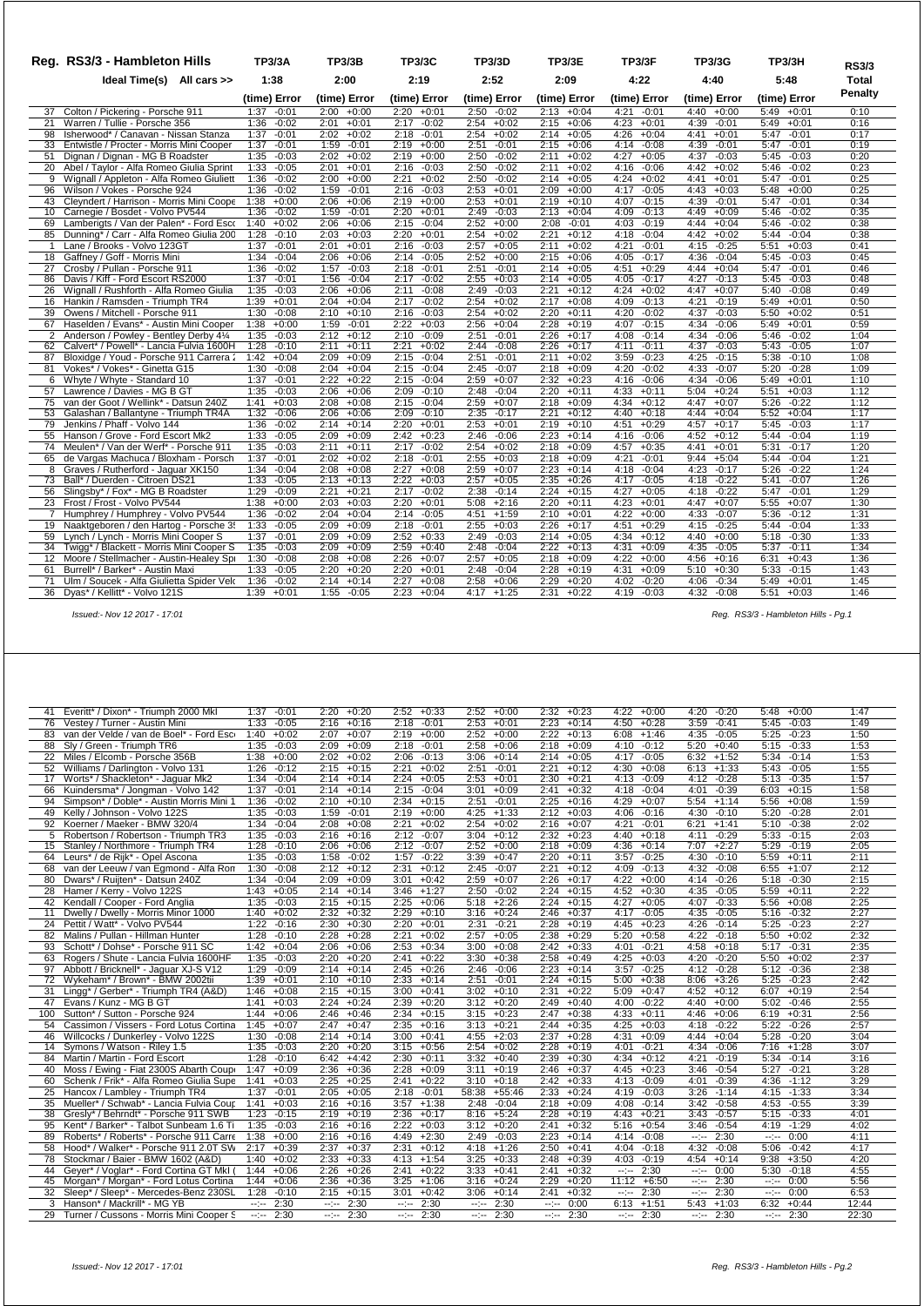## Reg. RS3/3 - Hambleton Hills

| Reg. | Ideal Time(s) All cars >> | TP3/3A 1:38 (time) Error | | TP3/3B 2:00 (time) Error | | TP3/3C 2:19 (time) Error | | TP3/3D 2:52 (time) Error | | TP3/3E 2:09 (time) Error | | TP3/3F 4:22 (time) Error | | TP3/3G 4:40 (time) Error | | TP3/3H 5:48 (time) Error | | RS3/3 Total Penalty |
|---|---|---|---|---|---|---|---|---|---|---|---|---|---|---|---|---|---|---|
| 37 | Colton / Pickering - Porsche 911 | 1:37 | -0:01 | 2:00 | +0:00 | 2:20 | +0:01 | 2:50 | -0:02 | 2:13 | +0:04 | 4:21 | -0:01 | 4:40 | +0:00 | 5:49 | +0:01 | 0:10 |
| 21 | Warren / Tullie - Porsche 356 | 1:36 | -0:02 | 2:01 | +0:01 | 2:17 | -0:02 | 2:54 | +0:02 | 2:15 | +0:06 | 4:23 | +0:01 | 4:39 | -0:01 | 5:49 | +0:01 | 0:16 |
| 98 | Isherwood* / Canavan - Nissan Stanza | 1:37 | -0:01 | 2:02 | +0:02 | 2:18 | -0:01 | 2:54 | +0:02 | 2:14 | +0:05 | 4:26 | +0:04 | 4:41 | +0:01 | 5:47 | -0:01 | 0:17 |
| 33 | Entwistle / Procter - Morris Mini Cooper | 1:37 | -0:01 | 1:59 | -0:01 | 2:19 | +0:00 | 2:51 | -0:01 | 2:15 | +0:06 | 4:14 | -0:08 | 4:39 | -0:01 | 5:47 | -0:01 | 0:19 |
| 51 | Dignan / Dignan - MG B Roadster | 1:35 | -0:03 | 2:02 | +0:02 | 2:19 | +0:00 | 2:50 | -0:02 | 2:11 | +0:02 | 4:27 | +0:05 | 4:37 | -0:03 | 5:45 | -0:03 | 0:20 |
| 20 | Abel / Taylor - Alfa Romeo Giulia Sprint | 1:33 | -0:05 | 2:01 | +0:01 | 2:16 | -0:03 | 2:50 | -0:02 | 2:11 | +0:02 | 4:16 | -0:06 | 4:42 | +0:02 | 5:46 | -0:02 | 0:23 |
| 9 | Wignall / Appleton - Alfa Romeo Giuliett | 1:36 | -0:02 | 2:00 | +0:00 | 2:21 | +0:02 | 2:50 | -0:02 | 2:14 | +0:05 | 4:24 | +0:02 | 4:41 | +0:01 | 5:47 | -0:01 | 0:25 |
| 96 | Wilson / Vokes - Porsche 924 | 1:36 | -0:02 | 1:59 | -0:01 | 2:16 | -0:03 | 2:53 | +0:01 | 2:09 | +0:00 | 4:17 | -0:05 | 4:43 | +0:03 | 5:48 | +0:00 | 0:25 |
| 43 | Cleyndert / Harrison - Morris Mini Coope | 1:38 | +0:00 | 2:06 | +0:06 | 2:19 | +0:00 | 2:53 | +0:01 | 2:19 | +0:10 | 4:07 | -0:15 | 4:39 | -0:01 | 5:47 | -0:01 | 0:34 |
| 10 | Carnegie / Bosdet - Volvo PV544 | 1:36 | -0:02 | 1:59 | -0:01 | 2:20 | +0:01 | 2:49 | -0:03 | 2:13 | +0:04 | 4:09 | -0:13 | 4:49 | +0:09 | 5:46 | -0:02 | 0:35 |
| 69 | Lamberigts / Van der Palen* - Ford Esco | 1:40 | +0:02 | 2:06 | +0:06 | 2:15 | -0:04 | 2:52 | +0:00 | 2:08 | -0:01 | 4:03 | -0:19 | 4:44 | +0:04 | 5:46 | -0:02 | 0:38 |
| 85 | Dunning* / Carr - Alfa Romeo Giulia 200 | 1:28 | -0:10 | 2:03 | +0:03 | 2:20 | +0:01 | 2:54 | +0:02 | 2:21 | +0:12 | 4:18 | -0:04 | 4:42 | +0:02 | 5:44 | -0:04 | 0:38 |
| 1 | Lane / Brooks - Volvo 123GT | 1:37 | -0:01 | 2:01 | +0:01 | 2:16 | -0:03 | 2:57 | +0:05 | 2:11 | +0:02 | 4:21 | -0:01 | 4:15 | -0:25 | 5:51 | +0:03 | 0:41 |
| 18 | Gaffney / Goff - Morris Mini | 1:34 | -0:04 | 2:06 | +0:06 | 2:14 | -0:05 | 2:52 | +0:00 | 2:15 | +0:06 | 4:05 | -0:17 | 4:36 | -0:04 | 5:45 | -0:03 | 0:45 |
| 27 | Crosby / Pullan - Porsche 911 | 1:36 | -0:02 | 1:57 | -0:03 | 2:18 | -0:01 | 2:51 | -0:01 | 2:14 | +0:05 | 4:51 | +0:29 | 4:44 | +0:04 | 5:47 | -0:01 | 0:46 |
| 86 | Davis / Kiff - Ford Escort RS2000 | 1:37 | -0:01 | 1:56 | -0:04 | 2:17 | -0:02 | 2:55 | +0:03 | 2:14 | +0:05 | 4:05 | -0:17 | 4:27 | -0:13 | 5:45 | -0:03 | 0:48 |
| 26 | Wignall / Rushforth - Alfa Romeo Giulia | 1:35 | -0:03 | 2:06 | +0:06 | 2:11 | -0:08 | 2:49 | -0:03 | 2:21 | +0:12 | 4:24 | +0:02 | 4:47 | +0:07 | 5:40 | -0:08 | 0:49 |
| 16 | Hankin / Ramsden - Triumph TR4 | 1:39 | +0:01 | 2:04 | +0:04 | 2:17 | -0:02 | 2:54 | +0:02 | 2:17 | +0:08 | 4:09 | -0:13 | 4:21 | -0:19 | 5:49 | +0:01 | 0:50 |
| 39 | Owens / Mitchell - Porsche 911 | 1:30 | -0:08 | 2:10 | +0:10 | 2:16 | -0:03 | 2:54 | +0:02 | 2:20 | +0:11 | 4:20 | -0:02 | 4:37 | -0:03 | 5:50 | +0:02 | 0:51 |
| 67 | Haselden / Evans* - Austin Mini Cooper | 1:38 | +0:00 | 1:59 | -0:01 | 2:22 | +0:03 | 2:56 | +0:04 | 2:28 | +0:19 | 4:07 | -0:15 | 4:34 | -0:06 | 5:49 | +0:01 | 0:59 |
| 2 | Anderson / Powley - Bentley Derby 4¼ | 1:35 | -0:03 | 2:12 | +0:12 | 2:10 | -0:09 | 2:51 | -0:01 | 2:26 | +0:17 | 4:08 | -0:14 | 4:34 | -0:06 | 5:46 | -0:02 | 1:04 |
| 62 | Calvert* / Powell* - Lancia Fulvia 1600H | 1:28 | -0:10 | 2:11 | +0:11 | 2:21 | +0:02 | 2:44 | -0:08 | 2:26 | +0:17 | 4:11 | -0:11 | 4:37 | -0:03 | 5:43 | -0:05 | 1:07 |
| 87 | Bloxidge / Youd - Porsche 911 Carrera 2 | 1:42 | +0:04 | 2:09 | +0:09 | 2:15 | -0:04 | 2:51 | -0:01 | 2:11 | +0:02 | 3:59 | -0:23 | 4:25 | -0:15 | 5:38 | -0:10 | 1:08 |
| 81 | Vokes* / Vokes* - Ginetta G15 | 1:30 | -0:08 | 2:04 | +0:04 | 2:15 | -0:04 | 2:45 | -0:07 | 2:18 | +0:09 | 4:20 | -0:02 | 4:33 | -0:07 | 5:20 | -0:28 | 1:09 |
| 6 | Whyte / Whyte - Standard 10 | 1:37 | -0:01 | 2:22 | +0:22 | 2:15 | -0:04 | 2:59 | +0:07 | 2:32 | +0:23 | 4:16 | -0:06 | 4:34 | -0:06 | 5:49 | +0:01 | 1:10 |
| 57 | Lawrence / Davies - MG B GT | 1:35 | -0:03 | 2:06 | +0:06 | 2:09 | -0:10 | 2:48 | -0:04 | 2:20 | +0:11 | 4:33 | +0:11 | 5:04 | +0:24 | 5:51 | +0:03 | 1:12 |
| 75 | van der Goot / Wellink* - Datsun 240Z | 1:41 | +0:03 | 2:08 | +0:08 | 2:15 | -0:04 | 2:59 | +0:07 | 2:18 | +0:09 | 4:34 | +0:12 | 4:47 | +0:07 | 5:26 | -0:22 | 1:12 |
| 53 | Galashan / Ballantyne - Triumph TR4A | 1:32 | -0:06 | 2:06 | +0:06 | 2:09 | -0:10 | 2:35 | -0:17 | 2:21 | +0:12 | 4:40 | +0:18 | 4:44 | +0:04 | 5:52 | +0:04 | 1:17 |
| 79 | Jenkins / Phaff - Volvo 144 | 1:36 | -0:02 | 2:14 | +0:14 | 2:20 | +0:01 | 2:53 | +0:01 | 2:19 | +0:10 | 4:51 | +0:29 | 4:57 | +0:17 | 5:45 | -0:03 | 1:17 |
| 55 | Hanson / Grove - Ford Escort Mk2 | 1:33 | -0:05 | 2:09 | +0:09 | 2:42 | +0:23 | 2:46 | -0:06 | 2:23 | +0:14 | 4:16 | -0:06 | 4:52 | +0:12 | 5:44 | -0:04 | 1:19 |
| 74 | Meulen* / Van der Werf* - Porsche 911 | 1:35 | -0:03 | 2:11 | +0:11 | 2:17 | -0:02 | 2:54 | +0:02 | 2:18 | +0:09 | 4:57 | +0:35 | 4:41 | +0:01 | 5:31 | -0:17 | 1:20 |
| 65 | de Vargas Machuca / Bloxham - Porsch | 1:37 | -0:01 | 2:02 | +0:02 | 2:18 | -0:01 | 2:55 | +0:03 | 2:18 | +0:09 | 4:21 | -0:01 | 9:44 | +5:04 | 5:44 | -0:04 | 1:21 |
| 8 | Graves / Rutherford - Jaguar XK150 | 1:34 | -0:04 | 2:08 | +0:08 | 2:27 | +0:08 | 2:59 | +0:07 | 2:23 | +0:14 | 4:18 | -0:04 | 4:23 | -0:17 | 5:26 | -0:22 | 1:24 |
| 73 | Ball* / Duerden - Citroen DS21 | 1:33 | -0:05 | 2:13 | +0:13 | 2:22 | +0:03 | 2:57 | +0:05 | 2:35 | +0:26 | 4:17 | -0:05 | 4:18 | -0:22 | 5:41 | -0:07 | 1:26 |
| 56 | Slingsby* / Fox* - MG B Roadster | 1:29 | -0:09 | 2:21 | +0:21 | 2:17 | -0:02 | 2:38 | -0:14 | 2:24 | +0:15 | 4:27 | +0:05 | 4:18 | -0:22 | 5:47 | -0:01 | 1:29 |
| 23 | Frost / Frost - Volvo PV544 | 1:38 | +0:00 | 2:03 | +0:03 | 2:20 | +0:01 | 5:08 | +2:16 | 2:20 | +0:11 | 4:23 | +0:01 | 4:47 | +0:07 | 5:55 | +0:07 | 1:30 |
| 7 | Humphrey / Humphrey - Volvo PV544 | 1:36 | -0:02 | 2:04 | +0:04 | 2:14 | -0:05 | 4:51 | +1:59 | 2:10 | +0:01 | 4:22 | +0:00 | 4:33 | -0:07 | 5:36 | -0:12 | 1:31 |
| 19 | Naaktgeboren / den Hartog - Porsche 35 | 1:33 | -0:05 | 2:09 | +0:09 | 2:18 | -0:01 | 2:55 | +0:03 | 2:26 | +0:17 | 4:51 | +0:29 | 4:15 | -0:25 | 5:44 | -0:04 | 1:33 |
| 59 | Lynch / Lynch - Morris Mini Cooper S | 1:37 | -0:01 | 2:09 | +0:09 | 2:52 | +0:33 | 2:49 | -0:03 | 2:14 | +0:05 | 4:34 | +0:12 | 4:40 | +0:00 | 5:18 | -0:30 | 1:33 |
| 34 | Twigg* / Blackett - Morris Mini Cooper S | 1:35 | -0:03 | 2:09 | +0:09 | 2:59 | +0:40 | 2:48 | -0:04 | 2:22 | +0:13 | 4:31 | +0:09 | 4:35 | -0:05 | 5:37 | -0:11 | 1:34 |
| 12 | Moore / Stellmacher - Austin-Healey Spr | 1:30 | -0:08 | 2:08 | +0:08 | 2:26 | +0:07 | 2:57 | +0:05 | 2:18 | +0:09 | 4:22 | +0:00 | 4:56 | +0:16 | 6:31 | +0:43 | 1:36 |
| 61 | Burrell* / Barker* - Austin Maxi | 1:33 | -0:05 | 2:20 | +0:20 | 2:20 | +0:01 | 2:48 | -0:04 | 2:28 | +0:19 | 4:31 | +0:09 | 5:10 | +0:30 | 5:33 | -0:15 | 1:43 |
| 71 | Ulm / Soucek - Alfa Giulietta Spider Velo | 1:36 | -0:02 | 2:14 | +0:14 | 2:27 | +0:08 | 2:58 | +0:06 | 2:29 | +0:20 | 4:02 | -0:20 | 4:06 | -0:34 | 5:49 | +0:01 | 1:45 |
| 36 | Dyas* / Kellitt* - Volvo 121S | 1:39 | +0:01 | 1:55 | -0:05 | 2:23 | +0:04 | 4:17 | +1:25 | 2:31 | +0:22 | 4:19 | -0:03 | 4:32 | -0:08 | 5:51 | +0:03 | 1:46 |
| 41 | Everitt* / Dixon* - Triumph 2000 MkI | 1:37 | -0:01 | 2:20 | +0:20 | 2:52 | +0:33 | 2:52 | +0:00 | 2:32 | +0:23 | 4:22 | +0:00 | 4:20 | -0:20 | 5:48 | +0:00 | 1:47 |
| 76 | Vestey / Turner - Austin Mini | 1:33 | -0:05 | 2:16 | +0:16 | 2:18 | -0:01 | 2:53 | +0:01 | 2:23 | +0:14 | 4:50 | +0:28 | 3:59 | -0:41 | 5:45 | -0:03 | 1:49 |
| 83 | van der Velde / van de Boel* - Ford Esco | 1:40 | +0:02 | 2:07 | +0:07 | 2:19 | +0:00 | 2:52 | +0:00 | 2:22 | +0:13 | 6:08 | +1:46 | 4:35 | -0:05 | 5:25 | -0:23 | 1:50 |
| 88 | Sly / Green - Triumph TR6 | 1:35 | -0:03 | 2:09 | +0:09 | 2:18 | -0:01 | 2:58 | +0:06 | 2:18 | +0:09 | 4:10 | -0:12 | 5:20 | +0:40 | 5:15 | -0:33 | 1:53 |
| 22 | Miles / Elcomb - Porsche 356B | 1:38 | +0:00 | 2:02 | +0:02 | 2:06 | -0:13 | 3:06 | +0:14 | 2:14 | +0:05 | 4:17 | -0:05 | 6:32 | +1:52 | 5:34 | -0:14 | 1:53 |
| 52 | Williams / Darlington - Volvo 131 | 1:26 | -0:12 | 2:15 | +0:15 | 2:21 | +0:02 | 2:51 | -0:01 | 2:21 | +0:12 | 4:30 | +0:08 | 6:13 | +1:33 | 5:43 | -0:05 | 1:55 |
| 17 | Worts* / Shackleton* - Jaguar Mk2 | 1:34 | -0:04 | 2:14 | +0:14 | 2:24 | +0:05 | 2:53 | +0:01 | 2:30 | +0:21 | 4:13 | -0:09 | 4:12 | -0:28 | 5:13 | -0:35 | 1:57 |
| 66 | Kuindersma* / Jongman - Volvo 142 | 1:37 | -0:01 | 2:14 | +0:14 | 2:15 | -0:04 | 3:01 | +0:09 | 2:41 | +0:32 | 4:18 | -0:04 | 4:01 | -0:39 | 6:03 | +0:15 | 1:58 |
| 94 | Simpson* / Doble* - Austin Morris Mini 1 | 1:36 | -0:02 | 2:10 | +0:10 | 2:34 | +0:15 | 2:51 | -0:01 | 2:25 | +0:16 | 4:29 | +0:07 | 5:54 | +1:14 | 5:56 | +0:08 | 1:59 |
| 49 | Kelly / Johnson - Volvo 122S | 1:35 | -0:03 | 1:59 | -0:01 | 2:19 | +0:00 | 4:25 | +1:33 | 2:12 | +0:03 | 4:06 | -0:16 | 4:30 | -0:10 | 5:20 | -0:28 | 2:01 |
| 92 | Koerner / Maeker - BMW 320/4 | 1:34 | -0:04 | 2:08 | +0:08 | 2:21 | +0:02 | 2:54 | +0:02 | 2:16 | +0:07 | 4:21 | -0:01 | 6:21 | +1:41 | 5:10 | -0:38 | 2:02 |
| 5 | Robertson / Robertson - Triumph TR3 | 1:35 | -0:03 | 2:16 | +0:16 | 2:12 | -0:07 | 3:04 | +0:12 | 2:32 | +0:23 | 4:40 | +0:18 | 4:11 | -0:29 | 5:33 | -0:15 | 2:03 |
| 15 | Stanley / Northmore - Triumph TR4 | 1:28 | -0:10 | 2:06 | +0:06 | 2:12 | -0:07 | 2:52 | +0:00 | 2:18 | +0:09 | 4:36 | +0:14 | 7:07 | +2:27 | 5:29 | -0:19 | 2:05 |
| 64 | Leurs* / de Rijk* - Opel Ascona | 1:35 | -0:03 | 1:58 | -0:02 | 1:57 | -0:22 | 3:39 | +0:47 | 2:20 | +0:11 | 3:57 | -0:25 | 4:30 | -0:10 | 5:59 | +0:11 | 2:11 |
| 68 | van der Leeuw / van Egmond - Alfa Ron | 1:30 | -0:08 | 2:12 | +0:12 | 2:31 | +0:12 | 2:45 | -0:07 | 2:21 | +0:12 | 4:09 | -0:13 | 4:32 | -0:08 | 6:55 | +1:07 | 2:12 |
| 80 | Dwars* / Ruijten* - Datsun 240Z | 1:34 | -0:04 | 2:09 | +0:09 | 3:01 | +0:42 | 2:59 | +0:07 | 2:26 | +0:17 | 4:22 | +0:00 | 4:14 | -0:26 | 5:18 | -0:30 | 2:15 |
| 28 | Hamer / Kerry - Volvo 122S | 1:43 | +0:05 | 2:14 | +0:14 | 3:46 | +1:27 | 2:50 | -0:02 | 2:24 | +0:15 | 4:52 | +0:30 | 4:35 | -0:05 | 5:59 | +0:11 | 2:22 |
| 42 | Kendall / Cooper - Ford Anglia | 1:35 | -0:03 | 2:15 | +0:15 | 2:25 | +0:06 | 5:18 | +2:26 | 2:24 | +0:15 | 4:27 | +0:05 | 4:07 | -0:33 | 5:56 | +0:08 | 2:25 |
| 11 | Dwelly / Dwelly - Morris Minor 1000 | 1:40 | +0:02 | 2:32 | +0:32 | 2:29 | +0:10 | 3:16 | +0:24 | 2:46 | +0:37 | 4:17 | -0:05 | 4:35 | -0:05 | 5:16 | -0:32 | 2:27 |
| 24 | Pettit / Watt* - Volvo PV544 | 1:22 | -0:16 | 2:30 | +0:30 | 2:20 | +0:01 | 2:31 | -0:21 | 2:28 | +0:19 | 4:45 | +0:23 | 4:26 | -0:14 | 5:25 | -0:23 | 2:27 |
| 82 | Malins / Pullan - Hillman Hunter | 1:28 | -0:10 | 2:28 | +0:28 | 2:21 | +0:02 | 2:57 | +0:05 | 2:38 | +0:29 | 5:20 | +0:58 | 4:22 | -0:18 | 5:50 | +0:02 | 2:32 |
| 93 | Schott* / Dohse* - Porsche 911 SC | 1:42 | +0:04 | 2:06 | +0:06 | 2:53 | +0:34 | 3:00 | +0:08 | 2:42 | +0:33 | 4:01 | -0:21 | 4:58 | +0:18 | 5:17 | -0:31 | 2:35 |
| 63 | Rogers / Shute - Lancia Fulvia 1600HF | 1:35 | -0:03 | 2:20 | +0:20 | 2:41 | +0:22 | 3:30 | +0:38 | 2:58 | +0:49 | 4:25 | +0:03 | 4:20 | -0:20 | 5:50 | +0:02 | 2:37 |
| 97 | Abbott / Bricknell* - Jaguar XJ-S V12 | 1:29 | -0:09 | 2:14 | +0:14 | 2:45 | +0:26 | 2:46 | -0:06 | 2:23 | +0:14 | 3:57 | -0:25 | 4:12 | -0:28 | 5:12 | -0:36 | 2:38 |
| 72 | Wykeham* / Brown* - BMW 2002tii | 1:39 | +0:01 | 2:10 | +0:10 | 2:33 | +0:14 | 2:51 | -0:01 | 2:24 | +0:15 | 5:00 | +0:38 | 8:06 | +3:26 | 5:25 | -0:23 | 2:42 |
| 31 | Lingg* / Gerber* - Triumph TR4 (A&D) | 1:46 | +0:08 | 2:15 | +0:15 | 3:00 | +0:41 | 3:02 | +0:10 | 2:31 | +0:22 | 5:09 | +0:47 | 4:52 | +0:12 | 6:07 | +0:19 | 2:54 |
| 47 | Evans / Kunz - MG B GT | 1:41 | +0:03 | 2:24 | +0:24 | 2:39 | +0:20 | 3:12 | +0:20 | 2:49 | +0:40 | 4:00 | -0:22 | 4:40 | +0:00 | 5:02 | -0:46 | 2:55 |
| 100 | Sutton* / Sutton - Porsche 924 | 1:44 | +0:06 | 2:46 | +0:46 | 2:34 | +0:15 | 3:15 | +0:23 | 2:47 | +0:38 | 4:33 | +0:11 | 4:46 | +0:06 | 6:19 | +0:31 | 2:56 |
| 54 | Cassimon / Vissers - Ford Lotus Cortina | 1:45 | +0:07 | 2:47 | +0:47 | 2:35 | +0:16 | 3:13 | +0:21 | 2:44 | +0:35 | 4:25 | +0:03 | 4:18 | -0:22 | 5:22 | -0:26 | 2:57 |
| 46 | Willcocks / Dunkerley - Volvo 122S | 1:30 | -0:08 | 2:14 | +0:14 | 3:00 | +0:41 | 4:55 | +2:03 | 2:37 | +0:28 | 4:31 | +0:09 | 4:44 | +0:04 | 5:28 | -0:20 | 3:04 |
| 14 | Symons / Watson - Riley 1.5 | 1:35 | -0:03 | 2:20 | +0:20 | 3:15 | +0:56 | 2:54 | +0:02 | 2:28 | +0:19 | 4:01 | -0:21 | 4:34 | -0:06 | 7:16 | +1:28 | 3:07 |
| 84 | Martin / Martin - Ford Escort | 1:28 | -0:10 | 6:42 | +4:42 | 2:30 | +0:11 | 3:32 | +0:40 | 2:39 | +0:30 | 4:34 | +0:12 | 4:21 | -0:19 | 5:34 | -0:14 | 3:16 |
| 40 | Moss / Ewing - Fiat 2300S Abarth Coupe | 1:47 | +0:09 | 2:36 | +0:36 | 2:28 | +0:09 | 3:11 | +0:19 | 2:46 | +0:37 | 4:45 | +0:23 | 3:46 | -0:54 | 5:27 | -0:21 | 3:28 |
| 60 | Schenk / Frik* - Alfa Romeo Giulia Supe | 1:41 | +0:03 | 2:25 | +0:25 | 2:41 | +0:22 | 3:10 | +0:18 | 2:42 | +0:33 | 4:13 | -0:09 | 4:01 | -0:39 | 4:36 | -1:12 | 3:29 |
| 25 | Hancox / Lambley - Triumph TR4 | 1:37 | -0:01 | 2:05 | +0:05 | 2:18 | -0:01 | 58:38 | +55:46 | 2:33 | +0:24 | 4:19 | -0:03 | 3:26 | -1:14 | 4:15 | -1:33 | 3:34 |
| 35 | Mueller* / Schwab* - Lancia Fulvia Coup | 1:41 | +0:03 | 2:16 | +0:16 | 3:57 | +1:38 | 2:48 | -0:04 | 2:18 | +0:09 | 4:08 | -0:14 | 3:42 | -0:58 | 4:53 | -0:55 | 3:39 |
| 38 | Gresly* / Behrndt* - Porsche 911 SWB | 1:23 | -0:15 | 2:19 | +0:19 | 2:36 | +0:17 | 8:16 | +5:24 | 2:28 | +0:19 | 4:43 | +0:21 | 3:43 | -0:57 | 5:15 | -0:33 | 4:01 |
| 95 | Kent* / Barker* - Talbot Sunbeam 1.6 Ti | 1:35 | -0:03 | 2:16 | +0:16 | 2:22 | +0:03 | 3:12 | +0:20 | 2:41 | +0:32 | 5:16 | +0:54 | 3:46 | -0:54 | 4:19 | -1:29 | 4:02 |
| 89 | Roberts* / Roberts* - Porsche 911 Carre | 1:38 | +0:00 | 2:16 | +0:16 | 4:49 | +2:30 | 2:49 | -0:03 | 2:23 | +0:14 | 4:14 | -0:08 | --:-- | 2:30 | --:-- | 0:00 | 4:11 |
| 58 | Hood* / Walker* - Porsche 911 2.0T SW | 2:17 | +0:39 | 2:37 | +0:37 | 2:31 | +0:12 | 4:18 | +1:26 | 2:50 | +0:41 | 4:04 | -0:18 | 4:32 | -0:08 | 5:06 | -0:42 | 4:17 |
| 78 | Stockmar / Baier - BMW 1602 (A&D) | 1:40 | +0:02 | 2:33 | +0:33 | 4:13 | +1:54 | 3:25 | +0:33 | 2:48 | +0:39 | 4:03 | -0:19 | 4:54 | +0:14 | 9:38 | +3:50 | 4:20 |
| 44 | Geyer* / Voglar* - Ford Cortina GT MkI | 1:44 | +0:06 | 2:26 | +0:26 | 2:41 | +0:22 | 3:33 | +0:41 | 2:41 | +0:32 | --:-- | 2:30 | --:-- | 0:00 | 5:30 | -0:18 | 4:55 |
| 45 | Morgan* / Morgan* - Ford Lotus Cortina | 1:44 | +0:06 | 2:36 | +0:36 | 3:25 | +1:06 | 3:16 | +0:24 | 2:29 | +0:20 | 11:12 | +6:50 | --:-- | 2:30 | --:-- | 0:00 | 5:56 |
| 32 | Sleep* / Sleep* - Mercedes-Benz 230SL | 1:28 | -0:10 | 2:15 | +0:15 | 3:01 | +0:42 | 3:06 | +0:14 | 2:41 | +0:32 | --:-- | 2:30 | --:-- | 2:30 | --:-- | 0:00 | 6:53 |
| 3 | Hanson* / Mackrill* - MG YB | --:-- | 2:30 | --:-- | 2:30 | --:-- | 2:30 | --:-- | 2:30 | --:-- | 0:00 | 6:13 | +1:51 | 5:43 | +1:03 | 6:32 | +0:44 | 12:44 |
| 29 | Turner / Cussons - Morris Mini Cooper S | --:-- | 2:30 | --:-- | 2:30 | --:-- | 2:30 | --:-- | 2:30 | --:-- | 2:30 | --:-- | 2:30 | --:-- | 2:30 | --:-- | 2:30 | 22:30 |

*Issued:- Nov 12 2017 - 17:01*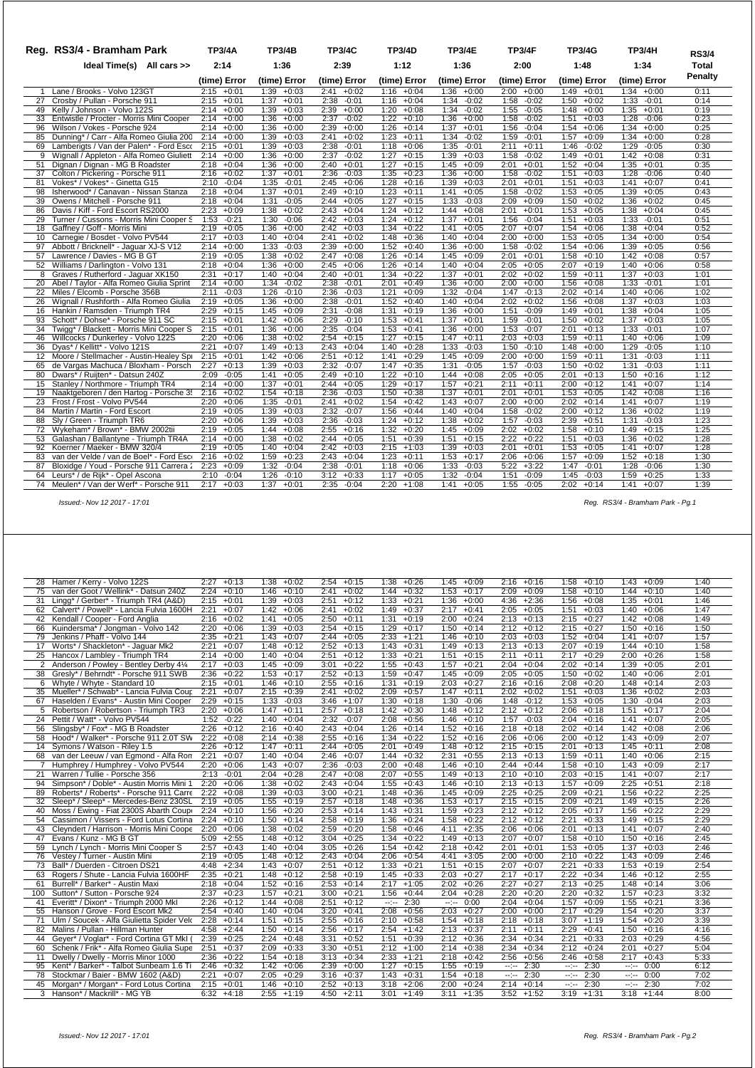## Reg. RS3/4 - Bramham Park

| Reg. | RS3/4 - Bramham Park | TP3/4A | TP3/4B | TP3/4C | TP3/4D | TP3/4E | TP3/4F | TP3/4G | TP3/4H | RS3/4 Total Penalty |
|---|---|---|---|---|---|---|---|---|---|---|
| | Ideal Time(s) All cars >> | 2:14 | 1:36 | 2:39 | 1:12 | 1:36 | 2:00 | 1:48 | 1:34 | |
| | | (time) Error | (time) Error | (time) Error | (time) Error | (time) Error | (time) Error | (time) Error | (time) Error | |
| 1 | Lane / Brooks - Volvo 123GT | 2:15 +0:01 | 1:39 +0:03 | 2:41 +0:02 | 1:16 +0:04 | 1:36 +0:00 | 2:00 +0:00 | 1:49 +0:01 | 1:34 +0:00 | 0:11 |
| 27 | Crosby / Pullan - Porsche 911 | 2:15 +0:01 | 1:37 +0:01 | 2:38 -0:01 | 1:16 +0:04 | 1:34 -0:02 | 1:58 -0:02 | 1:50 +0:02 | 1:33 -0:01 | 0:14 |
| 49 | Kelly / Johnson - Volvo 122S | 2:14 +0:00 | 1:39 +0:03 | 2:39 +0:00 | 1:20 +0:08 | 1:34 -0:02 | 1:55 -0:05 | 1:48 +0:00 | 1:35 +0:01 | 0:19 |
| 33 | Entwistle / Procter - Morris Mini Cooper | 2:14 +0:00 | 1:36 +0:00 | 2:37 -0:02 | 1:22 +0:10 | 1:36 +0:00 | 1:58 -0:02 | 1:51 +0:03 | 1:28 -0:06 | 0:23 |
| 96 | Wilson / Vokes - Porsche 924 | 2:14 +0:00 | 1:36 +0:00 | 2:39 +0:00 | 1:26 +0:14 | 1:37 +0:01 | 1:56 -0:04 | 1:54 +0:06 | 1:34 +0:00 | 0:25 |
| 85 | Dunning* / Carr - Alfa Romeo Giulia 200 | 2:14 +0:00 | 1:39 +0:03 | 2:41 +0:02 | 1:23 +0:11 | 1:34 -0:02 | 1:59 -0:01 | 1:57 +0:09 | 1:34 +0:00 | 0:28 |
| 69 | Lamberigts / Van der Palen* - Ford Escc | 2:15 +0:01 | 1:39 +0:03 | 2:38 -0:01 | 1:18 +0:06 | 1:35 -0:01 | 2:11 +0:11 | 1:46 -0:02 | 1:29 -0:05 | 0:30 |
| 9 | Wignall / Appleton - Alfa Romeo Giuliett | 2:14 +0:00 | 1:36 +0:00 | 2:37 -0:02 | 1:27 +0:15 | 1:39 +0:03 | 1:58 -0:02 | 1:49 +0:01 | 1:42 +0:08 | 0:31 |
| 51 | Dignan / Dignan - MG B Roadster | 2:18 +0:04 | 1:36 +0:00 | 2:40 +0:01 | 1:27 +0:15 | 1:45 +0:09 | 2:01 +0:01 | 1:52 +0:04 | 1:35 +0:01 | 0:35 |
| 37 | Colton / Pickering - Porsche 911 | 2:16 +0:02 | 1:37 +0:01 | 2:36 -0:03 | 1:35 +0:23 | 1:36 +0:00 | 1:58 -0:02 | 1:51 +0:03 | 1:28 -0:06 | 0:40 |
| 81 | Vokes* / Vokes* - Ginetta G15 | 2:10 -0:04 | 1:35 -0:01 | 2:45 +0:06 | 1:28 +0:16 | 1:39 +0:03 | 2:01 +0:01 | 1:51 +0:03 | 1:41 +0:07 | 0:41 |
| 98 | Isherwood* / Canavan - Nissan Stanza | 2:18 +0:04 | 1:37 +0:01 | 2:49 +0:10 | 1:23 +0:11 | 1:41 +0:05 | 1:58 -0:02 | 1:53 +0:05 | 1:39 +0:05 | 0:43 |
| 39 | Owens / Mitchell - Porsche 911 | 2:18 +0:04 | 1:31 -0:05 | 2:44 +0:05 | 1:27 +0:15 | 1:33 -0:03 | 2:09 +0:09 | 1:50 +0:02 | 1:36 +0:02 | 0:45 |
| 86 | Davis / Kiff - Ford Escort RS2000 | 2:23 +0:09 | 1:38 +0:02 | 2:43 +0:04 | 1:24 +0:12 | 1:44 +0:08 | 2:01 +0:01 | 1:53 +0:05 | 1:38 +0:04 | 0:45 |
| 29 | Turner / Cussons - Morris Mini Cooper S | 1:53 -0:21 | 1:30 -0:06 | 2:42 +0:03 | 1:24 +0:12 | 1:37 +0:01 | 1:56 -0:04 | 1:51 +0:03 | 1:33 -0:01 | 0:51 |
| 18 | Gaffney / Goff - Morris Mini | 2:19 +0:05 | 1:36 +0:00 | 2:42 +0:03 | 1:34 +0:22 | 1:41 +0:05 | 2:07 +0:07 | 1:54 +0:06 | 1:38 +0:04 | 0:52 |
| 10 | Carnegie / Bosdet - Volvo PV544 | 2:17 +0:03 | 1:40 +0:04 | 2:41 +0:02 | 1:48 +0:36 | 1:40 +0:04 | 2:00 +0:00 | 1:53 +0:05 | 1:34 +0:00 | 0:54 |
| 97 | Abbott / Bricknell* - Jaguar XJ-S V12 | 2:14 +0:00 | 1:33 -0:03 | 2:39 +0:00 | 1:52 +0:40 | 1:36 +0:00 | 1:58 -0:02 | 1:54 +0:06 | 1:39 +0:05 | 0:56 |
| 57 | Lawrence / Davies - MG B GT | 2:19 +0:05 | 1:38 +0:02 | 2:47 +0:08 | 1:26 +0:14 | 1:45 +0:09 | 2:01 +0:01 | 1:58 +0:10 | 1:42 +0:08 | 0:57 |
| 52 | Williams / Darlington - Volvo 131 | 2:18 +0:04 | 1:36 +0:00 | 2:45 +0:06 | 1:26 +0:14 | 1:40 +0:04 | 2:05 +0:05 | 2:07 +0:19 | 1:40 +0:06 | 0:58 |
| 8 | Graves / Rutherford - Jaguar XK150 | 2:31 +0:17 | 1:40 +0:04 | 2:40 +0:01 | 1:34 +0:22 | 1:37 +0:01 | 2:02 +0:02 | 1:59 +0:11 | 1:37 +0:03 | 1:01 |
| 20 | Abel / Taylor - Alfa Romeo Giulia Sprint | 2:14 +0:00 | 1:34 -0:02 | 2:38 -0:01 | 2:01 +0:49 | 1:36 +0:00 | 2:00 +0:00 | 1:56 +0:08 | 1:33 -0:01 | 1:01 |
| 22 | Miles / Elcomb - Porsche 356B | 2:11 -0:03 | 1:26 -0:10 | 2:36 -0:03 | 1:21 +0:09 | 1:32 -0:04 | 1:47 -0:13 | 2:02 +0:14 | 1:40 +0:06 | 1:02 |
| 26 | Wignall / Rushforth - Alfa Romeo Giulia | 2:19 +0:05 | 1:36 +0:00 | 2:38 -0:01 | 1:52 +0:40 | 1:40 +0:04 | 2:02 +0:02 | 1:56 +0:08 | 1:37 +0:03 | 1:03 |
| 16 | Hankin / Ramsden - Triumph TR4 | 2:29 +0:15 | 1:45 +0:09 | 2:31 -0:08 | 1:31 +0:19 | 1:36 +0:00 | 1:51 -0:09 | 1:49 +0:01 | 1:38 +0:04 | 1:05 |
| 93 | Schott* / Dohse* - Porsche 911 SC | 2:15 +0:01 | 1:42 +0:06 | 2:29 -0:10 | 1:53 +0:41 | 1:37 +0:01 | 1:59 -0:01 | 1:50 +0:02 | 1:37 +0:03 | 1:05 |
| 34 | Twigg* / Blackett - Morris Mini Cooper S | 2:15 +0:01 | 1:36 +0:00 | 2:35 -0:04 | 1:53 +0:41 | 1:36 +0:00 | 1:53 -0:07 | 2:01 +0:13 | 1:33 -0:01 | 1:07 |
| 46 | Willcocks / Dunkerley - Volvo 122S | 2:20 +0:06 | 1:38 +0:02 | 2:54 +0:15 | 1:27 +0:15 | 1:47 +0:11 | 2:03 +0:03 | 1:59 +0:11 | 1:40 +0:06 | 1:09 |
| 36 | Dyas* / Kellitt* - Volvo 121S | 2:21 +0:07 | 1:49 +0:13 | 2:43 +0:04 | 1:40 +0:28 | 1:33 -0:03 | 1:50 -0:10 | 1:48 +0:00 | 1:29 -0:05 | 1:10 |
| 12 | Moore / Stellmacher - Austin-Healey Spr | 2:15 +0:01 | 1:42 +0:06 | 2:51 +0:12 | 1:41 +0:29 | 1:45 +0:09 | 2:00 +0:00 | 1:59 +0:11 | 1:31 -0:03 | 1:11 |
| 65 | de Vargas Machuca / Bloxham - Porsch | 2:27 +0:13 | 1:39 +0:03 | 2:32 -0:07 | 1:47 +0:35 | 1:31 -0:05 | 1:57 -0:03 | 1:50 +0:02 | 1:31 -0:03 | 1:11 |
| 80 | Dwars* / Ruijten* - Datsun 240Z | 2:09 -0:05 | 1:41 +0:05 | 2:49 +0:10 | 1:22 +0:10 | 1:44 +0:08 | 2:05 +0:05 | 2:01 +0:13 | 1:50 +0:16 | 1:12 |
| 15 | Stanley / Northmore - Triumph TR4 | 2:14 +0:00 | 1:37 +0:01 | 2:44 +0:05 | 1:29 +0:17 | 1:57 +0:21 | 2:11 +0:11 | 2:00 +0:12 | 1:41 +0:07 | 1:14 |
| 19 | Naaktgeboren / den Hartog - Porsche 35 | 2:16 +0:02 | 1:54 +0:18 | 2:36 -0:03 | 1:50 +0:38 | 1:37 +0:01 | 2:01 +0:01 | 1:53 +0:05 | 1:42 +0:08 | 1:16 |
| 23 | Frost / Frost - Volvo PV544 | 2:20 +0:06 | 1:35 -0:01 | 2:41 +0:02 | 1:54 +0:42 | 1:43 +0:07 | 2:00 +0:00 | 2:02 +0:14 | 1:41 +0:07 | 1:19 |
| 84 | Martin / Martin - Ford Escort | 2:19 +0:05 | 1:39 +0:03 | 2:32 -0:07 | 1:56 +0:44 | 1:40 +0:04 | 1:58 -0:02 | 2:00 +0:12 | 1:36 +0:02 | 1:19 |
| 88 | Sly / Green - Triumph TR6 | 2:20 +0:06 | 1:39 +0:03 | 2:36 -0:03 | 1:24 +0:12 | 1:38 +0:02 | 1:57 -0:03 | 2:39 +0:51 | 1:31 -0:03 | 1:23 |
| 72 | Wykeham* / Brown* - BMW 2002tii | 2:19 +0:05 | 1:44 +0:08 | 2:55 +0:16 | 1:32 +0:20 | 1:45 +0:09 | 2:02 +0:02 | 1:58 +0:10 | 1:49 +0:15 | 1:25 |
| 53 | Galashan / Ballantyne - Triumph TR4A | 2:14 +0:00 | 1:38 +0:02 | 2:44 +0:05 | 1:51 +0:39 | 1:51 +0:15 | 2:22 +0:22 | 1:51 +0:03 | 1:36 +0:02 | 1:28 |
| 92 | Koerner / Maeker - BMW 320/4 | 2:19 +0:05 | 1:40 +0:04 | 2:42 +0:03 | 2:15 +1:03 | 1:39 +0:03 | 2:01 +0:01 | 1:53 +0:05 | 1:41 +0:07 | 1:28 |
| 83 | van der Velde / van de Boel* - Ford Escc | 2:16 +0:02 | 1:59 +0:23 | 2:43 +0:04 | 1:23 +0:11 | 1:53 +0:17 | 2:06 +0:06 | 1:57 +0:09 | 1:52 +0:18 | 1:30 |
| 87 | Bloxidge / Youd - Porsche 911 Carrera 2 | 2:23 +0:09 | 1:32 -0:04 | 2:38 -0:01 | 1:18 +0:06 | 1:33 -0:03 | 5:22 +3:22 | 1:47 -0:01 | 1:28 -0:06 | 1:30 |
| 64 | Leurs* / de Rijk* - Opel Ascona | 2:10 -0:04 | 1:26 -0:10 | 3:12 +0:33 | 1:17 +0:05 | 1:32 -0:04 | 1:51 -0:09 | 1:45 -0:03 | 1:59 +0:25 | 1:33 |
| 74 | Meulen* / Van der Werf* - Porsche 911 | 2:17 +0:03 | 1:37 +0:01 | 2:35 -0:04 | 2:20 +1:08 | 1:41 +0:05 | 1:55 -0:05 | 2:02 +0:14 | 1:41 +0:07 | 1:39 |
| 28 | Hamer / Kerry - Volvo 122S | 2:27 +0:13 | 1:38 +0:02 | 2:54 +0:15 | 1:38 +0:26 | 1:45 +0:09 | 2:16 +0:16 | 1:58 +0:10 | 1:43 +0:09 | 1:40 |
| 75 | van der Goot / Wellink* - Datsun 240Z | 2:24 +0:10 | 1:46 +0:10 | 2:41 +0:02 | 1:44 +0:32 | 1:53 +0:17 | 2:09 +0:09 | 1:58 +0:10 | 1:44 +0:10 | 1:40 |
| 31 | Lingg* / Gerber* - Triumph TR4 (A&D) | 2:15 +0:01 | 1:39 +0:03 | 2:51 +0:12 | 1:33 +0:21 | 1:36 +0:00 | 4:36 +2:36 | 1:56 +0:08 | 1:35 +0:01 | 1:46 |
| 62 | Calvert* / Powell* - Lancia Fulvia 1600H | 2:21 +0:07 | 1:42 +0:06 | 2:41 +0:02 | 1:49 +0:37 | 2:17 +0:41 | 2:05 +0:05 | 1:51 +0:03 | 1:40 +0:06 | 1:47 |
| 42 | Kendall / Cooper - Ford Anglia | 2:16 +0:02 | 1:41 +0:05 | 2:50 +0:11 | 1:31 +0:19 | 2:00 +0:24 | 2:13 +0:13 | 2:15 +0:27 | 1:42 +0:08 | 1:49 |
| 66 | Kuindersma* / Jongman - Volvo 142 | 2:20 +0:06 | 1:39 +0:03 | 2:54 +0:15 | 1:29 +0:17 | 1:50 +0:14 | 2:12 +0:12 | 2:15 +0:27 | 1:50 +0:16 | 1:50 |
| 79 | Jenkins / Phaff - Volvo 144 | 2:35 +0:21 | 1:43 +0:07 | 2:44 +0:05 | 2:33 +1:21 | 1:46 +0:10 | 2:03 +0:03 | 1:52 +0:04 | 1:41 +0:07 | 1:57 |
| 17 | Worts* / Shackleton* - Jaguar Mk2 | 2:21 +0:07 | 1:48 +0:12 | 2:52 +0:13 | 1:43 +0:31 | 1:49 +0:13 | 2:13 +0:13 | 2:07 +0:19 | 1:44 +0:10 | 1:58 |
| 25 | Hancox / Lambley - Triumph TR4 | 2:14 +0:00 | 1:40 +0:04 | 2:51 +0:12 | 1:33 +0:21 | 1:51 +0:15 | 2:11 +0:11 | 2:17 +0:29 | 2:00 +0:26 | 1:58 |
| 2 | Anderson / Powley - Bentley Derby 4¼ | 2:17 +0:03 | 1:45 +0:09 | 3:01 +0:22 | 1:55 +0:43 | 1:57 +0:21 | 2:04 +0:04 | 2:02 +0:14 | 1:39 +0:05 | 2:01 |
| 38 | Gresly* / Behrndt* - Porsche 911 SWB | 2:36 +0:22 | 1:53 +0:17 | 2:52 +0:13 | 1:59 +0:47 | 1:45 +0:09 | 2:05 +0:05 | 1:50 +0:02 | 1:40 +0:06 | 2:01 |
| 6 | Whyte / Whyte - Standard 10 | 2:15 +0:01 | 1:46 +0:10 | 2:55 +0:16 | 1:31 +0:19 | 2:03 +0:27 | 2:16 +0:16 | 2:08 +0:20 | 1:48 +0:14 | 2:03 |
| 35 | Mueller* / Schwab* - Lancia Fulvia Coup | 2:21 +0:07 | 2:15 +0:39 | 2:41 +0:02 | 2:09 +0:57 | 1:47 +0:11 | 2:02 +0:02 | 1:51 +0:03 | 1:36 +0:02 | 2:03 |
| 67 | Haselden / Evans* - Austin Mini Cooper | 2:29 +0:15 | 1:33 -0:03 | 3:46 +1:07 | 1:30 +0:18 | 1:30 -0:06 | 1:48 -0:12 | 1:53 +0:05 | 1:30 -0:04 | 2:03 |
| 5 | Robertson / Robertson - Triumph TR3 | 2:20 +0:06 | 1:47 +0:11 | 2:57 +0:18 | 1:42 +0:30 | 1:48 +0:12 | 2:12 +0:12 | 2:06 +0:18 | 1:51 +0:17 | 2:04 |
| 24 | Pettit / Watt* - Volvo PV544 | 1:52 -0:22 | 1:40 +0:04 | 2:32 -0:07 | 2:08 +0:56 | 1:46 +0:10 | 1:57 -0:03 | 2:04 +0:16 | 1:41 +0:07 | 2:05 |
| 56 | Slingsby* / Fox* - MG B Roadster | 2:26 +0:12 | 2:16 +0:40 | 2:43 +0:04 | 1:26 +0:14 | 1:52 +0:16 | 2:18 +0:18 | 2:02 +0:14 | 1:42 +0:08 | 2:06 |
| 58 | Hood* / Walker* - Porsche 911 2.0T SW | 2:22 +0:08 | 2:14 +0:38 | 2:55 +0:16 | 1:34 +0:22 | 1:52 +0:16 | 2:06 +0:06 | 2:00 +0:12 | 1:43 +0:09 | 2:07 |
| 14 | Symons / Watson - Riley 1.5 | 2:26 +0:12 | 1:47 +0:11 | 2:44 +0:05 | 2:01 +0:49 | 1:48 +0:12 | 2:15 +0:15 | 2:01 +0:13 | 1:45 +0:11 | 2:08 |
| 68 | van der Leeuw / van Egmond - Alfa Ron | 2:21 +0:07 | 1:40 +0:04 | 2:46 +0:07 | 1:44 +0:32 | 2:31 +0:55 | 2:13 +0:13 | 1:59 +0:11 | 1:40 +0:06 | 2:15 |
| 7 | Humphrey / Humphrey - Volvo PV544 | 2:20 +0:06 | 1:43 +0:07 | 2:36 -0:03 | 2:00 +0:48 | 1:46 +0:10 | 2:44 +0:44 | 1:58 +0:10 | 1:43 +0:09 | 2:17 |
| 21 | Warren / Tullie - Porsche 356 | 2:13 -0:01 | 2:04 +0:28 | 2:47 +0:08 | 2:07 +0:55 | 1:49 +0:13 | 2:10 +0:10 | 2:03 +0:15 | 1:41 +0:07 | 2:17 |
| 94 | Simpson* / Doble* - Austin Morris Mini 1 | 2:20 +0:06 | 1:38 +0:02 | 2:43 +0:04 | 1:55 +0:43 | 1:46 +0:10 | 2:13 +0:13 | 1:57 +0:09 | 2:25 +0:51 | 2:18 |
| 89 | Roberts* / Roberts* - Porsche 911 Carre | 2:22 +0:08 | 1:39 +0:03 | 3:00 +0:21 | 1:48 +0:36 | 1:45 +0:09 | 2:25 +0:25 | 2:09 +0:21 | 1:56 +0:22 | 2:25 |
| 32 | Sleep* / Sleep* - Mercedes-Benz 230SL | 2:19 +0:05 | 1:55 +0:19 | 2:57 +0:18 | 1:48 +0:36 | 1:53 +0:17 | 2:15 +0:15 | 2:09 +0:21 | 1:49 +0:15 | 2:26 |
| 40 | Moss / Ewing - Fiat 2300S Abarth Coup | 2:24 +0:10 | 1:56 +0:20 | 2:53 +0:14 | 1:43 +0:31 | 1:59 +0:23 | 2:12 +0:12 | 2:05 +0:17 | 1:56 +0:22 | 2:29 |
| 54 | Cassimon / Vissers - Ford Lotus Cortina | 2:24 +0:10 | 1:50 +0:14 | 2:58 +0:19 | 1:36 +0:24 | 1:58 +0:22 | 2:12 +0:12 | 2:21 +0:33 | 1:49 +0:15 | 2:29 |
| 43 | Cleyndert / Harrison - Morris Mini Coope | 2:20 +0:06 | 1:38 +0:02 | 2:59 +0:20 | 1:58 +0:46 | 4:11 +2:35 | 2:06 +0:06 | 2:01 +0:13 | 1:41 +0:07 | 2:40 |
| 47 | Evans / Kunz - MG B GT | 5:09 +2:55 | 1:48 +0:12 | 3:04 +0:25 | 1:34 +0:22 | 1:49 +0:13 | 2:07 +0:07 | 1:58 +0:10 | 1:50 +0:16 | 2:45 |
| 59 | Lynch / Lynch - Morris Mini Cooper S | 2:57 +0:43 | 1:40 +0:04 | 3:05 +0:26 | 1:54 +0:42 | 2:18 +0:42 | 2:01 +0:01 | 1:53 +0:05 | 1:37 +0:03 | 2:46 |
| 76 | Vestey / Turner - Austin Mini | 2:19 +0:05 | 1:48 +0:12 | 2:43 +0:04 | 2:06 +0:54 | 4:41 +3:05 | 2:00 +0:00 | 2:10 +0:22 | 1:43 +0:09 | 2:46 |
| 73 | Ball* / Duerden - Citroen DS21 | 4:48 +2:34 | 1:43 +0:07 | 2:51 +0:12 | 1:33 +0:21 | 1:51 +0:15 | 2:07 +0:07 | 2:21 +0:33 | 1:53 +0:19 | 2:54 |
| 63 | Rogers / Shute - Lancia Fulvia 1600HF | 2:35 +0:21 | 1:48 +0:12 | 2:58 +0:19 | 1:45 +0:33 | 2:03 +0:27 | 2:17 +0:17 | 2:22 +0:34 | 1:46 +0:12 | 2:55 |
| 61 | Burrell* / Barker* - Austin Maxi | 2:18 +0:04 | 1:52 +0:16 | 2:53 +0:14 | 2:17 +1:05 | 2:02 +0:26 | 2:27 +0:27 | 2:13 +0:25 | 1:48 +0:14 | 3:06 |
| 100 | Sutton* / Sutton - Porsche 924 | 2:37 +0:23 | 1:57 +0:21 | 3:00 +0:21 | 1:56 +0:44 | 2:04 +0:28 | 2:20 +0:20 | 2:20 +0:32 | 1:57 +0:23 | 3:32 |
| 41 | Everitt* / Dixon* - Triumph 2000 MkI | 2:26 +0:12 | 1:44 +0:08 | 2:51 +0:12 | --:-- 2:30 | --:-- 0:00 | 2:04 +0:04 | 1:57 +0:09 | 1:55 +0:21 | 3:36 |
| 55 | Hanson / Grove - Ford Escort Mk2 | 2:54 +0:40 | 1:40 +0:04 | 3:20 +0:41 | 2:08 +0:56 | 2:03 +0:27 | 2:00 +0:00 | 2:17 +0:29 | 1:54 +0:20 | 3:37 |
| 71 | Ulm / Soucek - Alfa Giulietta Spider Velc | 2:28 +0:14 | 1:51 +0:15 | 2:55 +0:16 | 2:10 +0:58 | 1:54 +0:18 | 2:18 +0:18 | 3:07 +1:19 | 1:54 +0:20 | 3:39 |
| 82 | Malins / Malins - Hillman Hunter | 4:58 +2:44 | 1:50 +0:14 | 2:56 +0:17 | 2:54 +1:42 | 2:13 +0:37 | 2:11 +0:11 | 2:29 +0:41 | 1:50 +0:16 | 4:16 |
| 44 | Geyer* / Voglar* - Ford Cortina GT MkI ( | 2:39 +0:25 | 2:24 +0:48 | 3:31 +0:52 | 1:51 +0:39 | 2:12 +0:36 | 2:34 +0:34 | 2:21 +0:33 | 2:03 +0:29 | 4:56 |
| 60 | Schenk / Frik* - Alfa Romeo Giulia Supe | 2:51 +0:37 | 2:09 +0:33 | 3:30 +0:51 | 2:12 +1:00 | 2:14 +0:38 | 2:34 +0:34 | 2:12 +0:24 | 2:01 +0:27 | 5:04 |
| 11 | Dwelly / Dwelly - Morris Minor 1000 | 2:36 +0:22 | 1:54 +0:18 | 3:13 +0:34 | 2:33 +1:21 | 2:18 +0:42 | 2:56 +0:56 | 2:46 +0:58 | 2:17 +0:43 | 5:33 |
| 95 | Kent* / Barker* - Talbot Sunbeam 1.6 Ti | 2:46 +0:32 | 1:42 +0:06 | 2:39 +0:00 | 1:27 +0:15 | 1:55 +0:19 | --:-- 2:30 | --:-- 2:30 | --:-- 0:00 | 6:12 |
| 78 | Stockmar / Baier - BMW 1602 (A&D) | 2:21 +0:07 | 2:05 +0:29 | 3:16 +0:37 | 1:43 +0:31 | 1:54 +0:18 | --:-- 2:30 | --:-- 2:30 | --:-- 0:00 | 7:02 |
| 45 | Morgan* / Morgan* - Ford Lotus Cortina | 2:15 +0:01 | 1:46 +0:10 | 2:52 +0:13 | 3:18 +2:06 | 2:00 +0:24 | 2:14 +0:14 | --:-- 2:30 | --:-- 2:30 | 7:02 |
| 3 | Hanson* / Mackrill* - MG YB | 6:32 +4:18 | 2:55 +1:19 | 4:50 +2:11 | 3:01 +1:49 | 3:11 +1:35 | 3:52 +1:52 | 3:19 +1:31 | 3:18 +1:44 | 8:00 |

*Issued:- Nov 12 2017 - 17:01*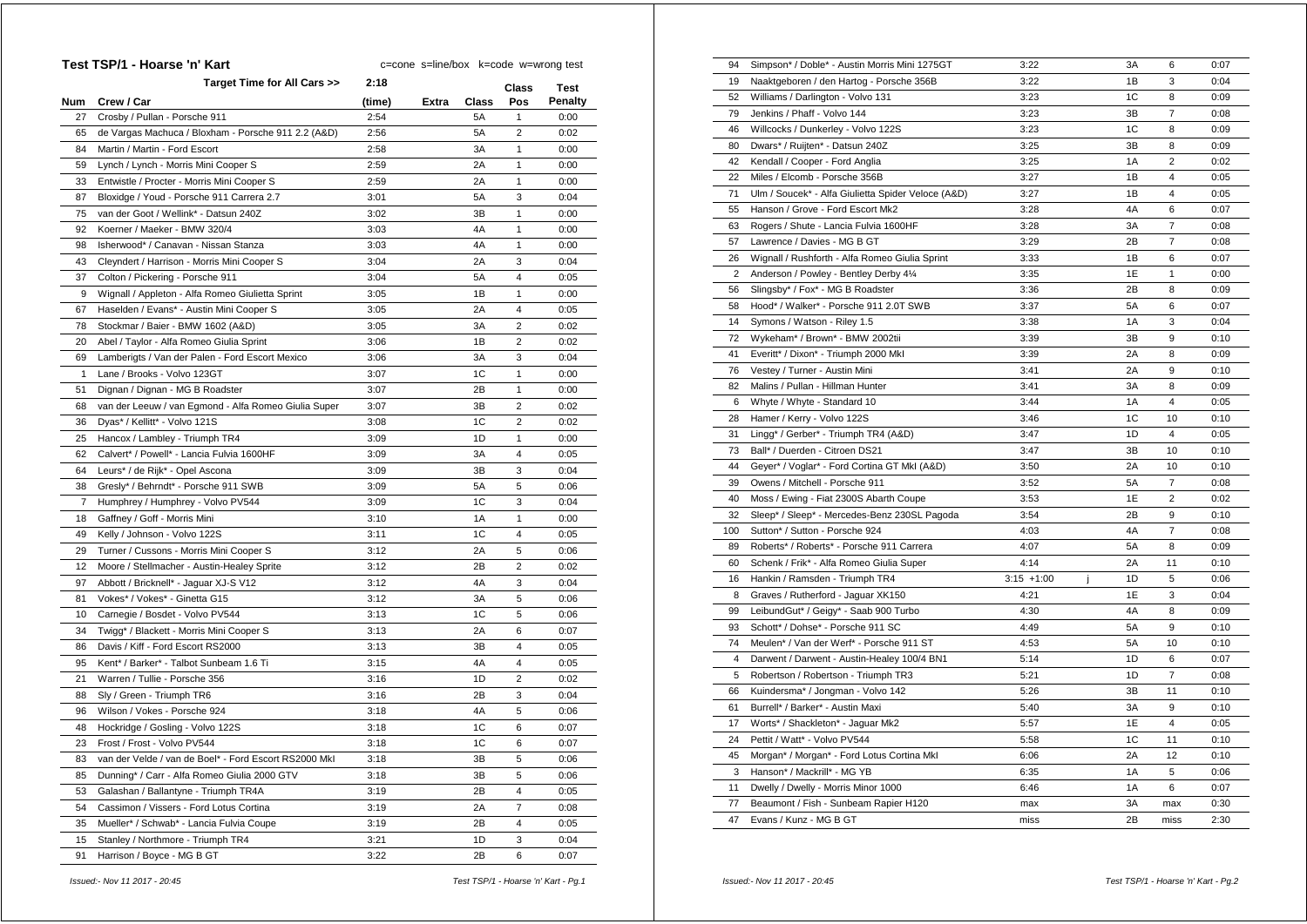## Test TSP/1 - Hoarse 'n' Kart

c=cone s=line/box k=code w=wrong test

| Num | Crew / Car | (time) | Extra | Class | Class Pos | Test Penalty |
|---|---|---|---|---|---|---|
| | Target Time for All Cars >> | 2:18 | | | | |
| 27 | Crosby / Pullan - Porsche 911 | 2:54 | | 5A | 1 | 0:00 |
| 65 | de Vargas Machuca / Bloxham - Porsche 911 2.2 (A&D) | 2:56 | | 5A | 2 | 0:02 |
| 84 | Martin / Martin - Ford Escort | 2:58 | | 3A | 1 | 0:00 |
| 59 | Lynch / Lynch - Morris Mini Cooper S | 2:59 | | 2A | 1 | 0:00 |
| 33 | Entwistle / Procter - Morris Mini Cooper S | 2:59 | | 2A | 1 | 0:00 |
| 87 | Bloxidge / Youd - Porsche 911 Carrera 2.7 | 3:01 | | 5A | 3 | 0:04 |
| 75 | van der Goot / Wellink* - Datsun 240Z | 3:02 | | 3B | 1 | 0:00 |
| 92 | Koerner / Maeker - BMW 320/4 | 3:03 | | 4A | 1 | 0:00 |
| 98 | Isherwood* / Canavan - Nissan Stanza | 3:03 | | 4A | 1 | 0:00 |
| 43 | Cleyndert / Harrison - Morris Mini Cooper S | 3:04 | | 2A | 3 | 0:04 |
| 37 | Colton / Pickering - Porsche 911 | 3:04 | | 5A | 4 | 0:05 |
| 9 | Wignall / Appleton - Alfa Romeo Giulietta Sprint | 3:05 | | 1B | 1 | 0:00 |
| 67 | Haselden / Evans* - Austin Mini Cooper S | 3:05 | | 2A | 4 | 0:05 |
| 78 | Stockmar / Baier - BMW 1602 (A&D) | 3:05 | | 3A | 2 | 0:02 |
| 20 | Abel / Taylor - Alfa Romeo Giulia Sprint | 3:06 | | 1B | 2 | 0:02 |
| 69 | Lamberigts / Van der Palen - Ford Escort Mexico | 3:06 | | 3A | 3 | 0:04 |
| 1 | Lane / Brooks - Volvo 123GT | 3:07 | | 1C | 1 | 0:00 |
| 51 | Dignan / Dignan - MG B Roadster | 3:07 | | 2B | 1 | 0:00 |
| 68 | van der Leeuw / van Egmond - Alfa Romeo Giulia Super | 3:07 | | 3B | 2 | 0:02 |
| 36 | Dyas* / Kellitt* - Volvo 121S | 3:08 | | 1C | 2 | 0:02 |
| 25 | Hancox / Lambley - Triumph TR4 | 3:09 | | 1D | 1 | 0:00 |
| 62 | Calvert* / Powell* - Lancia Fulvia 1600HF | 3:09 | | 3A | 4 | 0:05 |
| 64 | Leurs* / de Rijk* - Opel Ascona | 3:09 | | 3B | 3 | 0:04 |
| 38 | Gresly* / Behrndt* - Porsche 911 SWB | 3:09 | | 5A | 5 | 0:06 |
| 7 | Humphrey / Humphrey - Volvo PV544 | 3:09 | | 1C | 3 | 0:04 |
| 18 | Gaffney / Goff - Morris Mini | 3:10 | | 1A | 1 | 0:00 |
| 49 | Kelly / Johnson - Volvo 122S | 3:11 | | 1C | 4 | 0:05 |
| 29 | Turner / Cussons - Morris Mini Cooper S | 3:12 | | 2A | 5 | 0:06 |
| 12 | Moore / Stellmacher - Austin-Healey Sprite | 3:12 | | 2B | 2 | 0:02 |
| 97 | Abbott / Bricknell* - Jaguar XJ-S V12 | 3:12 | | 4A | 3 | 0:04 |
| 81 | Vokes* / Vokes* - Ginetta G15 | 3:12 | | 3A | 5 | 0:06 |
| 10 | Carnegie / Bosdet - Volvo PV544 | 3:13 | | 1C | 5 | 0:06 |
| 34 | Twigg* / Blackett - Morris Mini Cooper S | 3:13 | | 2A | 6 | 0:07 |
| 86 | Davis / Kiff - Ford Escort RS2000 | 3:13 | | 3B | 4 | 0:05 |
| 95 | Kent* / Barker* - Talbot Sunbeam 1.6 Ti | 3:15 | | 4A | 4 | 0:05 |
| 21 | Warren / Tullie - Porsche 356 | 3:16 | | 1D | 2 | 0:02 |
| 88 | Sly / Green - Triumph TR6 | 3:16 | | 2B | 3 | 0:04 |
| 96 | Wilson / Vokes - Porsche 924 | 3:18 | | 4A | 5 | 0:06 |
| 48 | Hockridge / Gosling - Volvo 122S | 3:18 | | 1C | 6 | 0:07 |
| 23 | Frost / Frost - Volvo PV544 | 3:18 | | 1C | 6 | 0:07 |
| 83 | van der Velde / van de Boel* - Ford Escort RS2000 MkI | 3:18 | | 3B | 5 | 0:06 |
| 85 | Dunning* / Carr - Alfa Romeo Giulia 2000 GTV | 3:18 | | 3B | 5 | 0:06 |
| 53 | Galashan / Ballantyne - Triumph TR4A | 3:19 | | 2B | 4 | 0:05 |
| 54 | Cassimon / Vissers - Ford Lotus Cortina | 3:19 | | 2A | 7 | 0:08 |
| 35 | Mueller* / Schwab* - Lancia Fulvia Coupe | 3:19 | | 2B | 4 | 0:05 |
| 15 | Stanley / Northmore - Triumph TR4 | 3:21 | | 1D | 3 | 0:04 |
| 91 | Harrison / Boyce - MG B GT | 3:22 | | 2B | 6 | 0:07 |
| 94 | Simpson* / Doble* - Austin Morris Mini 1275GT | 3:22 | | 3A | 6 | 0:07 |
| 19 | Naaktgeboren / den Hartog - Porsche 356B | 3:22 | | 1B | 3 | 0:04 |
| 52 | Williams / Darlington - Volvo 131 | 3:23 | | 1C | 8 | 0:09 |
| 79 | Jenkins / Phaff - Volvo 144 | 3:23 | | 3B | 7 | 0:08 |
| 46 | Willcocks / Dunkerley - Volvo 122S | 3:23 | | 1C | 8 | 0:09 |
| 80 | Dwars* / Ruijten* - Datsun 240Z | 3:25 | | 3B | 8 | 0:09 |
| 42 | Kendall / Cooper - Ford Anglia | 3:25 | | 1A | 2 | 0:02 |
| 22 | Miles / Elcomb - Porsche 356B | 3:27 | | 1B | 4 | 0:05 |
| 71 | Ulm / Soucek* - Alfa Giulietta Spider Veloce (A&D) | 3:27 | | 1B | 4 | 0:05 |
| 55 | Hanson / Grove - Ford Escort Mk2 | 3:28 | | 4A | 6 | 0:07 |
| 63 | Rogers / Shute - Lancia Fulvia 1600HF | 3:28 | | 3A | 7 | 0:08 |
| 57 | Lawrence / Davies - MG B GT | 3:29 | | 2B | 7 | 0:08 |
| 26 | Wignall / Rushforth - Alfa Romeo Giulia Sprint | 3:33 | | 1B | 6 | 0:07 |
| 2 | Anderson / Powley - Bentley Derby 4¼ | 3:35 | | 1E | 1 | 0:00 |
| 56 | Slingsby* / Fox* - MG B Roadster | 3:36 | | 2B | 8 | 0:09 |
| 58 | Hood* / Walker* - Porsche 911 2.0T SWB | 3:37 | | 5A | 6 | 0:07 |
| 14 | Symons / Watson - Riley 1.5 | 3:38 | | 1A | 3 | 0:04 |
| 72 | Wykeham* / Brown* - BMW 2002tii | 3:39 | | 3B | 9 | 0:10 |
| 41 | Everitt* / Dixon* - Triumph 2000 MkI | 3:39 | | 2A | 8 | 0:09 |
| 76 | Vestey / Turner - Austin Mini | 3:41 | | 2A | 9 | 0:10 |
| 82 | Malins / Pullan - Hillman Hunter | 3:41 | | 3A | 8 | 0:09 |
| 6 | Whyte / Whyte - Standard 10 | 3:44 | | 1A | 4 | 0:05 |
| 28 | Hamer / Kerry - Volvo 122S | 3:46 | | 1C | 10 | 0:10 |
| 31 | Lingg* / Gerber* - Triumph TR4 (A&D) | 3:47 | | 1D | 4 | 0:05 |
| 73 | Ball* / Duerden - Citroen DS21 | 3:47 | | 3B | 10 | 0:10 |
| 44 | Geyer* / Voglar* - Ford Cortina GT MkI (A&D) | 3:50 | | 2A | 10 | 0:10 |
| 39 | Owens / Mitchell - Porsche 911 | 3:52 | | 5A | 7 | 0:08 |
| 40 | Moss / Ewing - Fiat 2300S Abarth Coupe | 3:53 | | 1E | 2 | 0:02 |
| 32 | Sleep* / Sleep* - Mercedes-Benz 230SL Pagoda | 3:54 | | 2B | 9 | 0:10 |
| 100 | Sutton* / Sutton - Porsche 924 | 4:03 | | 4A | 7 | 0:08 |
| 89 | Roberts* / Roberts* - Porsche 911 Carrera | 4:07 | | 5A | 8 | 0:09 |
| 60 | Schenk / Frik* - Alfa Romeo Giulia Super | 4:14 | | 2A | 11 | 0:10 |
| 16 | Hankin / Ramsden - Triumph TR4 | 3:15 +1:00 | j | 1D | 5 | 0:06 |
| 8 | Graves / Rutherford - Jaguar XK150 | 4:21 | | 1E | 3 | 0:04 |
| 99 | LeibundGut* / Geigy* - Saab 900 Turbo | 4:30 | | 4A | 8 | 0:09 |
| 93 | Schott* / Dohse* - Porsche 911 SC | 4:49 | | 5A | 9 | 0:10 |
| 74 | Meulen* / Van der Werf* - Porsche 911 ST | 4:53 | | 5A | 10 | 0:10 |
| 4 | Darwent / Darwent - Austin-Healey 100/4 BN1 | 5:14 | | 1D | 6 | 0:07 |
| 5 | Robertson / Robertson - Triumph TR3 | 5:21 | | 1D | 7 | 0:08 |
| 66 | Kuindersma* / Jongman - Volvo 142 | 5:26 | | 3B | 11 | 0:10 |
| 61 | Burrell* / Barker* - Austin Maxi | 5:40 | | 3A | 9 | 0:10 |
| 17 | Worts* / Shackleton* - Jaguar Mk2 | 5:57 | | 1E | 4 | 0:05 |
| 24 | Pettit / Watt* - Volvo PV544 | 5:58 | | 1C | 11 | 0:10 |
| 45 | Morgan* / Morgan* - Ford Lotus Cortina MkI | 6:06 | | 2A | 12 | 0:10 |
| 3 | Hanson* / Mackrill* - MG YB | 6:35 | | 1A | 5 | 0:06 |
| 11 | Dwelly / Dwelly - Morris Minor 1000 | 6:46 | | 1A | 6 | 0:07 |
| 77 | Beaumont / Fish - Sunbeam Rapier H120 | max | | 3A | max | 0:30 |
| 47 | Evans / Kunz - MG B GT | miss | | 2B | miss | 2:30 |

*Issued:- Nov 11 2017 - 20:45*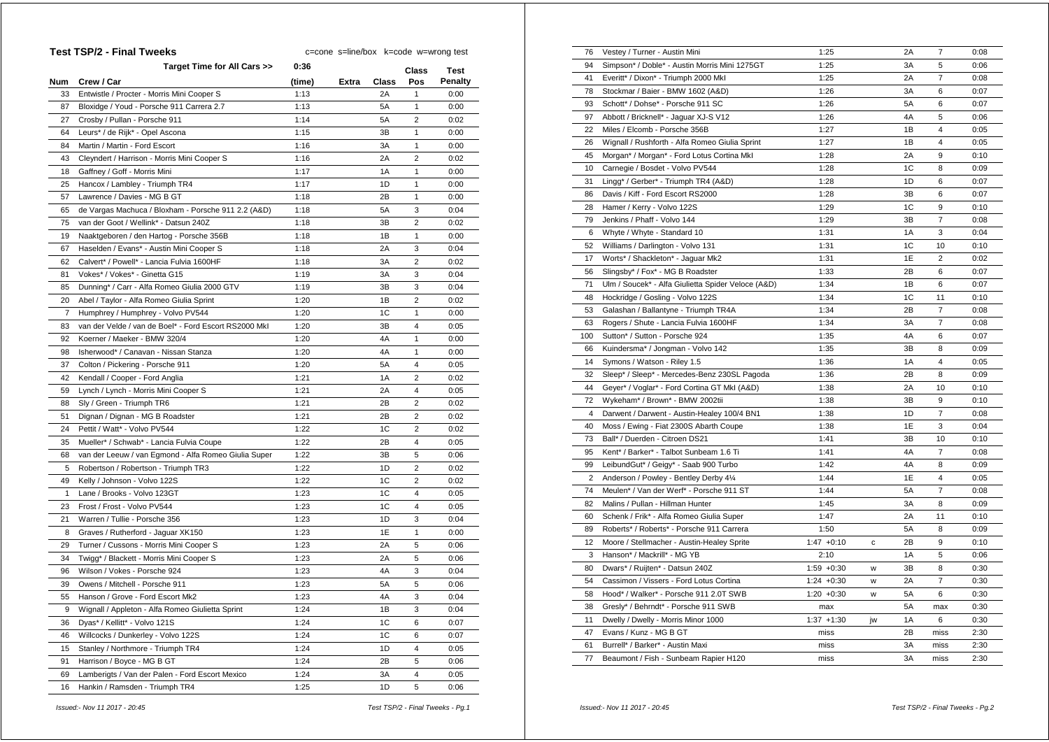## Test TSP/2 - Final Tweeks

c=cone s=line/box k=code w=wrong test

| Num | Crew / Car | Target Time for All Cars >> 0:36 (time) | Extra | Class | Class Pos | Test Penalty |
|---|---|---|---|---|---|---|
| 33 | Entwistle / Procter - Morris Mini Cooper S | 1:13 | | 2A | 1 | 0:00 |
| 87 | Bloxidge / Youd - Porsche 911 Carrera 2.7 | 1:13 | | 5A | 1 | 0:00 |
| 27 | Crosby / Pullan - Porsche 911 | 1:14 | | 5A | 2 | 0:02 |
| 64 | Leurs* / de Rijk* - Opel Ascona | 1:15 | | 3B | 1 | 0:00 |
| 84 | Martin / Martin - Ford Escort | 1:16 | | 3A | 1 | 0:00 |
| 43 | Cleyndert / Harrison - Morris Mini Cooper S | 1:16 | | 2A | 2 | 0:02 |
| 18 | Gaffney / Goff - Morris Mini | 1:17 | | 1A | 1 | 0:00 |
| 25 | Hancox / Lambley - Triumph TR4 | 1:17 | | 1D | 1 | 0:00 |
| 57 | Lawrence / Davies - MG B GT | 1:18 | | 2B | 1 | 0:00 |
| 65 | de Vargas Machuca / Bloxham - Porsche 911 2.2 (A&D) | 1:18 | | 5A | 3 | 0:04 |
| 75 | van der Goot / Wellink* - Datsun 240Z | 1:18 | | 3B | 2 | 0:02 |
| 19 | Naaktgeboren / den Hartog - Porsche 356B | 1:18 | | 1B | 1 | 0:00 |
| 67 | Haselden / Evans* - Austin Mini Cooper S | 1:18 | | 2A | 3 | 0:04 |
| 62 | Calvert* / Powell* - Lancia Fulvia 1600HF | 1:18 | | 3A | 2 | 0:02 |
| 81 | Vokes* / Vokes* - Ginetta G15 | 1:19 | | 3A | 3 | 0:04 |
| 85 | Dunning* / Carr - Alfa Romeo Giulia 2000 GTV | 1:19 | | 3B | 3 | 0:04 |
| 20 | Abel / Taylor - Alfa Romeo Giulia Sprint | 1:20 | | 1B | 2 | 0:02 |
| 7 | Humphrey / Humphrey - Volvo PV544 | 1:20 | | 1C | 1 | 0:00 |
| 83 | van der Velde / van de Boel* - Ford Escort RS2000 MkI | 1:20 | | 3B | 4 | 0:05 |
| 92 | Koerner / Maeker - BMW 320/4 | 1:20 | | 4A | 1 | 0:00 |
| 98 | Isherwood* / Canavan - Nissan Stanza | 1:20 | | 4A | 1 | 0:00 |
| 37 | Colton / Pickering - Porsche 911 | 1:20 | | 5A | 4 | 0:05 |
| 42 | Kendall / Cooper - Ford Anglia | 1:21 | | 1A | 2 | 0:02 |
| 59 | Lynch / Lynch - Morris Mini Cooper S | 1:21 | | 2A | 4 | 0:05 |
| 88 | Sly / Green - Triumph TR6 | 1:21 | | 2B | 2 | 0:02 |
| 51 | Dignan / Dignan - MG B Roadster | 1:21 | | 2B | 2 | 0:02 |
| 24 | Pettit / Watt* - Volvo PV544 | 1:22 | | 1C | 2 | 0:02 |
| 35 | Mueller* / Schwab* - Lancia Fulvia Coupe | 1:22 | | 2B | 4 | 0:05 |
| 68 | van der Leeuw / van Egmond - Alfa Romeo Giulia Super | 1:22 | | 3B | 5 | 0:06 |
| 5 | Robertson / Robertson - Triumph TR3 | 1:22 | | 1D | 2 | 0:02 |
| 49 | Kelly / Johnson - Volvo 122S | 1:22 | | 1C | 2 | 0:02 |
| 1 | Lane / Brooks - Volvo 123GT | 1:23 | | 1C | 4 | 0:05 |
| 23 | Frost / Frost - Volvo PV544 | 1:23 | | 1C | 4 | 0:05 |
| 21 | Warren / Tullie - Porsche 356 | 1:23 | | 1D | 3 | 0:04 |
| 8 | Graves / Rutherford - Jaguar XK150 | 1:23 | | 1E | 1 | 0:00 |
| 29 | Turner / Cussons - Morris Mini Cooper S | 1:23 | | 2A | 5 | 0:06 |
| 34 | Twigg* / Blackett - Morris Mini Cooper S | 1:23 | | 2A | 5 | 0:06 |
| 96 | Wilson / Vokes - Porsche 924 | 1:23 | | 4A | 3 | 0:04 |
| 39 | Owens / Mitchell - Porsche 911 | 1:23 | | 5A | 5 | 0:06 |
| 55 | Hanson / Grove - Ford Escort Mk2 | 1:23 | | 4A | 3 | 0:04 |
| 9 | Wignall / Appleton - Alfa Romeo Giulietta Sprint | 1:24 | | 1B | 3 | 0:04 |
| 36 | Dyas* / Kellitt* - Volvo 121S | 1:24 | | 1C | 6 | 0:07 |
| 46 | Willcocks / Dunkerley - Volvo 122S | 1:24 | | 1C | 6 | 0:07 |
| 15 | Stanley / Northmore - Triumph TR4 | 1:24 | | 1D | 4 | 0:05 |
| 91 | Harrison / Boyce - MG B GT | 1:24 | | 2B | 5 | 0:06 |
| 69 | Lamberigts / Van der Palen - Ford Escort Mexico | 1:24 | | 3A | 4 | 0:05 |
| 16 | Hankin / Ramsden - Triumph TR4 | 1:25 | | 1D | 5 | 0:06 |
| 76 | Vestey / Turner - Austin Mini | 1:25 | | 2A | 7 | 0:08 |
| 94 | Simpson* / Doble* - Austin Morris Mini 1275GT | 1:25 | | 3A | 5 | 0:06 |
| 41 | Everitt* / Dixon* - Triumph 2000 MkI | 1:25 | | 2A | 7 | 0:08 |
| 78 | Stockmar / Baier - BMW 1602 (A&D) | 1:26 | | 3A | 6 | 0:07 |
| 93 | Schott* / Dohse* - Porsche 911 SC | 1:26 | | 5A | 6 | 0:07 |
| 97 | Abbott / Bricknell* - Jaguar XJ-S V12 | 1:26 | | 4A | 5 | 0:06 |
| 22 | Miles / Elcomb - Porsche 356B | 1:27 | | 1B | 4 | 0:05 |
| 26 | Wignall / Rushforth - Alfa Romeo Giulia Sprint | 1:27 | | 1B | 4 | 0:05 |
| 45 | Morgan* / Morgan* - Ford Lotus Cortina MkI | 1:28 | | 2A | 9 | 0:10 |
| 10 | Carnegie / Bosdet - Volvo PV544 | 1:28 | | 1C | 8 | 0:09 |
| 31 | Lingg* / Gerber* - Triumph TR4 (A&D) | 1:28 | | 1D | 6 | 0:07 |
| 86 | Davis / Kiff - Ford Escort RS2000 | 1:28 | | 3B | 6 | 0:07 |
| 28 | Hamer / Kerry - Volvo 122S | 1:29 | | 1C | 9 | 0:10 |
| 79 | Jenkins / Phaff - Volvo 144 | 1:29 | | 3B | 7 | 0:08 |
| 6 | Whyte / Whyte - Standard 10 | 1:31 | | 1A | 3 | 0:04 |
| 52 | Williams / Darlington - Volvo 131 | 1:31 | | 1C | 10 | 0:10 |
| 17 | Worts* / Shackleton* - Jaguar Mk2 | 1:31 | | 1E | 2 | 0:02 |
| 56 | Slingsby* / Fox* - MG B Roadster | 1:33 | | 2B | 6 | 0:07 |
| 71 | Ulm / Soucek* - Alfa Giulietta Spider Veloce (A&D) | 1:34 | | 1B | 6 | 0:07 |
| 48 | Hockridge / Gosling - Volvo 122S | 1:34 | | 1C | 11 | 0:10 |
| 53 | Galashan / Ballantyne - Triumph TR4A | 1:34 | | 2B | 7 | 0:08 |
| 63 | Rogers / Shute - Lancia Fulvia 1600HF | 1:34 | | 3A | 7 | 0:08 |
| 100 | Sutton* / Sutton - Porsche 924 | 1:35 | | 4A | 6 | 0:07 |
| 66 | Kuindersma* / Jongman - Volvo 142 | 1:35 | | 3B | 8 | 0:09 |
| 14 | Symons / Watson - Riley 1.5 | 1:36 | | 1A | 4 | 0:05 |
| 32 | Sleep* / Sleep* - Mercedes-Benz 230SL Pagoda | 1:36 | | 2B | 8 | 0:09 |
| 44 | Geyer* / Voglar* - Ford Cortina GT MkI (A&D) | 1:38 | | 2A | 10 | 0:10 |
| 72 | Wykeham* / Brown* - BMW 2002tii | 1:38 | | 3B | 9 | 0:10 |
| 4 | Darwent / Darwent - Austin-Healey 100/4 BN1 | 1:38 | | 1D | 7 | 0:08 |
| 40 | Moss / Ewing - Fiat 2300S Abarth Coupe | 1:38 | | 1E | 3 | 0:04 |
| 73 | Ball* / Duerden - Citroen DS21 | 1:41 | | 3B | 10 | 0:10 |
| 95 | Kent* / Barker* - Talbot Sunbeam 1.6 Ti | 1:41 | | 4A | 7 | 0:08 |
| 99 | LeibundGut* / Geigy* - Saab 900 Turbo | 1:42 | | 4A | 8 | 0:09 |
| 2 | Anderson / Powley - Bentley Derby 4¼ | 1:44 | | 1E | 4 | 0:05 |
| 74 | Meulen* / Van der Werf* - Porsche 911 ST | 1:44 | | 5A | 7 | 0:08 |
| 82 | Malins / Pullan - Hillman Hunter | 1:45 | | 3A | 8 | 0:09 |
| 60 | Schenk / Frik* - Alfa Romeo Giulia Super | 1:47 | | 2A | 11 | 0:10 |
| 89 | Roberts* / Roberts* - Porsche 911 Carrera | 1:50 | | 5A | 8 | 0:09 |
| 12 | Moore / Stellmacher - Austin-Healey Sprite | 1:47 +0:10 | c | 2B | 9 | 0:10 |
| 3 | Hanson* / Mackrill* - MG YB | 2:10 | | 1A | 5 | 0:06 |
| 80 | Dwars* / Ruijten* - Datsun 240Z | 1:59 +0:30 | w | 3B | 8 | 0:30 |
| 54 | Cassimon / Vissers - Ford Lotus Cortina | 1:24 +0:30 | w | 2A | 7 | 0:30 |
| 58 | Hood* / Walker* - Porsche 911 2.0T SWB | 1:20 +0:30 | w | 5A | 6 | 0:30 |
| 38 | Gresly* / Behrndt* - Porsche 911 SWB | max | | 5A | max | 0:30 |
| 11 | Dwelly / Dwelly - Morris Minor 1000 | 1:37 +1:30 | jw | 1A | 6 | 0:30 |
| 47 | Evans / Kunz - MG B GT | miss | | 2B | miss | 2:30 |
| 61 | Burrell* / Barker* - Austin Maxi | miss | | 3A | miss | 2:30 |
| 77 | Beaumont / Fish - Sunbeam Rapier H120 | miss | | 3A | miss | 2:30 |

*Issued:- Nov 11 2017 - 20:45*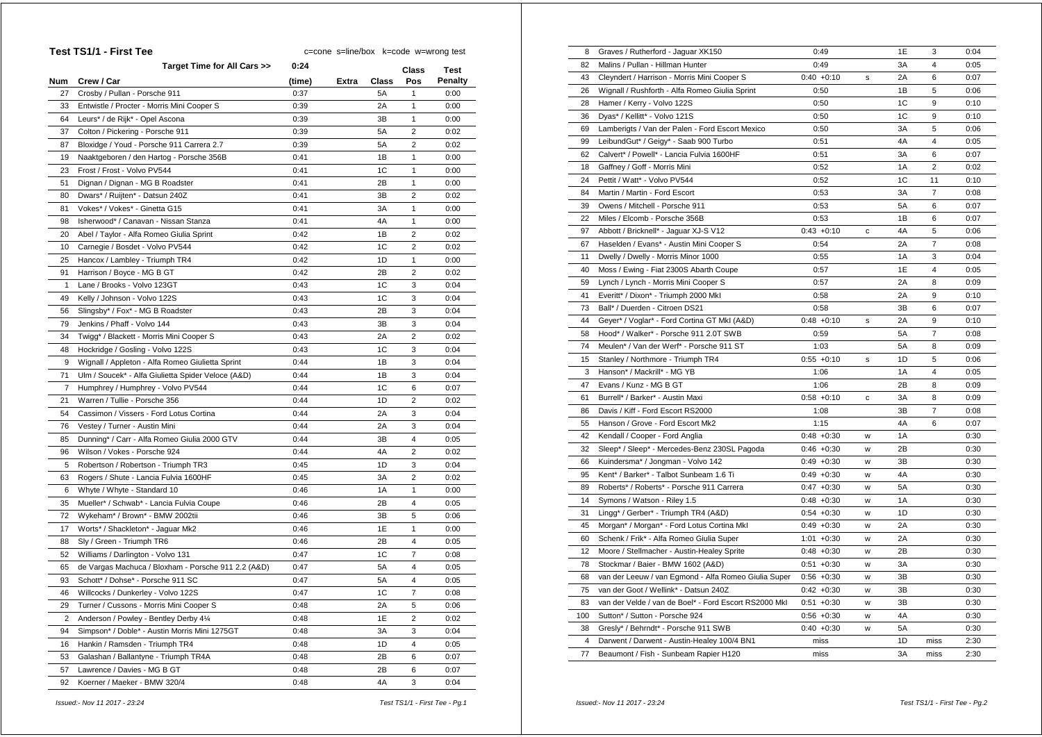## Test TS1/1 - First Tee

c=cone s=line/box k=code w=wrong test

| Num | Crew / Car | Target Time for All Cars >> 0:24 (time) | Extra | Class | Class Pos | Test Penalty |
|---|---|---|---|---|---|---|
| 27 | Crosby / Pullan - Porsche 911 | 0:37 | | 5A | 1 | 0:00 |
| 33 | Entwistle / Procter - Morris Mini Cooper S | 0:39 | | 2A | 1 | 0:00 |
| 64 | Leurs* / de Rijk* - Opel Ascona | 0:39 | | 3B | 1 | 0:00 |
| 37 | Colton / Pickering - Porsche 911 | 0:39 | | 5A | 2 | 0:02 |
| 87 | Bloxidge / Youd - Porsche 911 Carrera 2.7 | 0:39 | | 5A | 2 | 0:02 |
| 19 | Naaktgeboren / den Hartog - Porsche 356B | 0:41 | | 1B | 1 | 0:00 |
| 23 | Frost / Frost - Volvo PV544 | 0:41 | | 1C | 1 | 0:00 |
| 51 | Dignan / Dignan - MG B Roadster | 0:41 | | 2B | 1 | 0:00 |
| 80 | Dwars* / Ruijten* - Datsun 240Z | 0:41 | | 3B | 2 | 0:02 |
| 81 | Vokes* / Vokes* - Ginetta G15 | 0:41 | | 3A | 1 | 0:00 |
| 98 | Isherwood* / Canavan - Nissan Stanza | 0:41 | | 4A | 1 | 0:00 |
| 20 | Abel / Taylor - Alfa Romeo Giulia Sprint | 0:42 | | 1B | 2 | 0:02 |
| 10 | Carnegie / Bosdet - Volvo PV544 | 0:42 | | 1C | 2 | 0:02 |
| 25 | Hancox / Lambley - Triumph TR4 | 0:42 | | 1D | 1 | 0:00 |
| 91 | Harrison / Boyce - MG B GT | 0:42 | | 2B | 2 | 0:02 |
| 1 | Lane / Brooks - Volvo 123GT | 0:43 | | 1C | 3 | 0:04 |
| 49 | Kelly / Johnson - Volvo 122S | 0:43 | | 1C | 3 | 0:04 |
| 56 | Slingsby* / Fox* - MG B Roadster | 0:43 | | 2B | 3 | 0:04 |
| 79 | Jenkins / Phaff - Volvo 144 | 0:43 | | 3B | 3 | 0:04 |
| 34 | Twigg* / Blackett - Morris Mini Cooper S | 0:43 | | 2A | 2 | 0:02 |
| 48 | Hockridge / Gosling - Volvo 122S | 0:43 | | 1C | 3 | 0:04 |
| 9 | Wignall / Appleton - Alfa Romeo Giulietta Sprint | 0:44 | | 1B | 3 | 0:04 |
| 71 | Ulm / Soucek* - Alfa Giulietta Spider Veloce (A&D) | 0:44 | | 1B | 3 | 0:04 |
| 7 | Humphrey / Humphrey - Volvo PV544 | 0:44 | | 1C | 6 | 0:07 |
| 21 | Warren / Tullie - Porsche 356 | 0:44 | | 1D | 2 | 0:02 |
| 54 | Cassimon / Vissers - Ford Lotus Cortina | 0:44 | | 2A | 3 | 0:04 |
| 76 | Vestey / Turner - Austin Mini | 0:44 | | 2A | 3 | 0:04 |
| 85 | Dunning* / Carr - Alfa Romeo Giulia 2000 GTV | 0:44 | | 3B | 4 | 0:05 |
| 96 | Wilson / Vokes - Porsche 924 | 0:44 | | 4A | 2 | 0:02 |
| 5 | Robertson / Robertson - Triumph TR3 | 0:45 | | 1D | 3 | 0:04 |
| 63 | Rogers / Shute - Lancia Fulvia 1600HF | 0:45 | | 3A | 2 | 0:02 |
| 6 | Whyte / Whyte - Standard 10 | 0:46 | | 1A | 1 | 0:00 |
| 35 | Mueller* / Schwab* - Lancia Fulvia Coupe | 0:46 | | 2B | 4 | 0:05 |
| 72 | Wykeham* / Brown* - BMW 2002tii | 0:46 | | 3B | 5 | 0:06 |
| 17 | Worts* / Shackleton* - Jaguar Mk2 | 0:46 | | 1E | 1 | 0:00 |
| 88 | Sly / Green - Triumph TR6 | 0:46 | | 2B | 4 | 0:05 |
| 52 | Williams / Darlington - Volvo 131 | 0:47 | | 1C | 7 | 0:08 |
| 65 | de Vargas Machuca / Bloxham - Porsche 911 2.2 (A&D) | 0:47 | | 5A | 4 | 0:05 |
| 93 | Schott* / Dohse* - Porsche 911 SC | 0:47 | | 5A | 4 | 0:05 |
| 46 | Willcocks / Dunkerley - Volvo 122S | 0:47 | | 1C | 7 | 0:08 |
| 29 | Turner / Cussons - Morris Mini Cooper S | 0:48 | | 2A | 5 | 0:06 |
| 2 | Anderson / Powley - Bentley Derby 4¼ | 0:48 | | 1E | 2 | 0:02 |
| 94 | Simpson* / Doble* - Austin Morris Mini 1275GT | 0:48 | | 3A | 3 | 0:04 |
| 16 | Hankin / Ramsden - Triumph TR4 | 0:48 | | 1D | 4 | 0:05 |
| 53 | Galashan / Ballantyne - Triumph TR4A | 0:48 | | 2B | 6 | 0:07 |
| 57 | Lawrence / Davies - MG B GT | 0:48 | | 2B | 6 | 0:07 |
| 92 | Koerner / Maeker - BMW 320/4 | 0:48 | | 4A | 3 | 0:04 |
| 8 | Graves / Rutherford - Jaguar XK150 | 0:49 | | 1E | 3 | 0:04 |
| 82 | Malins / Pullan - Hillman Hunter | 0:49 | | 3A | 4 | 0:05 |
| 43 | Cleyndert / Harrison - Morris Mini Cooper S | 0:40 +0:10 | s | 2A | 6 | 0:07 |
| 26 | Wignall / Rushforth - Alfa Romeo Giulia Sprint | 0:50 | | 1B | 5 | 0:06 |
| 28 | Hamer / Kerry - Volvo 122S | 0:50 | | 1C | 9 | 0:10 |
| 36 | Dyas* / Kellitt* - Volvo 121S | 0:50 | | 1C | 9 | 0:10 |
| 69 | Lamberigts / Van der Palen - Ford Escort Mexico | 0:50 | | 3A | 5 | 0:06 |
| 99 | LeibundGut* / Geigy* - Saab 900 Turbo | 0:51 | | 4A | 4 | 0:05 |
| 62 | Calvert* / Powell* - Lancia Fulvia 1600HF | 0:51 | | 3A | 6 | 0:07 |
| 18 | Gaffney / Goff - Morris Mini | 0:52 | | 1A | 2 | 0:02 |
| 24 | Pettit / Watt* - Volvo PV544 | 0:52 | | 1C | 11 | 0:10 |
| 84 | Martin / Martin - Ford Escort | 0:53 | | 3A | 7 | 0:08 |
| 39 | Owens / Mitchell - Porsche 911 | 0:53 | | 5A | 6 | 0:07 |
| 22 | Miles / Elcomb - Porsche 356B | 0:53 | | 1B | 6 | 0:07 |
| 97 | Abbott / Bricknell* - Jaguar XJ-S V12 | 0:43 +0:10 | c | 4A | 5 | 0:06 |
| 67 | Haselden / Evans* - Austin Mini Cooper S | 0:54 | | 2A | 7 | 0:08 |
| 11 | Dwelly / Dwelly - Morris Minor 1000 | 0:55 | | 1A | 3 | 0:04 |
| 40 | Moss / Ewing - Fiat 2300S Abarth Coupe | 0:57 | | 1E | 4 | 0:05 |
| 59 | Lynch / Lynch - Morris Mini Cooper S | 0:57 | | 2A | 8 | 0:09 |
| 41 | Everitt* / Dixon* - Triumph 2000 MkI | 0:58 | | 2A | 9 | 0:10 |
| 73 | Ball* / Duerden - Citroen DS21 | 0:58 | | 3B | 6 | 0:07 |
| 44 | Geyer* / Voglar* - Ford Cortina GT MkI (A&D) | 0:48 +0:10 | s | 2A | 9 | 0:10 |
| 58 | Hood* / Walker* - Porsche 911 2.0T SWB | 0:59 | | 5A | 7 | 0:08 |
| 74 | Meulen* / Van der Werf* - Porsche 911 ST | 1:03 | | 5A | 8 | 0:09 |
| 15 | Stanley / Northmore - Triumph TR4 | 0:55 +0:10 | s | 1D | 5 | 0:06 |
| 3 | Hanson* / Mackrill* - MG YB | 1:06 | | 1A | 4 | 0:05 |
| 47 | Evans / Kunz - MG B GT | 1:06 | | 2B | 8 | 0:09 |
| 61 | Burrell* / Barker* - Austin Maxi | 0:58 +0:10 | c | 3A | 8 | 0:09 |
| 86 | Davis / Kiff - Ford Escort RS2000 | 1:08 | | 3B | 7 | 0:08 |
| 55 | Hanson / Grove - Ford Escort Mk2 | 1:15 | | 4A | 6 | 0:07 |
| 42 | Kendall / Cooper - Ford Anglia | 0:48 +0:30 | w | 1A | | 0:30 |
| 32 | Sleep* / Sleep* - Mercedes-Benz 230SL Pagoda | 0:46 +0:30 | w | 2B | | 0:30 |
| 66 | Kuindersma* / Jongman - Volvo 142 | 0:49 +0:30 | w | 3B | | 0:30 |
| 95 | Kent* / Barker* - Talbot Sunbeam 1.6 Ti | 0:49 +0:30 | w | 4A | | 0:30 |
| 89 | Roberts* / Roberts* - Porsche 911 Carrera | 0:47 +0:30 | w | 5A | | 0:30 |
| 14 | Symons / Watson - Riley 1.5 | 0:48 +0:30 | w | 1A | | 0:30 |
| 31 | Lingg* / Gerber* - Triumph TR4 (A&D) | 0:54 +0:30 | w | 1D | | 0:30 |
| 45 | Morgan* / Morgan* - Ford Lotus Cortina MkI | 0:49 +0:30 | w | 2A | | 0:30 |
| 60 | Schenk / Frik* - Alfa Romeo Giulia Super | 1:01 +0:30 | w | 2A | | 0:30 |
| 12 | Moore / Stellmacher - Austin-Healey Sprite | 0:48 +0:30 | w | 2B | | 0:30 |
| 78 | Stockmar / Baier - BMW 1602 (A&D) | 0:51 +0:30 | w | 3A | | 0:30 |
| 68 | van der Leeuw / van Egmond - Alfa Romeo Giulia Super | 0:56 +0:30 | w | 3B | | 0:30 |
| 75 | van der Goot / Wellink* - Datsun 240Z | 0:42 +0:30 | w | 3B | | 0:30 |
| 83 | van der Velde / van de Boel* - Ford Escort RS2000 MkI | 0:51 +0:30 | w | 3B | | 0:30 |
| 100 | Sutton* / Sutton - Porsche 924 | 0:56 +0:30 | w | 4A | | 0:30 |
| 38 | Gresly* / Behrndt* - Porsche 911 SWB | 0:40 +0:30 | w | 5A | | 0:30 |
| 4 | Darwent / Darwent - Austin-Healey 100/4 BN1 | miss | | 1D | miss | 2:30 |
| 77 | Beaumont / Fish - Sunbeam Rapier H120 | miss | | 3A | miss | 2:30 |

*Issued:- Nov 11 2017 - 23:24*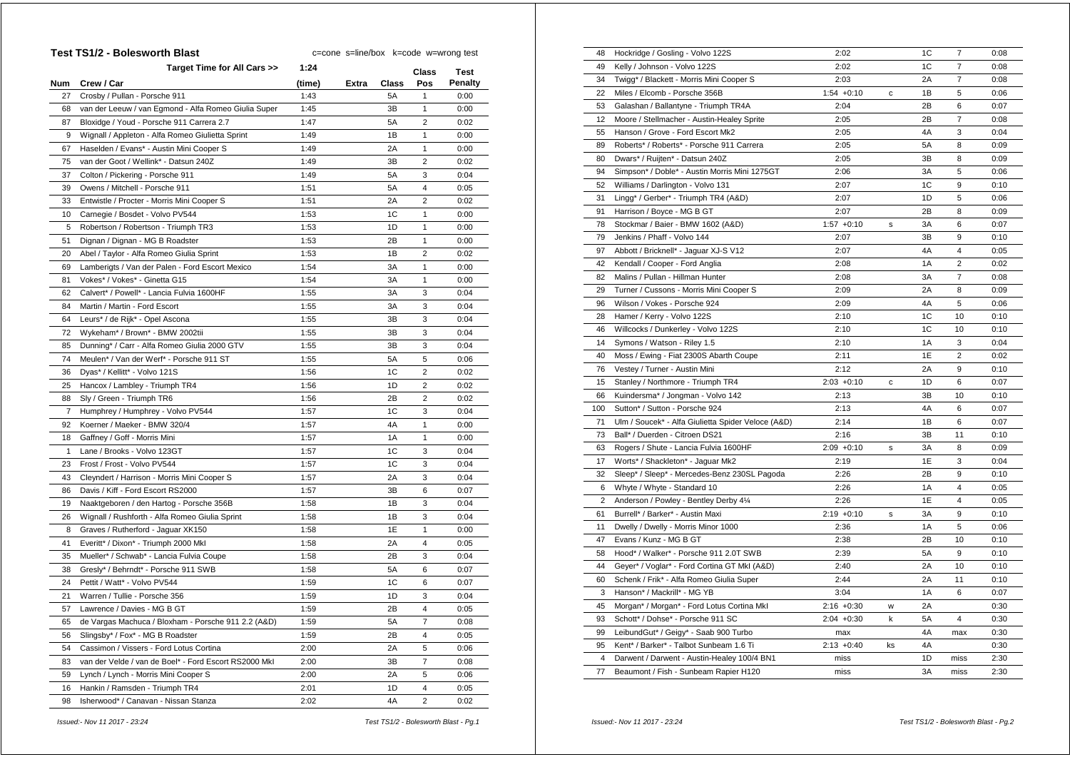## Test TS1/2 - Bolesworth Blast

c=cone s=line/box k=code w=wrong test

| Num | Crew / Car | Target Time for All Cars >> 1:24 (time) | Extra | Class | Class Pos | Test Penalty |
|---|---|---|---|---|---|---|
| 27 | Crosby / Pullan - Porsche 911 | 1:43 | | 5A | 1 | 0:00 |
| 68 | van der Leeuw / van Egmond - Alfa Romeo Giulia Super | 1:45 | | 3B | 1 | 0:00 |
| 87 | Bloxidge / Youd - Porsche 911 Carrera 2.7 | 1:47 | | 5A | 2 | 0:02 |
| 9 | Wignall / Appleton - Alfa Romeo Giulietta Sprint | 1:49 | | 1B | 1 | 0:00 |
| 67 | Haselden / Evans* - Austin Mini Cooper S | 1:49 | | 2A | 1 | 0:00 |
| 75 | van der Goot / Wellink* - Datsun 240Z | 1:49 | | 3B | 2 | 0:02 |
| 37 | Colton / Pickering - Porsche 911 | 1:49 | | 5A | 3 | 0:04 |
| 39 | Owens / Mitchell - Porsche 911 | 1:51 | | 5A | 4 | 0:05 |
| 33 | Entwistle / Procter - Morris Mini Cooper S | 1:51 | | 2A | 2 | 0:02 |
| 10 | Carnegie / Bosdet - Volvo PV544 | 1:53 | | 1C | 1 | 0:00 |
| 5 | Robertson / Robertson - Triumph TR3 | 1:53 | | 1D | 1 | 0:00 |
| 51 | Dignan / Dignan - MG B Roadster | 1:53 | | 2B | 1 | 0:00 |
| 20 | Abel / Taylor - Alfa Romeo Giulia Sprint | 1:53 | | 1B | 2 | 0:02 |
| 69 | Lamberigts / Van der Palen - Ford Escort Mexico | 1:54 | | 3A | 1 | 0:00 |
| 81 | Vokes* / Vokes* - Ginetta G15 | 1:54 | | 3A | 1 | 0:00 |
| 62 | Calvert* / Powell* - Lancia Fulvia 1600HF | 1:55 | | 3A | 3 | 0:04 |
| 84 | Martin / Martin - Ford Escort | 1:55 | | 3A | 3 | 0:04 |
| 64 | Leurs* / de Rijk* - Opel Ascona | 1:55 | | 3B | 3 | 0:04 |
| 72 | Wykeham* / Brown* - BMW 2002tii | 1:55 | | 3B | 3 | 0:04 |
| 85 | Dunning* / Carr - Alfa Romeo Giulia 2000 GTV | 1:55 | | 3B | 3 | 0:04 |
| 74 | Meulen* / Van der Werf* - Porsche 911 ST | 1:55 | | 5A | 5 | 0:06 |
| 36 | Dyas* / Kellitt* - Volvo 121S | 1:56 | | 1C | 2 | 0:02 |
| 25 | Hancox / Lambley - Triumph TR4 | 1:56 | | 1D | 2 | 0:02 |
| 88 | Sly / Green - Triumph TR6 | 1:56 | | 2B | 2 | 0:02 |
| 7 | Humphrey / Humphrey - Volvo PV544 | 1:57 | | 1C | 3 | 0:04 |
| 92 | Koerner / Maeker - BMW 320/4 | 1:57 | | 4A | 1 | 0:00 |
| 18 | Gaffney / Goff - Morris Mini | 1:57 | | 1A | 1 | 0:00 |
| 1 | Lane / Brooks - Volvo 123GT | 1:57 | | 1C | 3 | 0:04 |
| 23 | Frost / Frost - Volvo PV544 | 1:57 | | 1C | 3 | 0:04 |
| 43 | Cleyndert / Harrison - Morris Mini Cooper S | 1:57 | | 2A | 3 | 0:04 |
| 86 | Davis / Kiff - Ford Escort RS2000 | 1:57 | | 3B | 6 | 0:07 |
| 19 | Naaktgeboren / den Hartog - Porsche 356B | 1:58 | | 1B | 3 | 0:04 |
| 26 | Wignall / Rushforth - Alfa Romeo Giulia Sprint | 1:58 | | 1B | 3 | 0:04 |
| 8 | Graves / Rutherford - Jaguar XK150 | 1:58 | | 1E | 1 | 0:00 |
| 41 | Everitt* / Dixon* - Triumph 2000 MkI | 1:58 | | 2A | 4 | 0:05 |
| 35 | Mueller* / Schwab* - Lancia Fulvia Coupe | 1:58 | | 2B | 3 | 0:04 |
| 38 | Gresly* / Behrndt* - Porsche 911 SWB | 1:58 | | 5A | 6 | 0:07 |
| 24 | Pettit / Watt* - Volvo PV544 | 1:59 | | 1C | 6 | 0:07 |
| 21 | Warren / Tullie - Porsche 356 | 1:59 | | 1D | 3 | 0:04 |
| 57 | Lawrence / Davies - MG B GT | 1:59 | | 2B | 4 | 0:05 |
| 65 | de Vargas Machuca / Bloxham - Porsche 911 2.2 (A&D) | 1:59 | | 5A | 7 | 0:08 |
| 56 | Slingsby* / Fox* - MG B Roadster | 1:59 | | 2B | 4 | 0:05 |
| 54 | Cassimon / Vissers - Ford Lotus Cortina | 2:00 | | 2A | 5 | 0:06 |
| 83 | van der Velde / van de Boel* - Ford Escort RS2000 MkI | 2:00 | | 3B | 7 | 0:08 |
| 59 | Lynch / Lynch - Morris Mini Cooper S | 2:00 | | 2A | 5 | 0:06 |
| 16 | Hankin / Ramsden - Triumph TR4 | 2:01 | | 1D | 4 | 0:05 |
| 98 | Isherwood* / Canavan - Nissan Stanza | 2:02 | | 4A | 2 | 0:02 |
| 48 | Hockridge / Gosling - Volvo 122S | 2:02 | | 1C | 7 | 0:08 |
| 49 | Kelly / Johnson - Volvo 122S | 2:02 | | 1C | 7 | 0:08 |
| 34 | Twigg* / Blackett - Morris Mini Cooper S | 2:03 | | 2A | 7 | 0:08 |
| 22 | Miles / Elcomb - Porsche 356B | 1:54 +0:10 | c | 1B | 5 | 0:06 |
| 53 | Galashan / Ballantyne - Triumph TR4A | 2:04 | | 2B | 6 | 0:07 |
| 12 | Moore / Stellmacher - Austin-Healey Sprite | 2:05 | | 2B | 7 | 0:08 |
| 55 | Hanson / Grove - Ford Escort Mk2 | 2:05 | | 4A | 3 | 0:04 |
| 89 | Roberts* / Roberts* - Porsche 911 Carrera | 2:05 | | 5A | 8 | 0:09 |
| 80 | Dwars* / Ruijten* - Datsun 240Z | 2:05 | | 3B | 8 | 0:09 |
| 94 | Simpson* / Doble* - Austin Morris Mini 1275GT | 2:06 | | 3A | 5 | 0:06 |
| 52 | Williams / Darlington - Volvo 131 | 2:07 | | 1C | 9 | 0:10 |
| 31 | Lingg* / Gerber* - Triumph TR4 (A&D) | 2:07 | | 1D | 5 | 0:06 |
| 91 | Harrison / Boyce - MG B GT | 2:07 | | 2B | 8 | 0:09 |
| 78 | Stockmar / Baier - BMW 1602 (A&D) | 1:57 +0:10 | s | 3A | 6 | 0:07 |
| 79 | Jenkins / Phaff - Volvo 144 | 2:07 | | 3B | 9 | 0:10 |
| 97 | Abbott / Bricknell* - Jaguar XJ-S V12 | 2:07 | | 4A | 4 | 0:05 |
| 42 | Kendall / Cooper - Ford Anglia | 2:08 | | 1A | 2 | 0:02 |
| 82 | Malins / Pullan - Hillman Hunter | 2:08 | | 3A | 7 | 0:08 |
| 29 | Turner / Cussons - Morris Mini Cooper S | 2:09 | | 2A | 8 | 0:09 |
| 96 | Wilson / Vokes - Porsche 924 | 2:09 | | 4A | 5 | 0:06 |
| 28 | Hamer / Kerry - Volvo 122S | 2:10 | | 1C | 10 | 0:10 |
| 46 | Willcocks / Dunkerley - Volvo 122S | 2:10 | | 1C | 10 | 0:10 |
| 14 | Symons / Watson - Riley 1.5 | 2:10 | | 1A | 3 | 0:04 |
| 40 | Moss / Ewing - Fiat 2300S Abarth Coupe | 2:11 | | 1E | 2 | 0:02 |
| 76 | Vestey / Turner - Austin Mini | 2:12 | | 2A | 9 | 0:10 |
| 15 | Stanley / Northmore - Triumph TR4 | 2:03 +0:10 | c | 1D | 6 | 0:07 |
| 66 | Kuindersma* / Jongman - Volvo 142 | 2:13 | | 3B | 10 | 0:10 |
| 100 | Sutton* / Sutton - Porsche 924 | 2:13 | | 4A | 6 | 0:07 |
| 71 | Ulm / Soucek* - Alfa Giulietta Spider Veloce (A&D) | 2:14 | | 1B | 6 | 0:07 |
| 73 | Ball* / Duerden - Citroen DS21 | 2:16 | | 3B | 11 | 0:10 |
| 63 | Rogers / Shute - Lancia Fulvia 1600HF | 2:09 +0:10 | s | 3A | 8 | 0:09 |
| 17 | Worts* / Shackleton* - Jaguar Mk2 | 2:19 | | 1E | 3 | 0:04 |
| 32 | Sleep* / Sleep* - Mercedes-Benz 230SL Pagoda | 2:26 | | 2B | 9 | 0:10 |
| 6 | Whyte / Whyte - Standard 10 | 2:26 | | 1A | 4 | 0:05 |
| 2 | Anderson / Powley - Bentley Derby 4¼ | 2:26 | | 1E | 4 | 0:05 |
| 61 | Burrell* / Barker* - Austin Maxi | 2:19 +0:10 | s | 3A | 9 | 0:10 |
| 11 | Dwelly / Dwelly - Morris Minor 1000 | 2:36 | | 1A | 5 | 0:06 |
| 47 | Evans / Kunz - MG B GT | 2:38 | | 2B | 10 | 0:10 |
| 58 | Hood* / Walker* - Porsche 911 2.0T SWB | 2:39 | | 5A | 9 | 0:10 |
| 44 | Geyer* / Voglar* - Ford Cortina GT MkI (A&D) | 2:40 | | 2A | 10 | 0:10 |
| 60 | Schenk / Frik* - Alfa Romeo Giulia Super | 2:44 | | 2A | 11 | 0:10 |
| 3 | Hanson* / Mackrill* - MG YB | 3:04 | | 1A | 6 | 0:07 |
| 45 | Morgan* / Morgan* - Ford Lotus Cortina MkI | 2:16 +0:30 | w | 2A | | 0:30 |
| 93 | Schott* / Dohse* - Porsche 911 SC | 2:04 +0:30 | k | 5A | 4 | 0:30 |
| 99 | LeibundGut* / Geigy* - Saab 900 Turbo | max | | 4A | max | 0:30 |
| 95 | Kent* / Barker* - Talbot Sunbeam 1.6 Ti | 2:13 +0:40 | ks | 4A | | 0:30 |
| 4 | Darwent / Darwent - Austin-Healey 100/4 BN1 | miss | | 1D | miss | 2:30 |
| 77 | Beaumont / Fish - Sunbeam Rapier H120 | miss | | 3A | miss | 2:30 |

*Issued:- Nov 11 2017 - 23:24*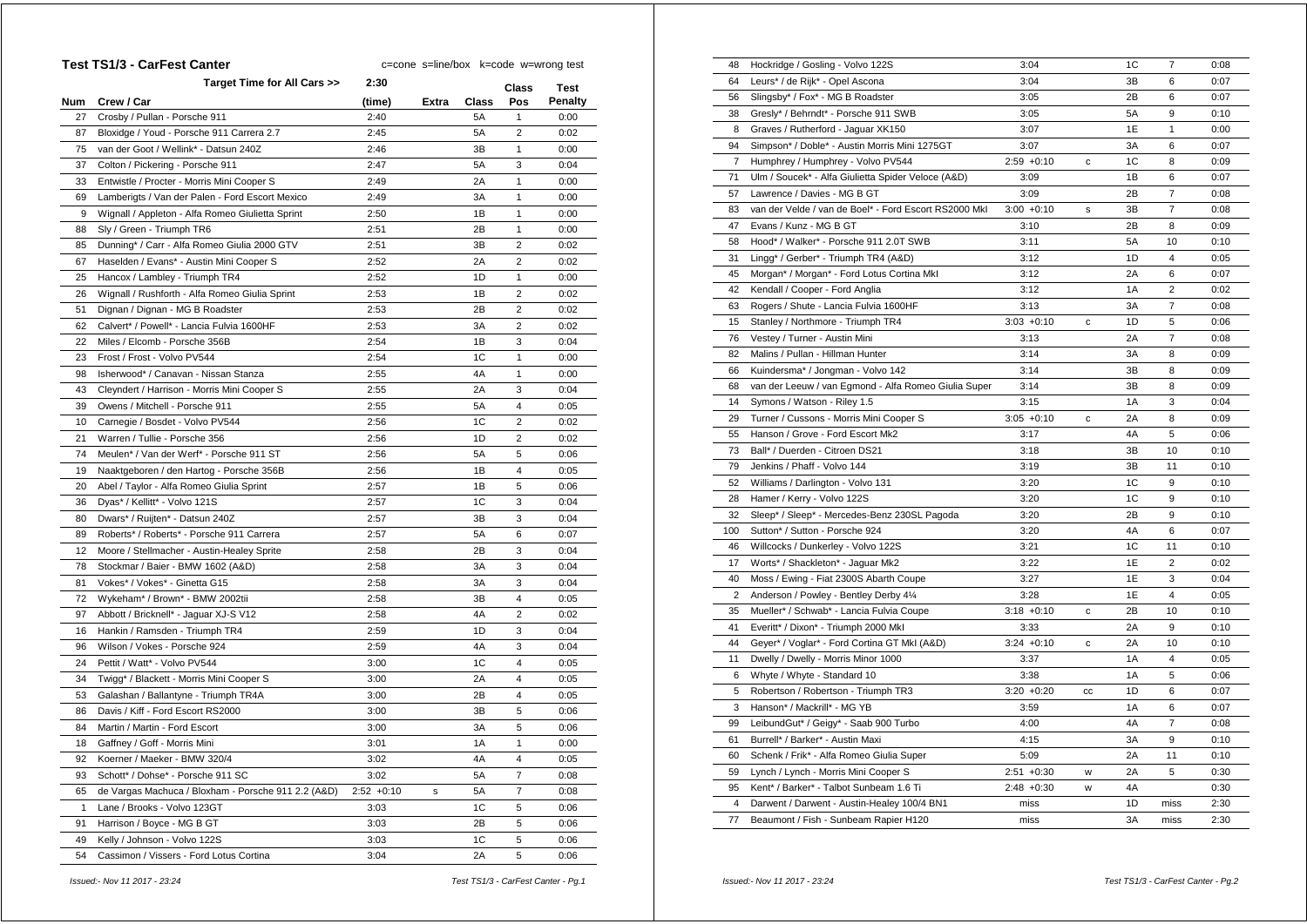## Test TS1/3 - CarFest Canter

c=cone s=line/box k=code w=wrong test

| Num | Crew / Car | (time) | Extra | Class | Class Pos | Test Penalty |
|---|---|---|---|---|---|---|
| | Target Time for All Cars >> | 2:30 | | | | |
| 27 | Crosby / Pullan - Porsche 911 | 2:40 | | 5A | 1 | 0:00 |
| 87 | Bloxidge / Youd - Porsche 911 Carrera 2.7 | 2:45 | | 5A | 2 | 0:02 |
| 75 | van der Goot / Wellink* - Datsun 240Z | 2:46 | | 3B | 1 | 0:00 |
| 37 | Colton / Pickering - Porsche 911 | 2:47 | | 5A | 3 | 0:04 |
| 33 | Entwistle / Procter - Morris Mini Cooper S | 2:49 | | 2A | 1 | 0:00 |
| 69 | Lambertgts / Van der Palen - Ford Escort Mexico | 2:49 | | 3A | 1 | 0:00 |
| 9 | Wignall / Appleton - Alfa Romeo Giulietta Sprint | 2:50 | | 1B | 1 | 0:00 |
| 88 | Sly / Green - Triumph TR6 | 2:51 | | 2B | 1 | 0:00 |
| 85 | Dunning* / Carr - Alfa Romeo Giulia 2000 GTV | 2:51 | | 3B | 2 | 0:02 |
| 67 | Haselden / Evans* - Austin Mini Cooper S | 2:52 | | 2A | 2 | 0:02 |
| 25 | Hancox / Lambley - Triumph TR4 | 2:52 | | 1D | 1 | 0:00 |
| 26 | Wignall / Rushforth - Alfa Romeo Giulia Sprint | 2:53 | | 1B | 2 | 0:02 |
| 51 | Dignan / Dignan - MG B Roadster | 2:53 | | 2B | 2 | 0:02 |
| 62 | Calvert* / Powell* - Lancia Fulvia 1600HF | 2:53 | | 3A | 2 | 0:02 |
| 22 | Miles / Elcomb - Porsche 356B | 2:54 | | 1B | 3 | 0:04 |
| 23 | Frost / Frost - Volvo PV544 | 2:54 | | 1C | 1 | 0:00 |
| 98 | Isherwood* / Canavan - Nissan Stanza | 2:55 | | 4A | 1 | 0:00 |
| 43 | Cleyndert / Harrison - Morris Mini Cooper S | 2:55 | | 2A | 3 | 0:04 |
| 39 | Owens / Mitchell - Porsche 911 | 2:55 | | 5A | 4 | 0:05 |
| 10 | Carnegie / Bosdet - Volvo PV544 | 2:56 | | 1C | 2 | 0:02 |
| 21 | Warren / Tullie - Porsche 356 | 2:56 | | 1D | 2 | 0:02 |
| 74 | Meulen* / Van der Werf* - Porsche 911 ST | 2:56 | | 5A | 5 | 0:06 |
| 19 | Naaktgeboren / den Hartog - Porsche 356B | 2:56 | | 1B | 4 | 0:05 |
| 20 | Abel / Taylor - Alfa Romeo Giulia Sprint | 2:57 | | 1B | 5 | 0:06 |
| 36 | Dyas* / Kellitt* - Volvo 121S | 2:57 | | 1C | 3 | 0:04 |
| 80 | Dwars* / Ruijten* - Datsun 240Z | 2:57 | | 3B | 3 | 0:04 |
| 89 | Roberts* / Roberts* - Porsche 911 Carrera | 2:57 | | 5A | 6 | 0:07 |
| 12 | Moore / Stellmacher - Austin-Healey Sprite | 2:58 | | 2B | 3 | 0:04 |
| 78 | Stockmar / Baier - BMW 1602 (A&D) | 2:58 | | 3A | 3 | 0:04 |
| 81 | Vokes* / Vokes* - Ginetta G15 | 2:58 | | 3A | 3 | 0:04 |
| 72 | Wykeham* / Brown* - BMW 2002tii | 2:58 | | 3B | 4 | 0:05 |
| 97 | Abbott / Bricknell* - Jaguar XJ-S V12 | 2:58 | | 4A | 2 | 0:02 |
| 16 | Hankin / Ramsden - Triumph TR4 | 2:59 | | 1D | 3 | 0:04 |
| 96 | Wilson / Vokes - Porsche 924 | 2:59 | | 4A | 3 | 0:04 |
| 24 | Pettit / Watt* - Volvo PV544 | 3:00 | | 1C | 4 | 0:05 |
| 34 | Twigg* / Blackett - Morris Mini Cooper S | 3:00 | | 2A | 4 | 0:05 |
| 53 | Galashan / Ballantyne - Triumph TR4A | 3:00 | | 2B | 4 | 0:05 |
| 86 | Davis / Kiff - Ford Escort RS2000 | 3:00 | | 3B | 5 | 0:06 |
| 84 | Martin / Martin - Ford Escort | 3:00 | | 3A | 5 | 0:06 |
| 18 | Gaffney / Goff - Morris Mini | 3:01 | | 1A | 1 | 0:00 |
| 92 | Koerner / Maeker - BMW 320/4 | 3:02 | | 4A | 4 | 0:05 |
| 93 | Schott* / Dohse* - Porsche 911 SC | 3:02 | | 5A | 7 | 0:08 |
| 65 | de Vargas Machuca / Bloxham - Porsche 911 2.2 (A&D) | 2:52 +0:10 | s | 5A | 7 | 0:08 |
| 1 | Lane / Brooks - Volvo 123GT | 3:03 | | 1C | 5 | 0:06 |
| 91 | Harrison / Boyce - MG B GT | 3:03 | | 2B | 5 | 0:06 |
| 49 | Kelly / Johnson - Volvo 122S | 3:03 | | 1C | 5 | 0:06 |
| 54 | Cassimon / Vissers - Ford Lotus Cortina | 3:04 | | 2A | 5 | 0:06 |
| 48 | Hockridge / Gosling - Volvo 122S | 3:04 | | 1C | 7 | 0:08 |
| 64 | Leurs* / de Rijk* - Opel Ascona | 3:04 | | 3B | 6 | 0:07 |
| 56 | Slingsby* / Fox* - MG B Roadster | 3:05 | | 2B | 6 | 0:07 |
| 38 | Gresly* / Behrndt* - Porsche 911 SWB | 3:05 | | 5A | 9 | 0:10 |
| 8 | Graves / Rutherford - Jaguar XK150 | 3:07 | | 1E | 1 | 0:00 |
| 94 | Simpson* / Doble* - Austin Morris Mini 1275GT | 3:07 | | 3A | 6 | 0:07 |
| 7 | Humphrey / Humphrey - Volvo PV544 | 2:59 +0:10 | c | 1C | 8 | 0:09 |
| 71 | Ulm / Soucek* - Alfa Giulietta Spider Veloce (A&D) | 3:09 | | 1B | 6 | 0:07 |
| 57 | Lawrence / Davies - MG B GT | 3:09 | | 2B | 7 | 0:08 |
| 83 | van der Velde / van de Boel* - Ford Escort RS2000 MkI | 3:00 +0:10 | s | 3B | 7 | 0:08 |
| 47 | Evans / Kunz - MG B GT | 3:10 | | 2B | 8 | 0:09 |
| 58 | Hood* / Walker* - Porsche 911 2.0T SWB | 3:11 | | 5A | 10 | 0:10 |
| 31 | Lingg* / Gerber* - Triumph TR4 (A&D) | 3:12 | | 1D | 4 | 0:05 |
| 45 | Morgan* / Morgan* - Ford Lotus Cortina MkI | 3:12 | | 2A | 6 | 0:07 |
| 42 | Kendall / Cooper - Ford Anglia | 3:12 | | 1A | 2 | 0:02 |
| 63 | Rogers / Shute - Lancia Fulvia 1600HF | 3:13 | | 3A | 7 | 0:08 |
| 15 | Stanley / Northmore - Triumph TR4 | 3:03 +0:10 | c | 1D | 5 | 0:06 |
| 76 | Vestey / Turner - Austin Mini | 3:13 | | 2A | 7 | 0:08 |
| 82 | Malins / Pullan - Hillman Hunter | 3:14 | | 3A | 8 | 0:09 |
| 66 | Kuindersma* / Jongman - Volvo 142 | 3:14 | | 3B | 8 | 0:09 |
| 68 | van der Leeuw / van Egmond - Alfa Romeo Giulia Super | 3:14 | | 3B | 8 | 0:09 |
| 14 | Symons / Watson - Riley 1.5 | 3:15 | | 1A | 3 | 0:04 |
| 29 | Turner / Cussons - Morris Mini Cooper S | 3:05 +0:10 | c | 2A | 8 | 0:09 |
| 55 | Hanson / Grove - Ford Escort Mk2 | 3:17 | | 4A | 5 | 0:06 |
| 73 | Ball* / Duerden - Citroen DS21 | 3:18 | | 3B | 10 | 0:10 |
| 79 | Jenkins / Phaff - Volvo 144 | 3:19 | | 3B | 11 | 0:10 |
| 52 | Williams / Darlington - Volvo 131 | 3:20 | | 1C | 9 | 0:10 |
| 28 | Hamer / Kerry - Volvo 122S | 3:20 | | 1C | 9 | 0:10 |
| 32 | Sleep* / Sleep* - Mercedes-Benz 230SL Pagoda | 3:20 | | 2B | 9 | 0:10 |
| 100 | Sutton* / Sutton - Porsche 924 | 3:20 | | 4A | 6 | 0:07 |
| 46 | Willcocks / Dunkerley - Volvo 122S | 3:21 | | 1C | 11 | 0:10 |
| 17 | Worts* / Shackleton* - Jaguar Mk2 | 3:22 | | 1E | 2 | 0:02 |
| 40 | Moss / Ewing - Fiat 2300S Abarth Coupe | 3:27 | | 1E | 3 | 0:04 |
| 2 | Anderson / Powley - Bentley Derby 4¼ | 3:28 | | 1E | 4 | 0:05 |
| 35 | Mueller* / Schwab* - Lancia Fulvia Coupe | 3:18 +0:10 | c | 2B | 10 | 0:10 |
| 41 | Everitt* / Dixon* - Triumph 2000 MkI | 3:33 | | 2A | 9 | 0:10 |
| 44 | Geyer* / Voglar* - Ford Cortina GT MkI (A&D) | 3:24 +0:10 | c | 2A | 10 | 0:10 |
| 11 | Dwelly / Dwelly - Morris Minor 1000 | 3:37 | | 1A | 4 | 0:05 |
| 6 | Whyte / Whyte - Standard 10 | 3:38 | | 1A | 5 | 0:06 |
| 5 | Robertson / Robertson - Triumph TR3 | 3:20 +0:20 | cc | 1D | 6 | 0:07 |
| 3 | Hanson* / Mackrill* - MG YB | 3:59 | | 1A | 6 | 0:07 |
| 99 | LeibundGut* / Geigy* - Saab 900 Turbo | 4:00 | | 4A | 7 | 0:08 |
| 61 | Burrell* / Barker* - Austin Maxi | 4:15 | | 3A | 9 | 0:10 |
| 60 | Schenk / Frik* - Alfa Romeo Giulia Super | 5:09 | | 2A | 11 | 0:10 |
| 59 | Lynch / Lynch - Morris Mini Cooper S | 2:51 +0:30 | w | 2A | 5 | 0:30 |
| 95 | Kent* / Barker* - Talbot Sunbeam 1.6 Ti | 2:48 +0:30 | w | 4A | | 0:30 |
| 4 | Darwent / Darwent - Austin-Healey 100/4 BN1 | miss | | 1D | miss | 2:30 |
| 77 | Beaumont / Fish - Sunbeam Rapier H120 | miss | | 3A | miss | 2:30 |

Issued:- Nov 11 2017 - 23:24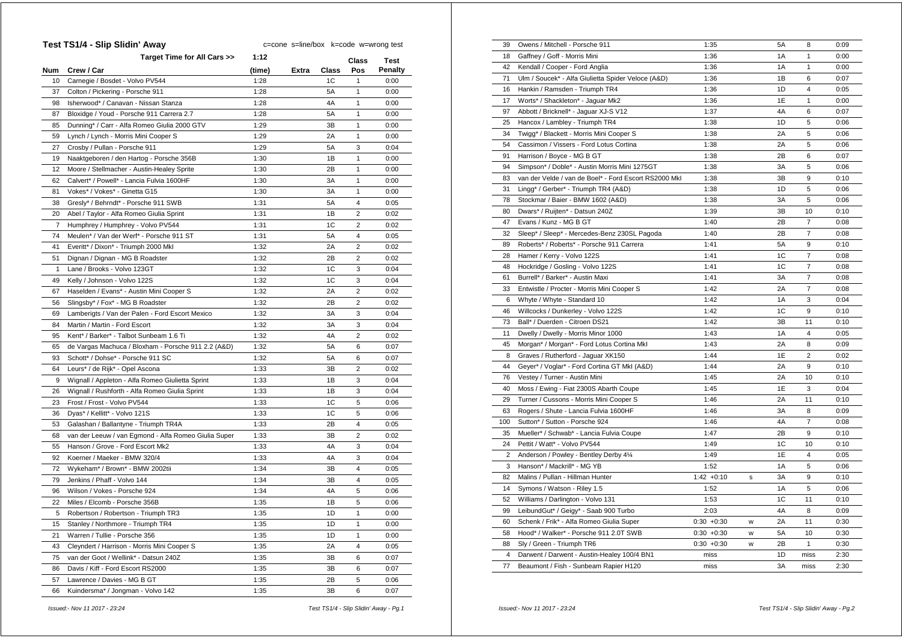## Test TS1/4 - Slip Slidin' Away

c=cone s=line/box k=code w=wrong test

| Num | Crew / Car | Target Time for All Cars >> 1:12 (time) | Extra | Class | Class Pos | Test Penalty |
|---|---|---|---|---|---|---|
| 10 | Carnegie / Bosdet - Volvo PV544 | 1:28 | | 1C | 1 | 0:00 |
| 37 | Colton / Pickering - Porsche 911 | 1:28 | | 5A | 1 | 0:00 |
| 98 | Isherwood* / Canavan - Nissan Stanza | 1:28 | | 4A | 1 | 0:00 |
| 87 | Bloxidge / Youd - Porsche 911 Carrera 2.7 | 1:28 | | 5A | 1 | 0:00 |
| 85 | Dunning* / Carr - Alfa Romeo Giulia 2000 GTV | 1:29 | | 3B | 1 | 0:00 |
| 59 | Lynch / Lynch - Morris Mini Cooper S | 1:29 | | 2A | 1 | 0:00 |
| 27 | Crosby / Pullan - Porsche 911 | 1:29 | | 5A | 3 | 0:04 |
| 19 | Naaktgeboren / den Hartog - Porsche 356B | 1:30 | | 1B | 1 | 0:00 |
| 12 | Moore / Stellmacher - Austin-Healey Sprite | 1:30 | | 2B | 1 | 0:00 |
| 62 | Calvert* / Powell* - Lancia Fulvia 1600HF | 1:30 | | 3A | 1 | 0:00 |
| 81 | Vokes* / Vokes* - Ginetta G15 | 1:30 | | 3A | 1 | 0:00 |
| 38 | Gresly* / Behrndt* - Porsche 911 SWB | 1:31 | | 5A | 4 | 0:05 |
| 20 | Abel / Taylor - Alfa Romeo Giulia Sprint | 1:31 | | 1B | 2 | 0:02 |
| 7 | Humphrey / Humphrey - Volvo PV544 | 1:31 | | 1C | 2 | 0:02 |
| 74 | Meulen* / Van der Werf* - Porsche 911 ST | 1:31 | | 5A | 4 | 0:05 |
| 41 | Everitt* / Dixon* - Triumph 2000 MkI | 1:32 | | 2A | 2 | 0:02 |
| 51 | Dignan / Dignan - MG B Roadster | 1:32 | | 2B | 2 | 0:02 |
| 1 | Lane / Brooks - Volvo 123GT | 1:32 | | 1C | 3 | 0:04 |
| 49 | Kelly / Johnson - Volvo 122S | 1:32 | | 1C | 3 | 0:04 |
| 67 | Haselden / Evans* - Austin Mini Cooper S | 1:32 | | 2A | 2 | 0:02 |
| 56 | Slingsby* / Fox* - MG B Roadster | 1:32 | | 2B | 2 | 0:02 |
| 69 | Lamberigts / Van der Palen - Ford Escort Mexico | 1:32 | | 3A | 3 | 0:04 |
| 84 | Martin / Martin - Ford Escort | 1:32 | | 3A | 3 | 0:04 |
| 95 | Kent* / Barker* - Talbot Sunbeam 1.6 Ti | 1:32 | | 4A | 2 | 0:02 |
| 65 | de Vargas Machuca / Bloxham - Porsche 911 2.2 (A&D) | 1:32 | | 5A | 6 | 0:07 |
| 93 | Schott* / Dohse* - Porsche 911 SC | 1:32 | | 5A | 6 | 0:07 |
| 64 | Leurs* / de Rijk* - Opel Ascona | 1:33 | | 3B | 2 | 0:02 |
| 9 | Wignall / Appleton - Alfa Romeo Giulietta Sprint | 1:33 | | 1B | 3 | 0:04 |
| 26 | Wignall / Rushforth - Alfa Romeo Giulia Sprint | 1:33 | | 1B | 3 | 0:04 |
| 23 | Frost / Frost - Volvo PV544 | 1:33 | | 1C | 5 | 0:06 |
| 36 | Dyas* / Kellitt* - Volvo 121S | 1:33 | | 1C | 5 | 0:06 |
| 53 | Galashan / Ballantyne - Triumph TR4A | 1:33 | | 2B | 4 | 0:05 |
| 68 | van der Leeuw / van Egmond - Alfa Romeo Giulia Super | 1:33 | | 3B | 2 | 0:02 |
| 55 | Hanson / Grove - Ford Escort Mk2 | 1:33 | | 4A | 3 | 0:04 |
| 92 | Koerner / Maeker - BMW 320/4 | 1:33 | | 4A | 3 | 0:04 |
| 72 | Wykeham* / Brown* - BMW 2002tii | 1:34 | | 3B | 4 | 0:05 |
| 79 | Jenkins / Phaff - Volvo 144 | 1:34 | | 3B | 4 | 0:05 |
| 96 | Wilson / Vokes - Porsche 924 | 1:34 | | 4A | 5 | 0:06 |
| 22 | Miles / Elcomb - Porsche 356B | 1:35 | | 1B | 5 | 0:06 |
| 5 | Robertson / Robertson - Triumph TR3 | 1:35 | | 1D | 1 | 0:00 |
| 15 | Stanley / Northmore - Triumph TR4 | 1:35 | | 1D | 1 | 0:00 |
| 21 | Warren / Tullie - Porsche 356 | 1:35 | | 1D | 1 | 0:00 |
| 43 | Cleyndert / Harrison - Morris Mini Cooper S | 1:35 | | 2A | 4 | 0:05 |
| 75 | van der Goot / Wellink* - Datsun 240Z | 1:35 | | 3B | 6 | 0:07 |
| 86 | Davis / Kiff - Ford Escort RS2000 | 1:35 | | 3B | 6 | 0:07 |
| 57 | Lawrence / Davies - MG B GT | 1:35 | | 2B | 5 | 0:06 |
| 66 | Kuindersma* / Jongman - Volvo 142 | 1:35 | | 3B | 6 | 0:07 |
| 39 | Owens / Mitchell - Porsche 911 | 1:35 | | 5A | 8 | 0:09 |
| 18 | Gaffney / Goff - Morris Mini | 1:36 | | 1A | 1 | 0:00 |
| 42 | Kendall / Cooper - Ford Anglia | 1:36 | | 1A | 1 | 0:00 |
| 71 | Ulm / Soucek* - Alfa Giulietta Spider Veloce (A&D) | 1:36 | | 1B | 6 | 0:07 |
| 16 | Hankin / Ramsden - Triumph TR4 | 1:36 | | 1D | 4 | 0:05 |
| 17 | Worts* / Shackleton* - Jaguar Mk2 | 1:36 | | 1E | 1 | 0:00 |
| 97 | Abbott / Bricknell* - Jaguar XJ-S V12 | 1:37 | | 4A | 6 | 0:07 |
| 25 | Hancox / Lambley - Triumph TR4 | 1:38 | | 1D | 5 | 0:06 |
| 34 | Twigg* / Blackett - Morris Mini Cooper S | 1:38 | | 2A | 5 | 0:06 |
| 54 | Cassimon / Vissers - Ford Lotus Cortina | 1:38 | | 2A | 5 | 0:06 |
| 91 | Harrison / Boyce - MG B GT | 1:38 | | 2B | 6 | 0:07 |
| 94 | Simpson* / Doble* - Austin Morris Mini 1275GT | 1:38 | | 3A | 5 | 0:06 |
| 83 | van der Velde / van de Boel* - Ford Escort RS2000 MkI | 1:38 | | 3B | 9 | 0:10 |
| 31 | Lingg* / Gerber* - Triumph TR4 (A&D) | 1:38 | | 1D | 5 | 0:06 |
| 78 | Stockmar / Baier - BMW 1602 (A&D) | 1:38 | | 3A | 5 | 0:06 |
| 80 | Dwars* / Ruijten* - Datsun 240Z | 1:39 | | 3B | 10 | 0:10 |
| 47 | Evans / Kunz - MG B GT | 1:40 | | 2B | 7 | 0:08 |
| 32 | Sleep* / Sleep* - Mercedes-Benz 230SL Pagoda | 1:40 | | 2B | 7 | 0:08 |
| 89 | Roberts* / Roberts* - Porsche 911 Carrera | 1:41 | | 5A | 9 | 0:10 |
| 28 | Hamer / Kerry - Volvo 122S | 1:41 | | 1C | 7 | 0:08 |
| 48 | Hockridge / Gosling - Volvo 122S | 1:41 | | 1C | 7 | 0:08 |
| 61 | Burrell* / Barker* - Austin Maxi | 1:41 | | 3A | 7 | 0:08 |
| 33 | Entwistle / Procter - Morris Mini Cooper S | 1:42 | | 2A | 7 | 0:08 |
| 6 | Whyte / Whyte - Standard 10 | 1:42 | | 1A | 3 | 0:04 |
| 46 | Willcocks / Dunkerley - Volvo 122S | 1:42 | | 1C | 9 | 0:10 |
| 73 | Ball* / Duerden - Citroen DS21 | 1:42 | | 3B | 11 | 0:10 |
| 11 | Dwelly / Dwelly - Morris Minor 1000 | 1:43 | | 1A | 4 | 0:05 |
| 45 | Morgan* / Morgan* - Ford Lotus Cortina MkI | 1:43 | | 2A | 8 | 0:09 |
| 8 | Graves / Rutherford - Jaguar XK150 | 1:44 | | 1E | 2 | 0:02 |
| 44 | Geyer* / Voglar* - Ford Cortina GT MkI (A&D) | 1:44 | | 2A | 9 | 0:10 |
| 76 | Vestey / Turner - Austin Mini | 1:45 | | 2A | 10 | 0:10 |
| 40 | Moss / Ewing - Fiat 2300S Abarth Coupe | 1:45 | | 1E | 3 | 0:04 |
| 29 | Turner / Cussons - Morris Mini Cooper S | 1:46 | | 2A | 11 | 0:10 |
| 63 | Rogers / Shute - Lancia Fulvia 1600HF | 1:46 | | 3A | 8 | 0:09 |
| 100 | Sutton* / Sutton - Porsche 924 | 1:46 | | 4A | 7 | 0:08 |
| 35 | Mueller* / Schwab* - Lancia Fulvia Coupe | 1:47 | | 2B | 9 | 0:10 |
| 24 | Pettit / Watt* - Volvo PV544 | 1:49 | | 1C | 10 | 0:10 |
| 2 | Anderson / Powley - Bentley Derby 4¼ | 1:49 | | 1E | 4 | 0:05 |
| 3 | Hanson* / Mackrill* - MG YB | 1:52 | | 1A | 5 | 0:06 |
| 82 | Malins / Pullan - Hillman Hunter | 1:42 +0:10 | s | 3A | 9 | 0:10 |
| 14 | Symons / Watson - Riley 1.5 | 1:52 | | 1A | 5 | 0:06 |
| 52 | Williams / Darlington - Volvo 131 | 1:53 | | 1C | 11 | 0:10 |
| 99 | LeibundGut* / Geigy* - Saab 900 Turbo | 2:03 | | 4A | 8 | 0:09 |
| 60 | Schenk / Frik* - Alfa Romeo Giulia Super | 0:30 +0:30 | w | 2A | 11 | 0:30 |
| 58 | Hood* / Walker* - Porsche 911 2.0T SWB | 0:30 +0:30 | w | 5A | 10 | 0:30 |
| 88 | Sly / Green - Triumph TR6 | 0:30 +0:30 | w | 2B | 1 | 0:30 |
| 4 | Darwent / Darwent - Austin-Healey 100/4 BN1 | miss | | 1D | miss | 2:30 |
| 77 | Beaumont / Fish - Sunbeam Rapier H120 | miss | | 3A | miss | 2:30 |

*Issued:- Nov 11 2017 - 23:24*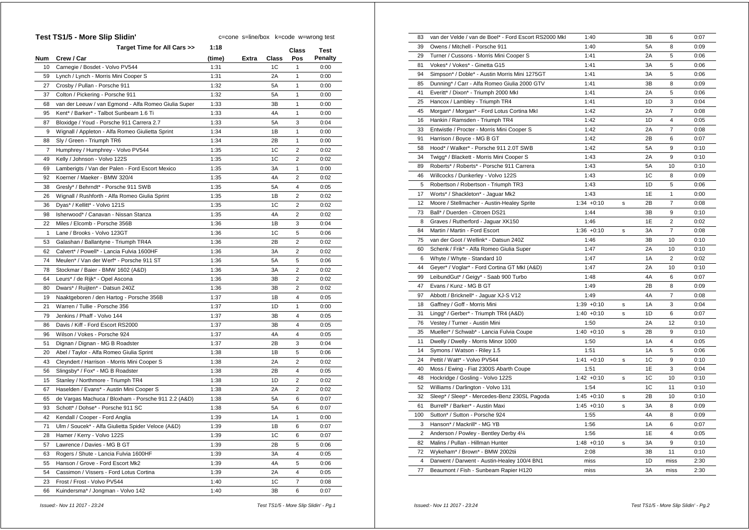## Test TS1/5 - More Slip Slidin'

c=cone s=line/box k=code w=wrong test

| Num | Crew / Car | Target Time for All Cars >> 1:18 (time) | Extra | Class | Class Pos | Test Penalty |
|---|---|---|---|---|---|---|
| 10 | Carnegie / Bosdet - Volvo PV544 | 1:31 | | 1C | 1 | 0:00 |
| 59 | Lynch / Lynch - Morris Mini Cooper S | 1:31 | | 2A | 1 | 0:00 |
| 27 | Crosby / Pullan - Porsche 911 | 1:32 | | 5A | 1 | 0:00 |
| 37 | Colton / Pickering - Porsche 911 | 1:32 | | 5A | 1 | 0:00 |
| 68 | van der Leeuw / van Egmond - Alfa Romeo Giulia Super | 1:33 | | 3B | 1 | 0:00 |
| 95 | Kent* / Barker* - Talbot Sunbeam 1.6 Ti | 1:33 | | 4A | 1 | 0:00 |
| 87 | Bloxidge / Youd - Porsche 911 Carrera 2.7 | 1:33 | | 5A | 3 | 0:04 |
| 9 | Wignall / Appleton - Alfa Romeo Giulietta Sprint | 1:34 | | 1B | 1 | 0:00 |
| 88 | Sly / Green - Triumph TR6 | 1:34 | | 2B | 1 | 0:00 |
| 7 | Humphrey / Humphrey - Volvo PV544 | 1:35 | | 1C | 2 | 0:02 |
| 49 | Kelly / Johnson - Volvo 122S | 1:35 | | 1C | 2 | 0:02 |
| 69 | Lamberigts / Van der Palen - Ford Escort Mexico | 1:35 | | 3A | 1 | 0:00 |
| 92 | Koerner / Maeker - BMW 320/4 | 1:35 | | 4A | 2 | 0:02 |
| 38 | Gresly* / Behrndt* - Porsche 911 SWB | 1:35 | | 5A | 4 | 0:05 |
| 26 | Wignall / Rushforth - Alfa Romeo Giulia Sprint | 1:35 | | 1B | 2 | 0:02 |
| 36 | Dyas* / Kellitt* - Volvo 121S | 1:35 | | 1C | 2 | 0:02 |
| 98 | Isherwood* / Canavan - Nissan Stanza | 1:35 | | 4A | 2 | 0:02 |
| 22 | Miles / Elcomb - Porsche 356B | 1:36 | | 1B | 3 | 0:04 |
| 1 | Lane / Brooks - Volvo 123GT | 1:36 | | 1C | 5 | 0:06 |
| 53 | Galashan / Ballantyne - Triumph TR4A | 1:36 | | 2B | 2 | 0:02 |
| 62 | Calvert* / Powell* - Lancia Fulvia 1600HF | 1:36 | | 3A | 2 | 0:02 |
| 74 | Meulen* / Van der Werf* - Porsche 911 ST | 1:36 | | 5A | 5 | 0:06 |
| 78 | Stockmar / Baier - BMW 1602 (A&D) | 1:36 | | 3A | 2 | 0:02 |
| 64 | Leurs* / de Rijk* - Opel Ascona | 1:36 | | 3B | 2 | 0:02 |
| 80 | Dwars* / Ruijten* - Datsun 240Z | 1:36 | | 3B | 2 | 0:02 |
| 19 | Naaktgeboren / den Hartog - Porsche 356B | 1:37 | | 1B | 4 | 0:05 |
| 21 | Warren / Tullie - Porsche 356 | 1:37 | | 1D | 1 | 0:00 |
| 79 | Jenkins / Phaff - Volvo 144 | 1:37 | | 3B | 4 | 0:05 |
| 86 | Davis / Kiff - Ford Escort RS2000 | 1:37 | | 3B | 4 | 0:05 |
| 96 | Wilson / Vokes - Porsche 924 | 1:37 | | 4A | 4 | 0:05 |
| 51 | Dignan / Dignan - MG B Roadster | 1:37 | | 2B | 3 | 0:04 |
| 20 | Abel / Taylor - Alfa Romeo Giulia Sprint | 1:38 | | 1B | 5 | 0:06 |
| 43 | Cleyndert / Harrison - Morris Mini Cooper S | 1:38 | | 2A | 2 | 0:02 |
| 56 | Slingsby* / Fox* - MG B Roadster | 1:38 | | 2B | 4 | 0:05 |
| 15 | Stanley / Northmore - Triumph TR4 | 1:38 | | 1D | 2 | 0:02 |
| 67 | Haselden / Evans* - Austin Mini Cooper S | 1:38 | | 2A | 2 | 0:02 |
| 65 | de Vargas Machuca / Bloxham - Porsche 911 2.2 (A&D) | 1:38 | | 5A | 6 | 0:07 |
| 93 | Schott* / Dohse* - Porsche 911 SC | 1:38 | | 5A | 6 | 0:07 |
| 42 | Kendall / Cooper - Ford Anglia | 1:39 | | 1A | 1 | 0:00 |
| 71 | Ulm / Soucek* - Alfa Giulietta Spider Veloce (A&D) | 1:39 | | 1B | 6 | 0:07 |
| 28 | Hamer / Kerry - Volvo 122S | 1:39 | | 1C | 6 | 0:07 |
| 57 | Lawrence / Davies - MG B GT | 1:39 | | 2B | 5 | 0:06 |
| 63 | Rogers / Shute - Lancia Fulvia 1600HF | 1:39 | | 3A | 4 | 0:05 |
| 55 | Hanson / Grove - Ford Escort Mk2 | 1:39 | | 4A | 5 | 0:06 |
| 54 | Cassimon / Vissers - Ford Lotus Cortina | 1:39 | | 2A | 4 | 0:05 |
| 23 | Frost / Frost - Volvo PV544 | 1:40 | | 1C | 7 | 0:08 |
| 66 | Kuindersma* / Jongman - Volvo 142 | 1:40 | | 3B | 6 | 0:07 |
| 83 | van der Velde / van de Boel* - Ford Escort RS2000 MkI | 1:40 | | 3B | 6 | 0:07 |
| 39 | Owens / Mitchell - Porsche 911 | 1:40 | | 5A | 8 | 0:09 |
| 29 | Turner / Cussons - Morris Mini Cooper S | 1:41 | | 2A | 5 | 0:06 |
| 81 | Vokes* / Vokes* - Ginetta G15 | 1:41 | | 3A | 5 | 0:06 |
| 94 | Simpson* / Doble* - Austin Morris Mini 1275GT | 1:41 | | 3A | 5 | 0:06 |
| 85 | Dunning* / Carr - Alfa Romeo Giulia 2000 GTV | 1:41 | | 3B | 8 | 0:09 |
| 41 | Everitt* / Dixon* - Triumph 2000 MkI | 1:41 | | 2A | 5 | 0:06 |
| 25 | Hancox / Lambley - Triumph TR4 | 1:41 | | 1D | 3 | 0:04 |
| 45 | Morgan* / Morgan* - Ford Lotus Cortina MkI | 1:42 | | 2A | 7 | 0:08 |
| 16 | Hankin / Ramsden - Triumph TR4 | 1:42 | | 1D | 4 | 0:05 |
| 33 | Entwistle / Procter - Morris Mini Cooper S | 1:42 | | 2A | 7 | 0:08 |
| 91 | Harrison / Boyce - MG B GT | 1:42 | | 2B | 6 | 0:07 |
| 58 | Hood* / Walker* - Porsche 911 2.0T SWB | 1:42 | | 5A | 9 | 0:10 |
| 34 | Twigg* / Blackett - Morris Mini Cooper S | 1:43 | | 2A | 9 | 0:10 |
| 89 | Roberts* / Roberts* - Porsche 911 Carrera | 1:43 | | 5A | 10 | 0:10 |
| 46 | Willcocks / Dunkerley - Volvo 122S | 1:43 | | 1C | 8 | 0:09 |
| 5 | Robertson / Robertson - Triumph TR3 | 1:43 | | 1D | 5 | 0:06 |
| 17 | Worts* / Shackleton* - Jaguar Mk2 | 1:43 | | 1E | 1 | 0:00 |
| 12 | Moore / Stellmacher - Austin-Healey Sprite | 1:34 +0:10 | s | 2B | 7 | 0:08 |
| 73 | Ball* / Duerden - Citroen DS21 | 1:44 | | 3B | 9 | 0:10 |
| 8 | Graves / Rutherford - Jaguar XK150 | 1:46 | | 1E | 2 | 0:02 |
| 84 | Martin / Martin - Ford Escort | 1:36 +0:10 | s | 3A | 7 | 0:08 |
| 75 | van der Goot / Wellink* - Datsun 240Z | 1:46 | | 3B | 10 | 0:10 |
| 60 | Schenk / Frik* - Alfa Romeo Giulia Super | 1:47 | | 2A | 10 | 0:10 |
| 6 | Whyte / Whyte - Standard 10 | 1:47 | | 1A | 2 | 0:02 |
| 44 | Geyer* / Voglar* - Ford Cortina GT MkI (A&D) | 1:47 | | 2A | 10 | 0:10 |
| 99 | LeibundGut* / Geigy* - Saab 900 Turbo | 1:48 | | 4A | 6 | 0:07 |
| 47 | Evans / Kunz - MG B GT | 1:49 | | 2B | 8 | 0:09 |
| 97 | Abbott / Bricknell* - Jaguar XJ-S V12 | 1:49 | | 4A | 7 | 0:08 |
| 18 | Gaffney / Goff - Morris Mini | 1:39 +0:10 | s | 1A | 3 | 0:04 |
| 31 | Lingg* / Gerber* - Triumph TR4 (A&D) | 1:40 +0:10 | s | 1D | 6 | 0:07 |
| 76 | Vestey / Turner - Austin Mini | 1:50 | | 2A | 12 | 0:10 |
| 35 | Mueller* / Schwab* - Lancia Fulvia Coupe | 1:40 +0:10 | s | 2B | 9 | 0:10 |
| 11 | Dwelly / Dwelly - Morris Minor 1000 | 1:50 | | 1A | 4 | 0:05 |
| 14 | Symons / Watson - Riley 1.5 | 1:51 | | 1A | 5 | 0:06 |
| 24 | Pettit / Watt* - Volvo PV544 | 1:41 +0:10 | s | 1C | 9 | 0:10 |
| 40 | Moss / Ewing - Fiat 2300S Abarth Coupe | 1:51 | | 1E | 3 | 0:04 |
| 48 | Hockridge / Gosling - Volvo 122S | 1:42 +0:10 | s | 1C | 10 | 0:10 |
| 52 | Williams / Darlington - Volvo 131 | 1:54 | | 1C | 11 | 0:10 |
| 32 | Sleep* / Sleep* - Mercedes-Benz 230SL Pagoda | 1:45 +0:10 | s | 2B | 10 | 0:10 |
| 61 | Burrell* / Barker* - Austin Maxi | 1:45 +0:10 | s | 3A | 8 | 0:09 |
| 100 | Sutton* / Sutton - Porsche 924 | 1:55 | | 4A | 8 | 0:09 |
| 3 | Hanson* / Mackrill* - MG YB | 1:56 | | 1A | 6 | 0:07 |
| 2 | Anderson / Powley - Bentley Derby 4¼ | 1:56 | | 1E | 4 | 0:05 |
| 82 | Malins / Pullan - Hillman Hunter | 1:48 +0:10 | s | 3A | 9 | 0:10 |
| 72 | Wykeham* / Brown* - BMW 2002tii | 2:08 | | 3B | 11 | 0:10 |
| 4 | Darwent / Darwent - Austin-Healey 100/4 BN1 | miss | | 1D | miss | 2:30 |
| 77 | Beaumont / Fish - Sunbeam Rapier H120 | miss | | 3A | miss | 2:30 |

*Issued:- Nov 11 2017 - 23:24*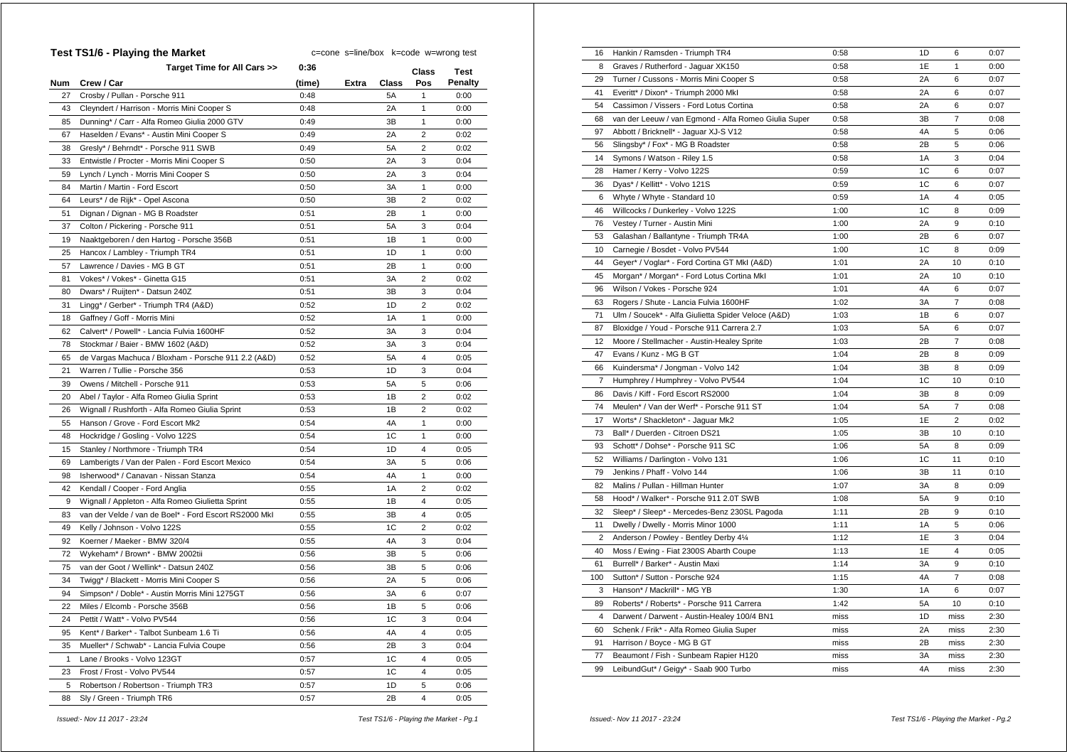## Test TS1/6 - Playing the Market

c=cone s=line/box k=code w=wrong test

| Num | Crew / Car | Target Time for All Cars >> 0:36 (time) | Extra | Class | Class Pos | Test Penalty |
|---|---|---|---|---|---|---|
| 27 | Crosby / Pullan - Porsche 911 | 0:48 | | 5A | 1 | 0:00 |
| 43 | Cleyndert / Harrison - Morris Mini Cooper S | 0:48 | | 2A | 1 | 0:00 |
| 85 | Dunning* / Carr - Alfa Romeo Giulia 2000 GTV | 0:49 | | 3B | 1 | 0:00 |
| 67 | Haselden / Evans* - Austin Mini Cooper S | 0:49 | | 2A | 2 | 0:02 |
| 38 | Gresly* / Behrndt* - Porsche 911 SWB | 0:49 | | 5A | 2 | 0:02 |
| 33 | Entwistle / Procter - Morris Mini Cooper S | 0:50 | | 2A | 3 | 0:04 |
| 59 | Lynch / Lynch - Morris Mini Cooper S | 0:50 | | 2A | 3 | 0:04 |
| 84 | Martin / Martin - Ford Escort | 0:50 | | 3A | 1 | 0:00 |
| 64 | Leurs* / de Rijk* - Opel Ascona | 0:50 | | 3B | 2 | 0:02 |
| 51 | Dignan / Dignan - MG B Roadster | 0:51 | | 2B | 1 | 0:00 |
| 37 | Colton / Pickering - Porsche 911 | 0:51 | | 5A | 3 | 0:04 |
| 19 | Naaktgeboren / den Hartog - Porsche 356B | 0:51 | | 1B | 1 | 0:00 |
| 25 | Hancox / Lambley - Triumph TR4 | 0:51 | | 1D | 1 | 0:00 |
| 57 | Lawrence / Davies - MG B GT | 0:51 | | 2B | 1 | 0:00 |
| 81 | Vokes* / Vokes* - Ginetta G15 | 0:51 | | 3A | 2 | 0:02 |
| 80 | Dwars* / Ruijten* - Datsun 240Z | 0:51 | | 3B | 3 | 0:04 |
| 31 | Lingg* / Gerber* - Triumph TR4 (A&D) | 0:52 | | 1D | 2 | 0:02 |
| 18 | Gaffney / Goff - Morris Mini | 0:52 | | 1A | 1 | 0:00 |
| 62 | Calvert* / Powell* - Lancia Fulvia 1600HF | 0:52 | | 3A | 3 | 0:04 |
| 78 | Stockmar / Baier - BMW 1602 (A&D) | 0:52 | | 3A | 3 | 0:04 |
| 65 | de Vargas Machuca / Bloxham - Porsche 911 2.2 (A&D) | 0:52 | | 5A | 4 | 0:05 |
| 21 | Warren / Tullie - Porsche 356 | 0:53 | | 1D | 3 | 0:04 |
| 39 | Owens / Mitchell - Porsche 911 | 0:53 | | 5A | 5 | 0:06 |
| 20 | Abel / Taylor - Alfa Romeo Giulia Sprint | 0:53 | | 1B | 2 | 0:02 |
| 26 | Wignall / Rushforth - Alfa Romeo Giulia Sprint | 0:53 | | 1B | 2 | 0:02 |
| 55 | Hanson / Grove - Ford Escort Mk2 | 0:54 | | 4A | 1 | 0:00 |
| 48 | Hockridge / Gosling - Volvo 122S | 0:54 | | 1C | 1 | 0:00 |
| 15 | Stanley / Northmore - Triumph TR4 | 0:54 | | 1D | 4 | 0:05 |
| 69 | Lamberigts / Van der Palen - Ford Escort Mexico | 0:54 | | 3A | 5 | 0:06 |
| 98 | Isherwood* / Canavan - Nissan Stanza | 0:54 | | 4A | 1 | 0:00 |
| 42 | Kendall / Cooper - Ford Anglia | 0:55 | | 1A | 2 | 0:02 |
| 9 | Wignall / Appleton - Alfa Romeo Giulietta Sprint | 0:55 | | 1B | 4 | 0:05 |
| 83 | van der Velde / van de Boel* - Ford Escort RS2000 MkI | 0:55 | | 3B | 4 | 0:05 |
| 49 | Kelly / Johnson - Volvo 122S | 0:55 | | 1C | 2 | 0:02 |
| 92 | Koerner / Maeker - BMW 320/4 | 0:55 | | 4A | 3 | 0:04 |
| 72 | Wykeham* / Brown* - BMW 2002tii | 0:56 | | 3B | 5 | 0:06 |
| 75 | van der Goot / Wellink* - Datsun 240Z | 0:56 | | 3B | 5 | 0:06 |
| 34 | Twigg* / Blackett - Morris Mini Cooper S | 0:56 | | 2A | 5 | 0:06 |
| 94 | Simpson* / Doble* - Austin Morris Mini 1275GT | 0:56 | | 3A | 6 | 0:07 |
| 22 | Miles / Elcomb - Porsche 356B | 0:56 | | 1B | 5 | 0:06 |
| 24 | Pettit / Watt* - Volvo PV544 | 0:56 | | 1C | 3 | 0:04 |
| 95 | Kent* / Barker* - Talbot Sunbeam 1.6 Ti | 0:56 | | 4A | 4 | 0:05 |
| 35 | Mueller* / Schwab* - Lancia Fulvia Coupe | 0:56 | | 2B | 3 | 0:04 |
| 1 | Lane / Brooks - Volvo 123GT | 0:57 | | 1C | 4 | 0:05 |
| 23 | Frost / Frost - Volvo PV544 | 0:57 | | 1C | 4 | 0:05 |
| 5 | Robertson / Robertson - Triumph TR3 | 0:57 | | 1D | 5 | 0:06 |
| 88 | Sly / Green - Triumph TR6 | 0:57 | | 2B | 4 | 0:05 |
| 16 | Hankin / Ramsden - Triumph TR4 | 0:58 | | 1D | 6 | 0:07 |
| 8 | Graves / Rutherford - Jaguar XK150 | 0:58 | | 1E | 1 | 0:00 |
| 29 | Turner / Cussons - Morris Mini Cooper S | 0:58 | | 2A | 6 | 0:07 |
| 41 | Everitt* / Dixon* - Triumph 2000 MkI | 0:58 | | 2A | 6 | 0:07 |
| 54 | Cassimon / Vissers - Ford Lotus Cortina | 0:58 | | 2A | 6 | 0:07 |
| 68 | van der Leeuw / van Egmond - Alfa Romeo Giulia Super | 0:58 | | 3B | 7 | 0:08 |
| 97 | Abbott / Bricknell* - Jaguar XJ-S V12 | 0:58 | | 4A | 5 | 0:06 |
| 56 | Slingsby* / Fox* - MG B Roadster | 0:58 | | 2B | 5 | 0:06 |
| 14 | Symons / Watson - Riley 1.5 | 0:58 | | 1A | 3 | 0:04 |
| 28 | Hamer / Kerry - Volvo 122S | 0:59 | | 1C | 6 | 0:07 |
| 36 | Dyas* / Kellitt* - Volvo 121S | 0:59 | | 1C | 6 | 0:07 |
| 6 | Whyte / Whyte - Standard 10 | 0:59 | | 1A | 4 | 0:05 |
| 46 | Willcocks / Dunkerley - Volvo 122S | 1:00 | | 1C | 8 | 0:09 |
| 76 | Vestey / Turner - Austin Mini | 1:00 | | 2A | 9 | 0:10 |
| 53 | Galashan / Ballantyne - Triumph TR4A | 1:00 | | 2B | 6 | 0:07 |
| 10 | Carnegie / Bosdet - Volvo PV544 | 1:00 | | 1C | 8 | 0:09 |
| 44 | Geyer* / Voglar* - Ford Cortina GT MkI (A&D) | 1:01 | | 2A | 10 | 0:10 |
| 45 | Morgan* / Morgan* - Ford Lotus Cortina MkI | 1:01 | | 2A | 10 | 0:10 |
| 96 | Wilson / Vokes - Porsche 924 | 1:01 | | 4A | 6 | 0:07 |
| 63 | Rogers / Shute - Lancia Fulvia 1600HF | 1:02 | | 3A | 7 | 0:08 |
| 71 | Ulm / Soucek* - Alfa Giulietta Spider Veloce (A&D) | 1:03 | | 1B | 6 | 0:07 |
| 87 | Bloxidge / Youd - Porsche 911 Carrera 2.7 | 1:03 | | 5A | 6 | 0:07 |
| 12 | Moore / Stellmacher - Austin-Healey Sprite | 1:03 | | 2B | 7 | 0:08 |
| 47 | Evans / Kunz - MG B GT | 1:04 | | 2B | 8 | 0:09 |
| 66 | Kuindersma* / Jongman - Volvo 142 | 1:04 | | 3B | 8 | 0:09 |
| 7 | Humphrey / Humphrey - Volvo PV544 | 1:04 | | 1C | 10 | 0:10 |
| 86 | Davis / Kiff - Ford Escort RS2000 | 1:04 | | 3B | 8 | 0:09 |
| 74 | Meulen* / Van der Werf* - Porsche 911 ST | 1:04 | | 5A | 7 | 0:08 |
| 17 | Worts* / Shackleton* - Jaguar Mk2 | 1:05 | | 1E | 2 | 0:02 |
| 73 | Ball* / Duerden - Citroen DS21 | 1:05 | | 3B | 10 | 0:10 |
| 93 | Schott* / Dohse* - Porsche 911 SC | 1:06 | | 5A | 8 | 0:09 |
| 52 | Williams / Darlington - Volvo 131 | 1:06 | | 1C | 11 | 0:10 |
| 79 | Jenkins / Phaff - Volvo 144 | 1:06 | | 3B | 11 | 0:10 |
| 82 | Malins / Pullan - Hillman Hunter | 1:07 | | 3A | 8 | 0:09 |
| 58 | Hood* / Walker* - Porsche 911 2.0T SWB | 1:08 | | 5A | 9 | 0:10 |
| 32 | Sleep* / Sleep* - Mercedes-Benz 230SL Pagoda | 1:11 | | 2B | 9 | 0:10 |
| 11 | Dwelly / Dwelly - Morris Minor 1000 | 1:11 | | 1A | 5 | 0:06 |
| 2 | Anderson / Powley - Bentley Derby 4¼ | 1:12 | | 1E | 3 | 0:04 |
| 40 | Moss / Ewing - Fiat 2300S Abarth Coupe | 1:13 | | 1E | 4 | 0:05 |
| 61 | Burrell* / Barker* - Austin Maxi | 1:14 | | 3A | 9 | 0:10 |
| 100 | Sutton* / Sutton - Porsche 924 | 1:15 | | 4A | 7 | 0:08 |
| 3 | Hanson* / Mackrill* - MG YB | 1:30 | | 1A | 6 | 0:07 |
| 89 | Roberts* / Roberts* - Porsche 911 Carrera | 1:42 | | 5A | 10 | 0:10 |
| 4 | Darwent / Darwent - Austin-Healey 100/4 BN1 | miss | | 1D | miss | 2:30 |
| 60 | Schenk / Frik* - Alfa Romeo Giulia Super | miss | | 2A | miss | 2:30 |
| 91 | Harrison / Boyce - MG B GT | miss | | 2B | miss | 2:30 |
| 77 | Beaumont / Fish - Sunbeam Rapier H120 | miss | | 3A | miss | 2:30 |
| 99 | LeibundGut* / Geigy* - Saab 900 Turbo | miss | | 4A | miss | 2:30 |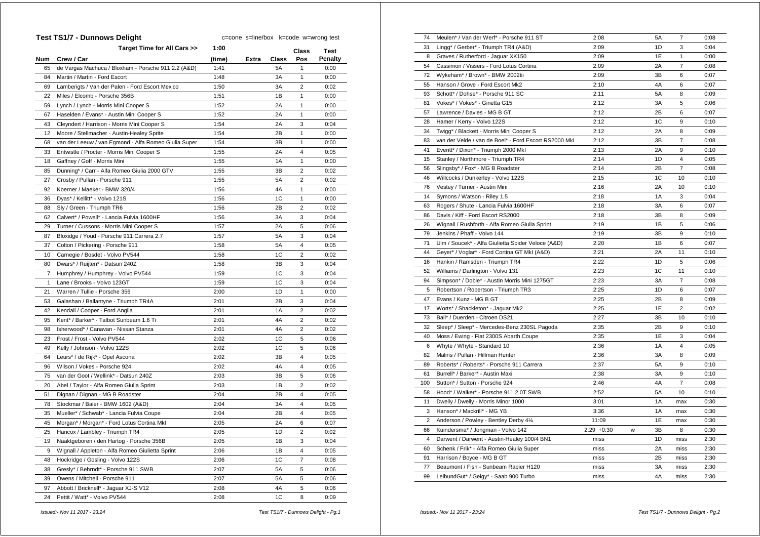## Test TS1/7 - Dunnows Delight

c=cone s=line/box k=code w=wrong test

| Num | Crew / Car | Target Time for All Cars >> 1:00 (time) | Extra | Class | Class Pos | Test Penalty |
|---|---|---|---|---|---|---|
| 65 | de Vargas Machuca / Bloxham - Porsche 911 2.2 (A&D) | 1:41 | | 5A | 1 | 0:00 |
| 84 | Martin / Martin - Ford Escort | 1:48 | | 3A | 1 | 0:00 |
| 69 | Lamberigts / Van der Palen - Ford Escort Mexico | 1:50 | | 3A | 2 | 0:02 |
| 22 | Miles / Elcomb - Porsche 356B | 1:51 | | 1B | 1 | 0:00 |
| 59 | Lynch / Lynch - Morris Mini Cooper S | 1:52 | | 2A | 1 | 0:00 |
| 67 | Haselden / Evans* - Austin Mini Cooper S | 1:52 | | 2A | 1 | 0:00 |
| 43 | Cleyndert / Harrison - Morris Mini Cooper S | 1:54 | | 2A | 3 | 0:04 |
| 12 | Moore / Stellmacher - Austin-Healey Sprite | 1:54 | | 2B | 1 | 0:00 |
| 68 | van der Leeuw / van Egmond - Alfa Romeo Giulia Super | 1:54 | | 3B | 1 | 0:00 |
| 33 | Entwistle / Procter - Morris Mini Cooper S | 1:55 | | 2A | 4 | 0:05 |
| 18 | Gaffney / Goff - Morris Mini | 1:55 | | 1A | 1 | 0:00 |
| 85 | Dunning* / Carr - Alfa Romeo Giulia 2000 GTV | 1:55 | | 3B | 2 | 0:02 |
| 27 | Crosby / Pullan - Porsche 911 | 1:55 | | 5A | 2 | 0:02 |
| 92 | Koerner / Maeker - BMW 320/4 | 1:56 | | 4A | 1 | 0:00 |
| 36 | Dyas* / Kellitt* - Volvo 121S | 1:56 | | 1C | 1 | 0:00 |
| 88 | Sly / Green - Triumph TR6 | 1:56 | | 2B | 2 | 0:02 |
| 62 | Calvert* / Powell* - Lancia Fulvia 1600HF | 1:56 | | 3A | 3 | 0:04 |
| 29 | Turner / Cussons - Morris Mini Cooper S | 1:57 | | 2A | 5 | 0:06 |
| 87 | Bloxidge / Youd - Porsche 911 Carrera 2.7 | 1:57 | | 5A | 3 | 0:04 |
| 37 | Colton / Pickering - Porsche 911 | 1:58 | | 5A | 4 | 0:05 |
| 10 | Carnegie / Bosdet - Volvo PV544 | 1:58 | | 1C | 2 | 0:02 |
| 80 | Dwars* / Ruijten* - Datsun 240Z | 1:58 | | 3B | 3 | 0:04 |
| 7 | Humphrey / Humphrey - Volvo PV544 | 1:59 | | 1C | 3 | 0:04 |
| 1 | Lane / Brooks - Volvo 123GT | 1:59 | | 1C | 3 | 0:04 |
| 21 | Warren / Tullie - Porsche 356 | 2:00 | | 1D | 1 | 0:00 |
| 53 | Galashan / Ballantyne - Triumph TR4A | 2:01 | | 2B | 3 | 0:04 |
| 42 | Kendall / Cooper - Ford Anglia | 2:01 | | 1A | 2 | 0:02 |
| 95 | Kent* / Barker* - Talbot Sunbeam 1.6 Ti | 2:01 | | 4A | 2 | 0:02 |
| 98 | Isherwood* / Canavan - Nissan Stanza | 2:01 | | 4A | 2 | 0:02 |
| 23 | Frost / Frost - Volvo PV544 | 2:02 | | 1C | 5 | 0:06 |
| 49 | Kelly / Johnson - Volvo 122S | 2:02 | | 1C | 5 | 0:06 |
| 64 | Leurs* / de Rijk* - Opel Ascona | 2:02 | | 3B | 4 | 0:05 |
| 96 | Wilson / Vokes - Porsche 924 | 2:02 | | 4A | 4 | 0:05 |
| 75 | van der Goot / Wellink* - Datsun 240Z | 2:03 | | 3B | 5 | 0:06 |
| 20 | Abel / Taylor - Alfa Romeo Giulia Sprint | 2:03 | | 1B | 2 | 0:02 |
| 51 | Dignan / Dignan - MG B Roadster | 2:04 | | 2B | 4 | 0:05 |
| 78 | Stockmar / Baier - BMW 1602 (A&D) | 2:04 | | 3A | 4 | 0:05 |
| 35 | Mueller* / Schwab* - Lancia Fulvia Coupe | 2:04 | | 2B | 4 | 0:05 |
| 45 | Morgan* / Morgan* - Ford Lotus Cortina MkI | 2:05 | | 2A | 6 | 0:07 |
| 25 | Hancox / Lambley - Triumph TR4 | 2:05 | | 1D | 2 | 0:02 |
| 19 | Naaktgeboren / den Hartog - Porsche 356B | 2:05 | | 1B | 3 | 0:04 |
| 9 | Wignall / Appleton - Alfa Romeo Giulietta Sprint | 2:06 | | 1B | 4 | 0:05 |
| 48 | Hockridge / Gosling - Volvo 122S | 2:06 | | 1C | 7 | 0:08 |
| 38 | Gresly* / Behrndt* - Porsche 911 SWB | 2:07 | | 5A | 5 | 0:06 |
| 39 | Owens / Mitchell - Porsche 911 | 2:07 | | 5A | 5 | 0:06 |
| 97 | Abbott / Bricknell* - Jaguar XJ-S V12 | 2:08 | | 4A | 5 | 0:06 |
| 24 | Pettit / Watt* - Volvo PV544 | 2:08 | | 1C | 8 | 0:09 |
| 74 | Meulen* / Van der Werf* - Porsche 911 ST | 2:08 | | 5A | 7 | 0:08 |
| 31 | Lingg* / Gerber* - Triumph TR4 (A&D) | 2:09 | | 1D | 3 | 0:04 |
| 8 | Graves / Rutherford - Jaguar XK150 | 2:09 | | 1E | 1 | 0:00 |
| 54 | Cassimon / Vissers - Ford Lotus Cortina | 2:09 | | 2A | 7 | 0:08 |
| 72 | Wykeham* / Brown* - BMW 2002tii | 2:09 | | 3B | 6 | 0:07 |
| 55 | Hanson / Grove - Ford Escort Mk2 | 2:10 | | 4A | 6 | 0:07 |
| 93 | Schott* / Dohse* - Porsche 911 SC | 2:11 | | 5A | 8 | 0:09 |
| 81 | Vokes* / Vokes* - Ginetta G15 | 2:12 | | 3A | 5 | 0:06 |
| 57 | Lawrence / Davies - MG B GT | 2:12 | | 2B | 6 | 0:07 |
| 28 | Hamer / Kerry - Volvo 122S | 2:12 | | 1C | 9 | 0:10 |
| 34 | Twigg* / Blackett - Morris Mini Cooper S | 2:12 | | 2A | 8 | 0:09 |
| 83 | van der Velde / van de Boel* - Ford Escort RS2000 MkI | 2:12 | | 3B | 7 | 0:08 |
| 41 | Everitt* / Dixon* - Triumph 2000 MkI | 2:13 | | 2A | 9 | 0:10 |
| 15 | Stanley / Northmore - Triumph TR4 | 2:14 | | 1D | 4 | 0:05 |
| 56 | Slingsby* / Fox* - MG B Roadster | 2:14 | | 2B | 7 | 0:08 |
| 46 | Willcocks / Dunkerley - Volvo 122S | 2:15 | | 1C | 10 | 0:10 |
| 76 | Vestey / Turner - Austin Mini | 2:16 | | 2A | 10 | 0:10 |
| 14 | Symons / Watson - Riley 1.5 | 2:18 | | 1A | 3 | 0:04 |
| 63 | Rogers / Shute - Lancia Fulvia 1600HF | 2:18 | | 3A | 6 | 0:07 |
| 86 | Davis / Kiff - Ford Escort RS2000 | 2:18 | | 3B | 8 | 0:09 |
| 26 | Wignall / Rushforth - Alfa Romeo Giulia Sprint | 2:19 | | 1B | 5 | 0:06 |
| 79 | Jenkins / Phaff - Volvo 144 | 2:19 | | 3B | 9 | 0:10 |
| 71 | Ulm / Soucek* - Alfa Giulietta Spider Veloce (A&D) | 2:20 | | 1B | 6 | 0:07 |
| 44 | Geyer* / Voglar* - Ford Cortina GT MkI (A&D) | 2:21 | | 2A | 11 | 0:10 |
| 16 | Hankin / Ramsden - Triumph TR4 | 2:22 | | 1D | 5 | 0:06 |
| 52 | Williams / Darlington - Volvo 131 | 2:23 | | 1C | 11 | 0:10 |
| 94 | Simpson* / Doble* - Austin Morris Mini 1275GT | 2:23 | | 3A | 7 | 0:08 |
| 5 | Robertson / Robertson - Triumph TR3 | 2:25 | | 1D | 6 | 0:07 |
| 47 | Evans / Kunz - MG B GT | 2:25 | | 2B | 8 | 0:09 |
| 17 | Worts* / Shackleton* - Jaguar Mk2 | 2:25 | | 1E | 2 | 0:02 |
| 73 | Ball* / Duerden - Citroen DS21 | 2:27 | | 3B | 10 | 0:10 |
| 32 | Sleep* / Sleep* - Mercedes-Benz 230SL Pagoda | 2:35 | | 2B | 9 | 0:10 |
| 40 | Moss / Ewing - Fiat 2300S Abarth Coupe | 2:35 | | 1E | 3 | 0:04 |
| 6 | Whyte / Whyte - Standard 10 | 2:36 | | 1A | 4 | 0:05 |
| 82 | Malins / Pullan - Hillman Hunter | 2:36 | | 3A | 8 | 0:09 |
| 89 | Roberts* / Roberts* - Porsche 911 Carrera | 2:37 | | 5A | 9 | 0:10 |
| 61 | Burrell* / Barker* - Austin Maxi | 2:38 | | 3A | 9 | 0:10 |
| 100 | Sutton* / Sutton - Porsche 924 | 2:46 | | 4A | 7 | 0:08 |
| 58 | Hood* / Walker* - Porsche 911 2.0T SWB | 2:52 | | 5A | 10 | 0:10 |
| 11 | Dwelly / Dwelly - Morris Minor 1000 | 3:01 | | 1A | max | 0:30 |
| 3 | Hanson* / Mackrill* - MG YB | 3:36 | | 1A | max | 0:30 |
| 2 | Anderson / Powley - Bentley Derby 4¼ | 11:09 | | 1E | max | 0:30 |
| 66 | Kuindersma* / Jongman - Volvo 142 | 2:29 +0:30 | w | 3B | 8 | 0:30 |
| 4 | Darwent / Darwent - Austin-Healey 100/4 BN1 | miss | | 1D | miss | 2:30 |
| 60 | Schenk / Frik* - Alfa Romeo Giulia Super | miss | | 2A | miss | 2:30 |
| 91 | Harrison / Boyce - MG B GT | miss | | 2B | miss | 2:30 |
| 77 | Beaumont / Fish - Sunbeam Rapier H120 | miss | | 3A | miss | 2:30 |
| 99 | LeibundGut* / Geigy* - Saab 900 Turbo | miss | | 4A | miss | 2:30 |

*Issued:- Nov 11 2017 - 23:24*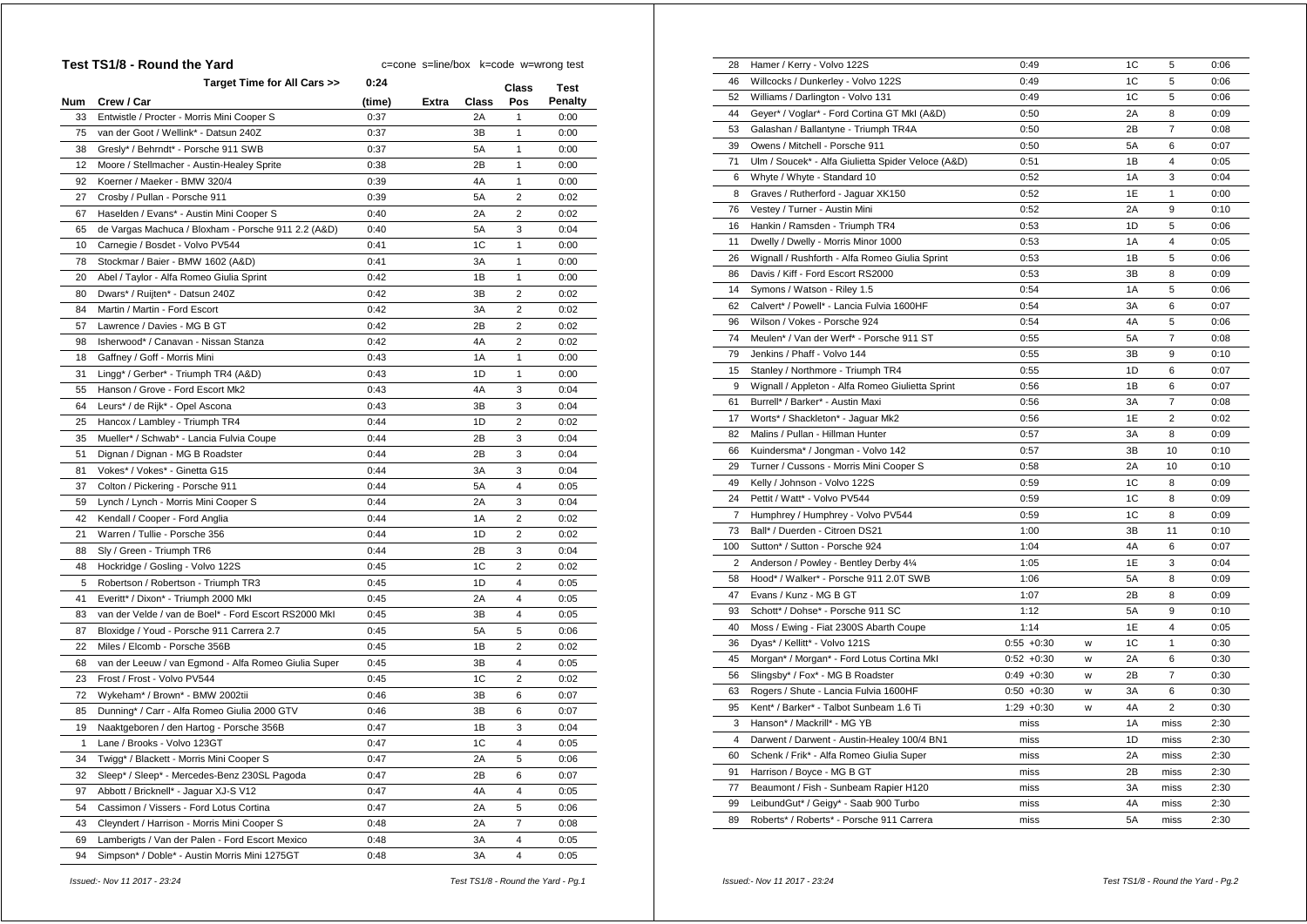## Test TS1/8 - Round the Yard

c=cone s=line/box k=code w=wrong test

| Num | Crew / Car | Target Time for All Cars >> 0:24 (time) | Extra | Class | Class Pos | Test Penalty |
|---|---|---|---|---|---|---|
| 33 | Entwistle / Procter - Morris Mini Cooper S | 0:37 | | 2A | 1 | 0:00 |
| 75 | van der Goot / Wellink* - Datsun 240Z | 0:37 | | 3B | 1 | 0:00 |
| 38 | Gresly* / Behrndt* - Porsche 911 SWB | 0:37 | | 5A | 1 | 0:00 |
| 12 | Moore / Stellmacher - Austin-Healey Sprite | 0:38 | | 2B | 1 | 0:00 |
| 92 | Koerner / Maeker - BMW 320/4 | 0:39 | | 4A | 1 | 0:00 |
| 27 | Crosby / Pullan - Porsche 911 | 0:39 | | 5A | 2 | 0:02 |
| 67 | Haselden / Evans* - Austin Mini Cooper S | 0:40 | | 2A | 2 | 0:02 |
| 65 | de Vargas Machuca / Bloxham - Porsche 911 2.2 (A&D) | 0:40 | | 5A | 3 | 0:04 |
| 10 | Carnegie / Bosdet - Volvo PV544 | 0:41 | | 1C | 1 | 0:00 |
| 78 | Stockmar / Baier - BMW 1602 (A&D) | 0:41 | | 3A | 1 | 0:00 |
| 20 | Abel / Taylor - Alfa Romeo Giulia Sprint | 0:42 | | 1B | 1 | 0:00 |
| 80 | Dwars* / Ruijten* - Datsun 240Z | 0:42 | | 3B | 2 | 0:02 |
| 84 | Martin / Martin - Ford Escort | 0:42 | | 3A | 2 | 0:02 |
| 57 | Lawrence / Davies - MG B GT | 0:42 | | 2B | 2 | 0:02 |
| 98 | Isherwood* / Canavan - Nissan Stanza | 0:42 | | 4A | 2 | 0:02 |
| 18 | Gaffney / Goff - Morris Mini | 0:43 | | 1A | 1 | 0:00 |
| 31 | Lingg* / Gerber* - Triumph TR4 (A&D) | 0:43 | | 1D | 1 | 0:00 |
| 55 | Hanson / Grove - Ford Escort Mk2 | 0:43 | | 4A | 3 | 0:04 |
| 64 | Leurs* / de Rijk* - Opel Ascona | 0:43 | | 3B | 3 | 0:04 |
| 25 | Hancox / Lambley - Triumph TR4 | 0:44 | | 1D | 2 | 0:02 |
| 35 | Mueller* / Schwab* - Lancia Fulvia Coupe | 0:44 | | 2B | 3 | 0:04 |
| 51 | Dignan / Dignan - MG B Roadster | 0:44 | | 2B | 3 | 0:04 |
| 81 | Vokes* / Vokes* - Ginetta G15 | 0:44 | | 3A | 3 | 0:04 |
| 37 | Colton / Pickering - Porsche 911 | 0:44 | | 5A | 4 | 0:05 |
| 59 | Lynch / Lynch - Morris Mini Cooper S | 0:44 | | 2A | 3 | 0:04 |
| 42 | Kendall / Cooper - Ford Anglia | 0:44 | | 1A | 2 | 0:02 |
| 21 | Warren / Tullie - Porsche 356 | 0:44 | | 1D | 2 | 0:02 |
| 88 | Sly / Green - Triumph TR6 | 0:44 | | 2B | 3 | 0:04 |
| 48 | Hockridge / Gosling - Volvo 122S | 0:45 | | 1C | 2 | 0:02 |
| 5 | Robertson / Robertson - Triumph TR3 | 0:45 | | 1D | 4 | 0:05 |
| 41 | Everitt* / Dixon* - Triumph 2000 MkI | 0:45 | | 2A | 4 | 0:05 |
| 83 | van der Velde / van de Boel* - Ford Escort RS2000 MkI | 0:45 | | 3B | 4 | 0:05 |
| 87 | Bloxidge / Youd - Porsche 911 Carrera 2.7 | 0:45 | | 5A | 5 | 0:06 |
| 22 | Miles / Elcomb - Porsche 356B | 0:45 | | 1B | 2 | 0:02 |
| 68 | van der Leeuw / van Egmond - Alfa Romeo Giulia Super | 0:45 | | 3B | 4 | 0:05 |
| 23 | Frost / Frost - Volvo PV544 | 0:45 | | 1C | 2 | 0:02 |
| 72 | Wykeham* / Brown* - BMW 2002tii | 0:46 | | 3B | 6 | 0:07 |
| 85 | Dunning* / Carr - Alfa Romeo Giulia 2000 GTV | 0:46 | | 3B | 6 | 0:07 |
| 19 | Naaktgeboren / den Hartog - Porsche 356B | 0:47 | | 1B | 3 | 0:04 |
| 1 | Lane / Brooks - Volvo 123GT | 0:47 | | 1C | 4 | 0:05 |
| 34 | Twigg* / Blackett - Morris Mini Cooper S | 0:47 | | 2A | 5 | 0:06 |
| 32 | Sleep* / Sleep* - Mercedes-Benz 230SL Pagoda | 0:47 | | 2B | 6 | 0:07 |
| 97 | Abbott / Bricknell* - Jaguar XJ-S V12 | 0:47 | | 4A | 4 | 0:05 |
| 54 | Cassimon / Vissers - Ford Lotus Cortina | 0:47 | | 2A | 5 | 0:06 |
| 43 | Cleyndert / Harrison - Morris Mini Cooper S | 0:48 | | 2A | 7 | 0:08 |
| 69 | Lamberigts / Van der Palen - Ford Escort Mexico | 0:48 | | 3A | 4 | 0:05 |
| 94 | Simpson* / Doble* - Austin Morris Mini 1275GT | 0:48 | | 3A | 4 | 0:05 |
| 28 | Hamer / Kerry - Volvo 122S | 0:49 | | 1C | 5 | 0:06 |
| 46 | Willcocks / Dunkerley - Volvo 122S | 0:49 | | 1C | 5 | 0:06 |
| 52 | Williams / Darlington - Volvo 131 | 0:49 | | 1C | 5 | 0:06 |
| 44 | Geyer* / Voglar* - Ford Cortina GT MkI (A&D) | 0:50 | | 2A | 8 | 0:09 |
| 53 | Galashan / Ballantyne - Triumph TR4A | 0:50 | | 2B | 7 | 0:08 |
| 39 | Owens / Mitchell - Porsche 911 | 0:50 | | 5A | 6 | 0:07 |
| 71 | Ulm / Soucek* - Alfa Giulietta Spider Veloce (A&D) | 0:51 | | 1B | 4 | 0:05 |
| 6 | Whyte / Whyte - Standard 10 | 0:52 | | 1A | 3 | 0:04 |
| 8 | Graves / Rutherford - Jaguar XK150 | 0:52 | | 1E | 1 | 0:00 |
| 76 | Vestey / Turner - Austin Mini | 0:52 | | 2A | 9 | 0:10 |
| 16 | Hankin / Ramsden - Triumph TR4 | 0:53 | | 1D | 5 | 0:06 |
| 11 | Dwelly / Dwelly - Morris Minor 1000 | 0:53 | | 1A | 4 | 0:05 |
| 26 | Wignall / Rushforth - Alfa Romeo Giulia Sprint | 0:53 | | 1B | 5 | 0:06 |
| 86 | Davis / Kiff - Ford Escort RS2000 | 0:53 | | 3B | 8 | 0:09 |
| 14 | Symons / Watson - Riley 1.5 | 0:54 | | 1A | 5 | 0:06 |
| 62 | Calvert* / Powell* - Lancia Fulvia 1600HF | 0:54 | | 3A | 6 | 0:07 |
| 96 | Wilson / Vokes - Porsche 924 | 0:54 | | 4A | 5 | 0:06 |
| 74 | Meulen* / Van der Werf* - Porsche 911 ST | 0:55 | | 5A | 7 | 0:08 |
| 79 | Jenkins / Phaff - Volvo 144 | 0:55 | | 3B | 9 | 0:10 |
| 15 | Stanley / Northmore - Triumph TR4 | 0:55 | | 1D | 6 | 0:07 |
| 9 | Wignall / Appleton - Alfa Romeo Giulietta Sprint | 0:56 | | 1B | 6 | 0:07 |
| 61 | Burrell* / Barker* - Austin Maxi | 0:56 | | 3A | 7 | 0:08 |
| 17 | Worts* / Shackleton* - Jaguar Mk2 | 0:56 | | 1E | 2 | 0:02 |
| 82 | Malins / Pullan - Hillman Hunter | 0:57 | | 3A | 8 | 0:09 |
| 66 | Kuindersma* / Jongman - Volvo 142 | 0:57 | | 3B | 10 | 0:10 |
| 29 | Turner / Cussons - Morris Mini Cooper S | 0:58 | | 2A | 10 | 0:10 |
| 49 | Kelly / Johnson - Volvo 122S | 0:59 | | 1C | 8 | 0:09 |
| 24 | Pettit / Watt* - Volvo PV544 | 0:59 | | 1C | 8 | 0:09 |
| 7 | Humphrey / Humphrey - Volvo PV544 | 0:59 | | 1C | 8 | 0:09 |
| 73 | Ball* / Duerden - Citroen DS21 | 1:00 | | 3B | 11 | 0:10 |
| 100 | Sutton* / Sutton - Porsche 924 | 1:04 | | 4A | 6 | 0:07 |
| 2 | Anderson / Powley - Bentley Derby 4¼ | 1:05 | | 1E | 3 | 0:04 |
| 58 | Hood* / Walker* - Porsche 911 2.0T SWB | 1:06 | | 5A | 8 | 0:09 |
| 47 | Evans / Kunz - MG B GT | 1:07 | | 2B | 8 | 0:09 |
| 93 | Schott* / Dohse* - Porsche 911 SC | 1:12 | | 5A | 9 | 0:10 |
| 40 | Moss / Ewing - Fiat 2300S Abarth Coupe | 1:14 | | 1E | 4 | 0:05 |
| 36 | Dyas* / Kellitt* - Volvo 121S | 0:55 +0:30 | w | 1C | 1 | 0:30 |
| 45 | Morgan* / Morgan* - Ford Lotus Cortina MkI | 0:52 +0:30 | w | 2A | 6 | 0:30 |
| 56 | Slingsby* / Fox* - MG B Roadster | 0:49 +0:30 | w | 2B | 7 | 0:30 |
| 63 | Rogers / Shute - Lancia Fulvia 1600HF | 0:50 +0:30 | w | 3A | 6 | 0:30 |
| 95 | Kent* / Barker* - Talbot Sunbeam 1.6 Ti | 1:29 +0:30 | w | 4A | 2 | 0:30 |
| 3 | Hanson* / Mackrill* - MG YB | miss | | 1A | miss | 2:30 |
| 4 | Darwent / Darwent - Austin-Healey 100/4 BN1 | miss | | 1D | miss | 2:30 |
| 60 | Schenk / Frik* - Alfa Romeo Giulia Super | miss | | 2A | miss | 2:30 |
| 91 | Harrison / Boyce - MG B GT | miss | | 2B | miss | 2:30 |
| 77 | Beaumont / Fish - Sunbeam Rapier H120 | miss | | 3A | miss | 2:30 |
| 99 | LeibundGut* / Geigy* - Saab 900 Turbo | miss | | 4A | miss | 2:30 |
| 89 | Roberts* / Roberts* - Porsche 911 Carrera | miss | | 5A | miss | 2:30 |

*Issued:- Nov 11 2017 - 23:24*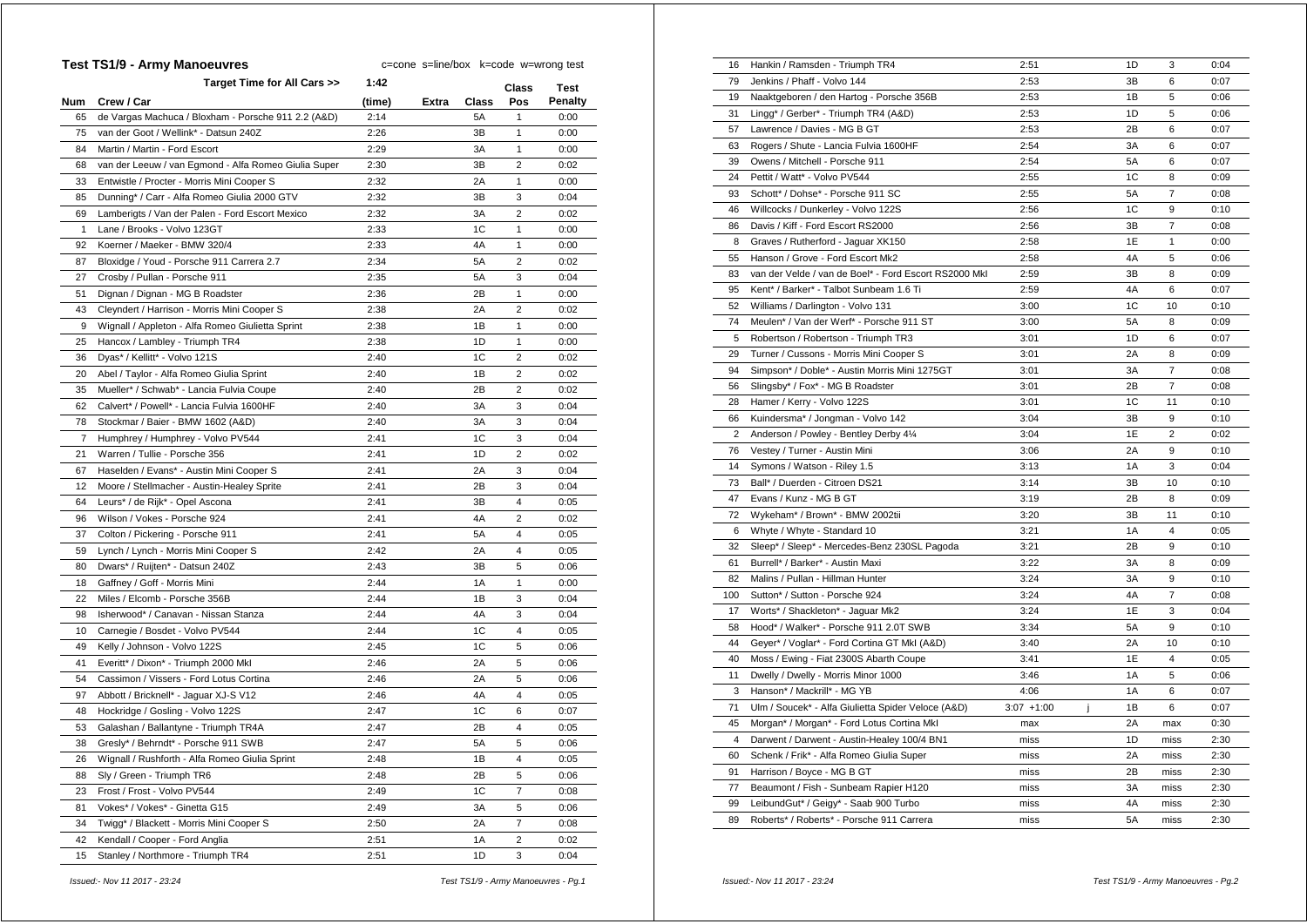## Test TS1/9 - Army Manoeuvres

c=cone s=line/box k=code w=wrong test

| Num | Crew / Car | (time) | Extra | Class | Class Pos | Test Penalty |
|---|---|---|---|---|---|---|
| | Target Time for All Cars >> | 1:42 | | | | |
| 65 | de Vargas Machuca / Bloxham - Porsche 911 2.2 (A&D) | 2:14 | | 5A | 1 | 0:00 |
| 75 | van der Goot / Wellink* - Datsun 240Z | 2:26 | | 3B | 1 | 0:00 |
| 84 | Martin / Martin - Ford Escort | 2:29 | | 3A | 1 | 0:00 |
| 68 | van der Leeuw / van Egmond - Alfa Romeo Giulia Super | 2:30 | | 3B | 2 | 0:02 |
| 33 | Entwistle / Procter - Morris Mini Cooper S | 2:32 | | 2A | 1 | 0:00 |
| 85 | Dunning* / Carr - Alfa Romeo Giulia 2000 GTV | 2:32 | | 3B | 3 | 0:04 |
| 69 | Lamberigts / Van der Palen - Ford Escort Mexico | 2:32 | | 3A | 2 | 0:02 |
| 1 | Lane / Brooks - Volvo 123GT | 2:33 | | 1C | 1 | 0:00 |
| 92 | Koerner / Maeker - BMW 320/4 | 2:33 | | 4A | 1 | 0:00 |
| 87 | Bloxidge / Youd - Porsche 911 Carrera 2.7 | 2:34 | | 5A | 2 | 0:02 |
| 27 | Crosby / Pullan - Porsche 911 | 2:35 | | 5A | 3 | 0:04 |
| 51 | Dignan / Dignan - MG B Roadster | 2:36 | | 2B | 1 | 0:00 |
| 43 | Cleyndert / Harrison - Morris Mini Cooper S | 2:38 | | 2A | 2 | 0:02 |
| 9 | Wignall / Appleton - Alfa Romeo Giulietta Sprint | 2:38 | | 1B | 1 | 0:00 |
| 25 | Hancox / Lambley - Triumph TR4 | 2:38 | | 1D | 1 | 0:00 |
| 36 | Dyas* / Kellitt* - Volvo 121S | 2:40 | | 1C | 2 | 0:02 |
| 20 | Abel / Taylor - Alfa Romeo Giulia Sprint | 2:40 | | 1B | 2 | 0:02 |
| 35 | Mueller* / Schwab* - Lancia Fulvia Coupe | 2:40 | | 2B | 2 | 0:02 |
| 62 | Calvert* / Powell* - Lancia Fulvia 1600HF | 2:40 | | 3A | 3 | 0:04 |
| 78 | Stockmar / Baier - BMW 1602 (A&D) | 2:40 | | 3A | 3 | 0:04 |
| 7 | Humphrey / Humphrey - Volvo PV544 | 2:41 | | 1C | 3 | 0:04 |
| 21 | Warren / Tullie - Porsche 356 | 2:41 | | 1D | 2 | 0:02 |
| 67 | Haselden / Evans* - Austin Mini Cooper S | 2:41 | | 2A | 3 | 0:04 |
| 12 | Moore / Stellmacher - Austin-Healey Sprite | 2:41 | | 2B | 3 | 0:04 |
| 64 | Leurs* / de Rijk* - Opel Ascona | 2:41 | | 3B | 4 | 0:05 |
| 96 | Wilson / Vokes - Porsche 924 | 2:41 | | 4A | 2 | 0:02 |
| 37 | Colton / Pickering - Porsche 911 | 2:41 | | 5A | 4 | 0:05 |
| 59 | Lynch / Lynch - Morris Mini Cooper S | 2:42 | | 2A | 4 | 0:05 |
| 80 | Dwars* / Ruijten* - Datsun 240Z | 2:43 | | 3B | 5 | 0:06 |
| 18 | Gaffney / Goff - Morris Mini | 2:44 | | 1A | 1 | 0:00 |
| 22 | Miles / Elcomb - Porsche 356B | 2:44 | | 1B | 3 | 0:04 |
| 98 | Isherwood* / Canavan - Nissan Stanza | 2:44 | | 4A | 3 | 0:04 |
| 10 | Carnegie / Bosdet - Volvo PV544 | 2:44 | | 1C | 4 | 0:05 |
| 49 | Kelly / Johnson - Volvo 122S | 2:45 | | 1C | 5 | 0:06 |
| 41 | Everitt* / Dixon* - Triumph 2000 MkI | 2:46 | | 2A | 5 | 0:06 |
| 54 | Cassimon / Vissers - Ford Lotus Cortina | 2:46 | | 2A | 5 | 0:06 |
| 97 | Abbott / Bricknell* - Jaguar XJ-S V12 | 2:46 | | 4A | 4 | 0:05 |
| 48 | Hockridge / Gosling - Volvo 122S | 2:47 | | 1C | 6 | 0:07 |
| 53 | Galashan / Ballantyne - Triumph TR4A | 2:47 | | 2B | 4 | 0:05 |
| 38 | Gresly* / Behrndt* - Porsche 911 SWB | 2:47 | | 5A | 5 | 0:06 |
| 26 | Wignall / Rushforth - Alfa Romeo Giulia Sprint | 2:48 | | 1B | 4 | 0:05 |
| 88 | Sly / Green - Triumph TR6 | 2:48 | | 2B | 5 | 0:06 |
| 23 | Frost / Frost - Volvo PV544 | 2:49 | | 1C | 7 | 0:08 |
| 81 | Vokes* / Vokes* - Ginetta G15 | 2:49 | | 3A | 5 | 0:06 |
| 34 | Twigg* / Blackett - Morris Mini Cooper S | 2:50 | | 2A | 7 | 0:08 |
| 42 | Kendall / Cooper - Ford Anglia | 2:51 | | 1A | 2 | 0:02 |
| 15 | Stanley / Northmore - Triumph TR4 | 2:51 | | 1D | 3 | 0:04 |
| 16 | Hankin / Ramsden - Triumph TR4 | 2:51 | | 1D | 3 | 0:04 |
| 79 | Jenkins / Phaff - Volvo 144 | 2:53 | | 3B | 6 | 0:07 |
| 19 | Naaktgeboren / den Hartog - Porsche 356B | 2:53 | | 1B | 5 | 0:06 |
| 31 | Lingg* / Gerber* - Triumph TR4 (A&D) | 2:53 | | 1D | 5 | 0:06 |
| 57 | Lawrence / Davies - MG B GT | 2:53 | | 2B | 6 | 0:07 |
| 63 | Rogers / Shute - Lancia Fulvia 1600HF | 2:54 | | 3A | 6 | 0:07 |
| 39 | Owens / Mitchell - Porsche 911 | 2:54 | | 5A | 6 | 0:07 |
| 24 | Pettit / Watt* - Volvo PV544 | 2:55 | | 1C | 8 | 0:09 |
| 93 | Schott* / Dohse* - Porsche 911 SC | 2:55 | | 5A | 7 | 0:08 |
| 46 | Willcocks / Dunkerley - Volvo 122S | 2:56 | | 1C | 9 | 0:10 |
| 86 | Davis / Kiff - Ford Escort RS2000 | 2:56 | | 3B | 7 | 0:08 |
| 8 | Graves / Rutherford - Jaguar XK150 | 2:58 | | 1E | 1 | 0:00 |
| 55 | Hanson / Grove - Ford Escort Mk2 | 2:58 | | 4A | 5 | 0:06 |
| 83 | van der Velde / van de Boel* - Ford Escort RS2000 MkI | 2:59 | | 3B | 8 | 0:09 |
| 95 | Kent* / Barker* - Talbot Sunbeam 1.6 Ti | 2:59 | | 4A | 6 | 0:07 |
| 52 | Williams / Darlington - Volvo 131 | 3:00 | | 1C | 10 | 0:10 |
| 74 | Meulen* / Van der Werf* - Porsche 911 ST | 3:00 | | 5A | 8 | 0:09 |
| 5 | Robertson / Robertson - Triumph TR3 | 3:01 | | 1D | 6 | 0:07 |
| 29 | Turner / Cussons - Morris Mini Cooper S | 3:01 | | 2A | 8 | 0:09 |
| 94 | Simpson* / Doble* - Austin Morris Mini 1275GT | 3:01 | | 3A | 7 | 0:08 |
| 56 | Slingsby* / Fox* - MG B Roadster | 3:01 | | 2B | 7 | 0:08 |
| 28 | Hamer / Kerry - Volvo 122S | 3:01 | | 1C | 11 | 0:10 |
| 66 | Kuindersma* / Jongman - Volvo 142 | 3:04 | | 3B | 9 | 0:10 |
| 2 | Anderson / Powley - Bentley Derby 4¼ | 3:04 | | 1E | 2 | 0:02 |
| 76 | Vestey / Turner - Austin Mini | 3:06 | | 2A | 9 | 0:10 |
| 14 | Symons / Watson - Riley 1.5 | 3:13 | | 1A | 3 | 0:04 |
| 73 | Ball* / Duerden - Citroen DS21 | 3:14 | | 3B | 10 | 0:10 |
| 47 | Evans / Kunz - MG B GT | 3:19 | | 2B | 8 | 0:09 |
| 72 | Wykeham* / Brown* - BMW 2002tii | 3:20 | | 3B | 11 | 0:10 |
| 6 | Whyte / Whyte - Standard 10 | 3:21 | | 1A | 4 | 0:05 |
| 32 | Sleep* / Sleep* - Mercedes-Benz 230SL Pagoda | 3:21 | | 2B | 9 | 0:10 |
| 61 | Burrell* / Barker* - Austin Maxi | 3:22 | | 3A | 8 | 0:09 |
| 82 | Malins / Pullan - Hillman Hunter | 3:24 | | 3A | 9 | 0:10 |
| 100 | Sutton* / Sutton - Porsche 924 | 3:24 | | 4A | 7 | 0:08 |
| 17 | Worts* / Shackleton* - Jaguar Mk2 | 3:24 | | 1E | 3 | 0:04 |
| 58 | Hood* / Walker* - Porsche 911 2.0T SWB | 3:34 | | 5A | 9 | 0:10 |
| 44 | Geyer* / Voglar* - Ford Cortina GT MkI (A&D) | 3:40 | | 2A | 10 | 0:10 |
| 40 | Moss / Ewing - Fiat 2300S Abarth Coupe | 3:41 | | 1E | 4 | 0:05 |
| 11 | Dwelly / Dwelly - Morris Minor 1000 | 3:46 | | 1A | 5 | 0:06 |
| 3 | Hanson* / Mackrill* - MG YB | 4:06 | | 1A | 6 | 0:07 |
| 71 | Ulm / Soucek* - Alfa Giulietta Spider Veloce (A&D) | 3:07 +1:00 | j | 1B | 6 | 0:07 |
| 45 | Morgan* / Morgan* - Ford Lotus Cortina MkI | max | | 2A | max | 0:30 |
| 4 | Darwent / Darwent - Austin-Healey 100/4 BN1 | miss | | 1D | miss | 2:30 |
| 60 | Schenk / Frik* - Alfa Romeo Giulia Super | miss | | 2A | miss | 2:30 |
| 91 | Harrison / Boyce - MG B GT | miss | | 2B | miss | 2:30 |
| 77 | Beaumont / Fish - Sunbeam Rapier H120 | miss | | 3A | miss | 2:30 |
| 99 | LeibundGut* / Geigy* - Saab 900 Turbo | miss | | 4A | miss | 2:30 |
| 89 | Roberts* / Roberts* - Porsche 911 Carrera | miss | | 5A | miss | 2:30 |

*Issued:- Nov 11 2017 - 23:24*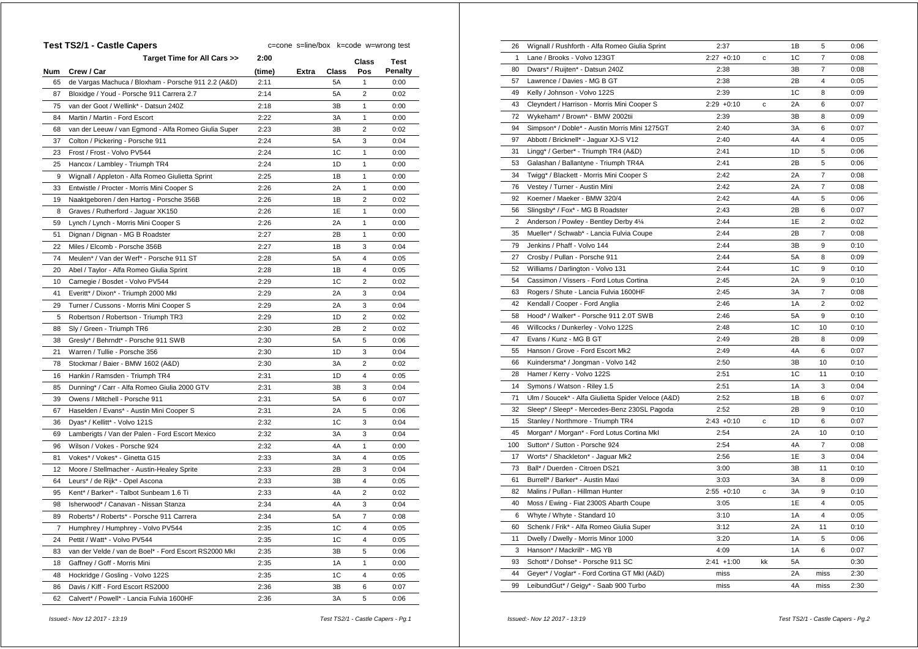## Test TS2/1 - Castle Capers

c=cone s=line/box k=code w=wrong test

| Num | Crew / Car | (time) | Extra | Class | Class Pos | Test Penalty |
|---|---|---|---|---|---|---|
| | Target Time for All Cars >> | 2:00 | | | | |
| 65 | de Vargas Machuca / Bloxham - Porsche 911 2.2 (A&D) | 2:11 | | 5A | 1 | 0:00 |
| 87 | Bloxidge / Youd - Porsche 911 Carrera 2.7 | 2:14 | | 5A | 2 | 0:02 |
| 75 | van der Goot / Wellink* - Datsun 240Z | 2:18 | | 3B | 1 | 0:00 |
| 84 | Martin / Martin - Ford Escort | 2:22 | | 3A | 1 | 0:00 |
| 68 | van der Leeuw / van Egmond - Alfa Romeo Giulia Super | 2:23 | | 3B | 2 | 0:02 |
| 37 | Colton / Pickering - Porsche 911 | 2:24 | | 5A | 3 | 0:04 |
| 23 | Frost / Frost - Volvo PV544 | 2:24 | | 1C | 1 | 0:00 |
| 25 | Hancox / Lambley - Triumph TR4 | 2:24 | | 1D | 1 | 0:00 |
| 9 | Wignall / Appleton - Alfa Romeo Giulietta Sprint | 2:25 | | 1B | 1 | 0:00 |
| 33 | Entwistle / Procter - Morris Mini Cooper S | 2:26 | | 2A | 1 | 0:00 |
| 19 | Naaktgeboren / den Hartog - Porsche 356B | 2:26 | | 1B | 2 | 0:02 |
| 8 | Graves / Rutherford - Jaguar XK150 | 2:26 | | 1E | 1 | 0:00 |
| 59 | Lynch / Lynch - Morris Mini Cooper S | 2:26 | | 2A | 1 | 0:00 |
| 51 | Dignan / Dignan - MG B Roadster | 2:27 | | 2B | 1 | 0:00 |
| 22 | Miles / Elcomb - Porsche 356B | 2:27 | | 1B | 3 | 0:04 |
| 74 | Meulen* / Van der Werf* - Porsche 911 ST | 2:28 | | 5A | 4 | 0:05 |
| 20 | Abel / Taylor - Alfa Romeo Giulia Sprint | 2:28 | | 1B | 4 | 0:05 |
| 10 | Carnegie / Bosdet - Volvo PV544 | 2:29 | | 1C | 2 | 0:02 |
| 41 | Everitt* / Dixon* - Triumph 2000 MkI | 2:29 | | 2A | 3 | 0:04 |
| 29 | Turner / Cussons - Morris Mini Cooper S | 2:29 | | 2A | 3 | 0:04 |
| 5 | Robertson / Robertson - Triumph TR3 | 2:29 | | 1D | 2 | 0:02 |
| 88 | Sly / Green - Triumph TR6 | 2:30 | | 2B | 2 | 0:02 |
| 38 | Gresly* / Behrndt* - Porsche 911 SWB | 2:30 | | 5A | 5 | 0:06 |
| 21 | Warren / Tullie - Porsche 356 | 2:30 | | 1D | 3 | 0:04 |
| 78 | Stockmar / Baier - BMW 1602 (A&D) | 2:30 | | 3A | 2 | 0:02 |
| 16 | Hankin / Ramsden - Triumph TR4 | 2:31 | | 1D | 4 | 0:05 |
| 85 | Dunning* / Carr - Alfa Romeo Giulia 2000 GTV | 2:31 | | 3B | 3 | 0:04 |
| 39 | Owens / Mitchell - Porsche 911 | 2:31 | | 5A | 6 | 0:07 |
| 67 | Haselden / Evans* - Austin Mini Cooper S | 2:31 | | 2A | 5 | 0:06 |
| 36 | Dyas* / Kellitt* - Volvo 121S | 2:32 | | 1C | 3 | 0:04 |
| 69 | Lamberigts / Van der Palen - Ford Escort Mexico | 2:32 | | 3A | 3 | 0:04 |
| 96 | Wilson / Vokes - Porsche 924 | 2:32 | | 4A | 1 | 0:00 |
| 81 | Vokes* / Vokes* - Ginetta G15 | 2:33 | | 3A | 4 | 0:05 |
| 12 | Moore / Stellmacher - Austin-Healey Sprite | 2:33 | | 2B | 3 | 0:04 |
| 64 | Leurs* / de Rijk* - Opel Ascona | 2:33 | | 3B | 4 | 0:05 |
| 95 | Kent* / Barker* - Talbot Sunbeam 1.6 Ti | 2:33 | | 4A | 2 | 0:02 |
| 98 | Isherwood* / Canavan - Nissan Stanza | 2:34 | | 4A | 3 | 0:04 |
| 89 | Roberts* / Roberts* - Porsche 911 Carrera | 2:34 | | 5A | 7 | 0:08 |
| 7 | Humphrey / Humphrey - Volvo PV544 | 2:35 | | 1C | 4 | 0:05 |
| 24 | Pettit / Watt* - Volvo PV544 | 2:35 | | 1C | 4 | 0:05 |
| 83 | van der Velde / van de Boel* - Ford Escort RS2000 MkI | 2:35 | | 3B | 5 | 0:06 |
| 18 | Gaffney / Goff - Morris Mini | 2:35 | | 1A | 1 | 0:00 |
| 48 | Hockridge / Gosling - Volvo 122S | 2:35 | | 1C | 4 | 0:05 |
| 86 | Davis / Kiff - Ford Escort RS2000 | 2:36 | | 3B | 6 | 0:07 |
| 62 | Calvert* / Powell* - Lancia Fulvia 1600HF | 2:36 | | 3A | 5 | 0:06 |
| 26 | Wignall / Rushforth - Alfa Romeo Giulia Sprint | 2:37 | | 1B | 5 | 0:06 |
| 1 | Lane / Brooks - Volvo 123GT | 2:27 +0:10 | c | 1C | 7 | 0:08 |
| 80 | Dwars* / Ruijten* - Datsun 240Z | 2:38 | | 3B | 7 | 0:08 |
| 57 | Lawrence / Davies - MG B GT | 2:38 | | 2B | 4 | 0:05 |
| 49 | Kelly / Johnson - Volvo 122S | 2:39 | | 1C | 8 | 0:09 |
| 43 | Cleyndert / Harrison - Morris Mini Cooper S | 2:29 +0:10 | c | 2A | 6 | 0:07 |
| 72 | Wykeham* / Brown* - BMW 2002tii | 2:39 | | 3B | 8 | 0:09 |
| 94 | Simpson* / Doble* - Austin Morris Mini 1275GT | 2:40 | | 3A | 6 | 0:07 |
| 97 | Abbott / Bricknell* - Jaguar XJ-S V12 | 2:40 | | 4A | 4 | 0:05 |
| 31 | Lingg* / Gerber* - Triumph TR4 (A&D) | 2:41 | | 1D | 5 | 0:06 |
| 53 | Galashan / Ballantyne - Triumph TR4A | 2:41 | | 2B | 5 | 0:06 |
| 34 | Twigg* / Blackett - Morris Mini Cooper S | 2:42 | | 2A | 7 | 0:08 |
| 76 | Vestey / Turner - Austin Mini | 2:42 | | 2A | 7 | 0:08 |
| 92 | Koerner / Maeker - BMW 320/4 | 2:42 | | 4A | 5 | 0:06 |
| 56 | Slingsby* / Fox* - MG B Roadster | 2:43 | | 2B | 6 | 0:07 |
| 2 | Anderson / Powley - Bentley Derby 4¼ | 2:44 | | 1E | 2 | 0:02 |
| 35 | Mueller* / Schwab* - Lancia Fulvia Coupe | 2:44 | | 2B | 7 | 0:08 |
| 79 | Jenkins / Phaff - Volvo 144 | 2:44 | | 3B | 9 | 0:10 |
| 27 | Crosby / Pullan - Porsche 911 | 2:44 | | 5A | 8 | 0:09 |
| 52 | Williams / Darlington - Volvo 131 | 2:44 | | 1C | 9 | 0:10 |
| 54 | Cassimon / Vissers - Ford Lotus Cortina | 2:45 | | 2A | 9 | 0:10 |
| 63 | Rogers / Shute - Lancia Fulvia 1600HF | 2:45 | | 3A | 7 | 0:08 |
| 42 | Kendall / Cooper - Ford Anglia | 2:46 | | 1A | 2 | 0:02 |
| 58 | Hood* / Walker* - Porsche 911 2.0T SWB | 2:46 | | 5A | 9 | 0:10 |
| 46 | Willcocks / Dunkerley - Volvo 122S | 2:48 | | 1C | 10 | 0:10 |
| 47 | Evans / Kunz - MG B GT | 2:49 | | 2B | 8 | 0:09 |
| 55 | Hanson / Grove - Ford Escort Mk2 | 2:49 | | 4A | 6 | 0:07 |
| 66 | Kuindersma* / Jongman - Volvo 142 | 2:50 | | 3B | 10 | 0:10 |
| 28 | Hamer / Kerry - Volvo 122S | 2:51 | | 1C | 11 | 0:10 |
| 14 | Symons / Watson - Riley 1.5 | 2:51 | | 1A | 3 | 0:04 |
| 71 | Ulm / Soucek* - Alfa Giulietta Spider Veloce (A&D) | 2:52 | | 1B | 6 | 0:07 |
| 32 | Sleep* / Sleep* - Mercedes-Benz 230SL Pagoda | 2:52 | | 2B | 9 | 0:10 |
| 15 | Stanley / Northmore - Triumph TR4 | 2:43 +0:10 | c | 1D | 6 | 0:07 |
| 45 | Morgan* / Morgan* - Ford Lotus Cortina MkI | 2:54 | | 2A | 10 | 0:10 |
| 100 | Sutton* / Sutton - Porsche 924 | 2:54 | | 4A | 7 | 0:08 |
| 17 | Worts* / Shackleton* - Jaguar Mk2 | 2:56 | | 1E | 3 | 0:04 |
| 73 | Ball* / Duerden - Citroen DS21 | 3:00 | | 3B | 11 | 0:10 |
| 61 | Burrell* / Barker* - Austin Maxi | 3:03 | | 3A | 8 | 0:09 |
| 82 | Malins / Pullan - Hillman Hunter | 2:55 +0:10 | c | 3A | 9 | 0:10 |
| 40 | Moss / Ewing - Fiat 2300S Abarth Coupe | 3:05 | | 1E | 4 | 0:05 |
| 6 | Whyte / Whyte - Standard 10 | 3:10 | | 1A | 4 | 0:05 |
| 60 | Schenk / Frik* - Alfa Romeo Giulia Super | 3:12 | | 2A | 11 | 0:10 |
| 11 | Dwelly / Dwelly - Morris Minor 1000 | 3:20 | | 1A | 5 | 0:06 |
| 3 | Hanson* / Mackrill* - MG YB | 4:09 | | 1A | 6 | 0:07 |
| 93 | Schott* / Dohse* - Porsche 911 SC | 2:41 +1:00 | kk | 5A | | 0:30 |
| 44 | Geyer* / Voglar* - Ford Cortina GT MkI (A&D) | miss | | 2A | miss | 2:30 |
| 99 | LeibundGut* / Geigy* - Saab 900 Turbo | miss | | 4A | miss | 2:30 |

*Issued:- Nov 12 2017 - 13:19*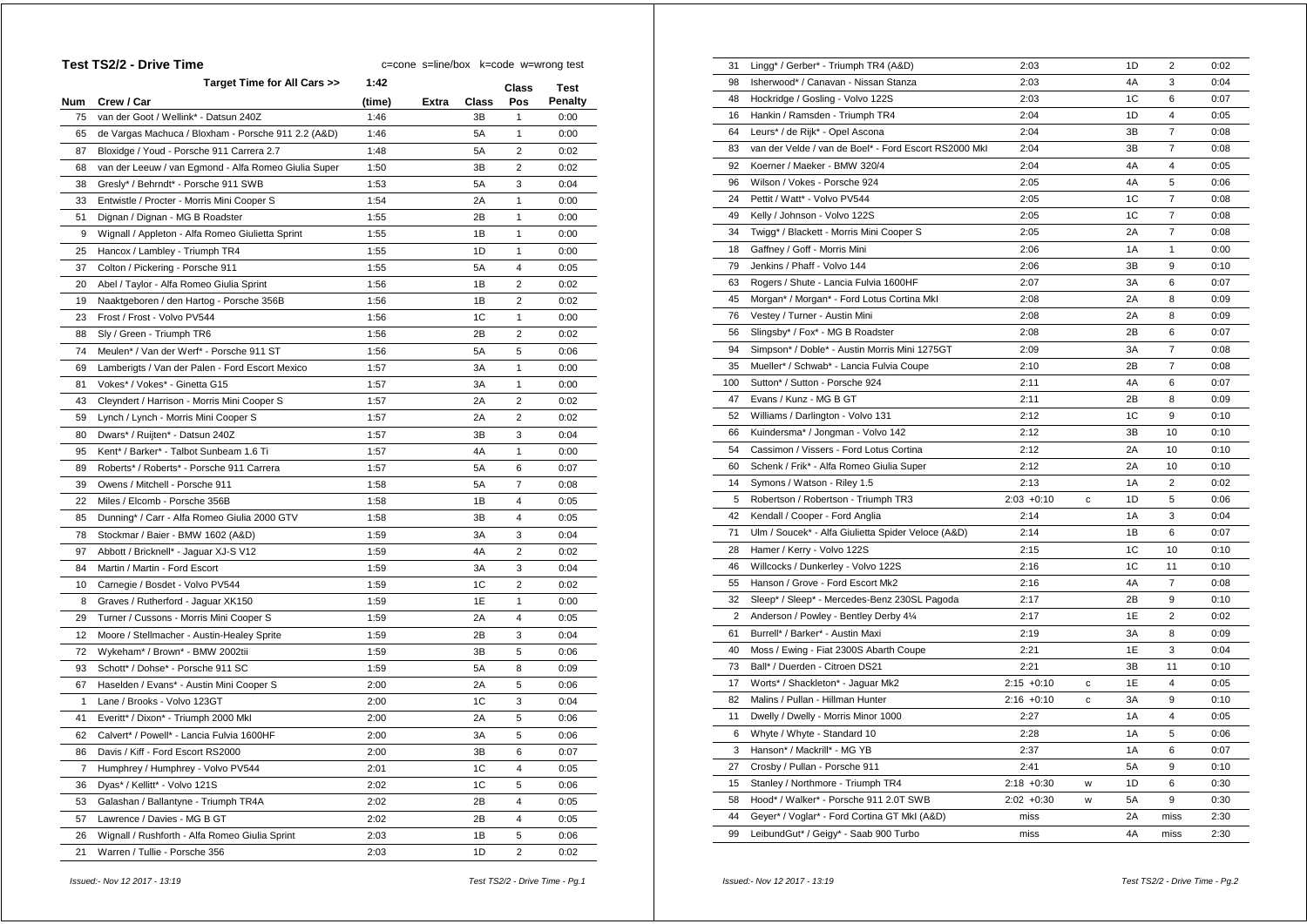## Test TS2/2 - Drive Time

c=cone s=line/box k=code w=wrong test

| Num | Crew / Car | Target Time for All Cars >> 1:42 (time) | Extra | Class | Class Pos | Test Penalty |
|---|---|---|---|---|---|---|
| 75 | van der Goot / Wellink* - Datsun 240Z | 1:46 | | 3B | 1 | 0:00 |
| 65 | de Vargas Machuca / Bloxham - Porsche 911 2.2 (A&D) | 1:46 | | 5A | 1 | 0:00 |
| 87 | Bloxidge / Youd - Porsche 911 Carrera 2.7 | 1:48 | | 5A | 2 | 0:02 |
| 68 | van der Leeuw / van Egmond - Alfa Romeo Giulia Super | 1:50 | | 3B | 2 | 0:02 |
| 38 | Gresly* / Behrndt* - Porsche 911 SWB | 1:53 | | 5A | 3 | 0:04 |
| 33 | Entwistle / Procter - Morris Mini Cooper S | 1:54 | | 2A | 1 | 0:00 |
| 51 | Dignan / Dignan - MG B Roadster | 1:55 | | 2B | 1 | 0:00 |
| 9 | Wignall / Appleton - Alfa Romeo Giulietta Sprint | 1:55 | | 1B | 1 | 0:00 |
| 25 | Hancox / Lambley - Triumph TR4 | 1:55 | | 1D | 1 | 0:00 |
| 37 | Colton / Pickering - Porsche 911 | 1:55 | | 5A | 4 | 0:05 |
| 20 | Abel / Taylor - Alfa Romeo Giulia Sprint | 1:56 | | 1B | 2 | 0:02 |
| 19 | Naaktgeboren / den Hartog - Porsche 356B | 1:56 | | 1B | 2 | 0:02 |
| 23 | Frost / Frost - Volvo PV544 | 1:56 | | 1C | 1 | 0:00 |
| 88 | Sly / Green - Triumph TR6 | 1:56 | | 2B | 2 | 0:02 |
| 74 | Meulen* / Van der Werf* - Porsche 911 ST | 1:56 | | 5A | 5 | 0:06 |
| 69 | Lamberigts / Van der Palen - Ford Escort Mexico | 1:57 | | 3A | 1 | 0:00 |
| 81 | Vokes* / Vokes* - Ginetta G15 | 1:57 | | 3A | 1 | 0:00 |
| 43 | Cleyndert / Harrison - Morris Mini Cooper S | 1:57 | | 2A | 2 | 0:02 |
| 59 | Lynch / Lynch - Morris Mini Cooper S | 1:57 | | 2A | 2 | 0:02 |
| 80 | Dwars* / Ruijten* - Datsun 240Z | 1:57 | | 3B | 3 | 0:04 |
| 95 | Kent* / Barker* - Talbot Sunbeam 1.6 Ti | 1:57 | | 4A | 1 | 0:00 |
| 89 | Roberts* / Roberts* - Porsche 911 Carrera | 1:57 | | 5A | 6 | 0:07 |
| 39 | Owens / Mitchell - Porsche 911 | 1:58 | | 5A | 7 | 0:08 |
| 22 | Miles / Elcomb - Porsche 356B | 1:58 | | 1B | 4 | 0:05 |
| 85 | Dunning* / Carr - Alfa Romeo Giulia 2000 GTV | 1:58 | | 3B | 4 | 0:05 |
| 78 | Stockmar / Baier - BMW 1602 (A&D) | 1:59 | | 3A | 3 | 0:04 |
| 97 | Abbott / Bricknell* - Jaguar XJ-S V12 | 1:59 | | 4A | 2 | 0:02 |
| 84 | Martin / Martin - Ford Escort | 1:59 | | 3A | 3 | 0:04 |
| 10 | Carnegie / Bosdet - Volvo PV544 | 1:59 | | 1C | 2 | 0:02 |
| 8 | Graves / Rutherford - Jaguar XK150 | 1:59 | | 1E | 1 | 0:00 |
| 29 | Turner / Cussons - Morris Mini Cooper S | 1:59 | | 2A | 4 | 0:05 |
| 12 | Moore / Stellmacher - Austin-Healey Sprite | 1:59 | | 2B | 3 | 0:04 |
| 72 | Wykeham* / Brown* - BMW 2002tii | 1:59 | | 3B | 5 | 0:06 |
| 93 | Schott* / Dohse* - Porsche 911 SC | 1:59 | | 5A | 8 | 0:09 |
| 67 | Haselden / Evans* - Austin Mini Cooper S | 2:00 | | 2A | 5 | 0:06 |
| 1 | Lane / Brooks - Volvo 123GT | 2:00 | | 1C | 3 | 0:04 |
| 41 | Everitt* / Dixon* - Triumph 2000 MkI | 2:00 | | 2A | 5 | 0:06 |
| 62 | Calvert* / Powell* - Lancia Fulvia 1600HF | 2:00 | | 3A | 5 | 0:06 |
| 86 | Davis / Kiff - Ford Escort RS2000 | 2:00 | | 3B | 6 | 0:07 |
| 7 | Humphrey / Humphrey - Volvo PV544 | 2:01 | | 1C | 4 | 0:05 |
| 36 | Dyas* / Kellitt* - Volvo 121S | 2:02 | | 1C | 5 | 0:06 |
| 53 | Galashan / Ballantyne - Triumph TR4A | 2:02 | | 2B | 4 | 0:05 |
| 57 | Lawrence / Davies - MG B GT | 2:02 | | 2B | 4 | 0:05 |
| 26 | Wignall / Rushforth - Alfa Romeo Giulia Sprint | 2:03 | | 1B | 5 | 0:06 |
| 21 | Warren / Tullie - Porsche 356 | 2:03 | | 1D | 2 | 0:02 |
| 31 | Lingg* / Gerber* - Triumph TR4 (A&D) | 2:03 | | 1D | 2 | 0:02 |
| 98 | Isherwood* / Canavan - Nissan Stanza | 2:03 | | 4A | 3 | 0:04 |
| 48 | Hockridge / Gosling - Volvo 122S | 2:03 | | 1C | 6 | 0:07 |
| 16 | Hankin / Ramsden - Triumph TR4 | 2:04 | | 1D | 4 | 0:05 |
| 64 | Leurs* / de Rijk* - Opel Ascona | 2:04 | | 3B | 7 | 0:08 |
| 83 | van der Velde / van de Boel* - Ford Escort RS2000 MkI | 2:04 | | 3B | 7 | 0:08 |
| 92 | Koerner / Maeker - BMW 320/4 | 2:04 | | 4A | 4 | 0:05 |
| 96 | Wilson / Vokes - Porsche 924 | 2:05 | | 4A | 5 | 0:06 |
| 24 | Pettit / Watt* - Volvo PV544 | 2:05 | | 1C | 7 | 0:08 |
| 49 | Kelly / Johnson - Volvo 122S | 2:05 | | 1C | 7 | 0:08 |
| 34 | Twigg* / Blackett - Morris Mini Cooper S | 2:05 | | 2A | 7 | 0:08 |
| 18 | Gaffney / Goff - Morris Mini | 2:06 | | 1A | 1 | 0:00 |
| 79 | Jenkins / Phaff - Volvo 144 | 2:06 | | 3B | 9 | 0:10 |
| 63 | Rogers / Shute - Lancia Fulvia 1600HF | 2:07 | | 3A | 6 | 0:07 |
| 45 | Morgan* / Morgan* - Ford Lotus Cortina MkI | 2:08 | | 2A | 8 | 0:09 |
| 76 | Vestey / Turner - Austin Mini | 2:08 | | 2A | 8 | 0:09 |
| 56 | Slingsby* / Fox* - MG B Roadster | 2:08 | | 2B | 6 | 0:07 |
| 94 | Simpson* / Doble* - Austin Morris Mini 1275GT | 2:09 | | 3A | 7 | 0:08 |
| 35 | Mueller* / Schwab* - Lancia Fulvia Coupe | 2:10 | | 2B | 7 | 0:08 |
| 100 | Sutton* / Sutton - Porsche 924 | 2:11 | | 4A | 6 | 0:07 |
| 47 | Evans / Kunz - MG B GT | 2:11 | | 2B | 8 | 0:09 |
| 52 | Williams / Darlington - Volvo 131 | 2:12 | | 1C | 9 | 0:10 |
| 66 | Kuindersma* / Jongman - Volvo 142 | 2:12 | | 3B | 10 | 0:10 |
| 54 | Cassimon / Vissers - Ford Lotus Cortina | 2:12 | | 2A | 10 | 0:10 |
| 60 | Schenk / Frik* - Alfa Romeo Giulia Super | 2:12 | | 2A | 10 | 0:10 |
| 14 | Symons / Watson - Riley 1.5 | 2:13 | | 1A | 2 | 0:02 |
| 5 | Robertson / Robertson - Triumph TR3 | 2:03 +0:10 | c | 1D | 5 | 0:06 |
| 42 | Kendall / Cooper - Ford Anglia | 2:14 | | 1A | 3 | 0:04 |
| 71 | Ulm / Soucek* - Alfa Giulietta Spider Veloce (A&D) | 2:14 | | 1B | 6 | 0:07 |
| 28 | Hamer / Kerry - Volvo 122S | 2:15 | | 1C | 10 | 0:10 |
| 46 | Willcocks / Dunkerley - Volvo 122S | 2:16 | | 1C | 11 | 0:10 |
| 55 | Hanson / Grove - Ford Escort Mk2 | 2:16 | | 4A | 7 | 0:08 |
| 32 | Sleep* / Sleep* - Mercedes-Benz 230SL Pagoda | 2:17 | | 2B | 9 | 0:10 |
| 2 | Anderson / Powley - Bentley Derby 4¼ | 2:17 | | 1E | 2 | 0:02 |
| 61 | Burrell* / Barker* - Austin Maxi | 2:19 | | 3A | 8 | 0:09 |
| 40 | Moss / Ewing - Fiat 2300S Abarth Coupe | 2:21 | | 1E | 3 | 0:04 |
| 73 | Ball* / Duerden - Citroen DS21 | 2:21 | | 3B | 11 | 0:10 |
| 17 | Worts* / Shackleton* - Jaguar Mk2 | 2:15 +0:10 | c | 1E | 4 | 0:05 |
| 82 | Malins / Pullan - Hillman Hunter | 2:16 +0:10 | c | 3A | 9 | 0:10 |
| 11 | Dwelly / Dwelly - Morris Minor 1000 | 2:27 | | 1A | 4 | 0:05 |
| 6 | Whyte / Whyte - Standard 10 | 2:28 | | 1A | 5 | 0:06 |
| 3 | Hanson* / Mackrill* - MG YB | 2:37 | | 1A | 6 | 0:07 |
| 27 | Crosby / Pullan - Porsche 911 | 2:41 | | 5A | 9 | 0:10 |
| 15 | Stanley / Northmore - Triumph TR4 | 2:18 +0:30 | w | 1D | 6 | 0:30 |
| 58 | Hood* / Walker* - Porsche 911 2.0T SWB | 2:02 +0:30 | w | 5A | 9 | 0:30 |
| 44 | Geyer* / Voglar* - Ford Cortina GT MkI (A&D) | miss | | 2A | miss | 2:30 |
| 99 | LeibundGut* / Geigy* - Saab 900 Turbo | miss | | 4A | miss | 2:30 |

*Issued:- Nov 12 2017 - 13:19*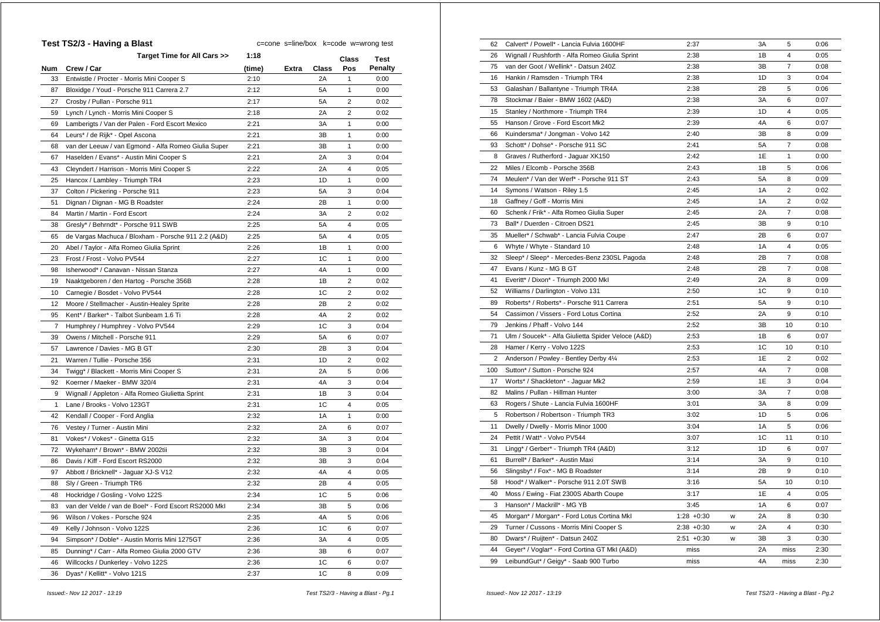## Test TS2/3 - Having a Blast

c=cone s=line/box k=code w=wrong test

| Num | Crew / Car | Target Time for All Cars >> 1:18 (time) | Extra | Class | Class Pos | Test Penalty |
|---|---|---|---|---|---|---|
| 33 | Entwistle / Procter - Morris Mini Cooper S | 2:10 | | 2A | 1 | 0:00 |
| 87 | Bloxidge / Youd - Porsche 911 Carrera 2.7 | 2:12 | | 5A | 1 | 0:00 |
| 27 | Crosby / Pullan - Porsche 911 | 2:17 | | 5A | 2 | 0:02 |
| 59 | Lynch / Lynch - Morris Mini Cooper S | 2:18 | | 2A | 2 | 0:02 |
| 69 | Lamberigts / Van der Palen - Ford Escort Mexico | 2:21 | | 3A | 1 | 0:00 |
| 64 | Leurs* / de Rijk* - Opel Ascona | 2:21 | | 3B | 1 | 0:00 |
| 68 | van der Leeuw / van Egmond - Alfa Romeo Giulia Super | 2:21 | | 3B | 1 | 0:00 |
| 67 | Haselden / Evans* - Austin Mini Cooper S | 2:21 | | 2A | 3 | 0:04 |
| 43 | Cleyndert / Harrison - Morris Mini Cooper S | 2:22 | | 2A | 4 | 0:05 |
| 25 | Hancox / Lambley - Triumph TR4 | 2:23 | | 1D | 1 | 0:00 |
| 37 | Colton / Pickering - Porsche 911 | 2:23 | | 5A | 3 | 0:04 |
| 51 | Dignan / Dignan - MG B Roadster | 2:24 | | 2B | 1 | 0:00 |
| 84 | Martin / Martin - Ford Escort | 2:24 | | 3A | 2 | 0:02 |
| 38 | Gresly* / Behrndt* - Porsche 911 SWB | 2:25 | | 5A | 4 | 0:05 |
| 65 | de Vargas Machuca / Bloxham - Porsche 911 2.2 (A&D) | 2:25 | | 5A | 4 | 0:05 |
| 20 | Abel / Taylor - Alfa Romeo Giulia Sprint | 2:26 | | 1B | 1 | 0:00 |
| 23 | Frost / Frost - Volvo PV544 | 2:27 | | 1C | 1 | 0:00 |
| 98 | Isherwood* / Canavan - Nissan Stanza | 2:27 | | 4A | 1 | 0:00 |
| 19 | Naaktgeboren / den Hartog - Porsche 356B | 2:28 | | 1B | 2 | 0:02 |
| 10 | Carnegie / Bosdet - Volvo PV544 | 2:28 | | 1C | 2 | 0:02 |
| 12 | Moore / Stellmacher - Austin-Healey Sprite | 2:28 | | 2B | 2 | 0:02 |
| 95 | Kent* / Barker* - Talbot Sunbeam 1.6 Ti | 2:28 | | 4A | 2 | 0:02 |
| 7 | Humphrey / Humphrey - Volvo PV544 | 2:29 | | 1C | 3 | 0:04 |
| 39 | Owens / Mitchell - Porsche 911 | 2:29 | | 5A | 6 | 0:07 |
| 57 | Lawrence / Davies - MG B GT | 2:30 | | 2B | 3 | 0:04 |
| 21 | Warren / Tullie - Porsche 356 | 2:31 | | 1D | 2 | 0:02 |
| 34 | Twigg* / Blackett - Morris Mini Cooper S | 2:31 | | 2A | 5 | 0:06 |
| 92 | Koerner / Maeker - BMW 320/4 | 2:31 | | 4A | 3 | 0:04 |
| 9 | Wignall / Appleton - Alfa Romeo Giulietta Sprint | 2:31 | | 1B | 3 | 0:04 |
| 1 | Lane / Brooks - Volvo 123GT | 2:31 | | 1C | 4 | 0:05 |
| 42 | Kendall / Cooper - Ford Anglia | 2:32 | | 1A | 1 | 0:00 |
| 76 | Vestey / Turner - Austin Mini | 2:32 | | 2A | 6 | 0:07 |
| 81 | Vokes* / Vokes* - Ginetta G15 | 2:32 | | 3A | 3 | 0:04 |
| 72 | Wykeham* / Brown* - BMW 2002tii | 2:32 | | 3B | 3 | 0:04 |
| 86 | Davis / Kiff - Ford Escort RS2000 | 2:32 | | 3B | 3 | 0:04 |
| 97 | Abbott / Bricknell* - Jaguar XJ-S V12 | 2:32 | | 4A | 4 | 0:05 |
| 88 | Sly / Green - Triumph TR6 | 2:32 | | 2B | 4 | 0:05 |
| 48 | Hockridge / Gosling - Volvo 122S | 2:34 | | 1C | 5 | 0:06 |
| 83 | van der Velde / van de Boel* - Ford Escort RS2000 MkI | 2:34 | | 3B | 5 | 0:06 |
| 96 | Wilson / Vokes - Porsche 924 | 2:35 | | 4A | 5 | 0:06 |
| 49 | Kelly / Johnson - Volvo 122S | 2:36 | | 1C | 6 | 0:07 |
| 94 | Simpson* / Doble* - Austin Morris Mini 1275GT | 2:36 | | 3A | 4 | 0:05 |
| 85 | Dunning* / Carr - Alfa Romeo Giulia 2000 GTV | 2:36 | | 3B | 6 | 0:07 |
| 46 | Willcocks / Dunkerley - Volvo 122S | 2:36 | | 1C | 6 | 0:07 |
| 36 | Dyas* / Kellitt* - Volvo 121S | 2:37 | | 1C | 8 | 0:09 |
| 62 | Calvert* / Powell* - Lancia Fulvia 1600HF | 2:37 | | 3A | 5 | 0:06 |
| 26 | Wignall / Rushforth - Alfa Romeo Giulia Sprint | 2:38 | | 1B | 4 | 0:05 |
| 75 | van der Goot / Wellink* - Datsun 240Z | 2:38 | | 3B | 7 | 0:08 |
| 16 | Hankin / Ramsden - Triumph TR4 | 2:38 | | 1D | 3 | 0:04 |
| 53 | Galashan / Ballantyne - Triumph TR4A | 2:38 | | 2B | 5 | 0:06 |
| 78 | Stockmar / Baier - BMW 1602 (A&D) | 2:38 | | 3A | 6 | 0:07 |
| 15 | Stanley / Northmore - Triumph TR4 | 2:39 | | 1D | 4 | 0:05 |
| 55 | Hanson / Grove - Ford Escort Mk2 | 2:39 | | 4A | 6 | 0:07 |
| 66 | Kuindersma* / Jongman - Volvo 142 | 2:40 | | 3B | 8 | 0:09 |
| 93 | Schott* / Dohse* - Porsche 911 SC | 2:41 | | 5A | 7 | 0:08 |
| 8 | Graves / Rutherford - Jaguar XK150 | 2:42 | | 1E | 1 | 0:00 |
| 22 | Miles / Elcomb - Porsche 356B | 2:43 | | 1B | 5 | 0:06 |
| 74 | Meulen* / Van der Werf* - Porsche 911 ST | 2:43 | | 5A | 8 | 0:09 |
| 14 | Symons / Watson - Riley 1.5 | 2:45 | | 1A | 2 | 0:02 |
| 18 | Gaffney / Goff - Morris Mini | 2:45 | | 1A | 2 | 0:02 |
| 60 | Schenk / Frik* - Alfa Romeo Giulia Super | 2:45 | | 2A | 7 | 0:08 |
| 73 | Ball* / Duerden - Citroen DS21 | 2:45 | | 3B | 9 | 0:10 |
| 35 | Mueller* / Schwab* - Lancia Fulvia Coupe | 2:47 | | 2B | 6 | 0:07 |
| 6 | Whyte / Whyte - Standard 10 | 2:48 | | 1A | 4 | 0:05 |
| 32 | Sleep* / Sleep* - Mercedes-Benz 230SL Pagoda | 2:48 | | 2B | 7 | 0:08 |
| 47 | Evans / Kunz - MG B GT | 2:48 | | 2B | 7 | 0:08 |
| 41 | Everitt* / Dixon* - Triumph 2000 MkI | 2:49 | | 2A | 8 | 0:09 |
| 52 | Williams / Darlington - Volvo 131 | 2:50 | | 1C | 9 | 0:10 |
| 89 | Roberts* / Roberts* - Porsche 911 Carrera | 2:51 | | 5A | 9 | 0:10 |
| 54 | Cassimon / Vissers - Ford Lotus Cortina | 2:52 | | 2A | 9 | 0:10 |
| 79 | Jenkins / Phaff - Volvo 144 | 2:52 | | 3B | 10 | 0:10 |
| 71 | Ulm / Soucek* - Alfa Giulietta Spider Veloce (A&D) | 2:53 | | 1B | 6 | 0:07 |
| 28 | Hamer / Kerry - Volvo 122S | 2:53 | | 1C | 10 | 0:10 |
| 2 | Anderson / Powley - Bentley Derby 4¼ | 2:53 | | 1E | 2 | 0:02 |
| 100 | Sutton* / Sutton - Porsche 924 | 2:57 | | 4A | 7 | 0:08 |
| 17 | Worts* / Shackleton* - Jaguar Mk2 | 2:59 | | 1E | 3 | 0:04 |
| 82 | Malins / Pullan - Hillman Hunter | 3:00 | | 3A | 7 | 0:08 |
| 63 | Rogers / Shute - Lancia Fulvia 1600HF | 3:01 | | 3A | 8 | 0:09 |
| 5 | Robertson / Robertson - Triumph TR3 | 3:02 | | 1D | 5 | 0:06 |
| 11 | Dwelly / Dwelly - Morris Minor 1000 | 3:04 | | 1A | 5 | 0:06 |
| 24 | Pettit / Watt* - Volvo PV544 | 3:07 | | 1C | 11 | 0:10 |
| 31 | Lingg* / Gerber* - Triumph TR4 (A&D) | 3:12 | | 1D | 6 | 0:07 |
| 61 | Burrell* / Barker* - Austin Maxi | 3:14 | | 3A | 9 | 0:10 |
| 56 | Slingsby* / Fox* - MG B Roadster | 3:14 | | 2B | 9 | 0:10 |
| 58 | Hood* / Walker* - Porsche 911 2.0T SWB | 3:16 | | 5A | 10 | 0:10 |
| 40 | Moss / Ewing - Fiat 2300S Abarth Coupe | 3:17 | | 1E | 4 | 0:05 |
| 3 | Hanson* / Mackrill* - MG YB | 3:45 | | 1A | 6 | 0:07 |
| 45 | Morgan* / Morgan* - Ford Lotus Cortina MkI | 1:28 +0:30 | w | 2A | 8 | 0:30 |
| 29 | Turner / Cussons - Morris Mini Cooper S | 2:38 +0:30 | w | 2A | 4 | 0:30 |
| 80 | Dwars* / Ruijten* - Datsun 240Z | 2:51 +0:30 | w | 3B | 3 | 0:30 |
| 44 | Geyer* / Voglar* - Ford Cortina GT MkI (A&D) | miss | | 2A | miss | 2:30 |
| 99 | LeibundGut* / Geigy* - Saab 900 Turbo | miss | | 4A | miss | 2:30 |

*Issued:- Nov 12 2017 - 13:19*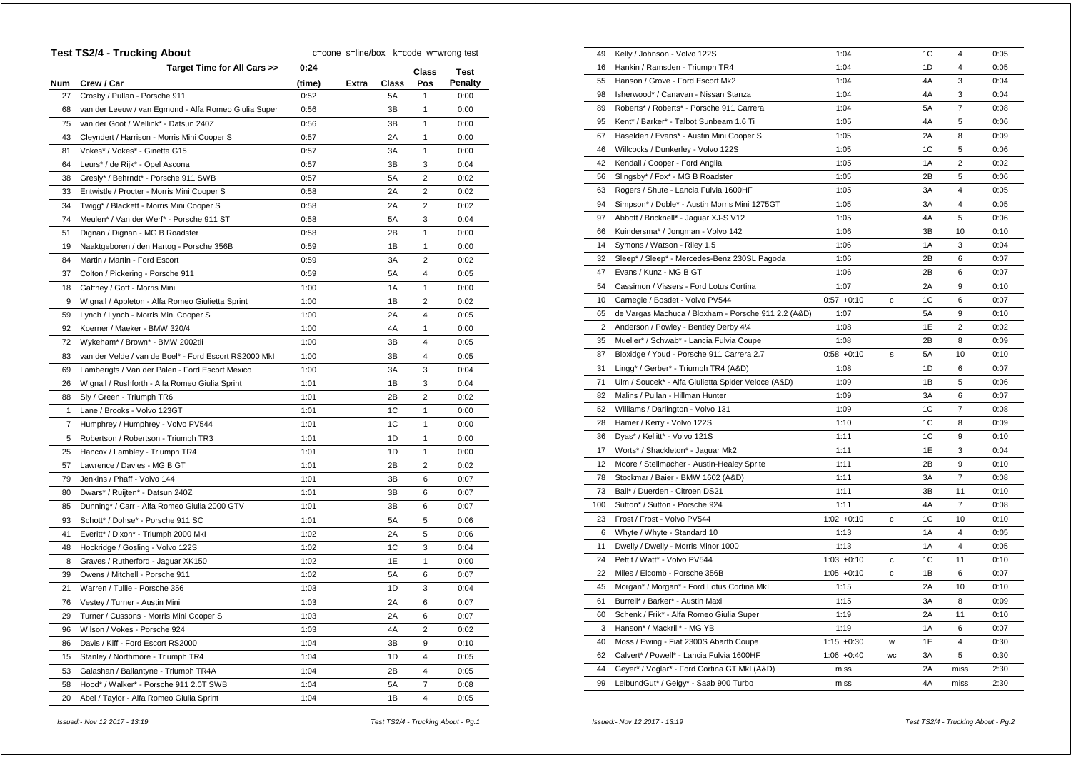## Test TS2/4 - Trucking About

c=cone s=line/box k=code w=wrong test

| Num | Crew / Car | Target Time for All Cars >> 0:24 (time) | Extra | Class | Class Pos | Test Penalty |
|---|---|---|---|---|---|---|
| 27 | Crosby / Pullan - Porsche 911 | 0:52 | | 5A | 1 | 0:00 |
| 68 | van der Leeuw / van Egmond - Alfa Romeo Giulia Super | 0:56 | | 3B | 1 | 0:00 |
| 75 | van der Goot / Wellink* - Datsun 240Z | 0:56 | | 3B | 1 | 0:00 |
| 43 | Cleyndert / Harrison - Morris Mini Cooper S | 0:57 | | 2A | 1 | 0:00 |
| 81 | Vokes* / Vokes* - Ginetta G15 | 0:57 | | 3A | 1 | 0:00 |
| 64 | Leurs* / de Rijk* - Opel Ascona | 0:57 | | 3B | 3 | 0:04 |
| 38 | Gresly* / Behrndt* - Porsche 911 SWB | 0:57 | | 5A | 2 | 0:02 |
| 33 | Entwistle / Procter - Morris Mini Cooper S | 0:58 | | 2A | 2 | 0:02 |
| 34 | Twigg* / Blackett - Morris Mini Cooper S | 0:58 | | 2A | 2 | 0:02 |
| 74 | Meulen* / Van der Werf* - Porsche 911 ST | 0:58 | | 5A | 3 | 0:04 |
| 51 | Dignan / Dignan - MG B Roadster | 0:58 | | 2B | 1 | 0:00 |
| 19 | Naaktgeboren / den Hartog - Porsche 356B | 0:59 | | 1B | 1 | 0:00 |
| 84 | Martin / Martin - Ford Escort | 0:59 | | 3A | 2 | 0:02 |
| 37 | Colton / Pickering - Porsche 911 | 0:59 | | 5A | 4 | 0:05 |
| 18 | Gaffney / Goff - Morris Mini | 1:00 | | 1A | 1 | 0:00 |
| 9 | Wignall / Appleton - Alfa Romeo Giulietta Sprint | 1:00 | | 1B | 2 | 0:02 |
| 59 | Lynch / Lynch - Morris Mini Cooper S | 1:00 | | 2A | 4 | 0:05 |
| 92 | Koerner / Maeker - BMW 320/4 | 1:00 | | 4A | 1 | 0:00 |
| 72 | Wykeham* / Brown* - BMW 2002tii | 1:00 | | 3B | 4 | 0:05 |
| 83 | van der Velde / van de Boel* - Ford Escort RS2000 MkI | 1:00 | | 3B | 4 | 0:05 |
| 69 | Lamberigts / Van der Palen - Ford Escort Mexico | 1:00 | | 3A | 3 | 0:04 |
| 26 | Wignall / Rushforth - Alfa Romeo Giulia Sprint | 1:01 | | 1B | 3 | 0:04 |
| 88 | Sly / Green - Triumph TR6 | 1:01 | | 2B | 2 | 0:02 |
| 1 | Lane / Brooks - Volvo 123GT | 1:01 | | 1C | 1 | 0:00 |
| 7 | Humphrey / Humphrey - Volvo PV544 | 1:01 | | 1C | 1 | 0:00 |
| 5 | Robertson / Robertson - Triumph TR3 | 1:01 | | 1D | 1 | 0:00 |
| 25 | Hancox / Lambley - Triumph TR4 | 1:01 | | 1D | 1 | 0:00 |
| 57 | Lawrence / Davies - MG B GT | 1:01 | | 2B | 2 | 0:02 |
| 79 | Jenkins / Phaff - Volvo 144 | 1:01 | | 3B | 6 | 0:07 |
| 80 | Dwars* / Ruijten* - Datsun 240Z | 1:01 | | 3B | 6 | 0:07 |
| 85 | Dunning* / Carr - Alfa Romeo Giulia 2000 GTV | 1:01 | | 3B | 6 | 0:07 |
| 93 | Schott* / Dohse* - Porsche 911 SC | 1:01 | | 5A | 5 | 0:06 |
| 41 | Everitt* / Dixon* - Triumph 2000 MkI | 1:02 | | 2A | 5 | 0:06 |
| 48 | Hockridge / Gosling - Volvo 122S | 1:02 | | 1C | 3 | 0:04 |
| 8 | Graves / Rutherford - Jaguar XK150 | 1:02 | | 1E | 1 | 0:00 |
| 39 | Owens / Mitchell - Porsche 911 | 1:02 | | 5A | 6 | 0:07 |
| 21 | Warren / Tullie - Porsche 356 | 1:03 | | 1D | 3 | 0:04 |
| 76 | Vestey / Turner - Austin Mini | 1:03 | | 2A | 6 | 0:07 |
| 29 | Turner / Cussons - Morris Mini Cooper S | 1:03 | | 2A | 6 | 0:07 |
| 96 | Wilson / Vokes - Porsche 924 | 1:03 | | 4A | 2 | 0:02 |
| 86 | Davis / Kiff - Ford Escort RS2000 | 1:04 | | 3B | 9 | 0:10 |
| 15 | Stanley / Northmore - Triumph TR4 | 1:04 | | 1D | 4 | 0:05 |
| 53 | Galashan / Ballantyne - Triumph TR4A | 1:04 | | 2B | 4 | 0:05 |
| 58 | Hood* / Walker* - Porsche 911 2.0T SWB | 1:04 | | 5A | 7 | 0:08 |
| 20 | Abel / Taylor - Alfa Romeo Giulia Sprint | 1:04 | | 1B | 4 | 0:05 |
| 49 | Kelly / Johnson - Volvo 122S | 1:04 | | 1C | 4 | 0:05 |
| 16 | Hankin / Ramsden - Triumph TR4 | 1:04 | | 1D | 4 | 0:05 |
| 55 | Hanson / Grove - Ford Escort Mk2 | 1:04 | | 4A | 3 | 0:04 |
| 98 | Isherwood* / Canavan - Nissan Stanza | 1:04 | | 4A | 3 | 0:04 |
| 89 | Roberts* / Roberts* - Porsche 911 Carrera | 1:04 | | 5A | 7 | 0:08 |
| 95 | Kent* / Barker* - Talbot Sunbeam 1.6 Ti | 1:05 | | 4A | 5 | 0:06 |
| 67 | Haselden / Evans* - Austin Mini Cooper S | 1:05 | | 2A | 8 | 0:09 |
| 46 | Willcocks / Dunkerley - Volvo 122S | 1:05 | | 1C | 5 | 0:06 |
| 42 | Kendall / Cooper - Ford Anglia | 1:05 | | 1A | 2 | 0:02 |
| 56 | Slingsby* / Fox* - MG B Roadster | 1:05 | | 2B | 5 | 0:06 |
| 63 | Rogers / Shute - Lancia Fulvia 1600HF | 1:05 | | 3A | 4 | 0:05 |
| 94 | Simpson* / Doble* - Austin Morris Mini 1275GT | 1:05 | | 3A | 4 | 0:05 |
| 97 | Abbott / Bricknell* - Jaguar XJ-S V12 | 1:05 | | 4A | 5 | 0:06 |
| 66 | Kuindersma* / Jongman - Volvo 142 | 1:06 | | 3B | 10 | 0:10 |
| 14 | Symons / Watson - Riley 1.5 | 1:06 | | 1A | 3 | 0:04 |
| 32 | Sleep* / Sleep* - Mercedes-Benz 230SL Pagoda | 1:06 | | 2B | 6 | 0:07 |
| 47 | Evans / Kunz - MG B GT | 1:06 | | 2B | 6 | 0:07 |
| 54 | Cassimon / Vissers - Ford Lotus Cortina | 1:07 | | 2A | 9 | 0:10 |
| 10 | Carnegie / Bosdet - Volvo PV544 | 0:57 +0:10 | c | 1C | 6 | 0:07 |
| 65 | de Vargas Machuca / Bloxham - Porsche 911 2.2 (A&D) | 1:07 | | 5A | 9 | 0:10 |
| 2 | Anderson / Powley - Bentley Derby 4¼ | 1:08 | | 1E | 2 | 0:02 |
| 35 | Mueller* / Schwab* - Lancia Fulvia Coupe | 1:08 | | 2B | 8 | 0:09 |
| 87 | Bloxidge / Youd - Porsche 911 Carrera 2.7 | 0:58 +0:10 | s | 5A | 10 | 0:10 |
| 31 | Lingg* / Gerber* - Triumph TR4 (A&D) | 1:08 | | 1D | 6 | 0:07 |
| 71 | Ulm / Soucek* - Alfa Giulietta Spider Veloce (A&D) | 1:09 | | 1B | 5 | 0:06 |
| 82 | Malins / Pullan - Hillman Hunter | 1:09 | | 3A | 6 | 0:07 |
| 52 | Williams / Darlington - Volvo 131 | 1:09 | | 1C | 7 | 0:08 |
| 28 | Hamer / Kerry - Volvo 122S | 1:10 | | 1C | 8 | 0:09 |
| 36 | Dyas* / Kellitt* - Volvo 121S | 1:11 | | 1C | 9 | 0:10 |
| 17 | Worts* / Shackleton* - Jaguar Mk2 | 1:11 | | 1E | 3 | 0:04 |
| 12 | Moore / Stellmacher - Austin-Healey Sprite | 1:11 | | 2B | 9 | 0:10 |
| 78 | Stockmar / Baier - BMW 1602 (A&D) | 1:11 | | 3A | 7 | 0:08 |
| 73 | Ball* / Duerden - Citroen DS21 | 1:11 | | 3B | 11 | 0:10 |
| 100 | Sutton* / Sutton - Porsche 924 | 1:11 | | 4A | 7 | 0:08 |
| 23 | Frost / Frost - Volvo PV544 | 1:02 +0:10 | c | 1C | 10 | 0:10 |
| 6 | Whyte / Whyte - Standard 10 | 1:13 | | 1A | 4 | 0:05 |
| 11 | Dwelly / Dwelly - Morris Minor 1000 | 1:13 | | 1A | 4 | 0:05 |
| 24 | Pettit / Watt* - Volvo PV544 | 1:03 +0:10 | c | 1C | 11 | 0:10 |
| 22 | Miles / Elcomb - Porsche 356B | 1:05 +0:10 | c | 1B | 6 | 0:07 |
| 45 | Morgan* / Morgan* - Ford Lotus Cortina MkI | 1:15 | | 2A | 10 | 0:10 |
| 61 | Burrell* / Barker* - Austin Maxi | 1:15 | | 3A | 8 | 0:09 |
| 60 | Schenk / Frik* - Alfa Romeo Giulia Super | 1:19 | | 2A | 11 | 0:10 |
| 3 | Hanson* / Mackrill* - MG YB | 1:19 | | 1A | 6 | 0:07 |
| 40 | Moss / Ewing - Fiat 2300S Abarth Coupe | 1:15 +0:30 | w | 1E | 4 | 0:30 |
| 62 | Calvert* / Powell* - Lancia Fulvia 1600HF | 1:06 +0:40 | wc | 3A | 5 | 0:30 |
| 44 | Geyer* / Voglar* - Ford Cortina GT MkI (A&D) | miss | | 2A | miss | 2:30 |
| 99 | LeibundGut* / Geigy* - Saab 900 Turbo | miss | | 4A | miss | 2:30 |

*Issued:- Nov 12 2017 - 13:19*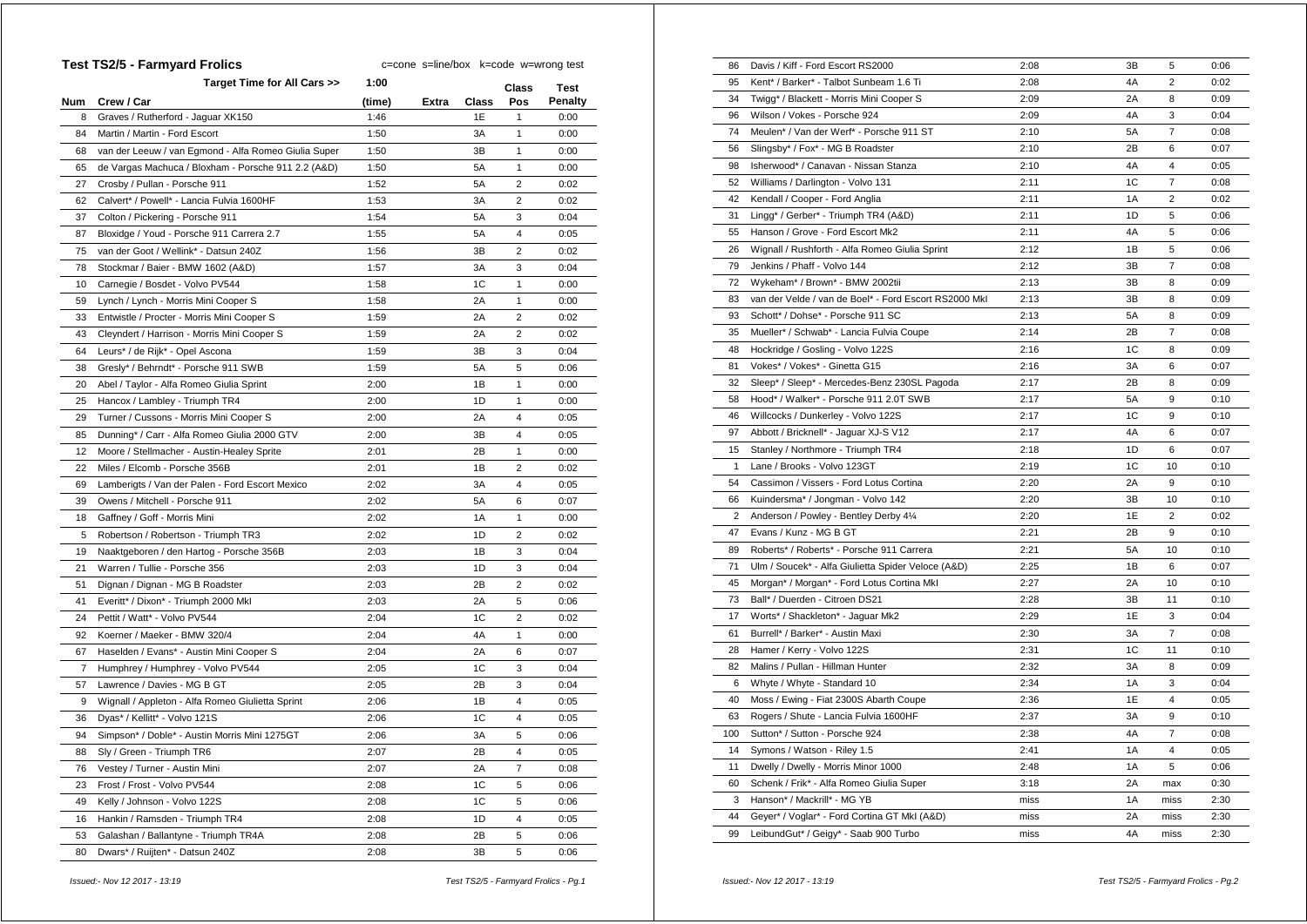## Test TS2/5 - Farmyard Frolics

c=cone s=line/box k=code w=wrong test

| Num | Crew / Car | Target Time for All Cars >> 1:00 (time) | Extra | Class | Class Pos | Test Penalty |
|---|---|---|---|---|---|---|
| 8 | Graves / Rutherford - Jaguar XK150 | 1:46 | | 1E | 1 | 0:00 |
| 84 | Martin / Martin - Ford Escort | 1:50 | | 3A | 1 | 0:00 |
| 68 | van der Leeuw / van Egmond - Alfa Romeo Giulia Super | 1:50 | | 3B | 1 | 0:00 |
| 65 | de Vargas Machuca / Bloxham - Porsche 911 2.2 (A&D) | 1:50 | | 5A | 1 | 0:00 |
| 27 | Crosby / Pullan - Porsche 911 | 1:52 | | 5A | 2 | 0:02 |
| 62 | Calvert* / Powell* - Lancia Fulvia 1600HF | 1:53 | | 3A | 2 | 0:02 |
| 37 | Colton / Pickering - Porsche 911 | 1:54 | | 5A | 3 | 0:04 |
| 87 | Bloxidge / Youd - Porsche 911 Carrera 2.7 | 1:55 | | 5A | 4 | 0:05 |
| 75 | van der Goot / Wellink* - Datsun 240Z | 1:56 | | 3B | 2 | 0:02 |
| 78 | Stockmar / Baier - BMW 1602 (A&D) | 1:57 | | 3A | 3 | 0:04 |
| 10 | Carnegie / Bosdet - Volvo PV544 | 1:58 | | 1C | 1 | 0:00 |
| 59 | Lynch / Lynch - Morris Mini Cooper S | 1:58 | | 2A | 1 | 0:00 |
| 33 | Entwistle / Procter - Morris Mini Cooper S | 1:59 | | 2A | 2 | 0:02 |
| 43 | Cleyndert / Harrison - Morris Mini Cooper S | 1:59 | | 2A | 2 | 0:02 |
| 64 | Leurs* / de Rijk* - Opel Ascona | 1:59 | | 3B | 3 | 0:04 |
| 38 | Gresly* / Behrndt* - Porsche 911 SWB | 1:59 | | 5A | 5 | 0:06 |
| 20 | Abel / Taylor - Alfa Romeo Giulia Sprint | 2:00 | | 1B | 1 | 0:00 |
| 25 | Hancox / Lambley - Triumph TR4 | 2:00 | | 1D | 1 | 0:00 |
| 29 | Turner / Cussons - Morris Mini Cooper S | 2:00 | | 2A | 4 | 0:05 |
| 85 | Dunning* / Carr - Alfa Romeo Giulia 2000 GTV | 2:00 | | 3B | 4 | 0:05 |
| 12 | Moore / Stellmacher - Austin-Healey Sprite | 2:01 | | 2B | 1 | 0:00 |
| 22 | Miles / Elcomb - Porsche 356B | 2:01 | | 1B | 2 | 0:02 |
| 69 | Lamberigts / Van der Palen - Ford Escort Mexico | 2:02 | | 3A | 4 | 0:05 |
| 39 | Owens / Mitchell - Porsche 911 | 2:02 | | 5A | 6 | 0:07 |
| 18 | Gaffney / Goff - Morris Mini | 2:02 | | 1A | 1 | 0:00 |
| 5 | Robertson / Robertson - Triumph TR3 | 2:02 | | 1D | 2 | 0:02 |
| 19 | Naaktgeboren / den Hartog - Porsche 356B | 2:03 | | 1B | 3 | 0:04 |
| 21 | Warren / Tullie - Porsche 356 | 2:03 | | 1D | 3 | 0:04 |
| 51 | Dignan / Dignan - MG B Roadster | 2:03 | | 2B | 2 | 0:02 |
| 41 | Everitt* / Dixon* - Triumph 2000 MkI | 2:03 | | 2A | 5 | 0:06 |
| 24 | Pettit / Watt* - Volvo PV544 | 2:04 | | 1C | 2 | 0:02 |
| 92 | Koerner / Maeker - BMW 320/4 | 2:04 | | 4A | 1 | 0:00 |
| 67 | Haselden / Evans* - Austin Mini Cooper S | 2:04 | | 2A | 6 | 0:07 |
| 7 | Humphrey / Humphrey - Volvo PV544 | 2:05 | | 1C | 3 | 0:04 |
| 57 | Lawrence / Davies - MG B GT | 2:05 | | 2B | 3 | 0:04 |
| 9 | Wignall / Appleton - Alfa Romeo Giulietta Sprint | 2:06 | | 1B | 4 | 0:05 |
| 36 | Dyas* / Kellitt* - Volvo 121S | 2:06 | | 1C | 4 | 0:05 |
| 94 | Simpson* / Doble* - Austin Morris Mini 1275GT | 2:06 | | 3A | 5 | 0:06 |
| 88 | Sly / Green - Triumph TR6 | 2:07 | | 2B | 4 | 0:05 |
| 76 | Vestey / Turner - Austin Mini | 2:07 | | 2A | 7 | 0:08 |
| 23 | Frost / Frost - Volvo PV544 | 2:08 | | 1C | 5 | 0:06 |
| 49 | Kelly / Johnson - Volvo 122S | 2:08 | | 1C | 5 | 0:06 |
| 16 | Hankin / Ramsden - Triumph TR4 | 2:08 | | 1D | 4 | 0:05 |
| 53 | Galashan / Ballantyne - Triumph TR4A | 2:08 | | 2B | 5 | 0:06 |
| 80 | Dwars* / Ruijten* - Datsun 240Z | 2:08 | | 3B | 5 | 0:06 |
| 86 | Davis / Kiff - Ford Escort RS2000 | 2:08 | | 3B | 5 | 0:06 |
| 95 | Kent* / Barker* - Talbot Sunbeam 1.6 Ti | 2:08 | | 4A | 2 | 0:02 |
| 34 | Twigg* / Blackett - Morris Mini Cooper S | 2:09 | | 2A | 8 | 0:09 |
| 96 | Wilson / Vokes - Porsche 924 | 2:09 | | 4A | 3 | 0:04 |
| 74 | Meulen* / Van der Werf* - Porsche 911 ST | 2:10 | | 5A | 7 | 0:08 |
| 56 | Slingsby* / Fox* - MG B Roadster | 2:10 | | 2B | 6 | 0:07 |
| 98 | Isherwood* / Canavan - Nissan Stanza | 2:10 | | 4A | 4 | 0:05 |
| 52 | Williams / Darlington - Volvo 131 | 2:11 | | 1C | 7 | 0:08 |
| 42 | Kendall / Cooper - Ford Anglia | 2:11 | | 1A | 2 | 0:02 |
| 31 | Lingg* / Gerber* - Triumph TR4 (A&D) | 2:11 | | 1D | 5 | 0:06 |
| 55 | Hanson / Grove - Ford Escort Mk2 | 2:11 | | 4A | 5 | 0:06 |
| 26 | Wignall / Rushforth - Alfa Romeo Giulia Sprint | 2:12 | | 1B | 5 | 0:06 |
| 79 | Jenkins / Phaff - Volvo 144 | 2:12 | | 3B | 7 | 0:08 |
| 72 | Wykeham* / Brown* - BMW 2002tii | 2:13 | | 3B | 8 | 0:09 |
| 83 | van der Velde / van de Boel* - Ford Escort RS2000 MkI | 2:13 | | 3B | 8 | 0:09 |
| 93 | Schott* / Dohse* - Porsche 911 SC | 2:13 | | 5A | 8 | 0:09 |
| 35 | Mueller* / Schwab* - Lancia Fulvia Coupe | 2:14 | | 2B | 7 | 0:08 |
| 48 | Hockridge / Gosling - Volvo 122S | 2:16 | | 1C | 8 | 0:09 |
| 81 | Vokes* / Vokes* - Ginetta G15 | 2:16 | | 3A | 6 | 0:07 |
| 32 | Sleep* / Sleep* - Mercedes-Benz 230SL Pagoda | 2:17 | | 2B | 8 | 0:09 |
| 58 | Hood* / Walker* - Porsche 911 2.0T SWB | 2:17 | | 5A | 9 | 0:10 |
| 46 | Willcocks / Dunkerley - Volvo 122S | 2:17 | | 1C | 9 | 0:10 |
| 97 | Abbott / Bricknell* - Jaguar XJ-S V12 | 2:17 | | 4A | 6 | 0:07 |
| 15 | Stanley / Northmore - Triumph TR4 | 2:18 | | 1D | 6 | 0:07 |
| 1 | Lane / Brooks - Volvo 123GT | 2:19 | | 1C | 10 | 0:10 |
| 54 | Cassimon / Vissers - Ford Lotus Cortina | 2:20 | | 2A | 9 | 0:10 |
| 66 | Kuindersma* / Jongman - Volvo 142 | 2:20 | | 3B | 10 | 0:10 |
| 2 | Anderson / Powley - Bentley Derby 4¼ | 2:20 | | 1E | 2 | 0:02 |
| 47 | Evans / Kunz - MG B GT | 2:21 | | 2B | 9 | 0:10 |
| 89 | Roberts* / Roberts* - Porsche 911 Carrera | 2:21 | | 5A | 10 | 0:10 |
| 71 | Ulm / Soucek* - Alfa Giulietta Spider Veloce (A&D) | 2:25 | | 1B | 6 | 0:07 |
| 45 | Morgan* / Morgan* - Ford Lotus Cortina MkI | 2:27 | | 2A | 10 | 0:10 |
| 73 | Ball* / Duerden - Citroen DS21 | 2:28 | | 3B | 11 | 0:10 |
| 17 | Worts* / Shackleton* - Jaguar Mk2 | 2:29 | | 1E | 3 | 0:04 |
| 61 | Burrell* / Barker* - Austin Maxi | 2:30 | | 3A | 7 | 0:08 |
| 28 | Hamer / Kerry - Volvo 122S | 2:31 | | 1C | 11 | 0:10 |
| 82 | Malins / Pullan - Hillman Hunter | 2:32 | | 3A | 8 | 0:09 |
| 6 | Whyte / Whyte - Standard 10 | 2:34 | | 1A | 3 | 0:04 |
| 40 | Moss / Ewing - Fiat 2300S Abarth Coupe | 2:36 | | 1E | 4 | 0:05 |
| 63 | Rogers / Shute - Lancia Fulvia 1600HF | 2:37 | | 3A | 9 | 0:10 |
| 100 | Sutton* / Sutton - Porsche 924 | 2:38 | | 4A | 7 | 0:08 |
| 14 | Symons / Watson - Riley 1.5 | 2:41 | | 1A | 4 | 0:05 |
| 11 | Dwelly / Dwelly - Morris Minor 1000 | 2:48 | | 1A | 5 | 0:06 |
| 60 | Schenk / Frik* - Alfa Romeo Giulia Super | 3:18 | | 2A | max | 0:30 |
| 3 | Hanson* / Mackrill* - MG YB | miss | | 1A | miss | 2:30 |
| 44 | Geyer* / Voglar* - Ford Cortina GT MkI (A&D) | miss | | 2A | miss | 2:30 |
| 99 | LeibundGut* / Geigy* - Saab 900 Turbo | miss | | 4A | miss | 2:30 |

*Issued:- Nov 12 2017 - 13:19*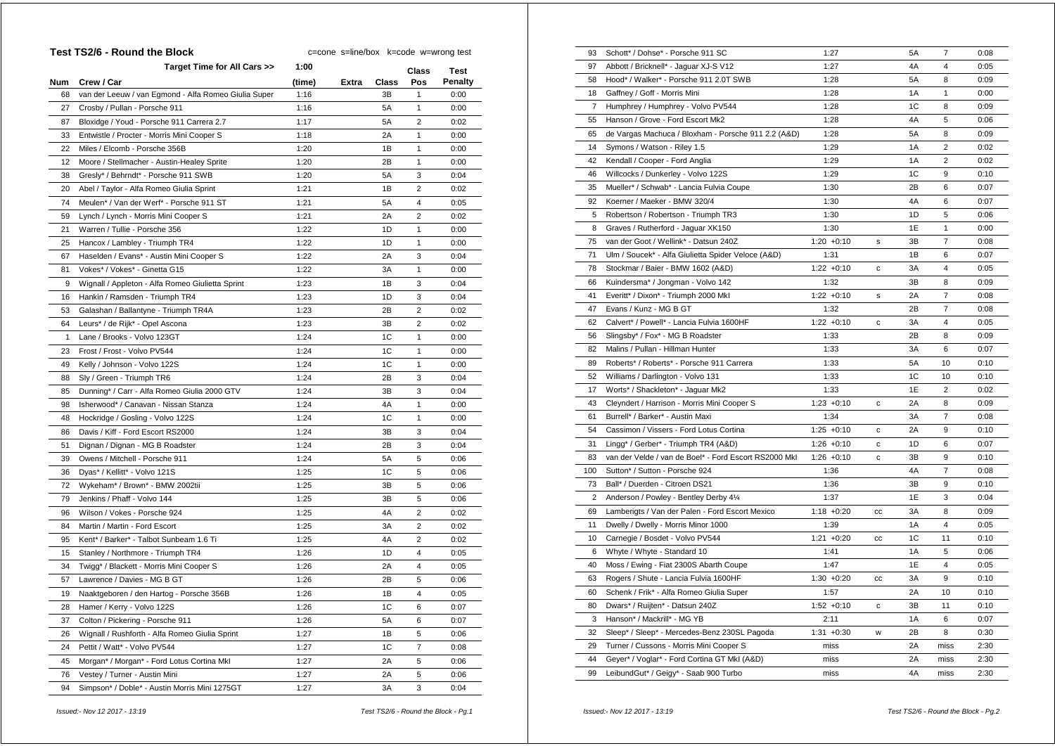## Test TS2/6 - Round the Block

c=cone s=line/box k=code w=wrong test

| Num | Crew / Car | Target Time for All Cars >> 1:00 (time) | Extra | Class | Class Pos | Test Penalty |
|---|---|---|---|---|---|---|
| 68 | van der Leeuw / van Egmond - Alfa Romeo Giulia Super | 1:16 | | 3B | 1 | 0:00 |
| 27 | Crosby / Pullan - Porsche 911 | 1:16 | | 5A | 1 | 0:00 |
| 87 | Bloxidge / Youd - Porsche 911 Carrera 2.7 | 1:17 | | 5A | 2 | 0:02 |
| 33 | Entwistle / Procter - Morris Mini Cooper S | 1:18 | | 2A | 1 | 0:00 |
| 22 | Miles / Elcomb - Porsche 356B | 1:20 | | 1B | 1 | 0:00 |
| 12 | Moore / Stellmacher - Austin-Healey Sprite | 1:20 | | 2B | 1 | 0:00 |
| 38 | Gresly* / Behrndt* - Porsche 911 SWB | 1:20 | | 5A | 3 | 0:04 |
| 20 | Abel / Taylor - Alfa Romeo Giulia Sprint | 1:21 | | 1B | 2 | 0:02 |
| 74 | Meulen* / Van der Werf* - Porsche 911 ST | 1:21 | | 5A | 4 | 0:05 |
| 59 | Lynch / Lynch - Morris Mini Cooper S | 1:21 | | 2A | 2 | 0:02 |
| 21 | Warren / Tullie - Porsche 356 | 1:22 | | 1D | 1 | 0:00 |
| 25 | Hancox / Lambley - Triumph TR4 | 1:22 | | 1D | 1 | 0:00 |
| 67 | Haselden / Evans* - Austin Mini Cooper S | 1:22 | | 2A | 3 | 0:04 |
| 81 | Vokes* / Vokes* - Ginetta G15 | 1:22 | | 3A | 1 | 0:00 |
| 9 | Wignall / Appleton - Alfa Romeo Giulietta Sprint | 1:23 | | 1B | 3 | 0:04 |
| 16 | Hankin / Ramsden - Triumph TR4 | 1:23 | | 1D | 3 | 0:04 |
| 53 | Galashan / Ballantyne - Triumph TR4A | 1:23 | | 2B | 2 | 0:02 |
| 64 | Leurs* / de Rijk* - Opel Ascona | 1:23 | | 3B | 2 | 0:02 |
| 1 | Lane / Brooks - Volvo 123GT | 1:24 | | 1C | 1 | 0:00 |
| 23 | Frost / Frost - Volvo PV544 | 1:24 | | 1C | 1 | 0:00 |
| 49 | Kelly / Johnson - Volvo 122S | 1:24 | | 1C | 1 | 0:00 |
| 88 | Sly / Green - Triumph TR6 | 1:24 | | 2B | 3 | 0:04 |
| 85 | Dunning* / Carr - Alfa Romeo Giulia 2000 GTV | 1:24 | | 3B | 3 | 0:04 |
| 98 | Isherwood* / Canavan - Nissan Stanza | 1:24 | | 4A | 1 | 0:00 |
| 48 | Hockridge / Gosling - Volvo 122S | 1:24 | | 1C | 1 | 0:00 |
| 86 | Davis / Kiff - Ford Escort RS2000 | 1:24 | | 3B | 3 | 0:04 |
| 51 | Dignan / Dignan - MG B Roadster | 1:24 | | 2B | 3 | 0:04 |
| 39 | Owens / Mitchell - Porsche 911 | 1:24 | | 5A | 5 | 0:06 |
| 36 | Dyas* / Kellitt* - Volvo 121S | 1:25 | | 1C | 5 | 0:06 |
| 72 | Wykeham* / Brown* - BMW 2002tii | 1:25 | | 3B | 5 | 0:06 |
| 79 | Jenkins / Phaff - Volvo 144 | 1:25 | | 3B | 5 | 0:06 |
| 96 | Wilson / Vokes - Porsche 924 | 1:25 | | 4A | 2 | 0:02 |
| 84 | Martin / Martin - Ford Escort | 1:25 | | 3A | 2 | 0:02 |
| 95 | Kent* / Barker* - Talbot Sunbeam 1.6 Ti | 1:25 | | 4A | 2 | 0:02 |
| 15 | Stanley / Northmore - Triumph TR4 | 1:26 | | 1D | 4 | 0:05 |
| 34 | Twigg* / Blackett - Morris Mini Cooper S | 1:26 | | 2A | 4 | 0:05 |
| 57 | Lawrence / Davies - MG B GT | 1:26 | | 2B | 5 | 0:06 |
| 19 | Naaktgeboren / den Hartog - Porsche 356B | 1:26 | | 1B | 4 | 0:05 |
| 28 | Hamer / Kerry - Volvo 122S | 1:26 | | 1C | 6 | 0:07 |
| 37 | Colton / Pickering - Porsche 911 | 1:26 | | 5A | 6 | 0:07 |
| 26 | Wignall / Rushforth - Alfa Romeo Giulia Sprint | 1:27 | | 1B | 5 | 0:06 |
| 24 | Pettit / Watt* - Volvo PV544 | 1:27 | | 1C | 7 | 0:08 |
| 45 | Morgan* / Morgan* - Ford Lotus Cortina MkI | 1:27 | | 2A | 5 | 0:06 |
| 76 | Vestey / Turner - Austin Mini | 1:27 | | 2A | 5 | 0:06 |
| 94 | Simpson* / Doble* - Austin Morris Mini 1275GT | 1:27 | | 3A | 3 | 0:04 |
| 93 | Schott* / Dohse* - Porsche 911 SC | 1:27 | | 5A | 7 | 0:08 |
| 97 | Abbott / Bricknell* - Jaguar XJ-S V12 | 1:27 | | 4A | 4 | 0:05 |
| 58 | Hood* / Walker* - Porsche 911 2.0T SWB | 1:28 | | 5A | 8 | 0:09 |
| 18 | Gaffney / Goff - Morris Mini | 1:28 | | 1A | 1 | 0:00 |
| 7 | Humphrey / Humphrey - Volvo PV544 | 1:28 | | 1C | 8 | 0:09 |
| 55 | Hanson / Grove - Ford Escort Mk2 | 1:28 | | 4A | 5 | 0:06 |
| 65 | de Vargas Machuca / Bloxham - Porsche 911 2.2 (A&D) | 1:28 | | 5A | 8 | 0:09 |
| 14 | Symons / Watson - Riley 1.5 | 1:29 | | 1A | 2 | 0:02 |
| 42 | Kendall / Cooper - Ford Anglia | 1:29 | | 1A | 2 | 0:02 |
| 46 | Willcocks / Dunkerley - Volvo 122S | 1:29 | | 1C | 9 | 0:10 |
| 35 | Mueller* / Schwab* - Lancia Fulvia Coupe | 1:30 | | 2B | 6 | 0:07 |
| 92 | Koerner / Maeker - BMW 320/4 | 1:30 | | 4A | 6 | 0:07 |
| 5 | Robertson / Robertson - Triumph TR3 | 1:30 | | 1D | 5 | 0:06 |
| 8 | Graves / Rutherford - Jaguar XK150 | 1:30 | | 1E | 1 | 0:00 |
| 75 | van der Goot / Wellink* - Datsun 240Z | 1:20 +0:10 | s | 3B | 7 | 0:08 |
| 71 | Ulm / Soucek* - Alfa Giulietta Spider Veloce (A&D) | 1:31 | | 1B | 6 | 0:07 |
| 78 | Stockmar / Baier - BMW 1602 (A&D) | 1:22 +0:10 | c | 3A | 4 | 0:05 |
| 66 | Kuindersma* / Jongman - Volvo 142 | 1:32 | | 3B | 8 | 0:09 |
| 41 | Everitt* / Dixon* - Triumph 2000 MkI | 1:22 +0:10 | s | 2A | 7 | 0:08 |
| 47 | Evans / Kunz - MG B GT | 1:32 | | 2B | 7 | 0:08 |
| 62 | Calvert* / Powell* - Lancia Fulvia 1600HF | 1:22 +0:10 | c | 3A | 4 | 0:05 |
| 56 | Slingsby* / Fox* - MG B Roadster | 1:33 | | 2B | 8 | 0:09 |
| 82 | Malins / Pullan - Hillman Hunter | 1:33 | | 3A | 6 | 0:07 |
| 89 | Roberts* / Roberts* - Porsche 911 Carrera | 1:33 | | 5A | 10 | 0:10 |
| 52 | Williams / Darlington - Volvo 131 | 1:33 | | 1C | 10 | 0:10 |
| 17 | Worts* / Shackleton* - Jaguar Mk2 | 1:33 | | 1E | 2 | 0:02 |
| 43 | Cleyndert / Harrison - Morris Mini Cooper S | 1:23 +0:10 | c | 2A | 8 | 0:09 |
| 61 | Burrell* / Barker* - Austin Maxi | 1:34 | | 3A | 7 | 0:08 |
| 54 | Cassimon / Vissers - Ford Lotus Cortina | 1:25 +0:10 | c | 2A | 9 | 0:10 |
| 31 | Lingg* / Gerber* - Triumph TR4 (A&D) | 1:26 +0:10 | c | 1D | 6 | 0:07 |
| 83 | van der Velde / van de Boel* - Ford Escort RS2000 MkI | 1:26 +0:10 | c | 3B | 9 | 0:10 |
| 100 | Sutton* / Sutton - Porsche 924 | 1:36 | | 4A | 7 | 0:08 |
| 73 | Ball* / Duerden - Citroen DS21 | 1:36 | | 3B | 9 | 0:10 |
| 2 | Anderson / Powley - Bentley Derby 4¼ | 1:37 | | 1E | 3 | 0:04 |
| 69 | Lamberigts / Van der Palen - Ford Escort Mexico | 1:18 +0:20 | cc | 3A | 8 | 0:09 |
| 11 | Dwelly / Dwelly - Morris Minor 1000 | 1:39 | | 1A | 4 | 0:05 |
| 10 | Carnegie / Bosdet - Volvo PV544 | 1:21 +0:20 | cc | 1C | 11 | 0:10 |
| 6 | Whyte / Whyte - Standard 10 | 1:41 | | 1A | 5 | 0:06 |
| 40 | Moss / Ewing - Fiat 2300S Abarth Coupe | 1:47 | | 1E | 4 | 0:05 |
| 63 | Rogers / Shute - Lancia Fulvia 1600HF | 1:30 +0:20 | cc | 3A | 9 | 0:10 |
| 60 | Schenk / Frik* - Alfa Romeo Giulia Super | 1:57 | | 2A | 10 | 0:10 |
| 80 | Dwars* / Ruijten* - Datsun 240Z | 1:52 +0:10 | c | 3B | 11 | 0:10 |
| 3 | Hanson* / Mackrill* - MG YB | 2:11 | | 1A | 6 | 0:07 |
| 32 | Sleep* / Sleep* - Mercedes-Benz 230SL Pagoda | 1:31 +0:30 | w | 2B | 8 | 0:30 |
| 29 | Turner / Cussons - Morris Mini Cooper S | miss | | 2A | miss | 2:30 |
| 44 | Geyer* / Voglar* - Ford Cortina GT MkI (A&D) | miss | | 2A | miss | 2:30 |
| 99 | LeibundGut* / Geigy* - Saab 900 Turbo | miss | | 4A | miss | 2:30 |

*Issued:- Nov 12 2017 - 13:19*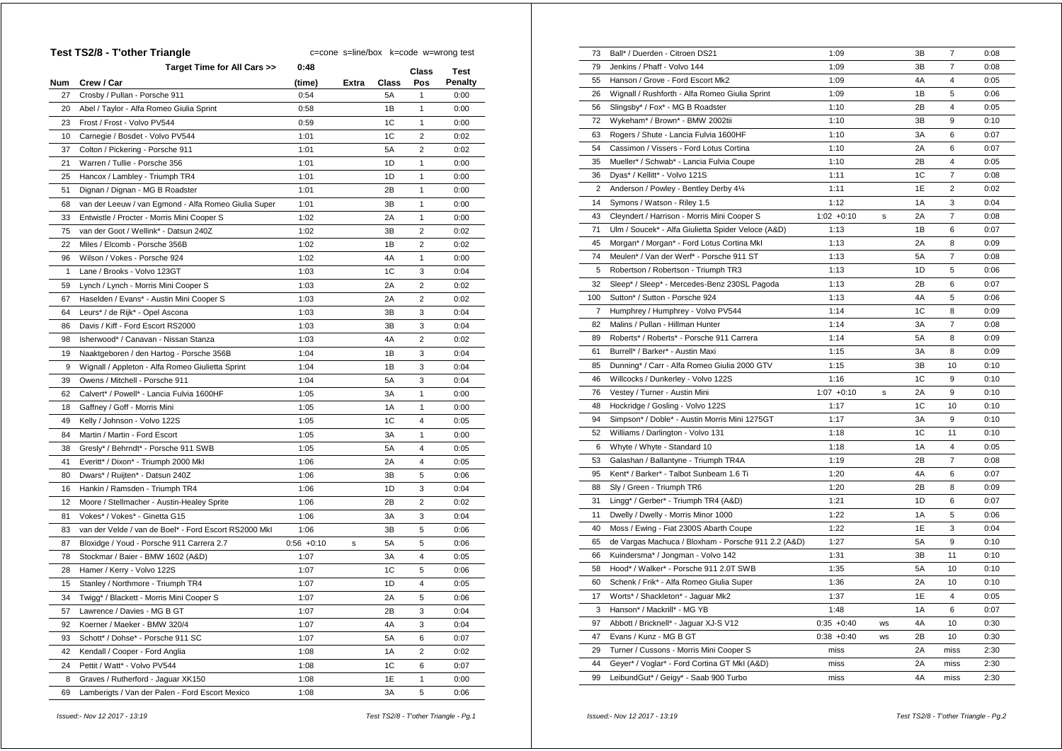## Test TS2/8 - T'other Triangle

c=cone s=line/box k=code w=wrong test

| Num | Crew / Car | (time) | Extra | Class | Class Pos | Test Penalty |
|---|---|---|---|---|---|---|
| | Target Time for All Cars >> | 0:48 | | | | |
| 27 | Crosby / Pullan - Porsche 911 | 0:54 | | 5A | 1 | 0:00 |
| 20 | Abel / Taylor - Alfa Romeo Giulia Sprint | 0:58 | | 1B | 1 | 0:00 |
| 23 | Frost / Frost - Volvo PV544 | 0:59 | | 1C | 1 | 0:00 |
| 10 | Carnegie / Bosdet - Volvo PV544 | 1:01 | | 1C | 2 | 0:02 |
| 37 | Colton / Pickering - Porsche 911 | 1:01 | | 5A | 2 | 0:02 |
| 21 | Warren / Tullie - Porsche 356 | 1:01 | | 1D | 1 | 0:00 |
| 25 | Hancox / Lambley - Triumph TR4 | 1:01 | | 1D | 1 | 0:00 |
| 51 | Dignan / Dignan - MG B Roadster | 1:01 | | 2B | 1 | 0:00 |
| 68 | van der Leeuw / van Egmond - Alfa Romeo Giulia Super | 1:01 | | 3B | 1 | 0:00 |
| 33 | Entwistle / Procter - Morris Mini Cooper S | 1:02 | | 2A | 1 | 0:00 |
| 75 | van der Goot / Wellink* - Datsun 240Z | 1:02 | | 3B | 2 | 0:02 |
| 22 | Miles / Elcomb - Porsche 356B | 1:02 | | 1B | 2 | 0:02 |
| 96 | Wilson / Vokes - Porsche 924 | 1:02 | | 4A | 1 | 0:00 |
| 1 | Lane / Brooks - Volvo 123GT | 1:03 | | 1C | 3 | 0:04 |
| 59 | Lynch / Lynch - Morris Mini Cooper S | 1:03 | | 2A | 2 | 0:02 |
| 67 | Haselden / Evans* - Austin Mini Cooper S | 1:03 | | 2A | 2 | 0:02 |
| 64 | Leurs* / de Rijk* - Opel Ascona | 1:03 | | 3B | 3 | 0:04 |
| 86 | Davis / Kiff - Ford Escort RS2000 | 1:03 | | 3B | 3 | 0:04 |
| 98 | Isherwood* / Canavan - Nissan Stanza | 1:03 | | 4A | 2 | 0:02 |
| 19 | Naaktgeboren / den Hartog - Porsche 356B | 1:04 | | 1B | 3 | 0:04 |
| 9 | Wignall / Appleton - Alfa Romeo Giulietta Sprint | 1:04 | | 1B | 3 | 0:04 |
| 39 | Owens / Mitchell - Porsche 911 | 1:04 | | 5A | 3 | 0:04 |
| 62 | Calvert* / Powell* - Lancia Fulvia 1600HF | 1:05 | | 3A | 1 | 0:00 |
| 18 | Gaffney / Goff - Morris Mini | 1:05 | | 1A | 1 | 0:00 |
| 49 | Kelly / Johnson - Volvo 122S | 1:05 | | 1C | 4 | 0:05 |
| 84 | Martin / Martin - Ford Escort | 1:05 | | 3A | 1 | 0:00 |
| 38 | Gresly* / Behrndt* - Porsche 911 SWB | 1:05 | | 5A | 4 | 0:05 |
| 41 | Everitt* / Dixon* - Triumph 2000 MkI | 1:06 | | 2A | 4 | 0:05 |
| 80 | Dwars* / Ruijten* - Datsun 240Z | 1:06 | | 3B | 5 | 0:06 |
| 16 | Hankin / Ramsden - Triumph TR4 | 1:06 | | 1D | 3 | 0:04 |
| 12 | Moore / Stellmacher - Austin-Healey Sprite | 1:06 | | 2B | 2 | 0:02 |
| 81 | Vokes* / Vokes* - Ginetta G15 | 1:06 | | 3A | 3 | 0:04 |
| 83 | van der Velde / van de Boel* - Ford Escort RS2000 MkI | 1:06 | | 3B | 5 | 0:06 |
| 87 | Bloxidge / Youd - Porsche 911 Carrera 2.7 | 0:56 +0:10 | s | 5A | 5 | 0:06 |
| 78 | Stockmar / Baier - BMW 1602 (A&D) | 1:07 | | 3A | 4 | 0:05 |
| 28 | Hamer / Kerry - Volvo 122S | 1:07 | | 1C | 5 | 0:06 |
| 15 | Stanley / Northmore - Triumph TR4 | 1:07 | | 1D | 4 | 0:05 |
| 34 | Twigg* / Blackett - Morris Mini Cooper S | 1:07 | | 2A | 5 | 0:06 |
| 57 | Lawrence / Davies - MG B GT | 1:07 | | 2B | 3 | 0:04 |
| 92 | Koerner / Maeker - BMW 320/4 | 1:07 | | 4A | 3 | 0:04 |
| 93 | Schott* / Dohse* - Porsche 911 SC | 1:07 | | 5A | 6 | 0:07 |
| 42 | Kendall / Cooper - Ford Anglia | 1:08 | | 1A | 2 | 0:02 |
| 24 | Pettit / Watt* - Volvo PV544 | 1:08 | | 1C | 6 | 0:07 |
| 8 | Graves / Rutherford - Jaguar XK150 | 1:08 | | 1E | 1 | 0:00 |
| 69 | Lamberigts / Van der Palen - Ford Escort Mexico | 1:08 | | 3A | 5 | 0:06 |
| 73 | Ball* / Duerden - Citroen DS21 | 1:09 | | 3B | 7 | 0:08 |
| 79 | Jenkins / Phaff - Volvo 144 | 1:09 | | 3B | 7 | 0:08 |
| 55 | Hanson / Grove - Ford Escort Mk2 | 1:09 | | 4A | 4 | 0:05 |
| 26 | Wignall / Rushforth - Alfa Romeo Giulia Sprint | 1:09 | | 1B | 5 | 0:06 |
| 56 | Slingsby* / Fox* - MG B Roadster | 1:10 | | 2B | 4 | 0:05 |
| 72 | Wykeham* / Brown* - BMW 2002tii | 1:10 | | 3B | 9 | 0:10 |
| 63 | Rogers / Shute - Lancia Fulvia 1600HF | 1:10 | | 3A | 6 | 0:07 |
| 54 | Cassimon / Vissers - Ford Lotus Cortina | 1:10 | | 2A | 6 | 0:07 |
| 35 | Mueller* / Schwab* - Lancia Fulvia Coupe | 1:10 | | 2B | 4 | 0:05 |
| 36 | Dyas* / Kellitt* - Volvo 121S | 1:11 | | 1C | 7 | 0:08 |
| 2 | Anderson / Powley - Bentley Derby 4¼ | 1:11 | | 1E | 2 | 0:02 |
| 14 | Symons / Watson - Riley 1.5 | 1:12 | | 1A | 3 | 0:04 |
| 43 | Cleyndert / Harrison - Morris Mini Cooper S | 1:02 +0:10 | s | 2A | 7 | 0:08 |
| 71 | Ulm / Soucek* - Alfa Giulietta Spider Veloce (A&D) | 1:13 | | 1B | 6 | 0:07 |
| 45 | Morgan* / Morgan* - Ford Lotus Cortina MkI | 1:13 | | 2A | 8 | 0:09 |
| 74 | Meulen* / Van der Werf* - Porsche 911 ST | 1:13 | | 5A | 7 | 0:08 |
| 5 | Robertson / Robertson - Triumph TR3 | 1:13 | | 1D | 5 | 0:06 |
| 32 | Sleep* / Sleep* - Mercedes-Benz 230SL Pagoda | 1:13 | | 2B | 6 | 0:07 |
| 100 | Sutton* / Sutton - Porsche 924 | 1:13 | | 4A | 5 | 0:06 |
| 7 | Humphrey / Humphrey - Volvo PV544 | 1:14 | | 1C | 8 | 0:09 |
| 82 | Malins / Pullan - Hillman Hunter | 1:14 | | 3A | 7 | 0:08 |
| 89 | Roberts* / Roberts* - Porsche 911 Carrera | 1:14 | | 5A | 8 | 0:09 |
| 61 | Burrell* / Barker* - Austin Maxi | 1:15 | | 3A | 8 | 0:09 |
| 85 | Dunning* / Carr - Alfa Romeo Giulia 2000 GTV | 1:15 | | 3B | 10 | 0:10 |
| 46 | Willcocks / Dunkerley - Volvo 122S | 1:16 | | 1C | 9 | 0:10 |
| 76 | Vestey / Turner - Austin Mini | 1:07 +0:10 | s | 2A | 9 | 0:10 |
| 48 | Hockridge / Gosling - Volvo 122S | 1:17 | | 1C | 10 | 0:10 |
| 94 | Simpson* / Doble* - Austin Morris Mini 1275GT | 1:17 | | 3A | 9 | 0:10 |
| 52 | Williams / Darlington - Volvo 131 | 1:18 | | 1C | 11 | 0:10 |
| 6 | Whyte / Whyte - Standard 10 | 1:18 | | 1A | 4 | 0:05 |
| 53 | Galashan / Ballantyne - Triumph TR4A | 1:19 | | 2B | 7 | 0:08 |
| 95 | Kent* / Barker* - Talbot Sunbeam 1.6 Ti | 1:20 | | 4A | 6 | 0:07 |
| 88 | Sly / Green - Triumph TR6 | 1:20 | | 2B | 8 | 0:09 |
| 31 | Lingg* / Gerber* - Triumph TR4 (A&D) | 1:21 | | 1D | 6 | 0:07 |
| 11 | Dwelly / Dwelly - Morris Minor 1000 | 1:22 | | 1A | 5 | 0:06 |
| 40 | Moss / Ewing - Fiat 2300S Abarth Coupe | 1:22 | | 1E | 3 | 0:04 |
| 65 | de Vargas Machuca / Bloxham - Porsche 911 2.2 (A&D) | 1:27 | | 5A | 9 | 0:10 |
| 66 | Kuindersma* / Jongman - Volvo 142 | 1:31 | | 3B | 11 | 0:10 |
| 58 | Hood* / Walker* - Porsche 911 2.0T SWB | 1:35 | | 5A | 10 | 0:10 |
| 60 | Schenk / Frik* - Alfa Romeo Giulia Super | 1:36 | | 2A | 10 | 0:10 |
| 17 | Worts* / Shackleton* - Jaguar Mk2 | 1:37 | | 1E | 4 | 0:05 |
| 3 | Hanson* / Mackrill* - MG YB | 1:48 | | 1A | 6 | 0:07 |
| 97 | Abbott / Bricknell* - Jaguar XJ-S V12 | 0:35 +0:40 | ws | 4A | 10 | 0:30 |
| 47 | Evans / Kunz - MG B GT | 0:38 +0:40 | ws | 2B | 10 | 0:30 |
| 29 | Turner / Cussons - Morris Mini Cooper S | miss | | 2A | miss | 2:30 |
| 44 | Geyer* / Voglar* - Ford Cortina GT MkI (A&D) | miss | | 2A | miss | 2:30 |
| 99 | LeibundGut* / Geigy* - Saab 900 Turbo | miss | | 4A | miss | 2:30 |

*Issued:- Nov 12 2017 - 13:19*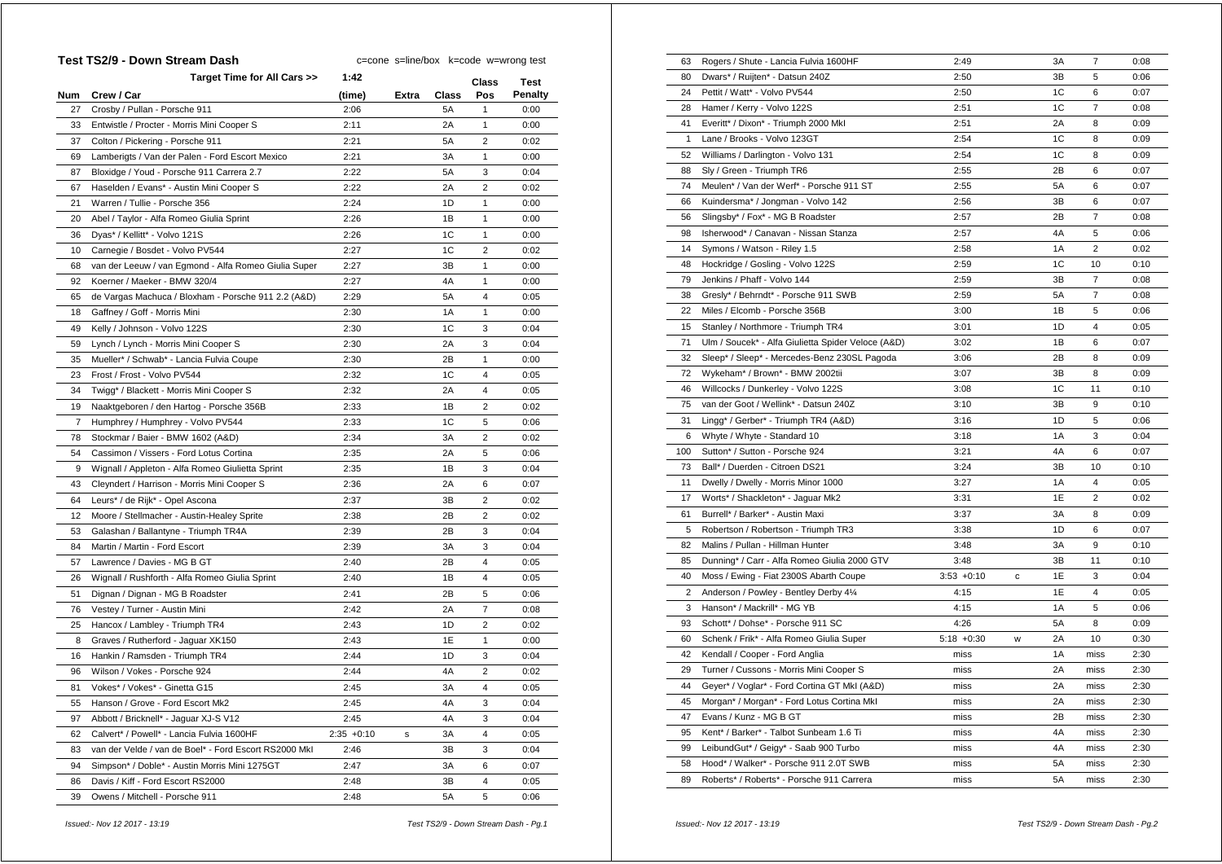## Test TS2/9 - Down Stream Dash

c=cone s=line/box k=code w=wrong test

| Num | Crew / Car | Target Time for All Cars >> 1:42 (time) | Extra | Class | Class Pos | Test Penalty |
|---|---|---|---|---|---|---|
| 27 | Crosby / Pullan - Porsche 911 | 2:06 | | 5A | 1 | 0:00 |
| 33 | Entwistle / Procter - Morris Mini Cooper S | 2:11 | | 2A | 1 | 0:00 |
| 37 | Colton / Pickering - Porsche 911 | 2:21 | | 5A | 2 | 0:02 |
| 69 | Lamberigts / Van der Palen - Ford Escort Mexico | 2:21 | | 3A | 1 | 0:00 |
| 87 | Bloxidge / Youd - Porsche 911 Carrera 2.7 | 2:22 | | 5A | 3 | 0:04 |
| 67 | Haselden / Evans* - Austin Mini Cooper S | 2:22 | | 2A | 2 | 0:02 |
| 21 | Warren / Tullie - Porsche 356 | 2:24 | | 1D | 1 | 0:00 |
| 20 | Abel / Taylor - Alfa Romeo Giulia Sprint | 2:26 | | 1B | 1 | 0:00 |
| 36 | Dyas* / Kellitt* - Volvo 121S | 2:26 | | 1C | 1 | 0:00 |
| 10 | Carnegie / Bosdet - Volvo PV544 | 2:27 | | 1C | 2 | 0:02 |
| 68 | van der Leeuw / van Egmond - Alfa Romeo Giulia Super | 2:27 | | 3B | 1 | 0:00 |
| 92 | Koerner / Maeker - BMW 320/4 | 2:27 | | 4A | 1 | 0:00 |
| 65 | de Vargas Machuca / Bloxham - Porsche 911 2.2 (A&D) | 2:29 | | 5A | 4 | 0:05 |
| 18 | Gaffney / Goff - Morris Mini | 2:30 | | 1A | 1 | 0:00 |
| 49 | Kelly / Johnson - Volvo 122S | 2:30 | | 1C | 3 | 0:04 |
| 59 | Lynch / Lynch - Morris Mini Cooper S | 2:30 | | 2A | 3 | 0:04 |
| 35 | Mueller* / Schwab* - Lancia Fulvia Coupe | 2:30 | | 2B | 1 | 0:00 |
| 23 | Frost / Frost - Volvo PV544 | 2:32 | | 1C | 4 | 0:05 |
| 34 | Twigg* / Blackett - Morris Mini Cooper S | 2:32 | | 2A | 4 | 0:05 |
| 19 | Naaktgeboren / den Hartog - Porsche 356B | 2:33 | | 1B | 2 | 0:02 |
| 7 | Humphrey / Humphrey - Volvo PV544 | 2:33 | | 1C | 5 | 0:06 |
| 78 | Stockmar / Baier - BMW 1602 (A&D) | 2:34 | | 3A | 2 | 0:02 |
| 54 | Cassimon / Vissers - Ford Lotus Cortina | 2:35 | | 2A | 5 | 0:06 |
| 9 | Wignall / Appleton - Alfa Romeo Giulietta Sprint | 2:35 | | 1B | 3 | 0:04 |
| 43 | Cleyndert / Harrison - Morris Mini Cooper S | 2:36 | | 2A | 6 | 0:07 |
| 64 | Leurs* / de Rijk* - Opel Ascona | 2:37 | | 3B | 2 | 0:02 |
| 12 | Moore / Stellmacher - Austin-Healey Sprite | 2:38 | | 2B | 2 | 0:02 |
| 53 | Galashan / Ballantyne - Triumph TR4A | 2:39 | | 2B | 3 | 0:04 |
| 84 | Martin / Martin - Ford Escort | 2:39 | | 3A | 3 | 0:04 |
| 57 | Lawrence / Davies - MG B GT | 2:40 | | 2B | 4 | 0:05 |
| 26 | Wignall / Rushforth - Alfa Romeo Giulia Sprint | 2:40 | | 1B | 4 | 0:05 |
| 51 | Dignan / Dignan - MG B Roadster | 2:41 | | 2B | 5 | 0:06 |
| 76 | Vestey / Turner - Austin Mini | 2:42 | | 2A | 7 | 0:08 |
| 25 | Hancox / Lambley - Triumph TR4 | 2:43 | | 1D | 2 | 0:02 |
| 8 | Graves / Rutherford - Jaguar XK150 | 2:43 | | 1E | 1 | 0:00 |
| 16 | Hankin / Ramsden - Triumph TR4 | 2:44 | | 1D | 3 | 0:04 |
| 96 | Wilson / Vokes - Porsche 924 | 2:44 | | 4A | 2 | 0:02 |
| 81 | Vokes* / Vokes* - Ginetta G15 | 2:45 | | 3A | 4 | 0:05 |
| 55 | Hanson / Grove - Ford Escort Mk2 | 2:45 | | 4A | 3 | 0:04 |
| 97 | Abbott / Bricknell* - Jaguar XJ-S V12 | 2:45 | | 4A | 3 | 0:04 |
| 62 | Calvert* / Powell* - Lancia Fulvia 1600HF | 2:35 +0:10 | s | 3A | 4 | 0:05 |
| 83 | van der Velde / van de Boel* - Ford Escort RS2000 MkI | 2:46 | | 3B | 3 | 0:04 |
| 94 | Simpson* / Doble* - Austin Morris Mini 1275GT | 2:47 | | 3A | 6 | 0:07 |
| 86 | Davis / Kiff - Ford Escort RS2000 | 2:48 | | 3B | 4 | 0:05 |
| 39 | Owens / Mitchell - Porsche 911 | 2:48 | | 5A | 5 | 0:06 |
| 63 | Rogers / Shute - Lancia Fulvia 1600HF | 2:49 | | 3A | 7 | 0:08 |
| 80 | Dwars* / Ruijten* - Datsun 240Z | 2:50 | | 3B | 5 | 0:06 |
| 24 | Pettit / Watt* - Volvo PV544 | 2:50 | | 1C | 6 | 0:07 |
| 28 | Hamer / Kerry - Volvo 122S | 2:51 | | 1C | 7 | 0:08 |
| 41 | Everitt* / Dixon* - Triumph 2000 MkI | 2:51 | | 2A | 8 | 0:09 |
| 1 | Lane / Brooks - Volvo 123GT | 2:54 | | 1C | 8 | 0:09 |
| 52 | Williams / Darlington - Volvo 131 | 2:54 | | 1C | 8 | 0:09 |
| 88 | Sly / Green - Triumph TR6 | 2:55 | | 2B | 6 | 0:07 |
| 74 | Meulen* / Van der Werf* - Porsche 911 ST | 2:55 | | 5A | 6 | 0:07 |
| 66 | Kuindersma* / Jongman - Volvo 142 | 2:56 | | 3B | 6 | 0:07 |
| 56 | Slingsby* / Fox* - MG B Roadster | 2:57 | | 2B | 7 | 0:08 |
| 98 | Isherwood* / Canavan - Nissan Stanza | 2:57 | | 4A | 5 | 0:06 |
| 14 | Symons / Watson - Riley 1.5 | 2:58 | | 1A | 2 | 0:02 |
| 48 | Hockridge / Gosling - Volvo 122S | 2:59 | | 1C | 10 | 0:10 |
| 79 | Jenkins / Phaff - Volvo 144 | 2:59 | | 3B | 7 | 0:08 |
| 38 | Gresly* / Behrndt* - Porsche 911 SWB | 2:59 | | 5A | 7 | 0:08 |
| 22 | Miles / Elcomb - Porsche 356B | 3:00 | | 1B | 5 | 0:06 |
| 15 | Stanley / Northmore - Triumph TR4 | 3:01 | | 1D | 4 | 0:05 |
| 71 | Ulm / Soucek* - Alfa Giulietta Spider Veloce (A&D) | 3:02 | | 1B | 6 | 0:07 |
| 32 | Sleep* / Sleep* - Mercedes-Benz 230SL Pagoda | 3:06 | | 2B | 8 | 0:09 |
| 72 | Wykeham* / Brown* - BMW 2002tii | 3:07 | | 3B | 8 | 0:09 |
| 46 | Willcocks / Dunkerley - Volvo 122S | 3:08 | | 1C | 11 | 0:10 |
| 75 | van der Goot / Wellink* - Datsun 240Z | 3:10 | | 3B | 9 | 0:10 |
| 31 | Lingg* / Gerber* - Triumph TR4 (A&D) | 3:16 | | 1D | 5 | 0:06 |
| 6 | Whyte / Whyte - Standard 10 | 3:18 | | 1A | 3 | 0:04 |
| 100 | Sutton* / Sutton - Porsche 924 | 3:21 | | 4A | 6 | 0:07 |
| 73 | Ball* / Duerden - Citroen DS21 | 3:24 | | 3B | 10 | 0:10 |
| 11 | Dwelly / Dwelly - Morris Minor 1000 | 3:27 | | 1A | 4 | 0:05 |
| 17 | Worts* / Shackleton* - Jaguar Mk2 | 3:31 | | 1E | 2 | 0:02 |
| 61 | Burrell* / Barker* - Austin Maxi | 3:37 | | 3A | 8 | 0:09 |
| 5 | Robertson / Robertson - Triumph TR3 | 3:38 | | 1D | 6 | 0:07 |
| 82 | Malins / Pullan - Hillman Hunter | 3:48 | | 3A | 9 | 0:10 |
| 85 | Dunning* / Carr - Alfa Romeo Giulia 2000 GTV | 3:48 | | 3B | 11 | 0:10 |
| 40 | Moss / Ewing - Fiat 2300S Abarth Coupe | 3:53 +0:10 | c | 1E | 3 | 0:04 |
| 2 | Anderson / Powley - Bentley Derby 4¼ | 4:15 | | 1E | 4 | 0:05 |
| 3 | Hanson* / Mackrill* - MG YB | 4:15 | | 1A | 5 | 0:06 |
| 93 | Schott* / Dohse* - Porsche 911 SC | 4:26 | | 5A | 8 | 0:09 |
| 60 | Schenk / Frik* - Alfa Romeo Giulia Super | 5:18 +0:30 | w | 2A | 10 | 0:30 |
| 42 | Kendall / Cooper - Ford Anglia | miss | | 1A | miss | 2:30 |
| 29 | Turner / Cussons - Morris Mini Cooper S | miss | | 2A | miss | 2:30 |
| 44 | Geyer* / Voglar* - Ford Cortina GT MkI (A&D) | miss | | 2A | miss | 2:30 |
| 45 | Morgan* / Morgan* - Ford Lotus Cortina MkI | miss | | 2A | miss | 2:30 |
| 47 | Evans / Kunz - MG B GT | miss | | 2B | miss | 2:30 |
| 95 | Kent* / Barker* - Talbot Sunbeam 1.6 Ti | miss | | 4A | miss | 2:30 |
| 99 | LeibundGut* / Geigy* - Saab 900 Turbo | miss | | 4A | miss | 2:30 |
| 58 | Hood* / Walker* - Porsche 911 2.0T SWB | miss | | 5A | miss | 2:30 |
| 89 | Roberts* / Roberts* - Porsche 911 Carrera | miss | | 5A | miss | 2:30 |

*Issued:- Nov 12 2017 - 13:19*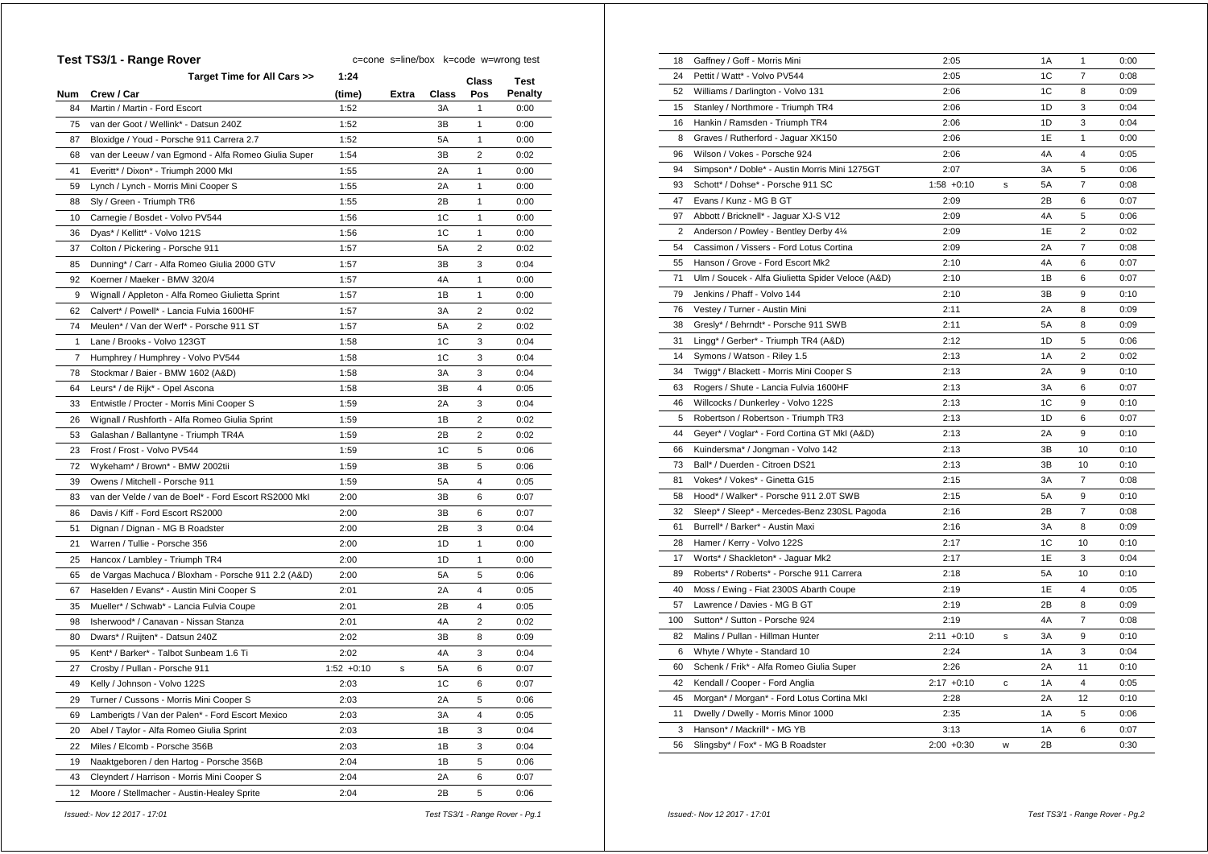## Test TS3/1 - Range Rover

c=cone s=line/box k=code w=wrong test

| Num | Crew / Car | Target Time for All Cars >> 1:24 (time) | Extra | Class | Class Pos | Test Penalty |
|---|---|---|---|---|---|---|
| 84 | Martin / Martin - Ford Escort | 1:52 | | 3A | 1 | 0:00 |
| 75 | van der Goot / Wellink* - Datsun 240Z | 1:52 | | 3B | 1 | 0:00 |
| 87 | Bloxidge / Youd - Porsche 911 Carrera 2.7 | 1:52 | | 5A | 1 | 0:00 |
| 68 | van der Leeuw / van Egmond - Alfa Romeo Giulia Super | 1:54 | | 3B | 2 | 0:02 |
| 41 | Everitt* / Dixon* - Triumph 2000 MkI | 1:55 | | 2A | 1 | 0:00 |
| 59 | Lynch / Lynch - Morris Mini Cooper S | 1:55 | | 2A | 1 | 0:00 |
| 88 | Sly / Green - Triumph TR6 | 1:55 | | 2B | 1 | 0:00 |
| 10 | Carnegie / Bosdet - Volvo PV544 | 1:56 | | 1C | 1 | 0:00 |
| 36 | Dyas* / Kellitt* - Volvo 121S | 1:56 | | 1C | 1 | 0:00 |
| 37 | Colton / Pickering - Porsche 911 | 1:57 | | 5A | 2 | 0:02 |
| 85 | Dunning* / Carr - Alfa Romeo Giulia 2000 GTV | 1:57 | | 3B | 3 | 0:04 |
| 92 | Koerner / Maeker - BMW 320/4 | 1:57 | | 4A | 1 | 0:00 |
| 9 | Wignall / Appleton - Alfa Romeo Giulietta Sprint | 1:57 | | 1B | 1 | 0:00 |
| 62 | Calvert* / Powell* - Lancia Fulvia 1600HF | 1:57 | | 3A | 2 | 0:02 |
| 74 | Meulen* / Van der Werf* - Porsche 911 ST | 1:57 | | 5A | 2 | 0:02 |
| 1 | Lane / Brooks - Volvo 123GT | 1:58 | | 1C | 3 | 0:04 |
| 7 | Humphrey / Humphrey - Volvo PV544 | 1:58 | | 1C | 3 | 0:04 |
| 78 | Stockmar / Baier - BMW 1602 (A&D) | 1:58 | | 3A | 3 | 0:04 |
| 64 | Leurs* / de Rijk* - Opel Ascona | 1:58 | | 3B | 4 | 0:05 |
| 33 | Entwistle / Procter - Morris Mini Cooper S | 1:59 | | 2A | 3 | 0:04 |
| 26 | Wignall / Rushforth - Alfa Romeo Giulia Sprint | 1:59 | | 1B | 2 | 0:02 |
| 53 | Galashan / Ballantyne - Triumph TR4A | 1:59 | | 2B | 2 | 0:02 |
| 23 | Frost / Frost - Volvo PV544 | 1:59 | | 1C | 5 | 0:06 |
| 72 | Wykeham* / Brown* - BMW 2002tii | 1:59 | | 3B | 5 | 0:06 |
| 39 | Owens / Mitchell - Porsche 911 | 1:59 | | 5A | 4 | 0:05 |
| 83 | van der Velde / van de Boel* - Ford Escort RS2000 MkI | 2:00 | | 3B | 6 | 0:07 |
| 86 | Davis / Kiff - Ford Escort RS2000 | 2:00 | | 3B | 6 | 0:07 |
| 51 | Dignan / Dignan - MG B Roadster | 2:00 | | 2B | 3 | 0:04 |
| 21 | Warren / Tullie - Porsche 356 | 2:00 | | 1D | 1 | 0:00 |
| 25 | Hancox / Lambley - Triumph TR4 | 2:00 | | 1D | 1 | 0:00 |
| 65 | de Vargas Machuca / Bloxham - Porsche 911 2.2 (A&D) | 2:00 | | 5A | 5 | 0:06 |
| 67 | Haselden / Evans* - Austin Mini Cooper S | 2:01 | | 2A | 4 | 0:05 |
| 35 | Mueller* / Schwab* - Lancia Fulvia Coupe | 2:01 | | 2B | 4 | 0:05 |
| 98 | Isherwood* / Canavan - Nissan Stanza | 2:01 | | 4A | 2 | 0:02 |
| 80 | Dwars* / Ruijten* - Datsun 240Z | 2:02 | | 3B | 8 | 0:09 |
| 95 | Kent* / Barker* - Talbot Sunbeam 1.6 Ti | 2:02 | | 4A | 3 | 0:04 |
| 27 | Crosby / Pullan - Porsche 911 | 1:52 +0:10 | s | 5A | 6 | 0:07 |
| 49 | Kelly / Johnson - Volvo 122S | 2:03 | | 1C | 6 | 0:07 |
| 29 | Turner / Cussons - Morris Mini Cooper S | 2:03 | | 2A | 5 | 0:06 |
| 69 | Lamberigts / Van der Palen* - Ford Escort Mexico | 2:03 | | 3A | 4 | 0:05 |
| 20 | Abel / Taylor - Alfa Romeo Giulia Sprint | 2:03 | | 1B | 3 | 0:04 |
| 22 | Miles / Elcomb - Porsche 356B | 2:03 | | 1B | 3 | 0:04 |
| 19 | Naaktgeboren / den Hartog - Porsche 356B | 2:04 | | 1B | 5 | 0:06 |
| 43 | Cleyndert / Harrison - Morris Mini Cooper S | 2:04 | | 2A | 6 | 0:07 |
| 12 | Moore / Stellmacher - Austin-Healey Sprite | 2:04 | | 2B | 5 | 0:06 |
| 18 | Gaffney / Goff - Morris Mini | 2:05 | | 1A | 1 | 0:00 |
| 24 | Pettit / Watt* - Volvo PV544 | 2:05 | | 1C | 7 | 0:08 |
| 52 | Williams / Darlington - Volvo 131 | 2:06 | | 1C | 8 | 0:09 |
| 15 | Stanley / Northmore - Triumph TR4 | 2:06 | | 1D | 3 | 0:04 |
| 16 | Hankin / Ramsden - Triumph TR4 | 2:06 | | 1D | 3 | 0:04 |
| 8 | Graves / Rutherford - Jaguar XK150 | 2:06 | | 1E | 1 | 0:00 |
| 96 | Wilson / Vokes - Porsche 924 | 2:06 | | 4A | 4 | 0:05 |
| 94 | Simpson* / Doble* - Austin Morris Mini 1275GT | 2:07 | | 3A | 5 | 0:06 |
| 93 | Schott* / Dohse* - Porsche 911 SC | 1:58 +0:10 | s | 5A | 7 | 0:08 |
| 47 | Evans / Kunz - MG B GT | 2:09 | | 2B | 6 | 0:07 |
| 97 | Abbott / Bricknell* - Jaguar XJ-S V12 | 2:09 | | 4A | 5 | 0:06 |
| 2 | Anderson / Powley - Bentley Derby 4¼ | 2:09 | | 1E | 2 | 0:02 |
| 54 | Cassimon / Vissers - Ford Lotus Cortina | 2:09 | | 2A | 7 | 0:08 |
| 55 | Hanson / Grove - Ford Escort Mk2 | 2:10 | | 4A | 6 | 0:07 |
| 71 | Ulm / Soucek - Alfa Giulietta Spider Veloce (A&D) | 2:10 | | 1B | 6 | 0:07 |
| 79 | Jenkins / Phaff - Volvo 144 | 2:10 | | 3B | 9 | 0:10 |
| 76 | Vestey / Turner - Austin Mini | 2:11 | | 2A | 8 | 0:09 |
| 38 | Gresly* / Behrndt* - Porsche 911 SWB | 2:11 | | 5A | 8 | 0:09 |
| 31 | Lingg* / Gerber* - Triumph TR4 (A&D) | 2:12 | | 1D | 5 | 0:06 |
| 14 | Symons / Watson - Riley 1.5 | 2:13 | | 1A | 2 | 0:02 |
| 34 | Twigg* / Blackett - Morris Mini Cooper S | 2:13 | | 2A | 9 | 0:10 |
| 63 | Rogers / Shute - Lancia Fulvia 1600HF | 2:13 | | 3A | 6 | 0:07 |
| 46 | Willcocks / Dunkerley - Volvo 122S | 2:13 | | 1C | 9 | 0:10 |
| 5 | Robertson / Robertson - Triumph TR3 | 2:13 | | 1D | 6 | 0:07 |
| 44 | Geyer* / Voglar* - Ford Cortina GT MkI (A&D) | 2:13 | | 2A | 9 | 0:10 |
| 66 | Kuindersma* / Jongman - Volvo 142 | 2:13 | | 3B | 10 | 0:10 |
| 73 | Ball* / Duerden - Citroen DS21 | 2:13 | | 3B | 10 | 0:10 |
| 81 | Vokes* / Vokes* - Ginetta G15 | 2:15 | | 3A | 7 | 0:08 |
| 58 | Hood* / Walker* - Porsche 911 2.0T SWB | 2:15 | | 5A | 9 | 0:10 |
| 32 | Sleep* / Sleep* - Mercedes-Benz 230SL Pagoda | 2:16 | | 2B | 7 | 0:08 |
| 61 | Burrell* / Barker* - Austin Maxi | 2:16 | | 3A | 8 | 0:09 |
| 28 | Hamer / Kerry - Volvo 122S | 2:17 | | 1C | 10 | 0:10 |
| 17 | Worts* / Shackleton* - Jaguar Mk2 | 2:17 | | 1E | 3 | 0:04 |
| 89 | Roberts* / Roberts* - Porsche 911 Carrera | 2:18 | | 5A | 10 | 0:10 |
| 40 | Moss / Ewing - Fiat 2300S Abarth Coupe | 2:19 | | 1E | 4 | 0:05 |
| 57 | Lawrence / Davies - MG B GT | 2:19 | | 2B | 8 | 0:09 |
| 100 | Sutton* / Sutton - Porsche 924 | 2:19 | | 4A | 7 | 0:08 |
| 82 | Malins / Pullan - Hillman Hunter | 2:11 +0:10 | s | 3A | 9 | 0:10 |
| 6 | Whyte / Whyte - Standard 10 | 2:24 | | 1A | 3 | 0:04 |
| 60 | Schenk / Frik* - Alfa Romeo Giulia Super | 2:26 | | 2A | 11 | 0:10 |
| 42 | Kendall / Cooper - Ford Anglia | 2:17 +0:10 | c | 1A | 4 | 0:05 |
| 45 | Morgan* / Morgan* - Ford Lotus Cortina MkI | 2:28 | | 2A | 12 | 0:10 |
| 11 | Dwelly / Dwelly - Morris Minor 1000 | 2:35 | | 1A | 5 | 0:06 |
| 3 | Hanson* / Mackrill* - MG YB | 3:13 | | 1A | 6 | 0:07 |
| 56 | Slingsby* / Fox* - MG B Roadster | 2:00 +0:30 | w | 2B | | 0:30 |

*Issued:- Nov 12 2017 - 17:01*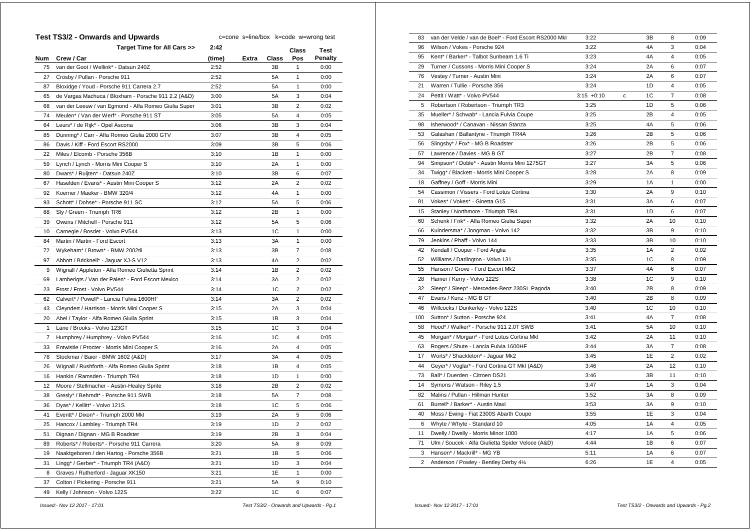## Test TS3/2 - Onwards and Upwards

c=cone s=line/box k=code w=wrong test

| Num | Crew / Car | (time) | Extra | Class | Class Pos | Test Penalty |
|---|---|---|---|---|---|---|
| | Target Time for All Cars >> | 2:42 | | | | |
| 75 | van der Goot / Wellink* - Datsun 240Z | 2:52 | | 3B | 1 | 0:00 |
| 27 | Crosby / Pullan - Porsche 911 | 2:52 | | 5A | 1 | 0:00 |
| 87 | Bloxidge / Youd - Porsche 911 Carrera 2.7 | 2:52 | | 5A | 1 | 0:00 |
| 65 | de Vargas Machuca / Bloxham - Porsche 911 2.2 (A&D) | 3:00 | | 5A | 3 | 0:04 |
| 68 | van der Leeuw / van Egmond - Alfa Romeo Giulia Super | 3:01 | | 3B | 2 | 0:02 |
| 74 | Meulen* / Van der Werf* - Porsche 911 ST | 3:05 | | 5A | 4 | 0:05 |
| 64 | Leurs* / de Rijk* - Opel Ascona | 3:06 | | 3B | 3 | 0:04 |
| 85 | Dunning* / Carr - Alfa Romeo Giulia 2000 GTV | 3:07 | | 3B | 4 | 0:05 |
| 86 | Davis / Kiff - Ford Escort RS2000 | 3:09 | | 3B | 5 | 0:06 |
| 22 | Miles / Elcomb - Porsche 356B | 3:10 | | 1B | 1 | 0:00 |
| 59 | Lynch / Lynch - Morris Mini Cooper S | 3:10 | | 2A | 1 | 0:00 |
| 80 | Dwars* / Ruijten* - Datsun 240Z | 3:10 | | 3B | 6 | 0:07 |
| 67 | Haselden / Evans* - Austin Mini Cooper S | 3:12 | | 2A | 2 | 0:02 |
| 92 | Koerner / Maeker - BMW 320/4 | 3:12 | | 4A | 1 | 0:00 |
| 93 | Schott* / Dohse* - Porsche 911 SC | 3:12 | | 5A | 5 | 0:06 |
| 88 | Sly / Green - Triumph TR6 | 3:12 | | 2B | 1 | 0:00 |
| 39 | Owens / Mitchell - Porsche 911 | 3:12 | | 5A | 5 | 0:06 |
| 10 | Carnegie / Bosdet - Volvo PV544 | 3:13 | | 1C | 1 | 0:00 |
| 84 | Martin / Martin - Ford Escort | 3:13 | | 3A | 1 | 0:00 |
| 72 | Wykeham* / Brown* - BMW 2002tii | 3:13 | | 3B | 7 | 0:08 |
| 97 | Abbott / Bricknell* - Jaguar XJ-S V12 | 3:13 | | 4A | 2 | 0:02 |
| 9 | Wignall / Appleton - Alfa Romeo Giulietta Sprint | 3:14 | | 1B | 2 | 0:02 |
| 69 | Lamberigts / Van der Palen* - Ford Escort Mexico | 3:14 | | 3A | 2 | 0:02 |
| 23 | Frost / Frost - Volvo PV544 | 3:14 | | 1C | 2 | 0:02 |
| 62 | Calvert* / Powell* - Lancia Fulvia 1600HF | 3:14 | | 3A | 2 | 0:02 |
| 43 | Cleyndert / Harrison - Morris Mini Cooper S | 3:15 | | 2A | 3 | 0:04 |
| 20 | Abel / Taylor - Alfa Romeo Giulia Sprint | 3:15 | | 1B | 3 | 0:04 |
| 1 | Lane / Brooks - Volvo 123GT | 3:15 | | 1C | 3 | 0:04 |
| 7 | Humphrey / Humphrey - Volvo PV544 | 3:16 | | 1C | 4 | 0:05 |
| 33 | Entwistle / Procter - Morris Mini Cooper S | 3:16 | | 2A | 4 | 0:05 |
| 78 | Stockmar / Baier - BMW 1602 (A&D) | 3:17 | | 3A | 4 | 0:05 |
| 26 | Wignall / Rushforth - Alfa Romeo Giulia Sprint | 3:18 | | 1B | 4 | 0:05 |
| 16 | Hankin / Ramsden - Triumph TR4 | 3:18 | | 1D | 1 | 0:00 |
| 12 | Moore / Stellmacher - Austin-Healey Sprite | 3:18 | | 2B | 2 | 0:02 |
| 38 | Gresly* / Behrndt* - Porsche 911 SWB | 3:18 | | 5A | 7 | 0:08 |
| 36 | Dyas* / Kellitt* - Volvo 121S | 3:18 | | 1C | 5 | 0:06 |
| 41 | Everitt* / Dixon* - Triumph 2000 MkI | 3:19 | | 2A | 5 | 0:06 |
| 25 | Hancox / Lambley - Triumph TR4 | 3:19 | | 1D | 2 | 0:02 |
| 51 | Dignan / Dignan - MG B Roadster | 3:19 | | 2B | 3 | 0:04 |
| 89 | Roberts* / Roberts* - Porsche 911 Carrera | 3:20 | | 5A | 8 | 0:09 |
| 19 | Naaktgeboren / den Hartog - Porsche 356B | 3:21 | | 1B | 5 | 0:06 |
| 31 | Lingg* / Gerber* - Triumph TR4 (A&D) | 3:21 | | 1D | 3 | 0:04 |
| 8 | Graves / Rutherford - Jaguar XK150 | 3:21 | | 1E | 1 | 0:00 |
| 37 | Colton / Pickering - Porsche 911 | 3:21 | | 5A | 9 | 0:10 |
| 49 | Kelly / Johnson - Volvo 122S | 3:22 | | 1C | 6 | 0:07 |
| 83 | van der Velde / van de Boel* - Ford Escort RS2000 MkI | 3:22 | | 3B | 8 | 0:09 |
| 96 | Wilson / Vokes - Porsche 924 | 3:22 | | 4A | 3 | 0:04 |
| 95 | Kent* / Barker* - Talbot Sunbeam 1.6 Ti | 3:23 | | 4A | 4 | 0:05 |
| 29 | Turner / Cussons - Morris Mini Cooper S | 3:24 | | 2A | 6 | 0:07 |
| 76 | Vestey / Turner - Austin Mini | 3:24 | | 2A | 6 | 0:07 |
| 21 | Warren / Tullie - Porsche 356 | 3:24 | | 1D | 4 | 0:05 |
| 24 | Pettit / Watt* - Volvo PV544 | 3:15 +0:10 | c | 1C | 7 | 0:08 |
| 5 | Robertson / Robertson - Triumph TR3 | 3:25 | | 1D | 5 | 0:06 |
| 35 | Mueller* / Schwab* - Lancia Fulvia Coupe | 3:25 | | 2B | 4 | 0:05 |
| 98 | Isherwood* / Canavan - Nissan Stanza | 3:25 | | 4A | 5 | 0:06 |
| 53 | Galashan / Ballantyne - Triumph TR4A | 3:26 | | 2B | 5 | 0:06 |
| 56 | Slingsby* / Fox* - MG B Roadster | 3:26 | | 2B | 5 | 0:06 |
| 57 | Lawrence / Davies - MG B GT | 3:27 | | 2B | 7 | 0:08 |
| 94 | Simpson* / Doble* - Austin Morris Mini 1275GT | 3:27 | | 3A | 5 | 0:06 |
| 34 | Twigg* / Blackett - Morris Mini Cooper S | 3:28 | | 2A | 8 | 0:09 |
| 18 | Gaffney / Goff - Morris Mini | 3:29 | | 1A | 1 | 0:00 |
| 54 | Cassimon / Vissers - Ford Lotus Cortina | 3:30 | | 2A | 9 | 0:10 |
| 81 | Vokes* / Vokes* - Ginetta G15 | 3:31 | | 3A | 6 | 0:07 |
| 15 | Stanley / Northmore - Triumph TR4 | 3:31 | | 1D | 6 | 0:07 |
| 60 | Schenk / Frik* - Alfa Romeo Giulia Super | 3:32 | | 2A | 10 | 0:10 |
| 66 | Kuindersma* / Jongman - Volvo 142 | 3:32 | | 3B | 9 | 0:10 |
| 79 | Jenkins / Phaff - Volvo 144 | 3:33 | | 3B | 10 | 0:10 |
| 42 | Kendall / Cooper - Ford Anglia | 3:35 | | 1A | 2 | 0:02 |
| 52 | Williams / Darlington - Volvo 131 | 3:35 | | 1C | 8 | 0:09 |
| 55 | Hanson / Grove - Ford Escort Mk2 | 3:37 | | 4A | 6 | 0:07 |
| 28 | Hamer / Kerry - Volvo 122S | 3:38 | | 1C | 9 | 0:10 |
| 32 | Sleep* / Sleep* - Mercedes-Benz 230SL Pagoda | 3:40 | | 2B | 8 | 0:09 |
| 47 | Evans / Kunz - MG B GT | 3:40 | | 2B | 8 | 0:09 |
| 46 | Willcocks / Dunkerley - Volvo 122S | 3:40 | | 1C | 10 | 0:10 |
| 100 | Sutton* / Sutton - Porsche 924 | 3:41 | | 4A | 7 | 0:08 |
| 58 | Hood* / Walker* - Porsche 911 2.0T SWB | 3:41 | | 5A | 10 | 0:10 |
| 45 | Morgan* / Morgan* - Ford Lotus Cortina MkI | 3:42 | | 2A | 11 | 0:10 |
| 63 | Rogers / Shute - Lancia Fulvia 1600HF | 3:44 | | 3A | 7 | 0:08 |
| 17 | Worts* / Shackleton* - Jaguar Mk2 | 3:45 | | 1E | 2 | 0:02 |
| 44 | Geyer* / Voglar* - Ford Cortina GT MkI (A&D) | 3:46 | | 2A | 12 | 0:10 |
| 73 | Ball* / Duerden - Citroen DS21 | 3:46 | | 3B | 11 | 0:10 |
| 14 | Symons / Watson - Riley 1.5 | 3:47 | | 1A | 3 | 0:04 |
| 82 | Malins / Pullan - Hillman Hunter | 3:52 | | 3A | 8 | 0:09 |
| 61 | Burrell* / Barker* - Austin Maxi | 3:53 | | 3A | 9 | 0:10 |
| 40 | Moss / Ewing - Fiat 2300S Abarth Coupe | 3:55 | | 1E | 3 | 0:04 |
| 6 | Whyte / Whyte - Standard 10 | 4:05 | | 1A | 4 | 0:05 |
| 11 | Dwelly / Dwelly - Morris Minor 1000 | 4:17 | | 1A | 5 | 0:06 |
| 71 | Ulm / Soucek - Alfa Giulietta Spider Veloce (A&D) | 4:44 | | 1B | 6 | 0:07 |
| 3 | Hanson* / Mackrill* - MG YB | 5:11 | | 1A | 6 | 0:07 |
| 2 | Anderson / Powley - Bentley Derby 4¼ | 6:26 | | 1E | 4 | 0:05 |

*Issued:- Nov 12 2017 - 17:01*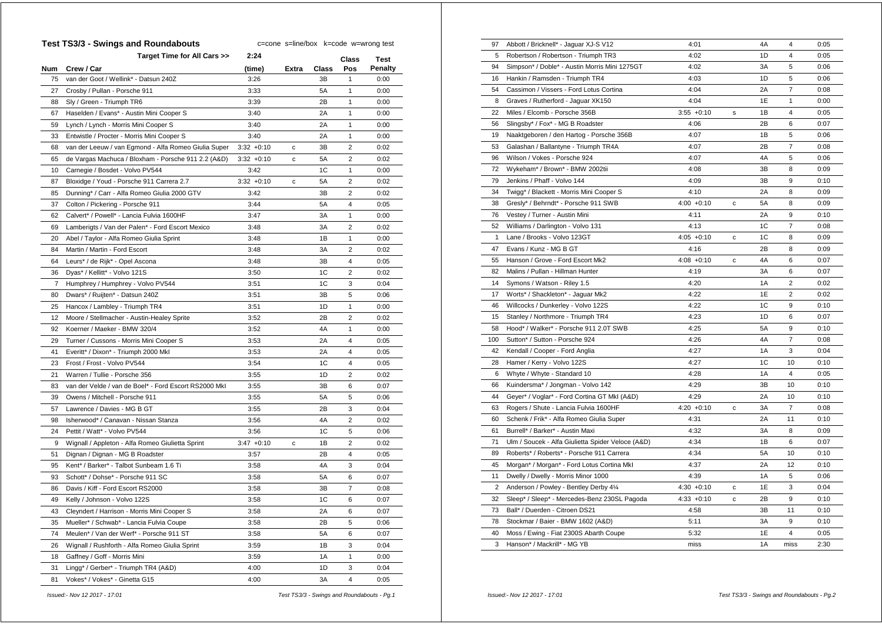## Test TS3/3 - Swings and Roundabouts

c=cone s=line/box k=code w=wrong test

| Num | Crew / Car | Target Time for All Cars >> 2:24 (time) | Extra | Class | Class Pos | Test Penalty |
|---|---|---|---|---|---|---|
| 75 | van der Goot / Wellink* - Datsun 240Z | 3:26 | | 3B | 1 | 0:00 |
| 27 | Crosby / Pullan - Porsche 911 | 3:33 | | 5A | 1 | 0:00 |
| 88 | Sly / Green - Triumph TR6 | 3:39 | | 2B | 1 | 0:00 |
| 67 | Haselden / Evans* - Austin Mini Cooper S | 3:40 | | 2A | 1 | 0:00 |
| 59 | Lynch / Lynch - Morris Mini Cooper S | 3:40 | | 2A | 1 | 0:00 |
| 33 | Entwistle / Procter - Morris Mini Cooper S | 3:40 | | 2A | 1 | 0:00 |
| 68 | van der Leeuw / van Egmond - Alfa Romeo Giulia Super | 3:32 +0:10 | c | 3B | 2 | 0:02 |
| 65 | de Vargas Machuca / Bloxham - Porsche 911 2.2 (A&D) | 3:32 +0:10 | c | 5A | 2 | 0:02 |
| 10 | Carnegie / Bosdet - Volvo PV544 | 3:42 | | 1C | 1 | 0:00 |
| 87 | Bloxidge / Youd - Porsche 911 Carrera 2.7 | 3:32 +0:10 | c | 5A | 2 | 0:02 |
| 85 | Dunning* / Carr - Alfa Romeo Giulia 2000 GTV | 3:42 | | 3B | 2 | 0:02 |
| 37 | Colton / Pickering - Porsche 911 | 3:44 | | 5A | 4 | 0:05 |
| 62 | Calvert* / Powell* - Lancia Fulvia 1600HF | 3:47 | | 3A | 1 | 0:00 |
| 69 | Lamberigts / Van der Palen* - Ford Escort Mexico | 3:48 | | 3A | 2 | 0:02 |
| 20 | Abel / Taylor - Alfa Romeo Giulia Sprint | 3:48 | | 1B | 1 | 0:00 |
| 84 | Martin / Martin - Ford Escort | 3:48 | | 3A | 2 | 0:02 |
| 64 | Leurs* / de Rijk* - Opel Ascona | 3:48 | | 3B | 4 | 0:05 |
| 36 | Dyas* / Kellitt* - Volvo 121S | 3:50 | | 1C | 2 | 0:02 |
| 7 | Humphrey / Humphrey - Volvo PV544 | 3:51 | | 1C | 3 | 0:04 |
| 80 | Dwars* / Ruijten* - Datsun 240Z | 3:51 | | 3B | 5 | 0:06 |
| 25 | Hancox / Lambley - Triumph TR4 | 3:51 | | 1D | 1 | 0:00 |
| 12 | Moore / Stellmacher - Austin-Healey Sprite | 3:52 | | 2B | 2 | 0:02 |
| 92 | Koerner / Maeker - BMW 320/4 | 3:52 | | 4A | 1 | 0:00 |
| 29 | Turner / Cussons - Morris Mini Cooper S | 3:53 | | 2A | 4 | 0:05 |
| 41 | Everitt* / Dixon* - Triumph 2000 MkI | 3:53 | | 2A | 4 | 0:05 |
| 23 | Frost / Frost - Volvo PV544 | 3:54 | | 1C | 4 | 0:05 |
| 21 | Warren / Tullie - Porsche 356 | 3:55 | | 1D | 2 | 0:02 |
| 83 | van de Velde / van de Boel* - Ford Escort RS2000 MkI | 3:55 | | 3B | 6 | 0:07 |
| 39 | Owens / Mitchell - Porsche 911 | 3:55 | | 5A | 5 | 0:06 |
| 57 | Lawrence / Davies - MG B GT | 3:55 | | 2B | 3 | 0:04 |
| 98 | Isherwood* / Canavan - Nissan Stanza | 3:56 | | 4A | 2 | 0:02 |
| 24 | Pettit / Watt* - Volvo PV544 | 3:56 | | 1C | 5 | 0:06 |
| 9 | Wignall / Appleton - Alfa Romeo Giulietta Sprint | 3:47 +0:10 | c | 1B | 2 | 0:02 |
| 51 | Dignan / Dignan - MG B Roadster | 3:57 | | 2B | 4 | 0:05 |
| 95 | Kent* / Barker* - Talbot Sunbeam 1.6 Ti | 3:58 | | 4A | 3 | 0:04 |
| 93 | Schott* / Dohse* - Porsche 911 SC | 3:58 | | 5A | 6 | 0:07 |
| 86 | Davis / Kiff - Ford Escort RS2000 | 3:58 | | 3B | 7 | 0:08 |
| 49 | Kelly / Johnson - Volvo 122S | 3:58 | | 1C | 6 | 0:07 |
| 43 | Cleyndert / Harrison - Morris Mini Cooper S | 3:58 | | 2A | 6 | 0:07 |
| 35 | Mueller* / Schwab* - Lancia Fulvia Coupe | 3:58 | | 2B | 5 | 0:06 |
| 74 | Meulen* / Van der Werf* - Porsche 911 ST | 3:58 | | 5A | 6 | 0:07 |
| 26 | Wignall / Rushforth - Alfa Romeo Giulia Sprint | 3:59 | | 1B | 3 | 0:04 |
| 18 | Gaffney / Goff - Morris Mini | 3:59 | | 1A | 1 | 0:00 |
| 31 | Lingg* / Gerber* - Triumph TR4 (A&D) | 4:00 | | 1D | 3 | 0:04 |
| 81 | Vokes* / Vokes* - Ginetta G15 | 4:00 | | 3A | 4 | 0:05 |
| 97 | Abbott / Bricknell* - Jaguar XJ-S V12 | 4:01 | | 4A | 4 | 0:05 |
| 5 | Robertson / Robertson - Triumph TR3 | 4:02 | | 1D | 4 | 0:05 |
| 94 | Simpson* / Doble* - Austin Morris Mini 1275GT | 4:02 | | 3A | 5 | 0:06 |
| 16 | Hankin / Ramsden - Triumph TR4 | 4:03 | | 1D | 5 | 0:06 |
| 54 | Cassimon / Vissers - Ford Lotus Cortina | 4:04 | | 2A | 7 | 0:08 |
| 8 | Graves / Rutherford - Jaguar XK150 | 4:04 | | 1E | 1 | 0:00 |
| 22 | Miles / Elcomb - Porsche 356B | 3:55 +0:10 | s | 1B | 4 | 0:05 |
| 56 | Slingsby* / Fox* - MG B Roadster | 4:06 | | 2B | 6 | 0:07 |
| 19 | Naaktgeboren / den Hartog - Porsche 356B | 4:07 | | 1B | 5 | 0:06 |
| 53 | Galashan / Ballantyne - Triumph TR4A | 4:07 | | 2B | 7 | 0:08 |
| 96 | Wilson / Vokes - Porsche 924 | 4:07 | | 4A | 5 | 0:06 |
| 72 | Wykeham* / Brown* - BMW 2002tii | 4:08 | | 3B | 8 | 0:09 |
| 79 | Jenkins / Phaff - Volvo 144 | 4:09 | | 3B | 9 | 0:10 |
| 34 | Twigg* / Blackett - Morris Mini Cooper S | 4:10 | | 2A | 8 | 0:09 |
| 38 | Gresly* / Behrndt* - Porsche 911 SWB | 4:00 +0:10 | c | 5A | 8 | 0:09 |
| 76 | Vestey / Turner - Austin Mini | 4:11 | | 2A | 9 | 0:10 |
| 52 | Williams / Darlington - Volvo 131 | 4:13 | | 1C | 7 | 0:08 |
| 1 | Lane / Brooks - Volvo 123GT | 4:05 +0:10 | c | 1C | 8 | 0:09 |
| 47 | Evans / Kunz - MG B GT | 4:16 | | 2B | 8 | 0:09 |
| 55 | Hanson / Grove - Ford Escort Mk2 | 4:08 +0:10 | c | 4A | 6 | 0:07 |
| 82 | Malins / Pullan - Hillman Hunter | 4:19 | | 3A | 6 | 0:07 |
| 14 | Symons / Watson - Riley 1.5 | 4:20 | | 1A | 2 | 0:02 |
| 17 | Worts* / Shackleton* - Jaguar Mk2 | 4:22 | | 1E | 2 | 0:02 |
| 46 | Willcocks / Dunkerley - Volvo 122S | 4:22 | | 1C | 9 | 0:10 |
| 15 | Stanley / Northmore - Triumph TR4 | 4:23 | | 1D | 6 | 0:07 |
| 58 | Hood* / Walker* - Porsche 911 2.0T SWB | 4:25 | | 5A | 9 | 0:10 |
| 100 | Sutton* / Sutton - Porsche 924 | 4:26 | | 4A | 7 | 0:08 |
| 42 | Kendall / Cooper - Ford Anglia | 4:27 | | 1A | 3 | 0:04 |
| 28 | Hamer / Kerry - Volvo 122S | 4:27 | | 1C | 10 | 0:10 |
| 6 | Whyte / Whyte - Standard 10 | 4:28 | | 1A | 4 | 0:05 |
| 66 | Kuindersma* / Jongman - Volvo 142 | 4:29 | | 3B | 10 | 0:10 |
| 44 | Geyer* / Voglar* - Ford Cortina GT MkI (A&D) | 4:29 | | 2A | 10 | 0:10 |
| 63 | Rogers / Shute - Lancia Fulvia 1600HF | 4:20 +0:10 | c | 3A | 7 | 0:08 |
| 60 | Schenk / Frik* - Alfa Romeo Giulia Super | 4:31 | | 2A | 11 | 0:10 |
| 61 | Burrell* / Barker* - Austin Maxi | 4:32 | | 3A | 8 | 0:09 |
| 71 | Ulm / Soucek - Alfa Giulietta Spider Veloce (A&D) | 4:34 | | 1B | 6 | 0:07 |
| 89 | Roberts* / Roberts* - Porsche 911 Carrera | 4:34 | | 5A | 10 | 0:10 |
| 45 | Morgan* / Morgan* - Ford Lotus Cortina MkI | 4:37 | | 2A | 12 | 0:10 |
| 11 | Dwelly / Dwelly - Morris Minor 1000 | 4:39 | | 1A | 5 | 0:06 |
| 2 | Anderson / Powley - Bentley Derby 4¼ | 4:30 +0:10 | c | 1E | 3 | 0:04 |
| 32 | Sleep* / Sleep* - Mercedes-Benz 230SL Pagoda | 4:33 +0:10 | c | 2B | 9 | 0:10 |
| 73 | Ball* / Duerden - Citroen DS21 | 4:58 | | 3B | 11 | 0:10 |
| 78 | Stockmar / Baier - BMW 1602 (A&D) | 5:11 | | 3A | 9 | 0:10 |
| 40 | Moss / Ewing - Fiat 2300S Abarth Coupe | 5:32 | | 1E | 4 | 0:05 |
| 3 | Hanson* / Mackrill* - MG YB | miss | | 1A | miss | 2:30 |

*Issued:- Nov 12 2017 - 17:01*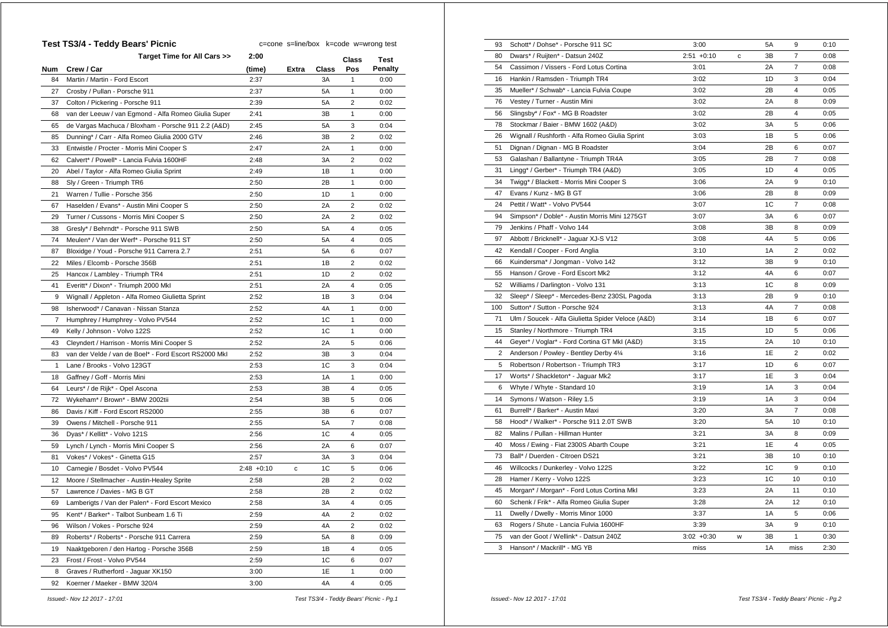## Test TS3/4 - Teddy Bears' Picnic

c=cone s=line/box k=code w=wrong test

| Num | Crew / Car | Target Time for All Cars >> 2:00 (time) | Extra | Class | Class Pos | Test Penalty |
|---|---|---|---|---|---|---|
| 84 | Martin / Martin - Ford Escort | 2:37 | | 3A | 1 | 0:00 |
| 27 | Crosby / Pullan - Porsche 911 | 2:37 | | 5A | 1 | 0:00 |
| 37 | Colton / Pickering - Porsche 911 | 2:39 | | 5A | 2 | 0:02 |
| 68 | van der Leeuw / van Egmond - Alfa Romeo Giulia Super | 2:41 | | 3B | 1 | 0:00 |
| 65 | de Vargas Machuca / Bloxham - Porsche 911 2.2 (A&D) | 2:45 | | 5A | 3 | 0:04 |
| 85 | Dunning* / Carr - Alfa Romeo Giulia 2000 GTV | 2:46 | | 3B | 2 | 0:02 |
| 33 | Entwistle / Procter - Morris Mini Cooper S | 2:47 | | 2A | 1 | 0:00 |
| 62 | Calvert* / Powell* - Lancia Fulvia 1600HF | 2:48 | | 3A | 2 | 0:02 |
| 20 | Abel / Taylor - Alfa Romeo Giulia Sprint | 2:49 | | 1B | 1 | 0:00 |
| 88 | Sly / Green - Triumph TR6 | 2:50 | | 2B | 1 | 0:00 |
| 21 | Warren / Tullie - Porsche 356 | 2:50 | | 1D | 1 | 0:00 |
| 67 | Haselden / Evans* - Austin Mini Cooper S | 2:50 | | 2A | 2 | 0:02 |
| 29 | Turner / Cussons - Morris Mini Cooper S | 2:50 | | 2A | 2 | 0:02 |
| 38 | Gresly* / Behrndt* - Porsche 911 SWB | 2:50 | | 5A | 4 | 0:05 |
| 74 | Meulen* / Van der Werf* - Porsche 911 ST | 2:50 | | 5A | 4 | 0:05 |
| 87 | Bloxidge / Youd - Porsche 911 Carrera 2.7 | 2:51 | | 5A | 6 | 0:07 |
| 22 | Miles / Elcomb - Porsche 356B | 2:51 | | 1B | 2 | 0:02 |
| 25 | Hancox / Lambley - Triumph TR4 | 2:51 | | 1D | 2 | 0:02 |
| 41 | Everitt* / Dixon* - Triumph 2000 MkI | 2:51 | | 2A | 4 | 0:05 |
| 9 | Wignall / Appleton - Alfa Romeo Giulietta Sprint | 2:52 | | 1B | 3 | 0:04 |
| 98 | Isherwood* / Canavan - Nissan Stanza | 2:52 | | 4A | 1 | 0:00 |
| 7 | Humphrey / Humphrey - Volvo PV544 | 2:52 | | 1C | 1 | 0:00 |
| 49 | Kelly / Johnson - Volvo 122S | 2:52 | | 1C | 1 | 0:00 |
| 43 | Cleyndert / Harrison - Morris Mini Cooper S | 2:52 | | 2A | 5 | 0:06 |
| 83 | van der Velde / van de Boel* - Ford Escort RS2000 MkI | 2:52 | | 3B | 3 | 0:04 |
| 1 | Lane / Brooks - Volvo 123GT | 2:53 | | 1C | 3 | 0:04 |
| 18 | Gaffney / Goff - Morris Mini | 2:53 | | 1A | 1 | 0:00 |
| 64 | Leurs* / de Rijk* - Opel Ascona | 2:53 | | 3B | 4 | 0:05 |
| 72 | Wykeham* / Brown* - BMW 2002tii | 2:54 | | 3B | 5 | 0:06 |
| 86 | Davis / Kiff - Ford Escort RS2000 | 2:55 | | 3B | 6 | 0:07 |
| 39 | Owens / Mitchell - Porsche 911 | 2:55 | | 5A | 7 | 0:08 |
| 36 | Dyas* / Kellitt* - Volvo 121S | 2:56 | | 1C | 4 | 0:05 |
| 59 | Lynch / Lynch - Morris Mini Cooper S | 2:56 | | 2A | 6 | 0:07 |
| 81 | Vokes* / Vokes* - Ginetta G15 | 2:57 | | 3A | 3 | 0:04 |
| 10 | Carnegie / Bosdet - Volvo PV544 | 2:48 +0:10 | c | 1C | 5 | 0:06 |
| 12 | Moore / Stellmacher - Austin-Healey Sprite | 2:58 | | 2B | 2 | 0:02 |
| 57 | Lawrence / Davies - MG B GT | 2:58 | | 2B | 2 | 0:02 |
| 69 | Lamberigts / Van der Palen* - Ford Escort Mexico | 2:58 | | 3A | 4 | 0:05 |
| 95 | Kent* / Barker* - Talbot Sunbeam 1.6 Ti | 2:59 | | 4A | 2 | 0:02 |
| 96 | Wilson / Vokes - Porsche 924 | 2:59 | | 4A | 2 | 0:02 |
| 89 | Roberts* / Roberts* - Porsche 911 Carrera | 2:59 | | 5A | 8 | 0:09 |
| 19 | Naaktgeboren / den Hartog - Porsche 356B | 2:59 | | 1B | 4 | 0:05 |
| 23 | Frost / Frost - Volvo PV544 | 2:59 | | 1C | 6 | 0:07 |
| 8 | Graves / Rutherford - Jaguar XK150 | 3:00 | | 1E | 1 | 0:00 |
| 92 | Koerner / Maeker - BMW 320/4 | 3:00 | | 4A | 4 | 0:05 |
| 93 | Schott* / Dohse* - Porsche 911 SC | 3:00 | | 5A | 9 | 0:10 |
| 80 | Dwars* / Ruijten* - Datsun 240Z | 2:51 +0:10 | c | 3B | 7 | 0:08 |
| 54 | Cassimon / Vissers - Ford Lotus Cortina | 3:01 | | 2A | 7 | 0:08 |
| 16 | Hankin / Ramsden - Triumph TR4 | 3:02 | | 1D | 3 | 0:04 |
| 35 | Mueller* / Schwab* - Lancia Fulvia Coupe | 3:02 | | 2B | 4 | 0:05 |
| 76 | Vestey / Turner - Austin Mini | 3:02 | | 2A | 8 | 0:09 |
| 56 | Slingsby* / Fox* - MG B Roadster | 3:02 | | 2B | 4 | 0:05 |
| 78 | Stockmar / Baier - BMW 1602 (A&D) | 3:02 | | 3A | 5 | 0:06 |
| 26 | Wignall / Rushforth - Alfa Romeo Giulia Sprint | 3:03 | | 1B | 5 | 0:06 |
| 51 | Dignan / Dignan - MG B Roadster | 3:04 | | 2B | 6 | 0:07 |
| 53 | Galashan / Ballantyne - Triumph TR4A | 3:05 | | 2B | 7 | 0:08 |
| 31 | Lingg* / Gerber* - Triumph TR4 (A&D) | 3:05 | | 1D | 4 | 0:05 |
| 34 | Twigg* / Blackett - Morris Mini Cooper S | 3:06 | | 2A | 9 | 0:10 |
| 47 | Evans / Kunz - MG B GT | 3:06 | | 2B | 8 | 0:09 |
| 24 | Pettit / Watt* - Volvo PV544 | 3:07 | | 1C | 7 | 0:08 |
| 94 | Simpson* / Doble* - Austin Morris Mini 1275GT | 3:07 | | 3A | 6 | 0:07 |
| 79 | Jenkins / Phaff - Volvo 144 | 3:08 | | 3B | 8 | 0:09 |
| 97 | Abbott / Bricknell* - Jaguar XJ-S V12 | 3:08 | | 4A | 5 | 0:06 |
| 42 | Kendall / Cooper - Ford Anglia | 3:10 | | 1A | 2 | 0:02 |
| 66 | Kuindersma* / Jongman - Volvo 142 | 3:12 | | 3B | 9 | 0:10 |
| 55 | Hanson / Grove - Ford Escort Mk2 | 3:12 | | 4A | 6 | 0:07 |
| 52 | Williams / Darlington - Volvo 131 | 3:13 | | 1C | 8 | 0:09 |
| 32 | Sleep* / Sleep* - Mercedes-Benz 230SL Pagoda | 3:13 | | 2B | 9 | 0:10 |
| 100 | Sutton* / Sutton - Porsche 924 | 3:13 | | 4A | 7 | 0:08 |
| 71 | Ulm / Soucek - Alfa Giulietta Spider Veloce (A&D) | 3:14 | | 1B | 6 | 0:07 |
| 15 | Stanley / Northmore - Triumph TR4 | 3:15 | | 1D | 5 | 0:06 |
| 44 | Geyer* / Voglar* - Ford Cortina GT MkI (A&D) | 3:15 | | 2A | 10 | 0:10 |
| 2 | Anderson / Powley - Bentley Derby 4¼ | 3:16 | | 1E | 2 | 0:02 |
| 5 | Robertson / Robertson - Triumph TR3 | 3:17 | | 1D | 6 | 0:07 |
| 17 | Worts* / Shackleton* - Jaguar Mk2 | 3:17 | | 1E | 3 | 0:04 |
| 6 | Whyte / Whyte - Standard 10 | 3:19 | | 1A | 3 | 0:04 |
| 14 | Symons / Watson - Riley 1.5 | 3:19 | | 1A | 3 | 0:04 |
| 61 | Burrell* / Barker* - Austin Maxi | 3:20 | | 3A | 7 | 0:08 |
| 58 | Hood* / Walker* - Porsche 911 2.0T SWB | 3:20 | | 5A | 10 | 0:10 |
| 82 | Malins / Pullan - Hillman Hunter | 3:21 | | 3A | 8 | 0:09 |
| 40 | Moss / Ewing - Fiat 2300S Abarth Coupe | 3:21 | | 1E | 4 | 0:05 |
| 73 | Ball* / Duerden - Citroen DS21 | 3:21 | | 3B | 10 | 0:10 |
| 46 | Willcocks / Dunkerley - Volvo 122S | 3:22 | | 1C | 9 | 0:10 |
| 28 | Hamer / Kerry - Volvo 122S | 3:23 | | 1C | 10 | 0:10 |
| 45 | Morgan* / Morgan* - Ford Lotus Cortina MkI | 3:23 | | 2A | 11 | 0:10 |
| 60 | Schenk / Frik* - Alfa Romeo Giulia Super | 3:28 | | 2A | 12 | 0:10 |
| 11 | Dwelly / Dwelly - Morris Minor 1000 | 3:37 | | 1A | 5 | 0:06 |
| 63 | Rogers / Shute - Lancia Fulvia 1600HF | 3:39 | | 3A | 9 | 0:10 |
| 75 | van der Goot / Wellink* - Datsun 240Z | 3:02 +0:30 | w | 3B | 1 | 0:30 |
| 3 | Hanson* / Mackrill* - MG YB | miss | | 1A | miss | 2:30 |

*Issued:- Nov 12 2017 - 17:01*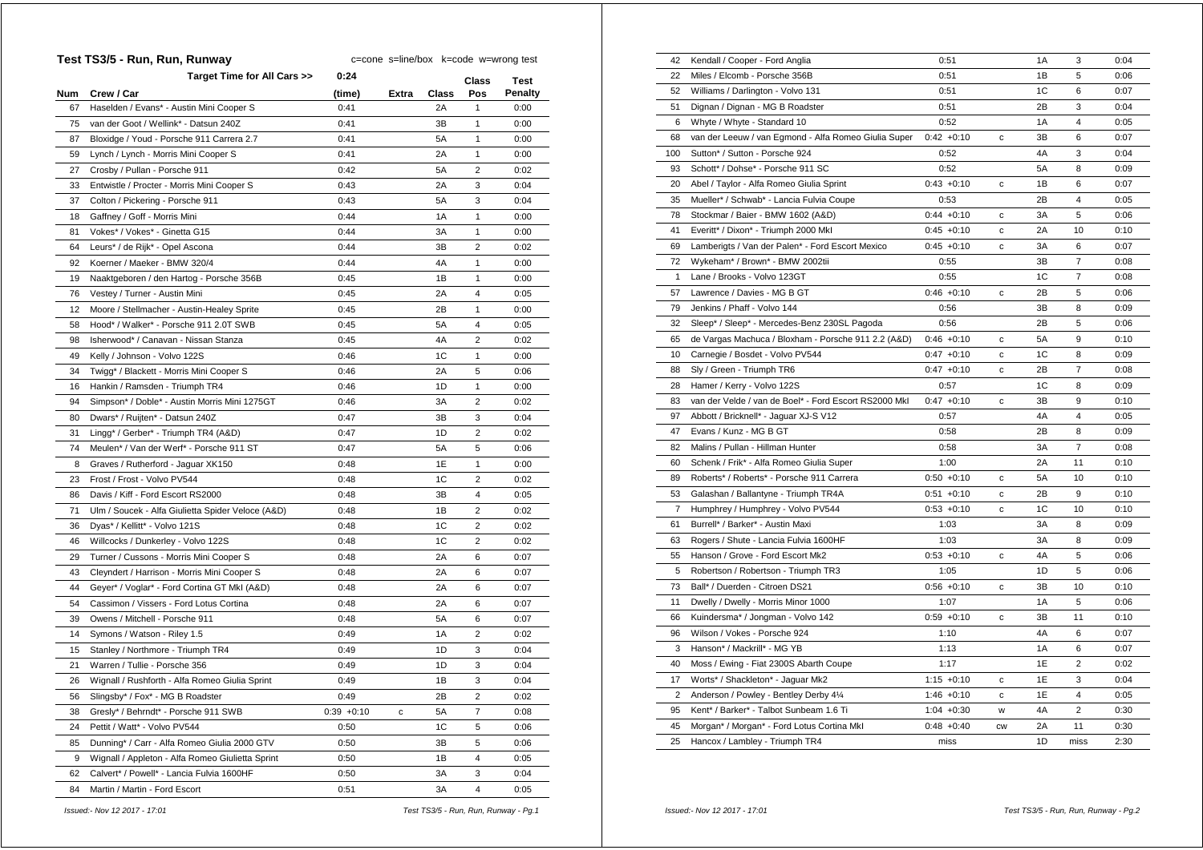## Test TS3/5 - Run, Run, Runway

c=cone s=line/box k=code w=wrong test

| Num | Crew / Car | Target Time for All Cars >> 0:24 (time) | Extra | Class | Class Pos | Test Penalty |
|---|---|---|---|---|---|---|
| 67 | Haselden / Evans* - Austin Mini Cooper S | 0:41 | | 2A | 1 | 0:00 |
| 75 | van der Goot / Wellink* - Datsun 240Z | 0:41 | | 3B | 1 | 0:00 |
| 87 | Bloxidge / Youd - Porsche 911 Carrera 2.7 | 0:41 | | 5A | 1 | 0:00 |
| 59 | Lynch / Lynch - Morris Mini Cooper S | 0:41 | | 2A | 1 | 0:00 |
| 27 | Crosby / Pullan - Porsche 911 | 0:42 | | 5A | 2 | 0:02 |
| 33 | Entwistle / Procter - Morris Mini Cooper S | 0:43 | | 2A | 3 | 0:04 |
| 37 | Colton / Pickering - Porsche 911 | 0:43 | | 5A | 3 | 0:04 |
| 18 | Gaffney / Goff - Morris Mini | 0:44 | | 1A | 1 | 0:00 |
| 81 | Vokes* / Vokes* - Ginetta G15 | 0:44 | | 3A | 1 | 0:00 |
| 64 | Leurs* / de Rijk* - Opel Ascona | 0:44 | | 3B | 2 | 0:02 |
| 92 | Koerner / Maeker - BMW 320/4 | 0:44 | | 4A | 1 | 0:00 |
| 19 | Naaktgeboren / den Hartog - Porsche 356B | 0:45 | | 1B | 1 | 0:00 |
| 76 | Vestey / Turner - Austin Mini | 0:45 | | 2A | 4 | 0:05 |
| 12 | Moore / Stellmacher - Austin-Healey Sprite | 0:45 | | 2B | 1 | 0:00 |
| 58 | Hood* / Walker* - Porsche 911 2.0T SWB | 0:45 | | 5A | 4 | 0:05 |
| 98 | Isherwood* / Canavan - Nissan Stanza | 0:45 | | 4A | 2 | 0:02 |
| 49 | Kelly / Johnson - Volvo 122S | 0:46 | | 1C | 1 | 0:00 |
| 34 | Twigg* / Blackett - Morris Mini Cooper S | 0:46 | | 2A | 5 | 0:06 |
| 16 | Hankin / Ramsden - Triumph TR4 | 0:46 | | 1D | 1 | 0:00 |
| 94 | Simpson* / Doble* - Austin Morris Mini 1275GT | 0:46 | | 3A | 2 | 0:02 |
| 80 | Dwars* / Ruijten* - Datsun 240Z | 0:47 | | 3B | 3 | 0:04 |
| 31 | Lingg* / Gerber* - Triumph TR4 (A&D) | 0:47 | | 1D | 2 | 0:02 |
| 74 | Meulen* / Van der Werf* - Porsche 911 ST | 0:47 | | 5A | 5 | 0:06 |
| 8 | Graves / Rutherford - Jaguar XK150 | 0:48 | | 1E | 1 | 0:00 |
| 23 | Frost / Frost - Volvo PV544 | 0:48 | | 1C | 2 | 0:02 |
| 86 | Davis / Kiff - Ford Escort RS2000 | 0:48 | | 3B | 4 | 0:05 |
| 71 | Ulm / Soucek - Alfa Giulietta Spider Veloce (A&D) | 0:48 | | 1B | 2 | 0:02 |
| 36 | Dyas* / Kellitt* - Volvo 121S | 0:48 | | 1C | 2 | 0:02 |
| 46 | Willcocks / Dunkerley - Volvo 122S | 0:48 | | 1C | 2 | 0:02 |
| 29 | Turner / Cussons - Morris Mini Cooper S | 0:48 | | 2A | 6 | 0:07 |
| 43 | Cleyndert / Harrison - Morris Mini Cooper S | 0:48 | | 2A | 6 | 0:07 |
| 44 | Geyer* / Voglar* - Ford Cortina GT MkI (A&D) | 0:48 | | 2A | 6 | 0:07 |
| 54 | Cassimon / Vissers - Ford Lotus Cortina | 0:48 | | 2A | 6 | 0:07 |
| 39 | Owens / Mitchell - Porsche 911 | 0:48 | | 5A | 6 | 0:07 |
| 14 | Symons / Watson - Riley 1.5 | 0:49 | | 1A | 2 | 0:02 |
| 15 | Stanley / Northmore - Triumph TR4 | 0:49 | | 1D | 3 | 0:04 |
| 21 | Warren / Tullie - Porsche 356 | 0:49 | | 1D | 3 | 0:04 |
| 26 | Wignall / Rushforth - Alfa Romeo Giulia Sprint | 0:49 | | 1B | 3 | 0:04 |
| 56 | Slingsby* / Fox* - MG B Roadster | 0:49 | | 2B | 2 | 0:02 |
| 38 | Gresly* / Behrndt* - Porsche 911 SWB | 0:39 +0:10 | c | 5A | 7 | 0:08 |
| 24 | Pettit / Watt* - Volvo PV544 | 0:50 | | 1C | 5 | 0:06 |
| 85 | Dunning* / Carr - Alfa Romeo Giulia 2000 GTV | 0:50 | | 3B | 5 | 0:06 |
| 9 | Wignall / Appleton - Alfa Romeo Giulietta Sprint | 0:50 | | 1B | 4 | 0:05 |
| 62 | Calvert* / Powell* - Lancia Fulvia 1600HF | 0:50 | | 3A | 3 | 0:04 |
| 84 | Martin / Martin - Ford Escort | 0:51 | | 3A | 4 | 0:05 |
| 42 | Kendall / Cooper - Ford Anglia | 0:51 | | 1A | 3 | 0:04 |
| 22 | Miles / Elcomb - Porsche 356B | 0:51 | | 1B | 5 | 0:06 |
| 52 | Williams / Darlington - Volvo 131 | 0:51 | | 1C | 6 | 0:07 |
| 51 | Dignan / Dignan - MG B Roadster | 0:51 | | 2B | 3 | 0:04 |
| 6 | Whyte / Whyte - Standard 10 | 0:52 | | 1A | 4 | 0:05 |
| 68 | van der Leeuw / van Egmond - Alfa Romeo Giulia Super | 0:42 +0:10 | c | 3B | 6 | 0:07 |
| 100 | Sutton* / Sutton - Porsche 924 | 0:52 | | 4A | 3 | 0:04 |
| 93 | Schott* / Dohse* - Porsche 911 SC | 0:52 | | 5A | 8 | 0:09 |
| 20 | Abel / Taylor - Alfa Romeo Giulia Sprint | 0:43 +0:10 | c | 1B | 6 | 0:07 |
| 35 | Mueller* / Schwab* - Lancia Fulvia Coupe | 0:53 | | 2B | 4 | 0:05 |
| 78 | Stockmar / Baier - BMW 1602 (A&D) | 0:44 +0:10 | c | 3A | 5 | 0:06 |
| 41 | Everitt* / Dixon* - Triumph 2000 MkI | 0:45 +0:10 | c | 2A | 10 | 0:10 |
| 69 | Lamberigts / Van der Palen* - Ford Escort Mexico | 0:45 +0:10 | c | 3A | 6 | 0:07 |
| 72 | Wykeham* / Brown* - BMW 2002tii | 0:55 | | 3B | 7 | 0:08 |
| 1 | Lane / Brooks - Volvo 123GT | 0:55 | | 1C | 7 | 0:08 |
| 57 | Lawrence / Davies - MG B GT | 0:46 +0:10 | c | 2B | 5 | 0:06 |
| 79 | Jenkins / Phaff - Volvo 144 | 0:56 | | 3B | 8 | 0:09 |
| 32 | Sleep* / Sleep* - Mercedes-Benz 230SL Pagoda | 0:56 | | 2B | 5 | 0:06 |
| 65 | de Vargas Machuca / Bloxham - Porsche 911 2.2 (A&D) | 0:46 +0:10 | c | 5A | 9 | 0:10 |
| 10 | Carnegie / Bosdet - Volvo PV544 | 0:47 +0:10 | c | 1C | 8 | 0:09 |
| 88 | Sly / Green - Triumph TR6 | 0:47 +0:10 | c | 2B | 7 | 0:08 |
| 28 | Hamer / Kerry - Volvo 122S | 0:57 | | 1C | 8 | 0:09 |
| 83 | van der Velde / van de Boel* - Ford Escort RS2000 MkI | 0:47 +0:10 | c | 3B | 9 | 0:10 |
| 97 | Abbott / Bricknell* - Jaguar XJ-S V12 | 0:57 | | 4A | 4 | 0:05 |
| 47 | Evans / Kunz - MG B GT | 0:58 | | 2B | 8 | 0:09 |
| 82 | Malins / Pullan - Hillman Hunter | 0:58 | | 3A | 7 | 0:08 |
| 60 | Schenk / Frik* - Alfa Romeo Giulia Super | 1:00 | | 2A | 11 | 0:10 |
| 89 | Roberts* / Roberts* - Porsche 911 Carrera | 0:50 +0:10 | c | 5A | 10 | 0:10 |
| 53 | Galashan / Ballantyne - Triumph TR4A | 0:51 +0:10 | c | 2B | 9 | 0:10 |
| 7 | Humphrey / Humphrey - Volvo PV544 | 0:53 +0:10 | c | 1C | 10 | 0:10 |
| 61 | Burrell* / Barker* - Austin Maxi | 1:03 | | 3A | 8 | 0:09 |
| 63 | Rogers / Shute - Lancia Fulvia 1600HF | 1:03 | | 3A | 8 | 0:09 |
| 55 | Hanson / Grove - Ford Escort Mk2 | 0:53 +0:10 | c | 4A | 5 | 0:06 |
| 5 | Robertson / Robertson - Triumph TR3 | 1:05 | | 1D | 5 | 0:06 |
| 73 | Ball* / Duerden - Citroen DS21 | 0:56 +0:10 | c | 3B | 10 | 0:10 |
| 11 | Dwelly / Dwelly - Morris Minor 1000 | 1:07 | | 1A | 5 | 0:06 |
| 66 | Kuindersma* / Jongman - Volvo 142 | 0:59 +0:10 | c | 3B | 11 | 0:10 |
| 96 | Wilson / Vokes - Porsche 924 | 1:10 | | 4A | 6 | 0:07 |
| 3 | Hanson* / Mackrill* - MG YB | 1:13 | | 1A | 6 | 0:07 |
| 40 | Moss / Ewing - Fiat 2300S Abarth Coupe | 1:17 | | 1E | 2 | 0:02 |
| 17 | Worts* / Shackleton* - Jaguar Mk2 | 1:15 +0:10 | c | 1E | 3 | 0:04 |
| 2 | Anderson / Powley - Bentley Derby 4¼ | 1:46 +0:10 | c | 1E | 4 | 0:05 |
| 95 | Kent* / Barker* - Talbot Sunbeam 1.6 Ti | 1:04 +0:30 | w | 4A | 2 | 0:30 |
| 45 | Morgan* / Morgan* - Ford Lotus Cortina MkI | 0:48 +0:40 | cw | 2A | 11 | 0:30 |
| 25 | Hancox / Lambley - Triumph TR4 | miss | | 1D | miss | 2:30 |

*Issued:- Nov 12 2017 - 17:01*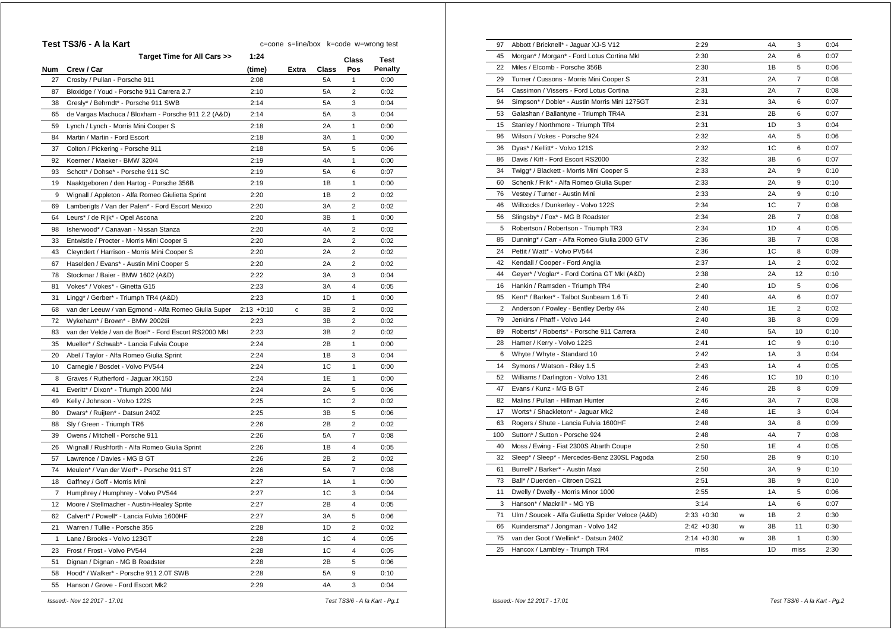## Test TS3/6 - A la Kart

c=cone s=line/box k=code w=wrong test

| Num | Crew / Car | Target Time for All Cars >> 1:24 (time) | Extra | Class | Class Pos | Test Penalty |
|---|---|---|---|---|---|---|
| 27 | Crosby / Pullan - Porsche 911 | 2:08 | | 5A | 1 | 0:00 |
| 87 | Bloxidge / Youd - Porsche 911 Carrera 2.7 | 2:10 | | 5A | 2 | 0:02 |
| 38 | Gresly* / Behrndt* - Porsche 911 SWB | 2:14 | | 5A | 3 | 0:04 |
| 65 | de Vargas Machuca / Bloxham - Porsche 911 2.2 (A&D) | 2:14 | | 5A | 3 | 0:04 |
| 59 | Lynch / Lynch - Morris Mini Cooper S | 2:18 | | 2A | 1 | 0:00 |
| 84 | Martin / Martin - Ford Escort | 2:18 | | 3A | 1 | 0:00 |
| 37 | Colton / Pickering - Porsche 911 | 2:18 | | 5A | 5 | 0:06 |
| 92 | Koerner / Maeker - BMW 320/4 | 2:19 | | 4A | 1 | 0:00 |
| 93 | Schott* / Dohse* - Porsche 911 SC | 2:19 | | 5A | 6 | 0:07 |
| 19 | Naaktgeboren / den Hartog - Porsche 356B | 2:19 | | 1B | 1 | 0:00 |
| 9 | Wignall / Appleton - Alfa Romeo Giulietta Sprint | 2:20 | | 1B | 2 | 0:02 |
| 69 | Lamberigts / Van der Palen* - Ford Escort Mexico | 2:20 | | 3A | 2 | 0:02 |
| 64 | Leurs* / de Rijk* - Opel Ascona | 2:20 | | 3B | 1 | 0:00 |
| 98 | Isherwood* / Canavan - Nissan Stanza | 2:20 | | 4A | 2 | 0:02 |
| 33 | Entwistle / Procter - Morris Mini Cooper S | 2:20 | | 2A | 2 | 0:02 |
| 43 | Cleyndert / Harrison - Morris Mini Cooper S | 2:20 | | 2A | 2 | 0:02 |
| 67 | Haselden / Evans* - Austin Mini Cooper S | 2:20 | | 2A | 2 | 0:02 |
| 78 | Stockmar / Baier - BMW 1602 (A&D) | 2:22 | | 3A | 3 | 0:04 |
| 81 | Vokes* / Vokes* - Ginetta G15 | 2:23 | | 3A | 4 | 0:05 |
| 31 | Lingg* / Gerber* - Triumph TR4 (A&D) | 2:23 | | 1D | 1 | 0:00 |
| 68 | van der Leeuw / van Egmond - Alfa Romeo Giulia Super | 2:13 +0:10 | c | 3B | 2 | 0:02 |
| 72 | Wykeham* / Brown* - BMW 2002tii | 2:23 | | 3B | 2 | 0:02 |
| 83 | van de Velde / van de Boel* - Ford Escort RS2000 MkI | 2:23 | | 3B | 2 | 0:02 |
| 35 | Mueller* / Schwab* - Lancia Fulvia Coupe | 2:24 | | 2B | 1 | 0:00 |
| 20 | Abel / Taylor - Alfa Romeo Giulia Sprint | 2:24 | | 1B | 3 | 0:04 |
| 10 | Carnegie / Bosdet - Volvo PV544 | 2:24 | | 1C | 1 | 0:00 |
| 8 | Graves / Rutherford - Jaguar XK150 | 2:24 | | 1E | 1 | 0:00 |
| 41 | Everitt* / Dixon* - Triumph 2000 MkI | 2:24 | | 2A | 5 | 0:06 |
| 49 | Kelly / Johnson - Volvo 122S | 2:25 | | 1C | 2 | 0:02 |
| 80 | Dwars* / Ruijten* - Datsun 240Z | 2:25 | | 3B | 5 | 0:06 |
| 88 | Sly / Green - Triumph TR6 | 2:26 | | 2B | 2 | 0:02 |
| 39 | Owens / Mitchell - Porsche 911 | 2:26 | | 5A | 7 | 0:08 |
| 26 | Wignall / Rushforth - Alfa Romeo Giulia Sprint | 2:26 | | 1B | 4 | 0:05 |
| 57 | Lawrence / Davies - MG B GT | 2:26 | | 2B | 2 | 0:02 |
| 74 | Meulen* / Van der Werf* - Porsche 911 ST | 2:26 | | 5A | 7 | 0:08 |
| 18 | Gaffney / Goff - Morris Mini | 2:27 | | 1A | 1 | 0:00 |
| 7 | Humphrey / Humphrey - Volvo PV544 | 2:27 | | 1C | 3 | 0:04 |
| 12 | Moore / Stellmacher - Austin-Healey Sprite | 2:27 | | 2B | 4 | 0:05 |
| 62 | Calvert* / Powell* - Lancia Fulvia 1600HF | 2:27 | | 3A | 5 | 0:06 |
| 21 | Warren / Tullie - Porsche 356 | 2:28 | | 1D | 2 | 0:02 |
| 1 | Lane / Brooks - Volvo 123GT | 2:28 | | 1C | 4 | 0:05 |
| 23 | Frost / Frost - Volvo PV544 | 2:28 | | 1C | 4 | 0:05 |
| 51 | Dignan / Dignan - MG B Roadster | 2:28 | | 2B | 5 | 0:06 |
| 58 | Hood* / Walker* - Porsche 911 2.0T SWB | 2:28 | | 5A | 9 | 0:10 |
| 55 | Hanson / Grove - Ford Escort Mk2 | 2:29 | | 4A | 3 | 0:04 |
| 97 | Abbott / Bricknell* - Jaguar XJ-S V12 | 2:29 | | 4A | 3 | 0:04 |
| 45 | Morgan* / Morgan* - Ford Lotus Cortina MkI | 2:30 | | 2A | 6 | 0:07 |
| 22 | Miles / Elcomb - Porsche 356B | 2:30 | | 1B | 5 | 0:06 |
| 29 | Turner / Cussons - Morris Mini Cooper S | 2:31 | | 2A | 7 | 0:08 |
| 54 | Cassimon / Vissers - Ford Lotus Cortina | 2:31 | | 2A | 7 | 0:08 |
| 94 | Simpson* / Doble* - Austin Morris Mini 1275GT | 2:31 | | 3A | 6 | 0:07 |
| 53 | Galashan / Ballantyne - Triumph TR4A | 2:31 | | 2B | 6 | 0:07 |
| 15 | Stanley / Northmore - Triumph TR4 | 2:31 | | 1D | 3 | 0:04 |
| 96 | Wilson / Vokes - Porsche 924 | 2:32 | | 4A | 5 | 0:06 |
| 36 | Dyas* / Kellitt* - Volvo 121S | 2:32 | | 1C | 6 | 0:07 |
| 86 | Davis / Kiff - Ford Escort RS2000 | 2:32 | | 3B | 6 | 0:07 |
| 34 | Twigg* / Blackett - Morris Mini Cooper S | 2:33 | | 2A | 9 | 0:10 |
| 60 | Schenk / Frik* - Alfa Romeo Giulia Super | 2:33 | | 2A | 9 | 0:10 |
| 76 | Vestey / Turner - Austin Mini | 2:33 | | 2A | 9 | 0:10 |
| 46 | Willcocks / Dunkerley - Volvo 122S | 2:34 | | 1C | 7 | 0:08 |
| 56 | Slingsby* / Fox* - MG B Roadster | 2:34 | | 2B | 7 | 0:08 |
| 5 | Robertson / Robertson - Triumph TR3 | 2:34 | | 1D | 4 | 0:05 |
| 85 | Dunning* / Carr - Alfa Romeo Giulia 2000 GTV | 2:36 | | 3B | 7 | 0:08 |
| 24 | Pettit / Watt* - Volvo PV544 | 2:36 | | 1C | 8 | 0:09 |
| 42 | Kendall / Cooper - Ford Anglia | 2:37 | | 1A | 2 | 0:02 |
| 44 | Geyer* / Voglar* - Ford Cortina GT MkI (A&D) | 2:38 | | 2A | 12 | 0:10 |
| 16 | Hankin / Ramsden - Triumph TR4 | 2:40 | | 1D | 5 | 0:06 |
| 95 | Kent* / Barker* - Talbot Sunbeam 1.6 Ti | 2:40 | | 4A | 6 | 0:07 |
| 2 | Anderson / Powley - Bentley Derby 4¼ | 2:40 | | 1E | 2 | 0:02 |
| 79 | Jenkins / Phaff - Volvo 144 | 2:40 | | 3B | 8 | 0:09 |
| 89 | Roberts* / Roberts* - Porsche 911 Carrera | 2:40 | | 5A | 10 | 0:10 |
| 28 | Hamer / Kerry - Volvo 122S | 2:41 | | 1C | 9 | 0:10 |
| 6 | Whyte / Whyte - Standard 10 | 2:42 | | 1A | 3 | 0:04 |
| 14 | Symons / Watson - Riley 1.5 | 2:43 | | 1A | 4 | 0:05 |
| 52 | Williams / Darlington - Volvo 131 | 2:46 | | 1C | 10 | 0:10 |
| 47 | Evans / Kunz - MG B GT | 2:46 | | 2B | 8 | 0:09 |
| 82 | Malins / Pullan - Hillman Hunter | 2:46 | | 3A | 7 | 0:08 |
| 17 | Worts* / Shackleton* - Jaguar Mk2 | 2:48 | | 1E | 3 | 0:04 |
| 63 | Rogers / Shute - Lancia Fulvia 1600HF | 2:48 | | 3A | 8 | 0:09 |
| 100 | Sutton* / Sutton - Porsche 924 | 2:48 | | 4A | 7 | 0:08 |
| 40 | Moss / Ewing - Fiat 2300S Abarth Coupe | 2:50 | | 1E | 4 | 0:05 |
| 32 | Sleep* / Sleep* - Mercedes-Benz 230SL Pagoda | 2:50 | | 2B | 9 | 0:10 |
| 61 | Burrell* / Barker* - Austin Maxi | 2:50 | | 3A | 9 | 0:10 |
| 73 | Ball* / Duerden - Citroen DS21 | 2:51 | | 3B | 9 | 0:10 |
| 11 | Dwelly / Dwelly - Morris Minor 1000 | 2:55 | | 1A | 5 | 0:06 |
| 3 | Hanson* / Mackrill* - MG YB | 3:14 | | 1A | 6 | 0:07 |
| 71 | Ulm / Soucek - Alfa Giulietta Spider Veloce (A&D) | 2:33 +0:30 | w | 1B | 2 | 0:30 |
| 66 | Kuindersma* / Jongman - Volvo 142 | 2:42 +0:30 | w | 3B | 11 | 0:30 |
| 75 | van der Goot / Wellink* - Datsun 240Z | 2:14 +0:30 | w | 3B | 1 | 0:30 |
| 25 | Hancox / Lambley - Triumph TR4 | miss | | 1D | miss | 2:30 |

*Issued:- Nov 12 2017 - 17:01*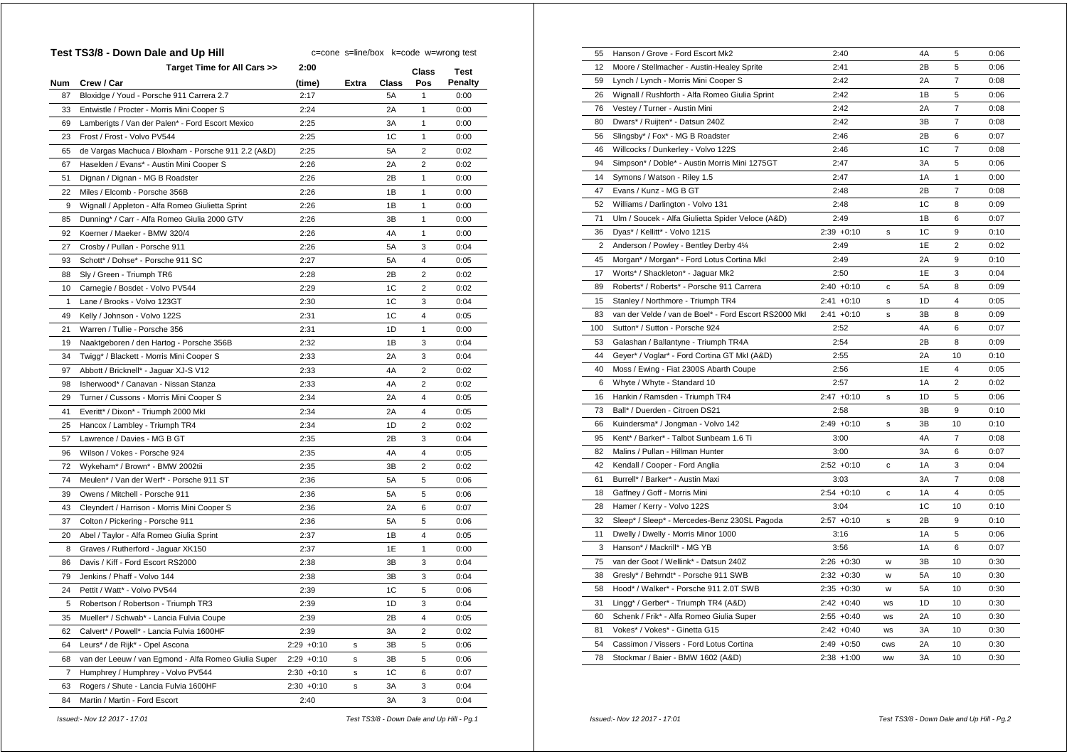## Test TS3/8 - Down Dale and Up Hill

c=cone s=line/box k=code w=wrong test

| Num | Crew / Car | Target Time for All Cars >> 2:00 (time) | Extra | Class | Class Pos | Test Penalty |
|---|---|---|---|---|---|---|
| 87 | Bloxidge / Youd - Porsche 911 Carrera 2.7 | 2:17 | | 5A | 1 | 0:00 |
| 33 | Entwistle / Procter - Morris Mini Cooper S | 2:24 | | 2A | 1 | 0:00 |
| 69 | Lamberigts / Van der Palen* - Ford Escort Mexico | 2:25 | | 3A | 1 | 0:00 |
| 23 | Frost / Frost - Volvo PV544 | 2:25 | | 1C | 1 | 0:00 |
| 65 | de Vargas Machuca / Bloxham - Porsche 911 2.2 (A&D) | 2:25 | | 5A | 2 | 0:02 |
| 67 | Haselden / Evans* - Austin Mini Cooper S | 2:26 | | 2A | 2 | 0:02 |
| 51 | Dignan / Dignan - MG B Roadster | 2:26 | | 2B | 1 | 0:00 |
| 22 | Miles / Elcomb - Porsche 356B | 2:26 | | 1B | 1 | 0:00 |
| 9 | Wignall / Appleton - Alfa Romeo Giulietta Sprint | 2:26 | | 1B | 1 | 0:00 |
| 85 | Dunning* / Carr - Alfa Romeo Giulia 2000 GTV | 2:26 | | 3B | 1 | 0:00 |
| 92 | Koerner / Maeker - BMW 320/4 | 2:26 | | 4A | 1 | 0:00 |
| 27 | Crosby / Pullan - Porsche 911 | 2:26 | | 5A | 3 | 0:04 |
| 93 | Schott* / Dohse* - Porsche 911 SC | 2:27 | | 5A | 4 | 0:05 |
| 88 | Sly / Green - Triumph TR6 | 2:28 | | 2B | 2 | 0:02 |
| 10 | Carnegie / Bosdet - Volvo PV544 | 2:29 | | 1C | 2 | 0:02 |
| 1 | Lane / Brooks - Volvo 123GT | 2:30 | | 1C | 3 | 0:04 |
| 49 | Kelly / Johnson - Volvo 122S | 2:31 | | 1C | 4 | 0:05 |
| 21 | Warren / Tullie - Porsche 356 | 2:31 | | 1D | 1 | 0:00 |
| 19 | Naaktgeboren / den Hartog - Porsche 356B | 2:32 | | 1B | 3 | 0:04 |
| 34 | Twigg* / Blackett - Morris Mini Cooper S | 2:33 | | 2A | 3 | 0:04 |
| 97 | Abbott / Bricknell* - Jaguar XJ-S V12 | 2:33 | | 4A | 2 | 0:02 |
| 98 | Isherwood* / Canavan - Nissan Stanza | 2:33 | | 4A | 2 | 0:02 |
| 29 | Turner / Cussons - Morris Mini Cooper S | 2:34 | | 2A | 4 | 0:05 |
| 41 | Everitt* / Dixon* - Triumph 2000 MkI | 2:34 | | 2A | 4 | 0:05 |
| 25 | Hancox / Lambley - Triumph TR4 | 2:34 | | 1D | 2 | 0:02 |
| 57 | Lawrence / Davies - MG B GT | 2:35 | | 2B | 3 | 0:04 |
| 96 | Wilson / Vokes - Porsche 924 | 2:35 | | 4A | 4 | 0:05 |
| 72 | Wykeham* / Brown* - BMW 2002tii | 2:35 | | 3B | 2 | 0:02 |
| 74 | Meulen* / Van der Werf* - Porsche 911 ST | 2:36 | | 5A | 5 | 0:06 |
| 39 | Owens / Mitchell - Porsche 911 | 2:36 | | 5A | 5 | 0:06 |
| 43 | Cleyndert / Harrison - Morris Mini Cooper S | 2:36 | | 2A | 6 | 0:07 |
| 37 | Colton / Pickering - Porsche 911 | 2:36 | | 5A | 5 | 0:06 |
| 20 | Abel / Taylor - Alfa Romeo Giulia Sprint | 2:37 | | 1B | 4 | 0:05 |
| 8 | Graves / Rutherford - Jaguar XK150 | 2:37 | | 1E | 1 | 0:00 |
| 86 | Davis / Kiff - Ford Escort RS2000 | 2:38 | | 3B | 3 | 0:04 |
| 79 | Jenkins / Phaff - Volvo 144 | 2:38 | | 3B | 3 | 0:04 |
| 24 | Pettit / Watt* - Volvo PV544 | 2:39 | | 1C | 5 | 0:06 |
| 5 | Robertson / Robertson - Triumph TR3 | 2:39 | | 1D | 3 | 0:04 |
| 35 | Mueller* / Schwab* - Lancia Fulvia Coupe | 2:39 | | 2B | 4 | 0:05 |
| 62 | Calvert* / Powell* - Lancia Fulvia 1600HF | 2:39 | | 3A | 2 | 0:02 |
| 64 | Leurs* / de Rijk* - Opel Ascona | 2:29 +0:10 | s | 3B | 5 | 0:06 |
| 68 | van der Leeuw / van Egmond - Alfa Romeo Giulia Super | 2:29 +0:10 | s | 3B | 5 | 0:06 |
| 7 | Humphrey / Humphrey - Volvo PV544 | 2:30 +0:10 | s | 1C | 6 | 0:07 |
| 63 | Rogers / Shute - Lancia Fulvia 1600HF | 2:30 +0:10 | s | 3A | 3 | 0:04 |
| 84 | Martin / Martin - Ford Escort | 2:40 | | 3A | 3 | 0:04 |
| 55 | Hanson / Grove - Ford Escort Mk2 | 2:40 | | 4A | 5 | 0:06 |
| 12 | Moore / Stellmacher - Austin-Healey Sprite | 2:41 | | 2B | 5 | 0:06 |
| 59 | Lynch / Lynch - Morris Mini Cooper S | 2:42 | | 2A | 7 | 0:08 |
| 26 | Wignall / Rushforth - Alfa Romeo Giulia Sprint | 2:42 | | 1B | 5 | 0:06 |
| 76 | Vestey / Turner - Austin Mini | 2:42 | | 2A | 7 | 0:08 |
| 80 | Dwars* / Ruijten* - Datsun 240Z | 2:42 | | 3B | 7 | 0:08 |
| 56 | Slingsby* / Fox* - MG B Roadster | 2:46 | | 2B | 6 | 0:07 |
| 46 | Willcocks / Dunkerley - Volvo 122S | 2:46 | | 1C | 7 | 0:08 |
| 94 | Simpson* / Doble* - Austin Morris Mini 1275GT | 2:47 | | 3A | 5 | 0:06 |
| 14 | Symons / Watson - Riley 1.5 | 2:47 | | 1A | 1 | 0:00 |
| 47 | Evans / Kunz - MG B GT | 2:48 | | 2B | 7 | 0:08 |
| 52 | Williams / Darlington - Volvo 131 | 2:48 | | 1C | 8 | 0:09 |
| 71 | Ulm / Soucek - Alfa Giulietta Spider Veloce (A&D) | 2:49 | | 1B | 6 | 0:07 |
| 36 | Dyas* / Kellitt* - Volvo 121S | 2:39 +0:10 | s | 1C | 9 | 0:10 |
| 2 | Anderson / Powley - Bentley Derby 4¼ | 2:49 | | 1E | 2 | 0:02 |
| 45 | Morgan* / Morgan* - Ford Lotus Cortina MkI | 2:49 | | 2A | 9 | 0:10 |
| 17 | Worts* / Shackleton* - Jaguar Mk2 | 2:50 | | 1E | 3 | 0:04 |
| 89 | Roberts* / Roberts* - Porsche 911 Carrera | 2:40 +0:10 | c | 5A | 8 | 0:09 |
| 15 | Stanley / Northmore - Triumph TR4 | 2:41 +0:10 | s | 1D | 4 | 0:05 |
| 83 | van der Velde / van de Boel* - Ford Escort RS2000 MkI | 2:41 +0:10 | s | 3B | 8 | 0:09 |
| 100 | Sutton* / Sutton - Porsche 924 | 2:52 | | 4A | 6 | 0:07 |
| 53 | Galashan / Ballantyne - Triumph TR4A | 2:54 | | 2B | 8 | 0:09 |
| 44 | Geyer* / Voglar* - Ford Cortina GT MkI (A&D) | 2:55 | | 2A | 10 | 0:10 |
| 40 | Moss / Ewing - Fiat 2300S Abarth Coupe | 2:56 | | 1E | 4 | 0:05 |
| 6 | Whyte / Whyte - Standard 10 | 2:57 | | 1A | 2 | 0:02 |
| 16 | Hankin / Ramsden - Triumph TR4 | 2:47 +0:10 | s | 1D | 5 | 0:06 |
| 73 | Ball* / Duerden - Citroen DS21 | 2:58 | | 3B | 9 | 0:10 |
| 66 | Kuindersma* / Jongman - Volvo 142 | 2:49 +0:10 | s | 3B | 10 | 0:10 |
| 95 | Kent* / Barker* - Talbot Sunbeam 1.6 Ti | 3:00 | | 4A | 7 | 0:08 |
| 82 | Malins / Pullan - Hillman Hunter | 3:00 | | 3A | 6 | 0:07 |
| 42 | Kendall / Cooper - Ford Anglia | 2:52 +0:10 | c | 1A | 3 | 0:04 |
| 61 | Burrell* / Barker* - Austin Maxi | 3:03 | | 3A | 7 | 0:08 |
| 18 | Gaffney / Goff - Morris Mini | 2:54 +0:10 | c | 1A | 4 | 0:05 |
| 28 | Hamer / Kerry - Volvo 122S | 3:04 | | 1C | 10 | 0:10 |
| 32 | Sleep* / Sleep* - Mercedes-Benz 230SL Pagoda | 2:57 +0:10 | s | 2B | 9 | 0:10 |
| 11 | Dwelly / Dwelly - Morris Minor 1000 | 3:16 | | 1A | 5 | 0:06 |
| 3 | Hanson* / Mackrill* - MG YB | 3:56 | | 1A | 6 | 0:07 |
| 75 | van der Goot / Wellink* - Datsun 240Z | 2:26 +0:30 | w | 3B | 10 | 0:30 |
| 38 | Gresly* / Behrndt* - Porsche 911 SWB | 2:32 +0:30 | w | 5A | 10 | 0:30 |
| 58 | Hood* / Walker* - Porsche 911 2.0T SWB | 2:35 +0:30 | w | 5A | 10 | 0:30 |
| 31 | Lingg* / Gerber* - Triumph TR4 (A&D) | 2:42 +0:40 | ws | 1D | 10 | 0:30 |
| 60 | Schenk / Frik* - Alfa Romeo Giulia Super | 2:55 +0:40 | ws | 2A | 10 | 0:30 |
| 81 | Vokes* / Vokes* - Ginetta G15 | 2:42 +0:40 | ws | 3A | 10 | 0:30 |
| 54 | Cassimon / Vissers - Ford Lotus Cortina | 2:49 +0:50 | cws | 2A | 10 | 0:30 |
| 78 | Stockmar / Baier - BMW 1602 (A&D) | 2:38 +1:00 | ww | 3A | 10 | 0:30 |

*Issued:- Nov 12 2017 - 17:01*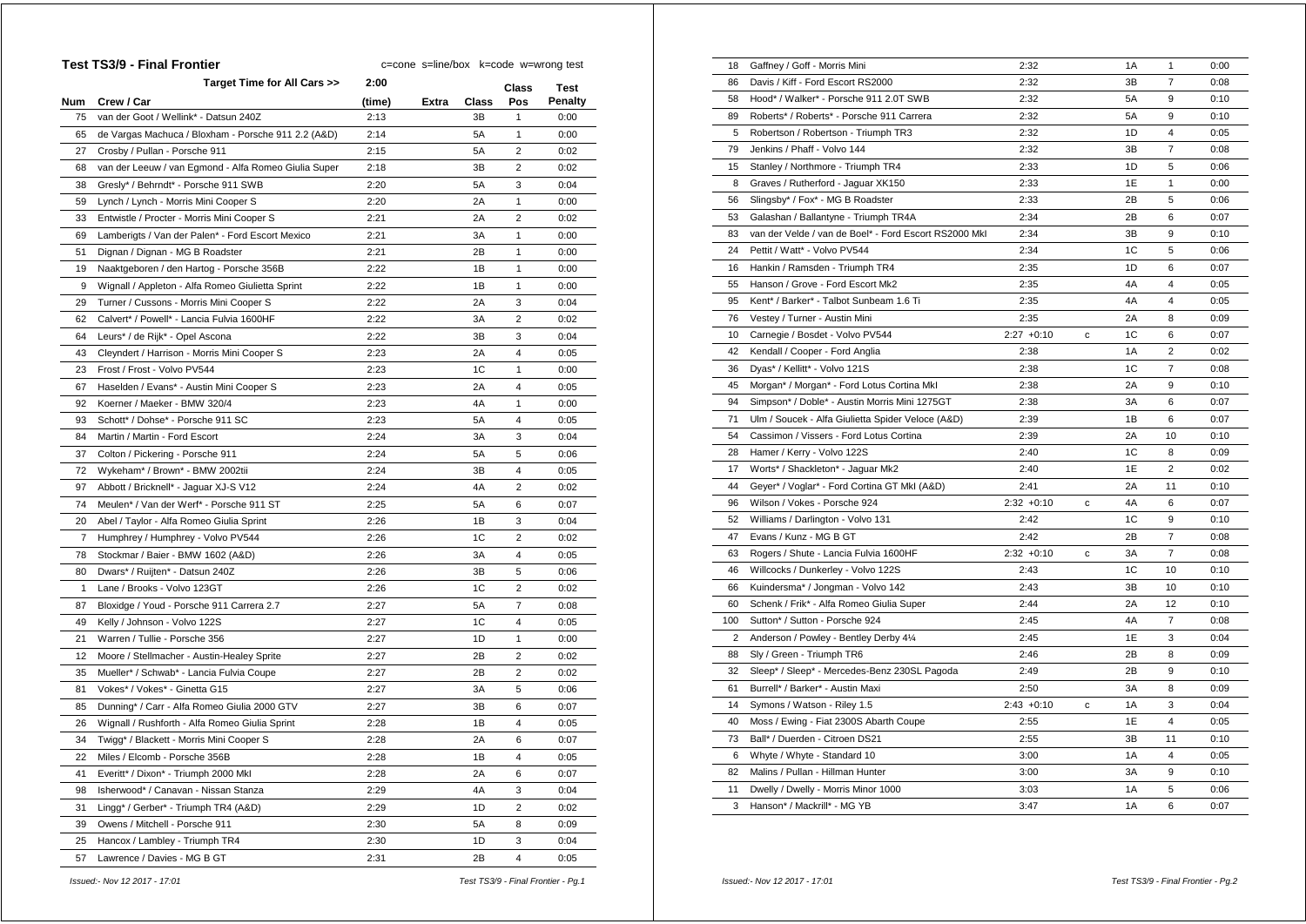## Test TS3/9 - Final Frontier

c=cone s=line/box k=code w=wrong test

| Num | Crew / Car | Target Time for All Cars >> 2:00 (time) | Extra | Class | Class Pos | Test Penalty |
|---|---|---|---|---|---|---|
| 75 | van der Goot / Wellink* - Datsun 240Z | 2:13 | | 3B | 1 | 0:00 |
| 65 | de Vargas Machuca / Bloxham - Porsche 911 2.2 (A&D) | 2:14 | | 5A | 1 | 0:00 |
| 27 | Crosby / Pullan - Porsche 911 | 2:15 | | 5A | 2 | 0:02 |
| 68 | van der Leeuw / van Egmond - Alfa Romeo Giulia Super | 2:18 | | 3B | 2 | 0:02 |
| 38 | Gresly* / Behrndt* - Porsche 911 SWB | 2:20 | | 5A | 3 | 0:04 |
| 59 | Lynch / Lynch - Morris Mini Cooper S | 2:20 | | 2A | 1 | 0:00 |
| 33 | Entwistle / Procter - Morris Mini Cooper S | 2:21 | | 2A | 2 | 0:02 |
| 69 | Lamberigts / Van der Palen* - Ford Escort Mexico | 2:21 | | 3A | 1 | 0:00 |
| 51 | Dignan / Dignan - MG B Roadster | 2:21 | | 2B | 1 | 0:00 |
| 19 | Naaktgeboren / den Hartog - Porsche 356B | 2:22 | | 1B | 1 | 0:00 |
| 9 | Wignall / Appleton - Alfa Romeo Giulietta Sprint | 2:22 | | 1B | 1 | 0:00 |
| 29 | Turner / Cussons - Morris Mini Cooper S | 2:22 | | 2A | 3 | 0:04 |
| 62 | Calvert* / Powell* - Lancia Fulvia 1600HF | 2:22 | | 3A | 2 | 0:02 |
| 64 | Leurs* / de Rijk* - Opel Ascona | 2:22 | | 3B | 3 | 0:04 |
| 43 | Cleyndert / Harrison - Morris Mini Cooper S | 2:23 | | 2A | 4 | 0:05 |
| 23 | Frost / Frost - Volvo PV544 | 2:23 | | 1C | 1 | 0:00 |
| 67 | Haselden / Evans* - Austin Mini Cooper S | 2:23 | | 2A | 4 | 0:05 |
| 92 | Koerner / Maeker - BMW 320/4 | 2:23 | | 4A | 1 | 0:00 |
| 93 | Schott* / Dohse* - Porsche 911 SC | 2:23 | | 5A | 4 | 0:05 |
| 84 | Martin / Martin - Ford Escort | 2:24 | | 3A | 3 | 0:04 |
| 37 | Colton / Pickering - Porsche 911 | 2:24 | | 5A | 5 | 0:06 |
| 72 | Wykeham* / Brown* - BMW 2002tii | 2:24 | | 3B | 4 | 0:05 |
| 97 | Abbott / Bricknell* - Jaguar XJ-S V12 | 2:24 | | 4A | 2 | 0:02 |
| 74 | Meulen* / Van der Werf* - Porsche 911 ST | 2:25 | | 5A | 6 | 0:07 |
| 20 | Abel / Taylor - Alfa Romeo Giulia Sprint | 2:26 | | 1B | 3 | 0:04 |
| 7 | Humphrey / Humphrey - Volvo PV544 | 2:26 | | 1C | 2 | 0:02 |
| 78 | Stockmar / Baier - BMW 1602 (A&D) | 2:26 | | 3A | 4 | 0:05 |
| 80 | Dwars* / Ruijten* - Datsun 240Z | 2:26 | | 3B | 5 | 0:06 |
| 1 | Lane / Brooks - Volvo 123GT | 2:26 | | 1C | 2 | 0:02 |
| 87 | Bloxidge / Youd - Porsche 911 Carrera 2.7 | 2:27 | | 5A | 7 | 0:08 |
| 49 | Kelly / Johnson - Volvo 122S | 2:27 | | 1C | 4 | 0:05 |
| 21 | Warren / Tullie - Porsche 356 | 2:27 | | 1D | 1 | 0:00 |
| 12 | Moore / Stellmacher - Austin-Healey Sprite | 2:27 | | 2B | 2 | 0:02 |
| 35 | Mueller* / Schwab* - Lancia Fulvia Coupe | 2:27 | | 2B | 2 | 0:02 |
| 81 | Vokes* / Vokes* - Ginetta G15 | 2:27 | | 3A | 5 | 0:06 |
| 85 | Dunning* / Carr - Alfa Romeo Giulia 2000 GTV | 2:27 | | 3B | 6 | 0:07 |
| 26 | Wignall / Rushforth - Alfa Romeo Giulia Sprint | 2:28 | | 1B | 4 | 0:05 |
| 34 | Twigg* / Blackett - Morris Mini Cooper S | 2:28 | | 2A | 6 | 0:07 |
| 22 | Miles / Elcomb - Porsche 356B | 2:28 | | 1B | 4 | 0:05 |
| 41 | Everitt* / Dixon* - Triumph 2000 MkI | 2:28 | | 2A | 6 | 0:07 |
| 98 | Isherwood* / Canavan - Nissan Stanza | 2:29 | | 4A | 3 | 0:04 |
| 31 | Lingg* / Gerber* - Triumph TR4 (A&D) | 2:29 | | 1D | 2 | 0:02 |
| 39 | Owens / Mitchell - Porsche 911 | 2:30 | | 5A | 8 | 0:09 |
| 25 | Hancox / Lambley - Triumph TR4 | 2:30 | | 1D | 3 | 0:04 |
| 57 | Lawrence / Davies - MG B GT | 2:31 | | 2B | 4 | 0:05 |
| 18 | Gaffney / Goff - Morris Mini | 2:32 | | 1A | 1 | 0:00 |
| 86 | Davis / Kiff - Ford Escort RS2000 | 2:32 | | 3B | 7 | 0:08 |
| 58 | Hood* / Walker* - Porsche 911 2.0T SWB | 2:32 | | 5A | 9 | 0:10 |
| 89 | Roberts* / Roberts* - Porsche 911 Carrera | 2:32 | | 5A | 9 | 0:10 |
| 5 | Robertson / Robertson - Triumph TR3 | 2:32 | | 1D | 4 | 0:05 |
| 79 | Jenkins / Phaff - Volvo 144 | 2:32 | | 3B | 7 | 0:08 |
| 15 | Stanley / Northmore - Triumph TR4 | 2:33 | | 1D | 5 | 0:06 |
| 8 | Graves / Rutherford - Jaguar XK150 | 2:33 | | 1E | 1 | 0:00 |
| 56 | Slingsby* / Fox* - MG B Roadster | 2:33 | | 2B | 5 | 0:06 |
| 53 | Galashan / Ballantyne - Triumph TR4A | 2:34 | | 2B | 6 | 0:07 |
| 83 | van der Velde / van de Boel* - Ford Escort RS2000 MkI | 2:34 | | 3B | 9 | 0:10 |
| 24 | Pettit / Watt* - Volvo PV544 | 2:34 | | 1C | 5 | 0:06 |
| 16 | Hankin / Ramsden - Triumph TR4 | 2:35 | | 1D | 6 | 0:07 |
| 55 | Hanson / Grove - Ford Escort Mk2 | 2:35 | | 4A | 4 | 0:05 |
| 95 | Kent* / Barker* - Talbot Sunbeam 1.6 Ti | 2:35 | | 4A | 4 | 0:05 |
| 76 | Vestey / Turner - Austin Mini | 2:35 | | 2A | 8 | 0:09 |
| 10 | Carnegie / Bosdet - Volvo PV544 | 2:27 +0:10 | c | 1C | 6 | 0:07 |
| 42 | Kendall / Cooper - Ford Anglia | 2:38 | | 1A | 2 | 0:02 |
| 36 | Dyas* / Kellitt* - Volvo 121S | 2:38 | | 1C | 7 | 0:08 |
| 45 | Morgan* / Morgan* - Ford Lotus Cortina MkI | 2:38 | | 2A | 9 | 0:10 |
| 94 | Simpson* / Doble* - Austin Morris Mini 1275GT | 2:38 | | 3A | 6 | 0:07 |
| 71 | Ulm / Soucek - Alfa Giulietta Spider Veloce (A&D) | 2:39 | | 1B | 6 | 0:07 |
| 54 | Cassimon / Vissers - Ford Lotus Cortina | 2:39 | | 2A | 10 | 0:10 |
| 28 | Hamer / Kerry - Volvo 122S | 2:40 | | 1C | 8 | 0:09 |
| 17 | Worts* / Shackleton* - Jaguar Mk2 | 2:40 | | 1E | 2 | 0:02 |
| 44 | Geyer* / Voglar* - Ford Cortina GT MkI (A&D) | 2:41 | | 2A | 11 | 0:10 |
| 96 | Wilson / Vokes - Porsche 924 | 2:32 +0:10 | c | 4A | 6 | 0:07 |
| 52 | Williams / Darlington - Volvo 131 | 2:42 | | 1C | 9 | 0:10 |
| 47 | Evans / Kunz - MG B GT | 2:42 | | 2B | 7 | 0:08 |
| 63 | Rogers / Shute - Lancia Fulvia 1600HF | 2:32 +0:10 | c | 3A | 7 | 0:08 |
| 46 | Willcocks / Dunkerley - Volvo 122S | 2:43 | | 1C | 10 | 0:10 |
| 66 | Kuindersma* / Jongman - Volvo 142 | 2:43 | | 3B | 10 | 0:10 |
| 60 | Schenk / Frik* - Alfa Romeo Giulia Super | 2:44 | | 2A | 12 | 0:10 |
| 100 | Sutton* / Sutton - Porsche 924 | 2:45 | | 4A | 7 | 0:08 |
| 2 | Anderson / Powley - Bentley Derby 4¼ | 2:45 | | 1E | 3 | 0:04 |
| 88 | Sly / Green - Triumph TR6 | 2:46 | | 2B | 8 | 0:09 |
| 32 | Sleep* / Sleep* - Mercedes-Benz 230SL Pagoda | 2:49 | | 2B | 9 | 0:10 |
| 61 | Burrell* / Barker* - Austin Maxi | 2:50 | | 3A | 8 | 0:09 |
| 14 | Symons / Watson - Riley 1.5 | 2:43 +0:10 | c | 1A | 3 | 0:04 |
| 40 | Moss / Ewing - Fiat 2300S Abarth Coupe | 2:55 | | 1E | 4 | 0:05 |
| 73 | Ball* / Duerden - Citroen DS21 | 2:55 | | 3B | 11 | 0:10 |
| 6 | Whyte / Whyte - Standard 10 | 3:00 | | 1A | 4 | 0:05 |
| 82 | Malins / Pullan - Hillman Hunter | 3:00 | | 3A | 9 | 0:10 |
| 11 | Dwelly / Dwelly - Morris Minor 1000 | 3:03 | | 1A | 5 | 0:06 |
| 3 | Hanson* / Mackrill* - MG YB | 3:47 | | 1A | 6 | 0:07 |

Issued:- Nov 12 2017 - 17:01